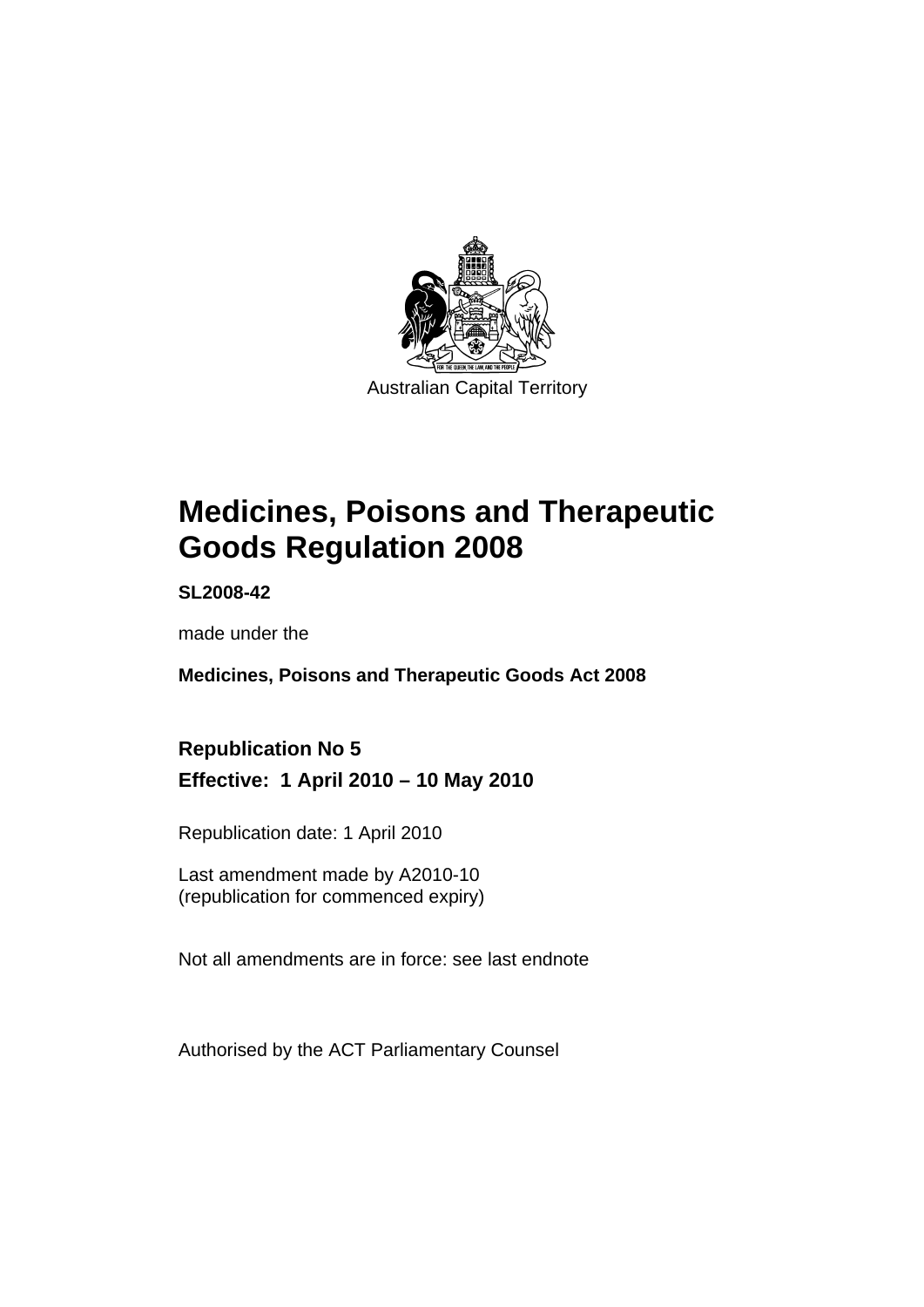Australian Capital Territory

# Medicines, Poisons and Therapeutic Goods Regulation 2008

**SL2008-42**

made under the

**Medicines, Poisons and Therapeutic Goods Act 2008**

## Republication No 5

## Effective: 1 April 2010 – 10 May 2010

Republication date: 1 April 2010

Last amendment made by A2010-10
(republication for commenced expiry)

Not all amendments are in force: see last endnote

Authorised by the ACT Parliamentary Counsel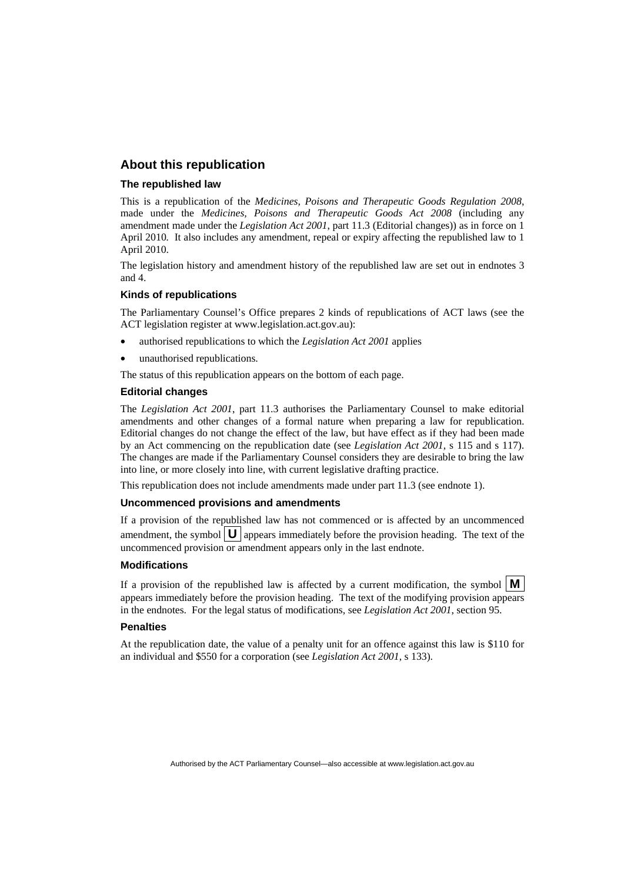## About this republication

### The republished law

This is a republication of the *Medicines, Poisons and Therapeutic Goods Regulation 2008*, made under the *Medicines, Poisons and Therapeutic Goods Act 2008* (including any amendment made under the *Legislation Act 2001*, part 11.3 (Editorial changes)) as in force on 1 April 2010*.* It also includes any amendment, repeal or expiry affecting the republished law to 1 April 2010.

The legislation history and amendment history of the republished law are set out in endnotes 3 and 4.

### Kinds of republications

The Parliamentary Counsel's Office prepares 2 kinds of republications of ACT laws (see the ACT legislation register at www.legislation.act.gov.au):

- authorised republications to which the *Legislation Act 2001* applies
- unauthorised republications.

The status of this republication appears on the bottom of each page.

### Editorial changes

The *Legislation Act 2001*, part 11.3 authorises the Parliamentary Counsel to make editorial amendments and other changes of a formal nature when preparing a law for republication. Editorial changes do not change the effect of the law, but have effect as if they had been made by an Act commencing on the republication date (see *Legislation Act 2001*, s 115 and s 117). The changes are made if the Parliamentary Counsel considers they are desirable to bring the law into line, or more closely into line, with current legislative drafting practice.

This republication does not include amendments made under part 11.3 (see endnote 1).

### Uncommenced provisions and amendments

If a provision of the republished law has not commenced or is affected by an uncommenced amendment, the symbol **U** appears immediately before the provision heading. The text of the uncommenced provision or amendment appears only in the last endnote.

### Modifications

If a provision of the republished law is affected by a current modification, the symbol **M** appears immediately before the provision heading. The text of the modifying provision appears in the endnotes. For the legal status of modifications, see *Legislation Act 2001*, section 95.

### Penalties

At the republication date, the value of a penalty unit for an offence against this law is $110 for an individual and $550 for a corporation (see *Legislation Act 2001*, s 133).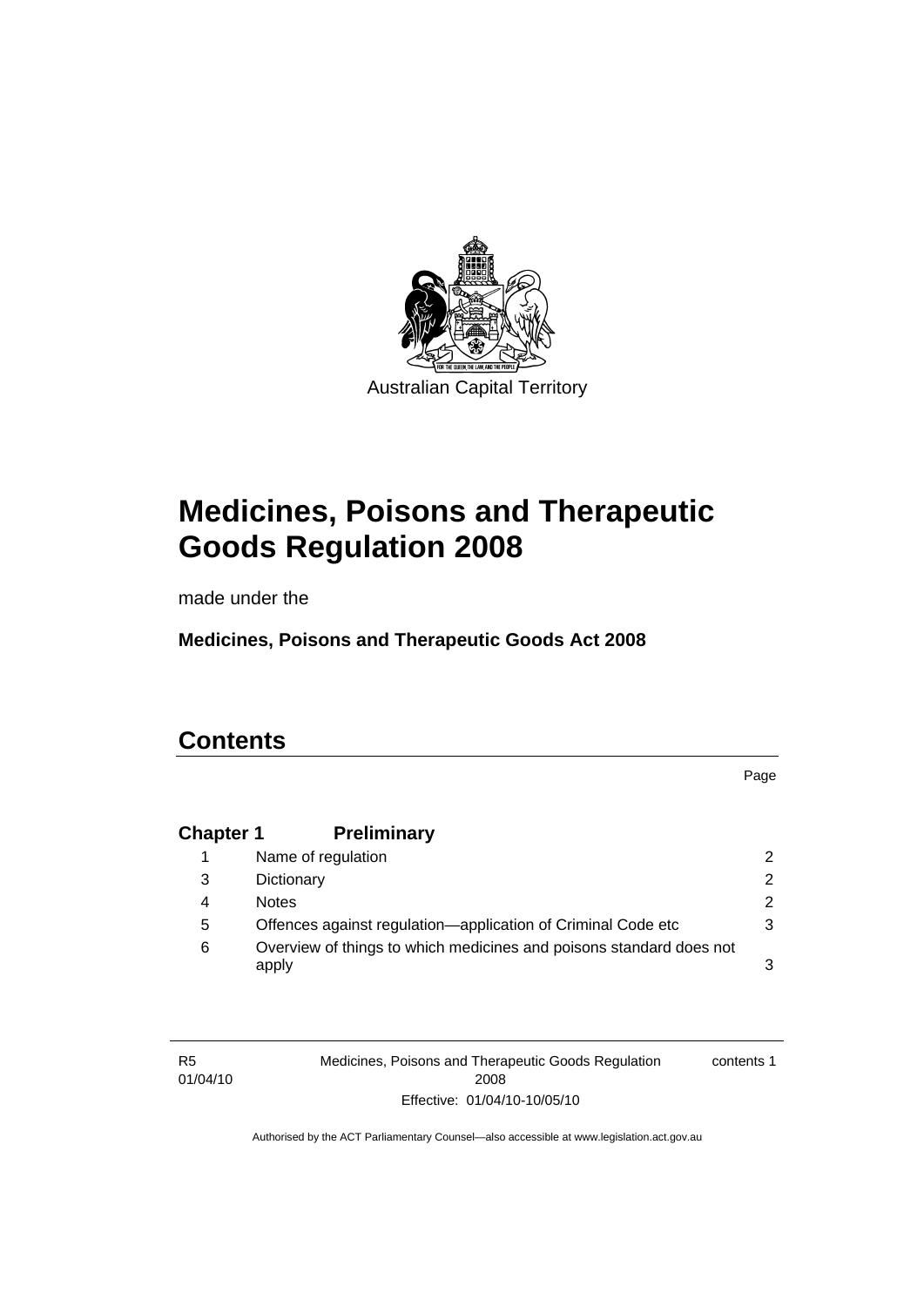Australian Capital Territory

# Medicines, Poisons and Therapeutic Goods Regulation 2008

made under the

**Medicines, Poisons and Therapeutic Goods Act 2008**

## Contents

Page

| | | |
|---|---|---|
| **Chapter 1** | **Preliminary** | |
| 1 | Name of regulation | 2 |
| 3 | Dictionary | 2 |
| 4 | Notes | 2 |
| 5 | Offences against regulation—application of Criminal Code etc | 3 |
| 6 | Overview of things to which medicines and poisons standard does not apply | 3 |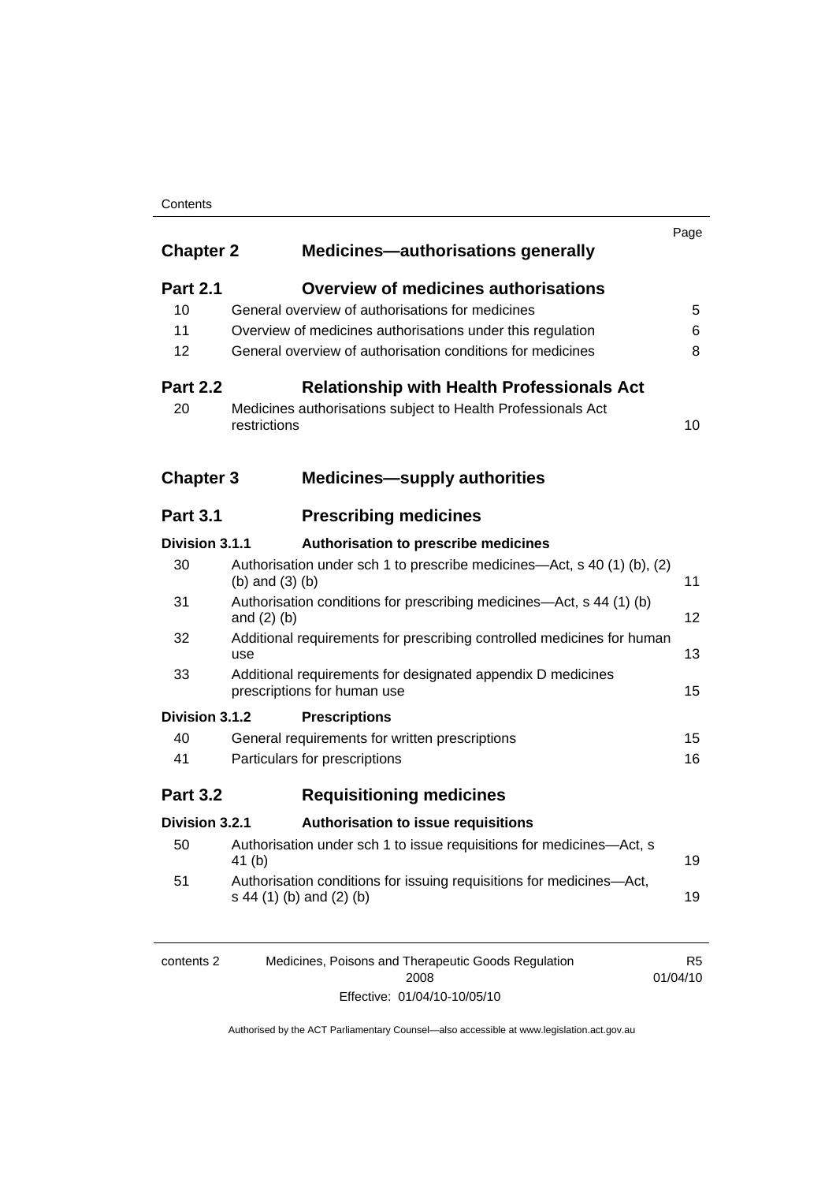| | | Page |
|---|---|---|
| **Chapter 2** | **Medicines—authorisations generally** | |
| **Part 2.1** | **Overview of medicines authorisations** | |
| 10 | General overview of authorisations for medicines | 5 |
| 11 | Overview of medicines authorisations under this regulation | 6 |
| 12 | General overview of authorisation conditions for medicines | 8 |
| **Part 2.2** | **Relationship with Health Professionals Act** | |
| 20 | Medicines authorisations subject to Health Professionals Act restrictions | 10 |
| **Chapter 3** | **Medicines—supply authorities** | |
| **Part 3.1** | **Prescribing medicines** | |
| **Division 3.1.1** | **Authorisation to prescribe medicines** | |
| 30 | Authorisation under sch 1 to prescribe medicines—Act, s 40 (1) (b), (2) (b) and (3) (b) | 11 |
| 31 | Authorisation conditions for prescribing medicines—Act, s 44 (1) (b) and (2) (b) | 12 |
| 32 | Additional requirements for prescribing controlled medicines for human use | 13 |
| 33 | Additional requirements for designated appendix D medicines prescriptions for human use | 15 |
| **Division 3.1.2** | **Prescriptions** | |
| 40 | General requirements for written prescriptions | 15 |
| 41 | Particulars for prescriptions | 16 |
| **Part 3.2** | **Requisitioning medicines** | |
| **Division 3.2.1** | **Authorisation to issue requisitions** | |
| 50 | Authorisation under sch 1 to issue requisitions for medicines—Act, s 41 (b) | 19 |
| 51 | Authorisation conditions for issuing requisitions for medicines—Act, s 44 (1) (b) and (2) (b) | 19 |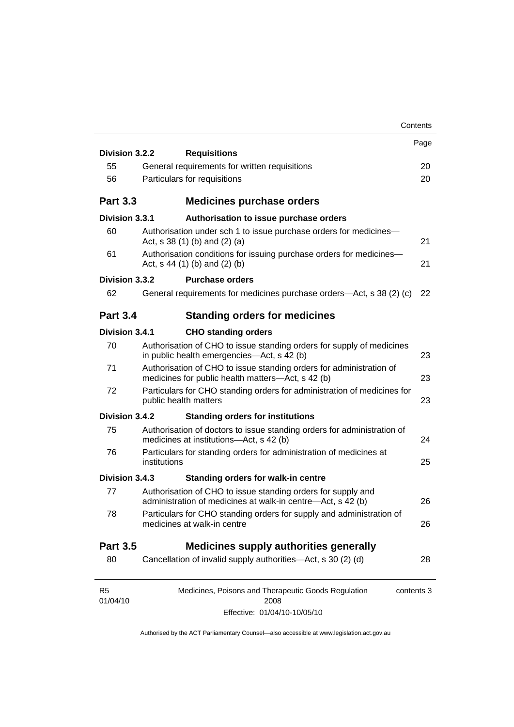| | | Page |
|---|---|---|
| **Division 3.2.2** | **Requisitions** | |
| 55 | General requirements for written requisitions | 20 |
| 56 | Particulars for requisitions | 20 |
| **Part 3.3** | **Medicines purchase orders** | |
| **Division 3.3.1** | **Authorisation to issue purchase orders** | |
| 60 | Authorisation under sch 1 to issue purchase orders for medicines—Act, s 38 (1) (b) and (2) (a) | 21 |
| 61 | Authorisation conditions for issuing purchase orders for medicines—Act, s 44 (1) (b) and (2) (b) | 21 |
| **Division 3.3.2** | **Purchase orders** | |
| 62 | General requirements for medicines purchase orders—Act, s 38 (2) (c) | 22 |
| **Part 3.4** | **Standing orders for medicines** | |
| **Division 3.4.1** | **CHO standing orders** | |
| 70 | Authorisation of CHO to issue standing orders for supply of medicines in public health emergencies—Act, s 42 (b) | 23 |
| 71 | Authorisation of CHO to issue standing orders for administration of medicines for public health matters—Act, s 42 (b) | 23 |
| 72 | Particulars for CHO standing orders for administration of medicines for public health matters | 23 |
| **Division 3.4.2** | **Standing orders for institutions** | |
| 75 | Authorisation of doctors to issue standing orders for administration of medicines at institutions—Act, s 42 (b) | 24 |
| 76 | Particulars for standing orders for administration of medicines at institutions | 25 |
| **Division 3.4.3** | **Standing orders for walk-in centre** | |
| 77 | Authorisation of CHO to issue standing orders for supply and administration of medicines at walk-in centre—Act, s 42 (b) | 26 |
| 78 | Particulars for CHO standing orders for supply and administration of medicines at walk-in centre | 26 |
| **Part 3.5** | **Medicines supply authorities generally** | |
| 80 | Cancellation of invalid supply authorities—Act, s 30 (2) (d) | 28 |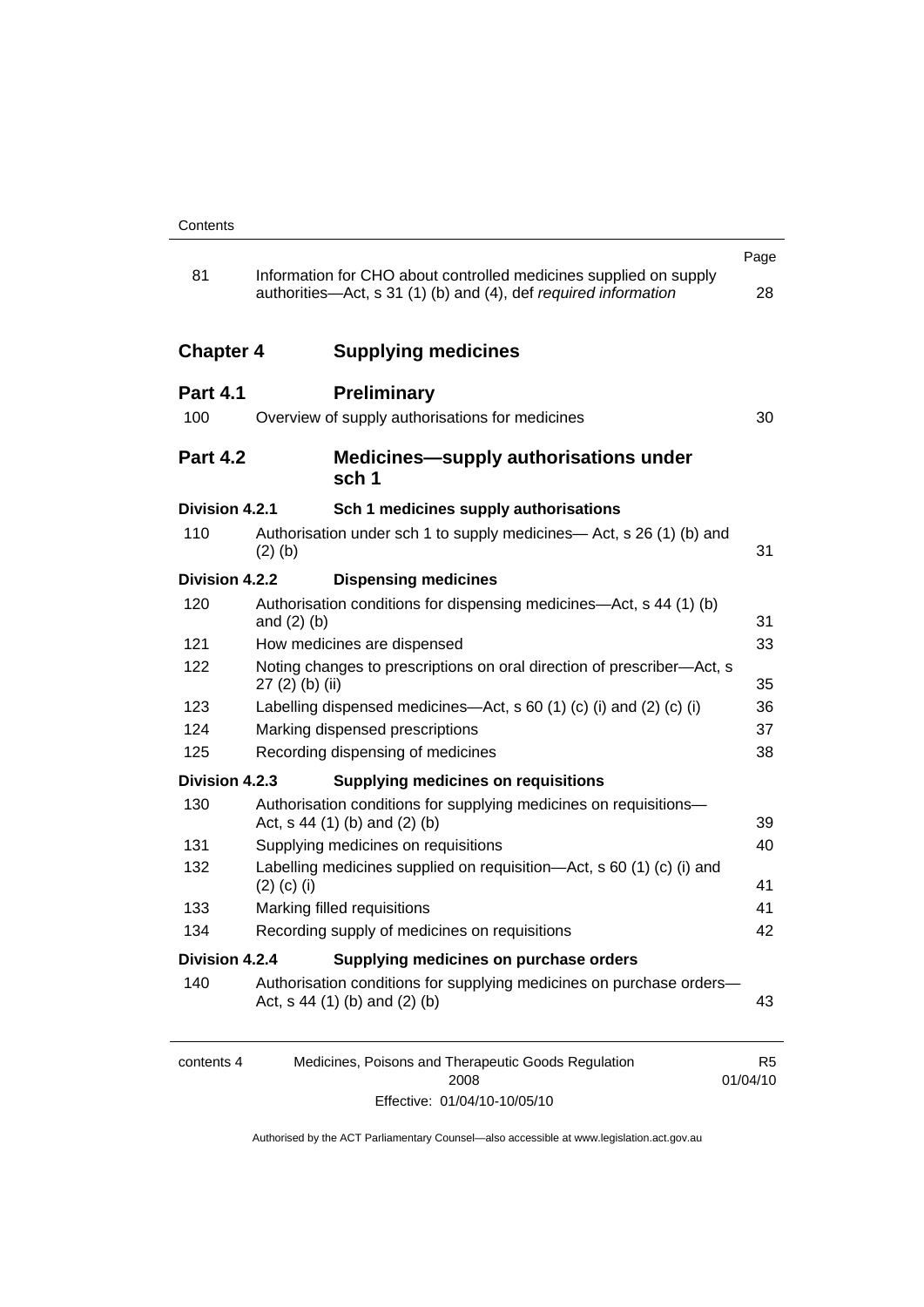| | | Page |
|---|---|---|
| 81 | Information for CHO about controlled medicines supplied on supply authorities—Act, s 31 (1) (b) and (4), def *required information* | 28 |
| **Chapter 4** | **Supplying medicines** | |
| **Part 4.1** | **Preliminary** | |
| 100 | Overview of supply authorisations for medicines | 30 |
| **Part 4.2** | **Medicines—supply authorisations under sch 1** | |
| **Division 4.2.1** | **Sch 1 medicines supply authorisations** | |
| 110 | Authorisation under sch 1 to supply medicines— Act, s 26 (1) (b) and (2) (b) | 31 |
| **Division 4.2.2** | **Dispensing medicines** | |
| 120 | Authorisation conditions for dispensing medicines—Act, s 44 (1) (b) and (2) (b) | 31 |
| 121 | How medicines are dispensed | 33 |
| 122 | Noting changes to prescriptions on oral direction of prescriber—Act, s 27 (2) (b) (ii) | 35 |
| 123 | Labelling dispensed medicines—Act, s 60 (1) (c) (i) and (2) (c) (i) | 36 |
| 124 | Marking dispensed prescriptions | 37 |
| 125 | Recording dispensing of medicines | 38 |
| **Division 4.2.3** | **Supplying medicines on requisitions** | |
| 130 | Authorisation conditions for supplying medicines on requisitions—Act, s 44 (1) (b) and (2) (b) | 39 |
| 131 | Supplying medicines on requisitions | 40 |
| 132 | Labelling medicines supplied on requisition—Act, s 60 (1) (c) (i) and (2) (c) (i) | 41 |
| 133 | Marking filled requisitions | 41 |
| 134 | Recording supply of medicines on requisitions | 42 |
| **Division 4.2.4** | **Supplying medicines on purchase orders** | |
| 140 | Authorisation conditions for supplying medicines on purchase orders—Act, s 44 (1) (b) and (2) (b) | 43 |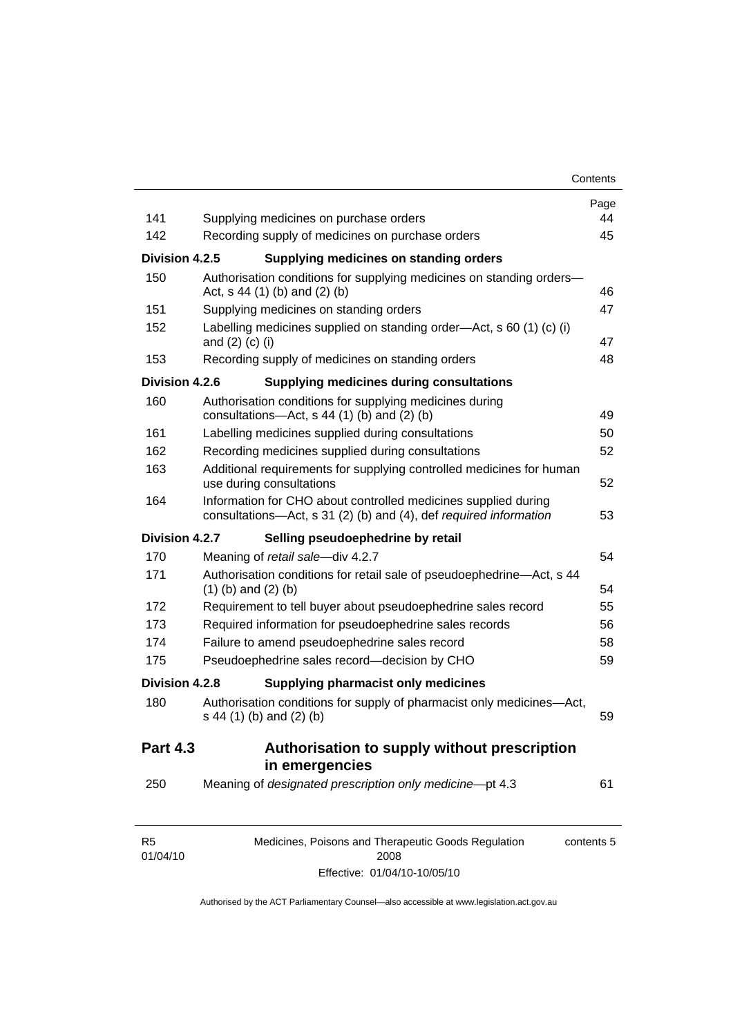| | | Page |
|---|---|---|
| 141 | Supplying medicines on purchase orders | 44 |
| 142 | Recording supply of medicines on purchase orders | 45 |
| **Division 4.2.5** | **Supplying medicines on standing orders** | |
| 150 | Authorisation conditions for supplying medicines on standing orders—Act, s 44 (1) (b) and (2) (b) | 46 |
| 151 | Supplying medicines on standing orders | 47 |
| 152 | Labelling medicines supplied on standing order—Act, s 60 (1) (c) (i) and (2) (c) (i) | 47 |
| 153 | Recording supply of medicines on standing orders | 48 |
| **Division 4.2.6** | **Supplying medicines during consultations** | |
| 160 | Authorisation conditions for supplying medicines during consultations—Act, s 44 (1) (b) and (2) (b) | 49 |
| 161 | Labelling medicines supplied during consultations | 50 |
| 162 | Recording medicines supplied during consultations | 52 |
| 163 | Additional requirements for supplying controlled medicines for human use during consultations | 52 |
| 164 | Information for CHO about controlled medicines supplied during consultations—Act, s 31 (2) (b) and (4), def *required information* | 53 |
| **Division 4.2.7** | **Selling pseudoephedrine by retail** | |
| 170 | Meaning of *retail sale*—div 4.2.7 | 54 |
| 171 | Authorisation conditions for retail sale of pseudoephedrine—Act, s 44 (1) (b) and (2) (b) | 54 |
| 172 | Requirement to tell buyer about pseudoephedrine sales record | 55 |
| 173 | Required information for pseudoephedrine sales records | 56 |
| 174 | Failure to amend pseudoephedrine sales record | 58 |
| 175 | Pseudoephedrine sales record—decision by CHO | 59 |
| **Division 4.2.8** | **Supplying pharmacist only medicines** | |
| 180 | Authorisation conditions for supply of pharmacist only medicines—Act, s 44 (1) (b) and (2) (b) | 59 |
| **Part 4.3** | **Authorisation to supply without prescription in emergencies** | |
| 250 | Meaning of *designated prescription only medicine*—pt 4.3 | 61 |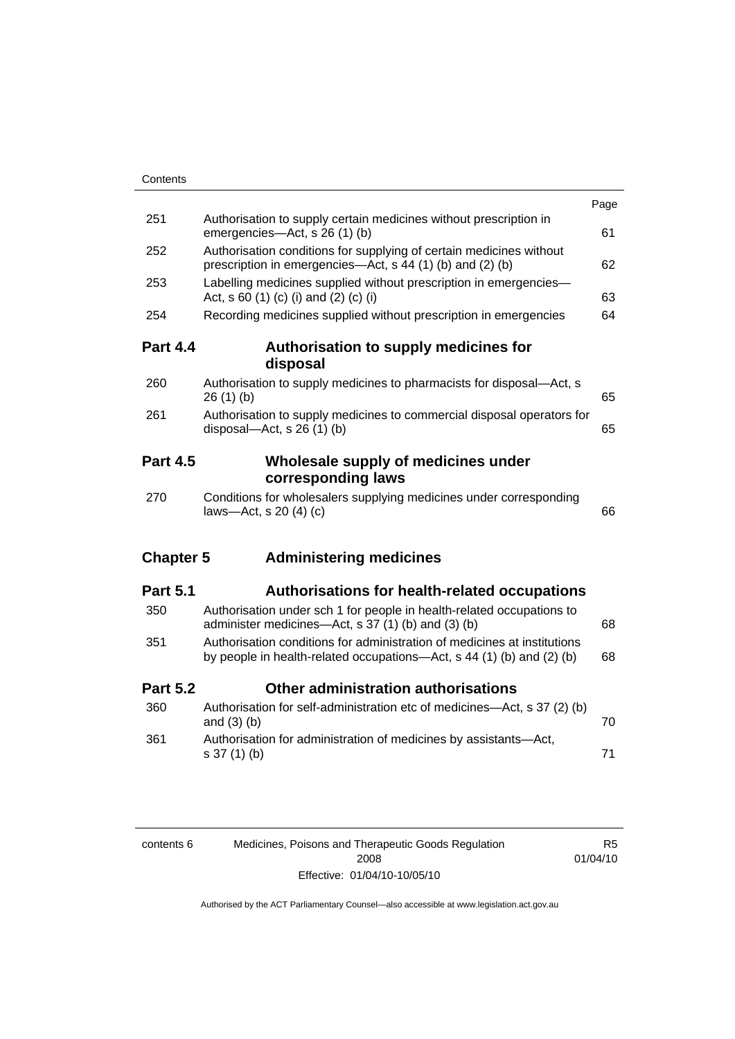| | | Page |
|---|---|---|
| 251 | Authorisation to supply certain medicines without prescription in emergencies—Act, s 26 (1) (b) | 61 |
| 252 | Authorisation conditions for supplying of certain medicines without prescription in emergencies—Act, s 44 (1) (b) and (2) (b) | 62 |
| 253 | Labelling medicines supplied without prescription in emergencies—Act, s 60 (1) (c) (i) and (2) (c) (i) | 63 |
| 254 | Recording medicines supplied without prescription in emergencies | 64 |

## Part 4.4 Authorisation to supply medicines for disposal

| | | |
|---|---|---|
| 260 | Authorisation to supply medicines to pharmacists for disposal—Act, s 26 (1) (b) | 65 |
| 261 | Authorisation to supply medicines to commercial disposal operators for disposal—Act, s 26 (1) (b) | 65 |

## Part 4.5 Wholesale supply of medicines under corresponding laws

| | | |
|---|---|---|
| 270 | Conditions for wholesalers supplying medicines under corresponding laws—Act, s 20 (4) (c) | 66 |

# Chapter 5 Administering medicines

## Part 5.1 Authorisations for health-related occupations

| | | |
|---|---|---|
| 350 | Authorisation under sch 1 for people in health-related occupations to administer medicines—Act, s 37 (1) (b) and (3) (b) | 68 |
| 351 | Authorisation conditions for administration of medicines at institutions by people in health-related occupations—Act, s 44 (1) (b) and (2) (b) | 68 |

## Part 5.2 Other administration authorisations

| | | |
|---|---|---|
| 360 | Authorisation for self-administration etc of medicines—Act, s 37 (2) (b) and (3) (b) | 70 |
| 361 | Authorisation for administration of medicines by assistants—Act, s 37 (1) (b) | 71 |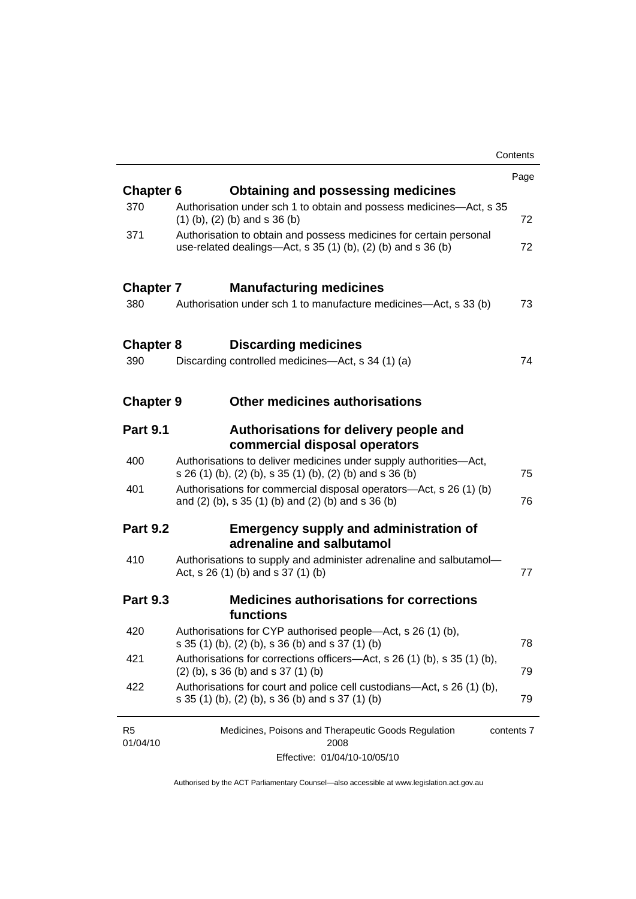| | | Page |
|---|---|---|
| **Chapter 6** | **Obtaining and possessing medicines** | |
| 370 | Authorisation under sch 1 to obtain and possess medicines—Act, s 35 (1) (b), (2) (b) and s 36 (b) | 72 |
| 371 | Authorisation to obtain and possess medicines for certain personal use-related dealings—Act, s 35 (1) (b), (2) (b) and s 36 (b) | 72 |
| **Chapter 7** | **Manufacturing medicines** | |
| 380 | Authorisation under sch 1 to manufacture medicines—Act, s 33 (b) | 73 |
| **Chapter 8** | **Discarding medicines** | |
| 390 | Discarding controlled medicines—Act, s 34 (1) (a) | 74 |
| **Chapter 9** | **Other medicines authorisations** | |
| **Part 9.1** | **Authorisations for delivery people and commercial disposal operators** | |
| 400 | Authorisations to deliver medicines under supply authorities—Act, s 26 (1) (b), (2) (b), s 35 (1) (b), (2) (b) and s 36 (b) | 75 |
| 401 | Authorisations for commercial disposal operators—Act, s 26 (1) (b) and (2) (b), s 35 (1) (b) and (2) (b) and s 36 (b) | 76 |
| **Part 9.2** | **Emergency supply and administration of adrenaline and salbutamol** | |
| 410 | Authorisations to supply and administer adrenaline and salbutamol—Act, s 26 (1) (b) and s 37 (1) (b) | 77 |
| **Part 9.3** | **Medicines authorisations for corrections functions** | |
| 420 | Authorisations for CYP authorised people—Act, s 26 (1) (b), s 35 (1) (b), (2) (b), s 36 (b) and s 37 (1) (b) | 78 |
| 421 | Authorisations for corrections officers—Act, s 26 (1) (b), s 35 (1) (b), (2) (b), s 36 (b) and s 37 (1) (b) | 79 |
| 422 | Authorisations for court and police cell custodians—Act, s 26 (1) (b), s 35 (1) (b), (2) (b), s 36 (b) and s 37 (1) (b) | 79 |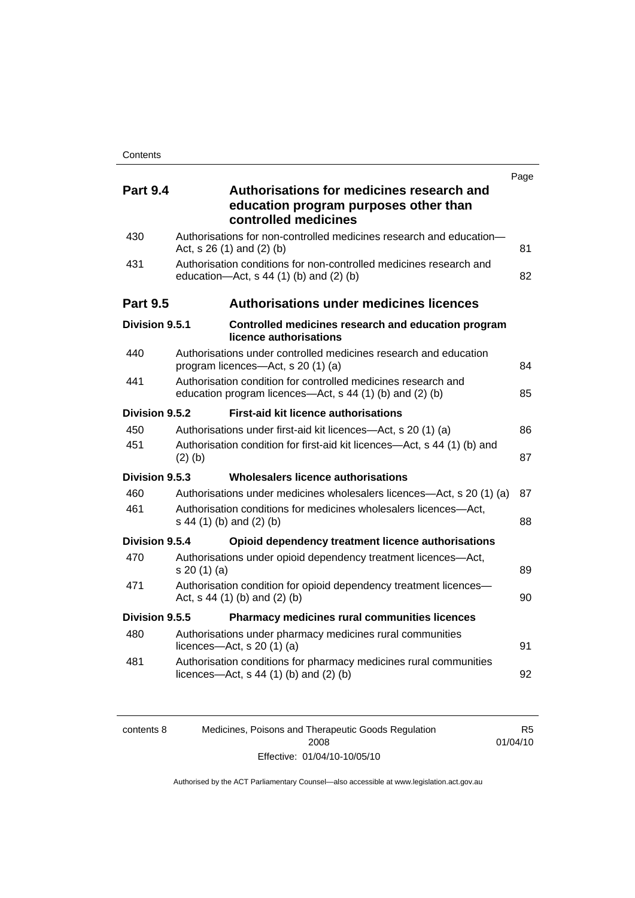| | | Page |
|---|---|---|
| **Part 9.4** | **Authorisations for medicines research and education program purposes other than controlled medicines** | |
| 430 | Authorisations for non-controlled medicines research and education—Act, s 26 (1) and (2) (b) | 81 |
| 431 | Authorisation conditions for non-controlled medicines research and education—Act, s 44 (1) (b) and (2) (b) | 82 |
| **Part 9.5** | **Authorisations under medicines licences** | |
| **Division 9.5.1** | **Controlled medicines research and education program licence authorisations** | |
| 440 | Authorisations under controlled medicines research and education program licences—Act, s 20 (1) (a) | 84 |
| 441 | Authorisation condition for controlled medicines research and education program licences—Act, s 44 (1) (b) and (2) (b) | 85 |
| **Division 9.5.2** | **First-aid kit licence authorisations** | |
| 450 | Authorisations under first-aid kit licences—Act, s 20 (1) (a) | 86 |
| 451 | Authorisation condition for first-aid kit licences—Act, s 44 (1) (b) and (2) (b) | 87 |
| **Division 9.5.3** | **Wholesalers licence authorisations** | |
| 460 | Authorisations under medicines wholesalers licences—Act, s 20 (1) (a) | 87 |
| 461 | Authorisation conditions for medicines wholesalers licences—Act, s 44 (1) (b) and (2) (b) | 88 |
| **Division 9.5.4** | **Opioid dependency treatment licence authorisations** | |
| 470 | Authorisations under opioid dependency treatment licences—Act, s 20 (1) (a) | 89 |
| 471 | Authorisation condition for opioid dependency treatment licences—Act, s 44 (1) (b) and (2) (b) | 90 |
| **Division 9.5.5** | **Pharmacy medicines rural communities licences** | |
| 480 | Authorisations under pharmacy medicines rural communities licences—Act, s 20 (1) (a) | 91 |
| 481 | Authorisation conditions for pharmacy medicines rural communities licences—Act, s 44 (1) (b) and (2) (b) | 92 |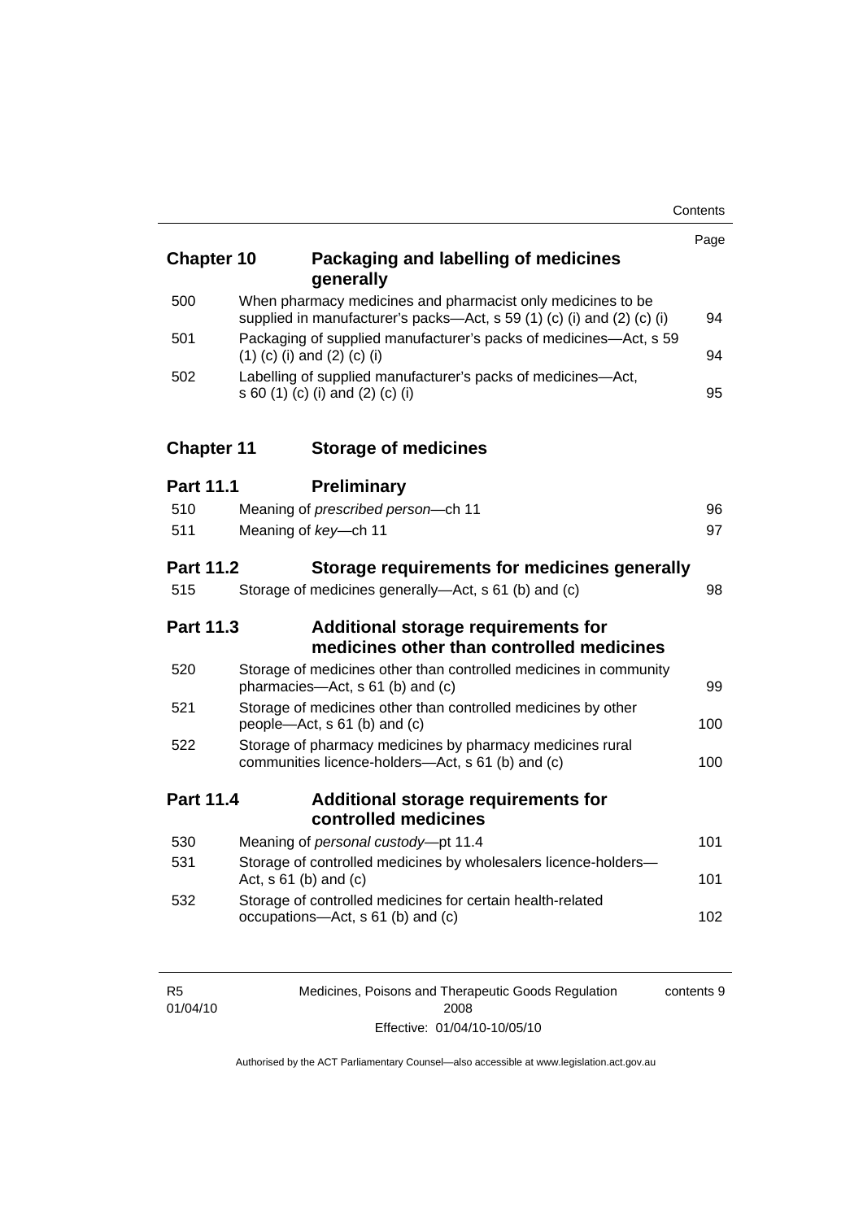| | | Page |
|---|---|---|
| **Chapter 10** | **Packaging and labelling of medicines generally** | |
| 500 | When pharmacy medicines and pharmacist only medicines to be supplied in manufacturer's packs—Act, s 59 (1) (c) (i) and (2) (c) (i) | 94 |
| 501 | Packaging of supplied manufacturer's packs of medicines—Act, s 59 (1) (c) (i) and (2) (c) (i) | 94 |
| 502 | Labelling of supplied manufacturer's packs of medicines—Act, s 60 (1) (c) (i) and (2) (c) (i) | 95 |
| **Chapter 11** | **Storage of medicines** | |
| **Part 11.1** | **Preliminary** | |
| 510 | Meaning of *prescribed person*—ch 11 | 96 |
| 511 | Meaning of *key*—ch 11 | 97 |
| **Part 11.2** | **Storage requirements for medicines generally** | |
| 515 | Storage of medicines generally—Act, s 61 (b) and (c) | 98 |
| **Part 11.3** | **Additional storage requirements for medicines other than controlled medicines** | |
| 520 | Storage of medicines other than controlled medicines in community pharmacies—Act, s 61 (b) and (c) | 99 |
| 521 | Storage of medicines other than controlled medicines by other people—Act, s 61 (b) and (c) | 100 |
| 522 | Storage of pharmacy medicines by pharmacy medicines rural communities licence-holders—Act, s 61 (b) and (c) | 100 |
| **Part 11.4** | **Additional storage requirements for controlled medicines** | |
| 530 | Meaning of *personal custody*—pt 11.4 | 101 |
| 531 | Storage of controlled medicines by wholesalers licence-holders—Act, s 61 (b) and (c) | 101 |
| 532 | Storage of controlled medicines for certain health-related occupations—Act, s 61 (b) and (c) | 102 |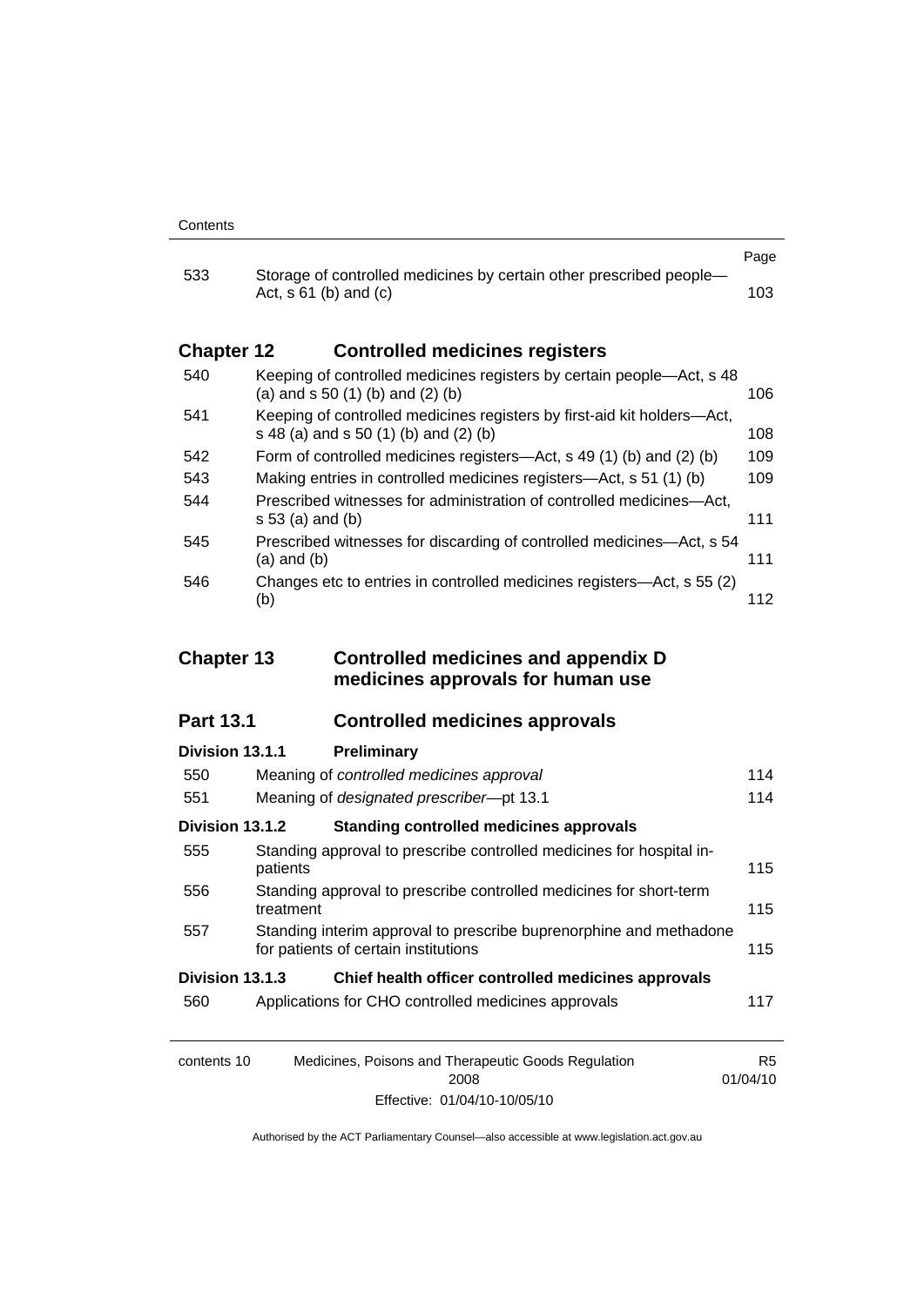| | | Page |
|---|---|---|
| 533 | Storage of controlled medicines by certain other prescribed people—Act, s 61 (b) and (c) | 103 |

## Chapter 12 Controlled medicines registers

| | | |
|---|---|---|
| 540 | Keeping of controlled medicines registers by certain people—Act, s 48 (a) and s 50 (1) (b) and (2) (b) | 106 |
| 541 | Keeping of controlled medicines registers by first-aid kit holders—Act, s 48 (a) and s 50 (1) (b) and (2) (b) | 108 |
| 542 | Form of controlled medicines registers—Act, s 49 (1) (b) and (2) (b) | 109 |
| 543 | Making entries in controlled medicines registers—Act, s 51 (1) (b) | 109 |
| 544 | Prescribed witnesses for administration of controlled medicines—Act, s 53 (a) and (b) | 111 |
| 545 | Prescribed witnesses for discarding of controlled medicines—Act, s 54 (a) and (b) | 111 |
| 546 | Changes etc to entries in controlled medicines registers—Act, s 55 (2) (b) | 112 |

## Chapter 13 Controlled medicines and appendix D medicines approvals for human use

### Part 13.1 Controlled medicines approvals

#### Division 13.1.1 Preliminary

| | | |
|---|---|---|
| 550 | Meaning of *controlled medicines approval* | 114 |
| 551 | Meaning of *designated prescriber*—pt 13.1 | 114 |

#### Division 13.1.2 Standing controlled medicines approvals

| | | |
|---|---|---|
| 555 | Standing approval to prescribe controlled medicines for hospital in-patients | 115 |
| 556 | Standing approval to prescribe controlled medicines for short-term treatment | 115 |
| 557 | Standing interim approval to prescribe buprenorphine and methadone for patients of certain institutions | 115 |

#### Division 13.1.3 Chief health officer controlled medicines approvals

| | | |
|---|---|---|
| 560 | Applications for CHO controlled medicines approvals | 117 |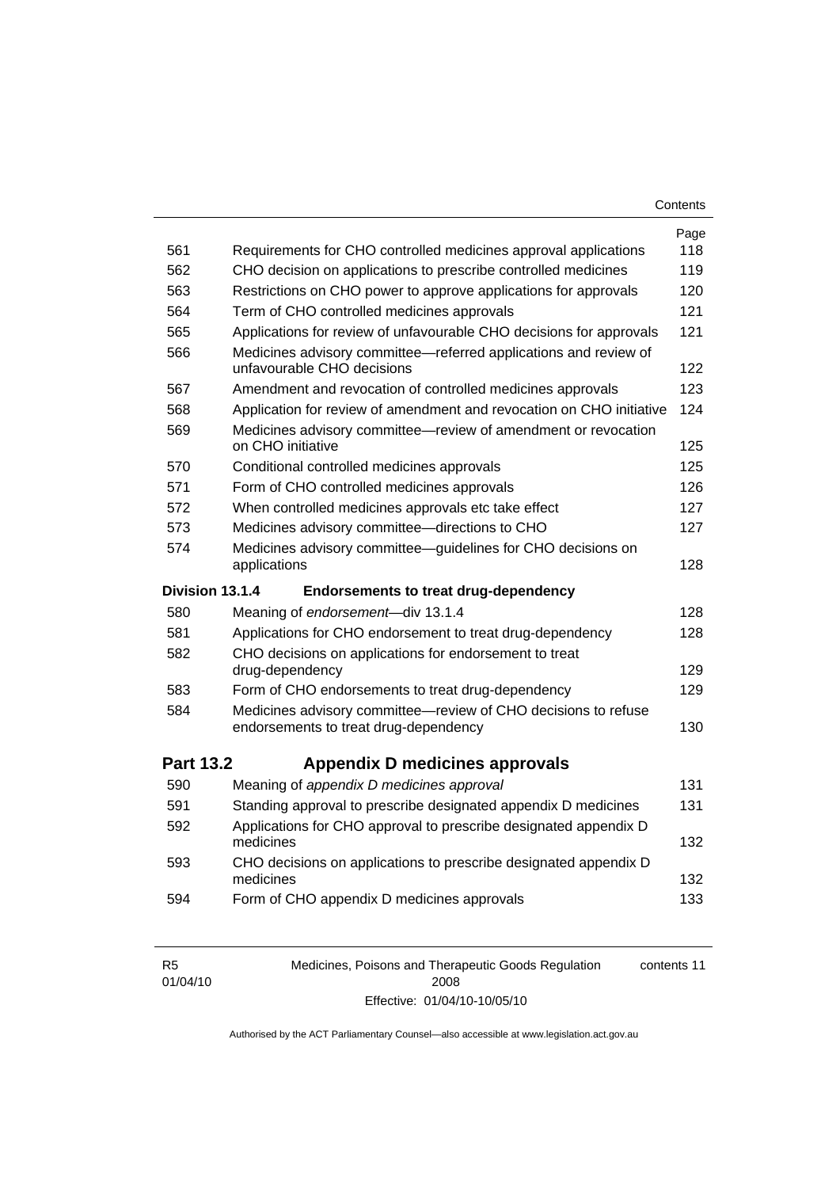| | | Page |
|---|---|---|
| 561 | Requirements for CHO controlled medicines approval applications | 118 |
| 562 | CHO decision on applications to prescribe controlled medicines | 119 |
| 563 | Restrictions on CHO power to approve applications for approvals | 120 |
| 564 | Term of CHO controlled medicines approvals | 121 |
| 565 | Applications for review of unfavourable CHO decisions for approvals | 121 |
| 566 | Medicines advisory committee—referred applications and review of unfavourable CHO decisions | 122 |
| 567 | Amendment and revocation of controlled medicines approvals | 123 |
| 568 | Application for review of amendment and revocation on CHO initiative | 124 |
| 569 | Medicines advisory committee—review of amendment or revocation on CHO initiative | 125 |
| 570 | Conditional controlled medicines approvals | 125 |
| 571 | Form of CHO controlled medicines approvals | 126 |
| 572 | When controlled medicines approvals etc take effect | 127 |
| 573 | Medicines advisory committee—directions to CHO | 127 |
| 574 | Medicines advisory committee—guidelines for CHO decisions on applications | 128 |

**Division 13.1.4 Endorsements to treat drug-dependency**

| | | |
|---|---|---|
| 580 | Meaning of *endorsement*—div 13.1.4 | 128 |
| 581 | Applications for CHO endorsement to treat drug-dependency | 128 |
| 582 | CHO decisions on applications for endorsement to treat drug-dependency | 129 |
| 583 | Form of CHO endorsements to treat drug-dependency | 129 |
| 584 | Medicines advisory committee—review of CHO decisions to refuse endorsements to treat drug-dependency | 130 |

## Part 13.2 Appendix D medicines approvals

| | | |
|---|---|---|
| 590 | Meaning of *appendix D medicines approval* | 131 |
| 591 | Standing approval to prescribe designated appendix D medicines | 131 |
| 592 | Applications for CHO approval to prescribe designated appendix D medicines | 132 |
| 593 | CHO decisions on applications to prescribe designated appendix D medicines | 132 |
| 594 | Form of CHO appendix D medicines approvals | 133 |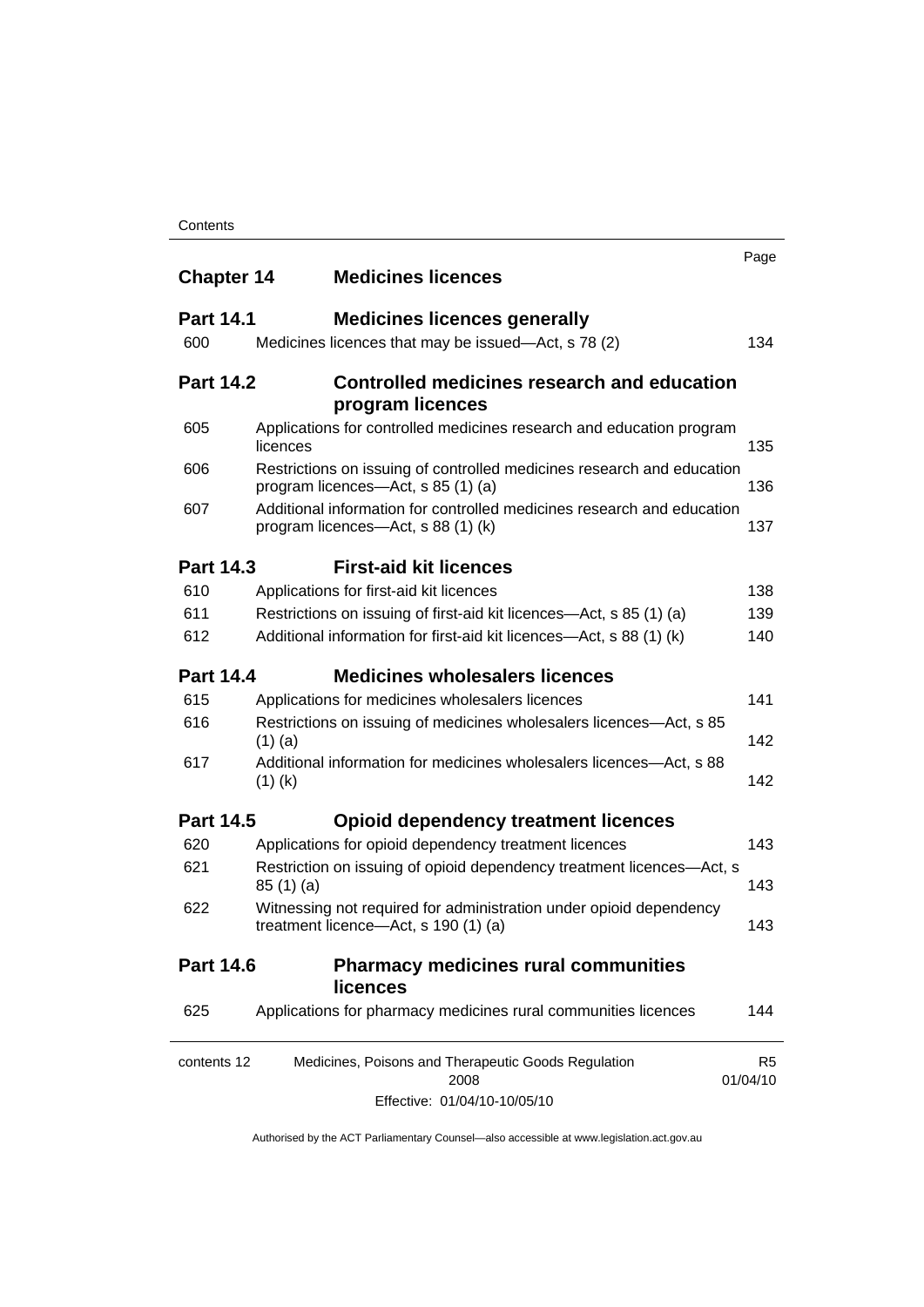| | | Page |
|---|---|---|
| **Chapter 14** | **Medicines licences** | |
| **Part 14.1** | **Medicines licences generally** | |
| 600 | Medicines licences that may be issued—Act, s 78 (2) | 134 |
| **Part 14.2** | **Controlled medicines research and education program licences** | |
| 605 | Applications for controlled medicines research and education program licences | 135 |
| 606 | Restrictions on issuing of controlled medicines research and education program licences—Act, s 85 (1) (a) | 136 |
| 607 | Additional information for controlled medicines research and education program licences—Act, s 88 (1) (k) | 137 |
| **Part 14.3** | **First-aid kit licences** | |
| 610 | Applications for first-aid kit licences | 138 |
| 611 | Restrictions on issuing of first-aid kit licences—Act, s 85 (1) (a) | 139 |
| 612 | Additional information for first-aid kit licences—Act, s 88 (1) (k) | 140 |
| **Part 14.4** | **Medicines wholesalers licences** | |
| 615 | Applications for medicines wholesalers licences | 141 |
| 616 | Restrictions on issuing of medicines wholesalers licences—Act, s 85 (1) (a) | 142 |
| 617 | Additional information for medicines wholesalers licences—Act, s 88 (1) (k) | 142 |
| **Part 14.5** | **Opioid dependency treatment licences** | |
| 620 | Applications for opioid dependency treatment licences | 143 |
| 621 | Restriction on issuing of opioid dependency treatment licences—Act, s 85 (1) (a) | 143 |
| 622 | Witnessing not required for administration under opioid dependency treatment licence—Act, s 190 (1) (a) | 143 |
| **Part 14.6** | **Pharmacy medicines rural communities licences** | |
| 625 | Applications for pharmacy medicines rural communities licences | 144 |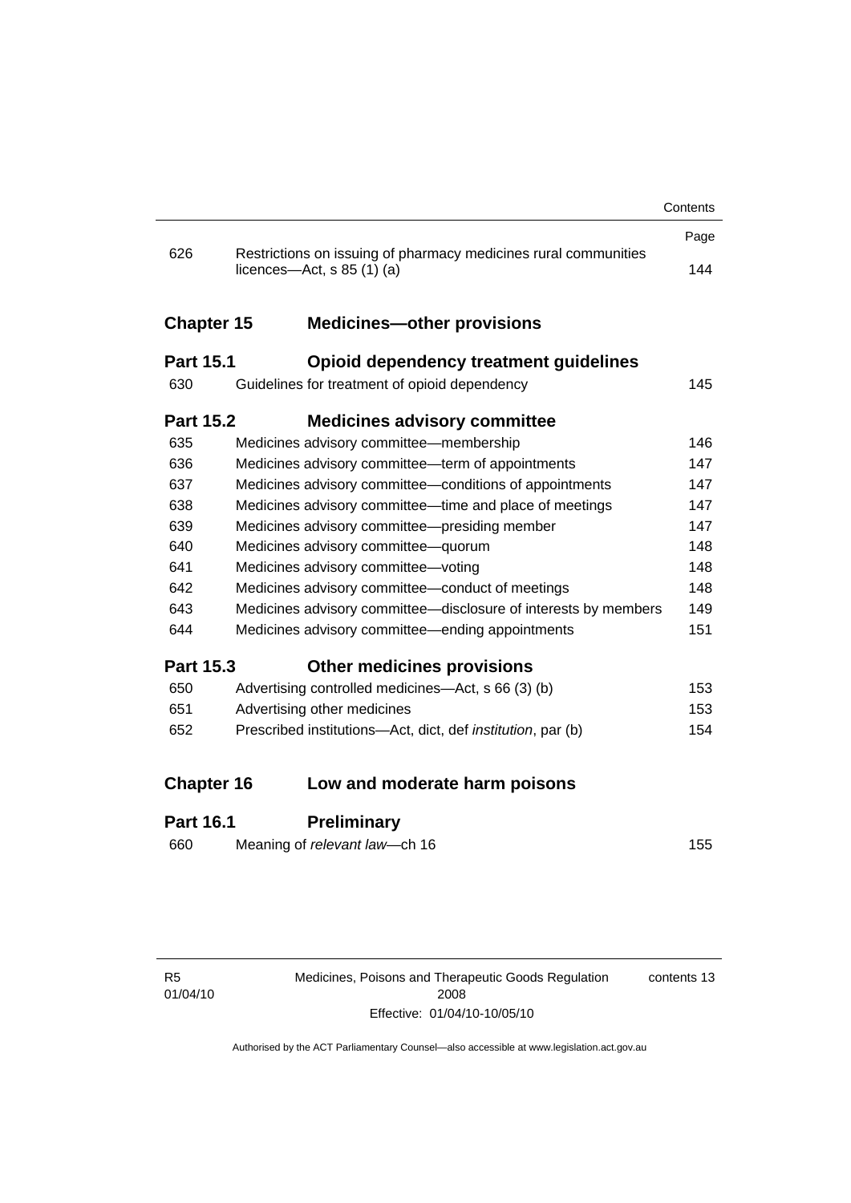| | | Page |
|---|---|---|
| 626 | Restrictions on issuing of pharmacy medicines rural communities licences—Act, s 85 (1) (a) | 144 |

## Chapter 15 Medicines—other provisions

### Part 15.1 Opioid dependency treatment guidelines

| | | |
|---|---|---|
| 630 | Guidelines for treatment of opioid dependency | 145 |

### Part 15.2 Medicines advisory committee

| | | |
|---|---|---|
| 635 | Medicines advisory committee—membership | 146 |
| 636 | Medicines advisory committee—term of appointments | 147 |
| 637 | Medicines advisory committee—conditions of appointments | 147 |
| 638 | Medicines advisory committee—time and place of meetings | 147 |
| 639 | Medicines advisory committee—presiding member | 147 |
| 640 | Medicines advisory committee—quorum | 148 |
| 641 | Medicines advisory committee—voting | 148 |
| 642 | Medicines advisory committee—conduct of meetings | 148 |
| 643 | Medicines advisory committee—disclosure of interests by members | 149 |
| 644 | Medicines advisory committee—ending appointments | 151 |

### Part 15.3 Other medicines provisions

| | | |
|---|---|---|
| 650 | Advertising controlled medicines—Act, s 66 (3) (b) | 153 |
| 651 | Advertising other medicines | 153 |
| 652 | Prescribed institutions—Act, dict, def *institution*, par (b) | 154 |

## Chapter 16 Low and moderate harm poisons

### Part 16.1 Preliminary

| | | |
|---|---|---|
| 660 | Meaning of *relevant law*—ch 16 | 155 |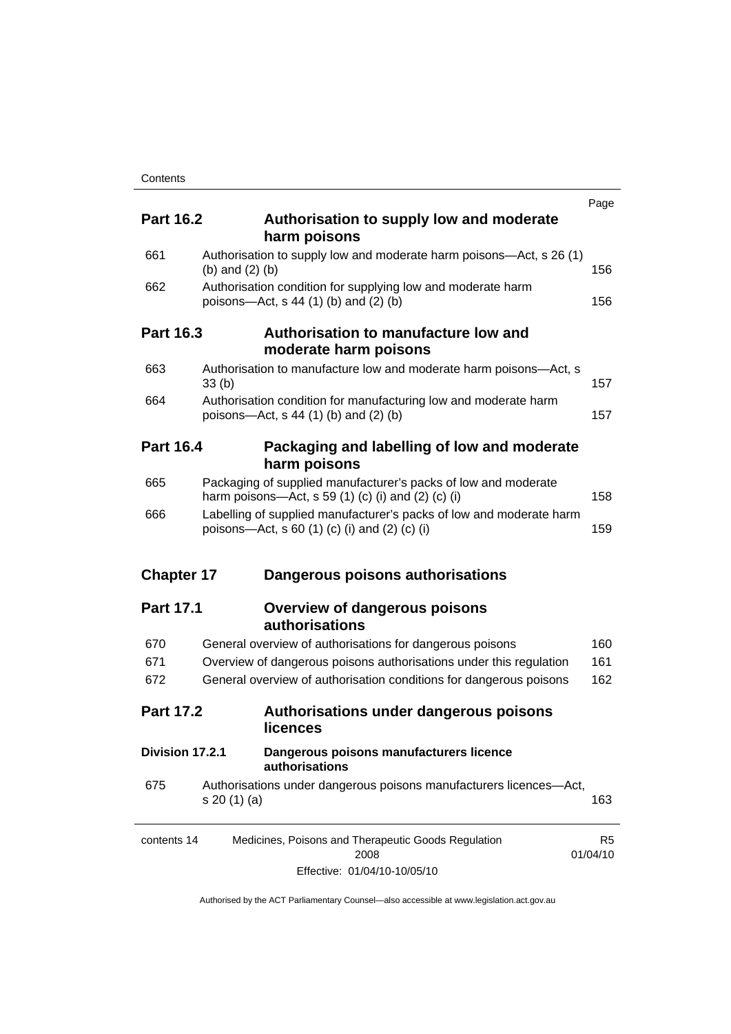| | | Page |
|---|---|---|
| **Part 16.2** | **Authorisation to supply low and moderate harm poisons** | |
| 661 | Authorisation to supply low and moderate harm poisons—Act, s 26 (1) (b) and (2) (b) | 156 |
| 662 | Authorisation condition for supplying low and moderate harm poisons—Act, s 44 (1) (b) and (2) (b) | 156 |
| **Part 16.3** | **Authorisation to manufacture low and moderate harm poisons** | |
| 663 | Authorisation to manufacture low and moderate harm poisons—Act, s 33 (b) | 157 |
| 664 | Authorisation condition for manufacturing low and moderate harm poisons—Act, s 44 (1) (b) and (2) (b) | 157 |
| **Part 16.4** | **Packaging and labelling of low and moderate harm poisons** | |
| 665 | Packaging of supplied manufacturer's packs of low and moderate harm poisons—Act, s 59 (1) (c) (i) and (2) (c) (i) | 158 |
| 666 | Labelling of supplied manufacturer's packs of low and moderate harm poisons—Act, s 60 (1) (c) (i) and (2) (c) (i) | 159 |
| **Chapter 17** | **Dangerous poisons authorisations** | |
| **Part 17.1** | **Overview of dangerous poisons authorisations** | |
| 670 | General overview of authorisations for dangerous poisons | 160 |
| 671 | Overview of dangerous poisons authorisations under this regulation | 161 |
| 672 | General overview of authorisation conditions for dangerous poisons | 162 |
| **Part 17.2** | **Authorisations under dangerous poisons licences** | |
| **Division 17.2.1** | **Dangerous poisons manufacturers licence authorisations** | |
| 675 | Authorisations under dangerous poisons manufacturers licences—Act, s 20 (1) (a) | 163 |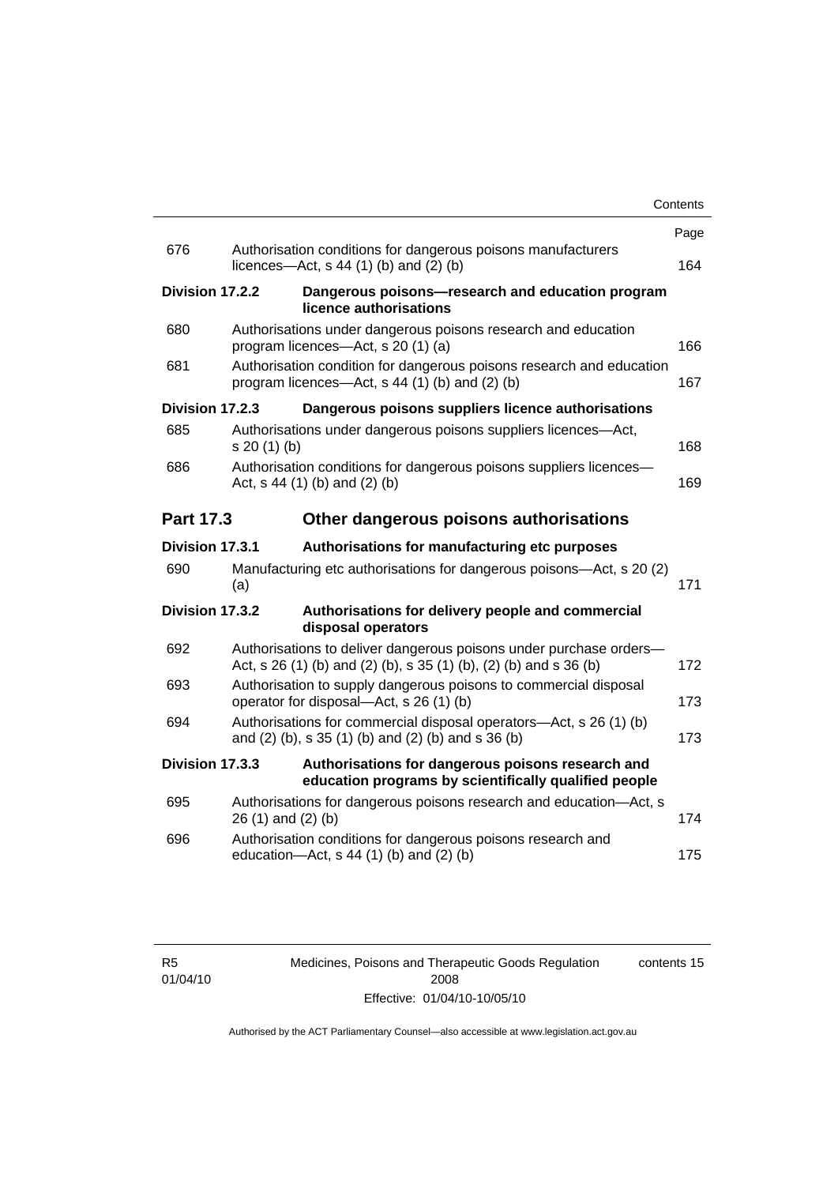| | | Page |
|---|---|---|
| 676 | Authorisation conditions for dangerous poisons manufacturers licences—Act, s 44 (1) (b) and (2) (b) | 164 |
| **Division 17.2.2** | **Dangerous poisons—research and education program licence authorisations** | |
| 680 | Authorisations under dangerous poisons research and education program licences—Act, s 20 (1) (a) | 166 |
| 681 | Authorisation condition for dangerous poisons research and education program licences—Act, s 44 (1) (b) and (2) (b) | 167 |
| **Division 17.2.3** | **Dangerous poisons suppliers licence authorisations** | |
| 685 | Authorisations under dangerous poisons suppliers licences—Act, s 20 (1) (b) | 168 |
| 686 | Authorisation conditions for dangerous poisons suppliers licences—Act, s 44 (1) (b) and (2) (b) | 169 |
| **Part 17.3** | **Other dangerous poisons authorisations** | |
| **Division 17.3.1** | **Authorisations for manufacturing etc purposes** | |
| 690 | Manufacturing etc authorisations for dangerous poisons—Act, s 20 (2) (a) | 171 |
| **Division 17.3.2** | **Authorisations for delivery people and commercial disposal operators** | |
| 692 | Authorisations to deliver dangerous poisons under purchase orders—Act, s 26 (1) (b) and (2) (b), s 35 (1) (b), (2) (b) and s 36 (b) | 172 |
| 693 | Authorisation to supply dangerous poisons to commercial disposal operator for disposal—Act, s 26 (1) (b) | 173 |
| 694 | Authorisations for commercial disposal operators—Act, s 26 (1) (b) and (2) (b), s 35 (1) (b) and (2) (b) and s 36 (b) | 173 |
| **Division 17.3.3** | **Authorisations for dangerous poisons research and education programs by scientifically qualified people** | |
| 695 | Authorisations for dangerous poisons research and education—Act, s 26 (1) and (2) (b) | 174 |
| 696 | Authorisation conditions for dangerous poisons research and education—Act, s 44 (1) (b) and (2) (b) | 175 |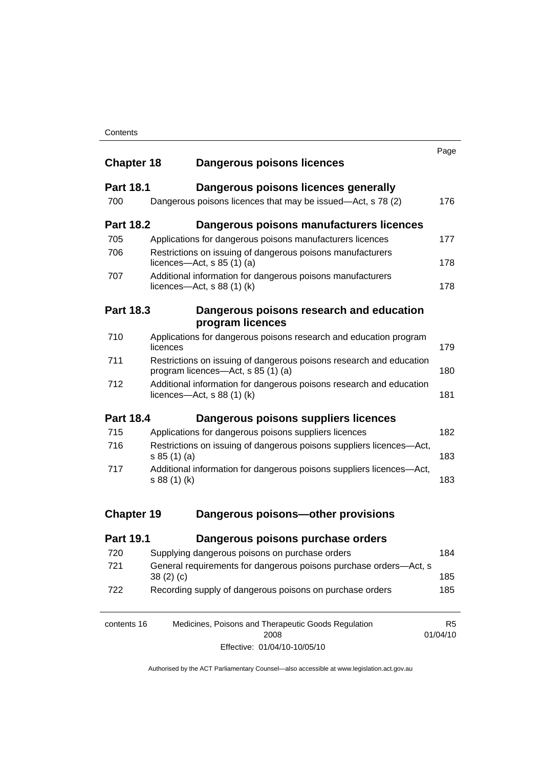| | | Page |
|---|---|---|
| **Chapter 18** | **Dangerous poisons licences** | |
| **Part 18.1** | **Dangerous poisons licences generally** | |
| 700 | Dangerous poisons licences that may be issued—Act, s 78 (2) | 176 |
| **Part 18.2** | **Dangerous poisons manufacturers licences** | |
| 705 | Applications for dangerous poisons manufacturers licences | 177 |
| 706 | Restrictions on issuing of dangerous poisons manufacturers licences—Act, s 85 (1) (a) | 178 |
| 707 | Additional information for dangerous poisons manufacturers licences—Act, s 88 (1) (k) | 178 |
| **Part 18.3** | **Dangerous poisons research and education program licences** | |
| 710 | Applications for dangerous poisons research and education program licences | 179 |
| 711 | Restrictions on issuing of dangerous poisons research and education program licences—Act, s 85 (1) (a) | 180 |
| 712 | Additional information for dangerous poisons research and education licences—Act, s 88 (1) (k) | 181 |
| **Part 18.4** | **Dangerous poisons suppliers licences** | |
| 715 | Applications for dangerous poisons suppliers licences | 182 |
| 716 | Restrictions on issuing of dangerous poisons suppliers licences—Act, s 85 (1) (a) | 183 |
| 717 | Additional information for dangerous poisons suppliers licences—Act, s 88 (1) (k) | 183 |
| **Chapter 19** | **Dangerous poisons—other provisions** | |
| **Part 19.1** | **Dangerous poisons purchase orders** | |
| 720 | Supplying dangerous poisons on purchase orders | 184 |
| 721 | General requirements for dangerous poisons purchase orders—Act, s 38 (2) (c) | 185 |
| 722 | Recording supply of dangerous poisons on purchase orders | 185 |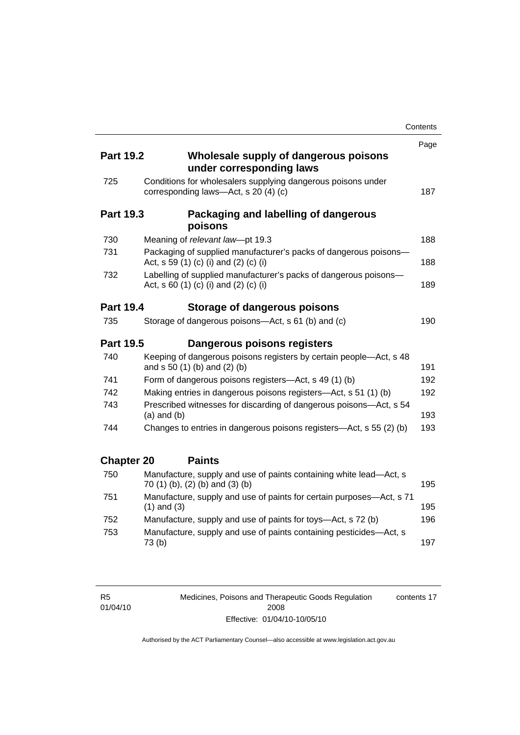| | | Page |
|---|---|---|
| **Part 19.2** | **Wholesale supply of dangerous poisons under corresponding laws** | |
| 725 | Conditions for wholesalers supplying dangerous poisons under corresponding laws—Act, s 20 (4) (c) | 187 |
| **Part 19.3** | **Packaging and labelling of dangerous poisons** | |
| 730 | Meaning of *relevant law*—pt 19.3 | 188 |
| 731 | Packaging of supplied manufacturer's packs of dangerous poisons—Act, s 59 (1) (c) (i) and (2) (c) (i) | 188 |
| 732 | Labelling of supplied manufacturer's packs of dangerous poisons—Act, s 60 (1) (c) (i) and (2) (c) (i) | 189 |
| **Part 19.4** | **Storage of dangerous poisons** | |
| 735 | Storage of dangerous poisons—Act, s 61 (b) and (c) | 190 |
| **Part 19.5** | **Dangerous poisons registers** | |
| 740 | Keeping of dangerous poisons registers by certain people—Act, s 48 and s 50 (1) (b) and (2) (b) | 191 |
| 741 | Form of dangerous poisons registers—Act, s 49 (1) (b) | 192 |
| 742 | Making entries in dangerous poisons registers—Act, s 51 (1) (b) | 192 |
| 743 | Prescribed witnesses for discarding of dangerous poisons—Act, s 54 (a) and (b) | 193 |
| 744 | Changes to entries in dangerous poisons registers—Act, s 55 (2) (b) | 193 |
| **Chapter 20** | **Paints** | |
| 750 | Manufacture, supply and use of paints containing white lead—Act, s 70 (1) (b), (2) (b) and (3) (b) | 195 |
| 751 | Manufacture, supply and use of paints for certain purposes—Act, s 71 (1) and (3) | 195 |
| 752 | Manufacture, supply and use of paints for toys—Act, s 72 (b) | 196 |
| 753 | Manufacture, supply and use of paints containing pesticides—Act, s 73 (b) | 197 |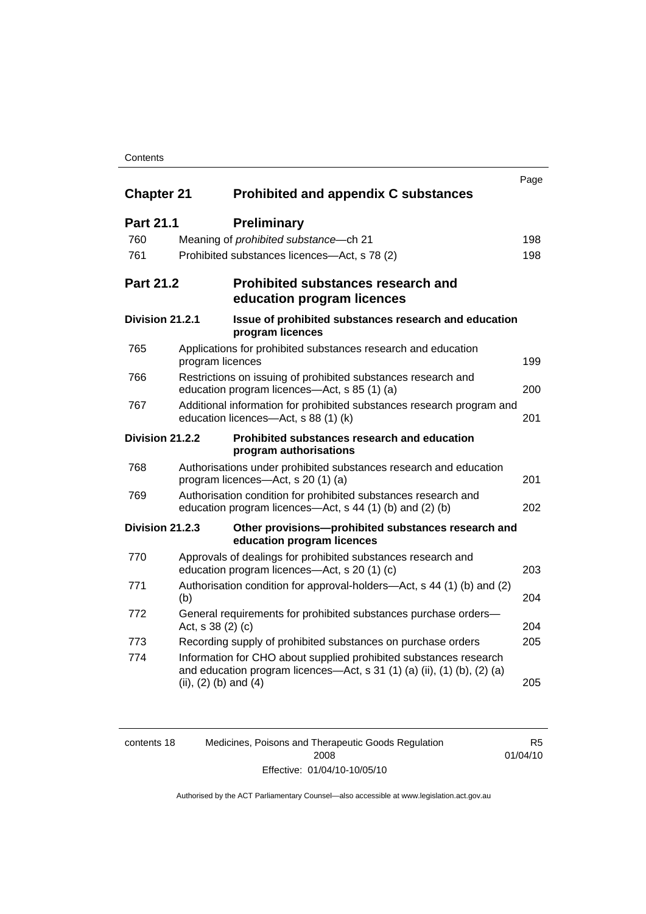| | | Page |
|---|---|---|
| **Chapter 21** | **Prohibited and appendix C substances** | |
| **Part 21.1** | **Preliminary** | |
| 760 | Meaning of *prohibited substance*—ch 21 | 198 |
| 761 | Prohibited substances licences—Act, s 78 (2) | 198 |
| **Part 21.2** | **Prohibited substances research and education program licences** | |
| **Division 21.2.1** | **Issue of prohibited substances research and education program licences** | |
| 765 | Applications for prohibited substances research and education program licences | 199 |
| 766 | Restrictions on issuing of prohibited substances research and education program licences—Act, s 85 (1) (a) | 200 |
| 767 | Additional information for prohibited substances research program and education licences—Act, s 88 (1) (k) | 201 |
| **Division 21.2.2** | **Prohibited substances research and education program authorisations** | |
| 768 | Authorisations under prohibited substances research and education program licences—Act, s 20 (1) (a) | 201 |
| 769 | Authorisation condition for prohibited substances research and education program licences—Act, s 44 (1) (b) and (2) (b) | 202 |
| **Division 21.2.3** | **Other provisions—prohibited substances research and education program licences** | |
| 770 | Approvals of dealings for prohibited substances research and education program licences—Act, s 20 (1) (c) | 203 |
| 771 | Authorisation condition for approval-holders—Act, s 44 (1) (b) and (2) (b) | 204 |
| 772 | General requirements for prohibited substances purchase orders—Act, s 38 (2) (c) | 204 |
| 773 | Recording supply of prohibited substances on purchase orders | 205 |
| 774 | Information for CHO about supplied prohibited substances research and education program licences—Act, s 31 (1) (a) (ii), (1) (b), (2) (a) (ii), (2) (b) and (4) | 205 |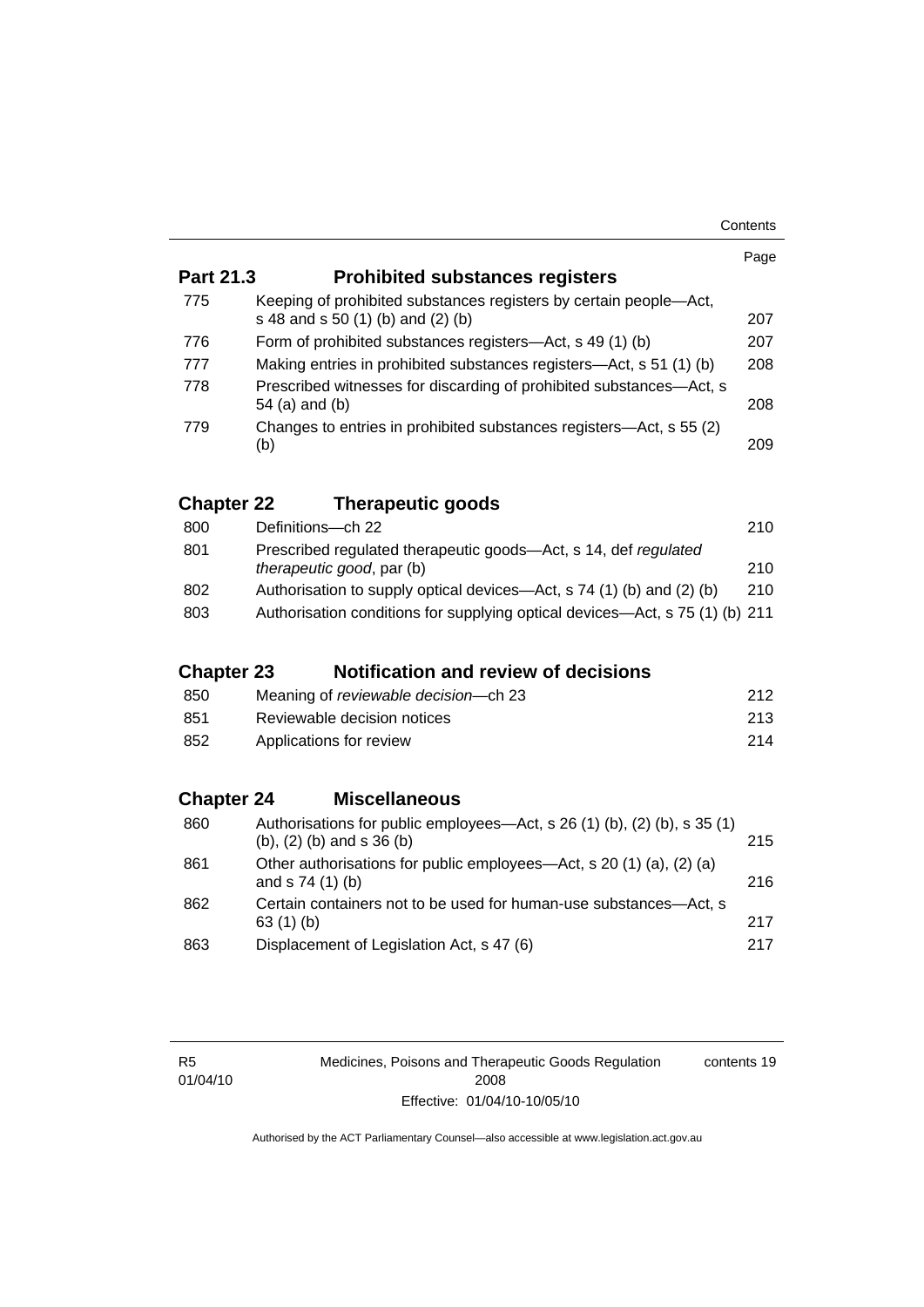| | | Page |
|---|---|---|
| **Part 21.3** | **Prohibited substances registers** | |
| 775 | Keeping of prohibited substances registers by certain people—Act, s 48 and s 50 (1) (b) and (2) (b) | 207 |
| 776 | Form of prohibited substances registers—Act, s 49 (1) (b) | 207 |
| 777 | Making entries in prohibited substances registers—Act, s 51 (1) (b) | 208 |
| 778 | Prescribed witnesses for discarding of prohibited substances—Act, s 54 (a) and (b) | 208 |
| 779 | Changes to entries in prohibited substances registers—Act, s 55 (2) (b) | 209 |
| **Chapter 22** | **Therapeutic goods** | |
| 800 | Definitions—ch 22 | 210 |
| 801 | Prescribed regulated therapeutic goods—Act, s 14, def *regulated therapeutic good*, par (b) | 210 |
| 802 | Authorisation to supply optical devices—Act, s 74 (1) (b) and (2) (b) | 210 |
| 803 | Authorisation conditions for supplying optical devices—Act, s 75 (1) (b) | 211 |
| **Chapter 23** | **Notification and review of decisions** | |
| 850 | Meaning of *reviewable decision*—ch 23 | 212 |
| 851 | Reviewable decision notices | 213 |
| 852 | Applications for review | 214 |
| **Chapter 24** | **Miscellaneous** | |
| 860 | Authorisations for public employees—Act, s 26 (1) (b), (2) (b), s 35 (1) (b), (2) (b) and s 36 (b) | 215 |
| 861 | Other authorisations for public employees—Act, s 20 (1) (a), (2) (a) and s 74 (1) (b) | 216 |
| 862 | Certain containers not to be used for human-use substances—Act, s 63 (1) (b) | 217 |
| 863 | Displacement of Legislation Act, s 47 (6) | 217 |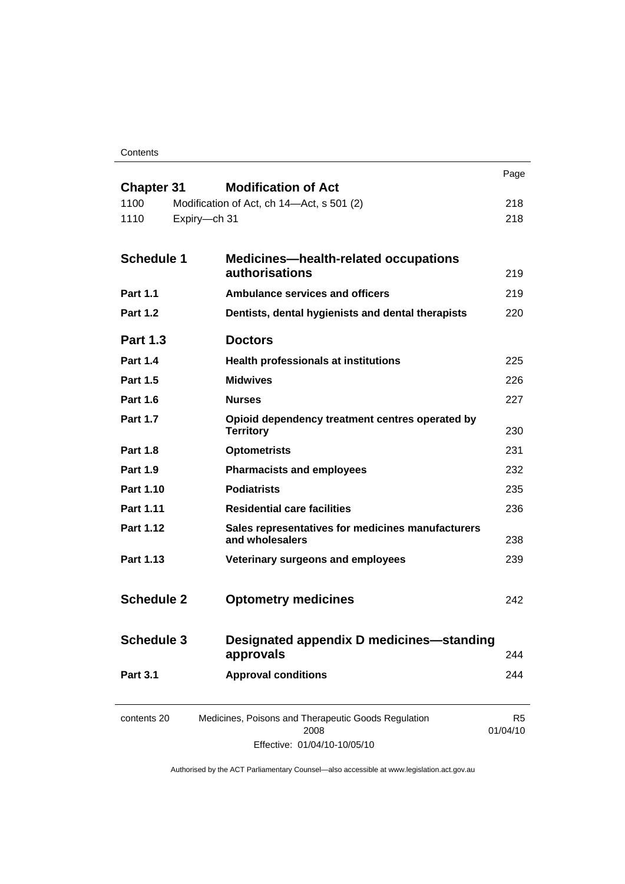| | | Page |
|---|---|---|
| **Chapter 31** | **Modification of Act** | |
| 1100 | Modification of Act, ch 14—Act, s 501 (2) | 218 |
| 1110 | Expiry—ch 31 | 218 |
| **Schedule 1** | **Medicines—health-related occupations authorisations** | 219 |
| **Part 1.1** | **Ambulance services and officers** | 219 |
| **Part 1.2** | **Dentists, dental hygienists and dental therapists** | 220 |
| **Part 1.3** | **Doctors** | |
| **Part 1.4** | **Health professionals at institutions** | 225 |
| **Part 1.5** | **Midwives** | 226 |
| **Part 1.6** | **Nurses** | 227 |
| **Part 1.7** | **Opioid dependency treatment centres operated by Territory** | 230 |
| **Part 1.8** | **Optometrists** | 231 |
| **Part 1.9** | **Pharmacists and employees** | 232 |
| **Part 1.10** | **Podiatrists** | 235 |
| **Part 1.11** | **Residential care facilities** | 236 |
| **Part 1.12** | **Sales representatives for medicines manufacturers and wholesalers** | 238 |
| **Part 1.13** | **Veterinary surgeons and employees** | 239 |
| **Schedule 2** | **Optometry medicines** | 242 |
| **Schedule 3** | **Designated appendix D medicines—standing approvals** | 244 |
| **Part 3.1** | **Approval conditions** | 244 |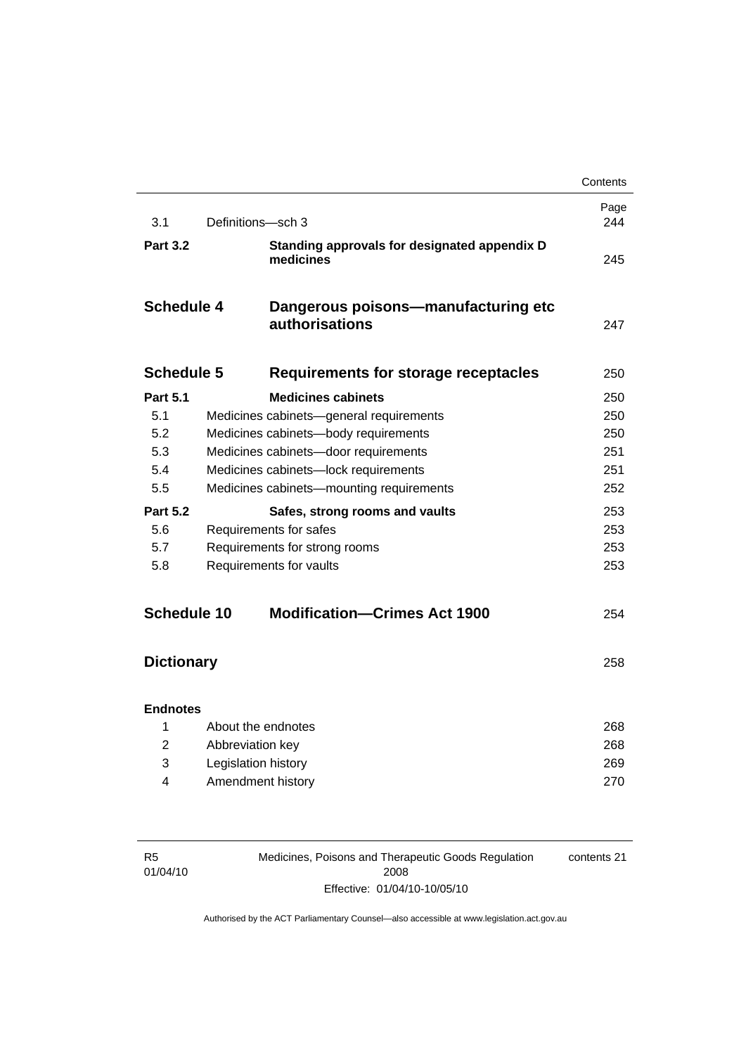| | | Page |
|---|---|---|
| 3.1 | Definitions—sch 3 | 244 |
| **Part 3.2** | **Standing approvals for designated appendix D medicines** | 245 |
| **Schedule 4** | **Dangerous poisons—manufacturing etc authorisations** | 247 |
| **Schedule 5** | **Requirements for storage receptacles** | 250 |
| **Part 5.1** | **Medicines cabinets** | 250 |
| 5.1 | Medicines cabinets—general requirements | 250 |
| 5.2 | Medicines cabinets—body requirements | 250 |
| 5.3 | Medicines cabinets—door requirements | 251 |
| 5.4 | Medicines cabinets—lock requirements | 251 |
| 5.5 | Medicines cabinets—mounting requirements | 252 |
| **Part 5.2** | **Safes, strong rooms and vaults** | 253 |
| 5.6 | Requirements for safes | 253 |
| 5.7 | Requirements for strong rooms | 253 |
| 5.8 | Requirements for vaults | 253 |
| **Schedule 10** | **Modification—Crimes Act 1900** | 254 |
| **Dictionary** | | 258 |
| **Endnotes** | | |
| 1 | About the endnotes | 268 |
| 2 | Abbreviation key | 268 |
| 3 | Legislation history | 269 |
| 4 | Amendment history | 270 |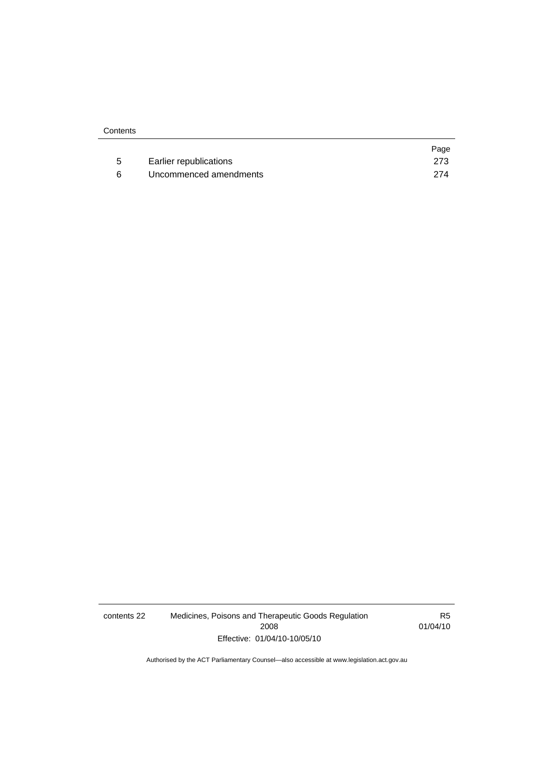|   |   | Page |
|---|---|---|
| 5 | Earlier republications | 273 |
| 6 | Uncommenced amendments | 274 |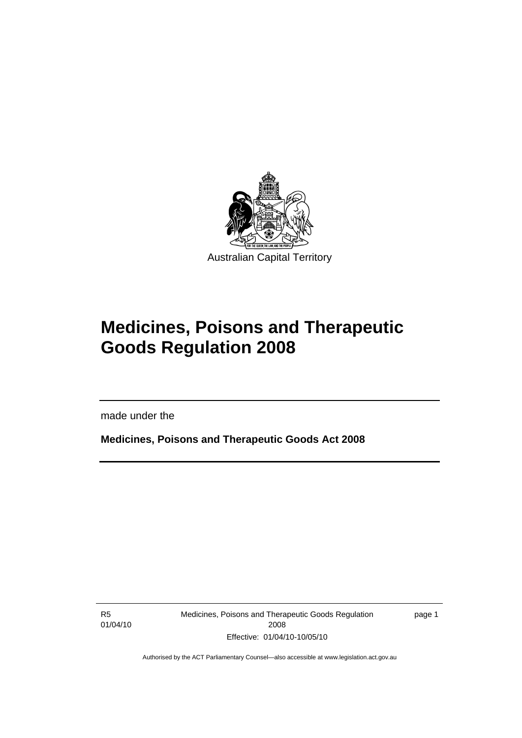Australian Capital Territory

# Medicines, Poisons and Therapeutic Goods Regulation 2008

made under the

**Medicines, Poisons and Therapeutic Goods Act 2008**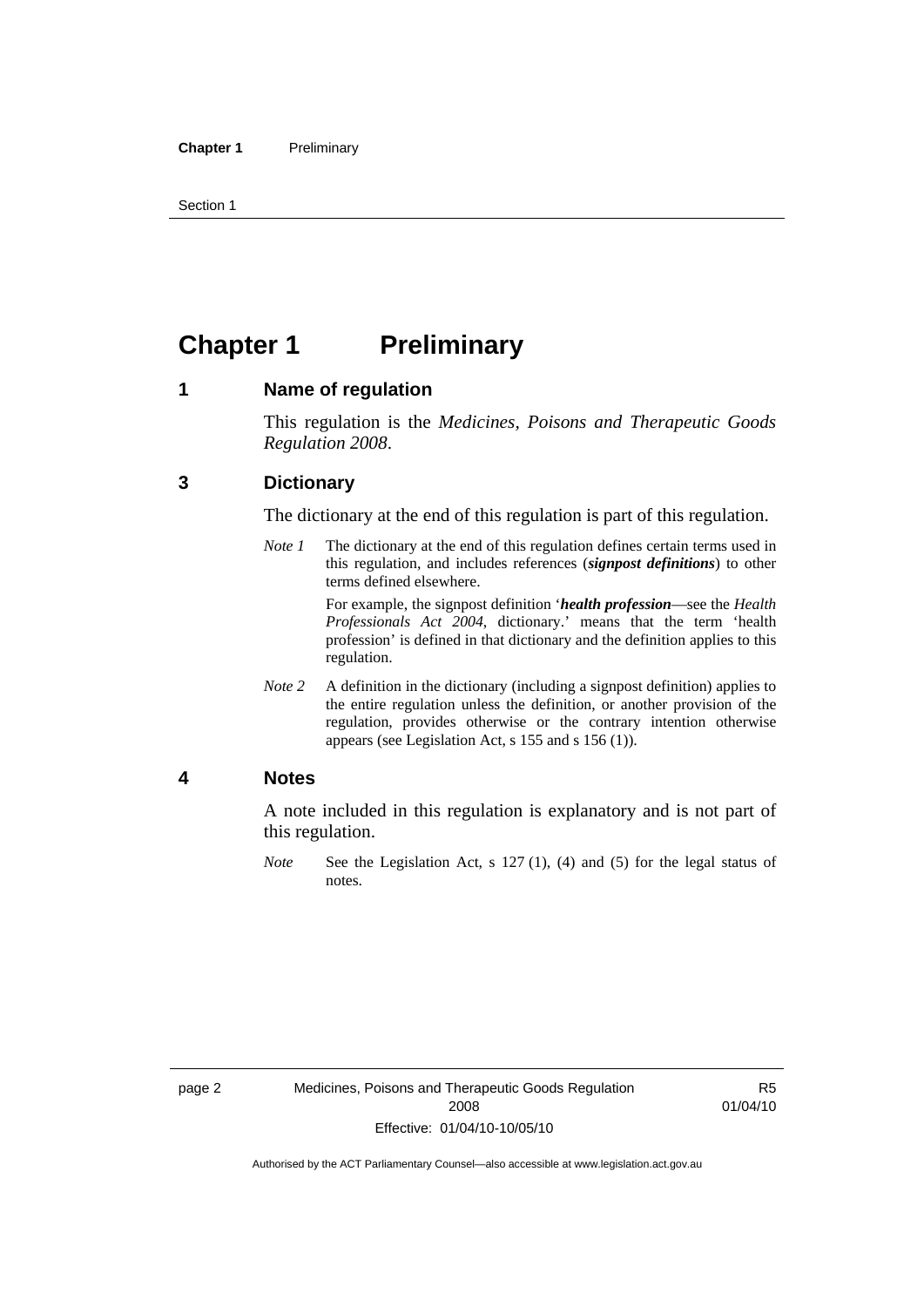# Chapter 1 Preliminary

## 1 Name of regulation

This regulation is the *Medicines, Poisons and Therapeutic Goods Regulation 2008*.

## 3 Dictionary

The dictionary at the end of this regulation is part of this regulation.

*Note 1* The dictionary at the end of this regulation defines certain terms used in this regulation, and includes references (***signpost definitions***) to other terms defined elsewhere.

For example, the signpost definition '***health profession***—see the *Health Professionals Act 2004*, dictionary.' means that the term 'health profession' is defined in that dictionary and the definition applies to this regulation.

*Note 2* A definition in the dictionary (including a signpost definition) applies to the entire regulation unless the definition, or another provision of the regulation, provides otherwise or the contrary intention otherwise appears (see Legislation Act, s 155 and s 156 (1)).

## 4 Notes

A note included in this regulation is explanatory and is not part of this regulation.

*Note* See the Legislation Act, s 127 (1), (4) and (5) for the legal status of notes.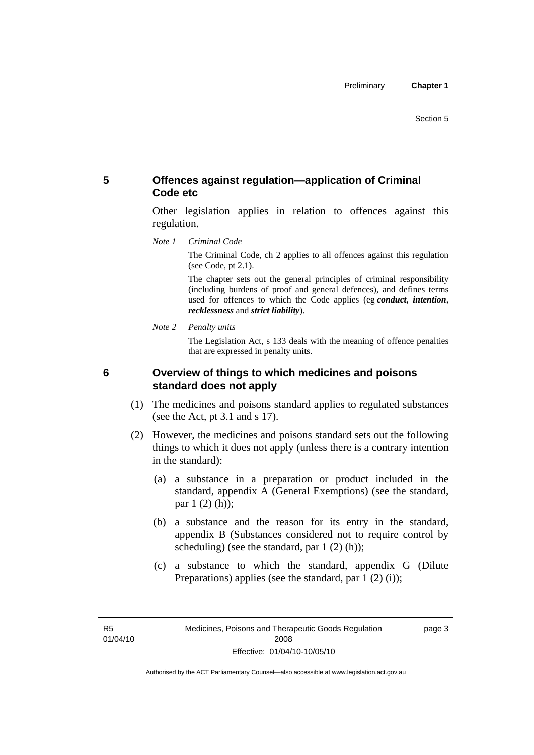## 5 Offences against regulation—application of Criminal Code etc

Other legislation applies in relation to offences against this regulation.

*Note 1 Criminal Code*

The Criminal Code, ch 2 applies to all offences against this regulation (see Code, pt 2.1).

The chapter sets out the general principles of criminal responsibility (including burdens of proof and general defences), and defines terms used for offences to which the Code applies (eg ***conduct***, ***intention***, ***recklessness*** and ***strict liability***).

*Note 2 Penalty units*

The Legislation Act, s 133 deals with the meaning of offence penalties that are expressed in penalty units.

## 6 Overview of things to which medicines and poisons standard does not apply

(1) The medicines and poisons standard applies to regulated substances (see the Act, pt 3.1 and s 17).

(2) However, the medicines and poisons standard sets out the following things to which it does not apply (unless there is a contrary intention in the standard):

(a) a substance in a preparation or product included in the standard, appendix A (General Exemptions) (see the standard, par 1 (2) (h));

(b) a substance and the reason for its entry in the standard, appendix B (Substances considered not to require control by scheduling) (see the standard, par 1 (2) (h));

(c) a substance to which the standard, appendix G (Dilute Preparations) applies (see the standard, par 1 (2) (i));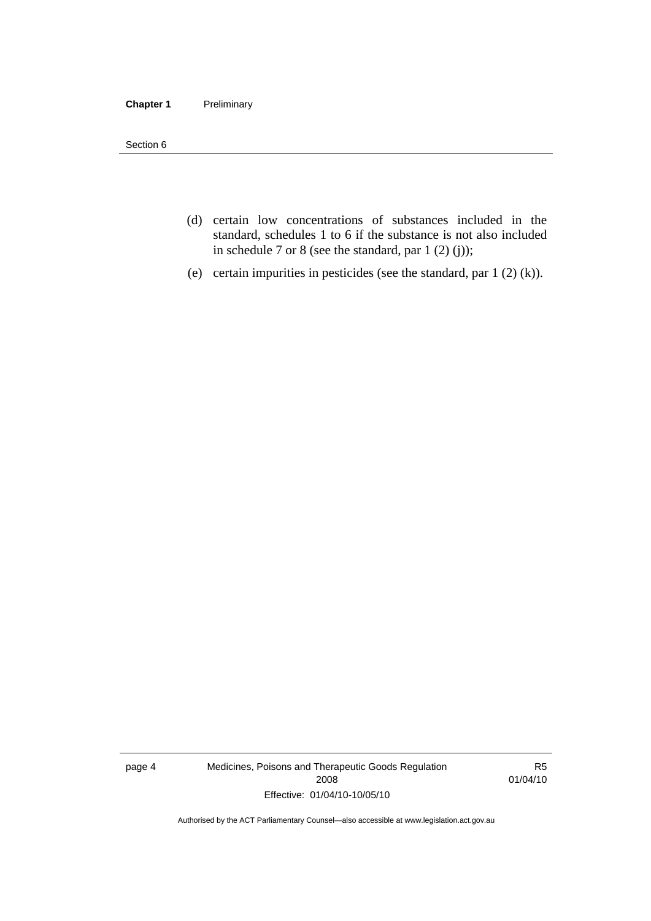(d) certain low concentrations of substances included in the standard, schedules 1 to 6 if the substance is not also included in schedule 7 or 8 (see the standard, par 1 (2) (j));

(e) certain impurities in pesticides (see the standard, par 1 (2) (k)).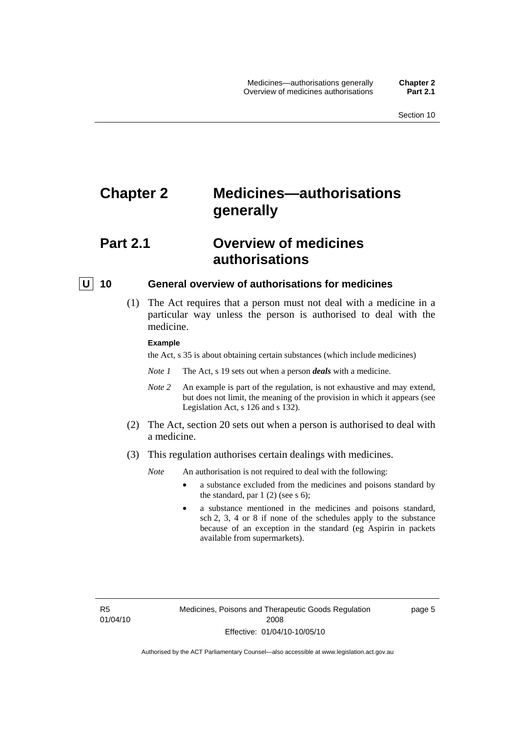# Chapter 2 Medicines—authorisations generally

## Part 2.1 Overview of medicines authorisations

### 10 General overview of authorisations for medicines

(1) The Act requires that a person must not deal with a medicine in a particular way unless the person is authorised to deal with the medicine.

**Example**

the Act, s 35 is about obtaining certain substances (which include medicines)

*Note 1* The Act, s 19 sets out when a person ***deals*** with a medicine.

*Note 2* An example is part of the regulation, is not exhaustive and may extend, but does not limit, the meaning of the provision in which it appears (see Legislation Act, s 126 and s 132).

(2) The Act, section 20 sets out when a person is authorised to deal with a medicine.

(3) This regulation authorises certain dealings with medicines.

*Note* An authorisation is not required to deal with the following:

- a substance excluded from the medicines and poisons standard by the standard, par 1 (2) (see s 6);
- a substance mentioned in the medicines and poisons standard, sch 2, 3, 4 or 8 if none of the schedules apply to the substance because of an exception in the standard (eg Aspirin in packets available from supermarkets).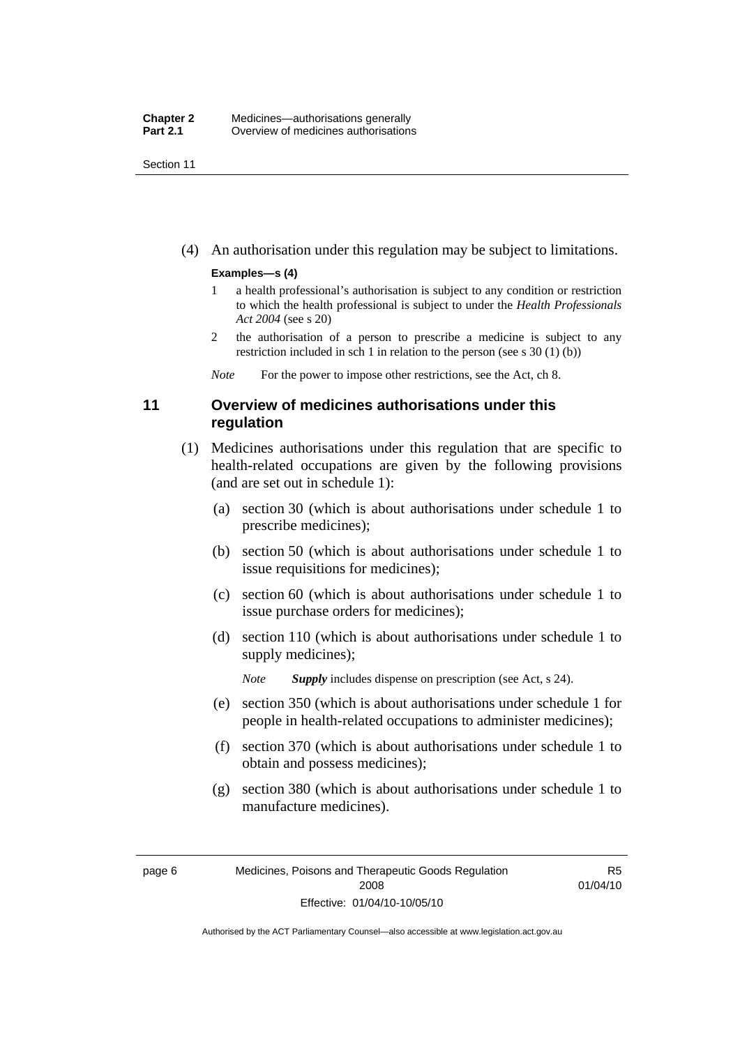(4) An authorisation under this regulation may be subject to limitations.

**Examples—s (4)**

1 a health professional's authorisation is subject to any condition or restriction to which the health professional is subject to under the *Health Professionals Act 2004* (see s 20)

2 the authorisation of a person to prescribe a medicine is subject to any restriction included in sch 1 in relation to the person (see s 30 (1) (b))

*Note* For the power to impose other restrictions, see the Act, ch 8.

### 11 Overview of medicines authorisations under this regulation

(1) Medicines authorisations under this regulation that are specific to health-related occupations are given by the following provisions (and are set out in schedule 1):

(a) section 30 (which is about authorisations under schedule 1 to prescribe medicines);

(b) section 50 (which is about authorisations under schedule 1 to issue requisitions for medicines);

(c) section 60 (which is about authorisations under schedule 1 to issue purchase orders for medicines);

(d) section 110 (which is about authorisations under schedule 1 to supply medicines);

*Note* ***Supply*** includes dispense on prescription (see Act, s 24).

(e) section 350 (which is about authorisations under schedule 1 for people in health-related occupations to administer medicines);

(f) section 370 (which is about authorisations under schedule 1 to obtain and possess medicines);

(g) section 380 (which is about authorisations under schedule 1 to manufacture medicines).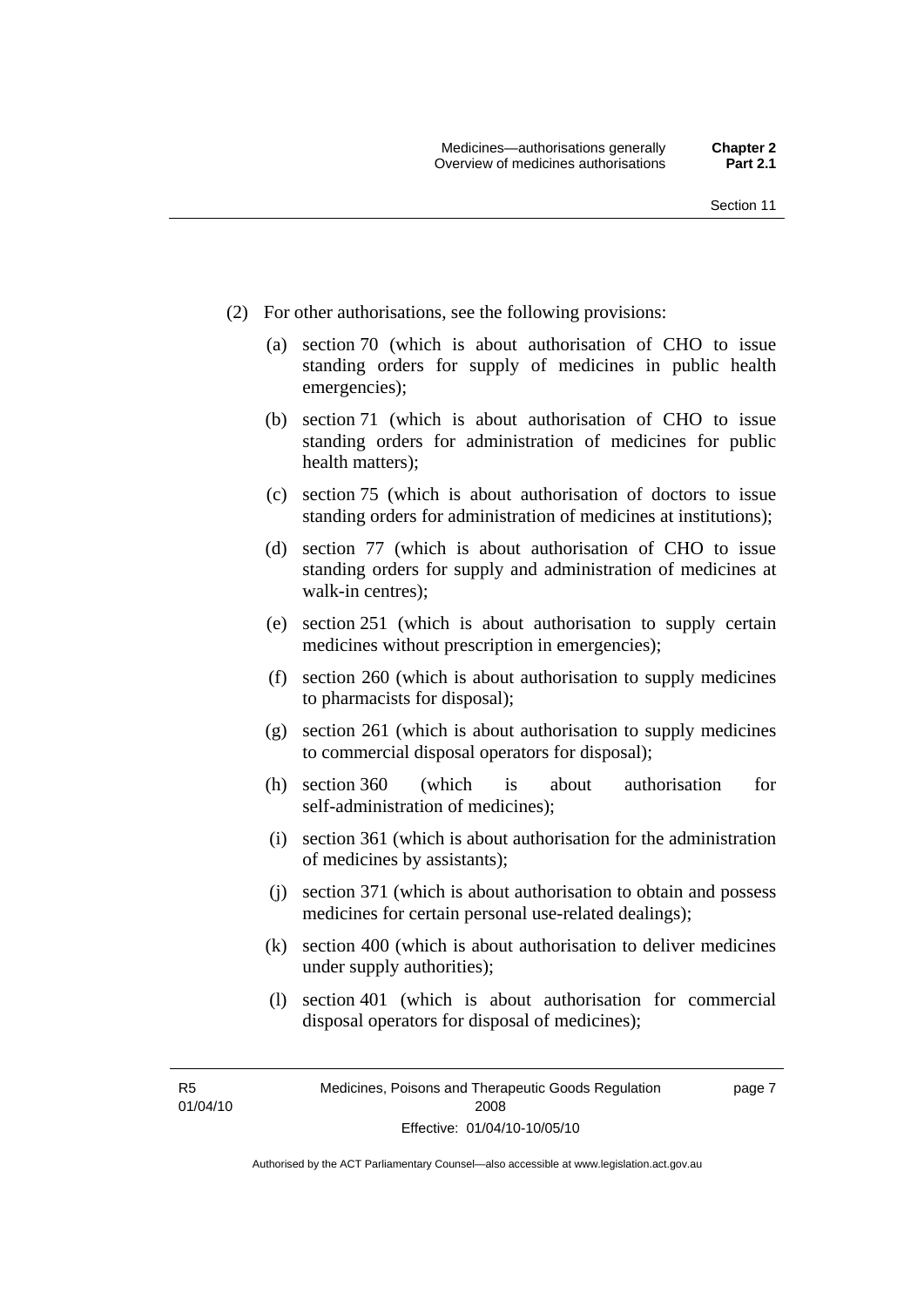(2) For other authorisations, see the following provisions:

(a) section 70 (which is about authorisation of CHO to issue standing orders for supply of medicines in public health emergencies);

(b) section 71 (which is about authorisation of CHO to issue standing orders for administration of medicines for public health matters);

(c) section 75 (which is about authorisation of doctors to issue standing orders for administration of medicines at institutions);

(d) section 77 (which is about authorisation of CHO to issue standing orders for supply and administration of medicines at walk-in centres);

(e) section 251 (which is about authorisation to supply certain medicines without prescription in emergencies);

(f) section 260 (which is about authorisation to supply medicines to pharmacists for disposal);

(g) section 261 (which is about authorisation to supply medicines to commercial disposal operators for disposal);

(h) section 360 (which is about authorisation for self-administration of medicines);

(i) section 361 (which is about authorisation for the administration of medicines by assistants);

(j) section 371 (which is about authorisation to obtain and possess medicines for certain personal use-related dealings);

(k) section 400 (which is about authorisation to deliver medicines under supply authorities);

(l) section 401 (which is about authorisation for commercial disposal operators for disposal of medicines);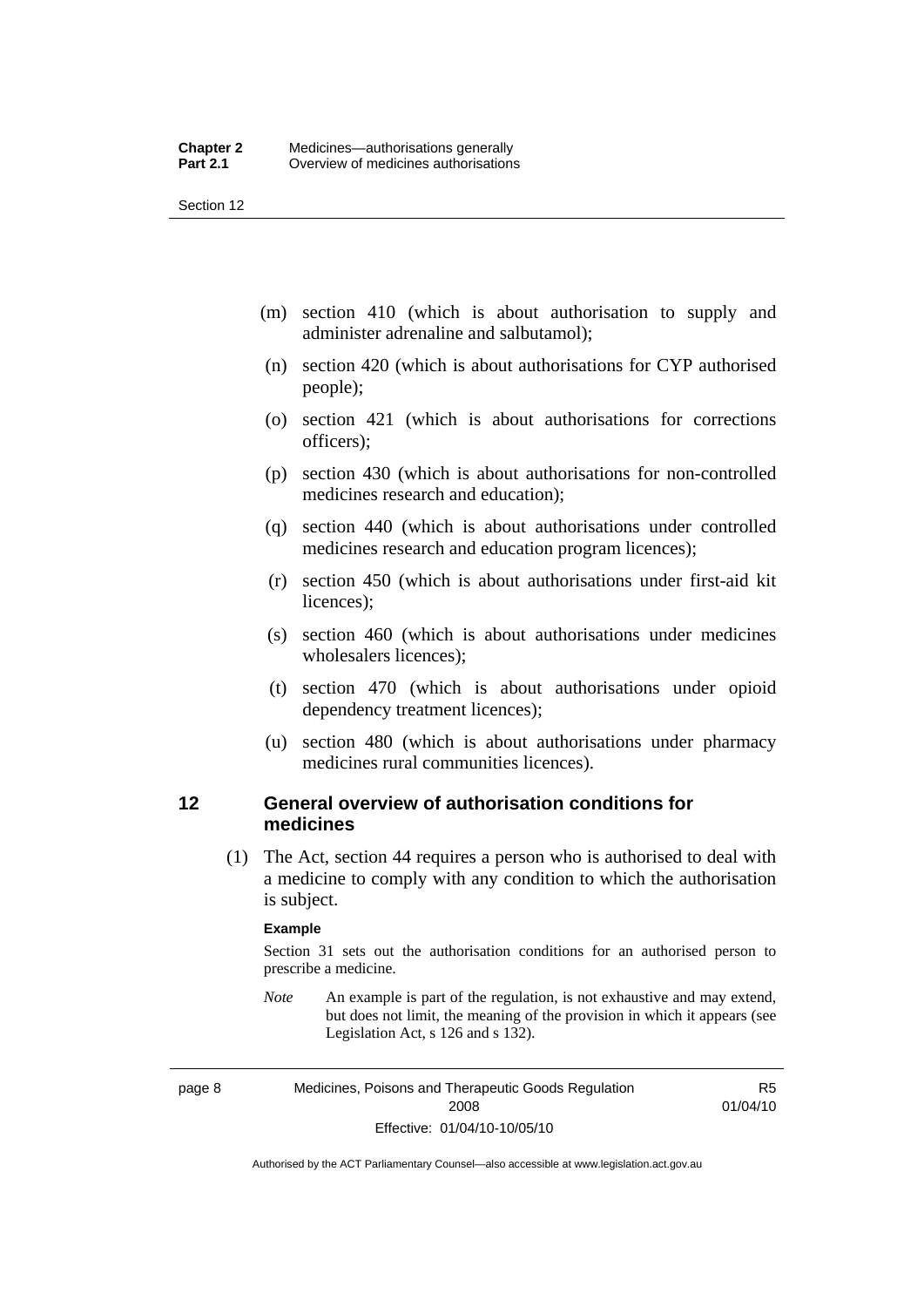(m) section 410 (which is about authorisation to supply and administer adrenaline and salbutamol);

(n) section 420 (which is about authorisations for CYP authorised people);

(o) section 421 (which is about authorisations for corrections officers);

(p) section 430 (which is about authorisations for non-controlled medicines research and education);

(q) section 440 (which is about authorisations under controlled medicines research and education program licences);

(r) section 450 (which is about authorisations under first-aid kit licences);

(s) section 460 (which is about authorisations under medicines wholesalers licences);

(t) section 470 (which is about authorisations under opioid dependency treatment licences);

(u) section 480 (which is about authorisations under pharmacy medicines rural communities licences).

## 12 General overview of authorisation conditions for medicines

(1) The Act, section 44 requires a person who is authorised to deal with a medicine to comply with any condition to which the authorisation is subject.

**Example**

Section 31 sets out the authorisation conditions for an authorised person to prescribe a medicine.

*Note* An example is part of the regulation, is not exhaustive and may extend, but does not limit, the meaning of the provision in which it appears (see Legislation Act, s 126 and s 132).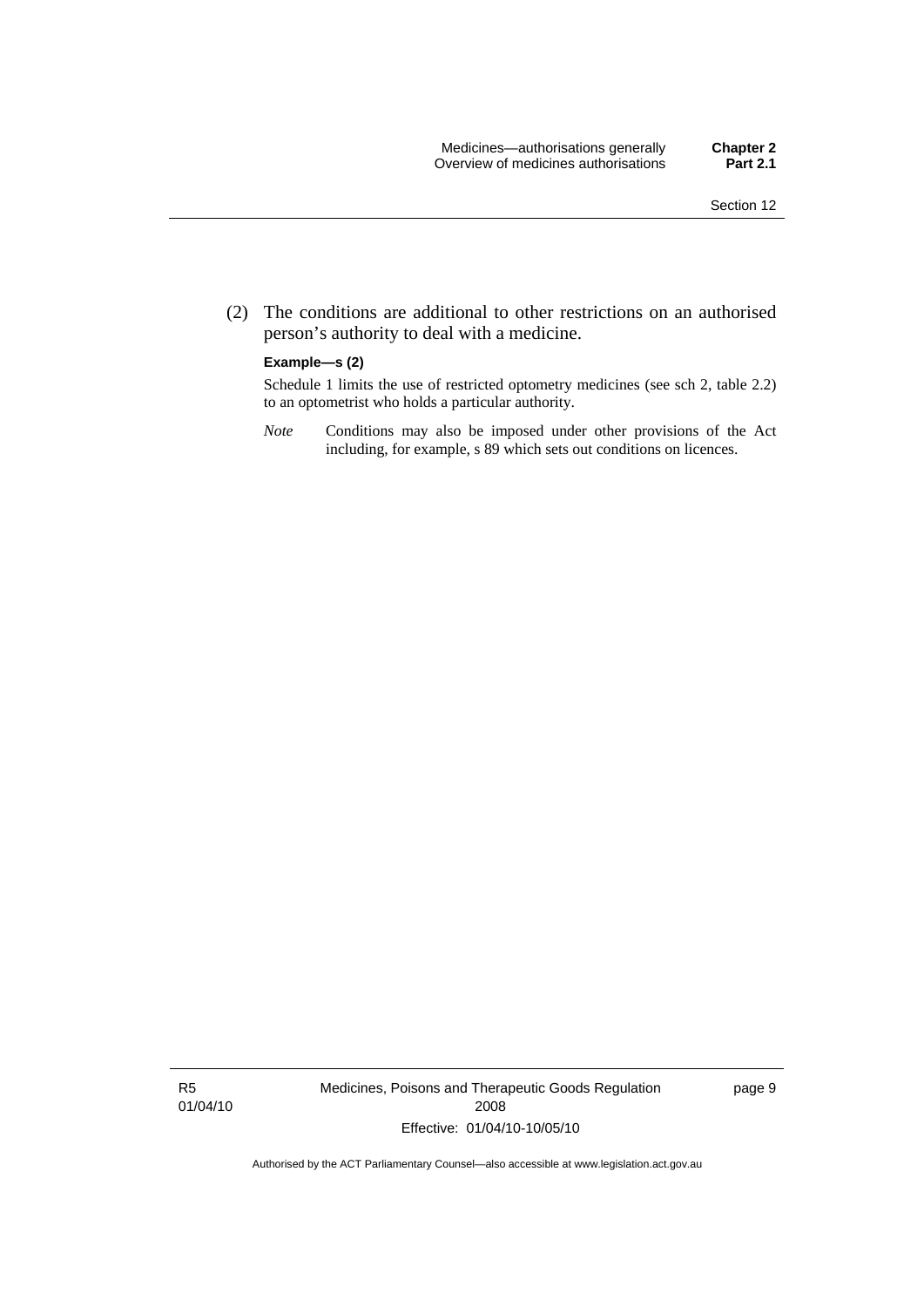(2) The conditions are additional to other restrictions on an authorised person's authority to deal with a medicine.

**Example—s (2)**

Schedule 1 limits the use of restricted optometry medicines (see sch 2, table 2.2) to an optometrist who holds a particular authority.

*Note* Conditions may also be imposed under other provisions of the Act including, for example, s 89 which sets out conditions on licences.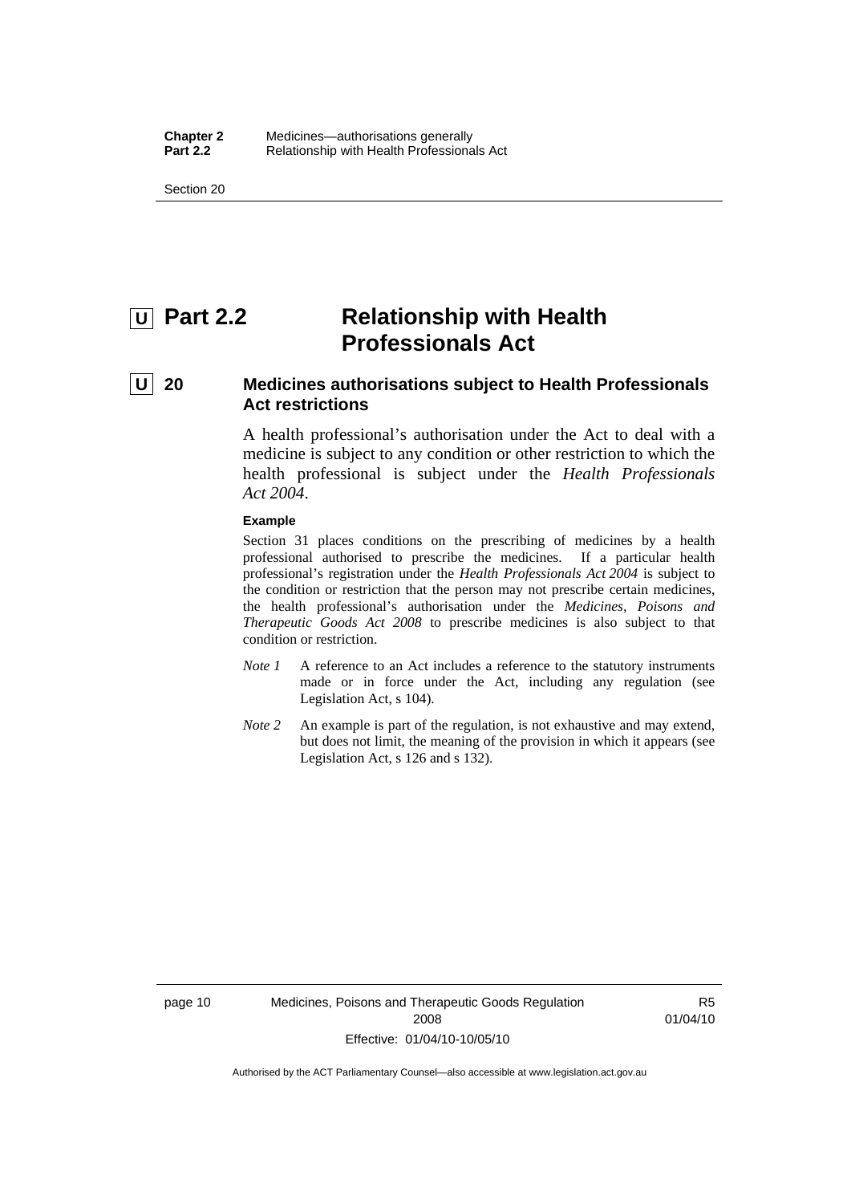# Part 2.2 Relationship with Health Professionals Act

## 20 Medicines authorisations subject to Health Professionals Act restrictions

A health professional's authorisation under the Act to deal with a medicine is subject to any condition or other restriction to which the health professional is subject under the *Health Professionals Act 2004*.

**Example**

Section 31 places conditions on the prescribing of medicines by a health professional authorised to prescribe the medicines. If a particular health professional's registration under the *Health Professionals Act 2004* is subject to the condition or restriction that the person may not prescribe certain medicines, the health professional's authorisation under the *Medicines, Poisons and Therapeutic Goods Act 2008* to prescribe medicines is also subject to that condition or restriction.

*Note 1* A reference to an Act includes a reference to the statutory instruments made or in force under the Act, including any regulation (see Legislation Act, s 104).

*Note 2* An example is part of the regulation, is not exhaustive and may extend, but does not limit, the meaning of the provision in which it appears (see Legislation Act, s 126 and s 132).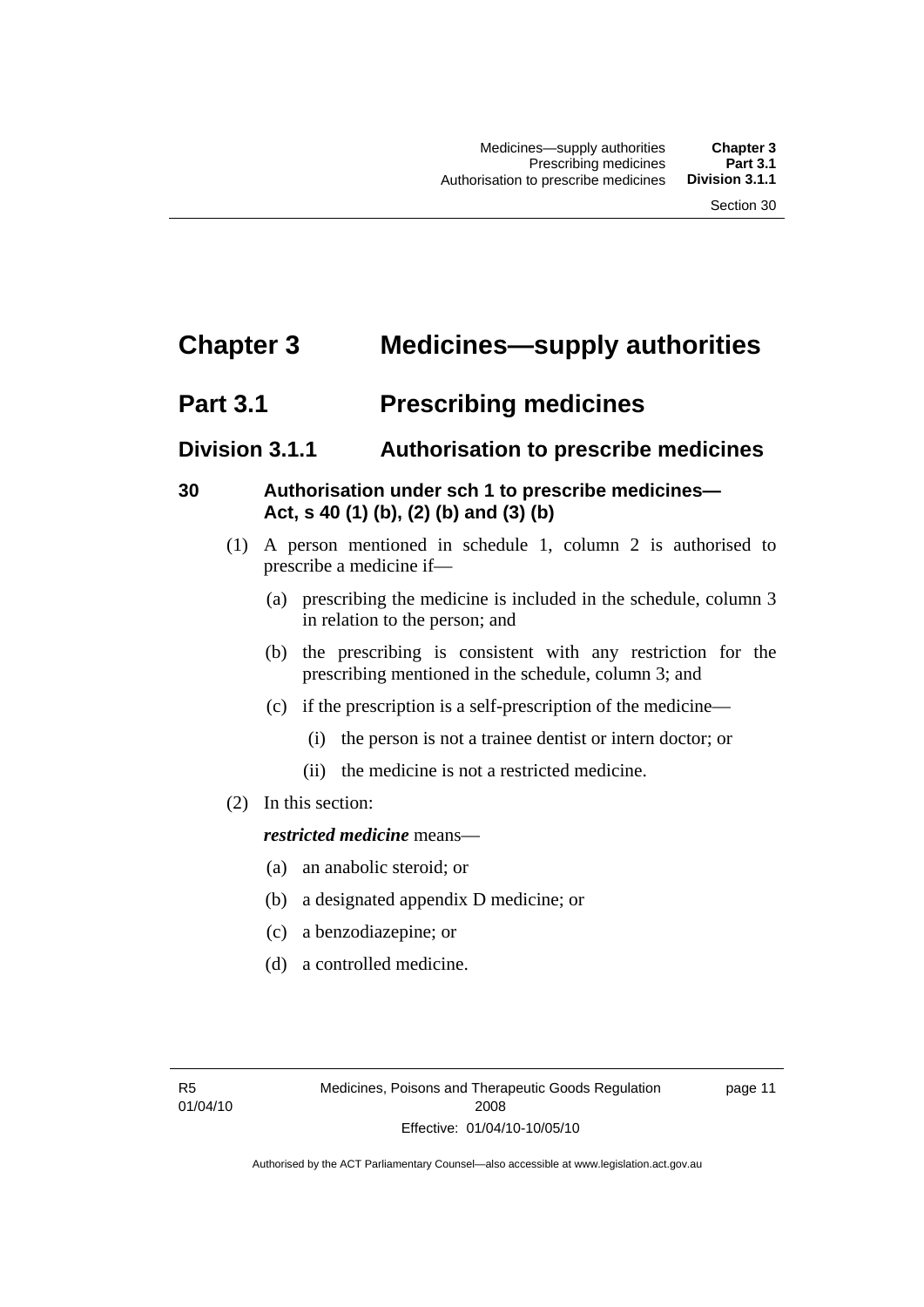# Chapter 3 Medicines—supply authorities

## Part 3.1 Prescribing medicines

### Division 3.1.1 Authorisation to prescribe medicines

#### 30 Authorisation under sch 1 to prescribe medicines—Act, s 40 (1) (b), (2) (b) and (3) (b)

(1) A person mentioned in schedule 1, column 2 is authorised to prescribe a medicine if—

(a) prescribing the medicine is included in the schedule, column 3 in relation to the person; and

(b) the prescribing is consistent with any restriction for the prescribing mentioned in the schedule, column 3; and

(c) if the prescription is a self-prescription of the medicine—

(i) the person is not a trainee dentist or intern doctor; or

(ii) the medicine is not a restricted medicine.

(2) In this section:

***restricted medicine*** means—

(a) an anabolic steroid; or

(b) a designated appendix D medicine; or

(c) a benzodiazepine; or

(d) a controlled medicine.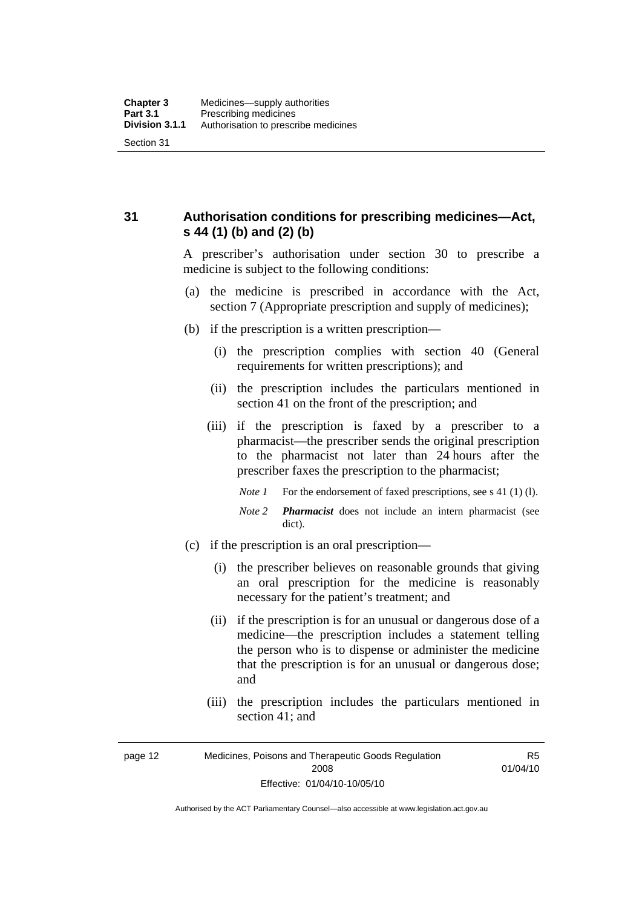## 31 Authorisation conditions for prescribing medicines—Act, s 44 (1) (b) and (2) (b)

A prescriber's authorisation under section 30 to prescribe a medicine is subject to the following conditions:

(a) the medicine is prescribed in accordance with the Act, section 7 (Appropriate prescription and supply of medicines);

(b) if the prescription is a written prescription—

(i) the prescription complies with section 40 (General requirements for written prescriptions); and

(ii) the prescription includes the particulars mentioned in section 41 on the front of the prescription; and

(iii) if the prescription is faxed by a prescriber to a pharmacist—the prescriber sends the original prescription to the pharmacist not later than 24 hours after the prescriber faxes the prescription to the pharmacist;

*Note 1* For the endorsement of faxed prescriptions, see s 41 (1) (l).

*Note 2* ***Pharmacist*** does not include an intern pharmacist (see dict).

(c) if the prescription is an oral prescription—

(i) the prescriber believes on reasonable grounds that giving an oral prescription for the medicine is reasonably necessary for the patient's treatment; and

(ii) if the prescription is for an unusual or dangerous dose of a medicine—the prescription includes a statement telling the person who is to dispense or administer the medicine that the prescription is for an unusual or dangerous dose; and

(iii) the prescription includes the particulars mentioned in section 41; and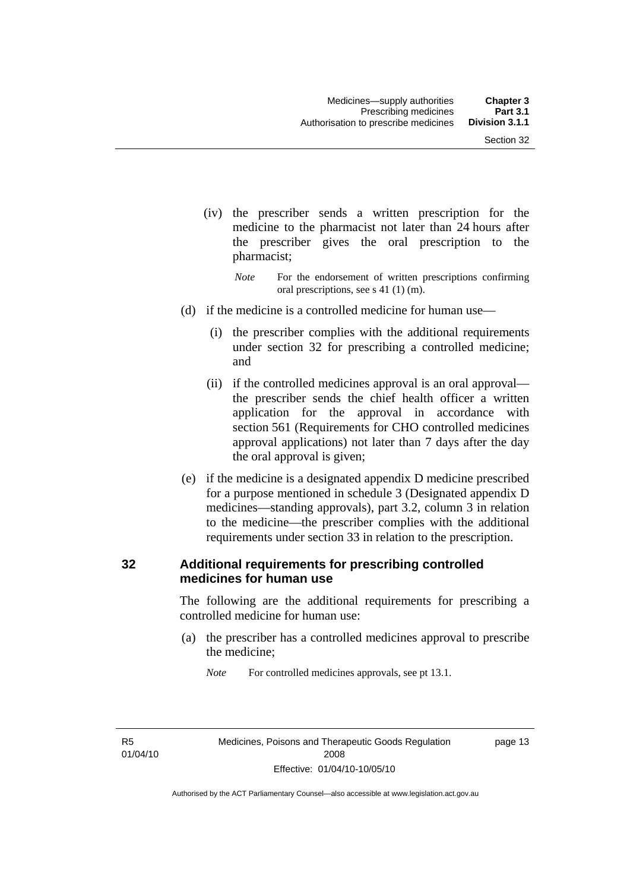(iv) the prescriber sends a written prescription for the medicine to the pharmacist not later than 24 hours after the prescriber gives the oral prescription to the pharmacist;

*Note* For the endorsement of written prescriptions confirming oral prescriptions, see s 41 (1) (m).

(d) if the medicine is a controlled medicine for human use—

(i) the prescriber complies with the additional requirements under section 32 for prescribing a controlled medicine; and

(ii) if the controlled medicines approval is an oral approval—the prescriber sends the chief health officer a written application for the approval in accordance with section 561 (Requirements for CHO controlled medicines approval applications) not later than 7 days after the day the oral approval is given;

(e) if the medicine is a designated appendix D medicine prescribed for a purpose mentioned in schedule 3 (Designated appendix D medicines—standing approvals), part 3.2, column 3 in relation to the medicine—the prescriber complies with the additional requirements under section 33 in relation to the prescription.

### 32 Additional requirements for prescribing controlled medicines for human use

The following are the additional requirements for prescribing a controlled medicine for human use:

(a) the prescriber has a controlled medicines approval to prescribe the medicine;

*Note* For controlled medicines approvals, see pt 13.1.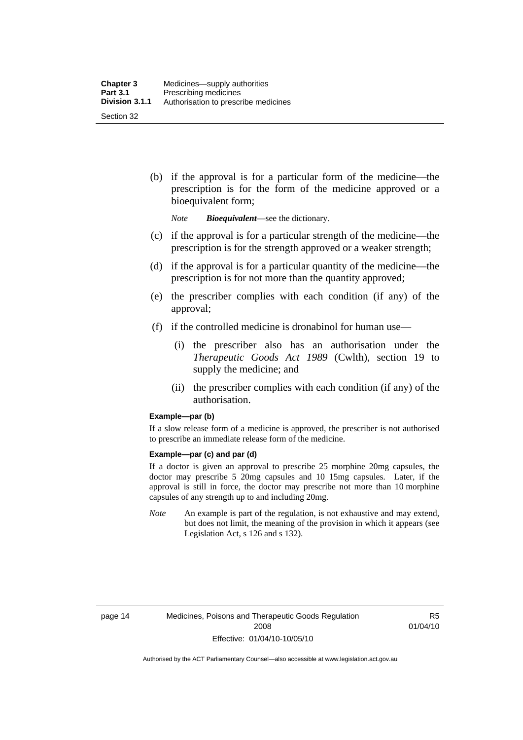(b) if the approval is for a particular form of the medicine—the prescription is for the form of the medicine approved or a bioequivalent form;

*Note* ***Bioequivalent***—see the dictionary.

(c) if the approval is for a particular strength of the medicine—the prescription is for the strength approved or a weaker strength;

(d) if the approval is for a particular quantity of the medicine—the prescription is for not more than the quantity approved;

(e) the prescriber complies with each condition (if any) of the approval;

(f) if the controlled medicine is dronabinol for human use—

(i) the prescriber also has an authorisation under the *Therapeutic Goods Act 1989* (Cwlth), section 19 to supply the medicine; and

(ii) the prescriber complies with each condition (if any) of the authorisation.

**Example—par (b)**

If a slow release form of a medicine is approved, the prescriber is not authorised to prescribe an immediate release form of the medicine.

**Example—par (c) and par (d)**

If a doctor is given an approval to prescribe 25 morphine 20mg capsules, the doctor may prescribe 5 20mg capsules and 10 15mg capsules. Later, if the approval is still in force, the doctor may prescribe not more than 10 morphine capsules of any strength up to and including 20mg.

*Note* An example is part of the regulation, is not exhaustive and may extend, but does not limit, the meaning of the provision in which it appears (see Legislation Act, s 126 and s 132).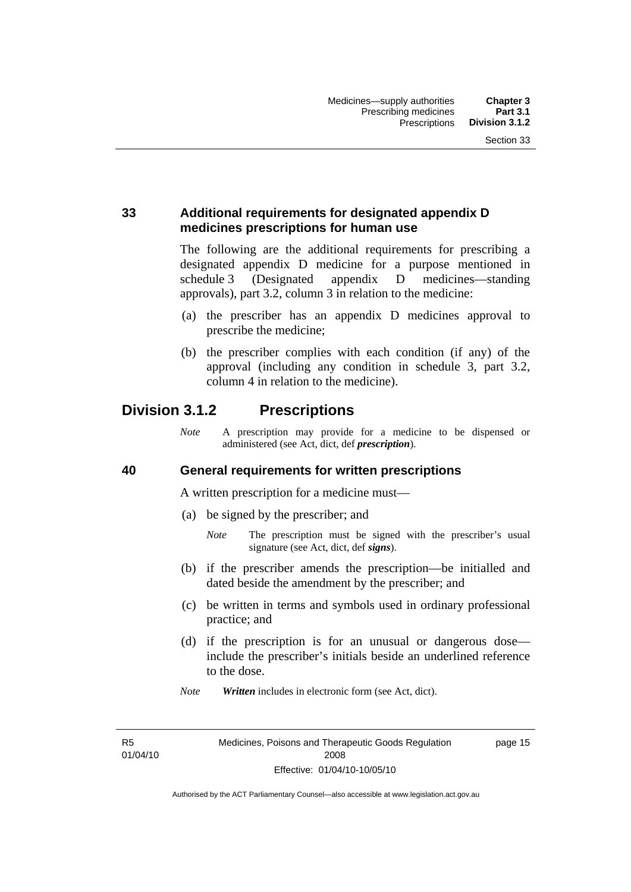### 33 Additional requirements for designated appendix D medicines prescriptions for human use

The following are the additional requirements for prescribing a designated appendix D medicine for a purpose mentioned in schedule 3 (Designated appendix D medicines—standing approvals), part 3.2, column 3 in relation to the medicine:

(a) the prescriber has an appendix D medicines approval to prescribe the medicine;

(b) the prescriber complies with each condition (if any) of the approval (including any condition in schedule 3, part 3.2, column 4 in relation to the medicine).

## Division 3.1.2 Prescriptions

*Note* A prescription may provide for a medicine to be dispensed or administered (see Act, dict, def ***prescription***).

### 40 General requirements for written prescriptions

A written prescription for a medicine must—

(a) be signed by the prescriber; and

*Note* The prescription must be signed with the prescriber's usual signature (see Act, dict, def ***signs***).

(b) if the prescriber amends the prescription—be initialled and dated beside the amendment by the prescriber; and

(c) be written in terms and symbols used in ordinary professional practice; and

(d) if the prescription is for an unusual or dangerous dose—include the prescriber's initials beside an underlined reference to the dose.

*Note* ***Written*** includes in electronic form (see Act, dict).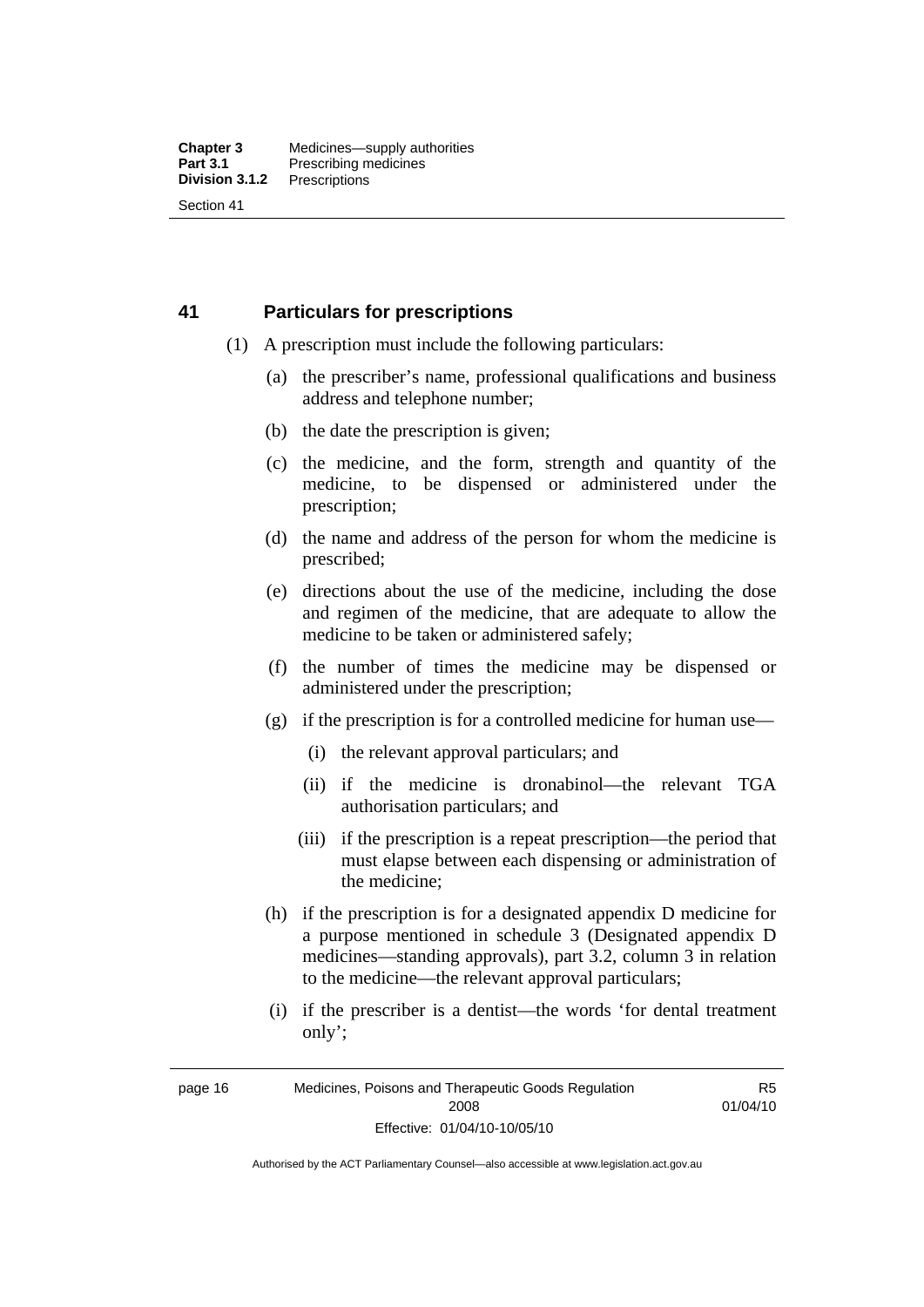## 41 Particulars for prescriptions

(1) A prescription must include the following particulars:

(a) the prescriber's name, professional qualifications and business address and telephone number;

(b) the date the prescription is given;

(c) the medicine, and the form, strength and quantity of the medicine, to be dispensed or administered under the prescription;

(d) the name and address of the person for whom the medicine is prescribed;

(e) directions about the use of the medicine, including the dose and regimen of the medicine, that are adequate to allow the medicine to be taken or administered safely;

(f) the number of times the medicine may be dispensed or administered under the prescription;

(g) if the prescription is for a controlled medicine for human use—

(i) the relevant approval particulars; and

(ii) if the medicine is dronabinol—the relevant TGA authorisation particulars; and

(iii) if the prescription is a repeat prescription—the period that must elapse between each dispensing or administration of the medicine;

(h) if the prescription is for a designated appendix D medicine for a purpose mentioned in schedule 3 (Designated appendix D medicines—standing approvals), part 3.2, column 3 in relation to the medicine—the relevant approval particulars;

(i) if the prescriber is a dentist—the words 'for dental treatment only';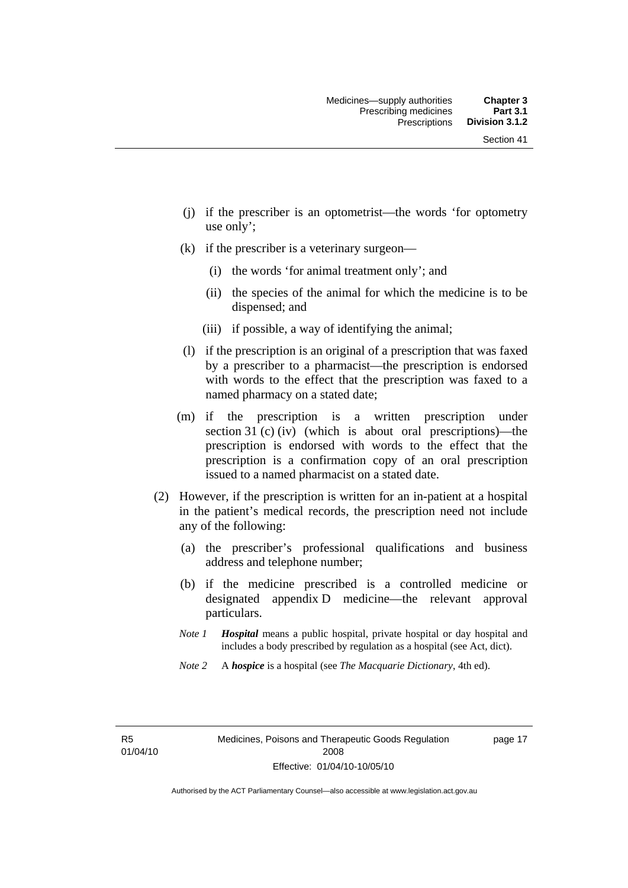(j) if the prescriber is an optometrist—the words 'for optometry use only';

(k) if the prescriber is a veterinary surgeon—

  (i) the words 'for animal treatment only'; and

  (ii) the species of the animal for which the medicine is to be dispensed; and

  (iii) if possible, a way of identifying the animal;

(l) if the prescription is an original of a prescription that was faxed by a prescriber to a pharmacist—the prescription is endorsed with words to the effect that the prescription was faxed to a named pharmacy on a stated date;

(m) if the prescription is a written prescription under section 31 (c) (iv) (which is about oral prescriptions)—the prescription is endorsed with words to the effect that the prescription is a confirmation copy of an oral prescription issued to a named pharmacist on a stated date.

(2) However, if the prescription is written for an in-patient at a hospital in the patient's medical records, the prescription need not include any of the following:

  (a) the prescriber's professional qualifications and business address and telephone number;

  (b) if the medicine prescribed is a controlled medicine or designated appendix D medicine—the relevant approval particulars.

*Note 1* ***Hospital*** means a public hospital, private hospital or day hospital and includes a body prescribed by regulation as a hospital (see Act, dict).

*Note 2* A ***hospice*** is a hospital (see *The Macquarie Dictionary*, 4th ed).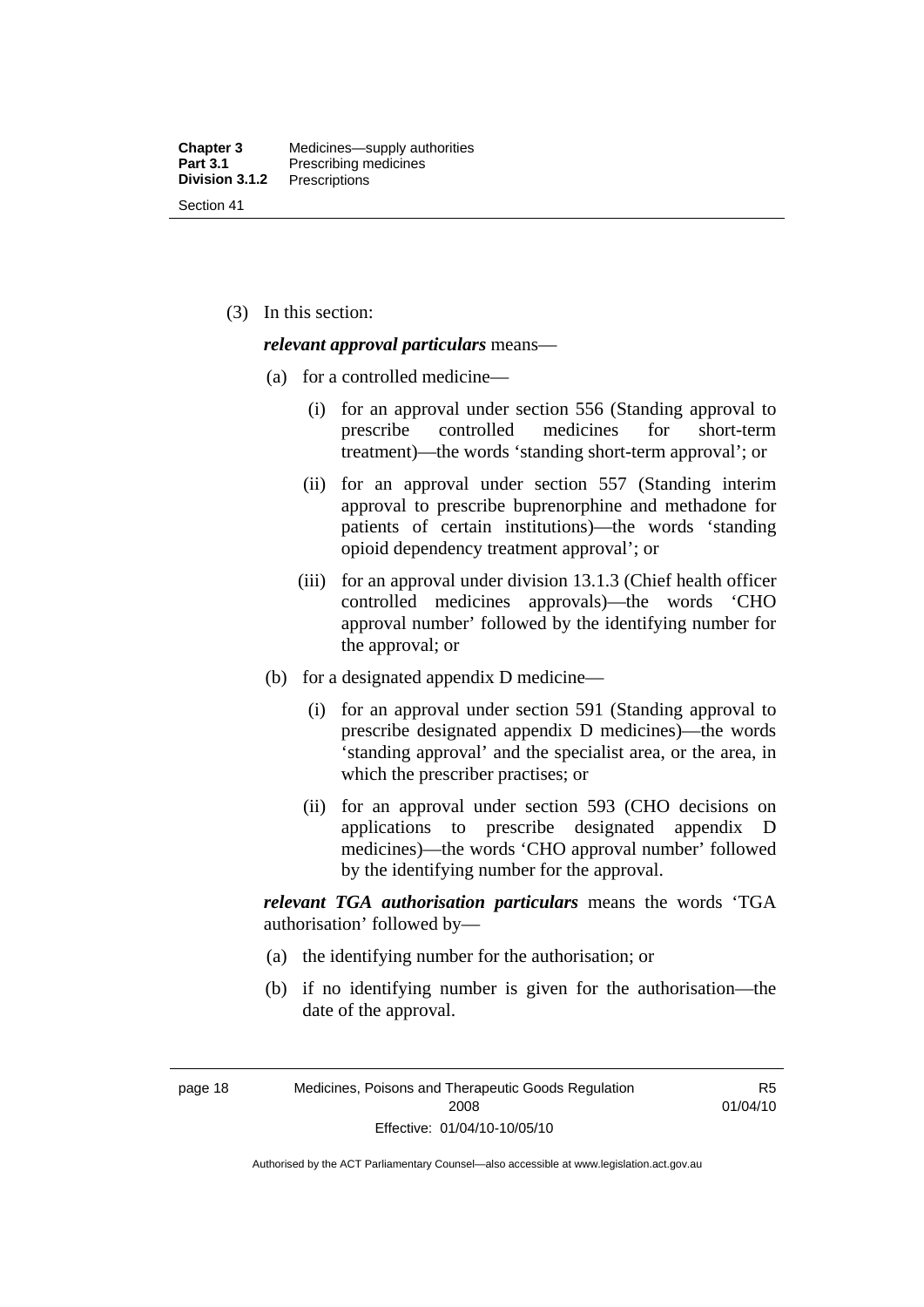(3) In this section:

***relevant approval particulars*** means—

(a) for a controlled medicine—

(i) for an approval under section 556 (Standing approval to prescribe controlled medicines for short-term treatment)—the words 'standing short-term approval'; or

(ii) for an approval under section 557 (Standing interim approval to prescribe buprenorphine and methadone for patients of certain institutions)—the words 'standing opioid dependency treatment approval'; or

(iii) for an approval under division 13.1.3 (Chief health officer controlled medicines approvals)—the words 'CHO approval number' followed by the identifying number for the approval; or

(b) for a designated appendix D medicine—

(i) for an approval under section 591 (Standing approval to prescribe designated appendix D medicines)—the words 'standing approval' and the specialist area, or the area, in which the prescriber practises; or

(ii) for an approval under section 593 (CHO decisions on applications to prescribe designated appendix D medicines)—the words 'CHO approval number' followed by the identifying number for the approval.

***relevant TGA authorisation particulars*** means the words 'TGA authorisation' followed by—

(a) the identifying number for the authorisation; or

(b) if no identifying number is given for the authorisation—the date of the approval.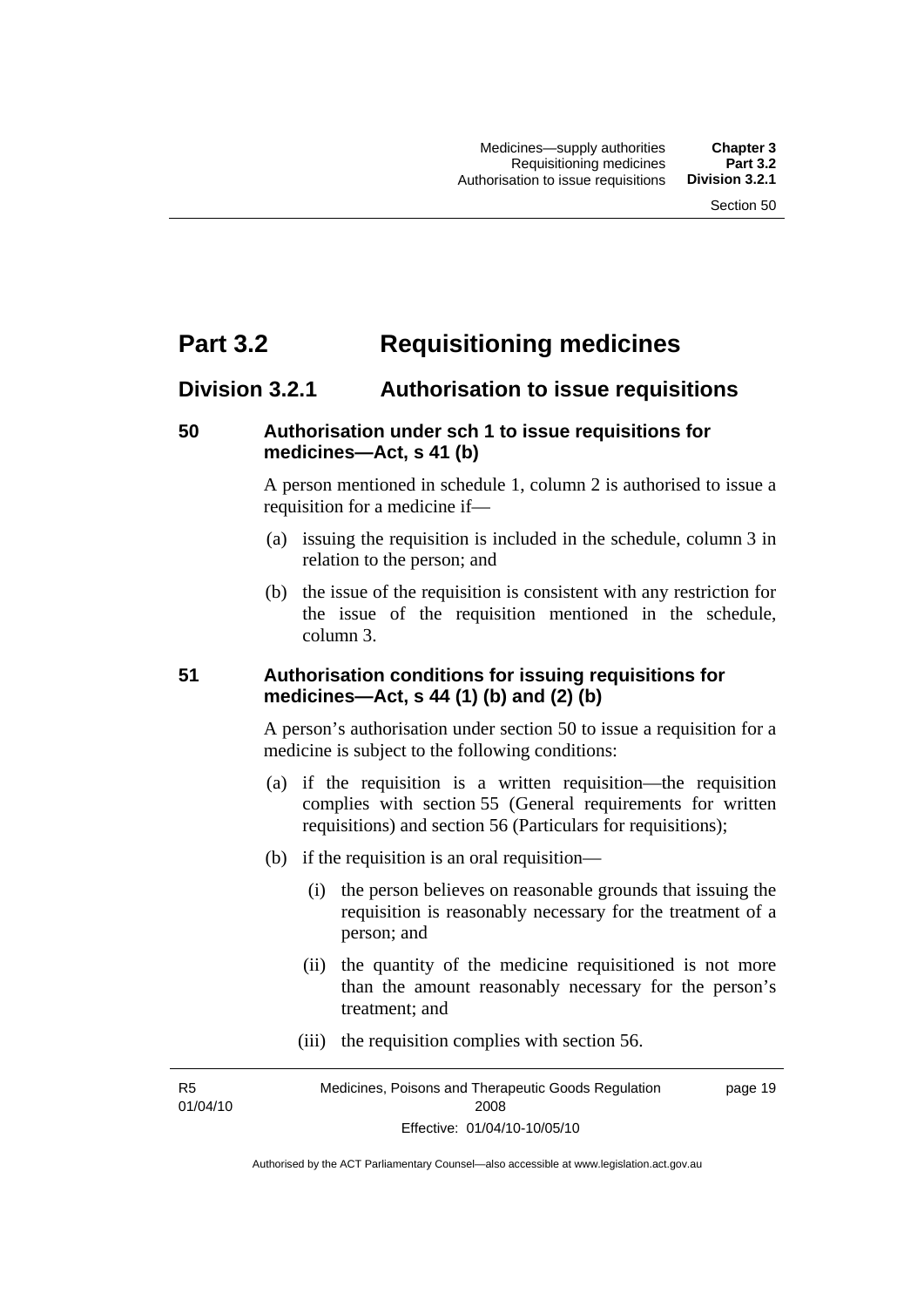# Part 3.2 Requisitioning medicines

## Division 3.2.1 Authorisation to issue requisitions

### 50 Authorisation under sch 1 to issue requisitions for medicines—Act, s 41 (b)

A person mentioned in schedule 1, column 2 is authorised to issue a requisition for a medicine if—

(a) issuing the requisition is included in the schedule, column 3 in relation to the person; and

(b) the issue of the requisition is consistent with any restriction for the issue of the requisition mentioned in the schedule, column 3.

### 51 Authorisation conditions for issuing requisitions for medicines—Act, s 44 (1) (b) and (2) (b)

A person's authorisation under section 50 to issue a requisition for a medicine is subject to the following conditions:

(a) if the requisition is a written requisition—the requisition complies with section 55 (General requirements for written requisitions) and section 56 (Particulars for requisitions);

(b) if the requisition is an oral requisition—

(i) the person believes on reasonable grounds that issuing the requisition is reasonably necessary for the treatment of a person; and

(ii) the quantity of the medicine requisitioned is not more than the amount reasonably necessary for the person's treatment; and

(iii) the requisition complies with section 56.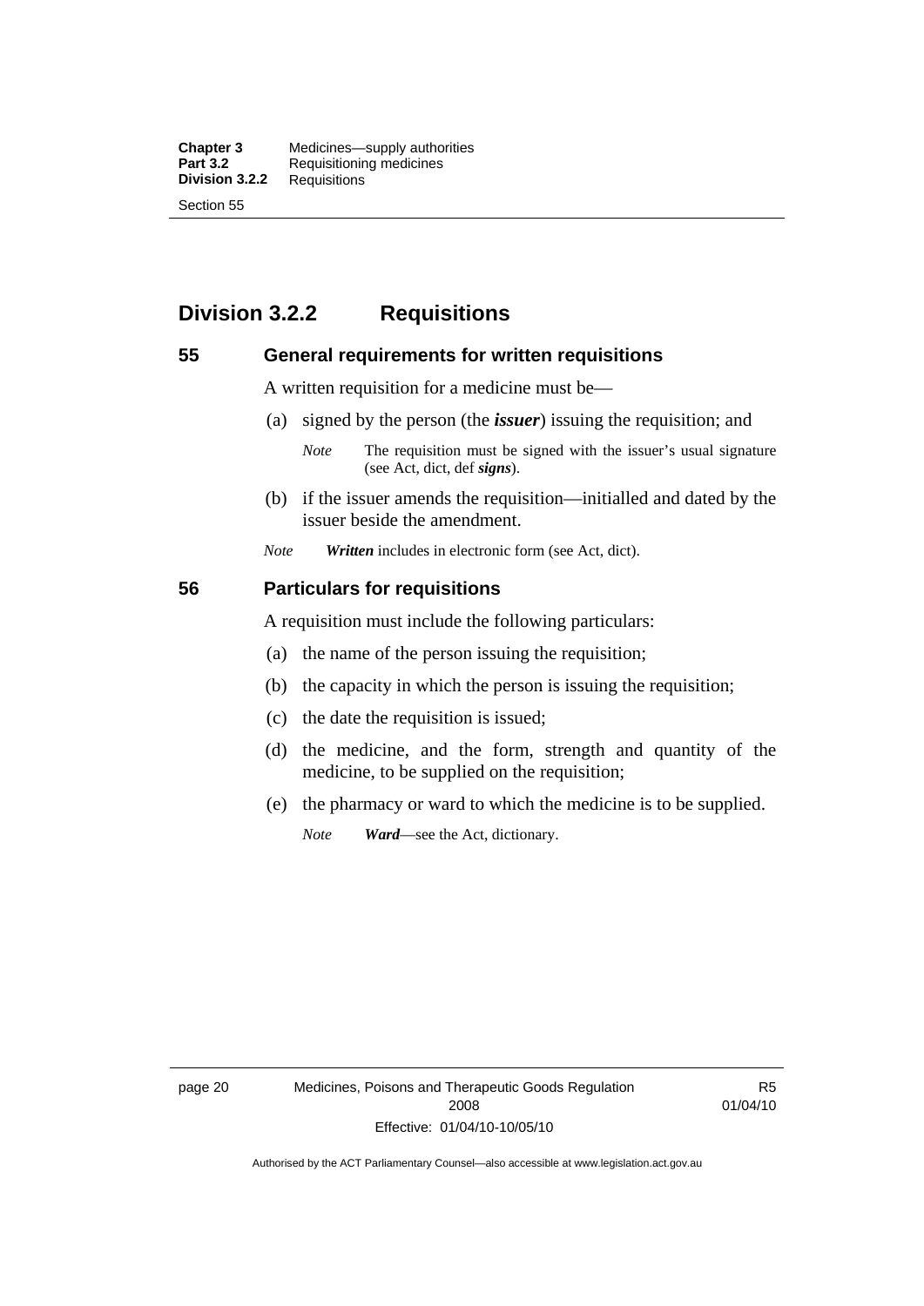## Division 3.2.2 Requisitions

### 55 General requirements for written requisitions

A written requisition for a medicine must be—

(a) signed by the person (the ***issuer***) issuing the requisition; and

*Note* The requisition must be signed with the issuer's usual signature (see Act, dict, def ***signs***).

(b) if the issuer amends the requisition—initialled and dated by the issuer beside the amendment.

*Note* ***Written*** includes in electronic form (see Act, dict).

### 56 Particulars for requisitions

A requisition must include the following particulars:

(a) the name of the person issuing the requisition;

(b) the capacity in which the person is issuing the requisition;

(c) the date the requisition is issued;

(d) the medicine, and the form, strength and quantity of the medicine, to be supplied on the requisition;

(e) the pharmacy or ward to which the medicine is to be supplied.

*Note* ***Ward***—see the Act, dictionary.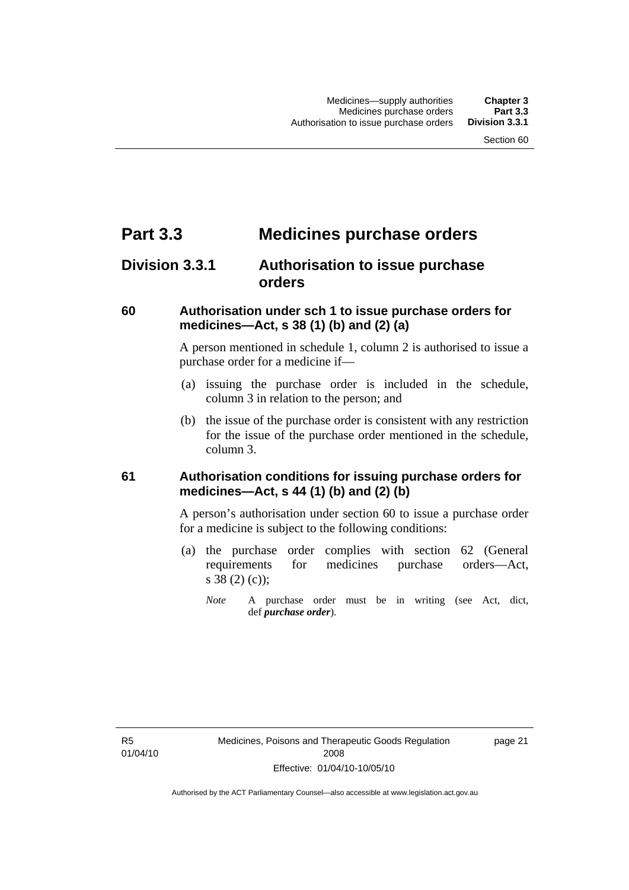# Part 3.3 Medicines purchase orders

## Division 3.3.1 Authorisation to issue purchase orders

### 60 Authorisation under sch 1 to issue purchase orders for medicines—Act, s 38 (1) (b) and (2) (a)

A person mentioned in schedule 1, column 2 is authorised to issue a purchase order for a medicine if—

(a) issuing the purchase order is included in the schedule, column 3 in relation to the person; and

(b) the issue of the purchase order is consistent with any restriction for the issue of the purchase order mentioned in the schedule, column 3.

### 61 Authorisation conditions for issuing purchase orders for medicines—Act, s 44 (1) (b) and (2) (b)

A person's authorisation under section 60 to issue a purchase order for a medicine is subject to the following conditions:

(a) the purchase order complies with section 62 (General requirements for medicines purchase orders—Act, s 38 (2) (c));

*Note* A purchase order must be in writing (see Act, dict, def ***purchase order***).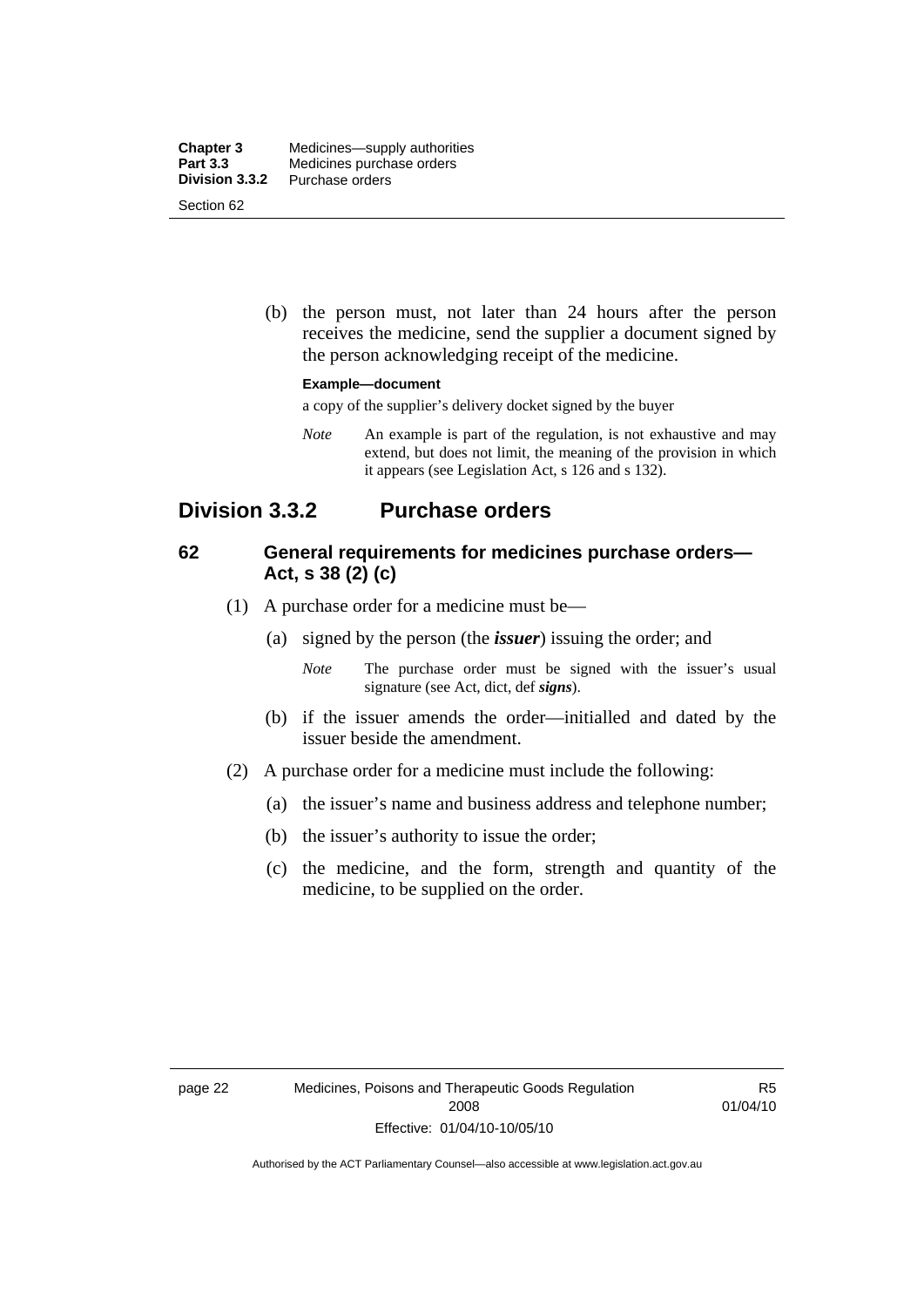(b) the person must, not later than 24 hours after the person receives the medicine, send the supplier a document signed by the person acknowledging receipt of the medicine.

**Example—document**

a copy of the supplier's delivery docket signed by the buyer

*Note* An example is part of the regulation, is not exhaustive and may extend, but does not limit, the meaning of the provision in which it appears (see Legislation Act, s 126 and s 132).

## Division 3.3.2 Purchase orders

### 62 General requirements for medicines purchase orders—Act, s 38 (2) (c)

(1) A purchase order for a medicine must be—

(a) signed by the person (the ***issuer***) issuing the order; and

*Note* The purchase order must be signed with the issuer's usual signature (see Act, dict, def ***signs***).

(b) if the issuer amends the order—initialled and dated by the issuer beside the amendment.

(2) A purchase order for a medicine must include the following:

(a) the issuer's name and business address and telephone number;

(b) the issuer's authority to issue the order;

(c) the medicine, and the form, strength and quantity of the medicine, to be supplied on the order.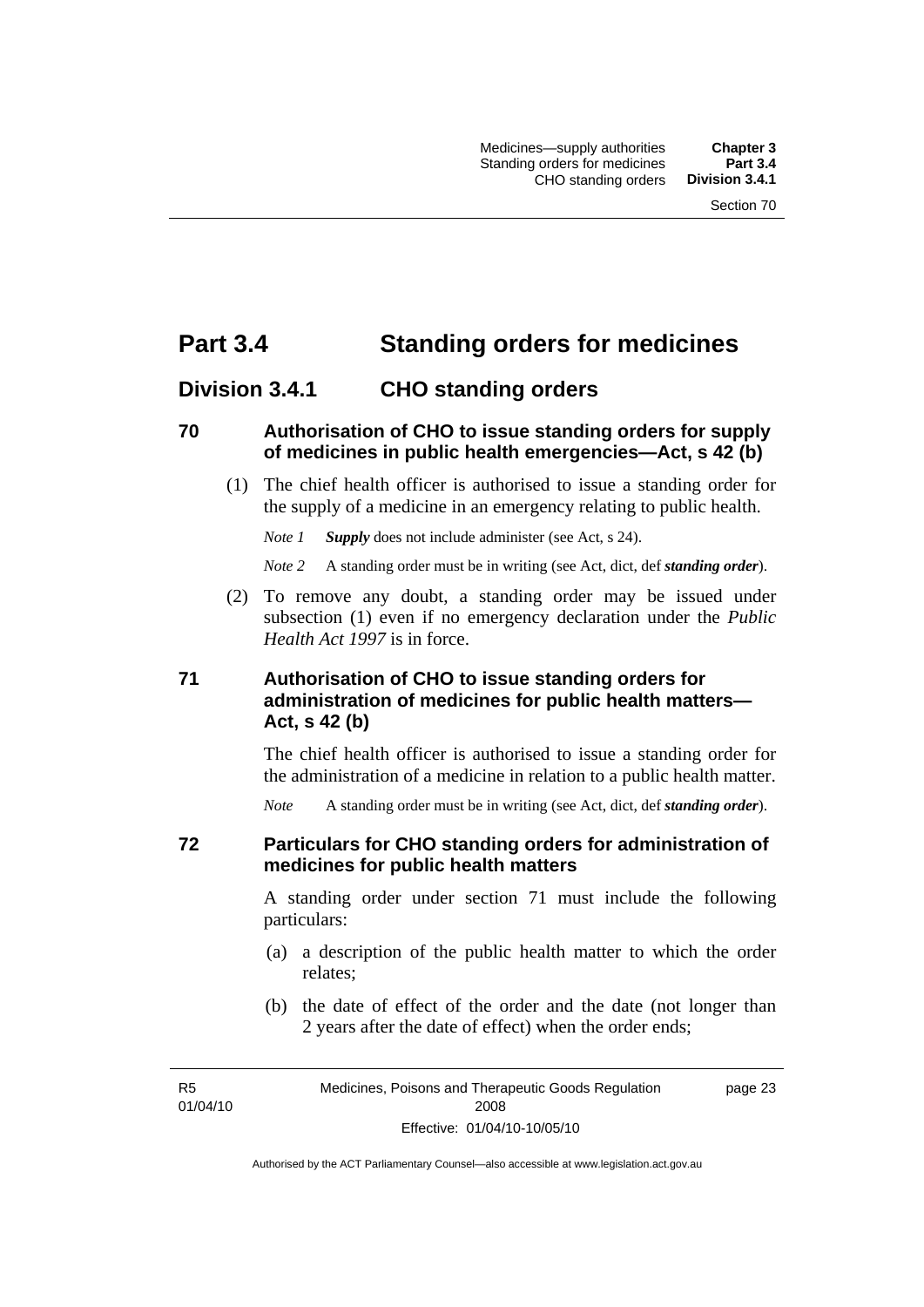# Part 3.4 Standing orders for medicines

## Division 3.4.1 CHO standing orders

### 70 Authorisation of CHO to issue standing orders for supply of medicines in public health emergencies—Act, s 42 (b)

(1) The chief health officer is authorised to issue a standing order for the supply of a medicine in an emergency relating to public health.

*Note 1* ***Supply*** does not include administer (see Act, s 24).

*Note 2* A standing order must be in writing (see Act, dict, def ***standing order***).

(2) To remove any doubt, a standing order may be issued under subsection (1) even if no emergency declaration under the *Public Health Act 1997* is in force.

### 71 Authorisation of CHO to issue standing orders for administration of medicines for public health matters—Act, s 42 (b)

The chief health officer is authorised to issue a standing order for the administration of a medicine in relation to a public health matter.

*Note* A standing order must be in writing (see Act, dict, def ***standing order***).

### 72 Particulars for CHO standing orders for administration of medicines for public health matters

A standing order under section 71 must include the following particulars:

(a) a description of the public health matter to which the order relates;

(b) the date of effect of the order and the date (not longer than 2 years after the date of effect) when the order ends;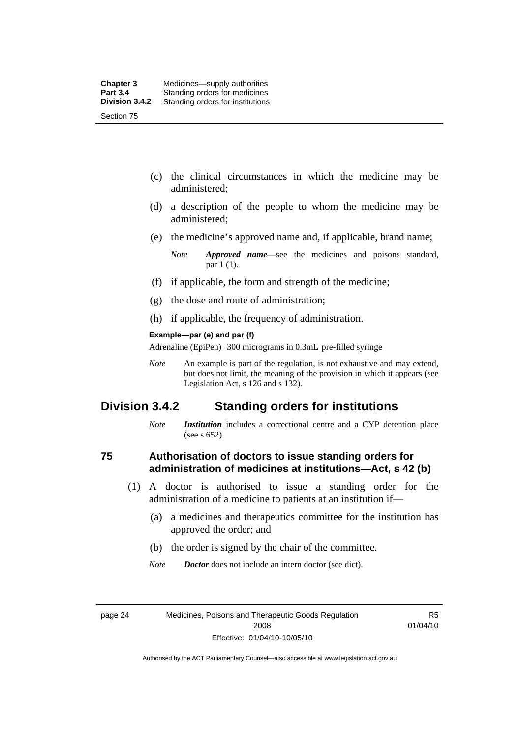(c) the clinical circumstances in which the medicine may be administered;

(d) a description of the people to whom the medicine may be administered;

(e) the medicine's approved name and, if applicable, brand name;

*Note* ***Approved name***—see the medicines and poisons standard, par 1 (1).

(f) if applicable, the form and strength of the medicine;

(g) the dose and route of administration;

(h) if applicable, the frequency of administration.

**Example—par (e) and par (f)**

Adrenaline (EpiPen) 300 micrograms in 0.3mL pre-filled syringe

*Note* An example is part of the regulation, is not exhaustive and may extend, but does not limit, the meaning of the provision in which it appears (see Legislation Act, s 126 and s 132).

## Division 3.4.2 Standing orders for institutions

*Note* ***Institution*** includes a correctional centre and a CYP detention place (see s 652).

### 75 Authorisation of doctors to issue standing orders for administration of medicines at institutions—Act, s 42 (b)

(1) A doctor is authorised to issue a standing order for the administration of a medicine to patients at an institution if—

(a) a medicines and therapeutics committee for the institution has approved the order; and

(b) the order is signed by the chair of the committee.

*Note* ***Doctor*** does not include an intern doctor (see dict).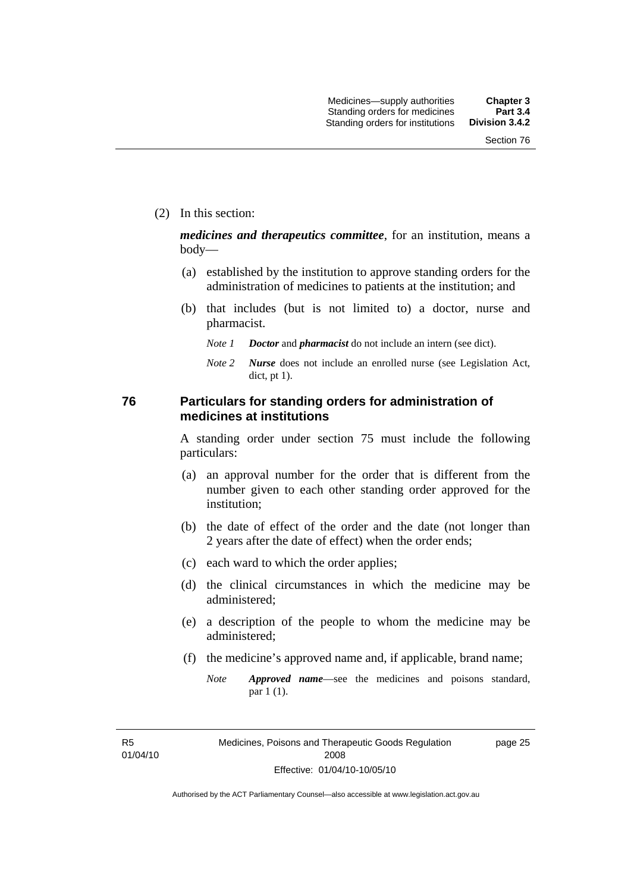(2) In this section:

***medicines and therapeutics committee***, for an institution, means a body—

(a) established by the institution to approve standing orders for the administration of medicines to patients at the institution; and

(b) that includes (but is not limited to) a doctor, nurse and pharmacist.

*Note 1* ***Doctor*** and ***pharmacist*** do not include an intern (see dict).

*Note 2* ***Nurse*** does not include an enrolled nurse (see Legislation Act, dict, pt 1).

## 76 Particulars for standing orders for administration of medicines at institutions

A standing order under section 75 must include the following particulars:

(a) an approval number for the order that is different from the number given to each other standing order approved for the institution;

(b) the date of effect of the order and the date (not longer than 2 years after the date of effect) when the order ends;

(c) each ward to which the order applies;

(d) the clinical circumstances in which the medicine may be administered;

(e) a description of the people to whom the medicine may be administered;

(f) the medicine's approved name and, if applicable, brand name;

*Note* ***Approved name***—see the medicines and poisons standard, par 1 (1).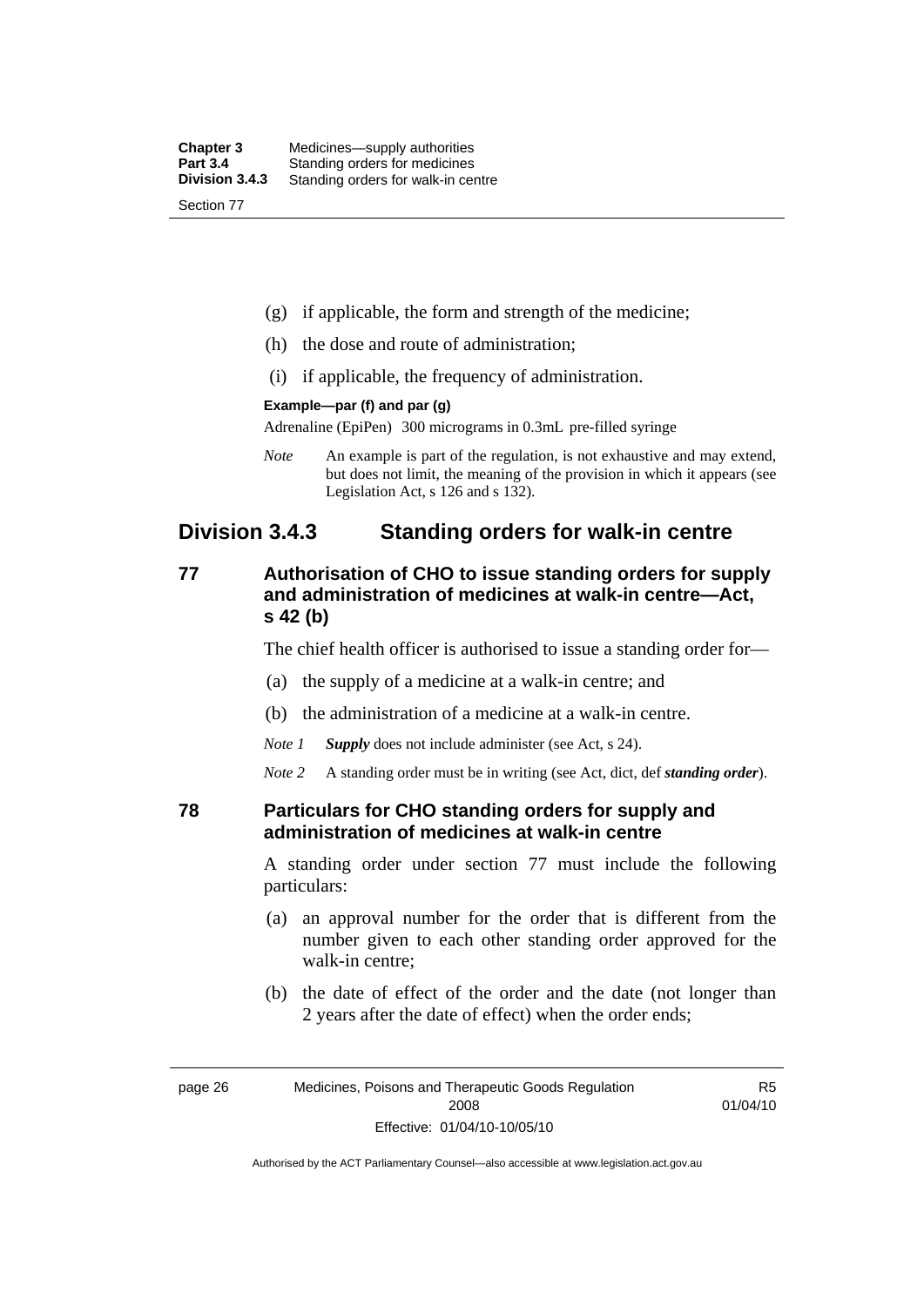(g) if applicable, the form and strength of the medicine;

(h) the dose and route of administration;

(i) if applicable, the frequency of administration.

**Example—par (f) and par (g)**

Adrenaline (EpiPen) 300 micrograms in 0.3mL pre-filled syringe

*Note* An example is part of the regulation, is not exhaustive and may extend, but does not limit, the meaning of the provision in which it appears (see Legislation Act, s 126 and s 132).

## Division 3.4.3 Standing orders for walk-in centre

### 77 Authorisation of CHO to issue standing orders for supply and administration of medicines at walk-in centre—Act, s 42 (b)

The chief health officer is authorised to issue a standing order for—

(a) the supply of a medicine at a walk-in centre; and

(b) the administration of a medicine at a walk-in centre.

*Note 1* ***Supply*** does not include administer (see Act, s 24).

*Note 2* A standing order must be in writing (see Act, dict, def ***standing order***).

### 78 Particulars for CHO standing orders for supply and administration of medicines at walk-in centre

A standing order under section 77 must include the following particulars:

(a) an approval number for the order that is different from the number given to each other standing order approved for the walk-in centre;

(b) the date of effect of the order and the date (not longer than 2 years after the date of effect) when the order ends;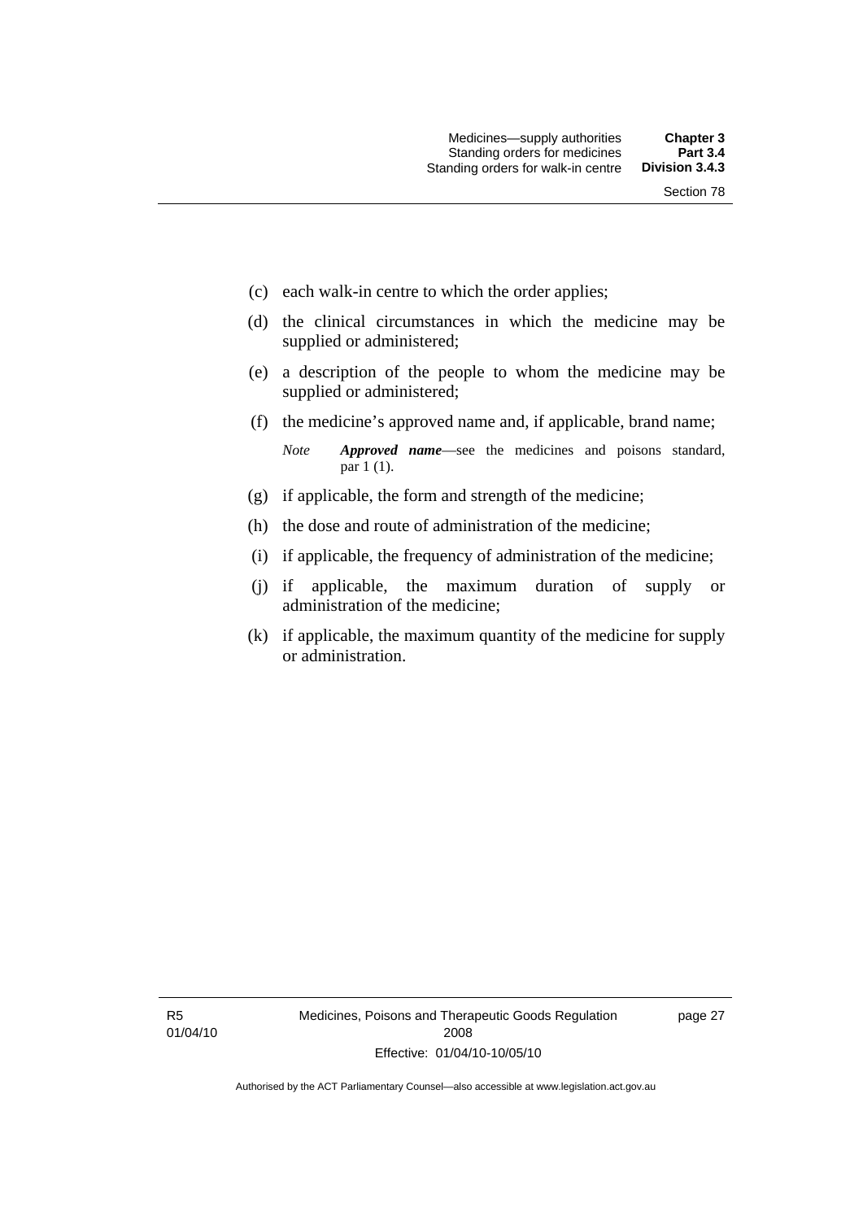(c) each walk-in centre to which the order applies;

(d) the clinical circumstances in which the medicine may be supplied or administered;

(e) a description of the people to whom the medicine may be supplied or administered;

(f) the medicine's approved name and, if applicable, brand name;

*Note* ***Approved name***—see the medicines and poisons standard, par 1 (1).

(g) if applicable, the form and strength of the medicine;

(h) the dose and route of administration of the medicine;

(i) if applicable, the frequency of administration of the medicine;

(j) if applicable, the maximum duration of supply or administration of the medicine;

(k) if applicable, the maximum quantity of the medicine for supply or administration.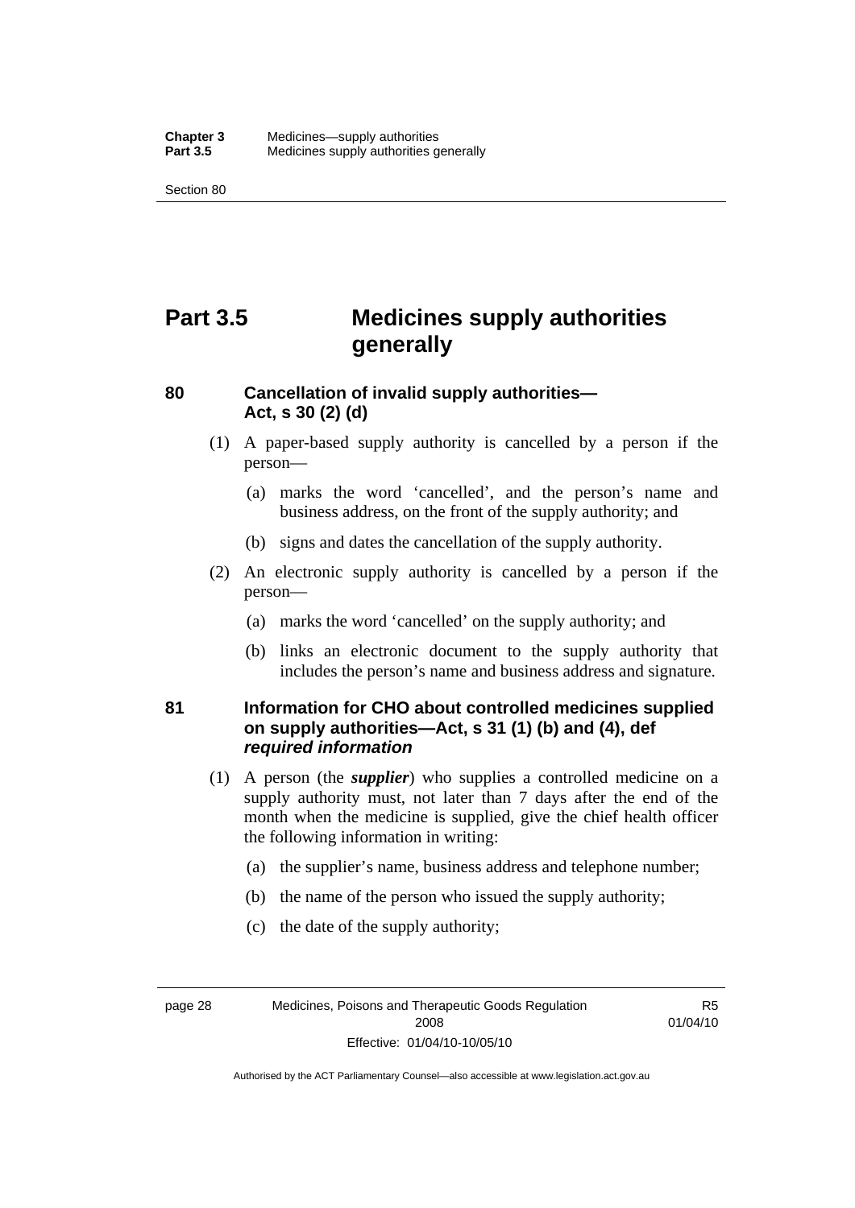# Part 3.5 Medicines supply authorities generally

### 80 Cancellation of invalid supply authorities—Act, s 30 (2) (d)

(1) A paper-based supply authority is cancelled by a person if the person—

(a) marks the word 'cancelled', and the person's name and business address, on the front of the supply authority; and

(b) signs and dates the cancellation of the supply authority.

(2) An electronic supply authority is cancelled by a person if the person—

(a) marks the word 'cancelled' on the supply authority; and

(b) links an electronic document to the supply authority that includes the person's name and business address and signature.

### 81 Information for CHO about controlled medicines supplied on supply authorities—Act, s 31 (1) (b) and (4), def *required information*

(1) A person (the ***supplier***) who supplies a controlled medicine on a supply authority must, not later than 7 days after the end of the month when the medicine is supplied, give the chief health officer the following information in writing:

(a) the supplier's name, business address and telephone number;

(b) the name of the person who issued the supply authority;

(c) the date of the supply authority;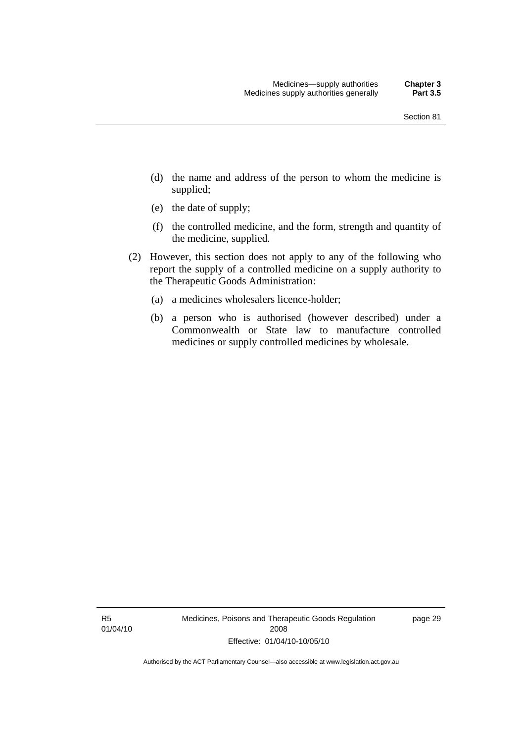(d) the name and address of the person to whom the medicine is supplied;

(e) the date of supply;

(f) the controlled medicine, and the form, strength and quantity of the medicine, supplied.

(2) However, this section does not apply to any of the following who report the supply of a controlled medicine on a supply authority to the Therapeutic Goods Administration:

(a) a medicines wholesalers licence-holder;

(b) a person who is authorised (however described) under a Commonwealth or State law to manufacture controlled medicines or supply controlled medicines by wholesale.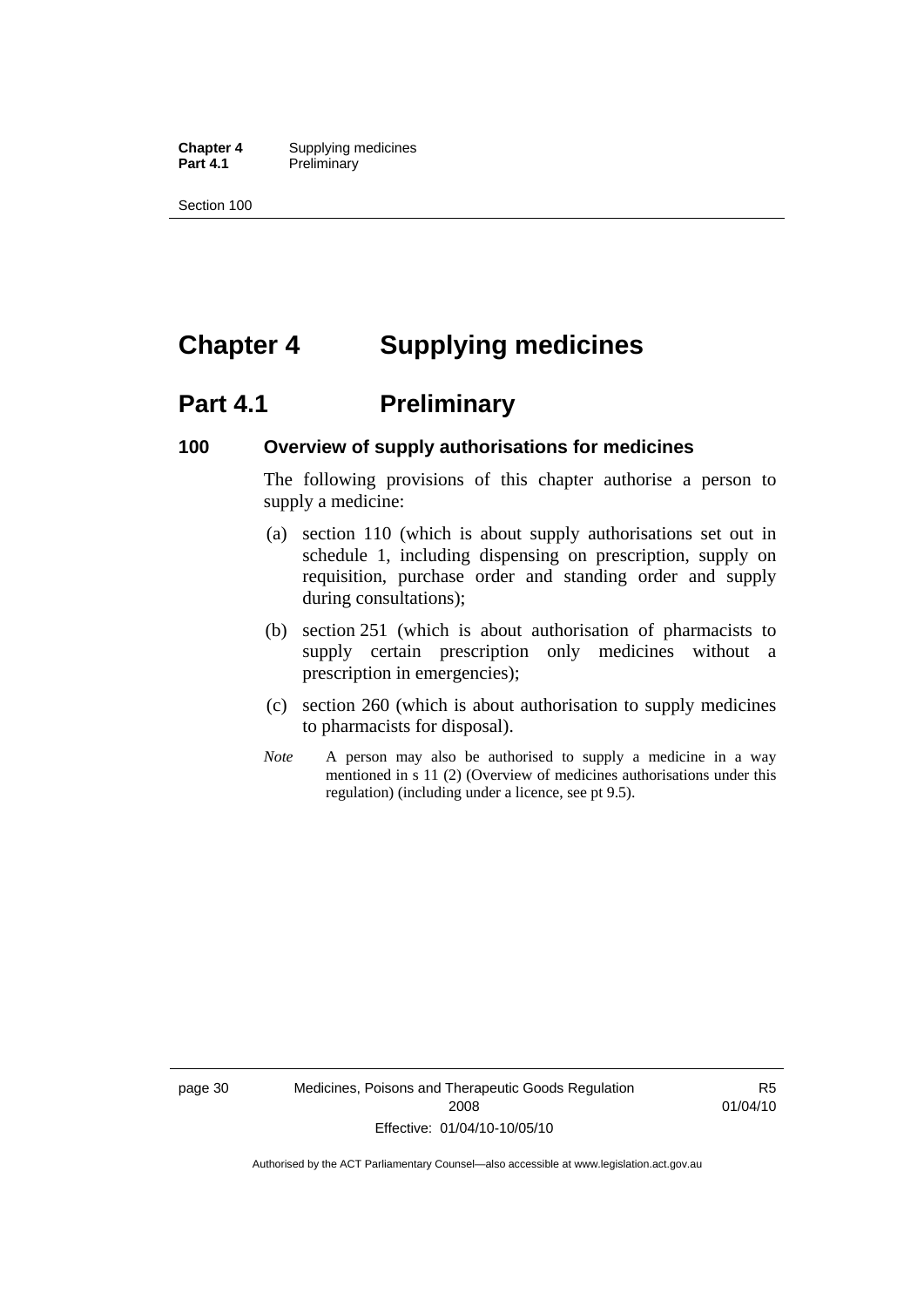# Chapter 4 Supplying medicines

## Part 4.1 Preliminary

### 100 Overview of supply authorisations for medicines

The following provisions of this chapter authorise a person to supply a medicine:

(a) section 110 (which is about supply authorisations set out in schedule 1, including dispensing on prescription, supply on requisition, purchase order and standing order and supply during consultations);

(b) section 251 (which is about authorisation of pharmacists to supply certain prescription only medicines without a prescription in emergencies);

(c) section 260 (which is about authorisation to supply medicines to pharmacists for disposal).

*Note* A person may also be authorised to supply a medicine in a way mentioned in s 11 (2) (Overview of medicines authorisations under this regulation) (including under a licence, see pt 9.5).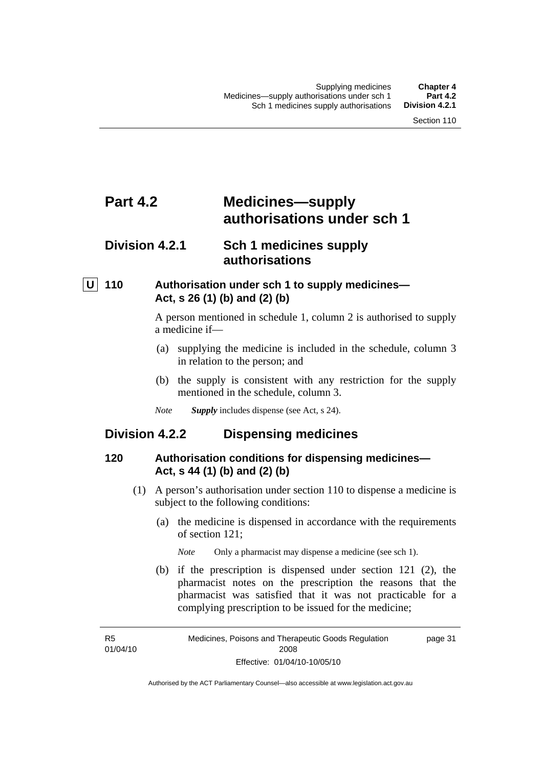# Part 4.2 Medicines—supply authorisations under sch 1

## Division 4.2.1 Sch 1 medicines supply authorisations

### U 110 Authorisation under sch 1 to supply medicines—Act, s 26 (1) (b) and (2) (b)

A person mentioned in schedule 1, column 2 is authorised to supply a medicine if—

(a) supplying the medicine is included in the schedule, column 3 in relation to the person; and

(b) the supply is consistent with any restriction for the supply mentioned in the schedule, column 3.

*Note* ***Supply*** includes dispense (see Act, s 24).

## Division 4.2.2 Dispensing medicines

### 120 Authorisation conditions for dispensing medicines—Act, s 44 (1) (b) and (2) (b)

(1) A person's authorisation under section 110 to dispense a medicine is subject to the following conditions:

(a) the medicine is dispensed in accordance with the requirements of section 121;

*Note* Only a pharmacist may dispense a medicine (see sch 1).

(b) if the prescription is dispensed under section 121 (2), the pharmacist notes on the prescription the reasons that the pharmacist was satisfied that it was not practicable for a complying prescription to be issued for the medicine;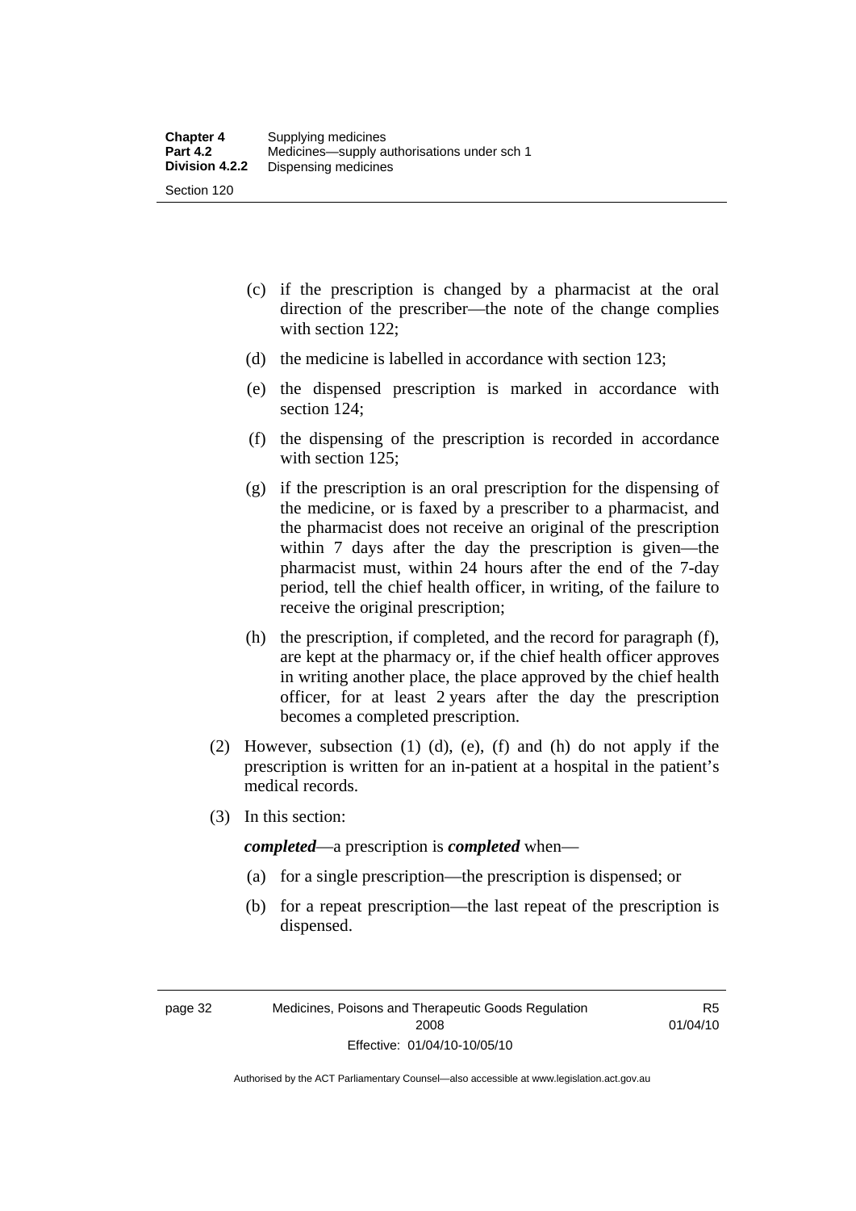(c) if the prescription is changed by a pharmacist at the oral direction of the prescriber—the note of the change complies with section 122;

(d) the medicine is labelled in accordance with section 123;

(e) the dispensed prescription is marked in accordance with section 124;

(f) the dispensing of the prescription is recorded in accordance with section 125;

(g) if the prescription is an oral prescription for the dispensing of the medicine, or is faxed by a prescriber to a pharmacist, and the pharmacist does not receive an original of the prescription within 7 days after the day the prescription is given—the pharmacist must, within 24 hours after the end of the 7-day period, tell the chief health officer, in writing, of the failure to receive the original prescription;

(h) the prescription, if completed, and the record for paragraph (f), are kept at the pharmacy or, if the chief health officer approves in writing another place, the place approved by the chief health officer, for at least 2 years after the day the prescription becomes a completed prescription.

(2) However, subsection (1) (d), (e), (f) and (h) do not apply if the prescription is written for an in-patient at a hospital in the patient's medical records.

(3) In this section:

***completed***—a prescription is ***completed*** when—

(a) for a single prescription—the prescription is dispensed; or

(b) for a repeat prescription—the last repeat of the prescription is dispensed.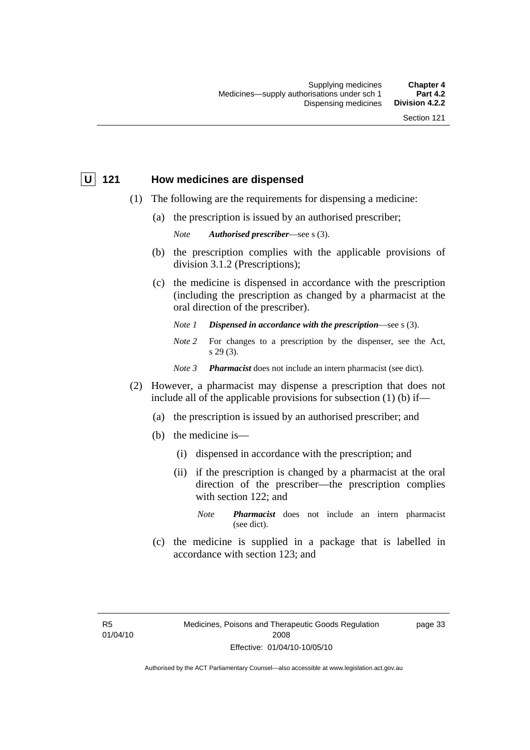## U 121 How medicines are dispensed

(1) The following are the requirements for dispensing a medicine:

(a) the prescription is issued by an authorised prescriber;

*Note* ***Authorised prescriber***—see s (3).

(b) the prescription complies with the applicable provisions of division 3.1.2 (Prescriptions);

(c) the medicine is dispensed in accordance with the prescription (including the prescription as changed by a pharmacist at the oral direction of the prescriber).

*Note 1* ***Dispensed in accordance with the prescription***—see s (3).

*Note 2* For changes to a prescription by the dispenser, see the Act, s 29 (3).

*Note 3* ***Pharmacist*** does not include an intern pharmacist (see dict).

(2) However, a pharmacist may dispense a prescription that does not include all of the applicable provisions for subsection (1) (b) if—

(a) the prescription is issued by an authorised prescriber; and

(b) the medicine is—

(i) dispensed in accordance with the prescription; and

(ii) if the prescription is changed by a pharmacist at the oral direction of the prescriber—the prescription complies with section 122; and

*Note* ***Pharmacist*** does not include an intern pharmacist (see dict).

(c) the medicine is supplied in a package that is labelled in accordance with section 123; and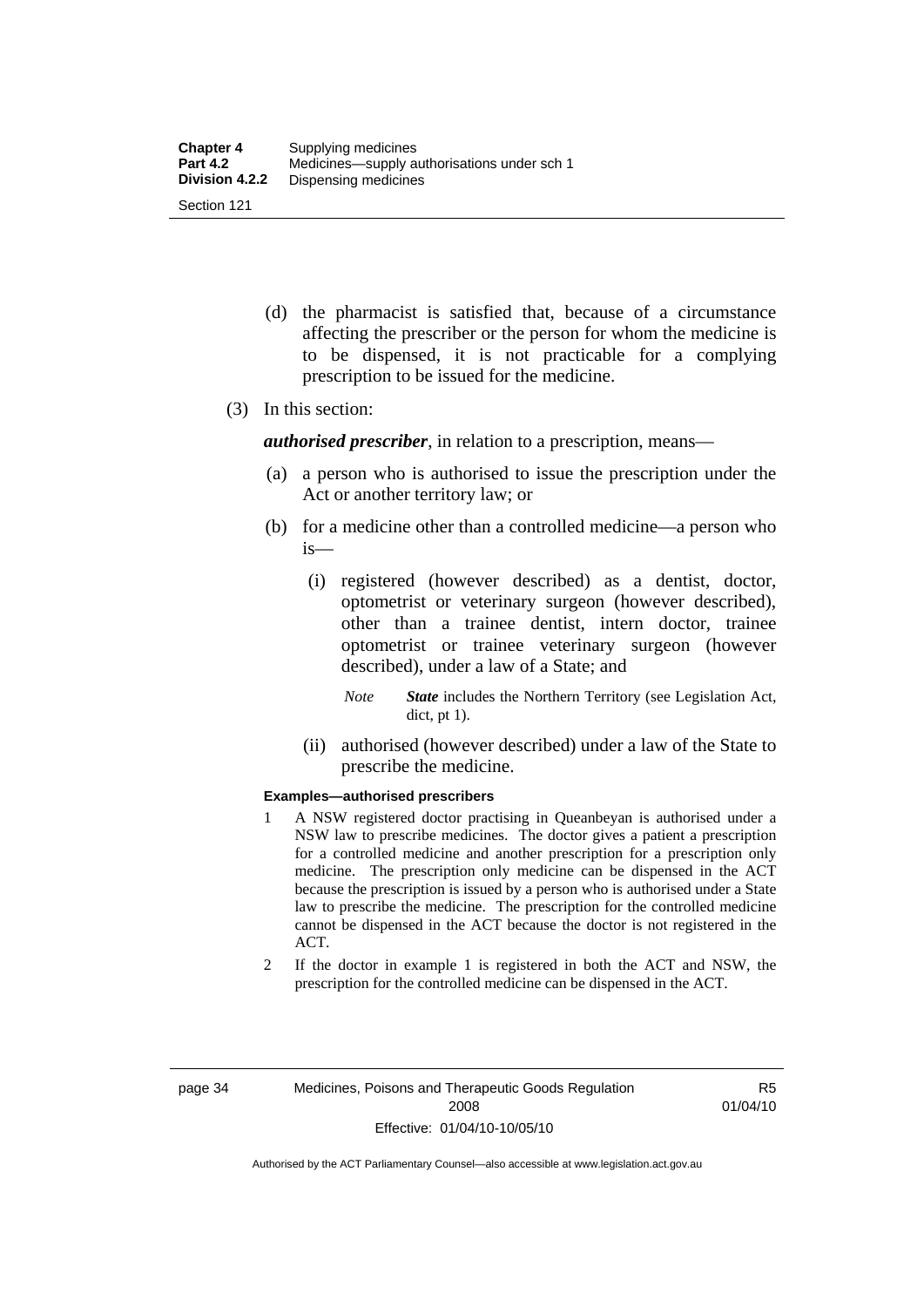(d) the pharmacist is satisfied that, because of a circumstance affecting the prescriber or the person for whom the medicine is to be dispensed, it is not practicable for a complying prescription to be issued for the medicine.

(3) In this section:

***authorised prescriber***, in relation to a prescription, means—

(a) a person who is authorised to issue the prescription under the Act or another territory law; or

(b) for a medicine other than a controlled medicine—a person who is—

(i) registered (however described) as a dentist, doctor, optometrist or veterinary surgeon (however described), other than a trainee dentist, intern doctor, trainee optometrist or trainee veterinary surgeon (however described), under a law of a State; and

*Note* ***State*** includes the Northern Territory (see Legislation Act, dict, pt 1).

(ii) authorised (however described) under a law of the State to prescribe the medicine.

**Examples—authorised prescribers**

1 A NSW registered doctor practising in Queanbeyan is authorised under a NSW law to prescribe medicines. The doctor gives a patient a prescription for a controlled medicine and another prescription for a prescription only medicine. The prescription only medicine can be dispensed in the ACT because the prescription is issued by a person who is authorised under a State law to prescribe the medicine. The prescription for the controlled medicine cannot be dispensed in the ACT because the doctor is not registered in the ACT.

2 If the doctor in example 1 is registered in both the ACT and NSW, the prescription for the controlled medicine can be dispensed in the ACT.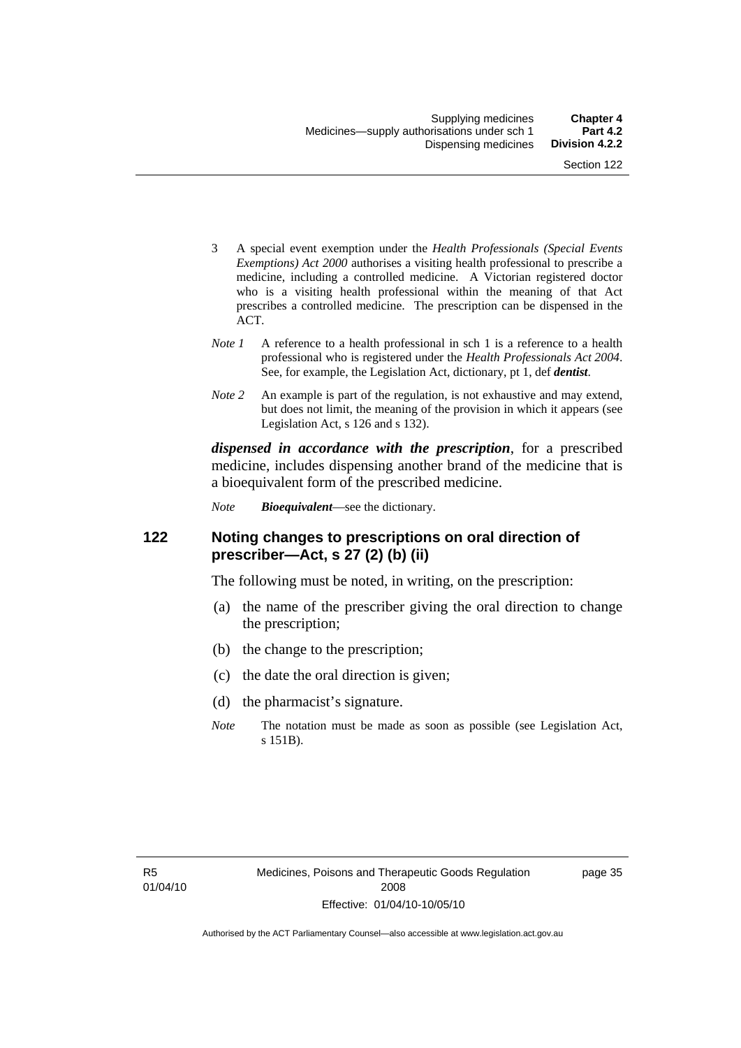3 A special event exemption under the *Health Professionals (Special Events Exemptions) Act 2000* authorises a visiting health professional to prescribe a medicine, including a controlled medicine. A Victorian registered doctor who is a visiting health professional within the meaning of that Act prescribes a controlled medicine. The prescription can be dispensed in the ACT.

*Note 1* A reference to a health professional in sch 1 is a reference to a health professional who is registered under the *Health Professionals Act 2004*. See, for example, the Legislation Act, dictionary, pt 1, def ***dentist***.

*Note 2* An example is part of the regulation, is not exhaustive and may extend, but does not limit, the meaning of the provision in which it appears (see Legislation Act, s 126 and s 132).

***dispensed in accordance with the prescription***, for a prescribed medicine, includes dispensing another brand of the medicine that is a bioequivalent form of the prescribed medicine.

*Note* ***Bioequivalent***—see the dictionary.

## 122 Noting changes to prescriptions on oral direction of prescriber—Act, s 27 (2) (b) (ii)

The following must be noted, in writing, on the prescription:

(a) the name of the prescriber giving the oral direction to change the prescription;

(b) the change to the prescription;

(c) the date the oral direction is given;

(d) the pharmacist's signature.

*Note* The notation must be made as soon as possible (see Legislation Act, s 151B).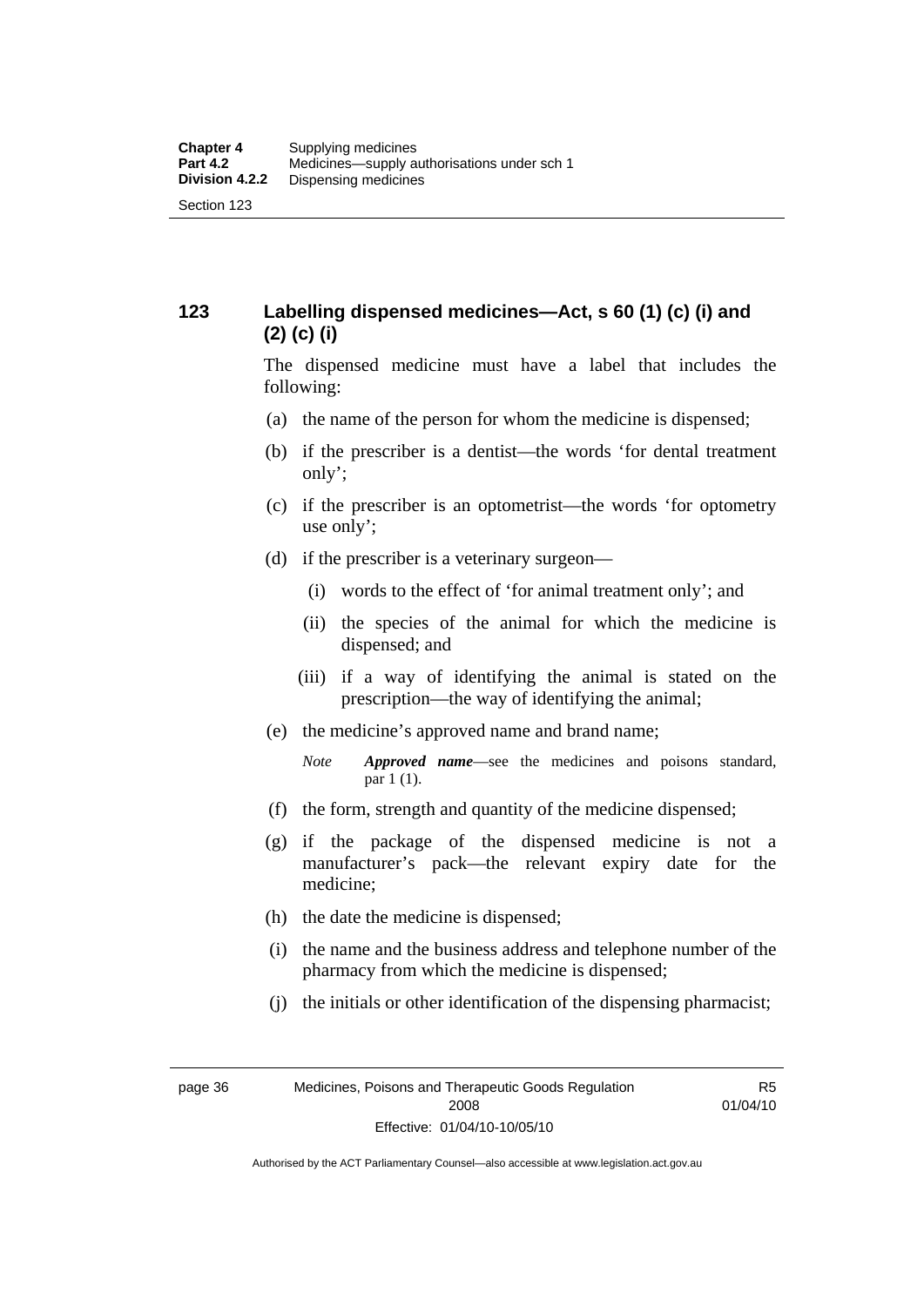## 123 Labelling dispensed medicines—Act, s 60 (1) (c) (i) and (2) (c) (i)

The dispensed medicine must have a label that includes the following:

(a) the name of the person for whom the medicine is dispensed;

(b) if the prescriber is a dentist—the words 'for dental treatment only';

(c) if the prescriber is an optometrist—the words 'for optometry use only';

(d) if the prescriber is a veterinary surgeon—

(i) words to the effect of 'for animal treatment only'; and

(ii) the species of the animal for which the medicine is dispensed; and

(iii) if a way of identifying the animal is stated on the prescription—the way of identifying the animal;

(e) the medicine's approved name and brand name;

*Note* ***Approved name***—see the medicines and poisons standard, par 1 (1).

(f) the form, strength and quantity of the medicine dispensed;

(g) if the package of the dispensed medicine is not a manufacturer's pack—the relevant expiry date for the medicine;

(h) the date the medicine is dispensed;

(i) the name and the business address and telephone number of the pharmacy from which the medicine is dispensed;

(j) the initials or other identification of the dispensing pharmacist;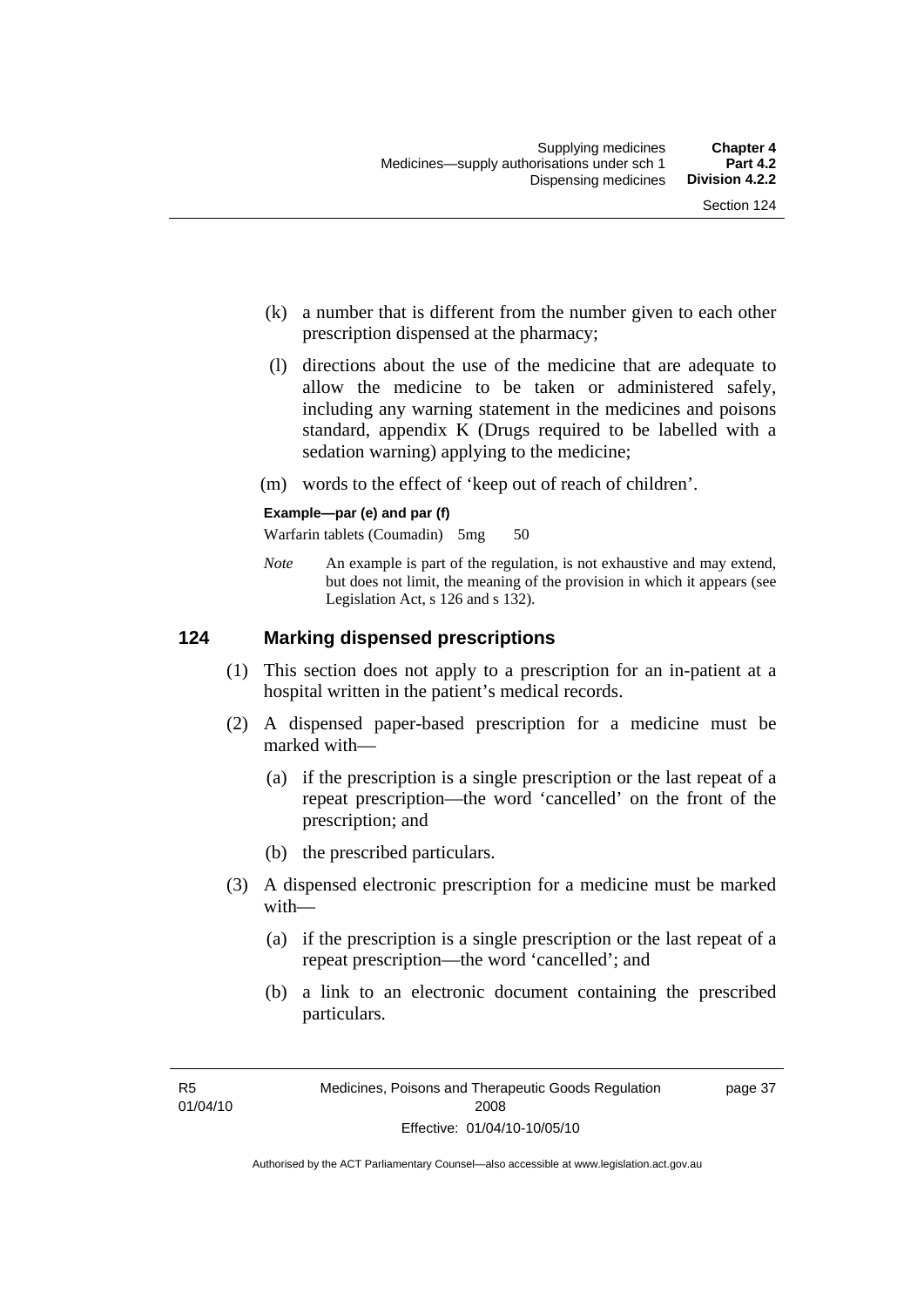(k) a number that is different from the number given to each other prescription dispensed at the pharmacy;

(l) directions about the use of the medicine that are adequate to allow the medicine to be taken or administered safely, including any warning statement in the medicines and poisons standard, appendix K (Drugs required to be labelled with a sedation warning) applying to the medicine;

(m) words to the effect of 'keep out of reach of children'.

**Example—par (e) and par (f)**

Warfarin tablets (Coumadin) 5mg 50

*Note* An example is part of the regulation, is not exhaustive and may extend, but does not limit, the meaning of the provision in which it appears (see Legislation Act, s 126 and s 132).

## 124 Marking dispensed prescriptions

(1) This section does not apply to a prescription for an in-patient at a hospital written in the patient's medical records.

(2) A dispensed paper-based prescription for a medicine must be marked with—

(a) if the prescription is a single prescription or the last repeat of a repeat prescription—the word 'cancelled' on the front of the prescription; and

(b) the prescribed particulars.

(3) A dispensed electronic prescription for a medicine must be marked with—

(a) if the prescription is a single prescription or the last repeat of a repeat prescription—the word 'cancelled'; and

(b) a link to an electronic document containing the prescribed particulars.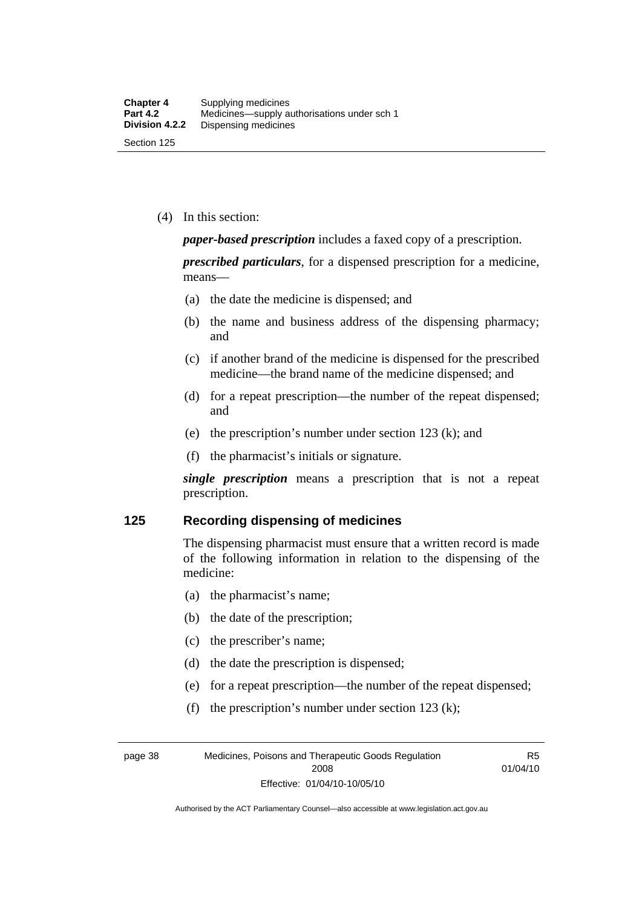(4) In this section:

***paper-based prescription*** includes a faxed copy of a prescription.

***prescribed particulars***, for a dispensed prescription for a medicine, means—

(a) the date the medicine is dispensed; and

(b) the name and business address of the dispensing pharmacy; and

(c) if another brand of the medicine is dispensed for the prescribed medicine—the brand name of the medicine dispensed; and

(d) for a repeat prescription—the number of the repeat dispensed; and

(e) the prescription's number under section 123 (k); and

(f) the pharmacist's initials or signature.

***single prescription*** means a prescription that is not a repeat prescription.

## 125 Recording dispensing of medicines

The dispensing pharmacist must ensure that a written record is made of the following information in relation to the dispensing of the medicine:

(a) the pharmacist's name;

(b) the date of the prescription;

(c) the prescriber's name;

(d) the date the prescription is dispensed;

(e) for a repeat prescription—the number of the repeat dispensed;

(f) the prescription's number under section 123 (k);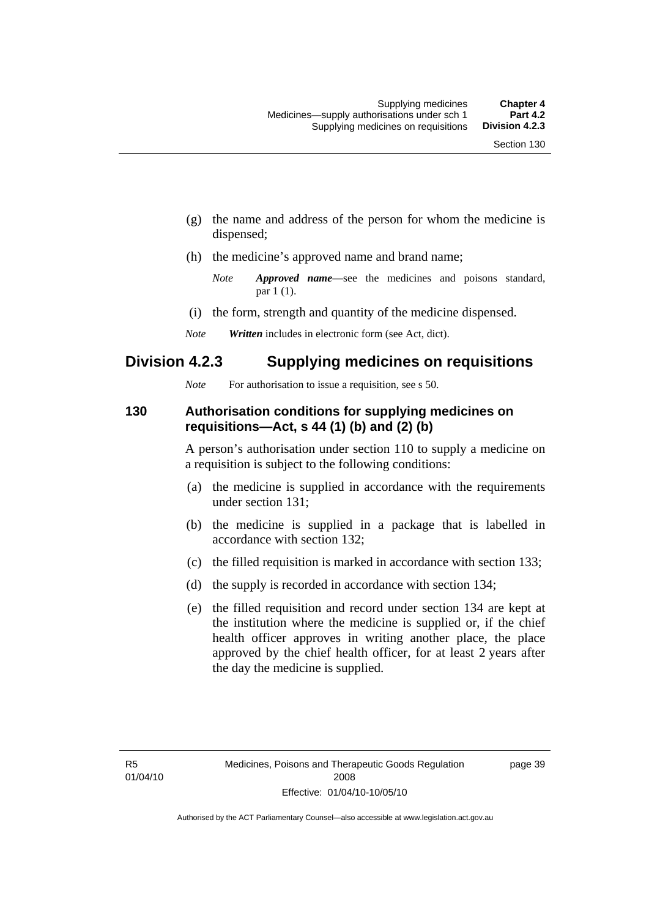(g) the name and address of the person for whom the medicine is dispensed;

(h) the medicine's approved name and brand name;

*Note* ***Approved name***—see the medicines and poisons standard, par 1 (1).

(i) the form, strength and quantity of the medicine dispensed.

*Note* ***Written*** includes in electronic form (see Act, dict).

## Division 4.2.3 Supplying medicines on requisitions

*Note* For authorisation to issue a requisition, see s 50.

### 130 Authorisation conditions for supplying medicines on requisitions—Act, s 44 (1) (b) and (2) (b)

A person's authorisation under section 110 to supply a medicine on a requisition is subject to the following conditions:

(a) the medicine is supplied in accordance with the requirements under section 131;

(b) the medicine is supplied in a package that is labelled in accordance with section 132;

(c) the filled requisition is marked in accordance with section 133;

(d) the supply is recorded in accordance with section 134;

(e) the filled requisition and record under section 134 are kept at the institution where the medicine is supplied or, if the chief health officer approves in writing another place, the place approved by the chief health officer, for at least 2 years after the day the medicine is supplied.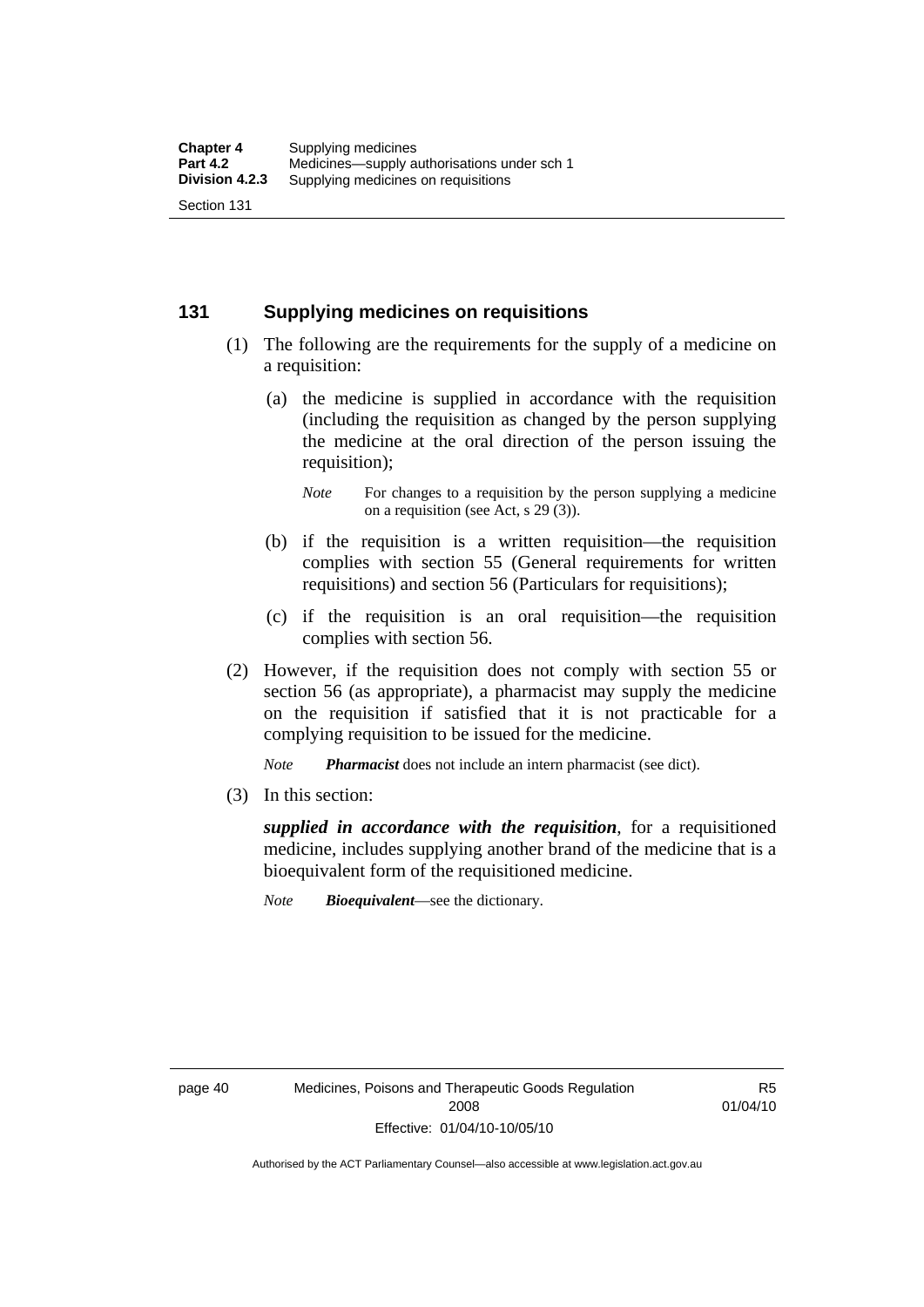## 131 Supplying medicines on requisitions

(1) The following are the requirements for the supply of a medicine on a requisition:

(a) the medicine is supplied in accordance with the requisition (including the requisition as changed by the person supplying the medicine at the oral direction of the person issuing the requisition);

*Note* For changes to a requisition by the person supplying a medicine on a requisition (see Act, s 29 (3)).

(b) if the requisition is a written requisition—the requisition complies with section 55 (General requirements for written requisitions) and section 56 (Particulars for requisitions);

(c) if the requisition is an oral requisition—the requisition complies with section 56.

(2) However, if the requisition does not comply with section 55 or section 56 (as appropriate), a pharmacist may supply the medicine on the requisition if satisfied that it is not practicable for a complying requisition to be issued for the medicine.

*Note* ***Pharmacist*** does not include an intern pharmacist (see dict).

(3) In this section:

***supplied in accordance with the requisition***, for a requisitioned medicine, includes supplying another brand of the medicine that is a bioequivalent form of the requisitioned medicine.

*Note* ***Bioequivalent***—see the dictionary.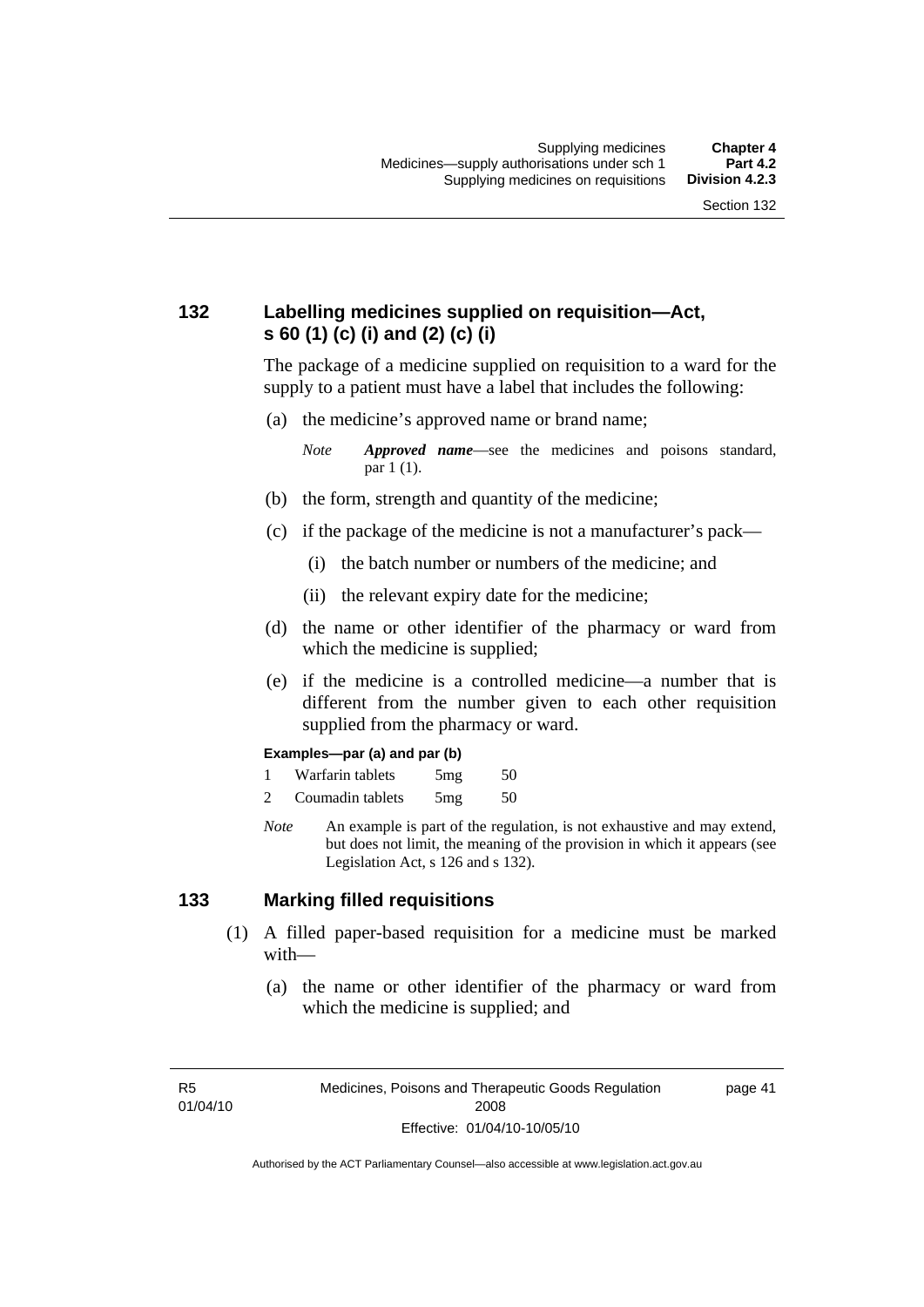## 132 Labelling medicines supplied on requisition—Act, s 60 (1) (c) (i) and (2) (c) (i)

The package of a medicine supplied on requisition to a ward for the supply to a patient must have a label that includes the following:

(a) the medicine's approved name or brand name;

*Note* ***Approved name***—see the medicines and poisons standard, par 1 (1).

(b) the form, strength and quantity of the medicine;

(c) if the package of the medicine is not a manufacturer's pack—

(i) the batch number or numbers of the medicine; and

(ii) the relevant expiry date for the medicine;

(d) the name or other identifier of the pharmacy or ward from which the medicine is supplied;

(e) if the medicine is a controlled medicine—a number that is different from the number given to each other requisition supplied from the pharmacy or ward.

**Examples—par (a) and par (b)**

| | | | |
|---|---|---|---|
| 1 | Warfarin tablets | 5mg | 50 |
| 2 | Coumadin tablets | 5mg | 50 |

*Note* An example is part of the regulation, is not exhaustive and may extend, but does not limit, the meaning of the provision in which it appears (see Legislation Act, s 126 and s 132).

## 133 Marking filled requisitions

(1) A filled paper-based requisition for a medicine must be marked with—

(a) the name or other identifier of the pharmacy or ward from which the medicine is supplied; and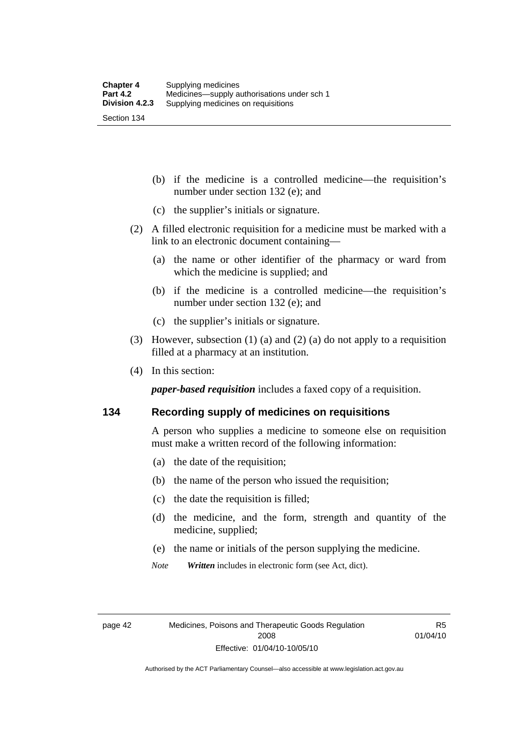(b) if the medicine is a controlled medicine—the requisition's number under section 132 (e); and

(c) the supplier's initials or signature.

(2) A filled electronic requisition for a medicine must be marked with a link to an electronic document containing—

(a) the name or other identifier of the pharmacy or ward from which the medicine is supplied; and

(b) if the medicine is a controlled medicine—the requisition's number under section 132 (e); and

(c) the supplier's initials or signature.

(3) However, subsection (1) (a) and (2) (a) do not apply to a requisition filled at a pharmacy at an institution.

(4) In this section:

***paper-based requisition*** includes a faxed copy of a requisition.

## 134 Recording supply of medicines on requisitions

A person who supplies a medicine to someone else on requisition must make a written record of the following information:

(a) the date of the requisition;

(b) the name of the person who issued the requisition;

(c) the date the requisition is filled;

(d) the medicine, and the form, strength and quantity of the medicine, supplied;

(e) the name or initials of the person supplying the medicine.

*Note* ***Written*** includes in electronic form (see Act, dict).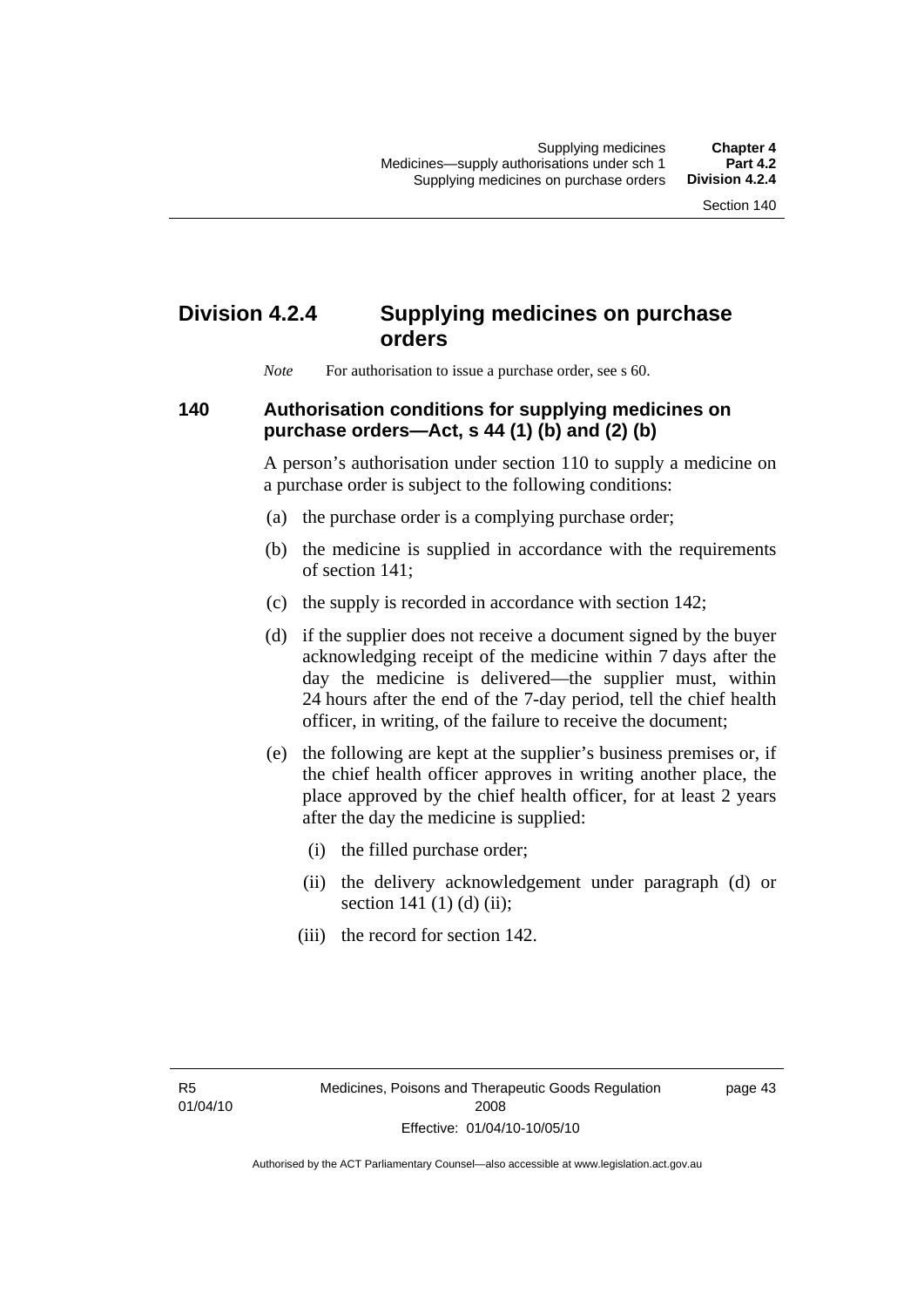## Division 4.2.4 Supplying medicines on purchase orders

*Note* For authorisation to issue a purchase order, see s 60.

### 140 Authorisation conditions for supplying medicines on purchase orders—Act, s 44 (1) (b) and (2) (b)

A person's authorisation under section 110 to supply a medicine on a purchase order is subject to the following conditions:

(a) the purchase order is a complying purchase order;

(b) the medicine is supplied in accordance with the requirements of section 141;

(c) the supply is recorded in accordance with section 142;

(d) if the supplier does not receive a document signed by the buyer acknowledging receipt of the medicine within 7 days after the day the medicine is delivered—the supplier must, within 24 hours after the end of the 7-day period, tell the chief health officer, in writing, of the failure to receive the document;

(e) the following are kept at the supplier's business premises or, if the chief health officer approves in writing another place, the place approved by the chief health officer, for at least 2 years after the day the medicine is supplied:

(i) the filled purchase order;

(ii) the delivery acknowledgement under paragraph (d) or section 141 (1) (d) (ii);

(iii) the record for section 142.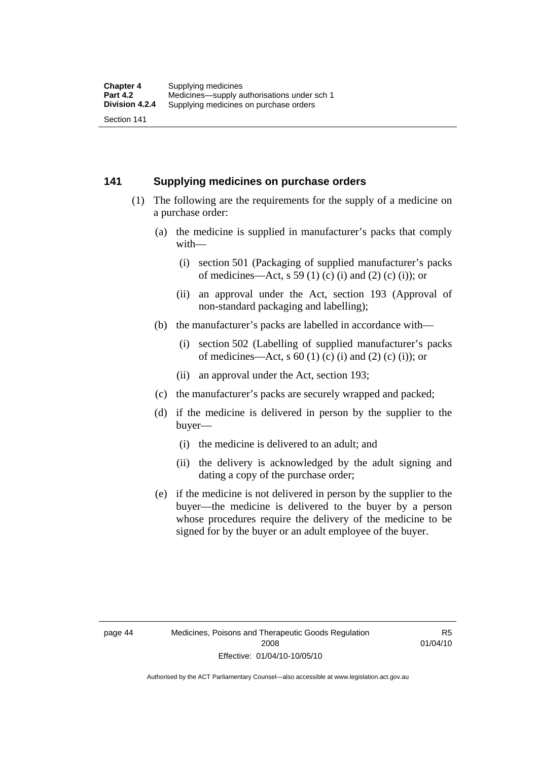## 141 Supplying medicines on purchase orders

(1) The following are the requirements for the supply of a medicine on a purchase order:

(a) the medicine is supplied in manufacturer's packs that comply with—

(i) section 501 (Packaging of supplied manufacturer's packs of medicines—Act, s 59 (1) (c) (i) and (2) (c) (i)); or

(ii) an approval under the Act, section 193 (Approval of non-standard packaging and labelling);

(b) the manufacturer's packs are labelled in accordance with—

(i) section 502 (Labelling of supplied manufacturer's packs of medicines—Act, s 60 (1) (c) (i) and (2) (c) (i)); or

(ii) an approval under the Act, section 193;

(c) the manufacturer's packs are securely wrapped and packed;

(d) if the medicine is delivered in person by the supplier to the buyer—

(i) the medicine is delivered to an adult; and

(ii) the delivery is acknowledged by the adult signing and dating a copy of the purchase order;

(e) if the medicine is not delivered in person by the supplier to the buyer—the medicine is delivered to the buyer by a person whose procedures require the delivery of the medicine to be signed for by the buyer or an adult employee of the buyer.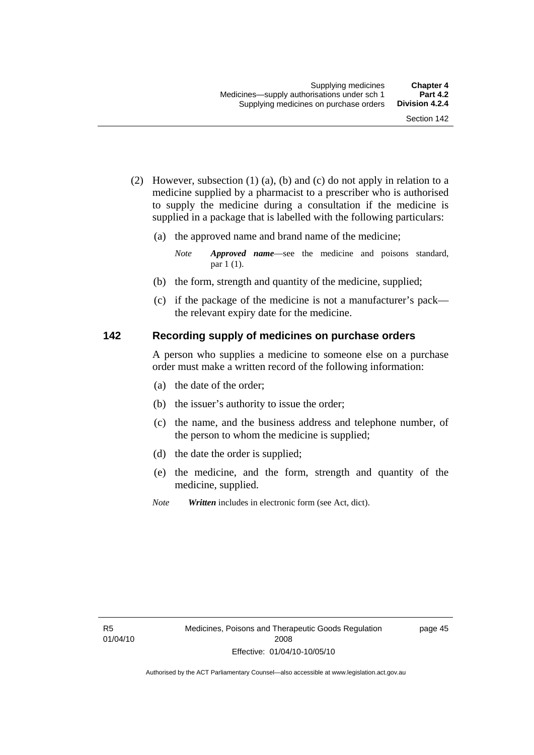(2) However, subsection (1) (a), (b) and (c) do not apply in relation to a medicine supplied by a pharmacist to a prescriber who is authorised to supply the medicine during a consultation if the medicine is supplied in a package that is labelled with the following particulars:

(a) the approved name and brand name of the medicine;

*Note* ***Approved name***—see the medicine and poisons standard, par 1 (1).

(b) the form, strength and quantity of the medicine, supplied;

(c) if the package of the medicine is not a manufacturer's pack—the relevant expiry date for the medicine.

## 142 Recording supply of medicines on purchase orders

A person who supplies a medicine to someone else on a purchase order must make a written record of the following information:

(a) the date of the order;

(b) the issuer's authority to issue the order;

(c) the name, and the business address and telephone number, of the person to whom the medicine is supplied;

(d) the date the order is supplied;

(e) the medicine, and the form, strength and quantity of the medicine, supplied.

*Note* ***Written*** includes in electronic form (see Act, dict).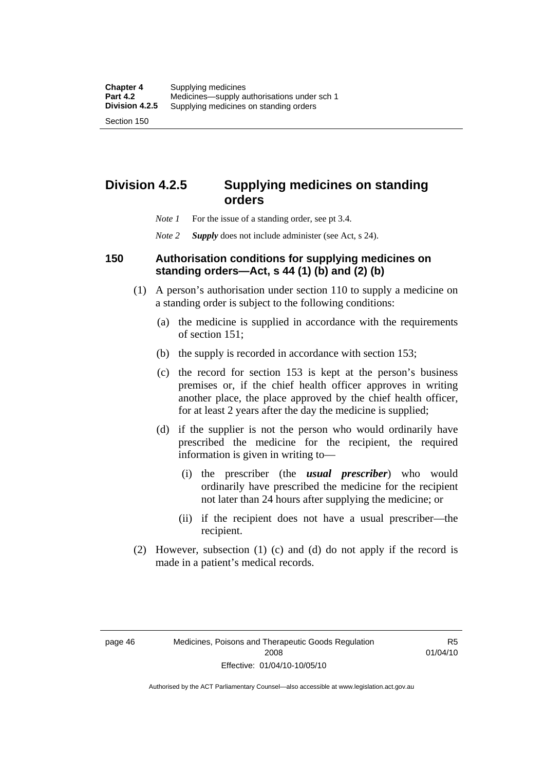## Division 4.2.5 Supplying medicines on standing orders

*Note 1* For the issue of a standing order, see pt 3.4.

*Note 2* ***Supply*** does not include administer (see Act, s 24).

### 150 Authorisation conditions for supplying medicines on standing orders—Act, s 44 (1) (b) and (2) (b)

(1) A person's authorisation under section 110 to supply a medicine on a standing order is subject to the following conditions:

(a) the medicine is supplied in accordance with the requirements of section 151;

(b) the supply is recorded in accordance with section 153;

(c) the record for section 153 is kept at the person's business premises or, if the chief health officer approves in writing another place, the place approved by the chief health officer, for at least 2 years after the day the medicine is supplied;

(d) if the supplier is not the person who would ordinarily have prescribed the medicine for the recipient, the required information is given in writing to—

(i) the prescriber (the ***usual prescriber***) who would ordinarily have prescribed the medicine for the recipient not later than 24 hours after supplying the medicine; or

(ii) if the recipient does not have a usual prescriber—the recipient.

(2) However, subsection (1) (c) and (d) do not apply if the record is made in a patient's medical records.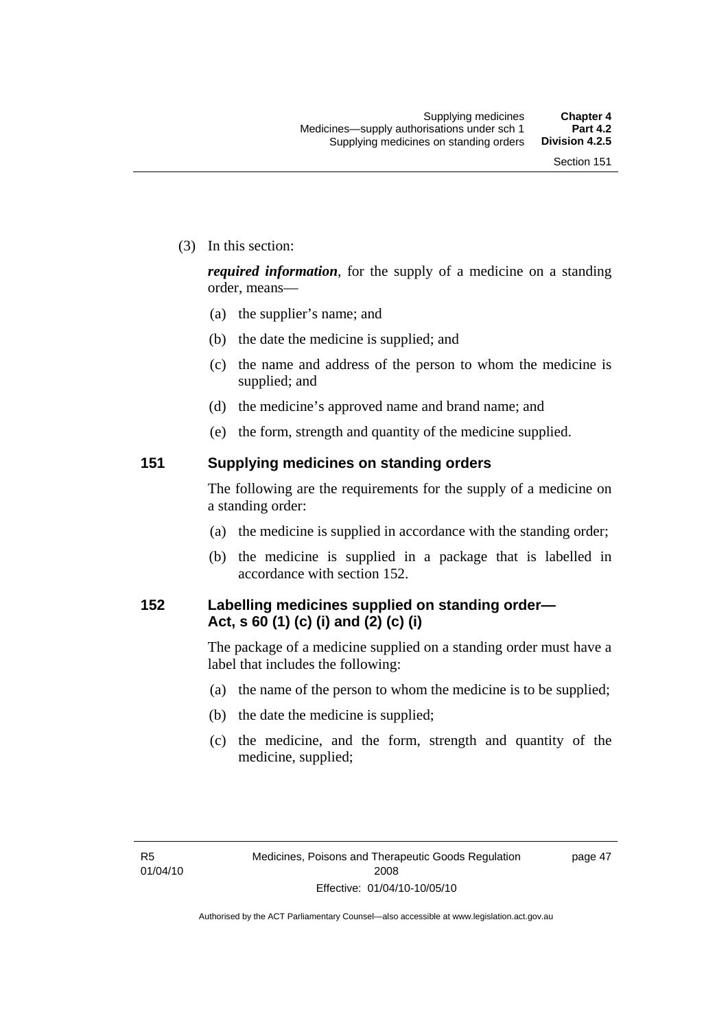(3) In this section:

***required information***, for the supply of a medicine on a standing order, means—

(a) the supplier's name; and

(b) the date the medicine is supplied; and

(c) the name and address of the person to whom the medicine is supplied; and

(d) the medicine's approved name and brand name; and

(e) the form, strength and quantity of the medicine supplied.

## 151 Supplying medicines on standing orders

The following are the requirements for the supply of a medicine on a standing order:

(a) the medicine is supplied in accordance with the standing order;

(b) the medicine is supplied in a package that is labelled in accordance with section 152.

## 152 Labelling medicines supplied on standing order—Act, s 60 (1) (c) (i) and (2) (c) (i)

The package of a medicine supplied on a standing order must have a label that includes the following:

(a) the name of the person to whom the medicine is to be supplied;

(b) the date the medicine is supplied;

(c) the medicine, and the form, strength and quantity of the medicine, supplied;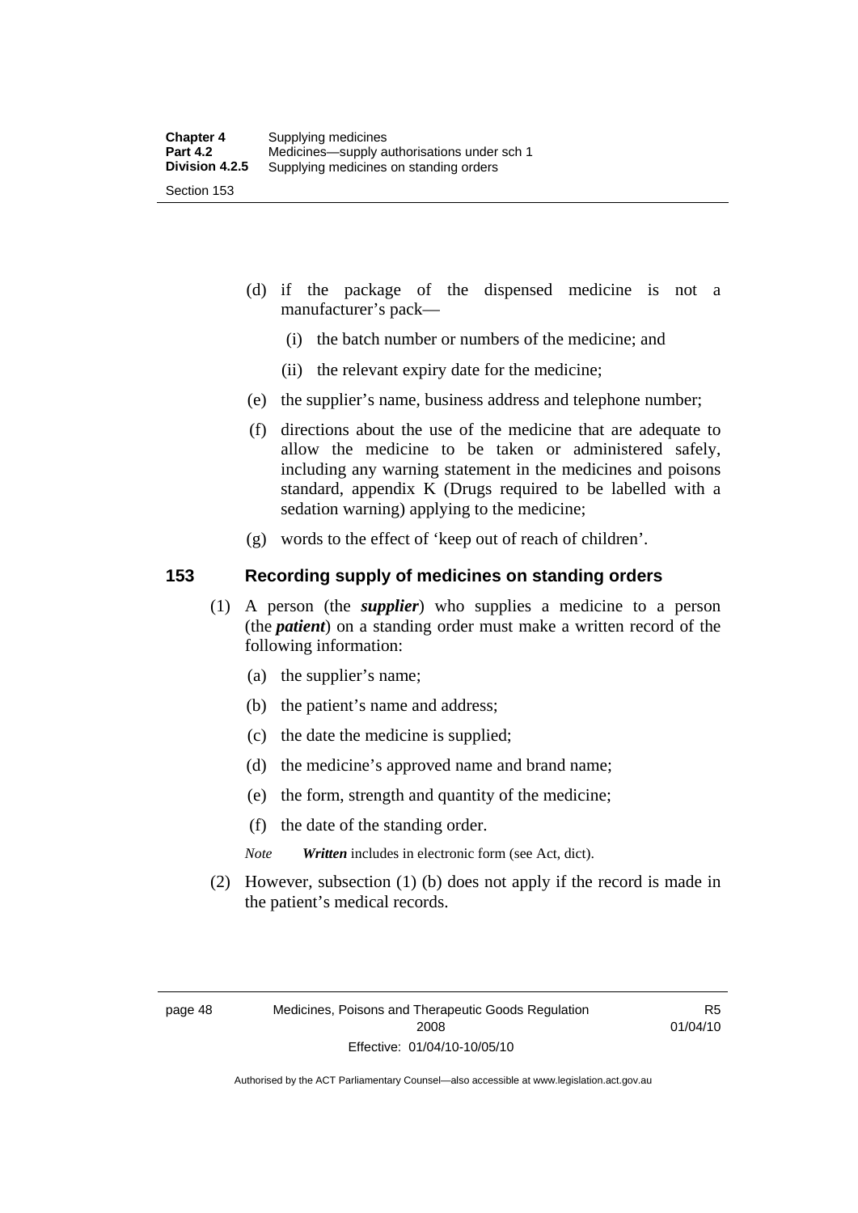(d) if the package of the dispensed medicine is not a manufacturer's pack—

  (i) the batch number or numbers of the medicine; and

  (ii) the relevant expiry date for the medicine;

(e) the supplier's name, business address and telephone number;

(f) directions about the use of the medicine that are adequate to allow the medicine to be taken or administered safely, including any warning statement in the medicines and poisons standard, appendix K (Drugs required to be labelled with a sedation warning) applying to the medicine;

(g) words to the effect of 'keep out of reach of children'.

## 153 Recording supply of medicines on standing orders

(1) A person (the ***supplier***) who supplies a medicine to a person (the ***patient***) on a standing order must make a written record of the following information:

  (a) the supplier's name;

  (b) the patient's name and address;

  (c) the date the medicine is supplied;

  (d) the medicine's approved name and brand name;

  (e) the form, strength and quantity of the medicine;

  (f) the date of the standing order.

  *Note* ***Written*** includes in electronic form (see Act, dict).

(2) However, subsection (1) (b) does not apply if the record is made in the patient's medical records.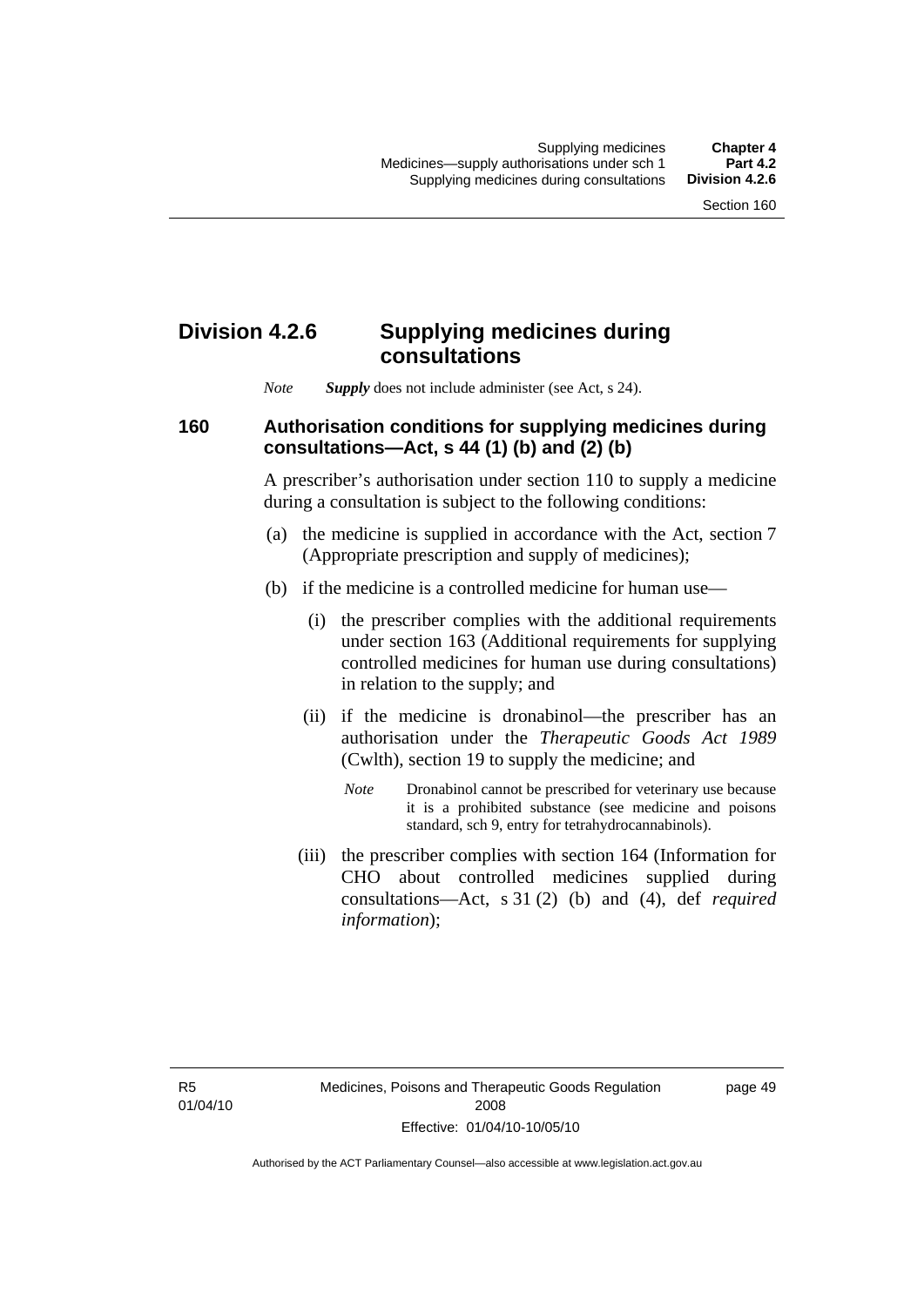## Division 4.2.6 Supplying medicines during consultations

*Note* ***Supply*** does not include administer (see Act, s 24).

### 160 Authorisation conditions for supplying medicines during consultations—Act, s 44 (1) (b) and (2) (b)

A prescriber's authorisation under section 110 to supply a medicine during a consultation is subject to the following conditions:

(a) the medicine is supplied in accordance with the Act, section 7 (Appropriate prescription and supply of medicines);

(b) if the medicine is a controlled medicine for human use—

(i) the prescriber complies with the additional requirements under section 163 (Additional requirements for supplying controlled medicines for human use during consultations) in relation to the supply; and

(ii) if the medicine is dronabinol—the prescriber has an authorisation under the *Therapeutic Goods Act 1989* (Cwlth), section 19 to supply the medicine; and

*Note* Dronabinol cannot be prescribed for veterinary use because it is a prohibited substance (see medicine and poisons standard, sch 9, entry for tetrahydrocannabinols).

(iii) the prescriber complies with section 164 (Information for CHO about controlled medicines supplied during consultations—Act, s 31 (2) (b) and (4), def *required information*);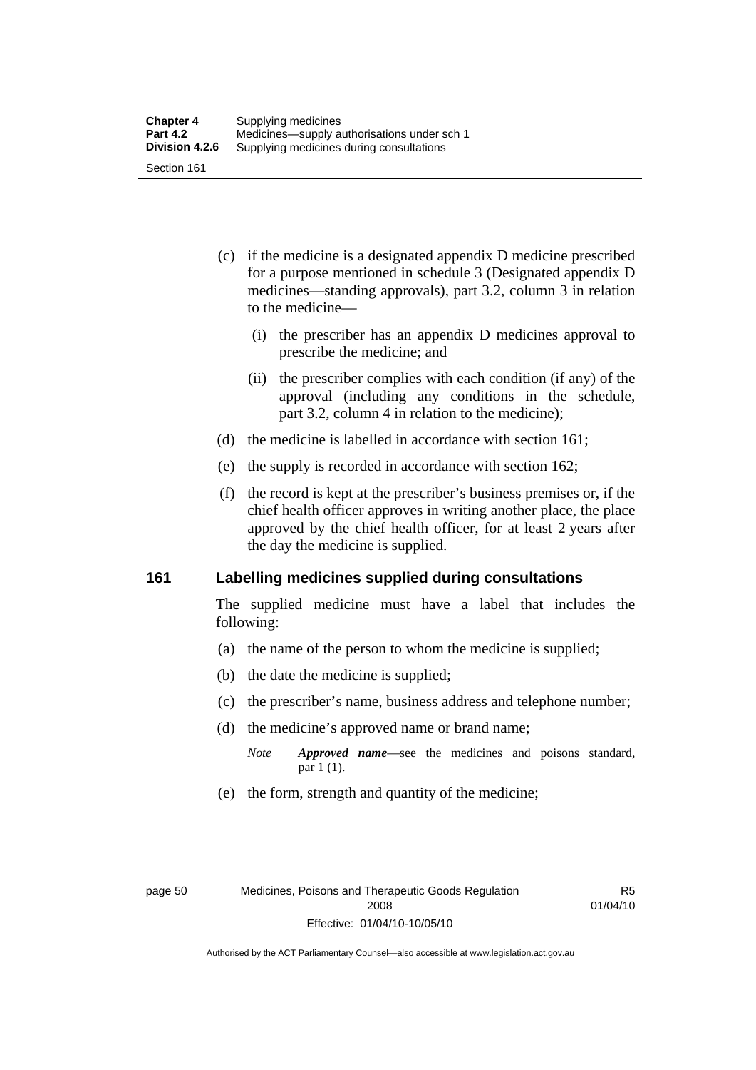(c) if the medicine is a designated appendix D medicine prescribed for a purpose mentioned in schedule 3 (Designated appendix D medicines—standing approvals), part 3.2, column 3 in relation to the medicine—

   (i) the prescriber has an appendix D medicines approval to prescribe the medicine; and

   (ii) the prescriber complies with each condition (if any) of the approval (including any conditions in the schedule, part 3.2, column 4 in relation to the medicine);

(d) the medicine is labelled in accordance with section 161;

(e) the supply is recorded in accordance with section 162;

(f) the record is kept at the prescriber's business premises or, if the chief health officer approves in writing another place, the place approved by the chief health officer, for at least 2 years after the day the medicine is supplied.

## 161 Labelling medicines supplied during consultations

The supplied medicine must have a label that includes the following:

(a) the name of the person to whom the medicine is supplied;

(b) the date the medicine is supplied;

(c) the prescriber's name, business address and telephone number;

(d) the medicine's approved name or brand name;

*Note* ***Approved name***—see the medicines and poisons standard, par 1 (1).

(e) the form, strength and quantity of the medicine;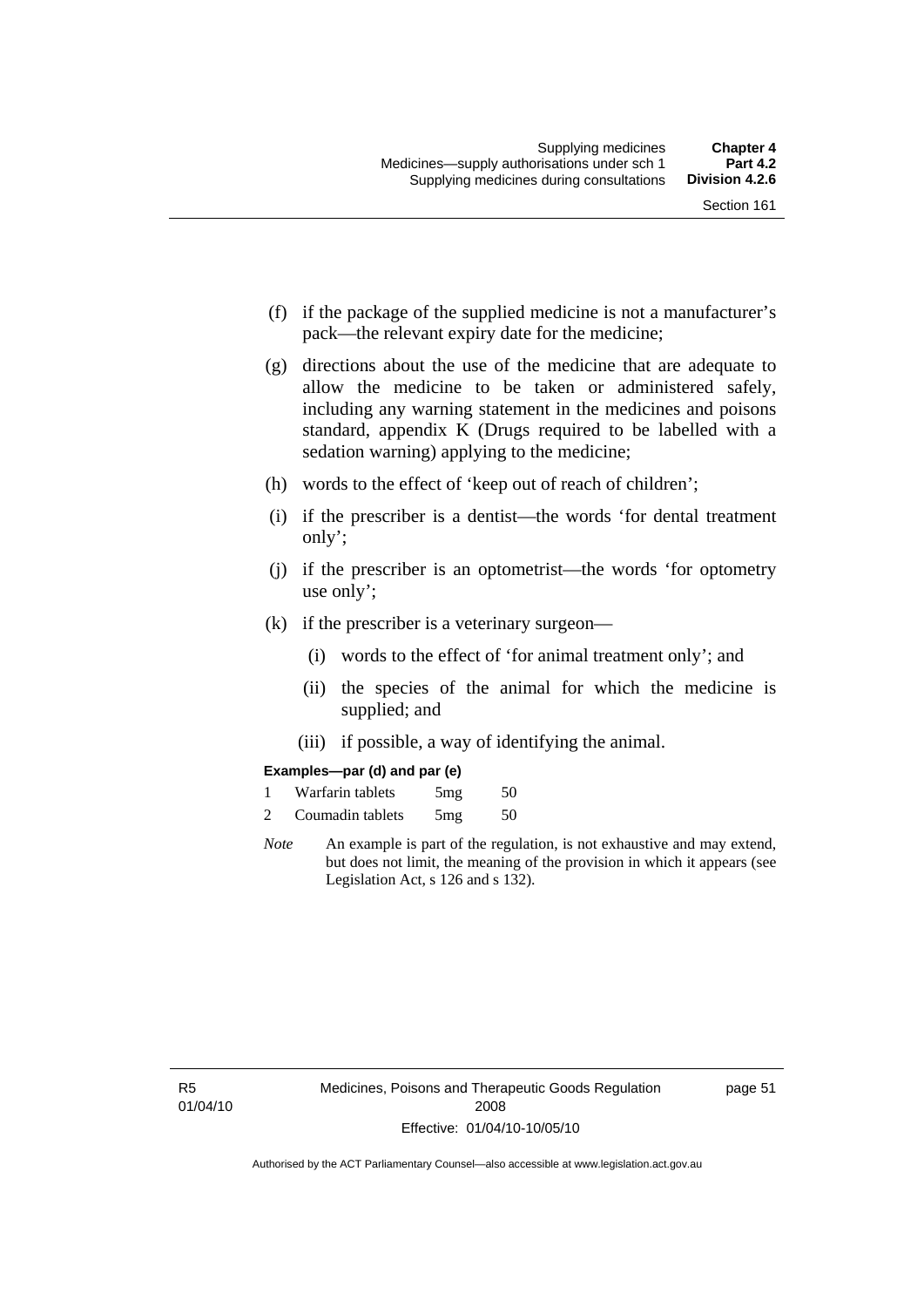(f) if the package of the supplied medicine is not a manufacturer's pack—the relevant expiry date for the medicine;

(g) directions about the use of the medicine that are adequate to allow the medicine to be taken or administered safely, including any warning statement in the medicines and poisons standard, appendix K (Drugs required to be labelled with a sedation warning) applying to the medicine;

(h) words to the effect of 'keep out of reach of children';

(i) if the prescriber is a dentist—the words 'for dental treatment only';

(j) if the prescriber is an optometrist—the words 'for optometry use only';

(k) if the prescriber is a veterinary surgeon—

(i) words to the effect of 'for animal treatment only'; and

(ii) the species of the animal for which the medicine is supplied; and

(iii) if possible, a way of identifying the animal.

**Examples—par (d) and par (e)**

| | | | |
|---|---|---|---|
| 1 | Warfarin tablets | 5mg | 50 |
| 2 | Coumadin tablets | 5mg | 50 |

*Note* An example is part of the regulation, is not exhaustive and may extend, but does not limit, the meaning of the provision in which it appears (see Legislation Act, s 126 and s 132).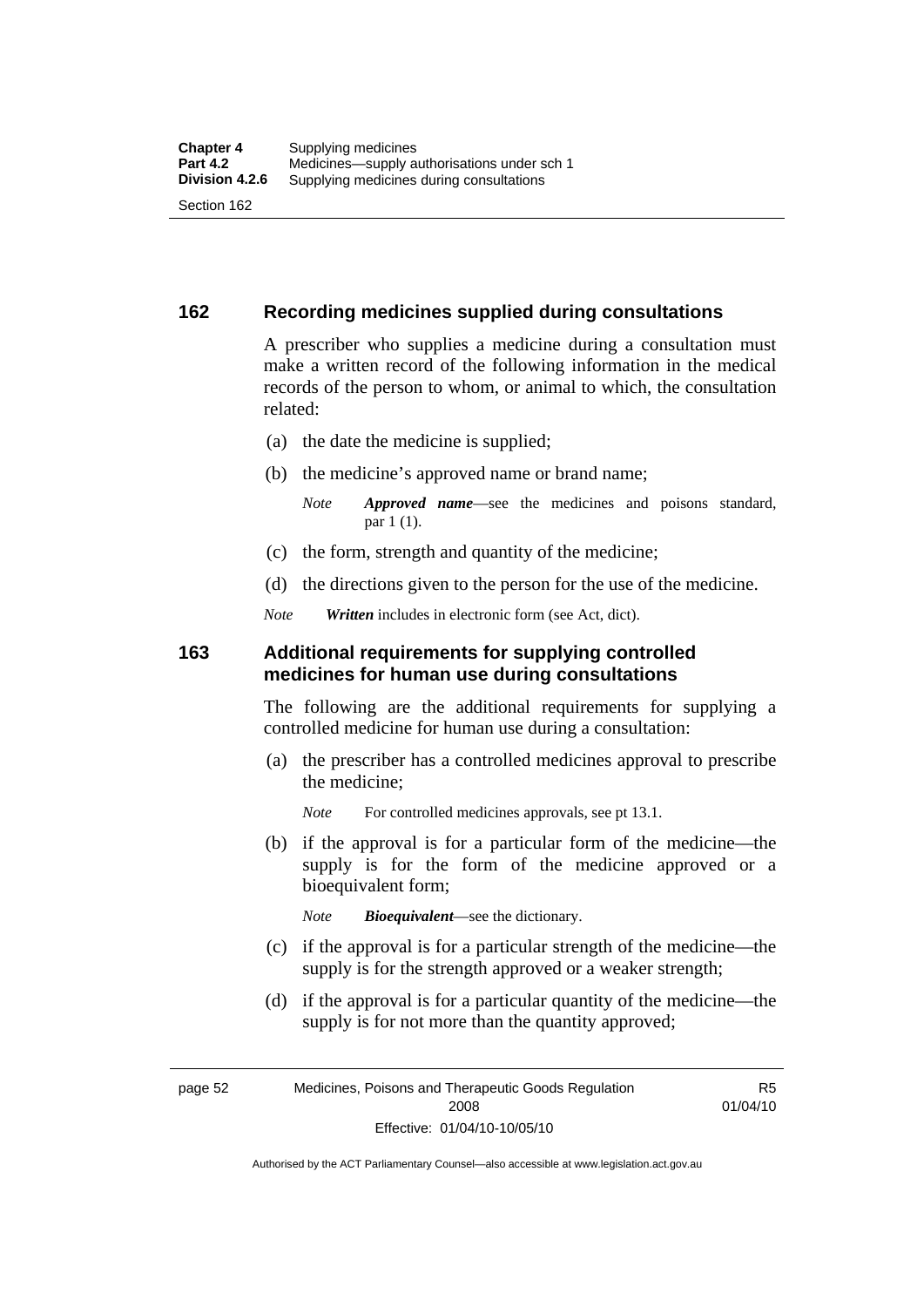## 162 Recording medicines supplied during consultations

A prescriber who supplies a medicine during a consultation must make a written record of the following information in the medical records of the person to whom, or animal to which, the consultation related:

(a) the date the medicine is supplied;

(b) the medicine's approved name or brand name;

*Note* ***Approved name***—see the medicines and poisons standard, par 1 (1).

(c) the form, strength and quantity of the medicine;

(d) the directions given to the person for the use of the medicine.

*Note* ***Written*** includes in electronic form (see Act, dict).

## 163 Additional requirements for supplying controlled medicines for human use during consultations

The following are the additional requirements for supplying a controlled medicine for human use during a consultation:

(a) the prescriber has a controlled medicines approval to prescribe the medicine;

*Note* For controlled medicines approvals, see pt 13.1.

(b) if the approval is for a particular form of the medicine—the supply is for the form of the medicine approved or a bioequivalent form;

*Note* ***Bioequivalent***—see the dictionary.

(c) if the approval is for a particular strength of the medicine—the supply is for the strength approved or a weaker strength;

(d) if the approval is for a particular quantity of the medicine—the supply is for not more than the quantity approved;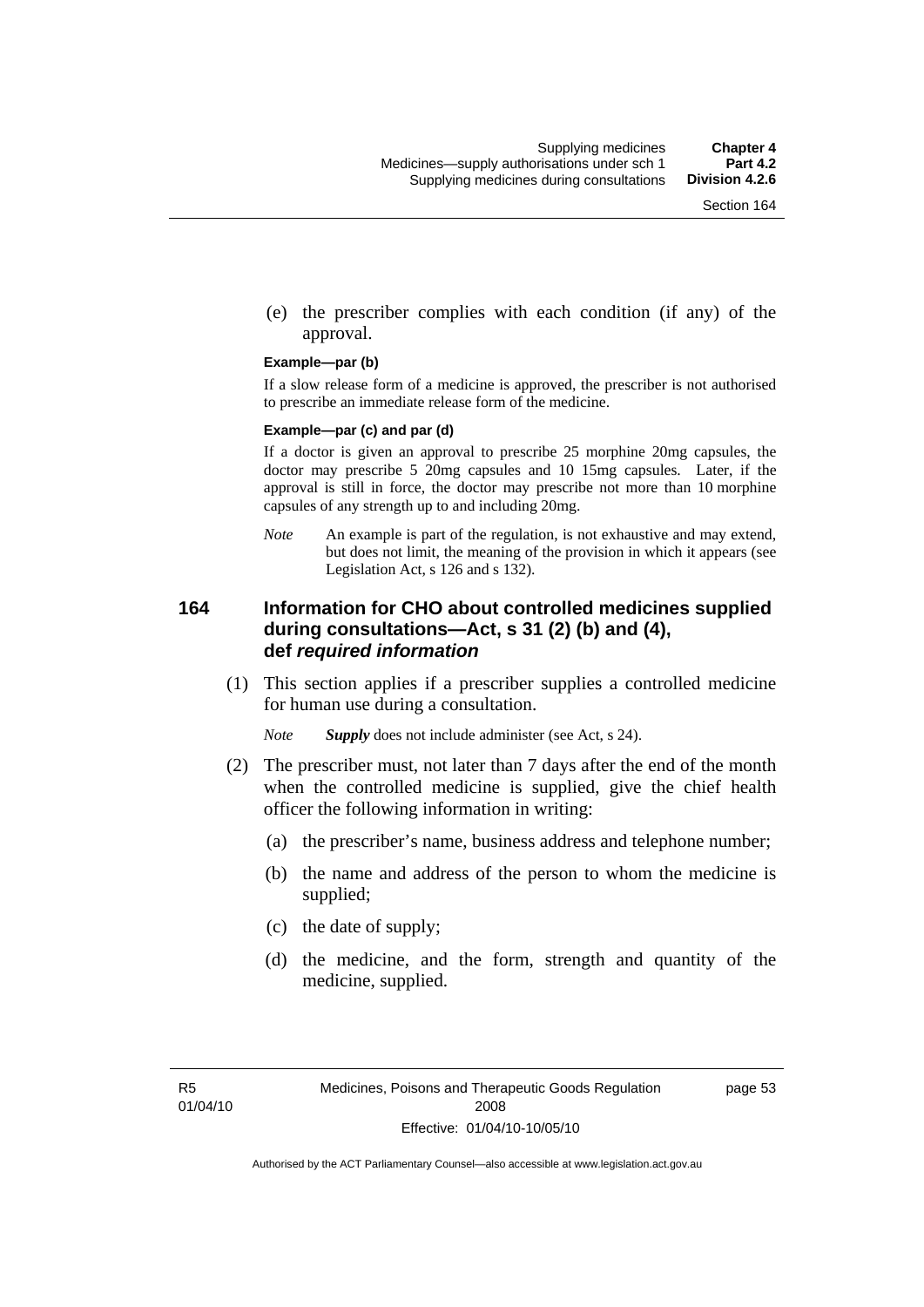(e) the prescriber complies with each condition (if any) of the approval.

**Example—par (b)**

If a slow release form of a medicine is approved, the prescriber is not authorised to prescribe an immediate release form of the medicine.

**Example—par (c) and par (d)**

If a doctor is given an approval to prescribe 25 morphine 20mg capsules, the doctor may prescribe 5 20mg capsules and 10 15mg capsules. Later, if the approval is still in force, the doctor may prescribe not more than 10 morphine capsules of any strength up to and including 20mg.

*Note* An example is part of the regulation, is not exhaustive and may extend, but does not limit, the meaning of the provision in which it appears (see Legislation Act, s 126 and s 132).

## 164 Information for CHO about controlled medicines supplied during consultations—Act, s 31 (2) (b) and (4), def *required information*

(1) This section applies if a prescriber supplies a controlled medicine for human use during a consultation.

*Note* ***Supply*** does not include administer (see Act, s 24).

(2) The prescriber must, not later than 7 days after the end of the month when the controlled medicine is supplied, give the chief health officer the following information in writing:

(a) the prescriber's name, business address and telephone number;

(b) the name and address of the person to whom the medicine is supplied;

(c) the date of supply;

(d) the medicine, and the form, strength and quantity of the medicine, supplied.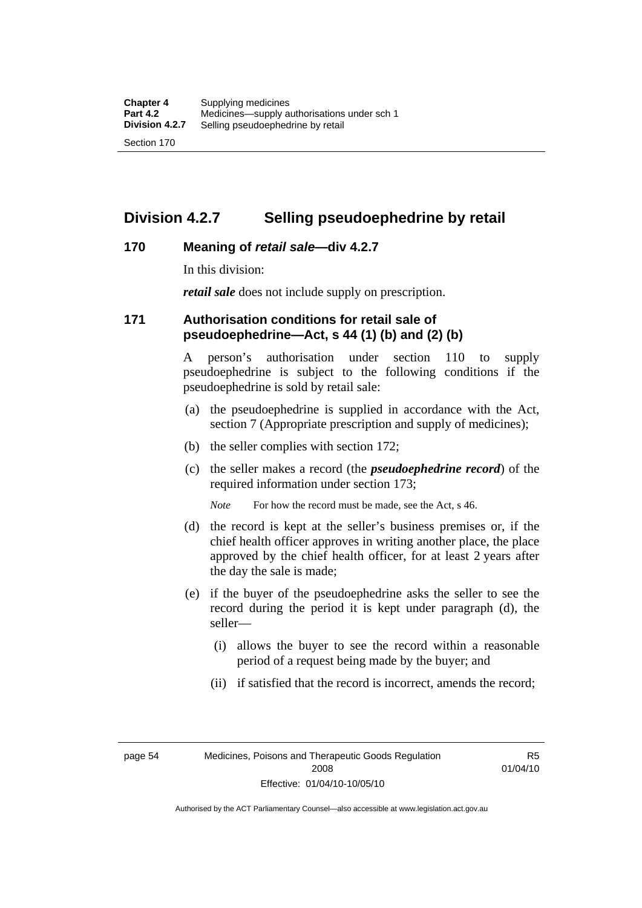## Division 4.2.7 Selling pseudoephedrine by retail

### 170 Meaning of *retail sale*—div 4.2.7

In this division:

***retail sale*** does not include supply on prescription.

### 171 Authorisation conditions for retail sale of pseudoephedrine—Act, s 44 (1) (b) and (2) (b)

A person's authorisation under section 110 to supply pseudoephedrine is subject to the following conditions if the pseudoephedrine is sold by retail sale:

(a) the pseudoephedrine is supplied in accordance with the Act, section 7 (Appropriate prescription and supply of medicines);

(b) the seller complies with section 172;

(c) the seller makes a record (the ***pseudoephedrine record***) of the required information under section 173;

*Note* For how the record must be made, see the Act, s 46.

(d) the record is kept at the seller's business premises or, if the chief health officer approves in writing another place, the place approved by the chief health officer, for at least 2 years after the day the sale is made;

(e) if the buyer of the pseudoephedrine asks the seller to see the record during the period it is kept under paragraph (d), the seller—

(i) allows the buyer to see the record within a reasonable period of a request being made by the buyer; and

(ii) if satisfied that the record is incorrect, amends the record;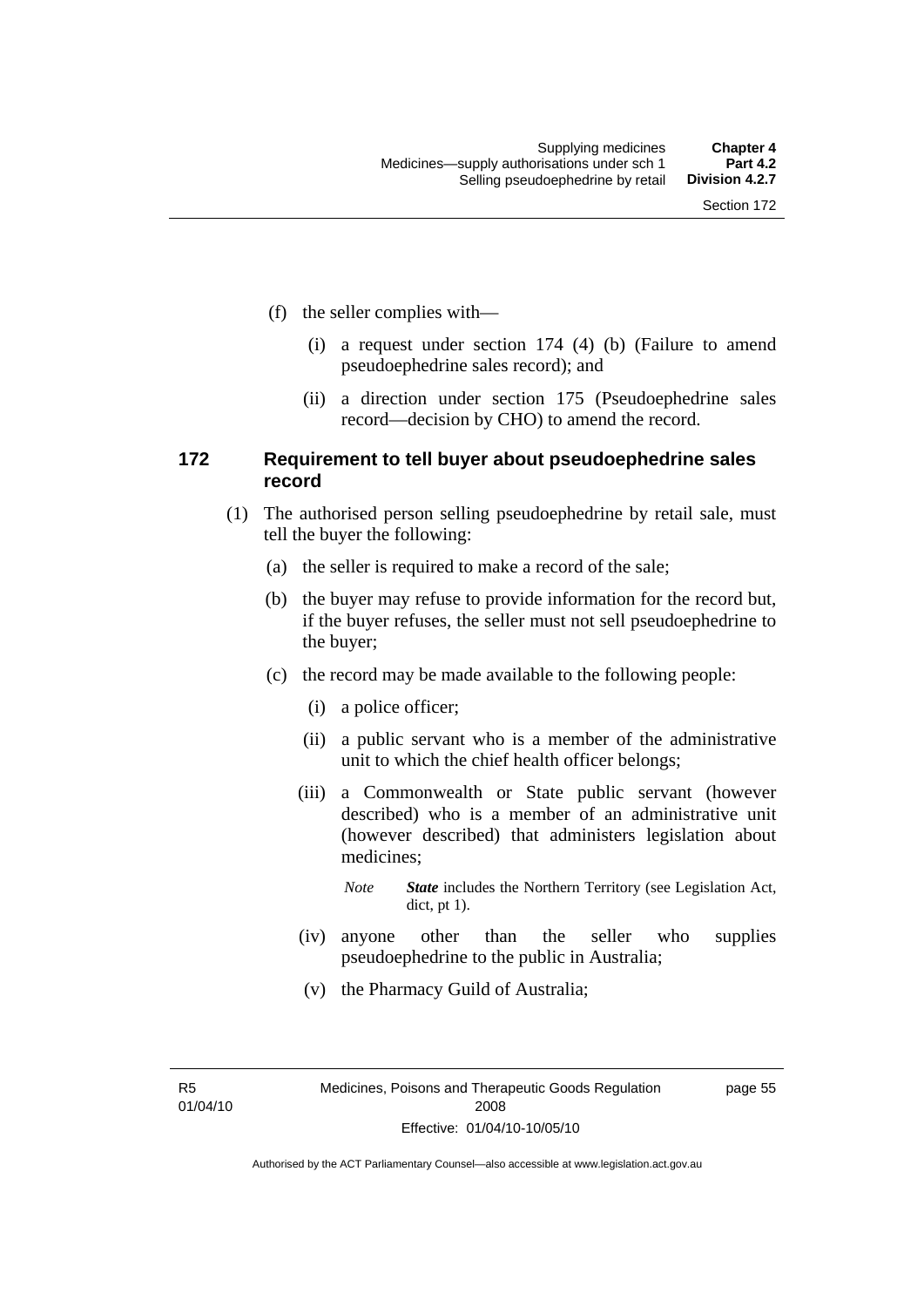(f) the seller complies with—

(i) a request under section 174 (4) (b) (Failure to amend pseudoephedrine sales record); and

(ii) a direction under section 175 (Pseudoephedrine sales record—decision by CHO) to amend the record.

### 172 Requirement to tell buyer about pseudoephedrine sales record

(1) The authorised person selling pseudoephedrine by retail sale, must tell the buyer the following:

(a) the seller is required to make a record of the sale;

(b) the buyer may refuse to provide information for the record but, if the buyer refuses, the seller must not sell pseudoephedrine to the buyer;

(c) the record may be made available to the following people:

(i) a police officer;

(ii) a public servant who is a member of the administrative unit to which the chief health officer belongs;

(iii) a Commonwealth or State public servant (however described) who is a member of an administrative unit (however described) that administers legislation about medicines;

*Note* ***State*** includes the Northern Territory (see Legislation Act, dict, pt 1).

(iv) anyone other than the seller who supplies pseudoephedrine to the public in Australia;

(v) the Pharmacy Guild of Australia;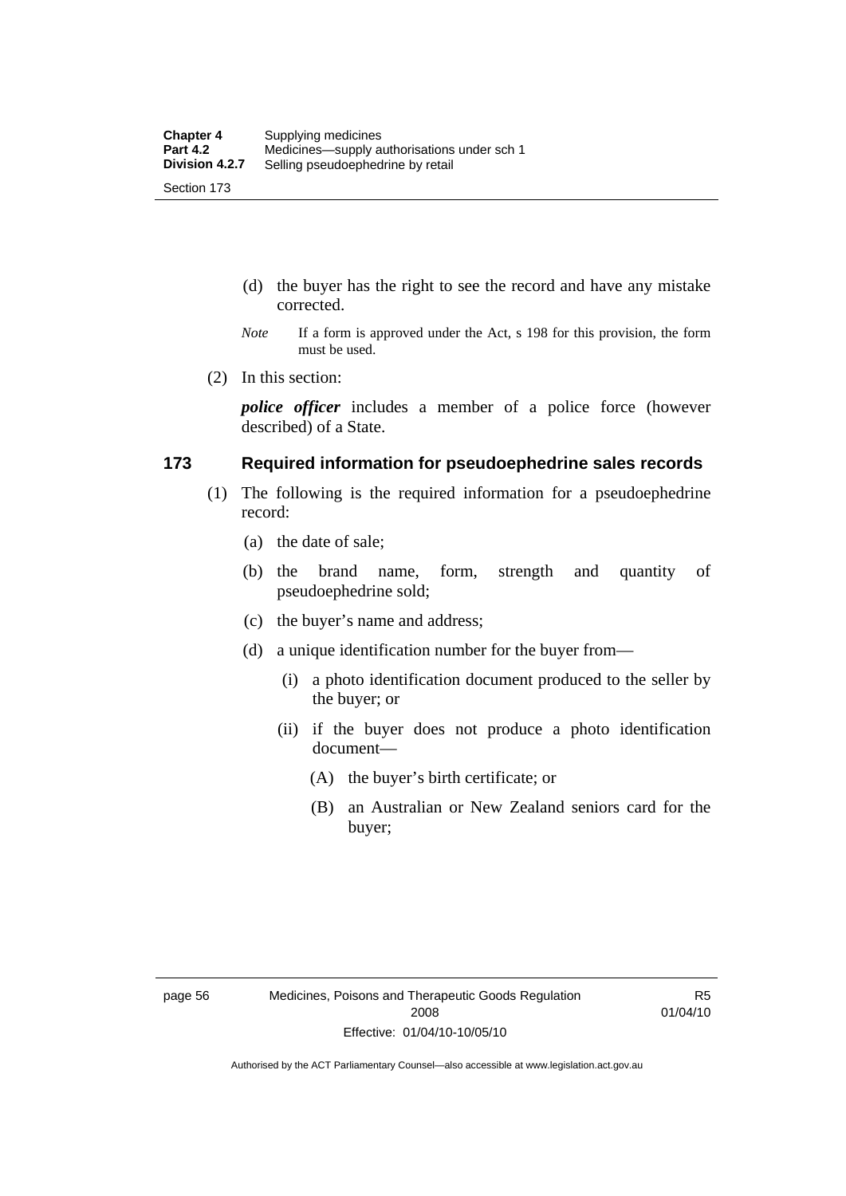(d) the buyer has the right to see the record and have any mistake corrected.

*Note* If a form is approved under the Act, s 198 for this provision, the form must be used.

(2) In this section:

***police officer*** includes a member of a police force (however described) of a State.

### 173 Required information for pseudoephedrine sales records

(1) The following is the required information for a pseudoephedrine record:

(a) the date of sale;

(b) the brand name, form, strength and quantity of pseudoephedrine sold;

(c) the buyer's name and address;

(d) a unique identification number for the buyer from—

(i) a photo identification document produced to the seller by the buyer; or

(ii) if the buyer does not produce a photo identification document—

(A) the buyer's birth certificate; or

(B) an Australian or New Zealand seniors card for the buyer;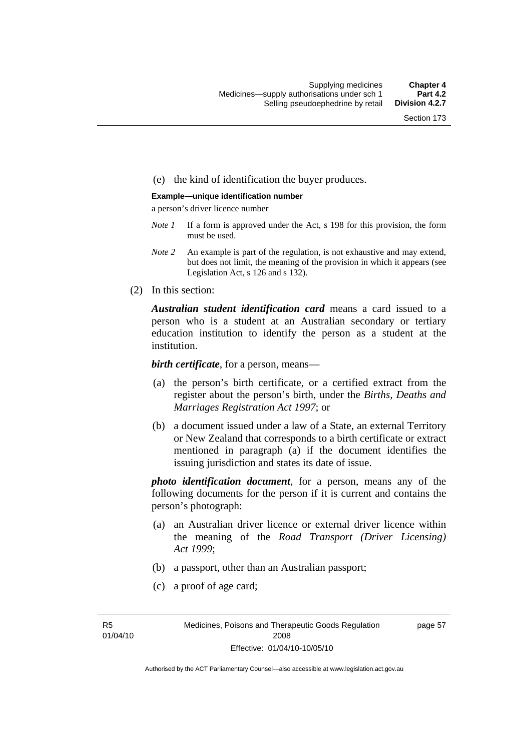(e) the kind of identification the buyer produces.

**Example—unique identification number**

a person's driver licence number

*Note 1* If a form is approved under the Act, s 198 for this provision, the form must be used.

*Note 2* An example is part of the regulation, is not exhaustive and may extend, but does not limit, the meaning of the provision in which it appears (see Legislation Act, s 126 and s 132).

(2) In this section:

***Australian student identification card*** means a card issued to a person who is a student at an Australian secondary or tertiary education institution to identify the person as a student at the institution.

***birth certificate***, for a person, means—

(a) the person's birth certificate, or a certified extract from the register about the person's birth, under the *Births, Deaths and Marriages Registration Act 1997*; or

(b) a document issued under a law of a State, an external Territory or New Zealand that corresponds to a birth certificate or extract mentioned in paragraph (a) if the document identifies the issuing jurisdiction and states its date of issue.

***photo identification document***, for a person, means any of the following documents for the person if it is current and contains the person's photograph:

(a) an Australian driver licence or external driver licence within the meaning of the *Road Transport (Driver Licensing) Act 1999*;

(b) a passport, other than an Australian passport;

(c) a proof of age card;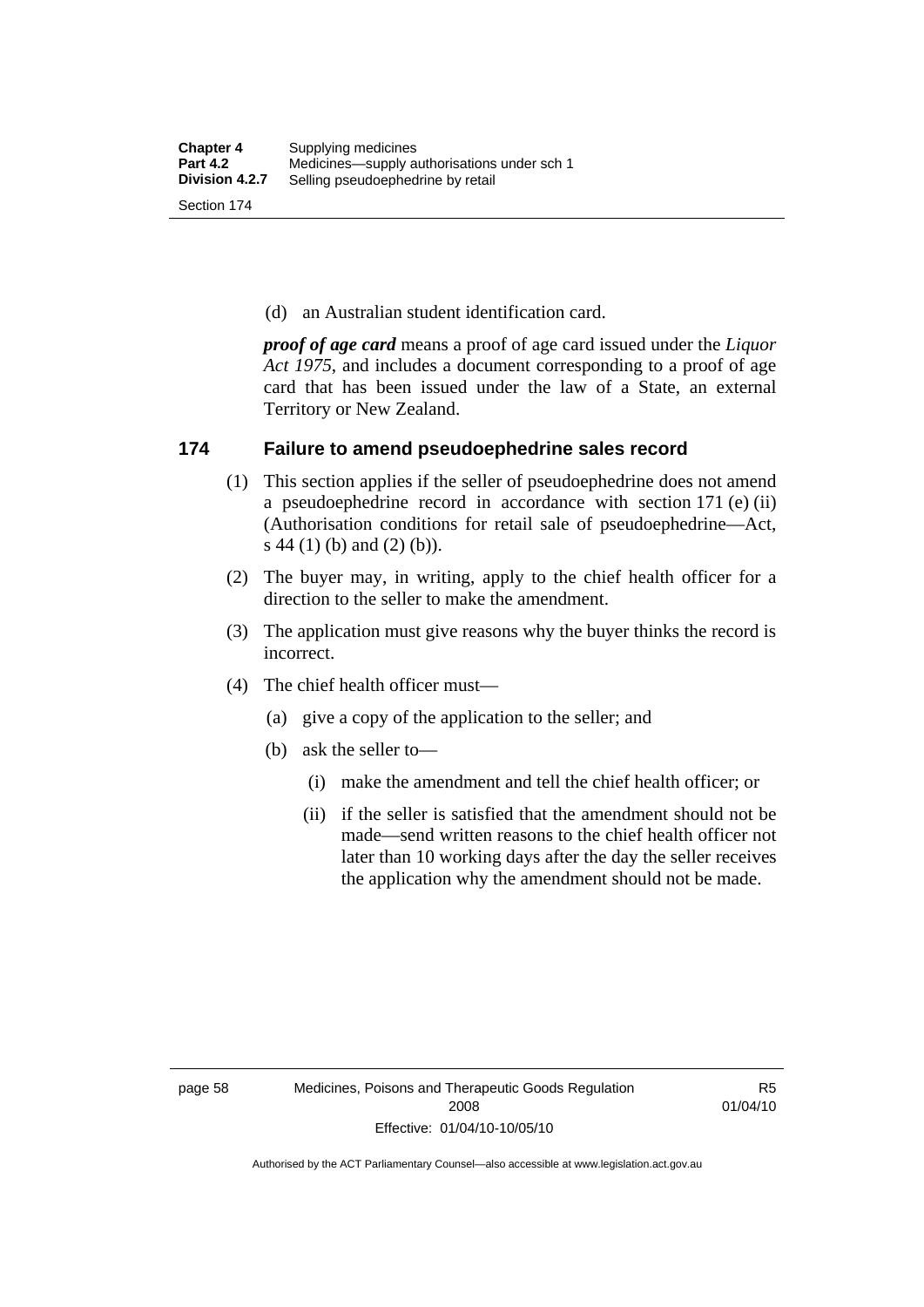(d) an Australian student identification card.

***proof of age card*** means a proof of age card issued under the *Liquor Act 1975*, and includes a document corresponding to a proof of age card that has been issued under the law of a State, an external Territory or New Zealand.

## 174 Failure to amend pseudoephedrine sales record

(1) This section applies if the seller of pseudoephedrine does not amend a pseudoephedrine record in accordance with section 171 (e) (ii) (Authorisation conditions for retail sale of pseudoephedrine—Act, s 44 (1) (b) and (2) (b)).

(2) The buyer may, in writing, apply to the chief health officer for a direction to the seller to make the amendment.

(3) The application must give reasons why the buyer thinks the record is incorrect.

(4) The chief health officer must—

(a) give a copy of the application to the seller; and

(b) ask the seller to—

(i) make the amendment and tell the chief health officer; or

(ii) if the seller is satisfied that the amendment should not be made—send written reasons to the chief health officer not later than 10 working days after the day the seller receives the application why the amendment should not be made.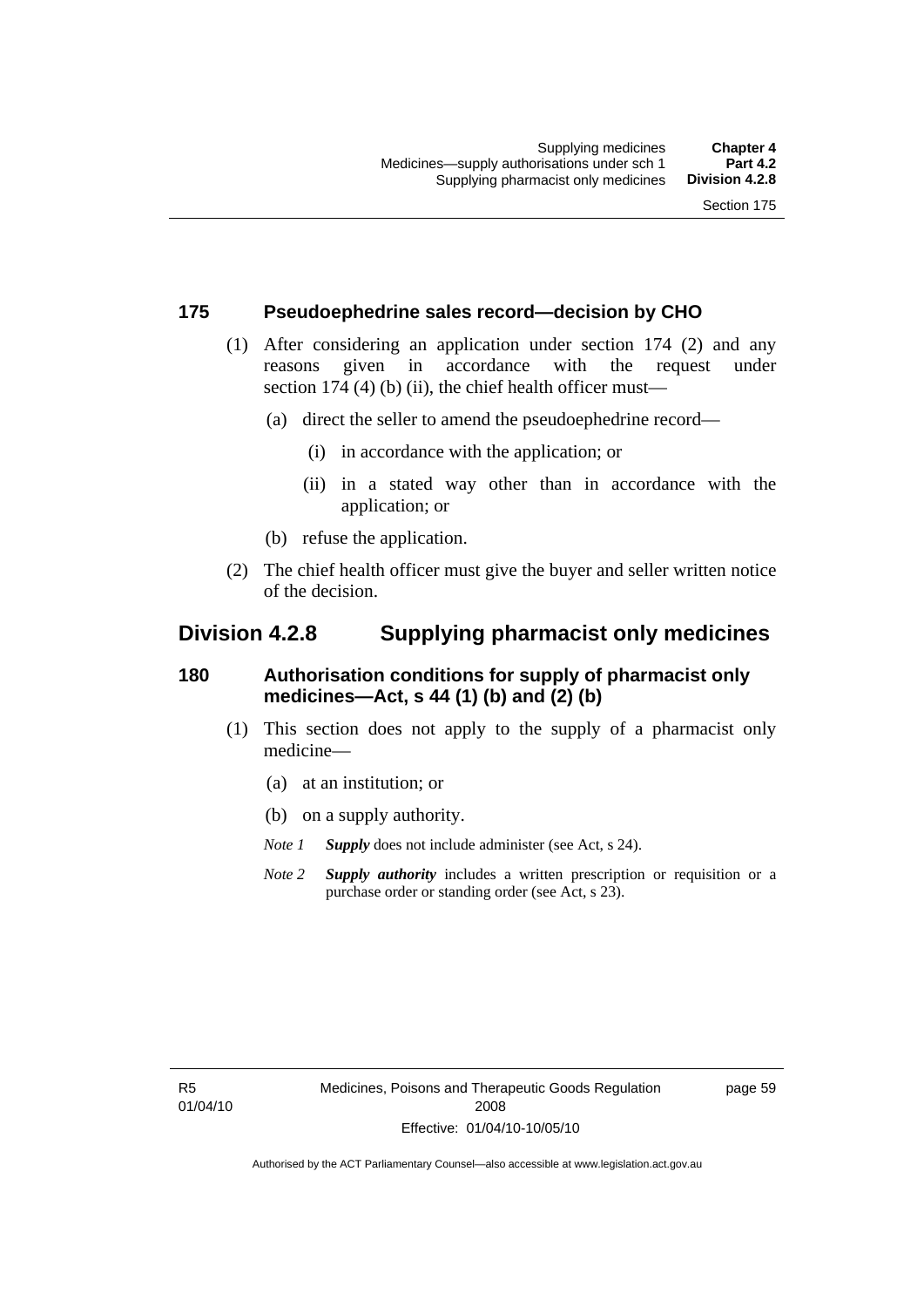### 175 Pseudoephedrine sales record—decision by CHO

(1) After considering an application under section 174 (2) and any reasons given in accordance with the request under section 174 (4) (b) (ii), the chief health officer must—

(a) direct the seller to amend the pseudoephedrine record—

(i) in accordance with the application; or

(ii) in a stated way other than in accordance with the application; or

(b) refuse the application.

(2) The chief health officer must give the buyer and seller written notice of the decision.

## Division 4.2.8 Supplying pharmacist only medicines

### 180 Authorisation conditions for supply of pharmacist only medicines—Act, s 44 (1) (b) and (2) (b)

(1) This section does not apply to the supply of a pharmacist only medicine—

(a) at an institution; or

(b) on a supply authority.

*Note 1* ***Supply*** does not include administer (see Act, s 24).

*Note 2* ***Supply authority*** includes a written prescription or requisition or a purchase order or standing order (see Act, s 23).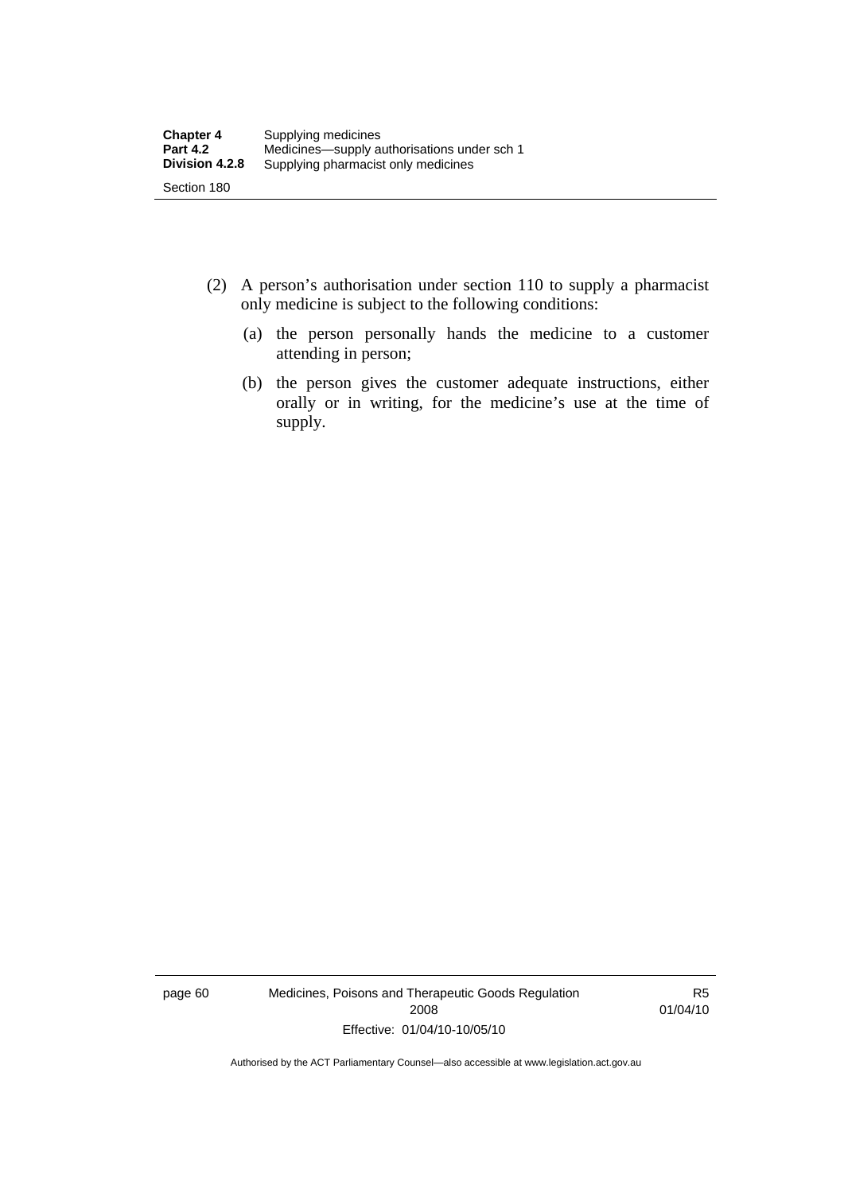(2) A person's authorisation under section 110 to supply a pharmacist only medicine is subject to the following conditions:

(a) the person personally hands the medicine to a customer attending in person;

(b) the person gives the customer adequate instructions, either orally or in writing, for the medicine's use at the time of supply.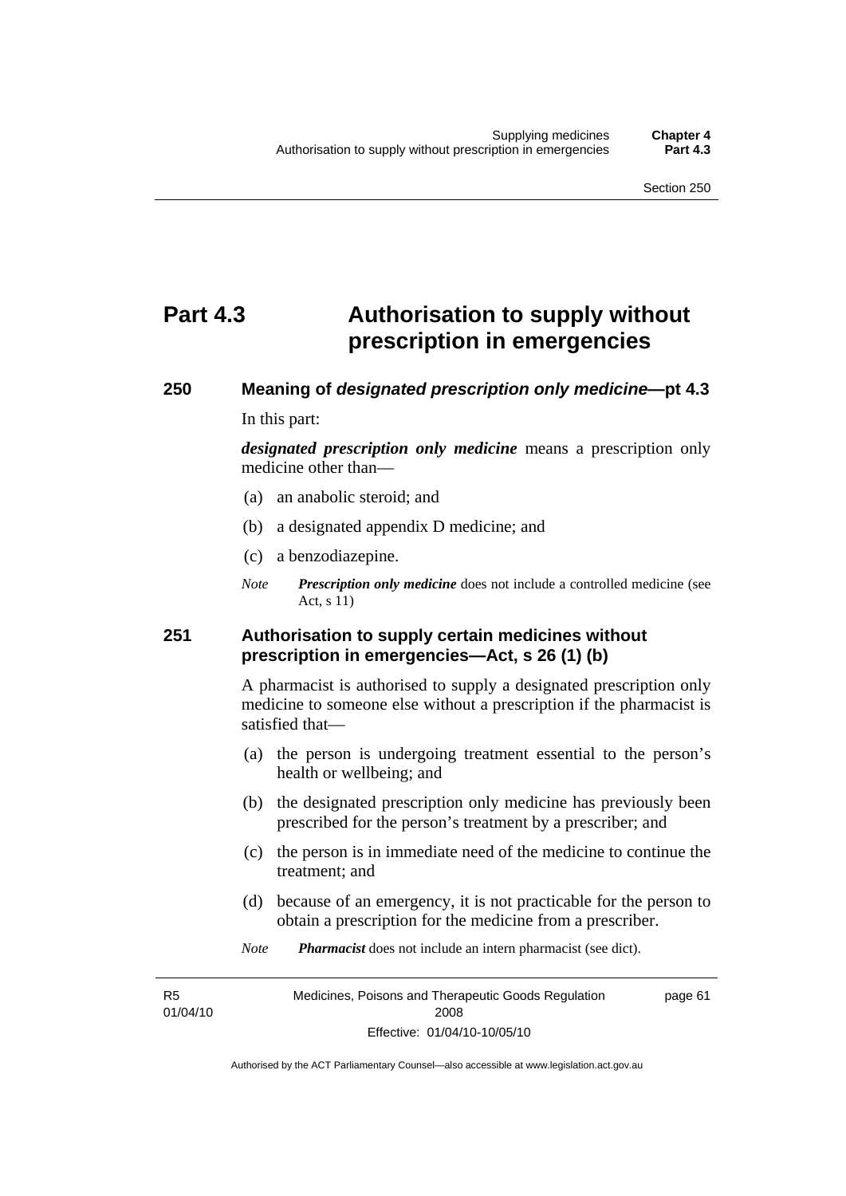# Part 4.3 Authorisation to supply without prescription in emergencies

## 250 Meaning of *designated prescription only medicine*—pt 4.3

In this part:

***designated prescription only medicine*** means a prescription only medicine other than—

(a) an anabolic steroid; and

(b) a designated appendix D medicine; and

(c) a benzodiazepine.

*Note* ***Prescription only medicine*** does not include a controlled medicine (see Act, s 11)

## 251 Authorisation to supply certain medicines without prescription in emergencies—Act, s 26 (1) (b)

A pharmacist is authorised to supply a designated prescription only medicine to someone else without a prescription if the pharmacist is satisfied that—

(a) the person is undergoing treatment essential to the person's health or wellbeing; and

(b) the designated prescription only medicine has previously been prescribed for the person's treatment by a prescriber; and

(c) the person is in immediate need of the medicine to continue the treatment; and

(d) because of an emergency, it is not practicable for the person to obtain a prescription for the medicine from a prescriber.

*Note* ***Pharmacist*** does not include an intern pharmacist (see dict).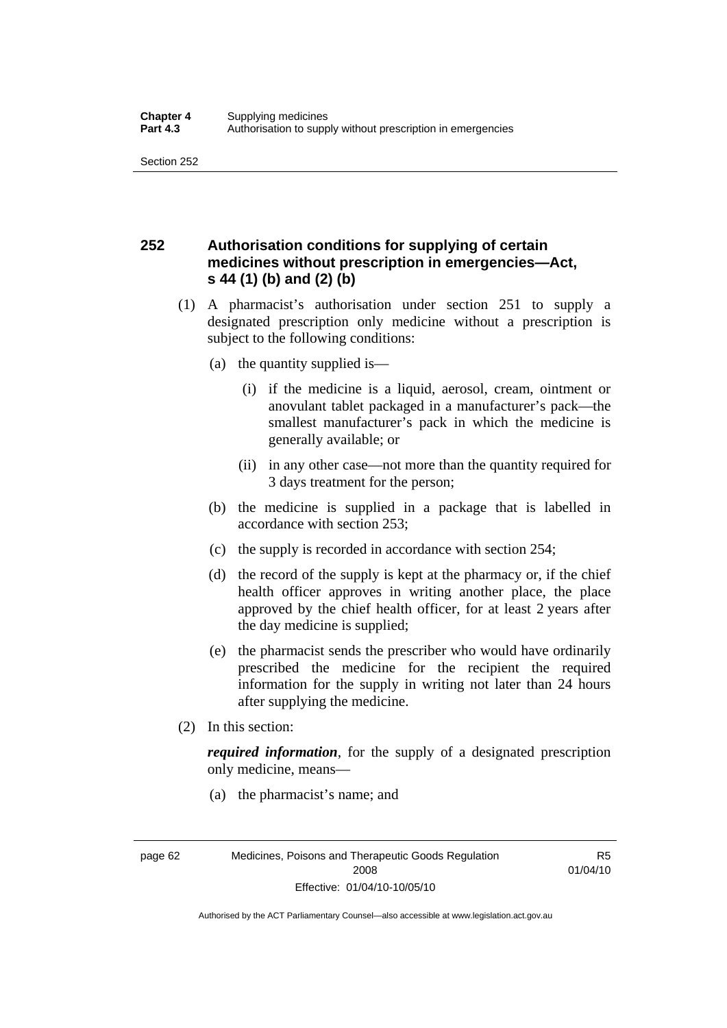## 252 Authorisation conditions for supplying of certain medicines without prescription in emergencies—Act, s 44 (1) (b) and (2) (b)

(1) A pharmacist's authorisation under section 251 to supply a designated prescription only medicine without a prescription is subject to the following conditions:

(a) the quantity supplied is—

(i) if the medicine is a liquid, aerosol, cream, ointment or anovulant tablet packaged in a manufacturer's pack—the smallest manufacturer's pack in which the medicine is generally available; or

(ii) in any other case—not more than the quantity required for 3 days treatment for the person;

(b) the medicine is supplied in a package that is labelled in accordance with section 253;

(c) the supply is recorded in accordance with section 254;

(d) the record of the supply is kept at the pharmacy or, if the chief health officer approves in writing another place, the place approved by the chief health officer, for at least 2 years after the day medicine is supplied;

(e) the pharmacist sends the prescriber who would have ordinarily prescribed the medicine for the recipient the required information for the supply in writing not later than 24 hours after supplying the medicine.

(2) In this section:

***required information***, for the supply of a designated prescription only medicine, means—

(a) the pharmacist's name; and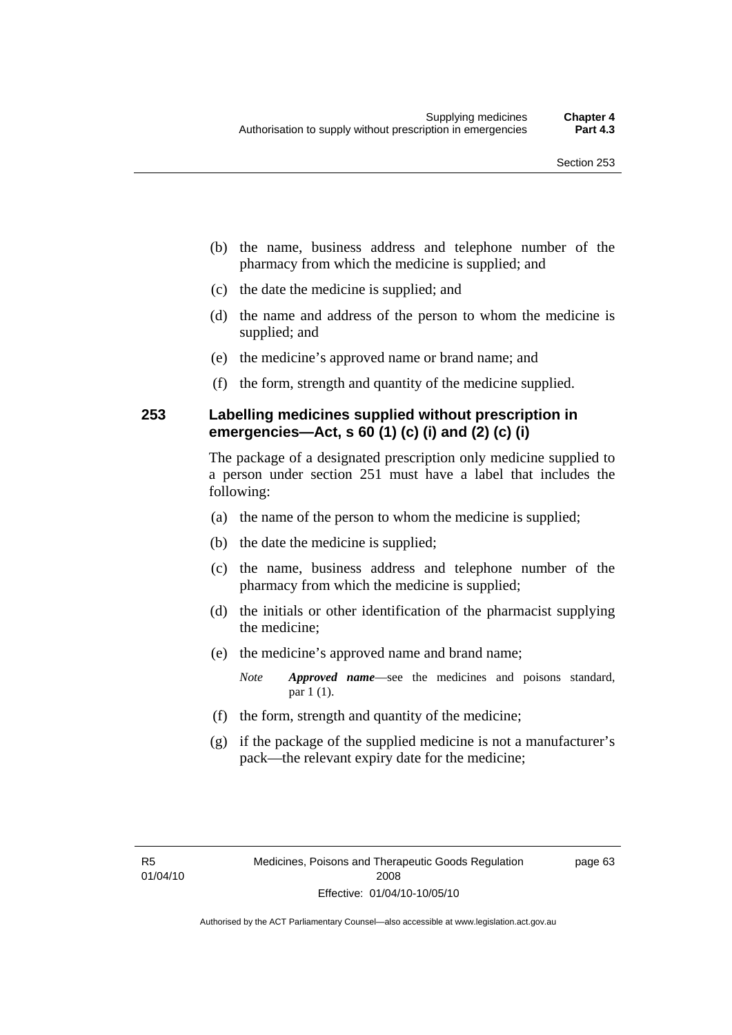(b) the name, business address and telephone number of the pharmacy from which the medicine is supplied; and

(c) the date the medicine is supplied; and

(d) the name and address of the person to whom the medicine is supplied; and

(e) the medicine's approved name or brand name; and

(f) the form, strength and quantity of the medicine supplied.

### 253 Labelling medicines supplied without prescription in emergencies—Act, s 60 (1) (c) (i) and (2) (c) (i)

The package of a designated prescription only medicine supplied to a person under section 251 must have a label that includes the following:

(a) the name of the person to whom the medicine is supplied;

(b) the date the medicine is supplied;

(c) the name, business address and telephone number of the pharmacy from which the medicine is supplied;

(d) the initials or other identification of the pharmacist supplying the medicine;

(e) the medicine's approved name and brand name;

*Note* ***Approved name***—see the medicines and poisons standard, par 1 (1).

(f) the form, strength and quantity of the medicine;

(g) if the package of the supplied medicine is not a manufacturer's pack—the relevant expiry date for the medicine;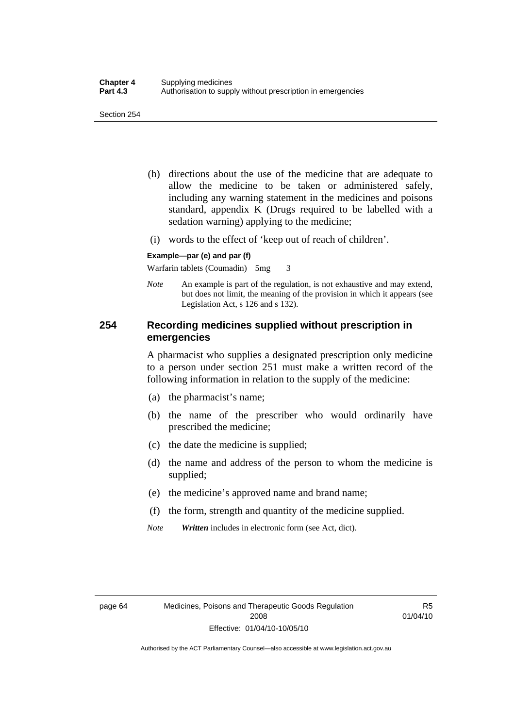(h) directions about the use of the medicine that are adequate to allow the medicine to be taken or administered safely, including any warning statement in the medicines and poisons standard, appendix K (Drugs required to be labelled with a sedation warning) applying to the medicine;

(i) words to the effect of 'keep out of reach of children'.

**Example—par (e) and par (f)**

Warfarin tablets (Coumadin) 5mg 3

*Note* An example is part of the regulation, is not exhaustive and may extend, but does not limit, the meaning of the provision in which it appears (see Legislation Act, s 126 and s 132).

## 254 Recording medicines supplied without prescription in emergencies

A pharmacist who supplies a designated prescription only medicine to a person under section 251 must make a written record of the following information in relation to the supply of the medicine:

(a) the pharmacist's name;

(b) the name of the prescriber who would ordinarily have prescribed the medicine;

(c) the date the medicine is supplied;

(d) the name and address of the person to whom the medicine is supplied;

(e) the medicine's approved name and brand name;

(f) the form, strength and quantity of the medicine supplied.

*Note* ***Written*** includes in electronic form (see Act, dict).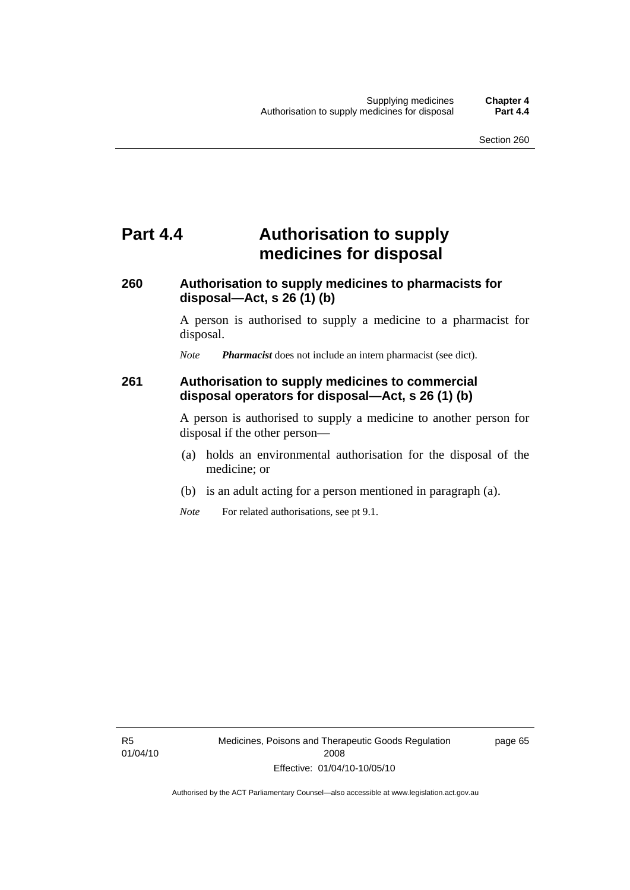# Part 4.4 Authorisation to supply medicines for disposal

## 260 Authorisation to supply medicines to pharmacists for disposal—Act, s 26 (1) (b)

A person is authorised to supply a medicine to a pharmacist for disposal.

*Note* ***Pharmacist*** does not include an intern pharmacist (see dict).

## 261 Authorisation to supply medicines to commercial disposal operators for disposal—Act, s 26 (1) (b)

A person is authorised to supply a medicine to another person for disposal if the other person—

(a) holds an environmental authorisation for the disposal of the medicine; or

(b) is an adult acting for a person mentioned in paragraph (a).

*Note* For related authorisations, see pt 9.1.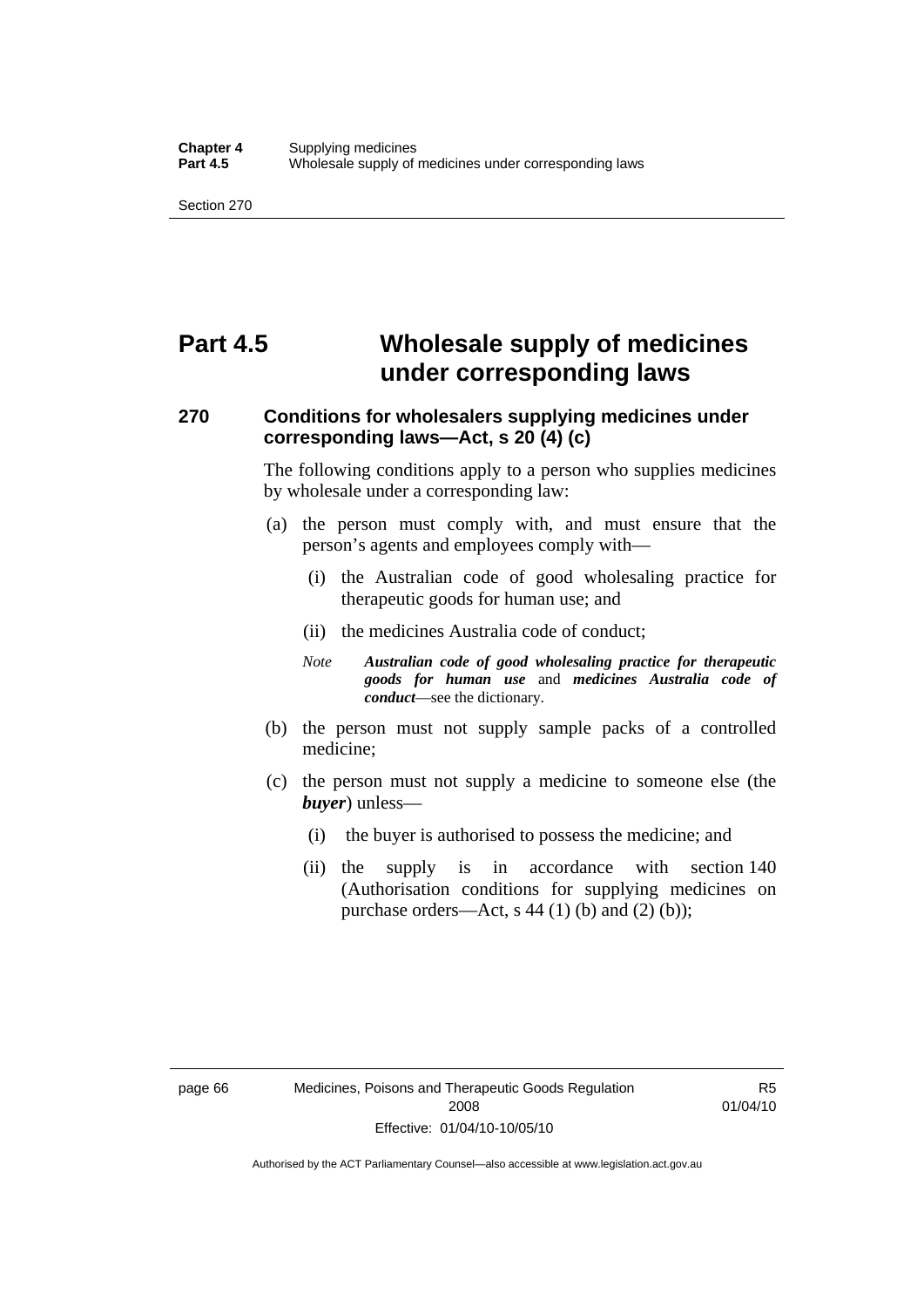# Part 4.5 Wholesale supply of medicines under corresponding laws

## 270 Conditions for wholesalers supplying medicines under corresponding laws—Act, s 20 (4) (c)

The following conditions apply to a person who supplies medicines by wholesale under a corresponding law:

(a) the person must comply with, and must ensure that the person's agents and employees comply with—

(i) the Australian code of good wholesaling practice for therapeutic goods for human use; and

(ii) the medicines Australia code of conduct;

*Note* ***Australian code of good wholesaling practice for therapeutic goods for human use*** and ***medicines Australia code of conduct***—see the dictionary.

(b) the person must not supply sample packs of a controlled medicine;

(c) the person must not supply a medicine to someone else (the ***buyer***) unless—

(i) the buyer is authorised to possess the medicine; and

(ii) the supply is in accordance with section 140 (Authorisation conditions for supplying medicines on purchase orders—Act, s 44 (1) (b) and (2) (b));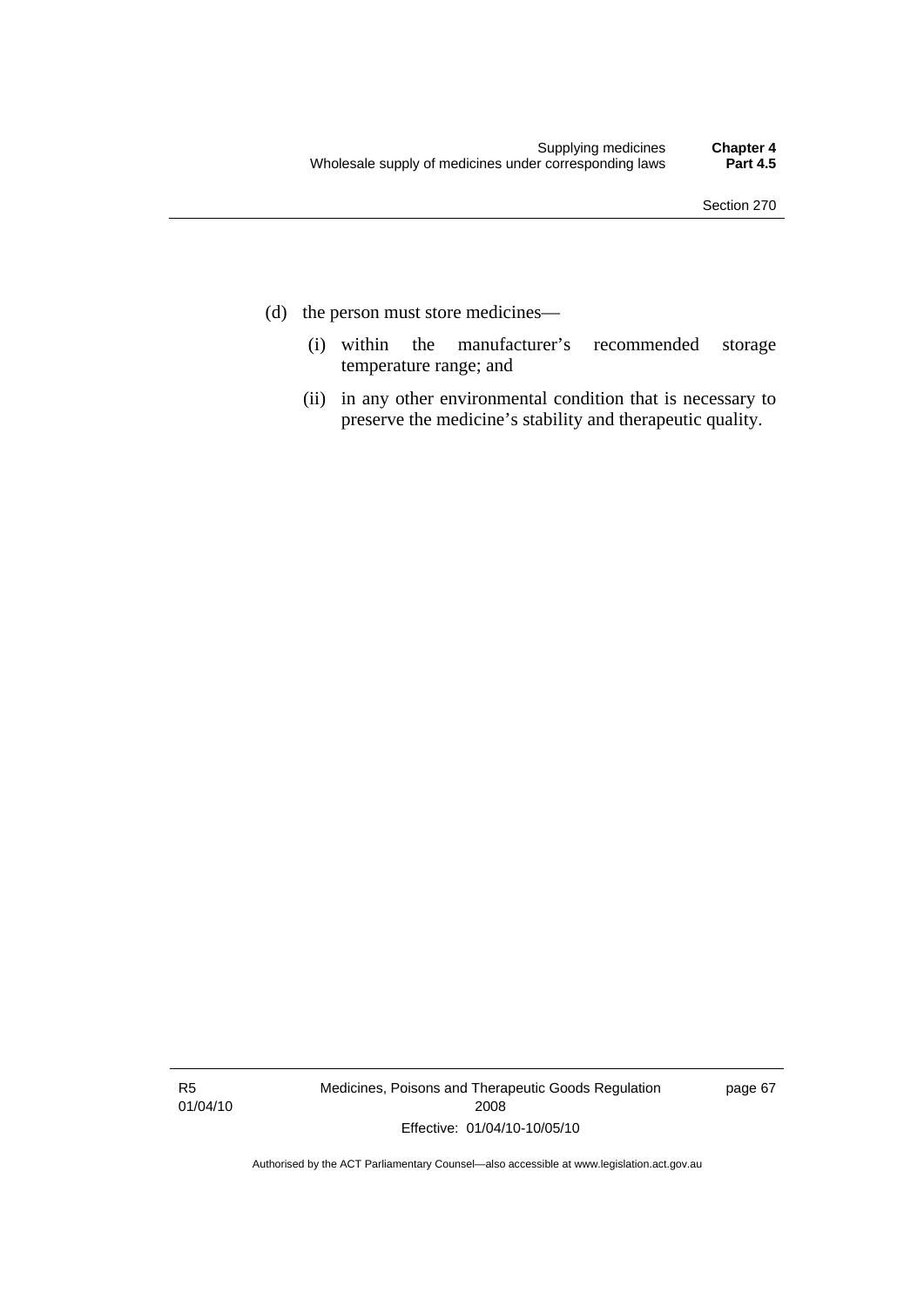(d) the person must store medicines—

  (i) within the manufacturer's recommended storage temperature range; and

  (ii) in any other environmental condition that is necessary to preserve the medicine's stability and therapeutic quality.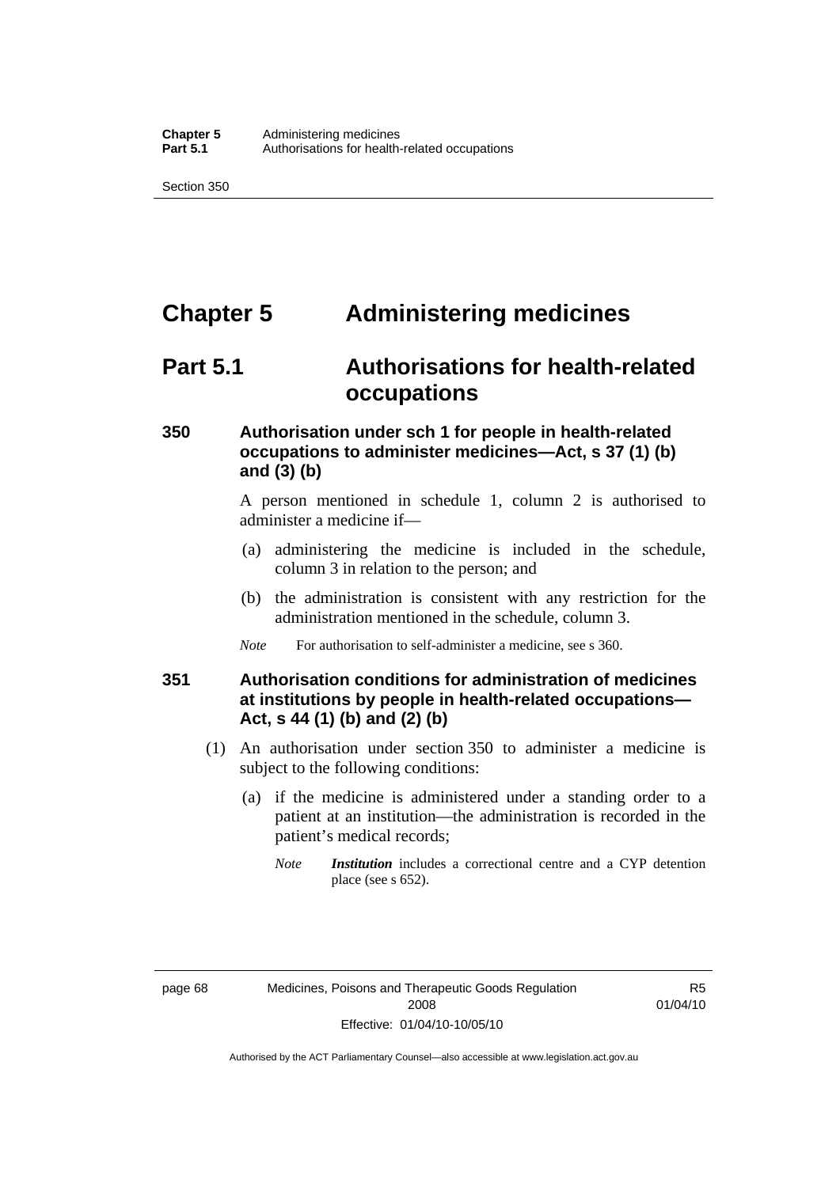# Chapter 5 Administering medicines

## Part 5.1 Authorisations for health-related occupations

### 350 Authorisation under sch 1 for people in health-related occupations to administer medicines—Act, s 37 (1) (b) and (3) (b)

A person mentioned in schedule 1, column 2 is authorised to administer a medicine if—

(a) administering the medicine is included in the schedule, column 3 in relation to the person; and

(b) the administration is consistent with any restriction for the administration mentioned in the schedule, column 3.

*Note* For authorisation to self-administer a medicine, see s 360.

### 351 Authorisation conditions for administration of medicines at institutions by people in health-related occupations—Act, s 44 (1) (b) and (2) (b)

(1) An authorisation under section 350 to administer a medicine is subject to the following conditions:

(a) if the medicine is administered under a standing order to a patient at an institution—the administration is recorded in the patient's medical records;

*Note* ***Institution*** includes a correctional centre and a CYP detention place (see s 652).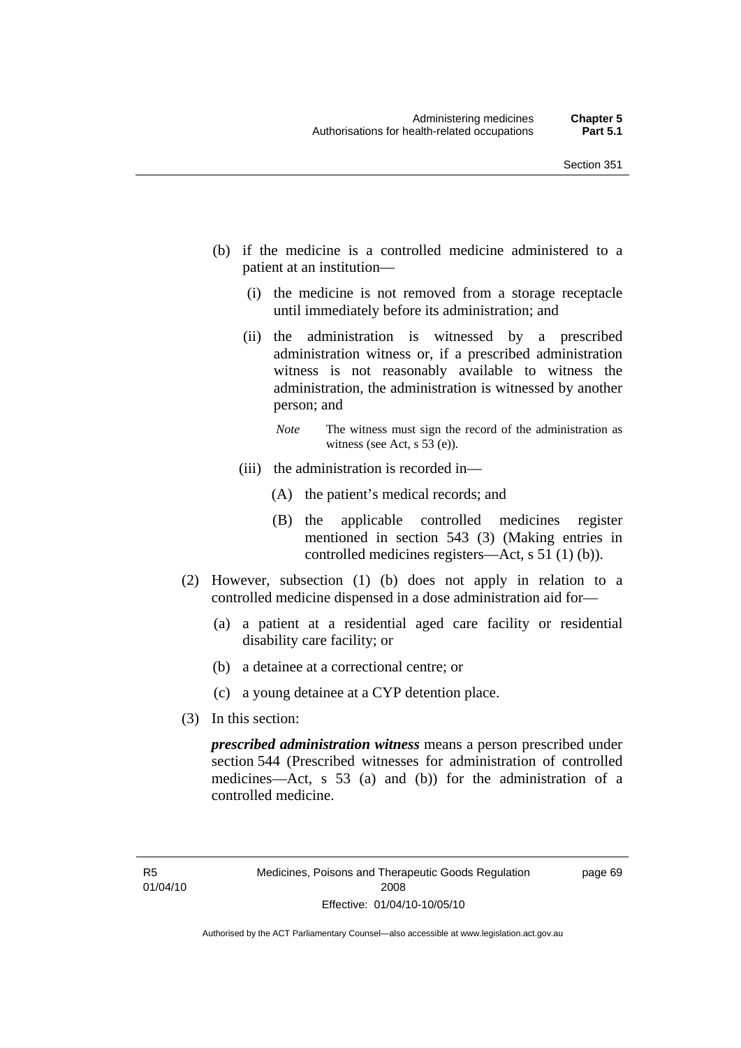(b) if the medicine is a controlled medicine administered to a patient at an institution—

  (i) the medicine is not removed from a storage receptacle until immediately before its administration; and

  (ii) the administration is witnessed by a prescribed administration witness or, if a prescribed administration witness is not reasonably available to witness the administration, the administration is witnessed by another person; and

  *Note* The witness must sign the record of the administration as witness (see Act, s 53 (e)).

  (iii) the administration is recorded in—

    (A) the patient's medical records; and

    (B) the applicable controlled medicines register mentioned in section 543 (3) (Making entries in controlled medicines registers—Act, s 51 (1) (b)).

(2) However, subsection (1) (b) does not apply in relation to a controlled medicine dispensed in a dose administration aid for—

  (a) a patient at a residential aged care facility or residential disability care facility; or

  (b) a detainee at a correctional centre; or

  (c) a young detainee at a CYP detention place.

(3) In this section:

***prescribed administration witness*** means a person prescribed under section 544 (Prescribed witnesses for administration of controlled medicines—Act, s 53 (a) and (b)) for the administration of a controlled medicine.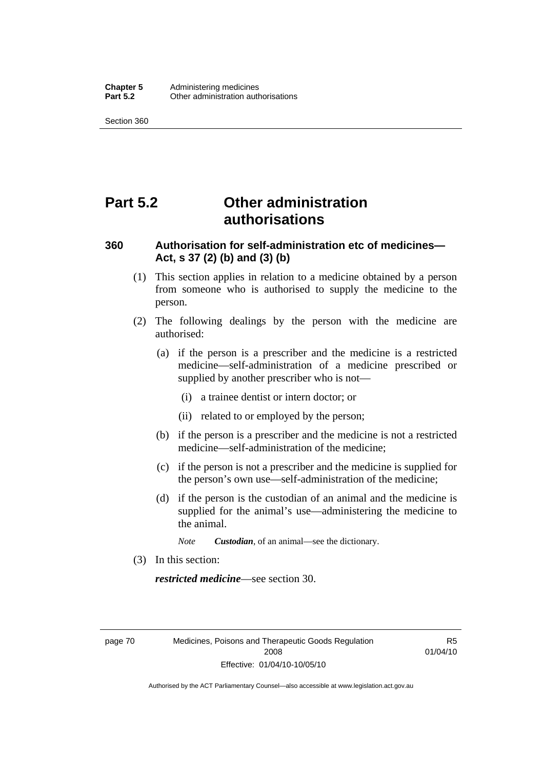# Part 5.2 Other administration authorisations

## 360 Authorisation for self-administration etc of medicines—Act, s 37 (2) (b) and (3) (b)

(1) This section applies in relation to a medicine obtained by a person from someone who is authorised to supply the medicine to the person.

(2) The following dealings by the person with the medicine are authorised:

(a) if the person is a prescriber and the medicine is a restricted medicine—self-administration of a medicine prescribed or supplied by another prescriber who is not—

(i) a trainee dentist or intern doctor; or

(ii) related to or employed by the person;

(b) if the person is a prescriber and the medicine is not a restricted medicine—self-administration of the medicine;

(c) if the person is not a prescriber and the medicine is supplied for the person's own use—self-administration of the medicine;

(d) if the person is the custodian of an animal and the medicine is supplied for the animal's use—administering the medicine to the animal.

*Note* ***Custodian***, of an animal—see the dictionary.

(3) In this section:

***restricted medicine***—see section 30.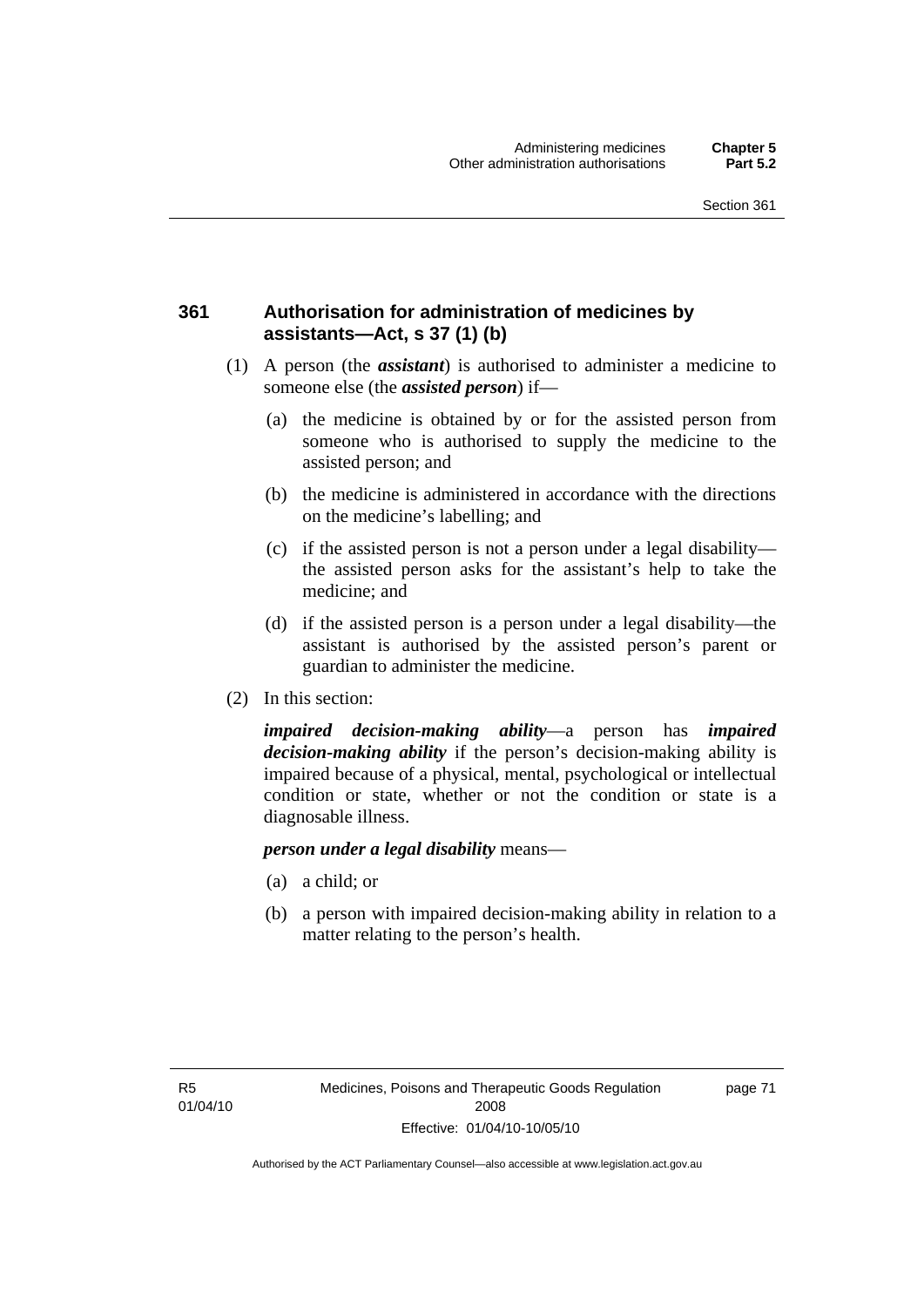## 361 Authorisation for administration of medicines by assistants—Act, s 37 (1) (b)

(1) A person (the ***assistant***) is authorised to administer a medicine to someone else (the ***assisted person***) if—

(a) the medicine is obtained by or for the assisted person from someone who is authorised to supply the medicine to the assisted person; and

(b) the medicine is administered in accordance with the directions on the medicine's labelling; and

(c) if the assisted person is not a person under a legal disability—the assisted person asks for the assistant's help to take the medicine; and

(d) if the assisted person is a person under a legal disability—the assistant is authorised by the assisted person's parent or guardian to administer the medicine.

(2) In this section:

***impaired decision-making ability***—a person has ***impaired decision-making ability*** if the person's decision-making ability is impaired because of a physical, mental, psychological or intellectual condition or state, whether or not the condition or state is a diagnosable illness.

***person under a legal disability*** means—

(a) a child; or

(b) a person with impaired decision-making ability in relation to a matter relating to the person's health.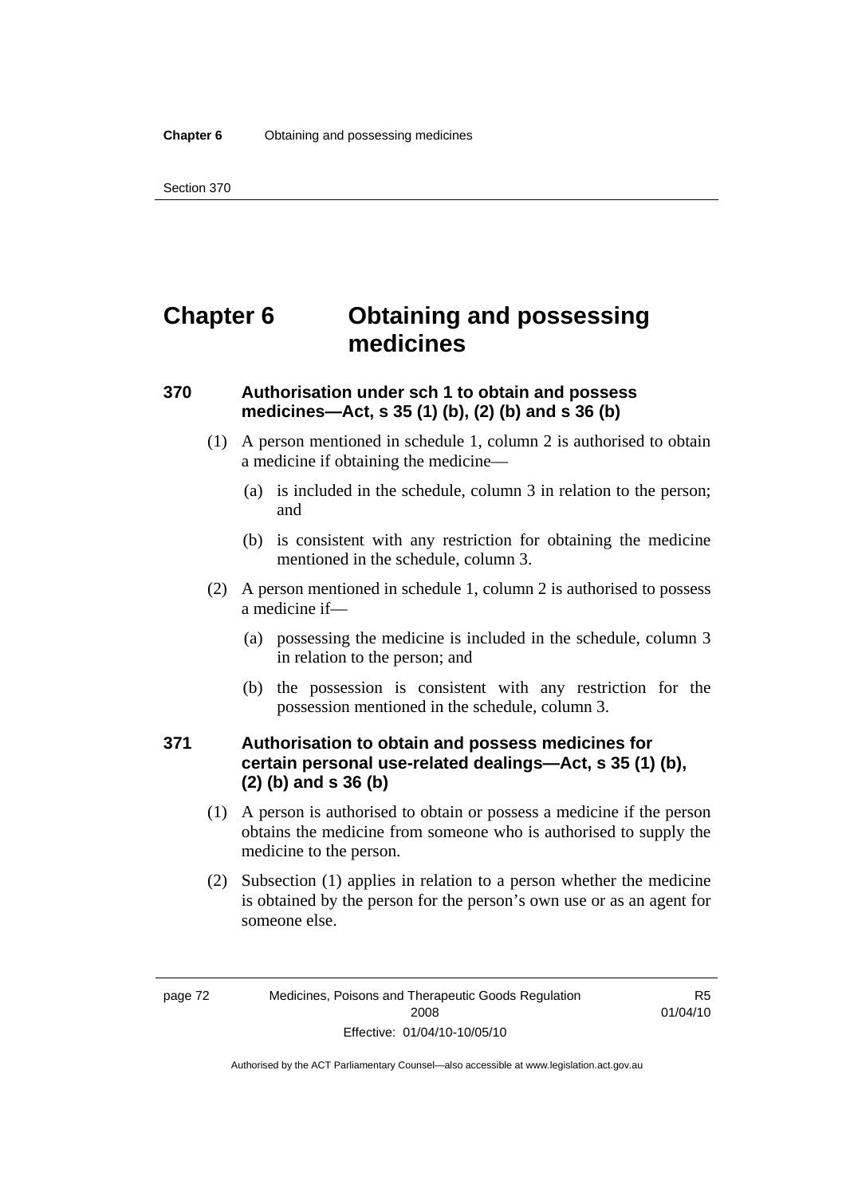# Chapter 6 Obtaining and possessing medicines

## 370 Authorisation under sch 1 to obtain and possess medicines—Act, s 35 (1) (b), (2) (b) and s 36 (b)

(1) A person mentioned in schedule 1, column 2 is authorised to obtain a medicine if obtaining the medicine—

(a) is included in the schedule, column 3 in relation to the person; and

(b) is consistent with any restriction for obtaining the medicine mentioned in the schedule, column 3.

(2) A person mentioned in schedule 1, column 2 is authorised to possess a medicine if—

(a) possessing the medicine is included in the schedule, column 3 in relation to the person; and

(b) the possession is consistent with any restriction for the possession mentioned in the schedule, column 3.

## 371 Authorisation to obtain and possess medicines for certain personal use-related dealings—Act, s 35 (1) (b), (2) (b) and s 36 (b)

(1) A person is authorised to obtain or possess a medicine if the person obtains the medicine from someone who is authorised to supply the medicine to the person.

(2) Subsection (1) applies in relation to a person whether the medicine is obtained by the person for the person's own use or as an agent for someone else.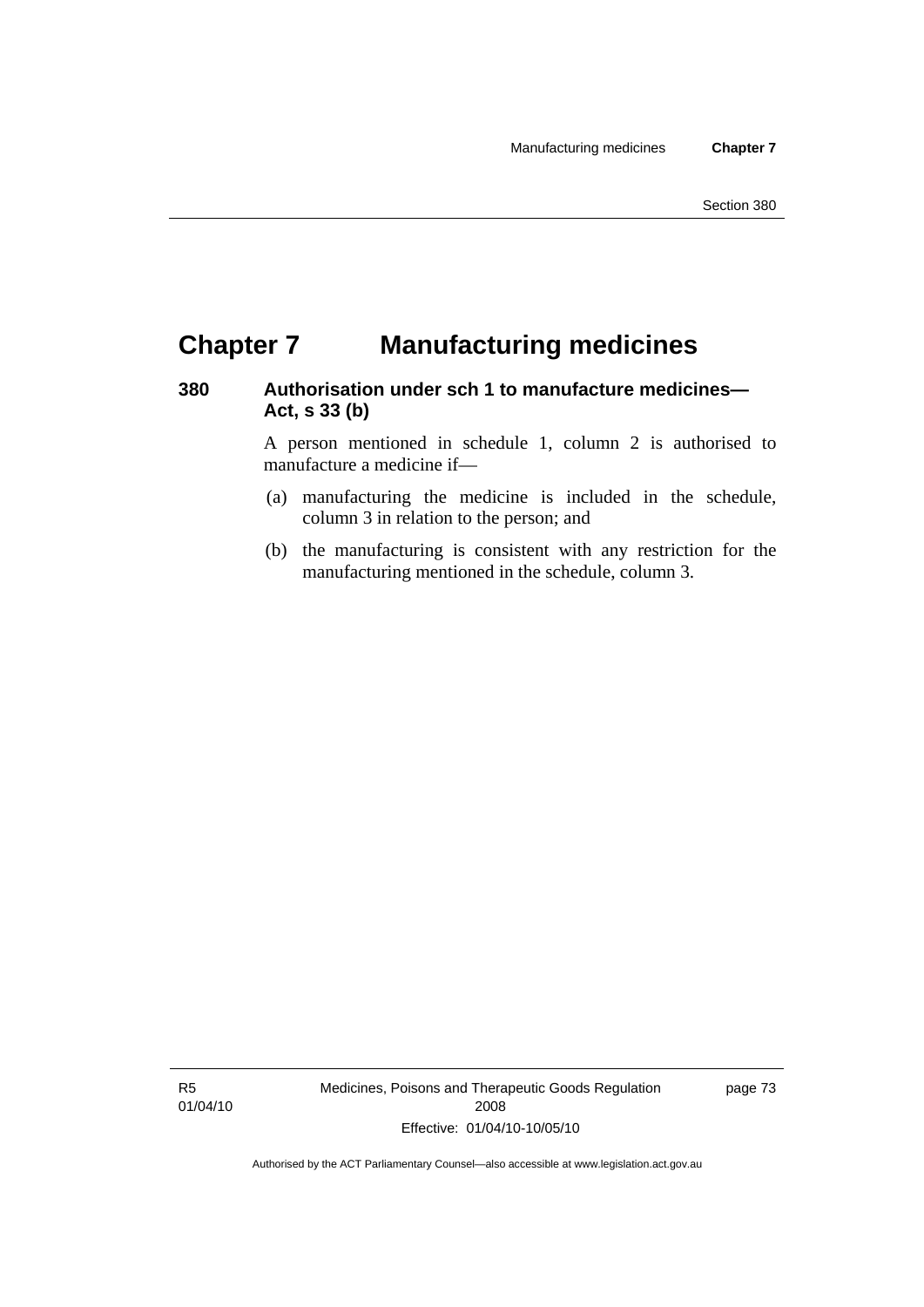# Chapter 7 Manufacturing medicines

## 380 Authorisation under sch 1 to manufacture medicines—Act, s 33 (b)

A person mentioned in schedule 1, column 2 is authorised to manufacture a medicine if—

(a) manufacturing the medicine is included in the schedule, column 3 in relation to the person; and

(b) the manufacturing is consistent with any restriction for the manufacturing mentioned in the schedule, column 3.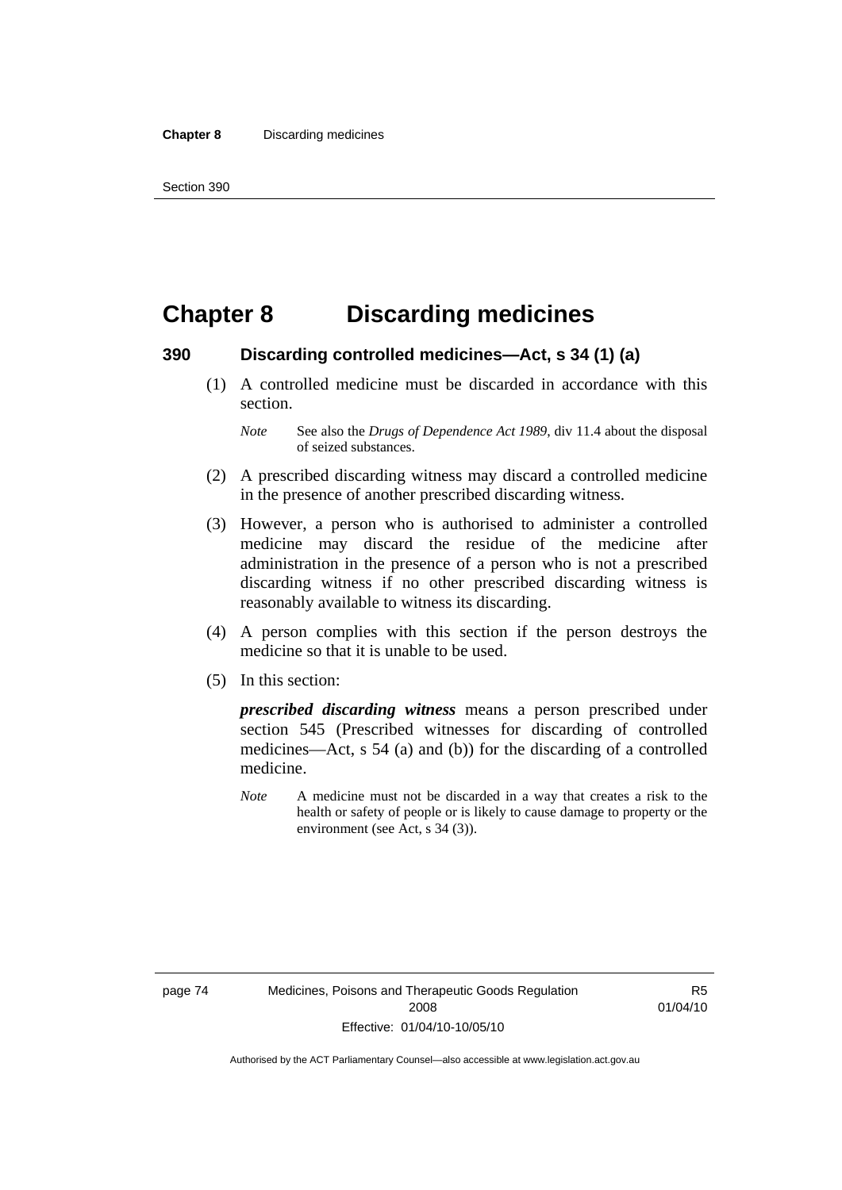# Chapter 8 Discarding medicines

## 390 Discarding controlled medicines—Act, s 34 (1) (a)

(1) A controlled medicine must be discarded in accordance with this section.

*Note* See also the *Drugs of Dependence Act 1989*, div 11.4 about the disposal of seized substances.

(2) A prescribed discarding witness may discard a controlled medicine in the presence of another prescribed discarding witness.

(3) However, a person who is authorised to administer a controlled medicine may discard the residue of the medicine after administration in the presence of a person who is not a prescribed discarding witness if no other prescribed discarding witness is reasonably available to witness its discarding.

(4) A person complies with this section if the person destroys the medicine so that it is unable to be used.

(5) In this section:

***prescribed discarding witness*** means a person prescribed under section 545 (Prescribed witnesses for discarding of controlled medicines—Act, s 54 (a) and (b)) for the discarding of a controlled medicine.

*Note* A medicine must not be discarded in a way that creates a risk to the health or safety of people or is likely to cause damage to property or the environment (see Act, s 34 (3)).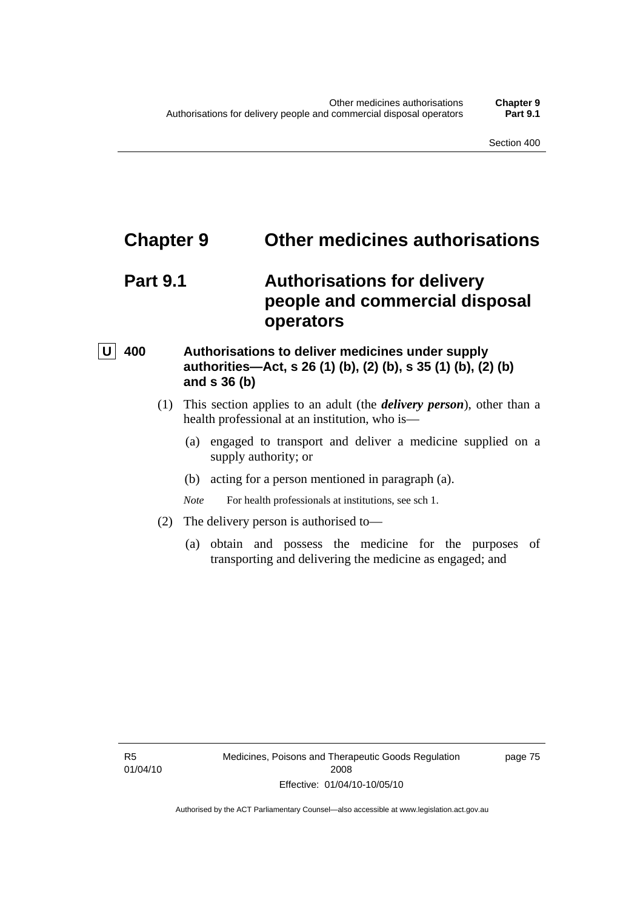# Chapter 9 Other medicines authorisations

## Part 9.1 Authorisations for delivery people and commercial disposal operators

### U 400 Authorisations to deliver medicines under supply authorities—Act, s 26 (1) (b), (2) (b), s 35 (1) (b), (2) (b) and s 36 (b)

(1) This section applies to an adult (the ***delivery person***), other than a health professional at an institution, who is—

(a) engaged to transport and deliver a medicine supplied on a supply authority; or

(b) acting for a person mentioned in paragraph (a).

*Note* For health professionals at institutions, see sch 1.

(2) The delivery person is authorised to—

(a) obtain and possess the medicine for the purposes of transporting and delivering the medicine as engaged; and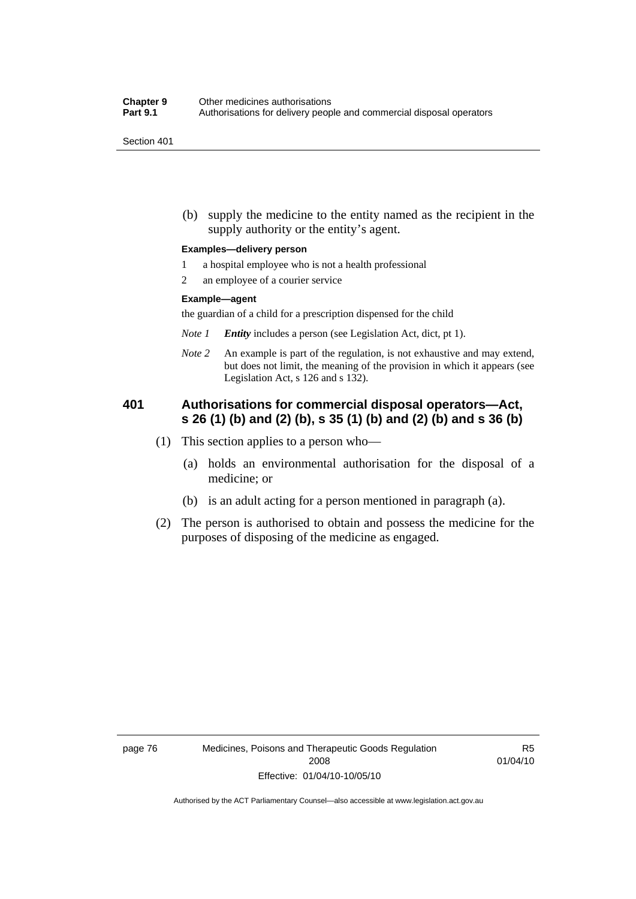(b) supply the medicine to the entity named as the recipient in the supply authority or the entity's agent.

**Examples—delivery person**

1 a hospital employee who is not a health professional

2 an employee of a courier service

**Example—agent**

the guardian of a child for a prescription dispensed for the child

*Note 1* ***Entity*** includes a person (see Legislation Act, dict, pt 1).

*Note 2* An example is part of the regulation, is not exhaustive and may extend, but does not limit, the meaning of the provision in which it appears (see Legislation Act, s 126 and s 132).

### 401 Authorisations for commercial disposal operators—Act, s 26 (1) (b) and (2) (b), s 35 (1) (b) and (2) (b) and s 36 (b)

(1) This section applies to a person who—

(a) holds an environmental authorisation for the disposal of a medicine; or

(b) is an adult acting for a person mentioned in paragraph (a).

(2) The person is authorised to obtain and possess the medicine for the purposes of disposing of the medicine as engaged.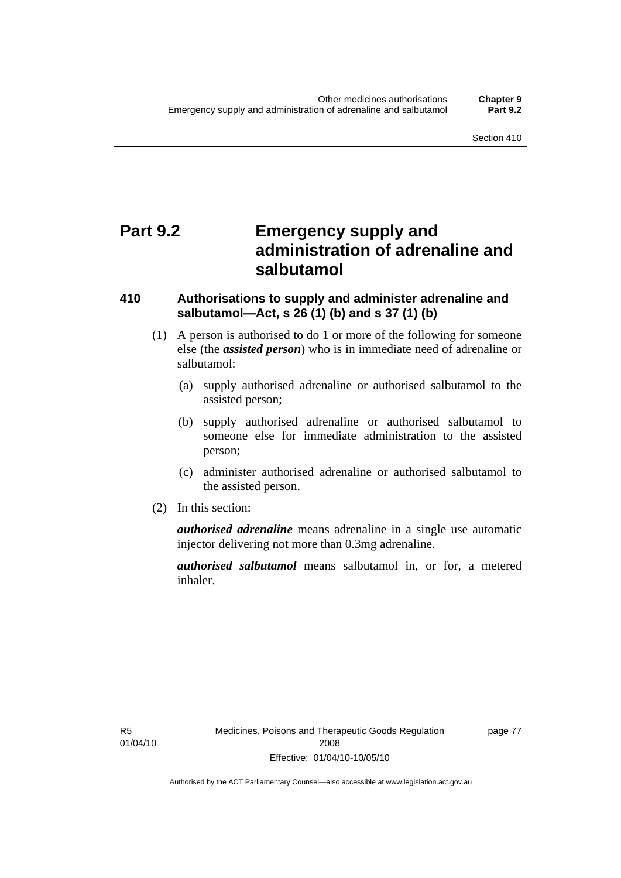# Part 9.2 Emergency supply and administration of adrenaline and salbutamol

## 410 Authorisations to supply and administer adrenaline and salbutamol—Act, s 26 (1) (b) and s 37 (1) (b)

(1) A person is authorised to do 1 or more of the following for someone else (the ***assisted person***) who is in immediate need of adrenaline or salbutamol:

(a) supply authorised adrenaline or authorised salbutamol to the assisted person;

(b) supply authorised adrenaline or authorised salbutamol to someone else for immediate administration to the assisted person;

(c) administer authorised adrenaline or authorised salbutamol to the assisted person.

(2) In this section:

***authorised adrenaline*** means adrenaline in a single use automatic injector delivering not more than 0.3mg adrenaline.

***authorised salbutamol*** means salbutamol in, or for, a metered inhaler.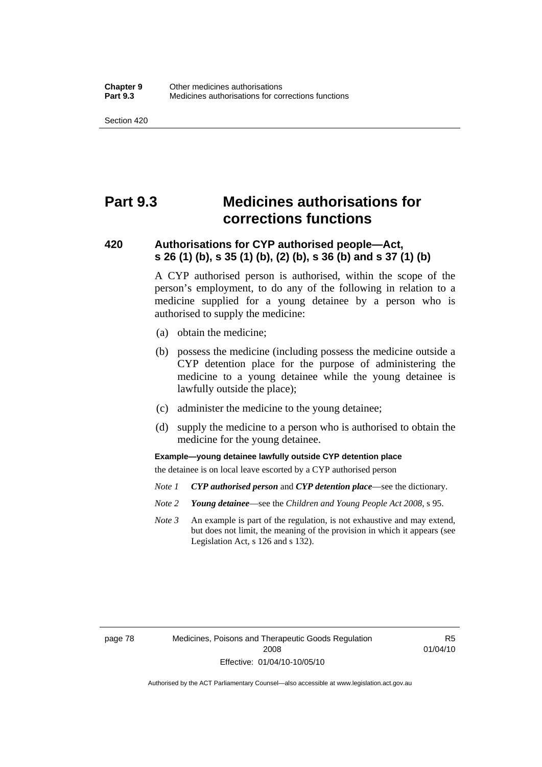# Part 9.3 Medicines authorisations for corrections functions

## 420 Authorisations for CYP authorised people—Act, s 26 (1) (b), s 35 (1) (b), (2) (b), s 36 (b) and s 37 (1) (b)

A CYP authorised person is authorised, within the scope of the person's employment, to do any of the following in relation to a medicine supplied for a young detainee by a person who is authorised to supply the medicine:

(a) obtain the medicine;

(b) possess the medicine (including possess the medicine outside a CYP detention place for the purpose of administering the medicine to a young detainee while the young detainee is lawfully outside the place);

(c) administer the medicine to the young detainee;

(d) supply the medicine to a person who is authorised to obtain the medicine for the young detainee.

**Example—young detainee lawfully outside CYP detention place**

the detainee is on local leave escorted by a CYP authorised person

*Note 1* ***CYP authorised person*** and ***CYP detention place***—see the dictionary.

*Note 2* ***Young detainee***—see the *Children and Young People Act 2008*, s 95.

*Note 3* An example is part of the regulation, is not exhaustive and may extend, but does not limit, the meaning of the provision in which it appears (see Legislation Act, s 126 and s 132).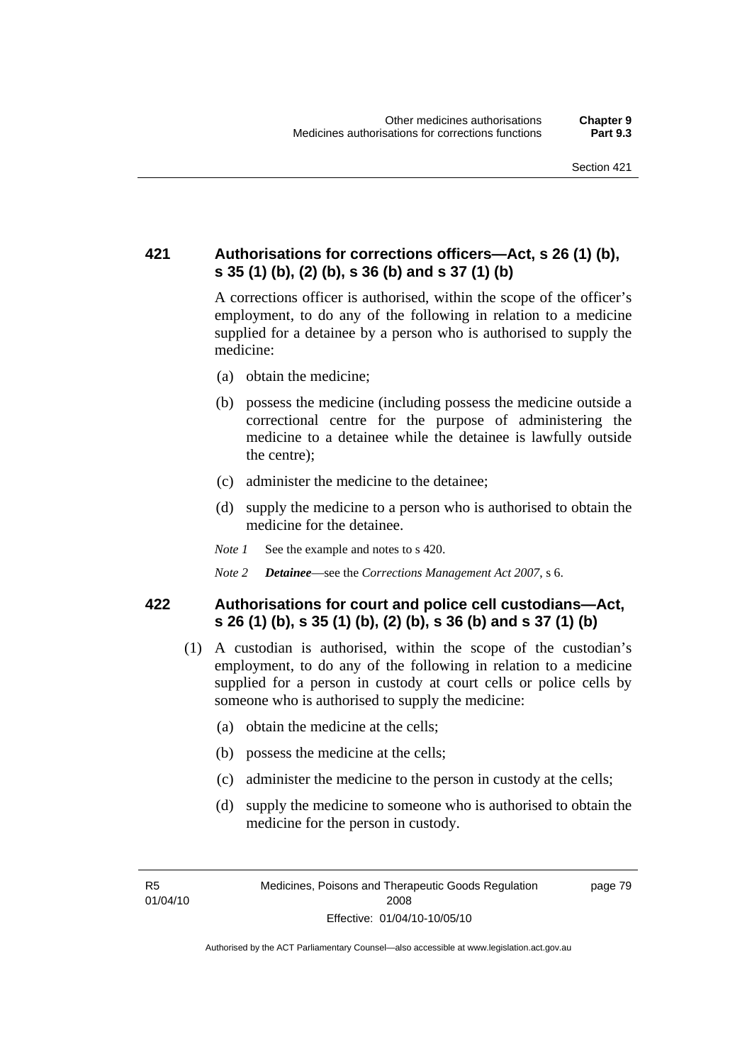### 421 Authorisations for corrections officers—Act, s 26 (1) (b), s 35 (1) (b), (2) (b), s 36 (b) and s 37 (1) (b)

A corrections officer is authorised, within the scope of the officer's employment, to do any of the following in relation to a medicine supplied for a detainee by a person who is authorised to supply the medicine:

(a) obtain the medicine;

(b) possess the medicine (including possess the medicine outside a correctional centre for the purpose of administering the medicine to a detainee while the detainee is lawfully outside the centre);

(c) administer the medicine to the detainee;

(d) supply the medicine to a person who is authorised to obtain the medicine for the detainee.

*Note 1* See the example and notes to s 420.

*Note 2* ***Detainee***—see the *Corrections Management Act 2007*, s 6.

### 422 Authorisations for court and police cell custodians—Act, s 26 (1) (b), s 35 (1) (b), (2) (b), s 36 (b) and s 37 (1) (b)

(1) A custodian is authorised, within the scope of the custodian's employment, to do any of the following in relation to a medicine supplied for a person in custody at court cells or police cells by someone who is authorised to supply the medicine:

(a) obtain the medicine at the cells;

(b) possess the medicine at the cells;

(c) administer the medicine to the person in custody at the cells;

(d) supply the medicine to someone who is authorised to obtain the medicine for the person in custody.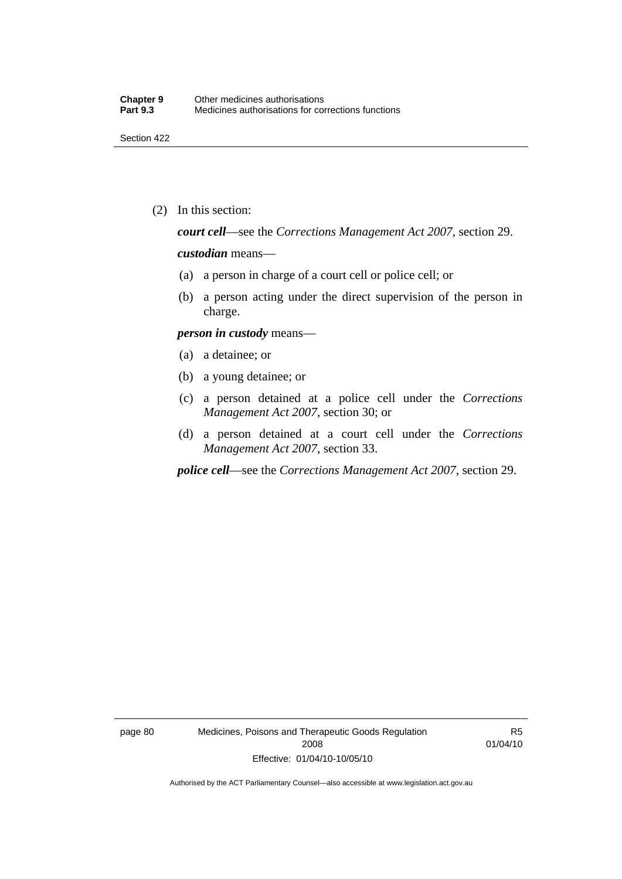(2) In this section:

***court cell***—see the *Corrections Management Act 2007*, section 29.

***custodian*** means—

(a) a person in charge of a court cell or police cell; or

(b) a person acting under the direct supervision of the person in charge.

***person in custody*** means—

(a) a detainee; or

(b) a young detainee; or

(c) a person detained at a police cell under the *Corrections Management Act 2007*, section 30; or

(d) a person detained at a court cell under the *Corrections Management Act 2007*, section 33.

***police cell***—see the *Corrections Management Act 2007*, section 29.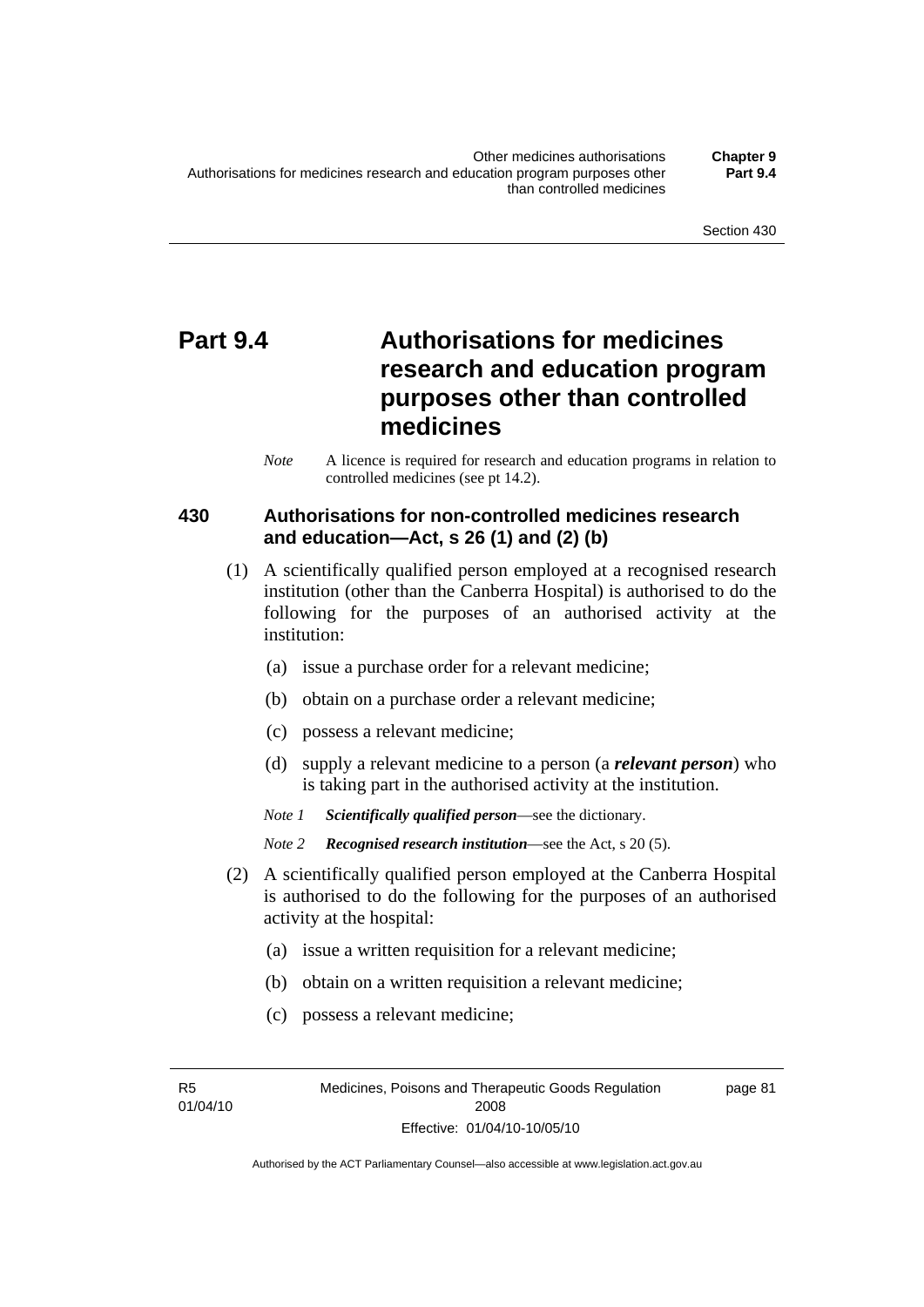# Part 9.4 Authorisations for medicines research and education program purposes other than controlled medicines

*Note* A licence is required for research and education programs in relation to controlled medicines (see pt 14.2).

## 430 Authorisations for non-controlled medicines research and education—Act, s 26 (1) and (2) (b)

(1) A scientifically qualified person employed at a recognised research institution (other than the Canberra Hospital) is authorised to do the following for the purposes of an authorised activity at the institution:

(a) issue a purchase order for a relevant medicine;

(b) obtain on a purchase order a relevant medicine;

(c) possess a relevant medicine;

(d) supply a relevant medicine to a person (a ***relevant person***) who is taking part in the authorised activity at the institution.

*Note 1* ***Scientifically qualified person***—see the dictionary.

*Note 2* ***Recognised research institution***—see the Act, s 20 (5).

(2) A scientifically qualified person employed at the Canberra Hospital is authorised to do the following for the purposes of an authorised activity at the hospital:

(a) issue a written requisition for a relevant medicine;

(b) obtain on a written requisition a relevant medicine;

(c) possess a relevant medicine;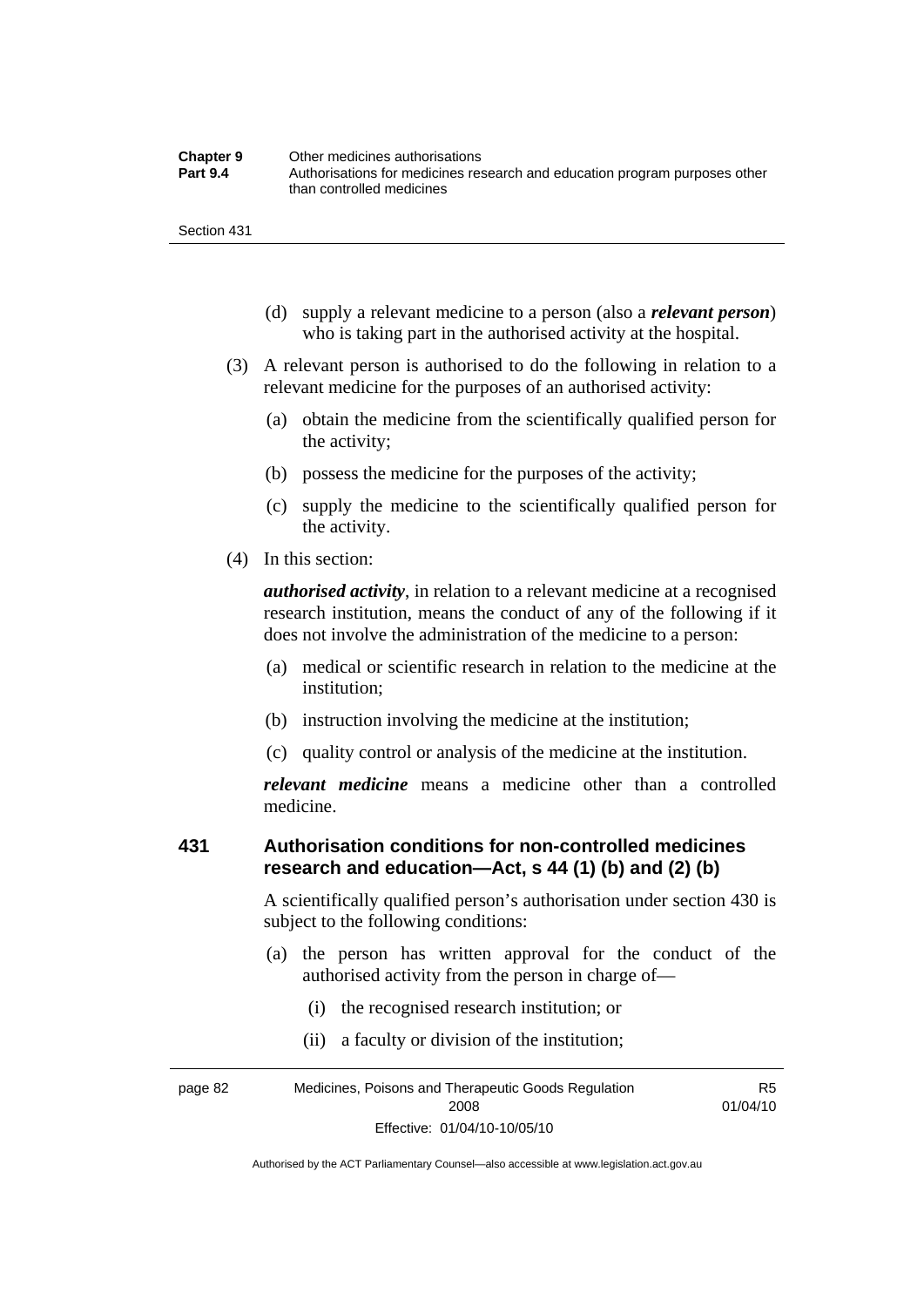(d) supply a relevant medicine to a person (also a ***relevant person***) who is taking part in the authorised activity at the hospital.

(3) A relevant person is authorised to do the following in relation to a relevant medicine for the purposes of an authorised activity:

(a) obtain the medicine from the scientifically qualified person for the activity;

(b) possess the medicine for the purposes of the activity;

(c) supply the medicine to the scientifically qualified person for the activity.

(4) In this section:

***authorised activity***, in relation to a relevant medicine at a recognised research institution, means the conduct of any of the following if it does not involve the administration of the medicine to a person:

(a) medical or scientific research in relation to the medicine at the institution;

(b) instruction involving the medicine at the institution;

(c) quality control or analysis of the medicine at the institution.

***relevant medicine*** means a medicine other than a controlled medicine.

### 431 Authorisation conditions for non-controlled medicines research and education—Act, s 44 (1) (b) and (2) (b)

A scientifically qualified person's authorisation under section 430 is subject to the following conditions:

(a) the person has written approval for the conduct of the authorised activity from the person in charge of—

(i) the recognised research institution; or

(ii) a faculty or division of the institution;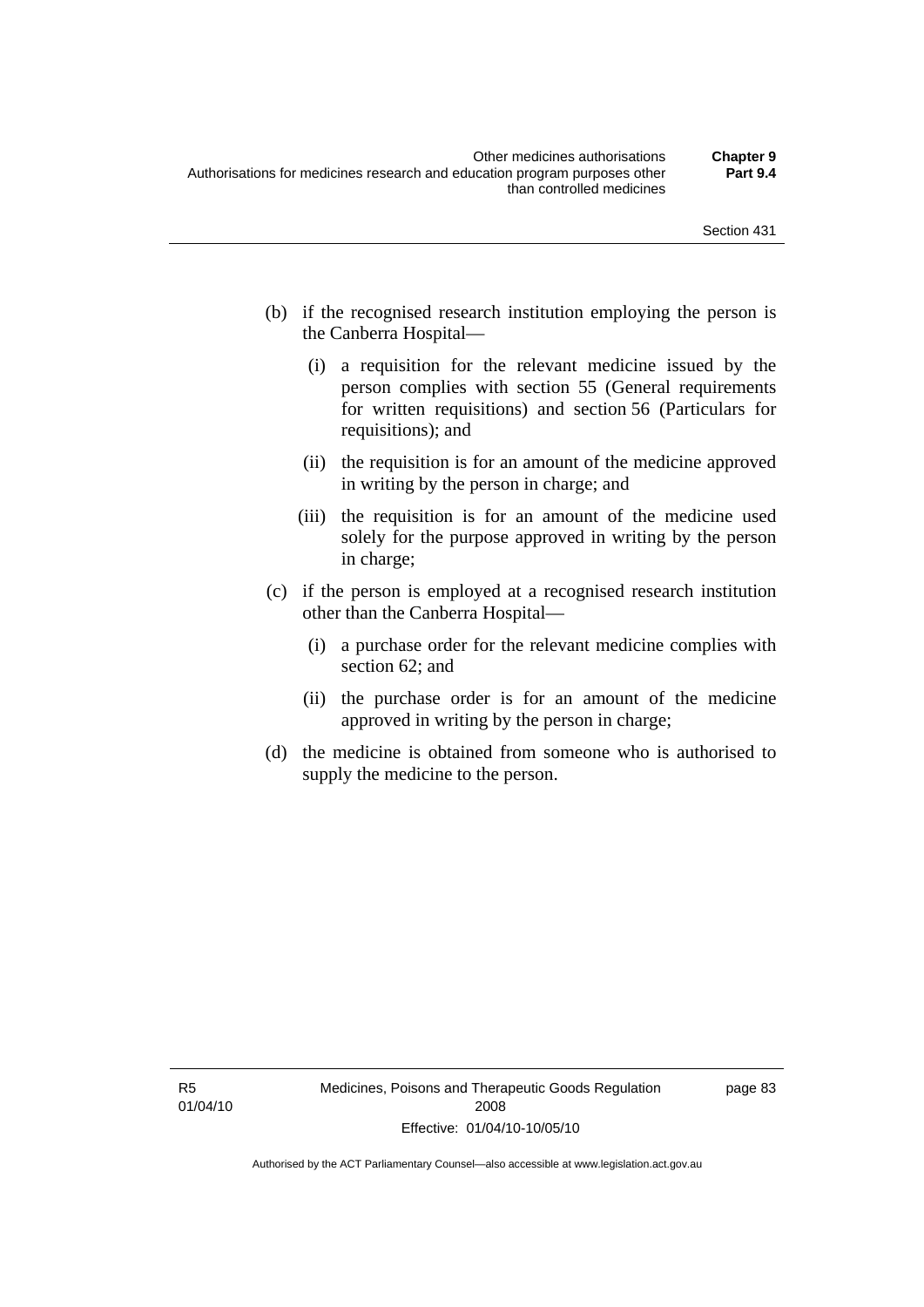(b) if the recognised research institution employing the person is the Canberra Hospital—

  (i) a requisition for the relevant medicine issued by the person complies with section 55 (General requirements for written requisitions) and section 56 (Particulars for requisitions); and

  (ii) the requisition is for an amount of the medicine approved in writing by the person in charge; and

  (iii) the requisition is for an amount of the medicine used solely for the purpose approved in writing by the person in charge;

(c) if the person is employed at a recognised research institution other than the Canberra Hospital—

  (i) a purchase order for the relevant medicine complies with section 62; and

  (ii) the purchase order is for an amount of the medicine approved in writing by the person in charge;

(d) the medicine is obtained from someone who is authorised to supply the medicine to the person.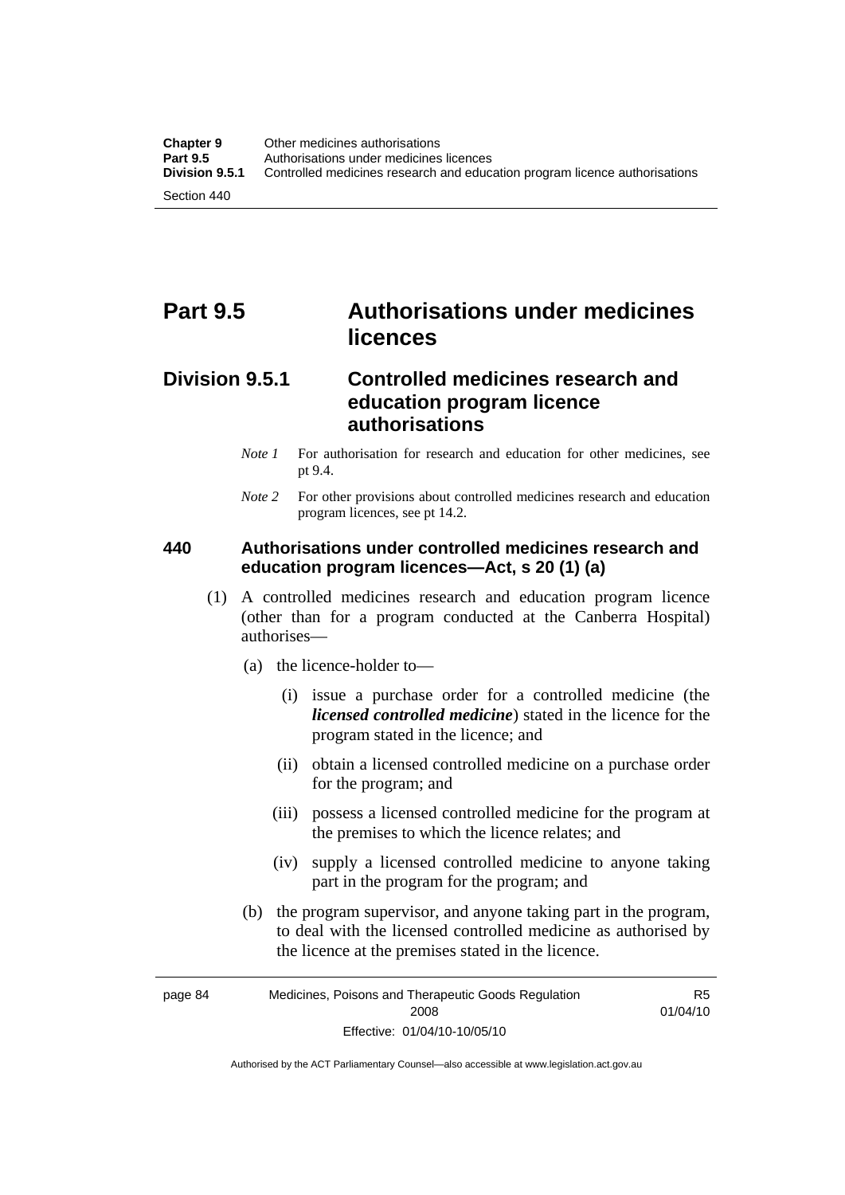# Part 9.5 Authorisations under medicines licences

## Division 9.5.1 Controlled medicines research and education program licence authorisations

*Note 1* For authorisation for research and education for other medicines, see pt 9.4.

*Note 2* For other provisions about controlled medicines research and education program licences, see pt 14.2.

### 440 Authorisations under controlled medicines research and education program licences—Act, s 20 (1) (a)

(1) A controlled medicines research and education program licence (other than for a program conducted at the Canberra Hospital) authorises—

(a) the licence-holder to—

(i) issue a purchase order for a controlled medicine (the ***licensed controlled medicine***) stated in the licence for the program stated in the licence; and

(ii) obtain a licensed controlled medicine on a purchase order for the program; and

(iii) possess a licensed controlled medicine for the program at the premises to which the licence relates; and

(iv) supply a licensed controlled medicine to anyone taking part in the program for the program; and

(b) the program supervisor, and anyone taking part in the program, to deal with the licensed controlled medicine as authorised by the licence at the premises stated in the licence.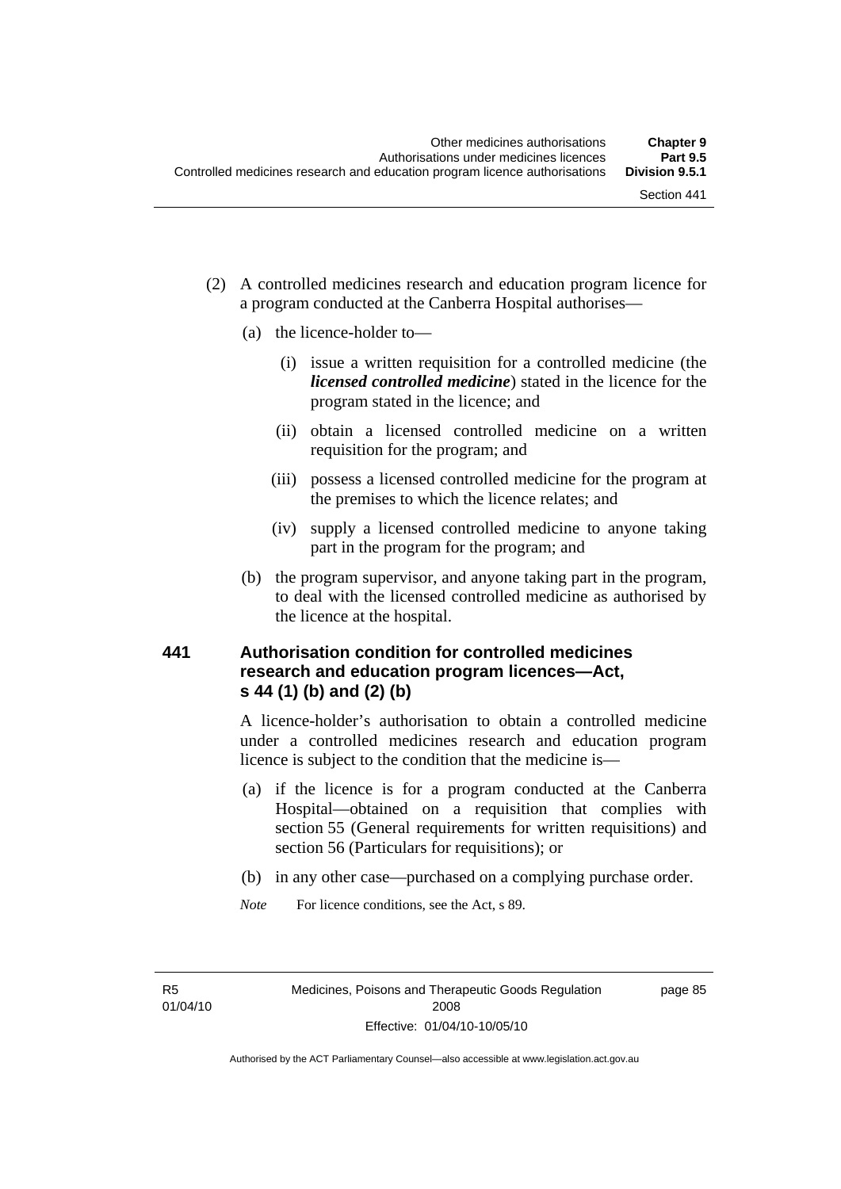(2) A controlled medicines research and education program licence for a program conducted at the Canberra Hospital authorises—

(a) the licence-holder to—

(i) issue a written requisition for a controlled medicine (the ***licensed controlled medicine***) stated in the licence for the program stated in the licence; and

(ii) obtain a licensed controlled medicine on a written requisition for the program; and

(iii) possess a licensed controlled medicine for the program at the premises to which the licence relates; and

(iv) supply a licensed controlled medicine to anyone taking part in the program for the program; and

(b) the program supervisor, and anyone taking part in the program, to deal with the licensed controlled medicine as authorised by the licence at the hospital.

### 441 Authorisation condition for controlled medicines research and education program licences—Act, s 44 (1) (b) and (2) (b)

A licence-holder's authorisation to obtain a controlled medicine under a controlled medicines research and education program licence is subject to the condition that the medicine is—

(a) if the licence is for a program conducted at the Canberra Hospital—obtained on a requisition that complies with section 55 (General requirements for written requisitions) and section 56 (Particulars for requisitions); or

(b) in any other case—purchased on a complying purchase order.

*Note* For licence conditions, see the Act, s 89.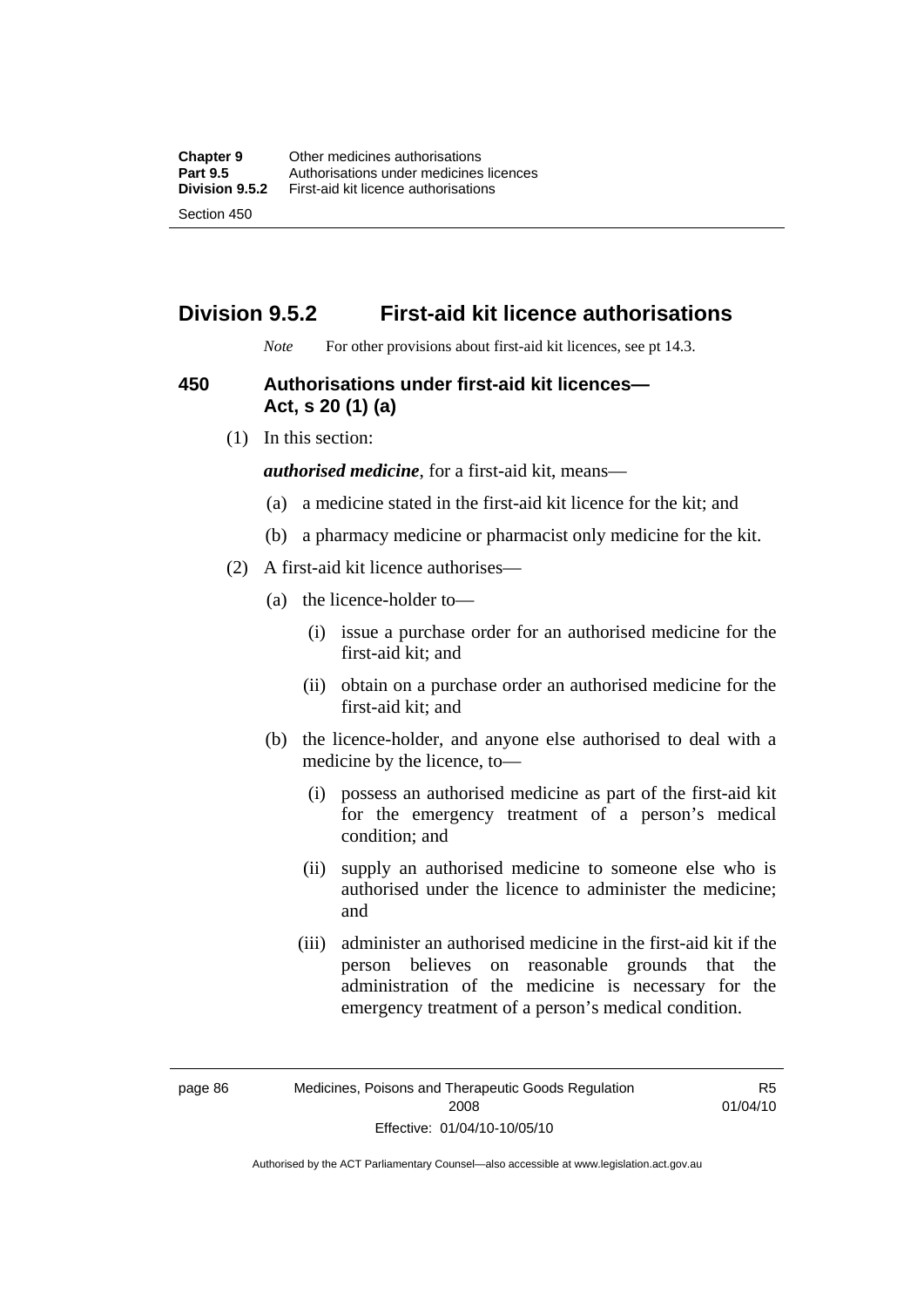## Division 9.5.2 First-aid kit licence authorisations

*Note* For other provisions about first-aid kit licences, see pt 14.3.

### 450 Authorisations under first-aid kit licences—Act, s 20 (1) (a)

(1) In this section:

***authorised medicine***, for a first-aid kit, means—

(a) a medicine stated in the first-aid kit licence for the kit; and

(b) a pharmacy medicine or pharmacist only medicine for the kit.

(2) A first-aid kit licence authorises—

(a) the licence-holder to—

(i) issue a purchase order for an authorised medicine for the first-aid kit; and

(ii) obtain on a purchase order an authorised medicine for the first-aid kit; and

(b) the licence-holder, and anyone else authorised to deal with a medicine by the licence, to—

(i) possess an authorised medicine as part of the first-aid kit for the emergency treatment of a person's medical condition; and

(ii) supply an authorised medicine to someone else who is authorised under the licence to administer the medicine; and

(iii) administer an authorised medicine in the first-aid kit if the person believes on reasonable grounds that the administration of the medicine is necessary for the emergency treatment of a person's medical condition.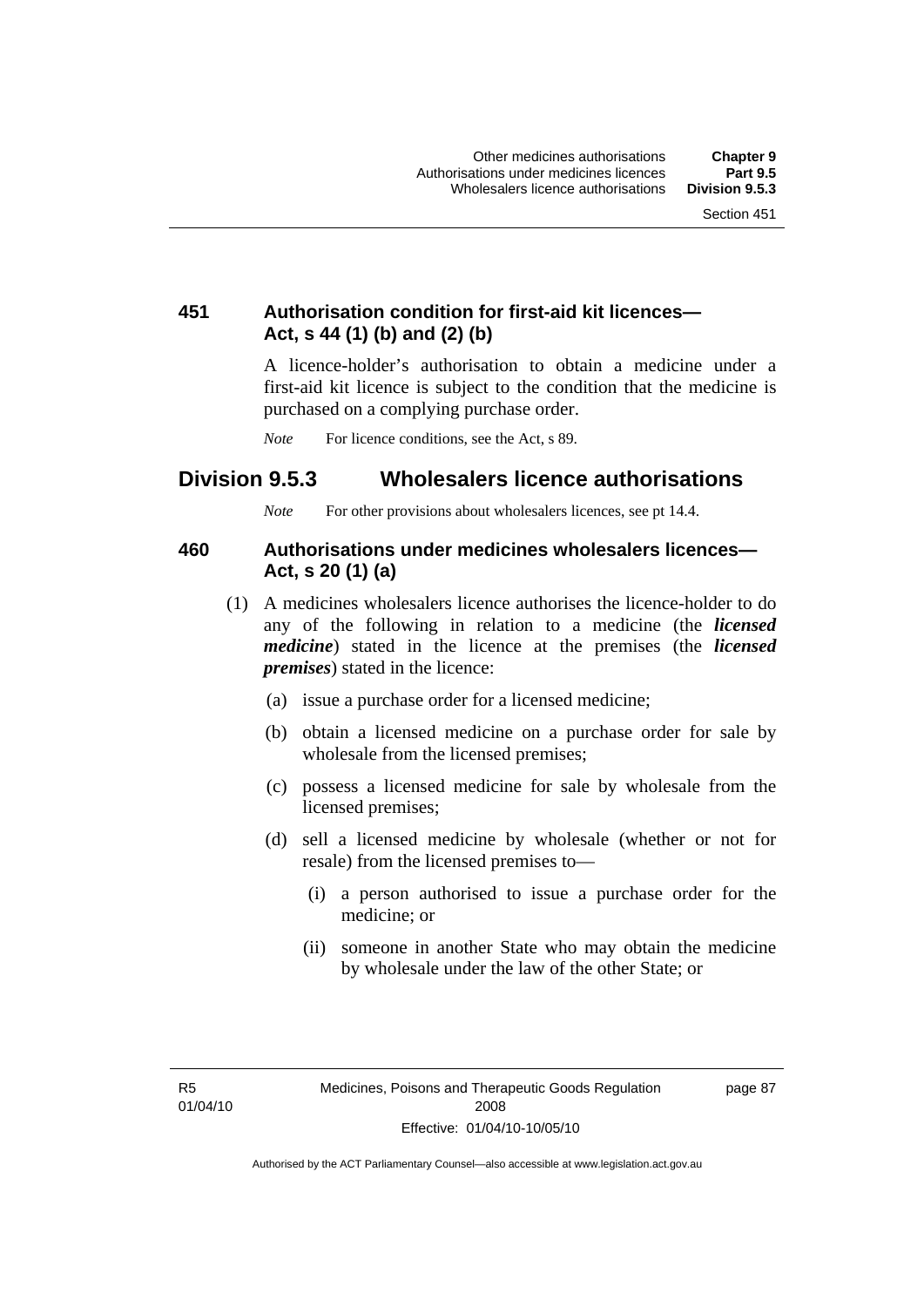### 451 Authorisation condition for first-aid kit licences—Act, s 44 (1) (b) and (2) (b)

A licence-holder's authorisation to obtain a medicine under a first-aid kit licence is subject to the condition that the medicine is purchased on a complying purchase order.

*Note* For licence conditions, see the Act, s 89.

## Division 9.5.3 Wholesalers licence authorisations

*Note* For other provisions about wholesalers licences, see pt 14.4.

### 460 Authorisations under medicines wholesalers licences—Act, s 20 (1) (a)

(1) A medicines wholesalers licence authorises the licence-holder to do any of the following in relation to a medicine (the ***licensed medicine***) stated in the licence at the premises (the ***licensed premises***) stated in the licence:

(a) issue a purchase order for a licensed medicine;

(b) obtain a licensed medicine on a purchase order for sale by wholesale from the licensed premises;

(c) possess a licensed medicine for sale by wholesale from the licensed premises;

(d) sell a licensed medicine by wholesale (whether or not for resale) from the licensed premises to—

(i) a person authorised to issue a purchase order for the medicine; or

(ii) someone in another State who may obtain the medicine by wholesale under the law of the other State; or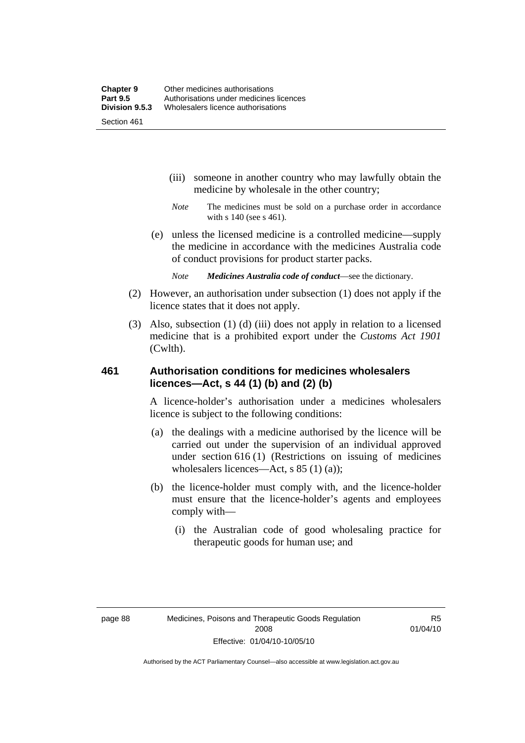(iii) someone in another country who may lawfully obtain the medicine by wholesale in the other country;

*Note* The medicines must be sold on a purchase order in accordance with s 140 (see s 461).

(e) unless the licensed medicine is a controlled medicine—supply the medicine in accordance with the medicines Australia code of conduct provisions for product starter packs.

*Note* ***Medicines Australia code of conduct***—see the dictionary.

(2) However, an authorisation under subsection (1) does not apply if the licence states that it does not apply.

(3) Also, subsection (1) (d) (iii) does not apply in relation to a licensed medicine that is a prohibited export under the *Customs Act 1901* (Cwlth).

### 461 Authorisation conditions for medicines wholesalers licences—Act, s 44 (1) (b) and (2) (b)

A licence-holder's authorisation under a medicines wholesalers licence is subject to the following conditions:

(a) the dealings with a medicine authorised by the licence will be carried out under the supervision of an individual approved under section 616 (1) (Restrictions on issuing of medicines wholesalers licences—Act, s 85 (1) (a));

(b) the licence-holder must comply with, and the licence-holder must ensure that the licence-holder's agents and employees comply with—

(i) the Australian code of good wholesaling practice for therapeutic goods for human use; and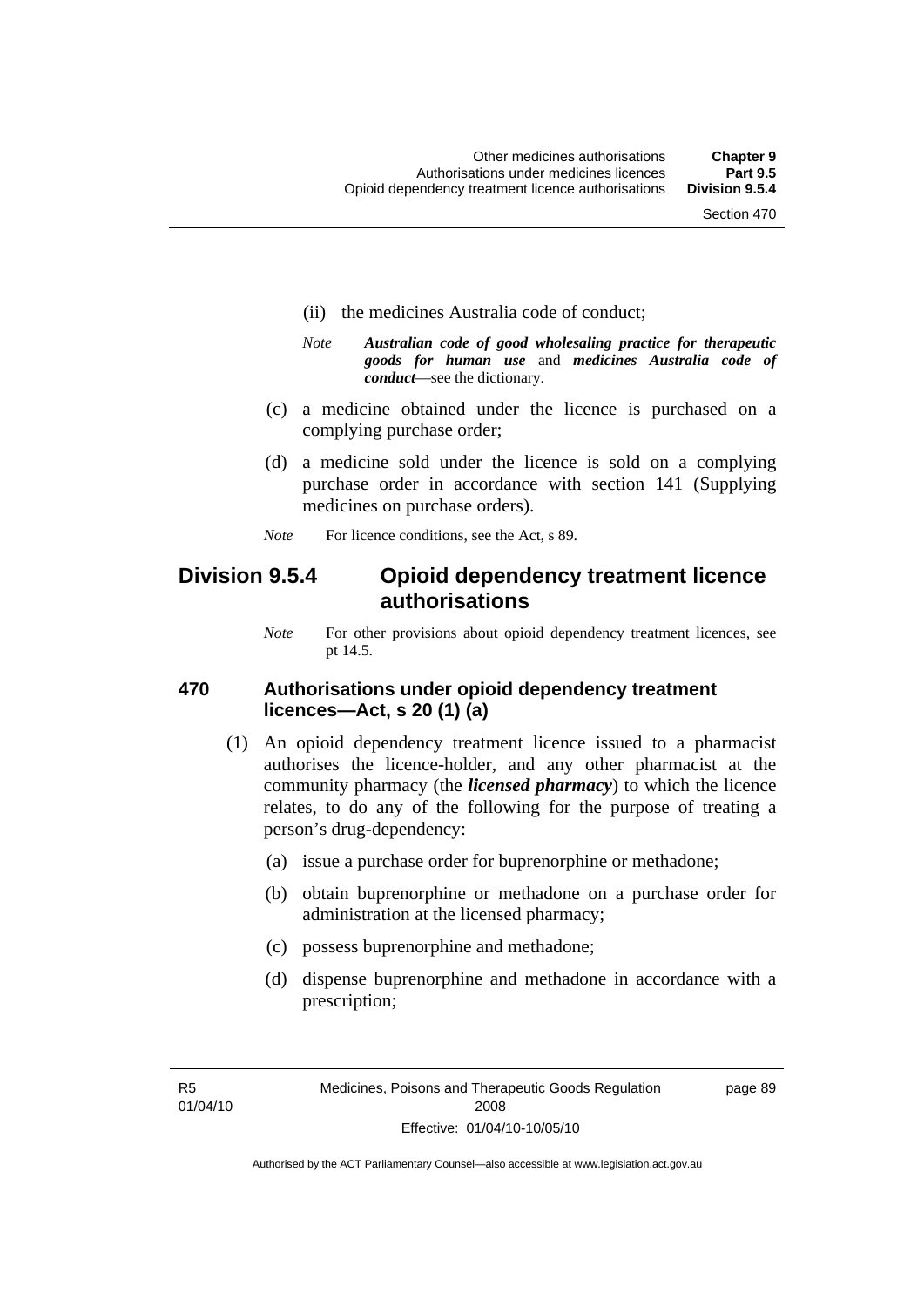(ii) the medicines Australia code of conduct;

*Note* ***Australian code of good wholesaling practice for therapeutic goods for human use*** and ***medicines Australia code of conduct***—see the dictionary.

(c) a medicine obtained under the licence is purchased on a complying purchase order;

(d) a medicine sold under the licence is sold on a complying purchase order in accordance with section 141 (Supplying medicines on purchase orders).

*Note* For licence conditions, see the Act, s 89.

## Division 9.5.4 Opioid dependency treatment licence authorisations

*Note* For other provisions about opioid dependency treatment licences, see pt 14.5.

### 470 Authorisations under opioid dependency treatment licences—Act, s 20 (1) (a)

(1) An opioid dependency treatment licence issued to a pharmacist authorises the licence-holder, and any other pharmacist at the community pharmacy (the ***licensed pharmacy***) to which the licence relates, to do any of the following for the purpose of treating a person's drug-dependency:

(a) issue a purchase order for buprenorphine or methadone;

(b) obtain buprenorphine or methadone on a purchase order for administration at the licensed pharmacy;

(c) possess buprenorphine and methadone;

(d) dispense buprenorphine and methadone in accordance with a prescription;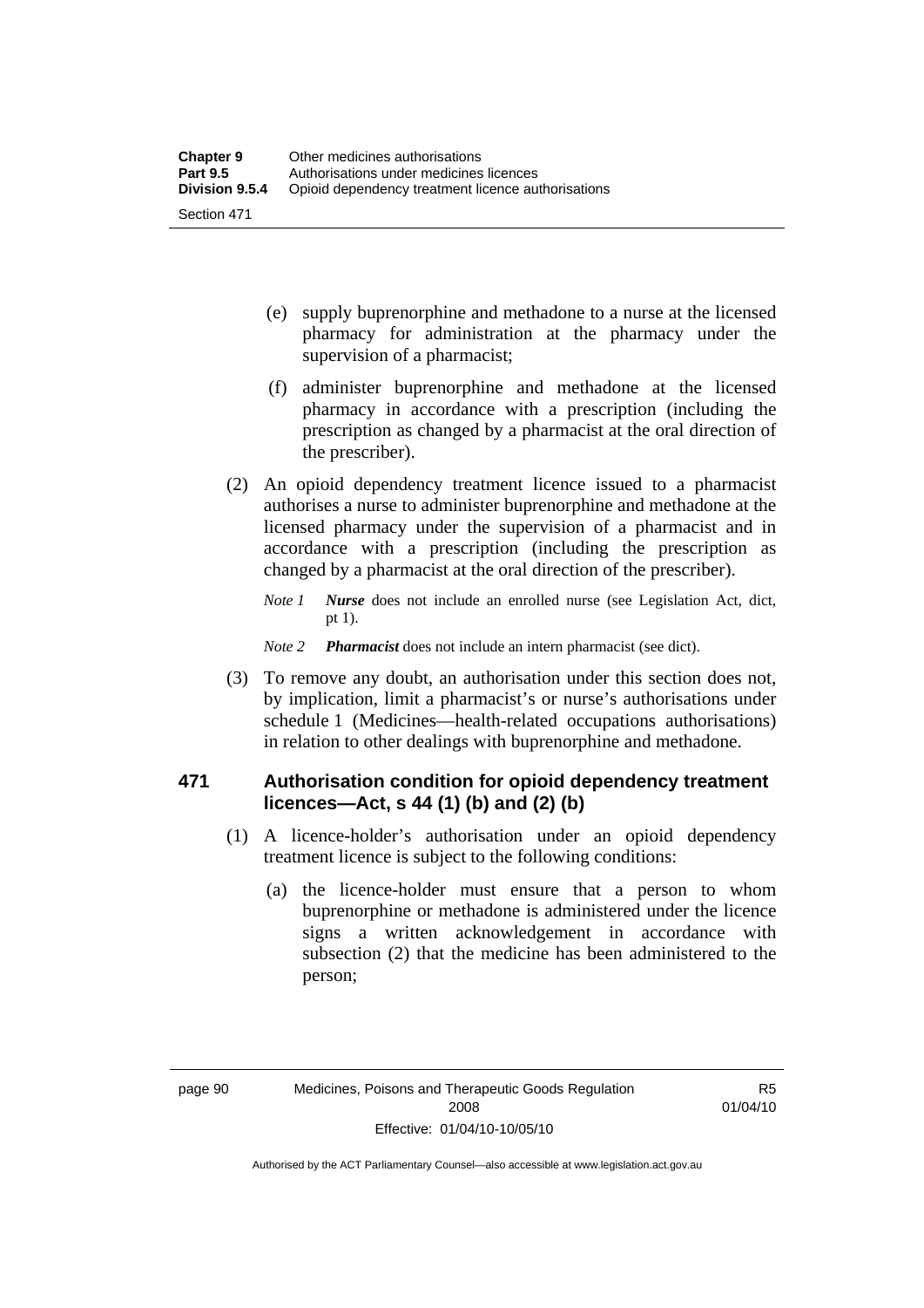(e) supply buprenorphine and methadone to a nurse at the licensed pharmacy for administration at the pharmacy under the supervision of a pharmacist;

(f) administer buprenorphine and methadone at the licensed pharmacy in accordance with a prescription (including the prescription as changed by a pharmacist at the oral direction of the prescriber).

(2) An opioid dependency treatment licence issued to a pharmacist authorises a nurse to administer buprenorphine and methadone at the licensed pharmacy under the supervision of a pharmacist and in accordance with a prescription (including the prescription as changed by a pharmacist at the oral direction of the prescriber).

*Note 1* ***Nurse*** does not include an enrolled nurse (see Legislation Act, dict, pt 1).

*Note 2* ***Pharmacist*** does not include an intern pharmacist (see dict).

(3) To remove any doubt, an authorisation under this section does not, by implication, limit a pharmacist's or nurse's authorisations under schedule 1 (Medicines—health-related occupations authorisations) in relation to other dealings with buprenorphine and methadone.

## 471 Authorisation condition for opioid dependency treatment licences—Act, s 44 (1) (b) and (2) (b)

(1) A licence-holder's authorisation under an opioid dependency treatment licence is subject to the following conditions:

(a) the licence-holder must ensure that a person to whom buprenorphine or methadone is administered under the licence signs a written acknowledgement in accordance with subsection (2) that the medicine has been administered to the person;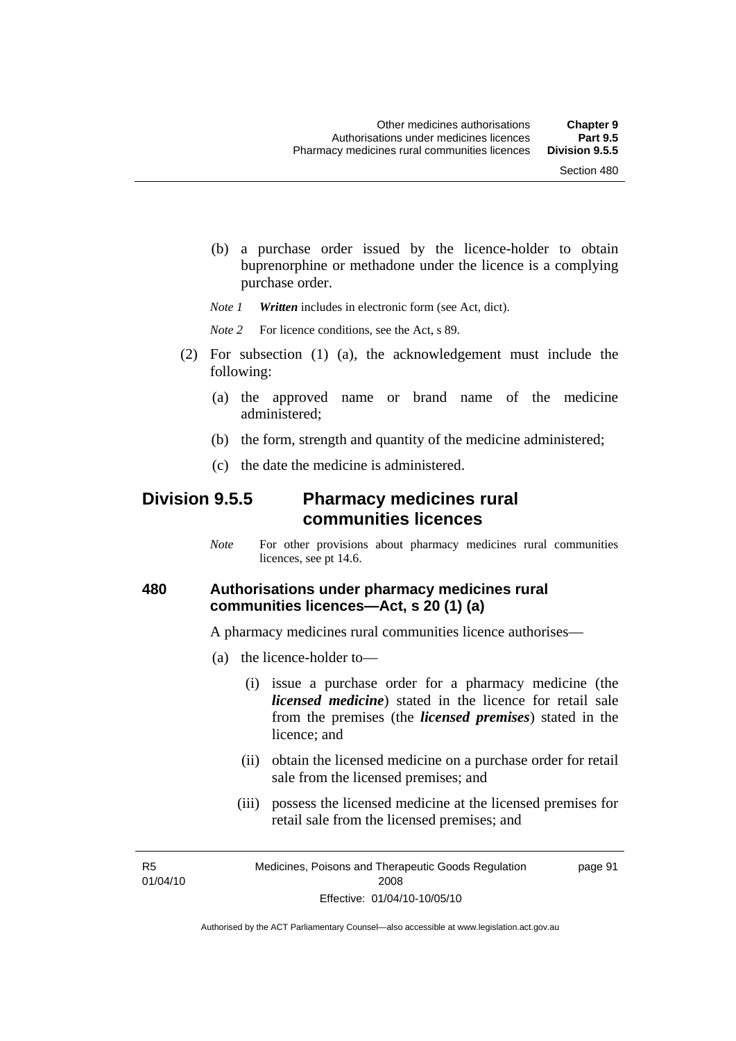(b) a purchase order issued by the licence-holder to obtain buprenorphine or methadone under the licence is a complying purchase order.

*Note 1* ***Written*** includes in electronic form (see Act, dict).

*Note 2* For licence conditions, see the Act, s 89.

(2) For subsection (1) (a), the acknowledgement must include the following:

(a) the approved name or brand name of the medicine administered;

(b) the form, strength and quantity of the medicine administered;

(c) the date the medicine is administered.

## Division 9.5.5 Pharmacy medicines rural communities licences

*Note* For other provisions about pharmacy medicines rural communities licences, see pt 14.6.

### 480 Authorisations under pharmacy medicines rural communities licences—Act, s 20 (1) (a)

A pharmacy medicines rural communities licence authorises—

(a) the licence-holder to—

(i) issue a purchase order for a pharmacy medicine (the ***licensed medicine***) stated in the licence for retail sale from the premises (the ***licensed premises***) stated in the licence; and

(ii) obtain the licensed medicine on a purchase order for retail sale from the licensed premises; and

(iii) possess the licensed medicine at the licensed premises for retail sale from the licensed premises; and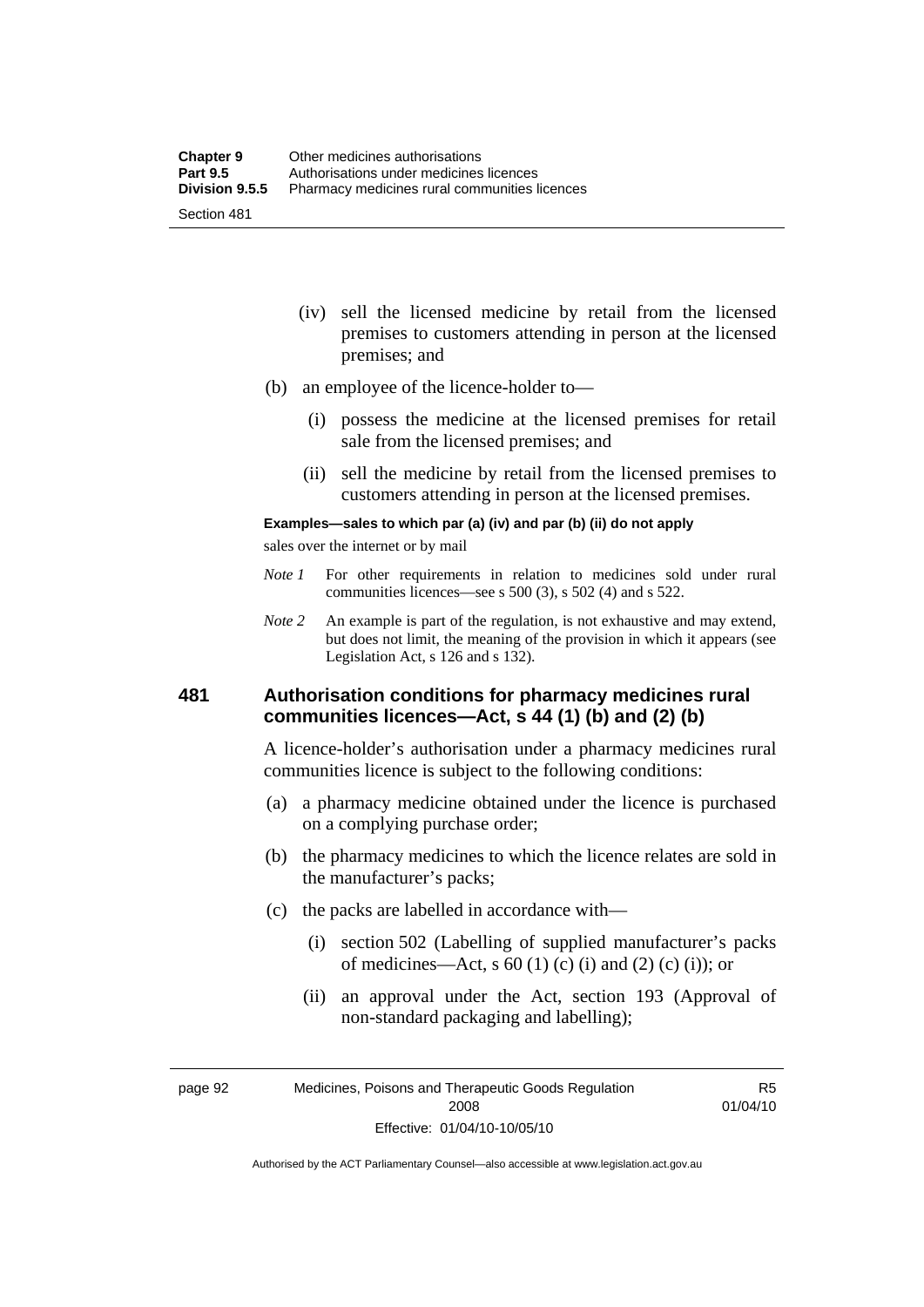(iv) sell the licensed medicine by retail from the licensed premises to customers attending in person at the licensed premises; and

(b) an employee of the licence-holder to—

(i) possess the medicine at the licensed premises for retail sale from the licensed premises; and

(ii) sell the medicine by retail from the licensed premises to customers attending in person at the licensed premises.

**Examples—sales to which par (a) (iv) and par (b) (ii) do not apply**

sales over the internet or by mail

*Note 1* For other requirements in relation to medicines sold under rural communities licences—see s 500 (3), s 502 (4) and s 522.

*Note 2* An example is part of the regulation, is not exhaustive and may extend, but does not limit, the meaning of the provision in which it appears (see Legislation Act, s 126 and s 132).

## 481 Authorisation conditions for pharmacy medicines rural communities licences—Act, s 44 (1) (b) and (2) (b)

A licence-holder's authorisation under a pharmacy medicines rural communities licence is subject to the following conditions:

(a) a pharmacy medicine obtained under the licence is purchased on a complying purchase order;

(b) the pharmacy medicines to which the licence relates are sold in the manufacturer's packs;

(c) the packs are labelled in accordance with—

(i) section 502 (Labelling of supplied manufacturer's packs of medicines—Act, s 60 (1) (c) (i) and (2) (c) (i)); or

(ii) an approval under the Act, section 193 (Approval of non-standard packaging and labelling);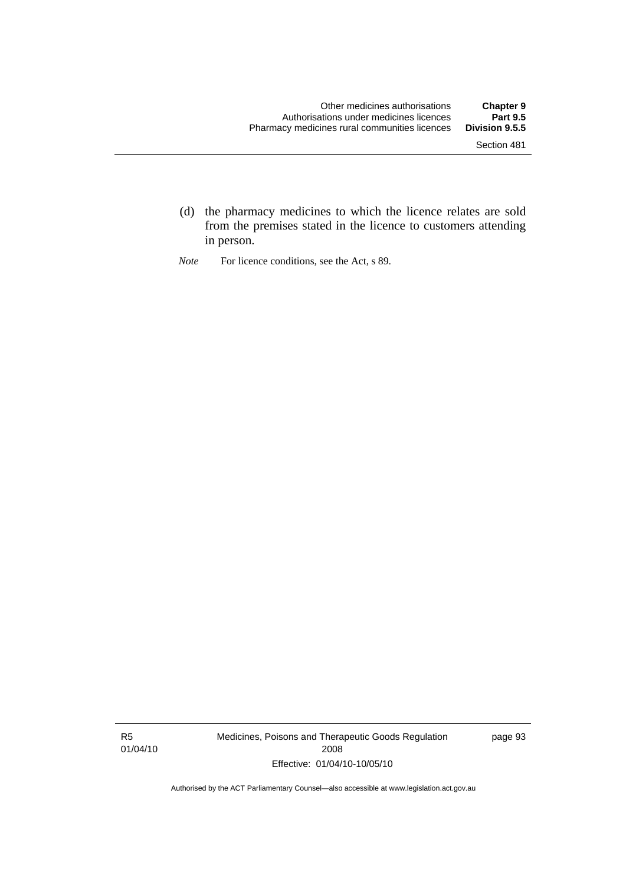(d) the pharmacy medicines to which the licence relates are sold from the premises stated in the licence to customers attending in person.

*Note* For licence conditions, see the Act, s 89.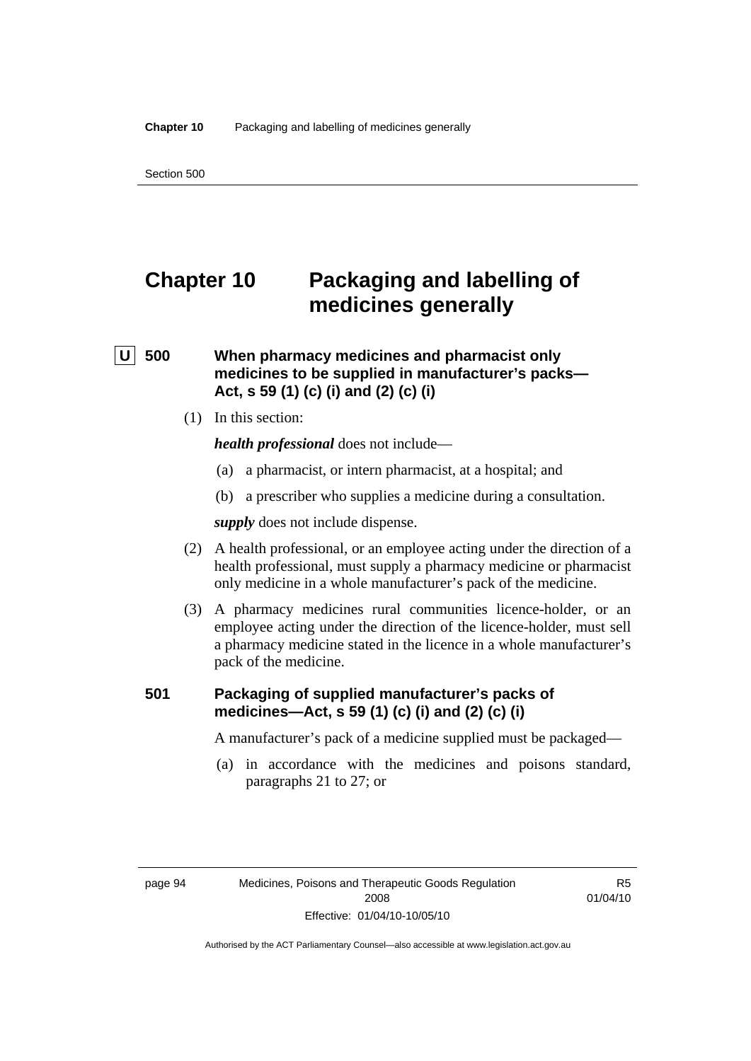# Chapter 10 Packaging and labelling of medicines generally

## U 500 When pharmacy medicines and pharmacist only medicines to be supplied in manufacturer's packs—Act, s 59 (1) (c) (i) and (2) (c) (i)

(1) In this section:

***health professional*** does not include—

(a) a pharmacist, or intern pharmacist, at a hospital; and

(b) a prescriber who supplies a medicine during a consultation.

***supply*** does not include dispense.

(2) A health professional, or an employee acting under the direction of a health professional, must supply a pharmacy medicine or pharmacist only medicine in a whole manufacturer's pack of the medicine.

(3) A pharmacy medicines rural communities licence-holder, or an employee acting under the direction of the licence-holder, must sell a pharmacy medicine stated in the licence in a whole manufacturer's pack of the medicine.

## 501 Packaging of supplied manufacturer's packs of medicines—Act, s 59 (1) (c) (i) and (2) (c) (i)

A manufacturer's pack of a medicine supplied must be packaged—

(a) in accordance with the medicines and poisons standard, paragraphs 21 to 27; or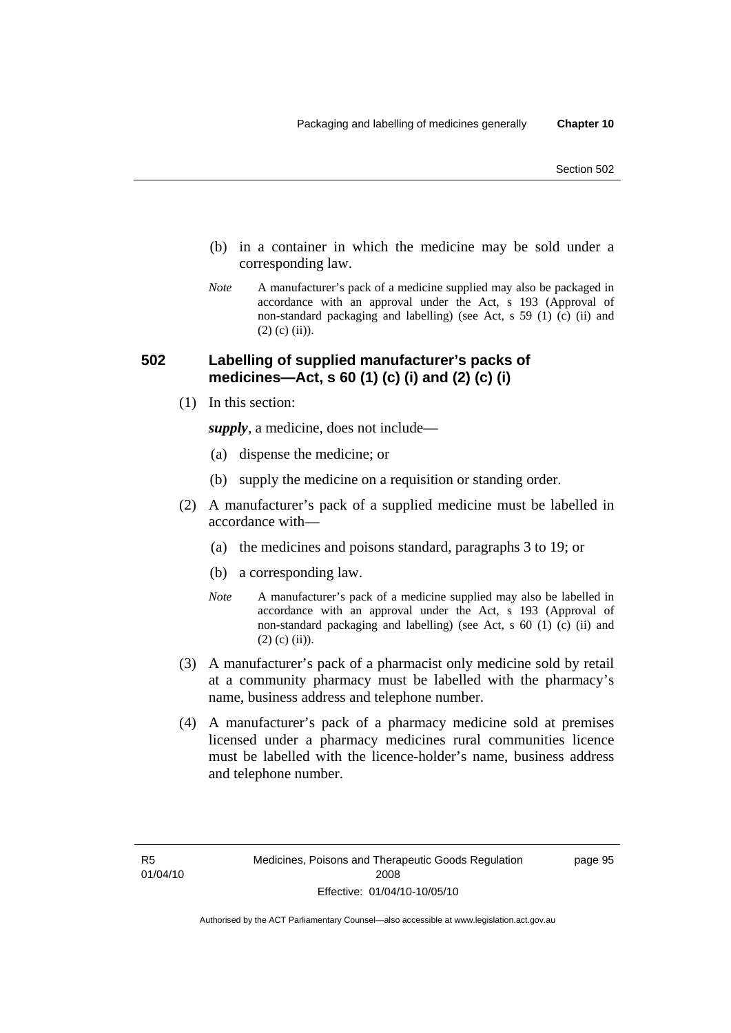(b) in a container in which the medicine may be sold under a corresponding law.

*Note* A manufacturer's pack of a medicine supplied may also be packaged in accordance with an approval under the Act, s 193 (Approval of non-standard packaging and labelling) (see Act, s 59 (1) (c) (ii) and (2) (c) (ii)).

## 502 Labelling of supplied manufacturer's packs of medicines—Act, s 60 (1) (c) (i) and (2) (c) (i)

(1) In this section:

***supply***, a medicine, does not include—

(a) dispense the medicine; or

(b) supply the medicine on a requisition or standing order.

(2) A manufacturer's pack of a supplied medicine must be labelled in accordance with—

(a) the medicines and poisons standard, paragraphs 3 to 19; or

(b) a corresponding law.

*Note* A manufacturer's pack of a medicine supplied may also be labelled in accordance with an approval under the Act, s 193 (Approval of non-standard packaging and labelling) (see Act, s 60 (1) (c) (ii) and (2) (c) (ii)).

(3) A manufacturer's pack of a pharmacist only medicine sold by retail at a community pharmacy must be labelled with the pharmacy's name, business address and telephone number.

(4) A manufacturer's pack of a pharmacy medicine sold at premises licensed under a pharmacy medicines rural communities licence must be labelled with the licence-holder's name, business address and telephone number.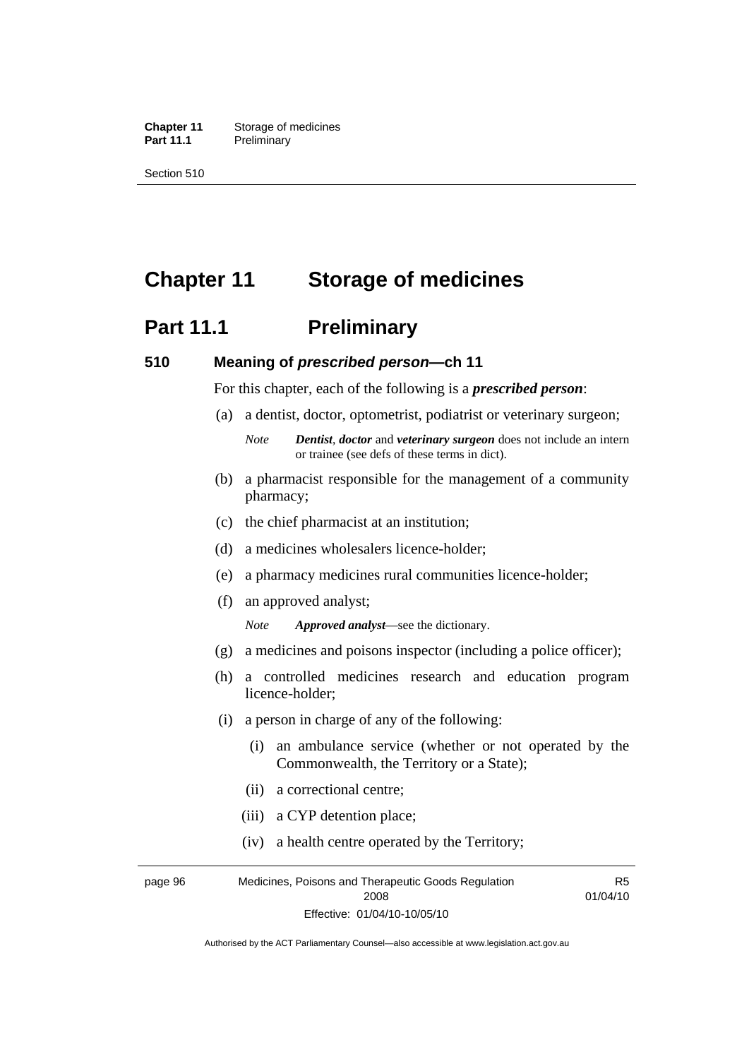# Chapter 11 Storage of medicines

## Part 11.1 Preliminary

### 510 Meaning of *prescribed person*—ch 11

For this chapter, each of the following is a ***prescribed person***:

(a) a dentist, doctor, optometrist, podiatrist or veterinary surgeon;

*Note* ***Dentist***, ***doctor*** and ***veterinary surgeon*** does not include an intern or trainee (see defs of these terms in dict).

(b) a pharmacist responsible for the management of a community pharmacy;

(c) the chief pharmacist at an institution;

(d) a medicines wholesalers licence-holder;

(e) a pharmacy medicines rural communities licence-holder;

(f) an approved analyst;

*Note* ***Approved analyst***—see the dictionary.

(g) a medicines and poisons inspector (including a police officer);

(h) a controlled medicines research and education program licence-holder;

(i) a person in charge of any of the following:

(i) an ambulance service (whether or not operated by the Commonwealth, the Territory or a State);

(ii) a correctional centre;

(iii) a CYP detention place;

(iv) a health centre operated by the Territory;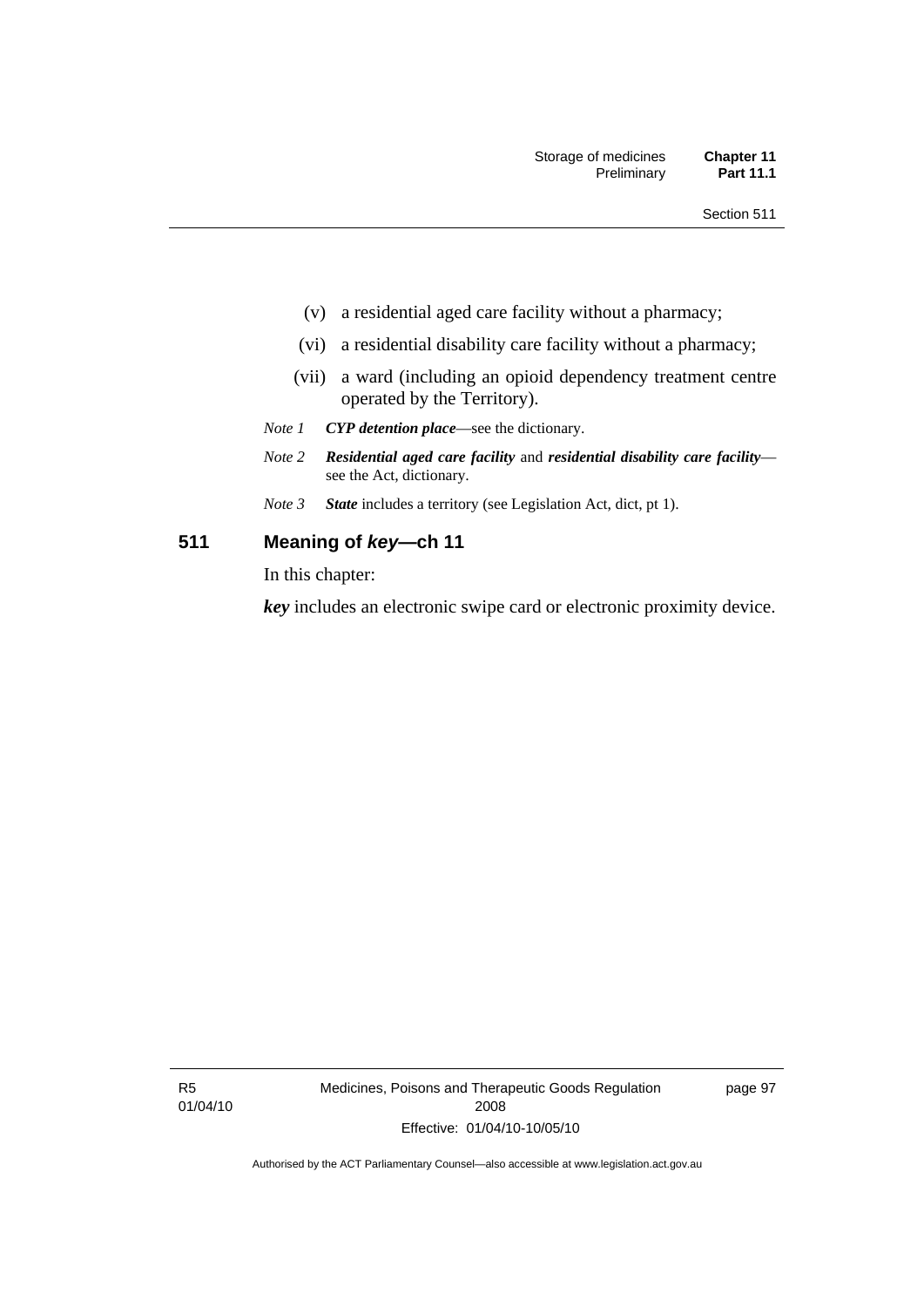(v) a residential aged care facility without a pharmacy;

(vi) a residential disability care facility without a pharmacy;

(vii) a ward (including an opioid dependency treatment centre operated by the Territory).

*Note 1* ***CYP detention place***—see the dictionary.

*Note 2* ***Residential aged care facility*** and ***residential disability care facility***—see the Act, dictionary.

*Note 3* ***State*** includes a territory (see Legislation Act, dict, pt 1).

## 511 Meaning of *key*—ch 11

In this chapter:

***key*** includes an electronic swipe card or electronic proximity device.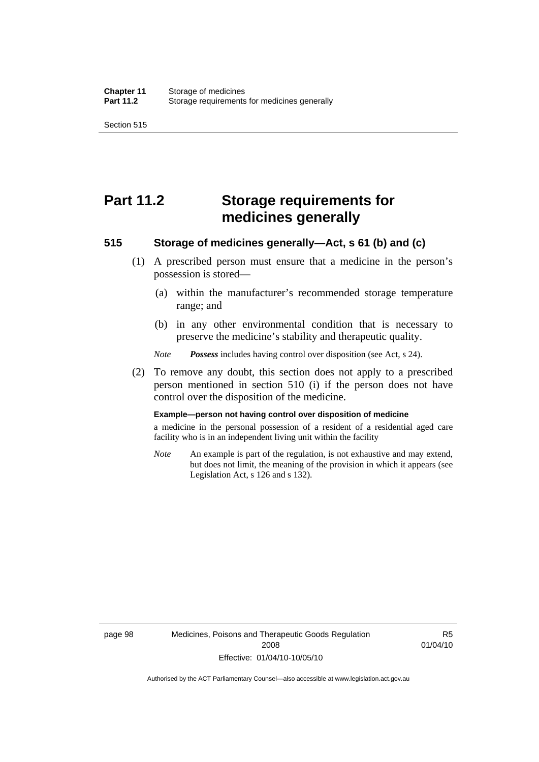# Part 11.2 Storage requirements for medicines generally

## 515 Storage of medicines generally—Act, s 61 (b) and (c)

(1) A prescribed person must ensure that a medicine in the person's possession is stored—

(a) within the manufacturer's recommended storage temperature range; and

(b) in any other environmental condition that is necessary to preserve the medicine's stability and therapeutic quality.

*Note* ***Possess*** includes having control over disposition (see Act, s 24).

(2) To remove any doubt, this section does not apply to a prescribed person mentioned in section 510 (i) if the person does not have control over the disposition of the medicine.

**Example—person not having control over disposition of medicine**

a medicine in the personal possession of a resident of a residential aged care facility who is in an independent living unit within the facility

*Note* An example is part of the regulation, is not exhaustive and may extend, but does not limit, the meaning of the provision in which it appears (see Legislation Act, s 126 and s 132).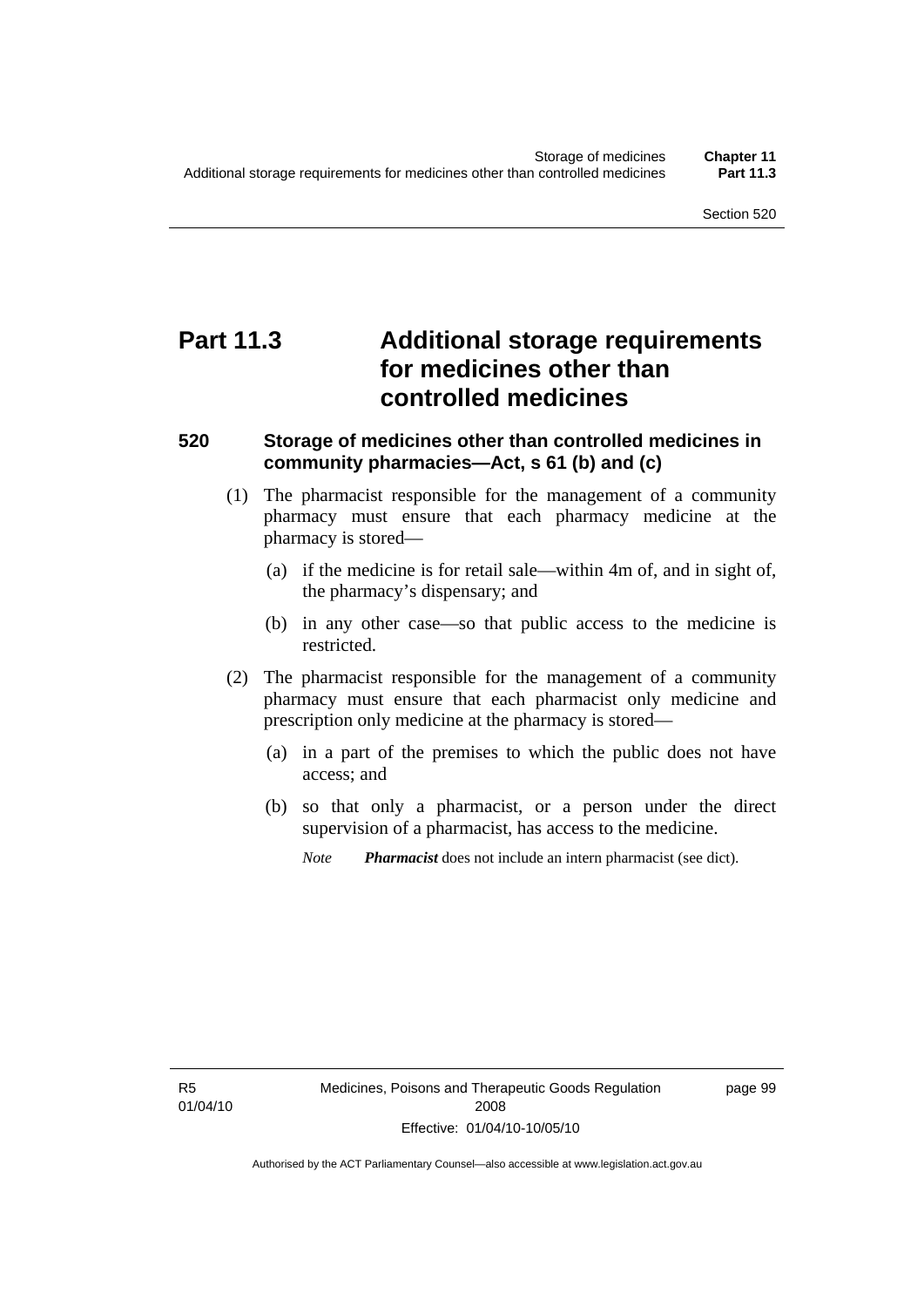# Part 11.3 Additional storage requirements for medicines other than controlled medicines

### 520 Storage of medicines other than controlled medicines in community pharmacies—Act, s 61 (b) and (c)

(1) The pharmacist responsible for the management of a community pharmacy must ensure that each pharmacy medicine at the pharmacy is stored—

  (a) if the medicine is for retail sale—within 4m of, and in sight of, the pharmacy's dispensary; and

  (b) in any other case—so that public access to the medicine is restricted.

(2) The pharmacist responsible for the management of a community pharmacy must ensure that each pharmacist only medicine and prescription only medicine at the pharmacy is stored—

  (a) in a part of the premises to which the public does not have access; and

  (b) so that only a pharmacist, or a person under the direct supervision of a pharmacist, has access to the medicine.

  *Note* ***Pharmacist*** does not include an intern pharmacist (see dict).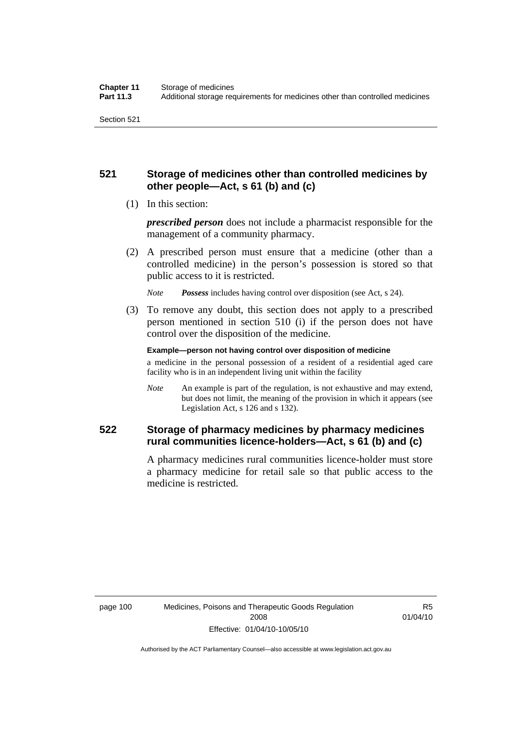## 521 Storage of medicines other than controlled medicines by other people—Act, s 61 (b) and (c)

(1) In this section:

***prescribed person*** does not include a pharmacist responsible for the management of a community pharmacy.

(2) A prescribed person must ensure that a medicine (other than a controlled medicine) in the person's possession is stored so that public access to it is restricted.

*Note* ***Possess*** includes having control over disposition (see Act, s 24).

(3) To remove any doubt, this section does not apply to a prescribed person mentioned in section 510 (i) if the person does not have control over the disposition of the medicine.

**Example—person not having control over disposition of medicine**

a medicine in the personal possession of a resident of a residential aged care facility who is in an independent living unit within the facility

*Note* An example is part of the regulation, is not exhaustive and may extend, but does not limit, the meaning of the provision in which it appears (see Legislation Act, s 126 and s 132).

## 522 Storage of pharmacy medicines by pharmacy medicines rural communities licence-holders—Act, s 61 (b) and (c)

A pharmacy medicines rural communities licence-holder must store a pharmacy medicine for retail sale so that public access to the medicine is restricted.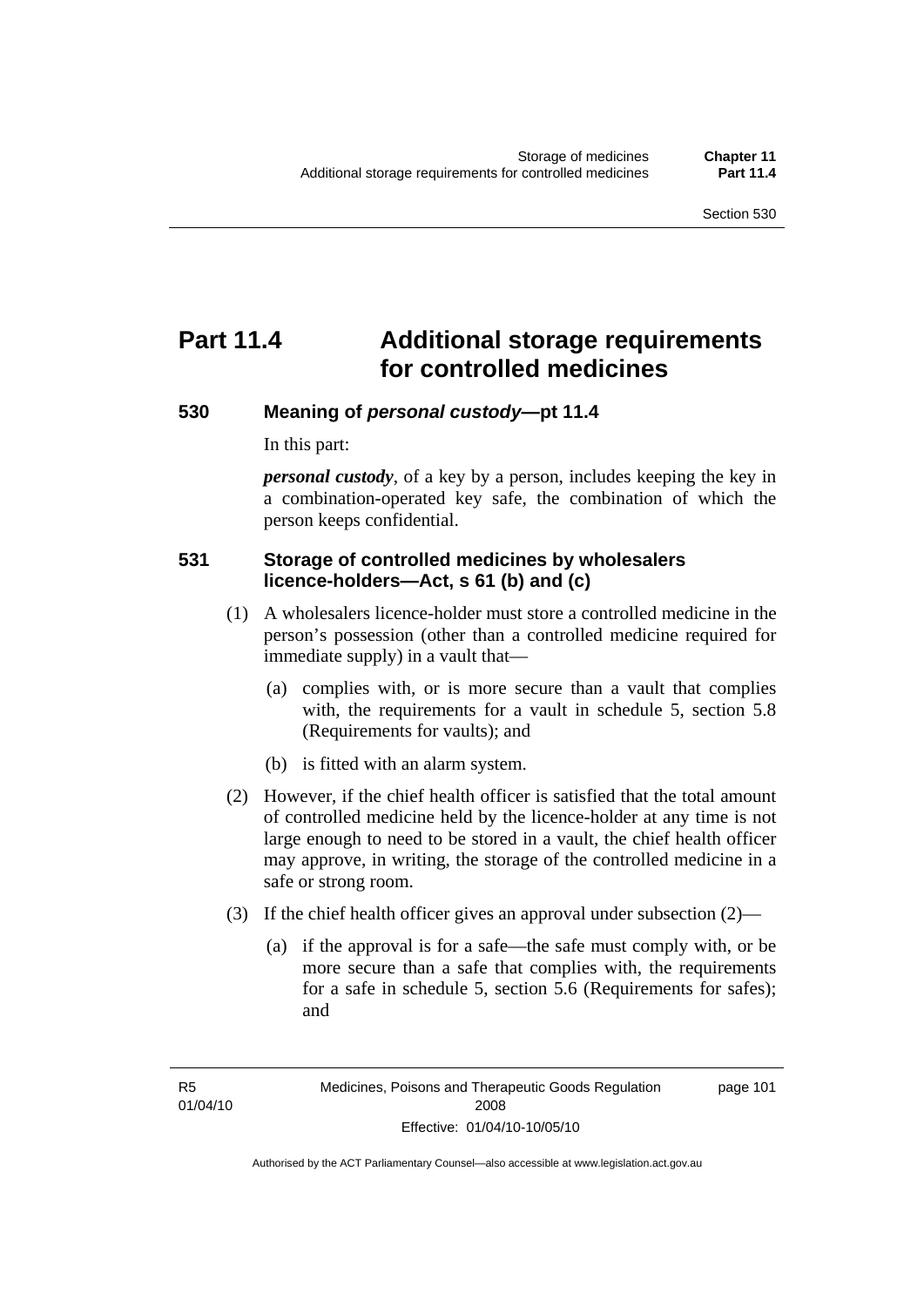# Part 11.4 Additional storage requirements for controlled medicines

## 530 Meaning of *personal custody*—pt 11.4

In this part:

***personal custody***, of a key by a person, includes keeping the key in a combination-operated key safe, the combination of which the person keeps confidential.

## 531 Storage of controlled medicines by wholesalers licence-holders—Act, s 61 (b) and (c)

(1) A wholesalers licence-holder must store a controlled medicine in the person's possession (other than a controlled medicine required for immediate supply) in a vault that—

(a) complies with, or is more secure than a vault that complies with, the requirements for a vault in schedule 5, section 5.8 (Requirements for vaults); and

(b) is fitted with an alarm system.

(2) However, if the chief health officer is satisfied that the total amount of controlled medicine held by the licence-holder at any time is not large enough to need to be stored in a vault, the chief health officer may approve, in writing, the storage of the controlled medicine in a safe or strong room.

(3) If the chief health officer gives an approval under subsection (2)—

(a) if the approval is for a safe—the safe must comply with, or be more secure than a safe that complies with, the requirements for a safe in schedule 5, section 5.6 (Requirements for safes); and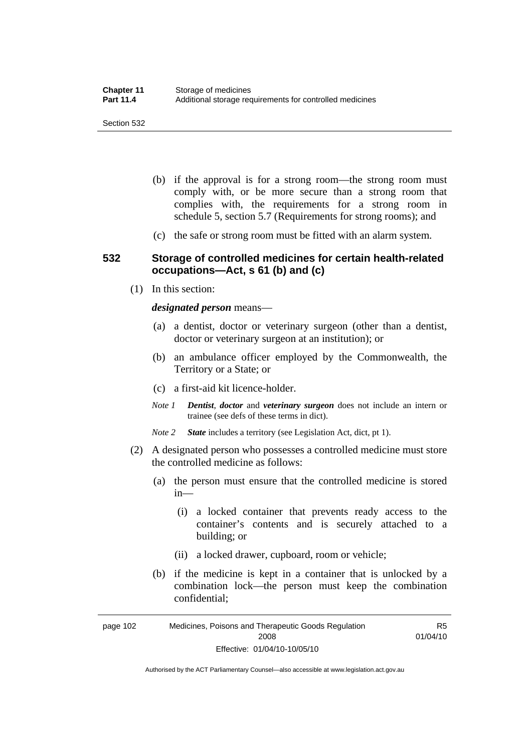(b) if the approval is for a strong room—the strong room must comply with, or be more secure than a strong room that complies with, the requirements for a strong room in schedule 5, section 5.7 (Requirements for strong rooms); and

(c) the safe or strong room must be fitted with an alarm system.

## 532 Storage of controlled medicines for certain health-related occupations—Act, s 61 (b) and (c)

(1) In this section:

***designated person*** means—

(a) a dentist, doctor or veterinary surgeon (other than a dentist, doctor or veterinary surgeon at an institution); or

(b) an ambulance officer employed by the Commonwealth, the Territory or a State; or

(c) a first-aid kit licence-holder.

*Note 1* ***Dentist***, ***doctor*** and ***veterinary surgeon*** does not include an intern or trainee (see defs of these terms in dict).

*Note 2* ***State*** includes a territory (see Legislation Act, dict, pt 1).

(2) A designated person who possesses a controlled medicine must store the controlled medicine as follows:

(a) the person must ensure that the controlled medicine is stored in—

(i) a locked container that prevents ready access to the container's contents and is securely attached to a building; or

(ii) a locked drawer, cupboard, room or vehicle;

(b) if the medicine is kept in a container that is unlocked by a combination lock—the person must keep the combination confidential;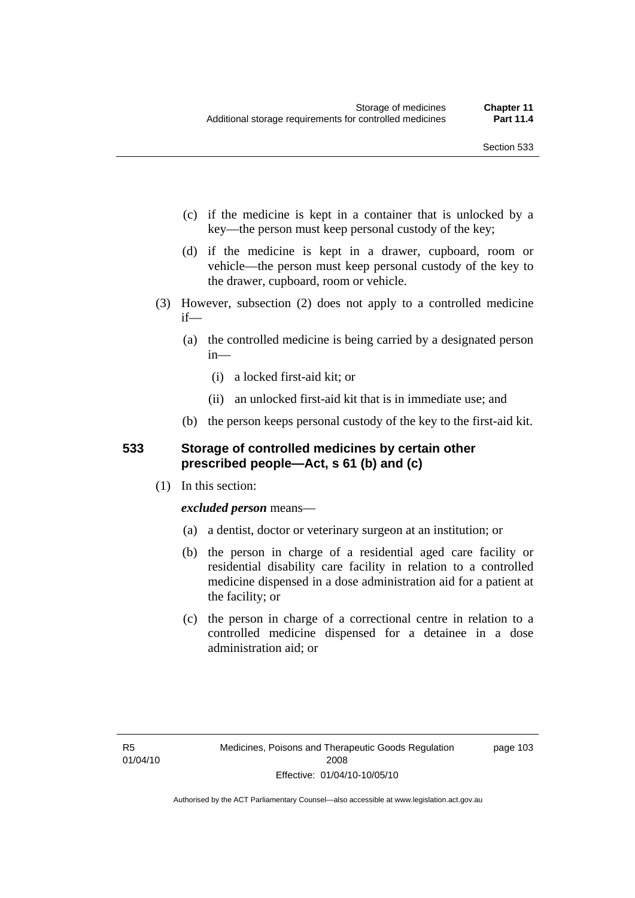(c) if the medicine is kept in a container that is unlocked by a key—the person must keep personal custody of the key;

(d) if the medicine is kept in a drawer, cupboard, room or vehicle—the person must keep personal custody of the key to the drawer, cupboard, room or vehicle.

(3) However, subsection (2) does not apply to a controlled medicine if—

(a) the controlled medicine is being carried by a designated person in—

(i) a locked first-aid kit; or

(ii) an unlocked first-aid kit that is in immediate use; and

(b) the person keeps personal custody of the key to the first-aid kit.

## 533 Storage of controlled medicines by certain other prescribed people—Act, s 61 (b) and (c)

(1) In this section:

***excluded person*** means—

(a) a dentist, doctor or veterinary surgeon at an institution; or

(b) the person in charge of a residential aged care facility or residential disability care facility in relation to a controlled medicine dispensed in a dose administration aid for a patient at the facility; or

(c) the person in charge of a correctional centre in relation to a controlled medicine dispensed for a detainee in a dose administration aid; or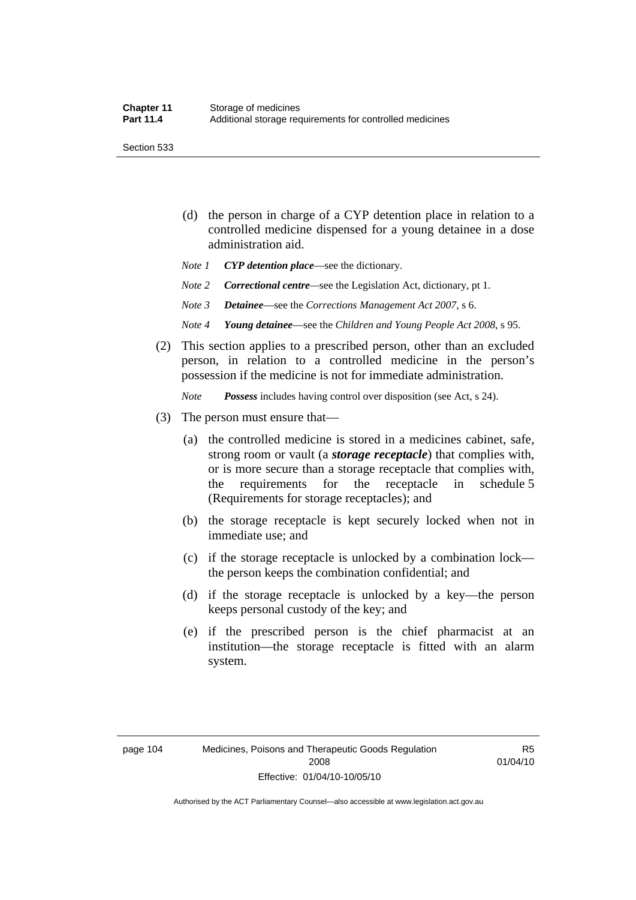(d) the person in charge of a CYP detention place in relation to a controlled medicine dispensed for a young detainee in a dose administration aid.

*Note 1* ***CYP detention place***—see the dictionary.

*Note 2* ***Correctional centre***—see the Legislation Act, dictionary, pt 1.

*Note 3* ***Detainee***—see the *Corrections Management Act 2007*, s 6.

*Note 4* ***Young detainee***—see the *Children and Young People Act 2008*, s 95.

(2) This section applies to a prescribed person, other than an excluded person, in relation to a controlled medicine in the person's possession if the medicine is not for immediate administration.

*Note* ***Possess*** includes having control over disposition (see Act, s 24).

(3) The person must ensure that—

(a) the controlled medicine is stored in a medicines cabinet, safe, strong room or vault (a ***storage receptacle***) that complies with, or is more secure than a storage receptacle that complies with, the requirements for the receptacle in schedule 5 (Requirements for storage receptacles); and

(b) the storage receptacle is kept securely locked when not in immediate use; and

(c) if the storage receptacle is unlocked by a combination lock—the person keeps the combination confidential; and

(d) if the storage receptacle is unlocked by a key—the person keeps personal custody of the key; and

(e) if the prescribed person is the chief pharmacist at an institution—the storage receptacle is fitted with an alarm system.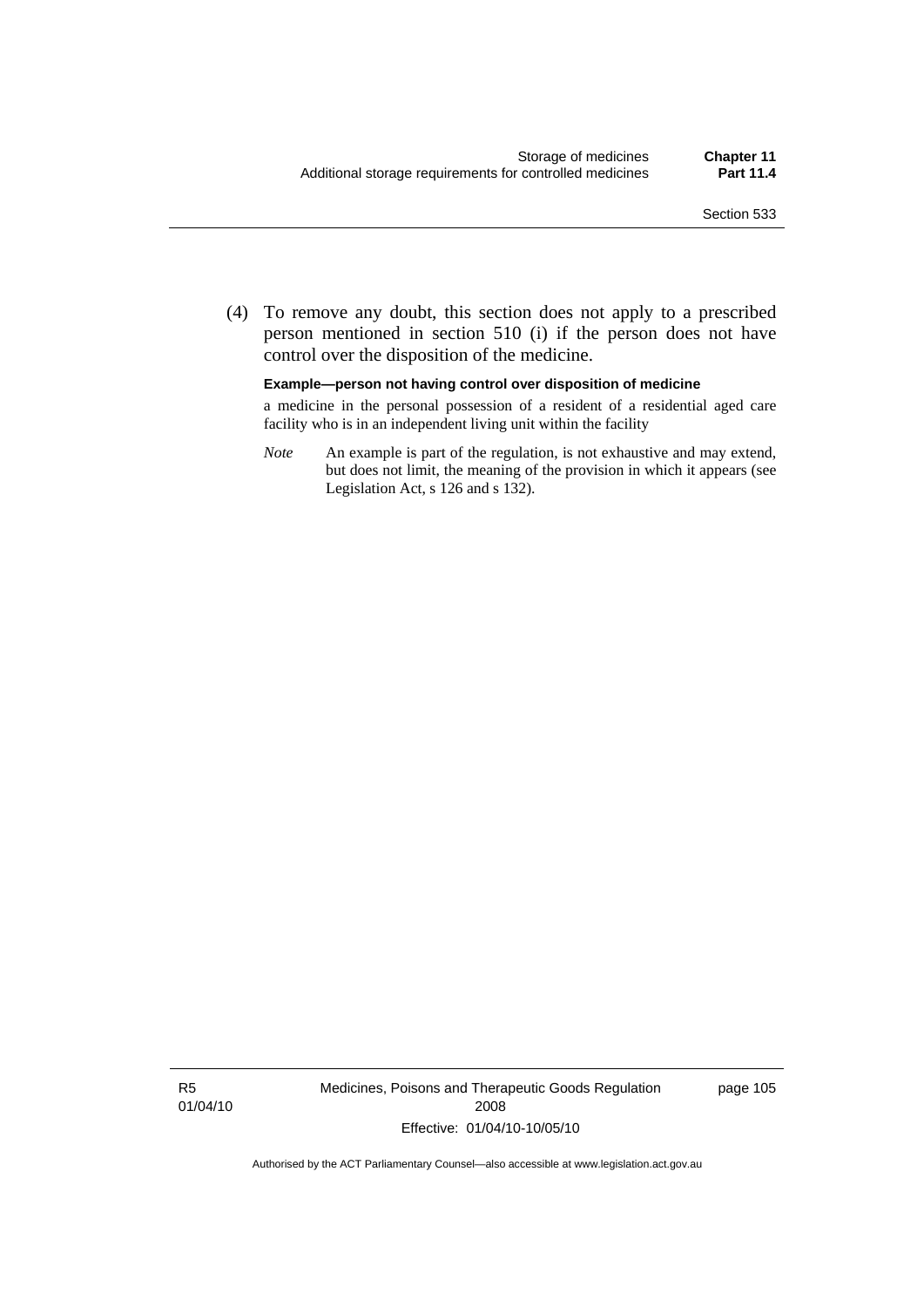(4) To remove any doubt, this section does not apply to a prescribed person mentioned in section 510 (i) if the person does not have control over the disposition of the medicine.

**Example—person not having control over disposition of medicine**

a medicine in the personal possession of a resident of a residential aged care facility who is in an independent living unit within the facility

*Note* An example is part of the regulation, is not exhaustive and may extend, but does not limit, the meaning of the provision in which it appears (see Legislation Act, s 126 and s 132).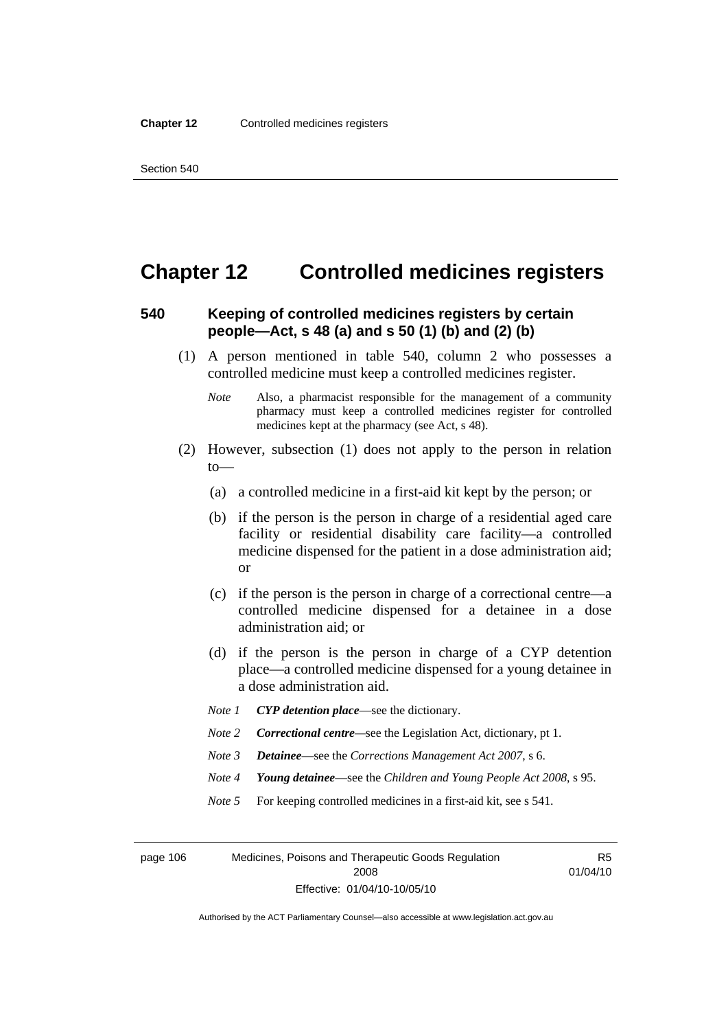# Chapter 12 Controlled medicines registers

## 540 Keeping of controlled medicines registers by certain people—Act, s 48 (a) and s 50 (1) (b) and (2) (b)

(1) A person mentioned in table 540, column 2 who possesses a controlled medicine must keep a controlled medicines register.

*Note* Also, a pharmacist responsible for the management of a community pharmacy must keep a controlled medicines register for controlled medicines kept at the pharmacy (see Act, s 48).

(2) However, subsection (1) does not apply to the person in relation to—

(a) a controlled medicine in a first-aid kit kept by the person; or

(b) if the person is the person in charge of a residential aged care facility or residential disability care facility—a controlled medicine dispensed for the patient in a dose administration aid; or

(c) if the person is the person in charge of a correctional centre—a controlled medicine dispensed for a detainee in a dose administration aid; or

(d) if the person is the person in charge of a CYP detention place—a controlled medicine dispensed for a young detainee in a dose administration aid.

*Note 1* ***CYP detention place***—see the dictionary.

*Note 2* ***Correctional centre***—see the Legislation Act, dictionary, pt 1.

*Note 3* ***Detainee***—see the *Corrections Management Act 2007*, s 6.

*Note 4* ***Young detainee***—see the *Children and Young People Act 2008*, s 95.

*Note 5* For keeping controlled medicines in a first-aid kit, see s 541.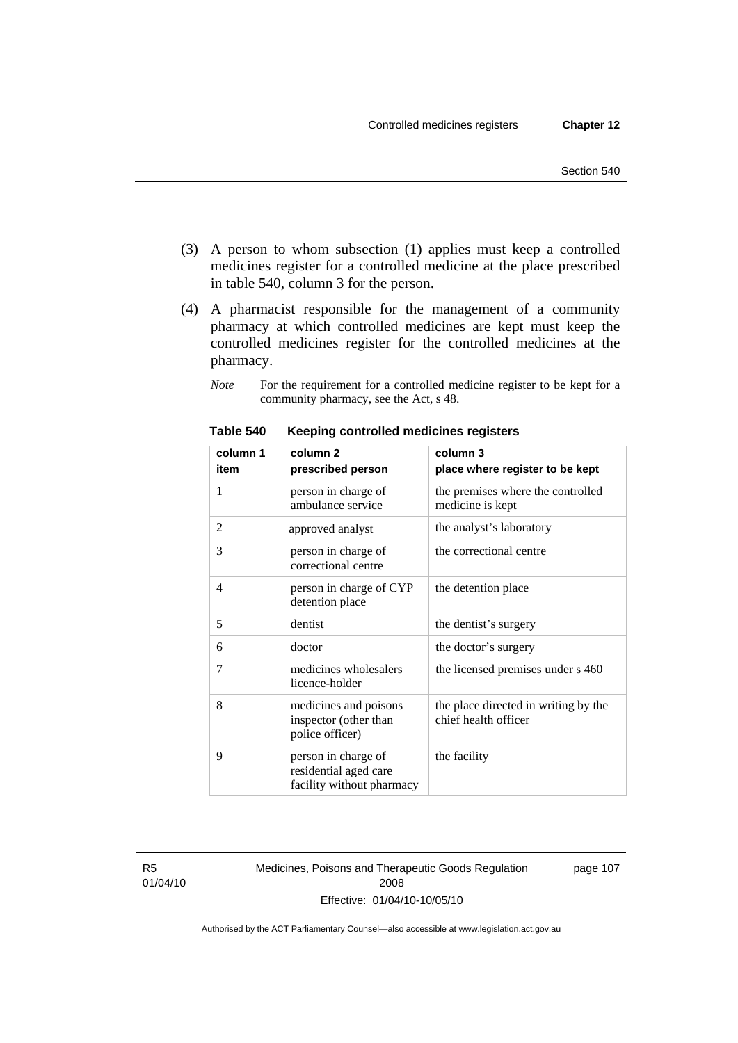(3) A person to whom subsection (1) applies must keep a controlled medicines register for a controlled medicine at the place prescribed in table 540, column 3 for the person.

(4) A pharmacist responsible for the management of a community pharmacy at which controlled medicines are kept must keep the controlled medicines register for the controlled medicines at the pharmacy.

*Note* For the requirement for a controlled medicine register to be kept for a community pharmacy, see the Act, s 48.

**Table 540 Keeping controlled medicines registers**

| column 1<br>item | column 2<br>prescribed person | column 3<br>place where register to be kept |
|---|---|---|
| 1 | person in charge of ambulance service | the premises where the controlled medicine is kept |
| 2 | approved analyst | the analyst's laboratory |
| 3 | person in charge of correctional centre | the correctional centre |
| 4 | person in charge of CYP detention place | the detention place |
| 5 | dentist | the dentist's surgery |
| 6 | doctor | the doctor's surgery |
| 7 | medicines wholesalers licence-holder | the licensed premises under s 460 |
| 8 | medicines and poisons inspector (other than police officer) | the place directed in writing by the chief health officer |
| 9 | person in charge of residential aged care facility without pharmacy | the facility |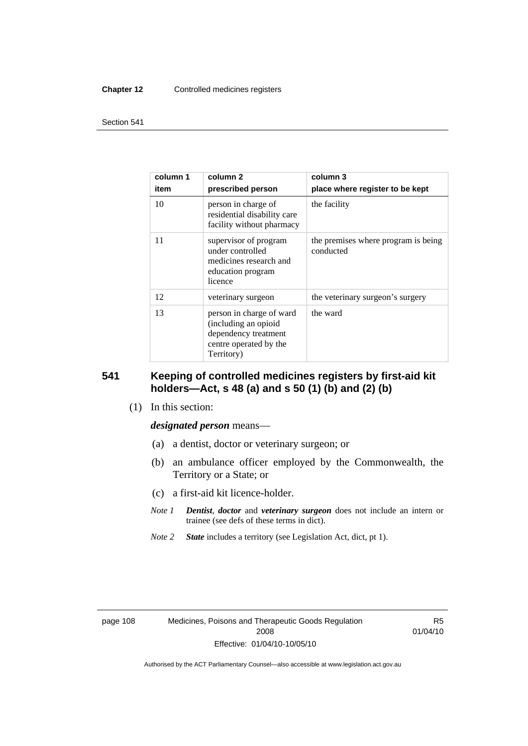| column 1 item | column 2 prescribed person | column 3 place where register to be kept |
| --- | --- | --- |
| 10 | person in charge of residential disability care facility without pharmacy | the facility |
| 11 | supervisor of program under controlled medicines research and education program licence | the premises where program is being conducted |
| 12 | veterinary surgeon | the veterinary surgeon's surgery |
| 13 | person in charge of ward (including an opioid dependency treatment centre operated by the Territory) | the ward |

## 541 Keeping of controlled medicines registers by first-aid kit holders—Act, s 48 (a) and s 50 (1) (b) and (2) (b)

(1) In this section:

***designated person*** means—

(a) a dentist, doctor or veterinary surgeon; or

(b) an ambulance officer employed by the Commonwealth, the Territory or a State; or

(c) a first-aid kit licence-holder.

*Note 1* ***Dentist***, ***doctor*** and ***veterinary surgeon*** does not include an intern or trainee (see defs of these terms in dict).

*Note 2* ***State*** includes a territory (see Legislation Act, dict, pt 1).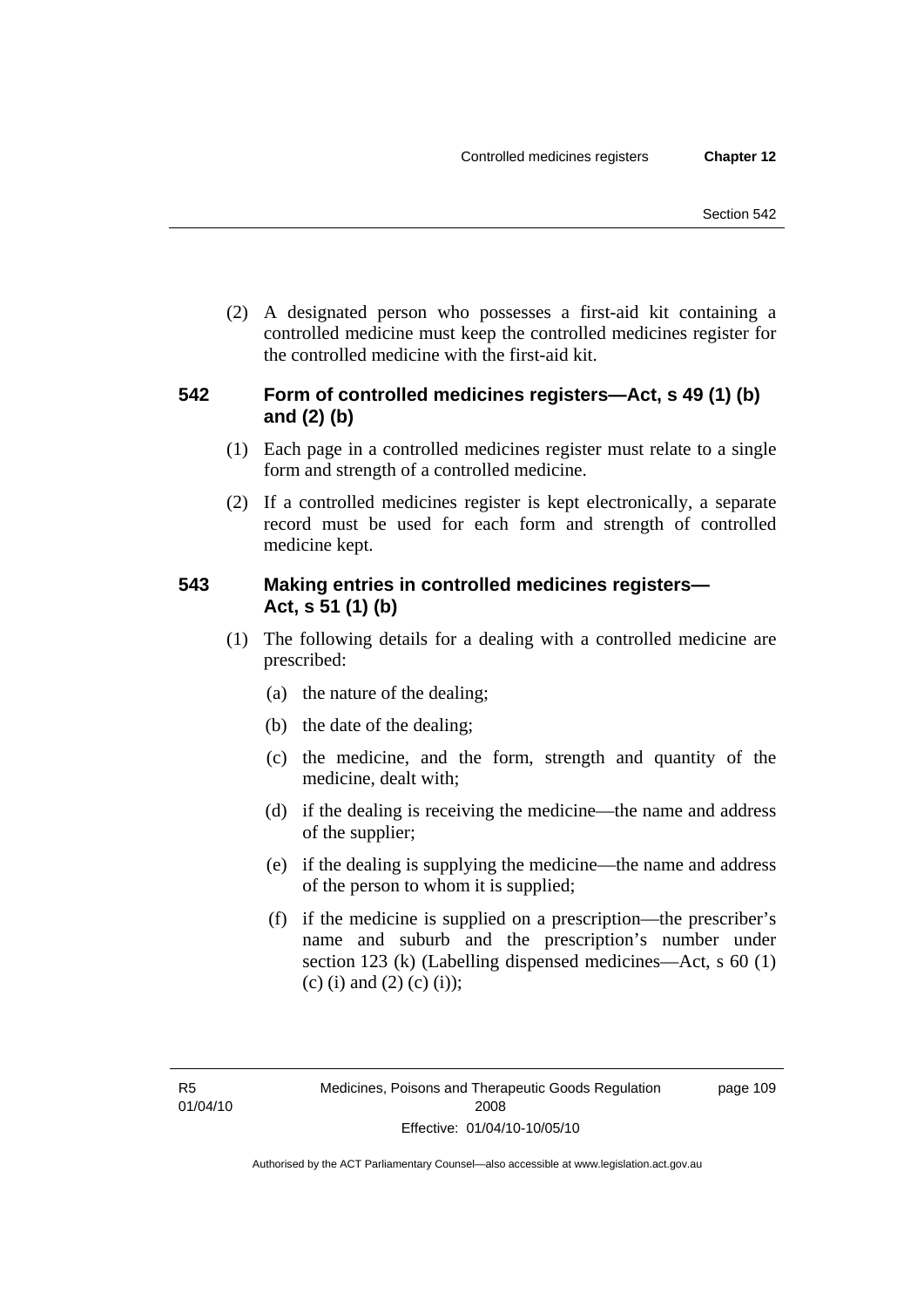(2) A designated person who possesses a first-aid kit containing a controlled medicine must keep the controlled medicines register for the controlled medicine with the first-aid kit.

## 542 Form of controlled medicines registers—Act, s 49 (1) (b) and (2) (b)

(1) Each page in a controlled medicines register must relate to a single form and strength of a controlled medicine.

(2) If a controlled medicines register is kept electronically, a separate record must be used for each form and strength of controlled medicine kept.

## 543 Making entries in controlled medicines registers—Act, s 51 (1) (b)

(1) The following details for a dealing with a controlled medicine are prescribed:

(a) the nature of the dealing;

(b) the date of the dealing;

(c) the medicine, and the form, strength and quantity of the medicine, dealt with;

(d) if the dealing is receiving the medicine—the name and address of the supplier;

(e) if the dealing is supplying the medicine—the name and address of the person to whom it is supplied;

(f) if the medicine is supplied on a prescription—the prescriber's name and suburb and the prescription's number under section 123 (k) (Labelling dispensed medicines—Act, s 60 (1) (c) (i) and (2) (c) (i));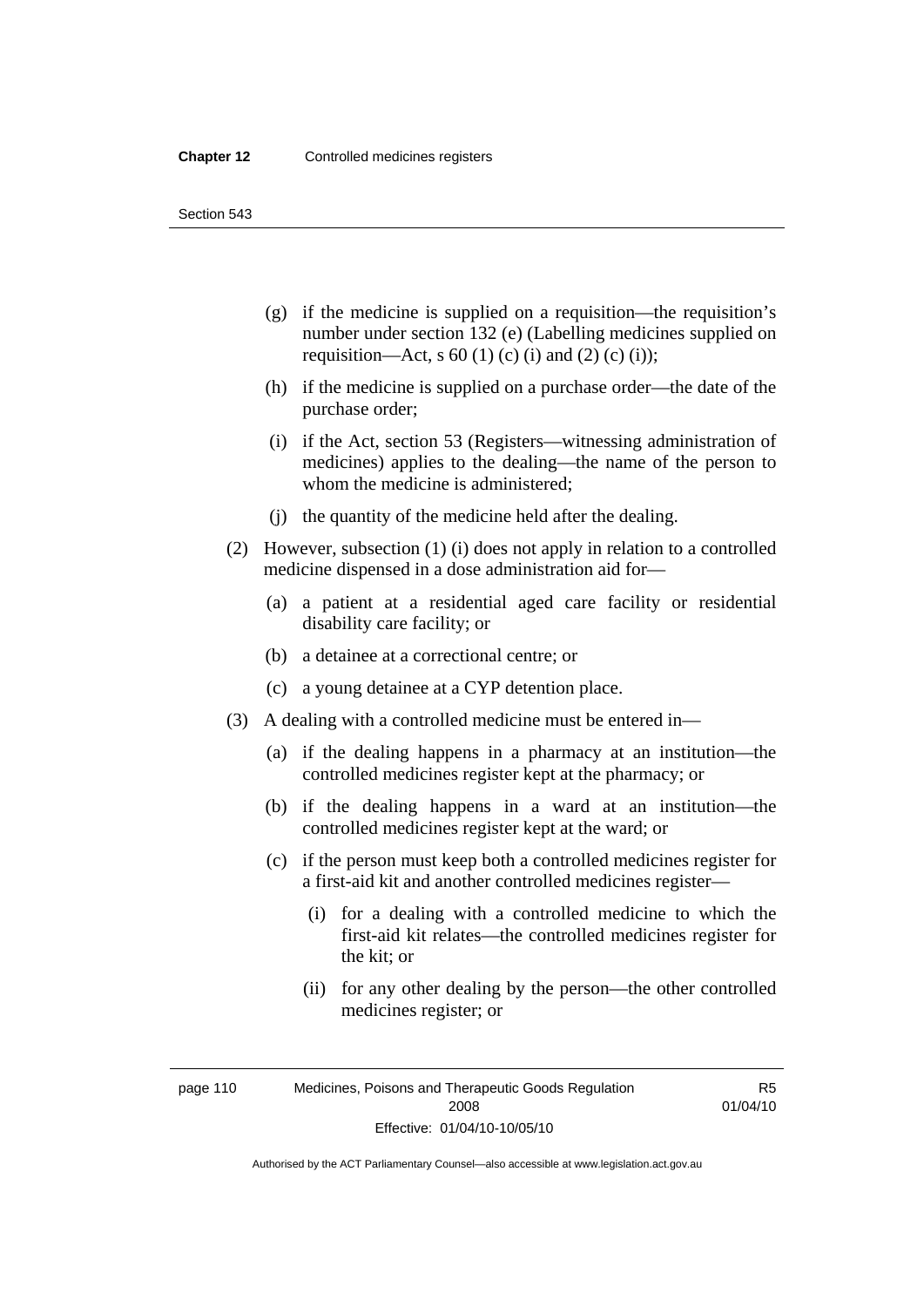(g) if the medicine is supplied on a requisition—the requisition's number under section 132 (e) (Labelling medicines supplied on requisition—Act, s 60 (1) (c) (i) and (2) (c) (i));

(h) if the medicine is supplied on a purchase order—the date of the purchase order;

(i) if the Act, section 53 (Registers—witnessing administration of medicines) applies to the dealing—the name of the person to whom the medicine is administered;

(j) the quantity of the medicine held after the dealing.

(2) However, subsection (1) (i) does not apply in relation to a controlled medicine dispensed in a dose administration aid for—

(a) a patient at a residential aged care facility or residential disability care facility; or

(b) a detainee at a correctional centre; or

(c) a young detainee at a CYP detention place.

(3) A dealing with a controlled medicine must be entered in—

(a) if the dealing happens in a pharmacy at an institution—the controlled medicines register kept at the pharmacy; or

(b) if the dealing happens in a ward at an institution—the controlled medicines register kept at the ward; or

(c) if the person must keep both a controlled medicines register for a first-aid kit and another controlled medicines register—

(i) for a dealing with a controlled medicine to which the first-aid kit relates—the controlled medicines register for the kit; or

(ii) for any other dealing by the person—the other controlled medicines register; or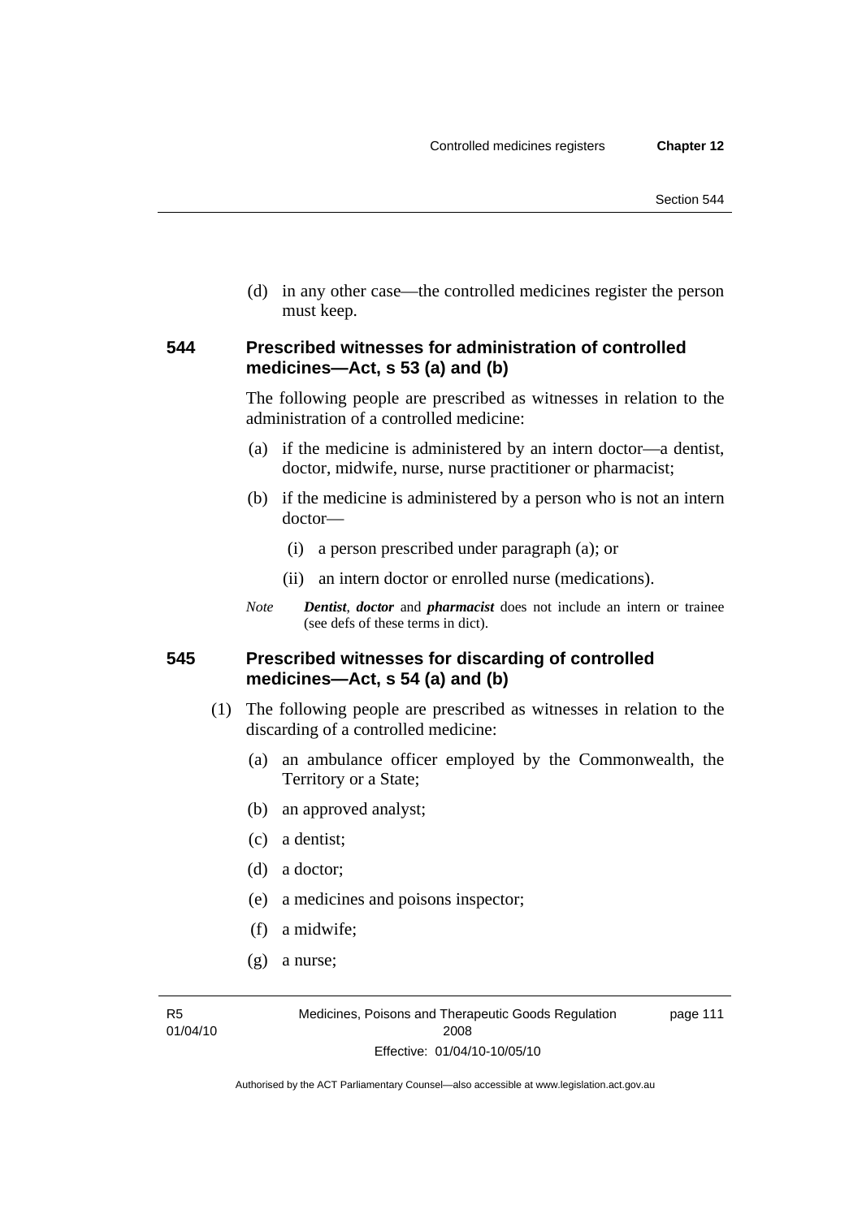(d) in any other case—the controlled medicines register the person must keep.

### 544 Prescribed witnesses for administration of controlled medicines—Act, s 53 (a) and (b)

The following people are prescribed as witnesses in relation to the administration of a controlled medicine:

(a) if the medicine is administered by an intern doctor—a dentist, doctor, midwife, nurse, nurse practitioner or pharmacist;

(b) if the medicine is administered by a person who is not an intern doctor—

(i) a person prescribed under paragraph (a); or

(ii) an intern doctor or enrolled nurse (medications).

*Note* ***Dentist***, ***doctor*** and ***pharmacist*** does not include an intern or trainee (see defs of these terms in dict).

### 545 Prescribed witnesses for discarding of controlled medicines—Act, s 54 (a) and (b)

(1) The following people are prescribed as witnesses in relation to the discarding of a controlled medicine:

(a) an ambulance officer employed by the Commonwealth, the Territory or a State;

(b) an approved analyst;

(c) a dentist;

(d) a doctor;

(e) a medicines and poisons inspector;

(f) a midwife;

(g) a nurse;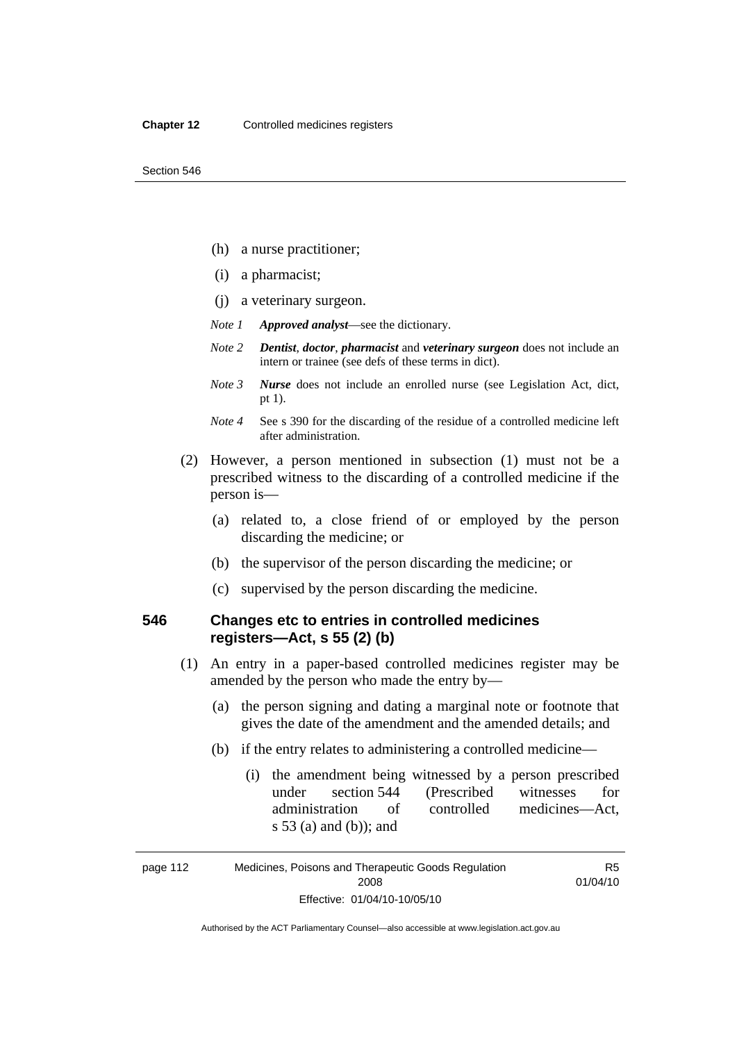(h) a nurse practitioner;

(i) a pharmacist;

(j) a veterinary surgeon.

*Note 1* ***Approved analyst***—see the dictionary.

*Note 2* ***Dentist***, ***doctor***, ***pharmacist*** and ***veterinary surgeon*** does not include an intern or trainee (see defs of these terms in dict).

*Note 3* ***Nurse*** does not include an enrolled nurse (see Legislation Act, dict, pt 1).

*Note 4* See s 390 for the discarding of the residue of a controlled medicine left after administration.

(2) However, a person mentioned in subsection (1) must not be a prescribed witness to the discarding of a controlled medicine if the person is—

(a) related to, a close friend of or employed by the person discarding the medicine; or

(b) the supervisor of the person discarding the medicine; or

(c) supervised by the person discarding the medicine.

### 546 Changes etc to entries in controlled medicines registers—Act, s 55 (2) (b)

(1) An entry in a paper-based controlled medicines register may be amended by the person who made the entry by—

(a) the person signing and dating a marginal note or footnote that gives the date of the amendment and the amended details; and

(b) if the entry relates to administering a controlled medicine—

(i) the amendment being witnessed by a person prescribed under section 544 (Prescribed witnesses for administration of controlled medicines—Act, s 53 (a) and (b)); and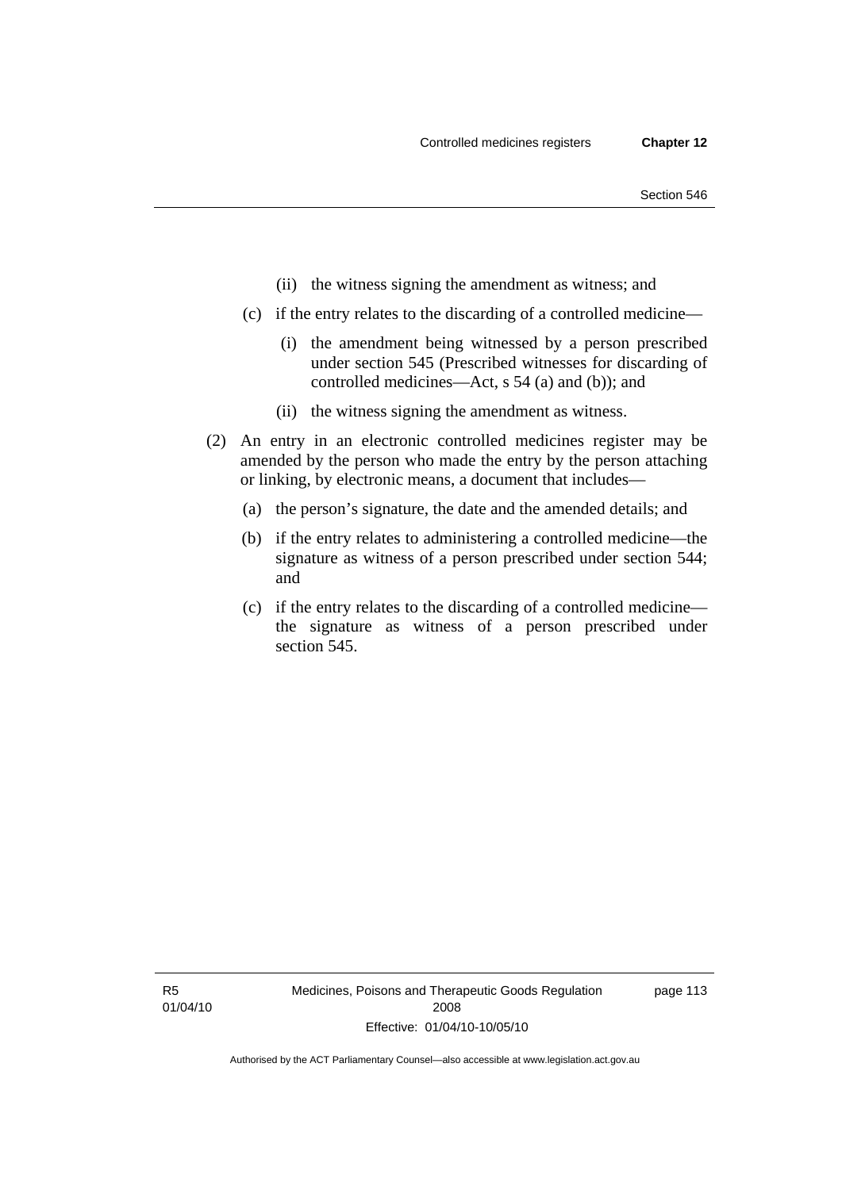(ii) the witness signing the amendment as witness; and

(c) if the entry relates to the discarding of a controlled medicine—

(i) the amendment being witnessed by a person prescribed under section 545 (Prescribed witnesses for discarding of controlled medicines—Act, s 54 (a) and (b)); and

(ii) the witness signing the amendment as witness.

(2) An entry in an electronic controlled medicines register may be amended by the person who made the entry by the person attaching or linking, by electronic means, a document that includes—

(a) the person's signature, the date and the amended details; and

(b) if the entry relates to administering a controlled medicine—the signature as witness of a person prescribed under section 544; and

(c) if the entry relates to the discarding of a controlled medicine—the signature as witness of a person prescribed under section 545.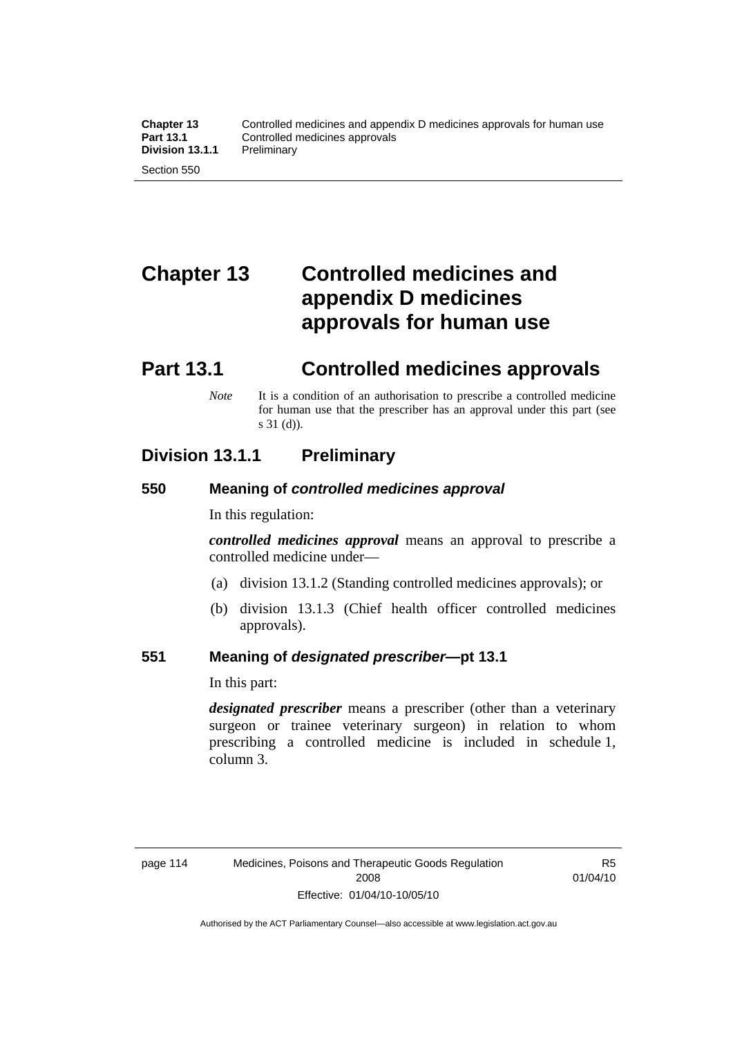# Chapter 13 Controlled medicines and appendix D medicines approvals for human use

## Part 13.1 Controlled medicines approvals

*Note* It is a condition of an authorisation to prescribe a controlled medicine for human use that the prescriber has an approval under this part (see s 31 (d)).

### Division 13.1.1 Preliminary

#### 550 Meaning of *controlled medicines approval*

In this regulation:

***controlled medicines approval*** means an approval to prescribe a controlled medicine under—

(a) division 13.1.2 (Standing controlled medicines approvals); or

(b) division 13.1.3 (Chief health officer controlled medicines approvals).

#### 551 Meaning of *designated prescriber*—pt 13.1

In this part:

***designated prescriber*** means a prescriber (other than a veterinary surgeon or trainee veterinary surgeon) in relation to whom prescribing a controlled medicine is included in schedule 1, column 3.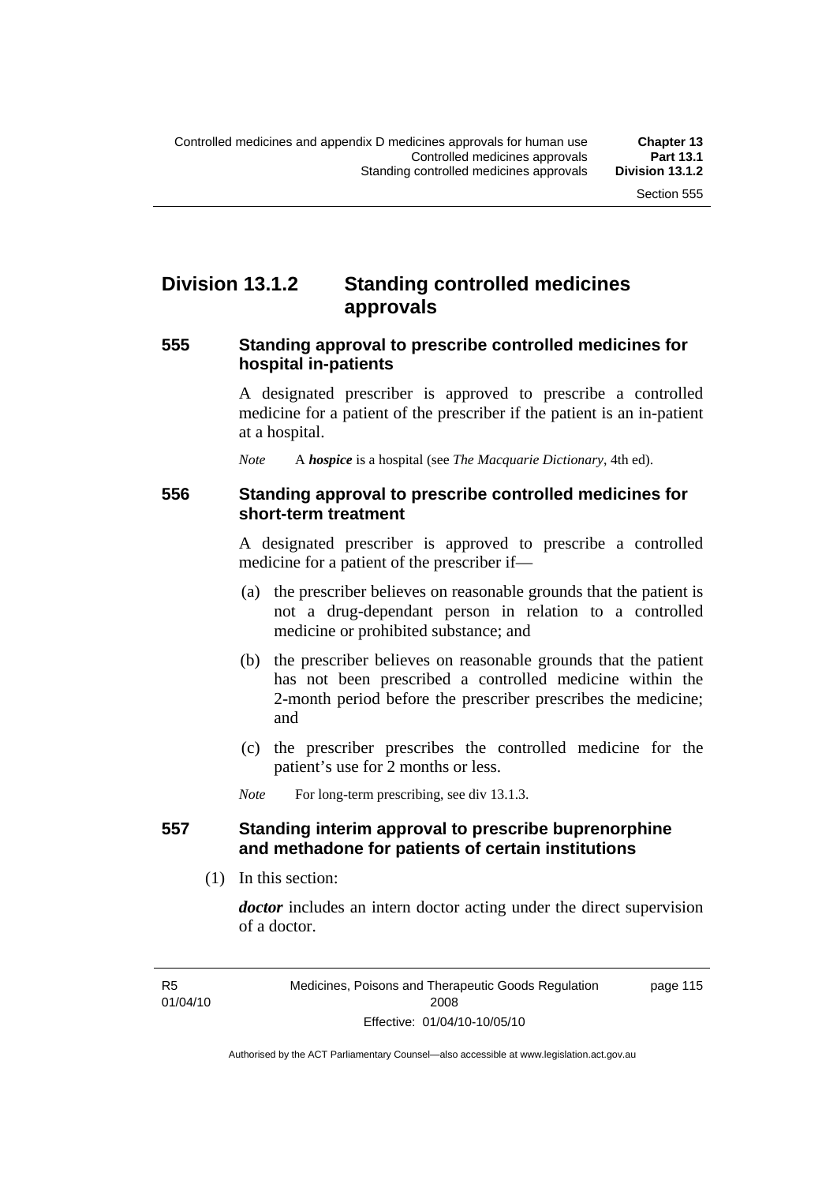## Division 13.1.2 Standing controlled medicines approvals

### 555 Standing approval to prescribe controlled medicines for hospital in-patients

A designated prescriber is approved to prescribe a controlled medicine for a patient of the prescriber if the patient is an in-patient at a hospital.

*Note* A ***hospice*** is a hospital (see *The Macquarie Dictionary*, 4th ed).

### 556 Standing approval to prescribe controlled medicines for short-term treatment

A designated prescriber is approved to prescribe a controlled medicine for a patient of the prescriber if—

(a) the prescriber believes on reasonable grounds that the patient is not a drug-dependant person in relation to a controlled medicine or prohibited substance; and

(b) the prescriber believes on reasonable grounds that the patient has not been prescribed a controlled medicine within the 2-month period before the prescriber prescribes the medicine; and

(c) the prescriber prescribes the controlled medicine for the patient's use for 2 months or less.

*Note* For long-term prescribing, see div 13.1.3.

### 557 Standing interim approval to prescribe buprenorphine and methadone for patients of certain institutions

(1) In this section:

***doctor*** includes an intern doctor acting under the direct supervision of a doctor.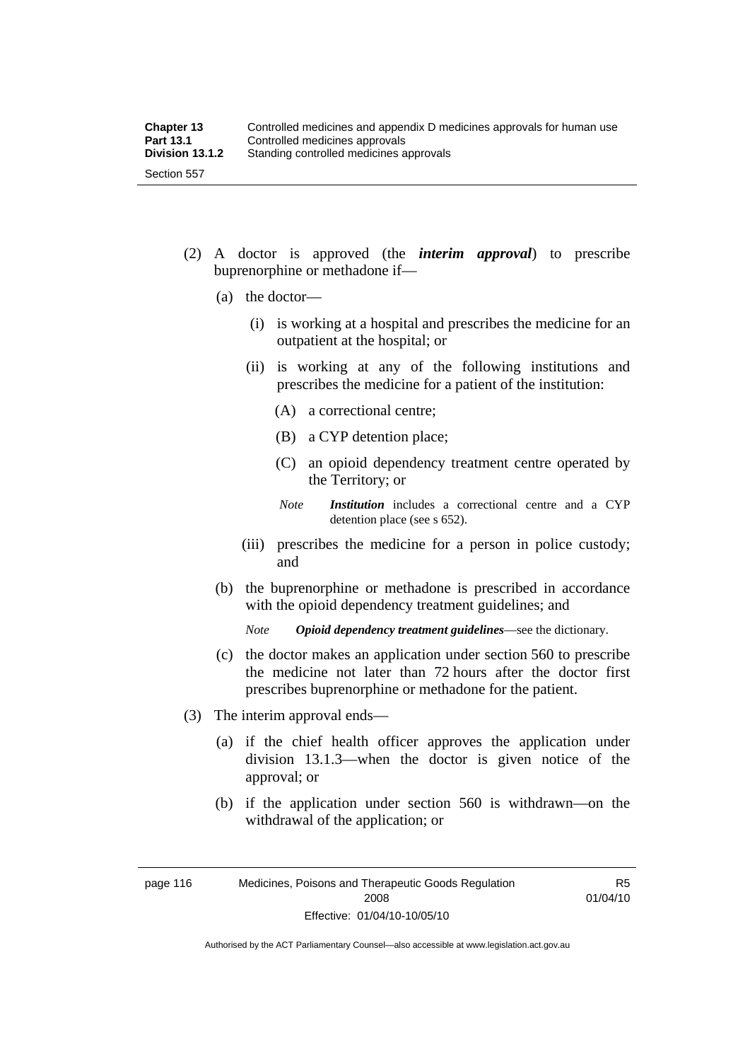(2) A doctor is approved (the ***interim approval***) to prescribe buprenorphine or methadone if—

(a) the doctor—

(i) is working at a hospital and prescribes the medicine for an outpatient at the hospital; or

(ii) is working at any of the following institutions and prescribes the medicine for a patient of the institution:

(A) a correctional centre;

(B) a CYP detention place;

(C) an opioid dependency treatment centre operated by the Territory; or

*Note* ***Institution*** includes a correctional centre and a CYP detention place (see s 652).

(iii) prescribes the medicine for a person in police custody; and

(b) the buprenorphine or methadone is prescribed in accordance with the opioid dependency treatment guidelines; and

*Note* ***Opioid dependency treatment guidelines***—see the dictionary.

(c) the doctor makes an application under section 560 to prescribe the medicine not later than 72 hours after the doctor first prescribes buprenorphine or methadone for the patient.

(3) The interim approval ends—

(a) if the chief health officer approves the application under division 13.1.3—when the doctor is given notice of the approval; or

(b) if the application under section 560 is withdrawn—on the withdrawal of the application; or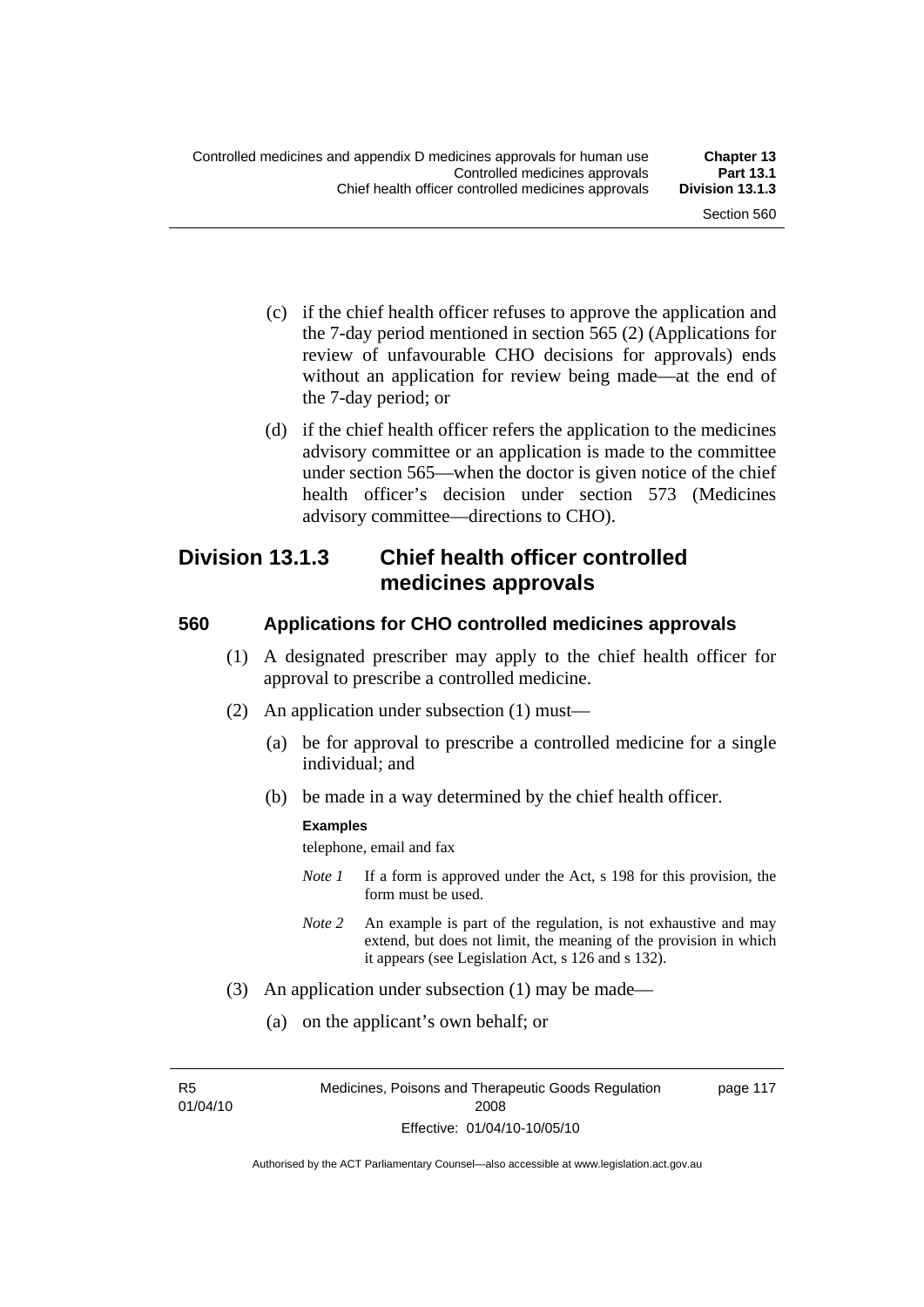(c) if the chief health officer refuses to approve the application and the 7-day period mentioned in section 565 (2) (Applications for review of unfavourable CHO decisions for approvals) ends without an application for review being made—at the end of the 7-day period; or

(d) if the chief health officer refers the application to the medicines advisory committee or an application is made to the committee under section 565—when the doctor is given notice of the chief health officer's decision under section 573 (Medicines advisory committee—directions to CHO).

## Division 13.1.3 Chief health officer controlled medicines approvals

### 560 Applications for CHO controlled medicines approvals

(1) A designated prescriber may apply to the chief health officer for approval to prescribe a controlled medicine.

(2) An application under subsection (1) must—

(a) be for approval to prescribe a controlled medicine for a single individual; and

(b) be made in a way determined by the chief health officer.

**Examples**

telephone, email and fax

*Note 1* If a form is approved under the Act, s 198 for this provision, the form must be used.

*Note 2* An example is part of the regulation, is not exhaustive and may extend, but does not limit, the meaning of the provision in which it appears (see Legislation Act, s 126 and s 132).

(3) An application under subsection (1) may be made—

(a) on the applicant's own behalf; or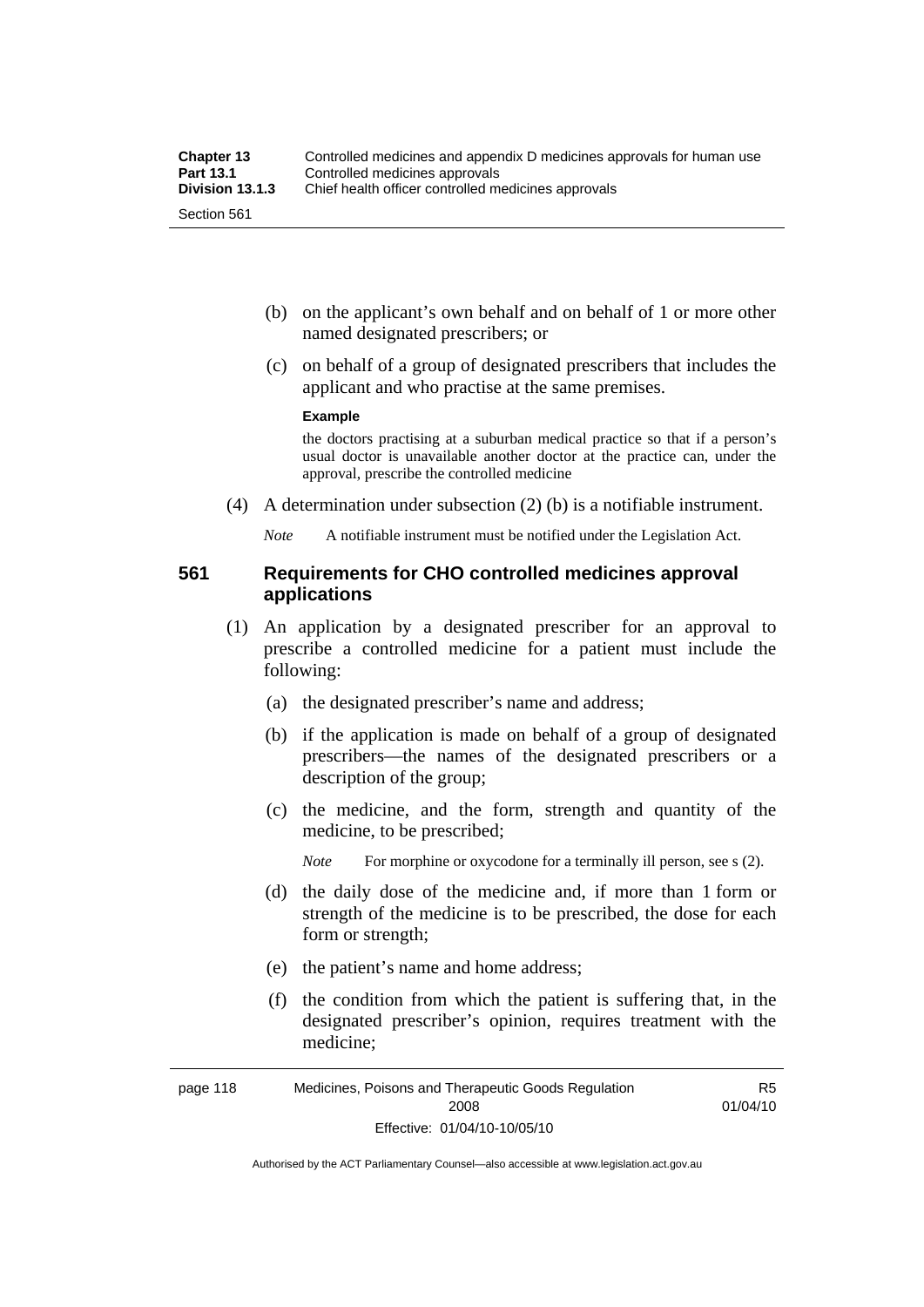(b) on the applicant's own behalf and on behalf of 1 or more other named designated prescribers; or

(c) on behalf of a group of designated prescribers that includes the applicant and who practise at the same premises.

**Example**

the doctors practising at a suburban medical practice so that if a person's usual doctor is unavailable another doctor at the practice can, under the approval, prescribe the controlled medicine

(4) A determination under subsection (2) (b) is a notifiable instrument.

*Note* A notifiable instrument must be notified under the Legislation Act.

### 561 Requirements for CHO controlled medicines approval applications

(1) An application by a designated prescriber for an approval to prescribe a controlled medicine for a patient must include the following:

(a) the designated prescriber's name and address;

(b) if the application is made on behalf of a group of designated prescribers—the names of the designated prescribers or a description of the group;

(c) the medicine, and the form, strength and quantity of the medicine, to be prescribed;

*Note* For morphine or oxycodone for a terminally ill person, see s (2).

(d) the daily dose of the medicine and, if more than 1 form or strength of the medicine is to be prescribed, the dose for each form or strength;

(e) the patient's name and home address;

(f) the condition from which the patient is suffering that, in the designated prescriber's opinion, requires treatment with the medicine;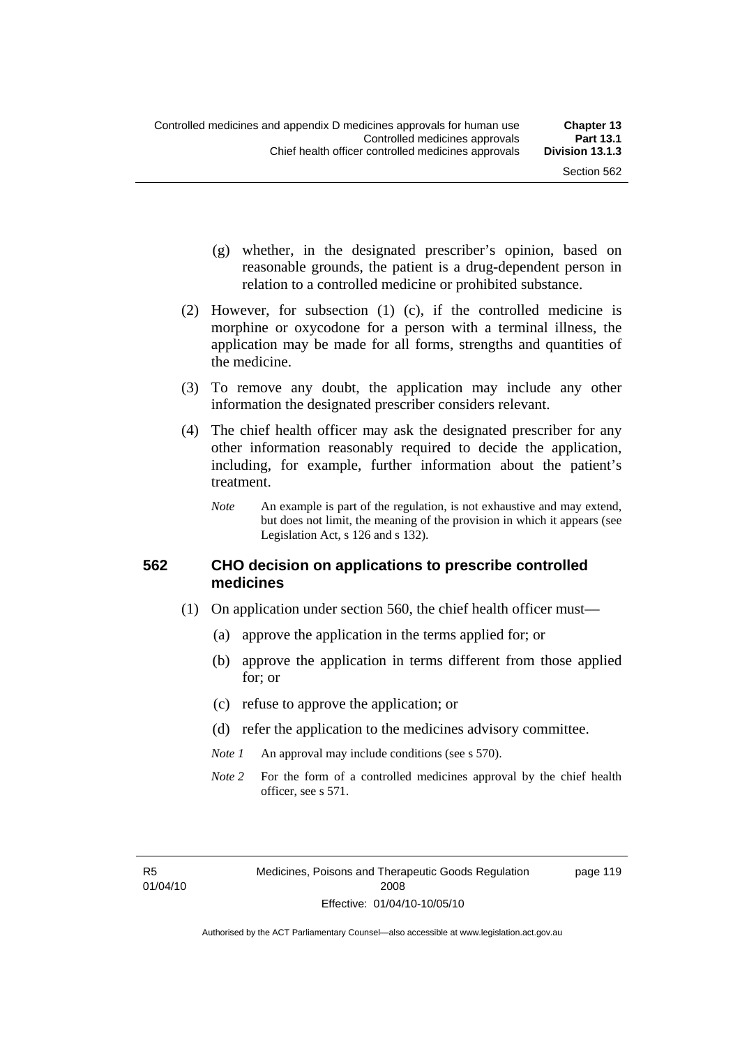(g) whether, in the designated prescriber's opinion, based on reasonable grounds, the patient is a drug-dependent person in relation to a controlled medicine or prohibited substance.

(2) However, for subsection (1) (c), if the controlled medicine is morphine or oxycodone for a person with a terminal illness, the application may be made for all forms, strengths and quantities of the medicine.

(3) To remove any doubt, the application may include any other information the designated prescriber considers relevant.

(4) The chief health officer may ask the designated prescriber for any other information reasonably required to decide the application, including, for example, further information about the patient's treatment.

*Note* An example is part of the regulation, is not exhaustive and may extend, but does not limit, the meaning of the provision in which it appears (see Legislation Act, s 126 and s 132).

## 562 CHO decision on applications to prescribe controlled medicines

(1) On application under section 560, the chief health officer must—

(a) approve the application in the terms applied for; or

(b) approve the application in terms different from those applied for; or

(c) refuse to approve the application; or

(d) refer the application to the medicines advisory committee.

*Note 1* An approval may include conditions (see s 570).

*Note 2* For the form of a controlled medicines approval by the chief health officer, see s 571.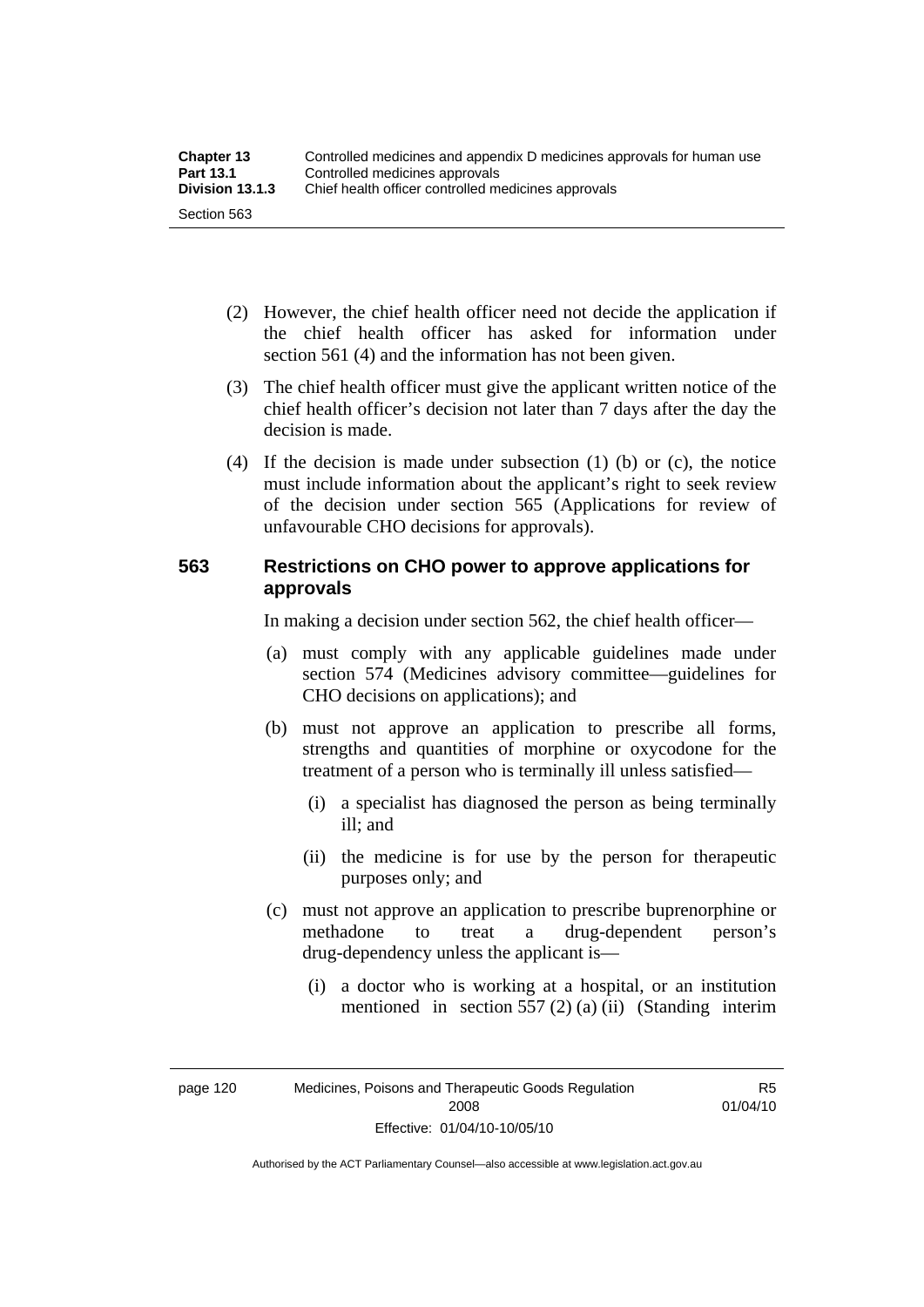(2) However, the chief health officer need not decide the application if the chief health officer has asked for information under section 561 (4) and the information has not been given.

(3) The chief health officer must give the applicant written notice of the chief health officer's decision not later than 7 days after the day the decision is made.

(4) If the decision is made under subsection (1) (b) or (c), the notice must include information about the applicant's right to seek review of the decision under section 565 (Applications for review of unfavourable CHO decisions for approvals).

## 563 Restrictions on CHO power to approve applications for approvals

In making a decision under section 562, the chief health officer—

(a) must comply with any applicable guidelines made under section 574 (Medicines advisory committee—guidelines for CHO decisions on applications); and

(b) must not approve an application to prescribe all forms, strengths and quantities of morphine or oxycodone for the treatment of a person who is terminally ill unless satisfied—

(i) a specialist has diagnosed the person as being terminally ill; and

(ii) the medicine is for use by the person for therapeutic purposes only; and

(c) must not approve an application to prescribe buprenorphine or methadone to treat a drug-dependent person's drug-dependency unless the applicant is—

(i) a doctor who is working at a hospital, or an institution mentioned in section 557 (2) (a) (ii) (Standing interim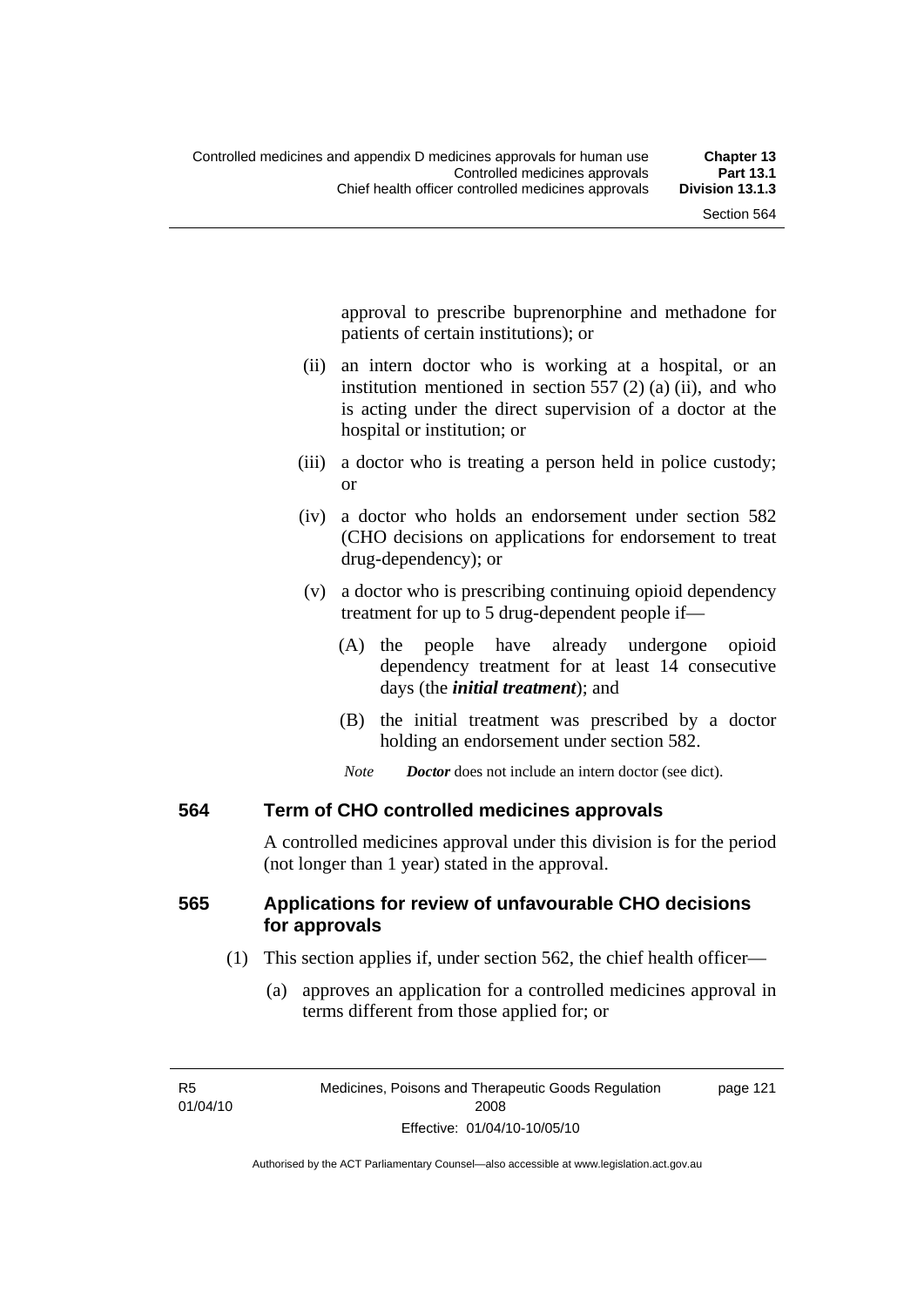approval to prescribe buprenorphine and methadone for patients of certain institutions); or

(ii) an intern doctor who is working at a hospital, or an institution mentioned in section 557 (2) (a) (ii), and who is acting under the direct supervision of a doctor at the hospital or institution; or

(iii) a doctor who is treating a person held in police custody; or

(iv) a doctor who holds an endorsement under section 582 (CHO decisions on applications for endorsement to treat drug-dependency); or

(v) a doctor who is prescribing continuing opioid dependency treatment for up to 5 drug-dependent people if—

(A) the people have already undergone opioid dependency treatment for at least 14 consecutive days (the ***initial treatment***); and

(B) the initial treatment was prescribed by a doctor holding an endorsement under section 582.

*Note* ***Doctor*** does not include an intern doctor (see dict).

### 564 Term of CHO controlled medicines approvals

A controlled medicines approval under this division is for the period (not longer than 1 year) stated in the approval.

### 565 Applications for review of unfavourable CHO decisions for approvals

(1) This section applies if, under section 562, the chief health officer—

(a) approves an application for a controlled medicines approval in terms different from those applied for; or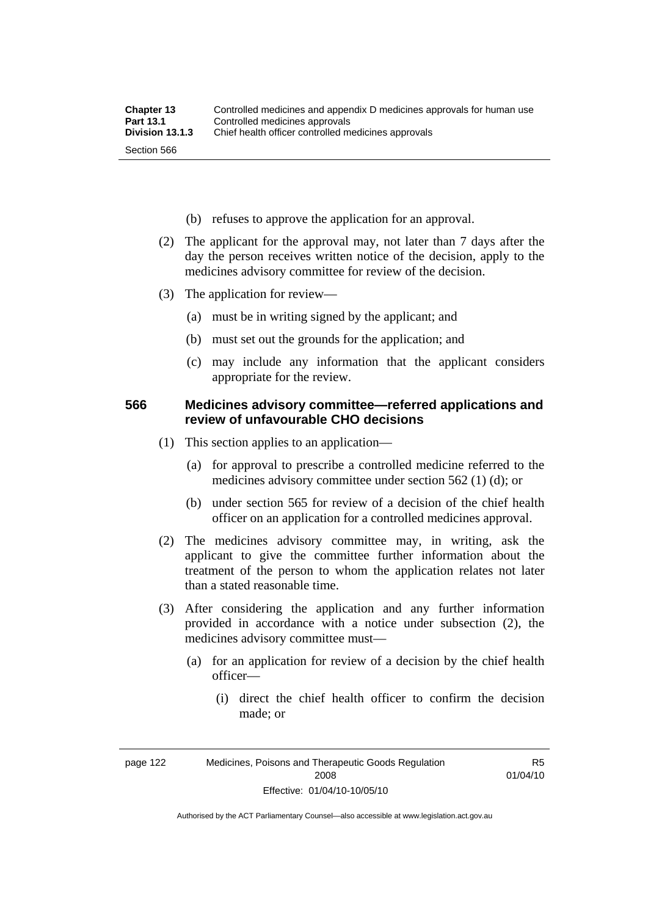(b) refuses to approve the application for an approval.

(2) The applicant for the approval may, not later than 7 days after the day the person receives written notice of the decision, apply to the medicines advisory committee for review of the decision.

(3) The application for review—

(a) must be in writing signed by the applicant; and

(b) must set out the grounds for the application; and

(c) may include any information that the applicant considers appropriate for the review.

### 566 Medicines advisory committee—referred applications and review of unfavourable CHO decisions

(1) This section applies to an application—

(a) for approval to prescribe a controlled medicine referred to the medicines advisory committee under section 562 (1) (d); or

(b) under section 565 for review of a decision of the chief health officer on an application for a controlled medicines approval.

(2) The medicines advisory committee may, in writing, ask the applicant to give the committee further information about the treatment of the person to whom the application relates not later than a stated reasonable time.

(3) After considering the application and any further information provided in accordance with a notice under subsection (2), the medicines advisory committee must—

(a) for an application for review of a decision by the chief health officer—

(i) direct the chief health officer to confirm the decision made; or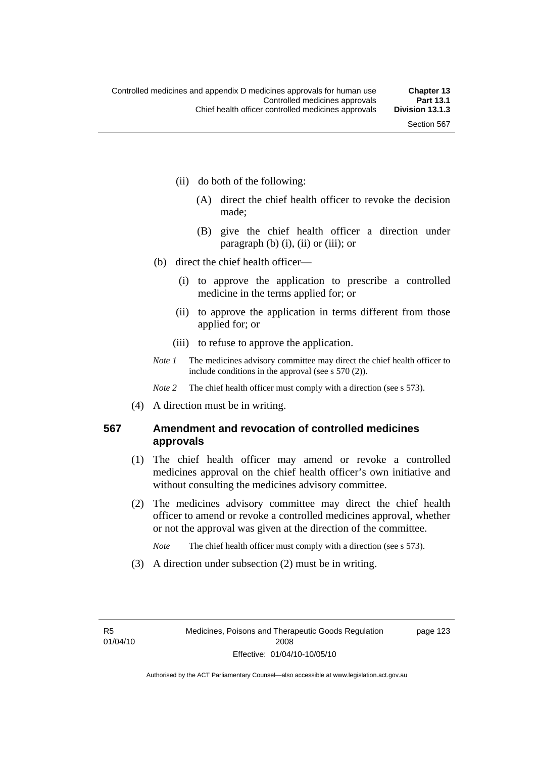(ii) do both of the following:

(A) direct the chief health officer to revoke the decision made;

(B) give the chief health officer a direction under paragraph (b) (i), (ii) or (iii); or

(b) direct the chief health officer—

(i) to approve the application to prescribe a controlled medicine in the terms applied for; or

(ii) to approve the application in terms different from those applied for; or

(iii) to refuse to approve the application.

*Note 1* The medicines advisory committee may direct the chief health officer to include conditions in the approval (see s 570 (2)).

*Note 2* The chief health officer must comply with a direction (see s 573).

(4) A direction must be in writing.

## 567 Amendment and revocation of controlled medicines approvals

(1) The chief health officer may amend or revoke a controlled medicines approval on the chief health officer's own initiative and without consulting the medicines advisory committee.

(2) The medicines advisory committee may direct the chief health officer to amend or revoke a controlled medicines approval, whether or not the approval was given at the direction of the committee.

*Note* The chief health officer must comply with a direction (see s 573).

(3) A direction under subsection (2) must be in writing.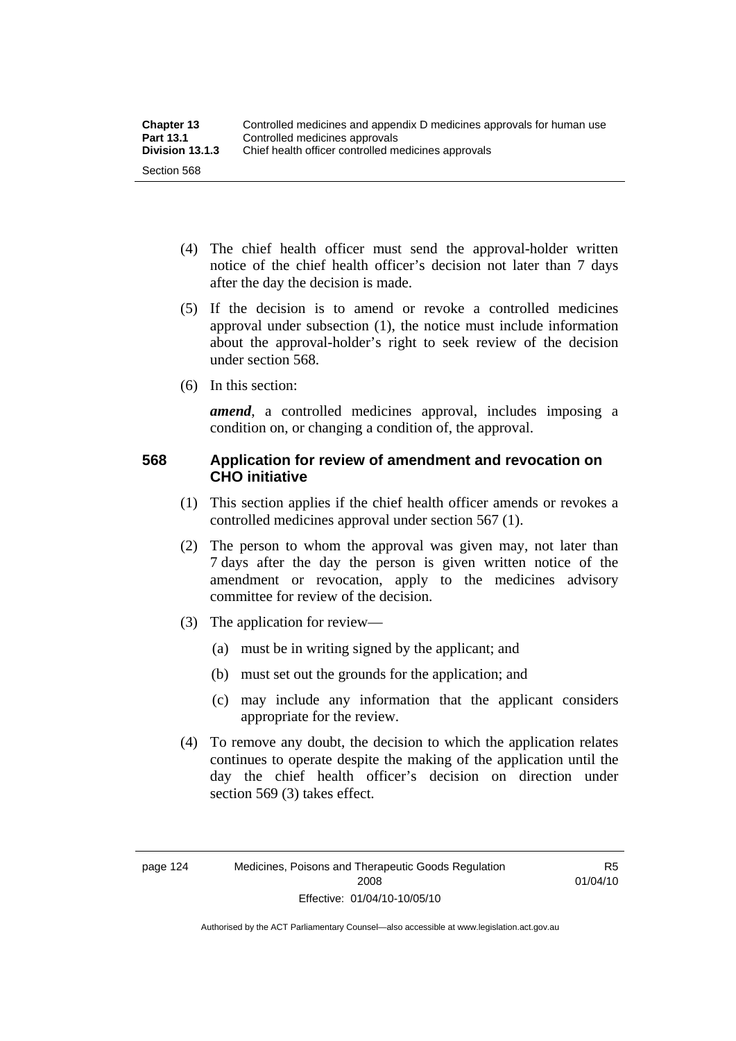(4) The chief health officer must send the approval-holder written notice of the chief health officer's decision not later than 7 days after the day the decision is made.

(5) If the decision is to amend or revoke a controlled medicines approval under subsection (1), the notice must include information about the approval-holder's right to seek review of the decision under section 568.

(6) In this section:

***amend***, a controlled medicines approval, includes imposing a condition on, or changing a condition of, the approval.

### 568 Application for review of amendment and revocation on CHO initiative

(1) This section applies if the chief health officer amends or revokes a controlled medicines approval under section 567 (1).

(2) The person to whom the approval was given may, not later than 7 days after the day the person is given written notice of the amendment or revocation, apply to the medicines advisory committee for review of the decision.

(3) The application for review—

(a) must be in writing signed by the applicant; and

(b) must set out the grounds for the application; and

(c) may include any information that the applicant considers appropriate for the review.

(4) To remove any doubt, the decision to which the application relates continues to operate despite the making of the application until the day the chief health officer's decision on direction under section 569 (3) takes effect.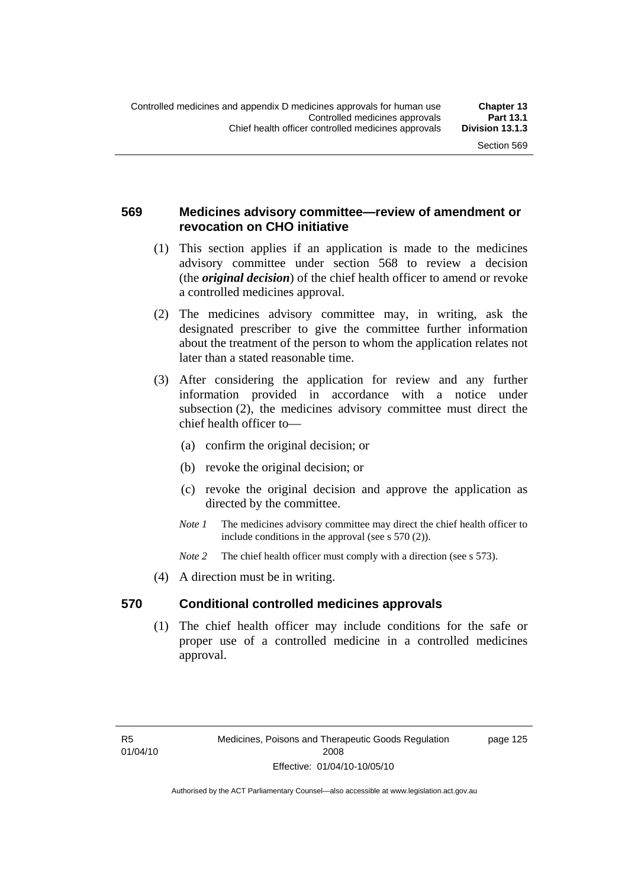## 569 Medicines advisory committee—review of amendment or revocation on CHO initiative

(1) This section applies if an application is made to the medicines advisory committee under section 568 to review a decision (the ***original decision***) of the chief health officer to amend or revoke a controlled medicines approval.

(2) The medicines advisory committee may, in writing, ask the designated prescriber to give the committee further information about the treatment of the person to whom the application relates not later than a stated reasonable time.

(3) After considering the application for review and any further information provided in accordance with a notice under subsection (2), the medicines advisory committee must direct the chief health officer to—

(a) confirm the original decision; or

(b) revoke the original decision; or

(c) revoke the original decision and approve the application as directed by the committee.

*Note 1* The medicines advisory committee may direct the chief health officer to include conditions in the approval (see s 570 (2)).

*Note 2* The chief health officer must comply with a direction (see s 573).

(4) A direction must be in writing.

## 570 Conditional controlled medicines approvals

(1) The chief health officer may include conditions for the safe or proper use of a controlled medicine in a controlled medicines approval.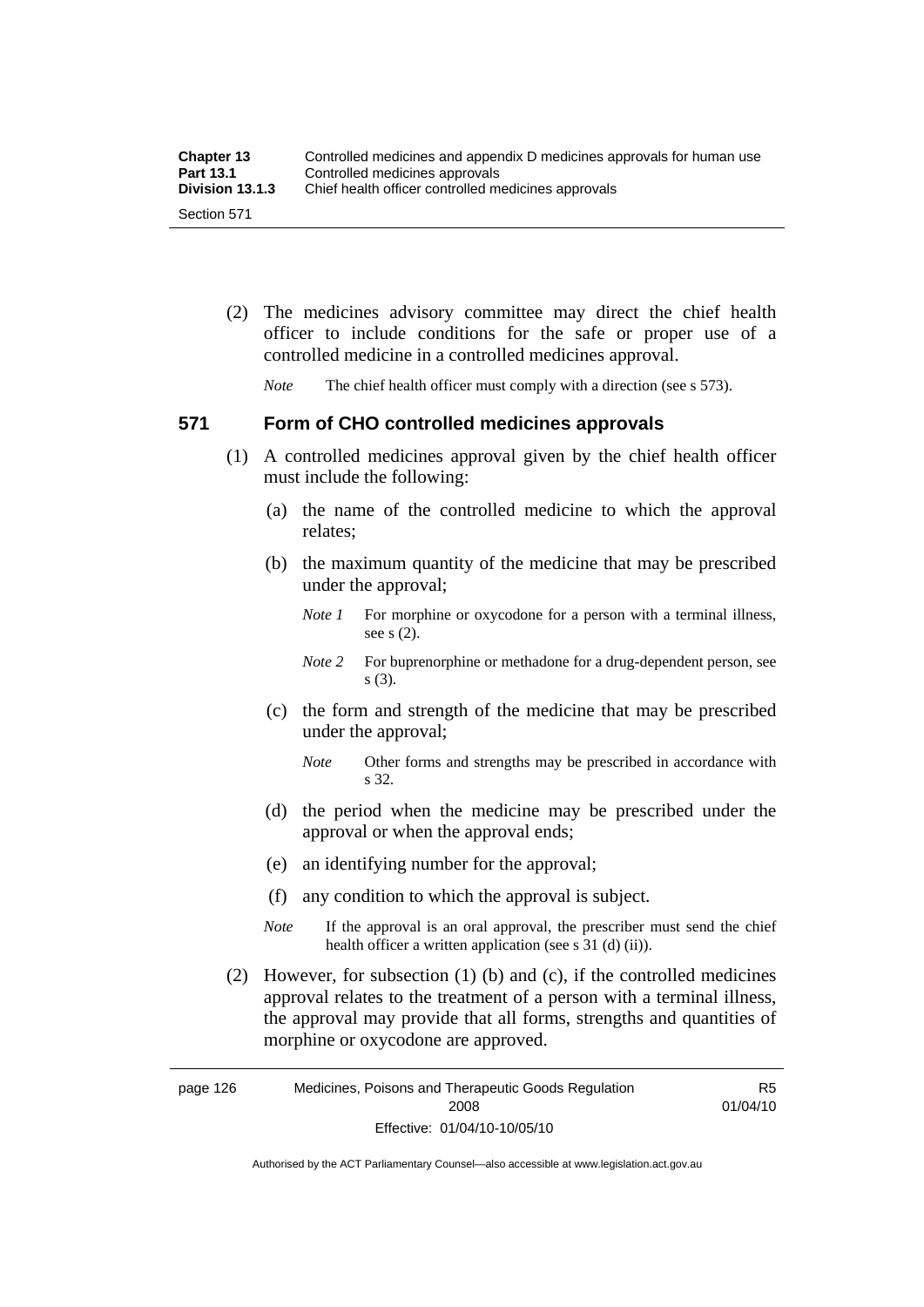(2) The medicines advisory committee may direct the chief health officer to include conditions for the safe or proper use of a controlled medicine in a controlled medicines approval.

*Note* The chief health officer must comply with a direction (see s 573).

## 571 Form of CHO controlled medicines approvals

(1) A controlled medicines approval given by the chief health officer must include the following:

(a) the name of the controlled medicine to which the approval relates;

(b) the maximum quantity of the medicine that may be prescribed under the approval;

*Note 1* For morphine or oxycodone for a person with a terminal illness, see s (2).

*Note 2* For buprenorphine or methadone for a drug-dependent person, see s (3).

(c) the form and strength of the medicine that may be prescribed under the approval;

*Note* Other forms and strengths may be prescribed in accordance with s 32.

(d) the period when the medicine may be prescribed under the approval or when the approval ends;

(e) an identifying number for the approval;

(f) any condition to which the approval is subject.

*Note* If the approval is an oral approval, the prescriber must send the chief health officer a written application (see s 31 (d) (ii)).

(2) However, for subsection (1) (b) and (c), if the controlled medicines approval relates to the treatment of a person with a terminal illness, the approval may provide that all forms, strengths and quantities of morphine or oxycodone are approved.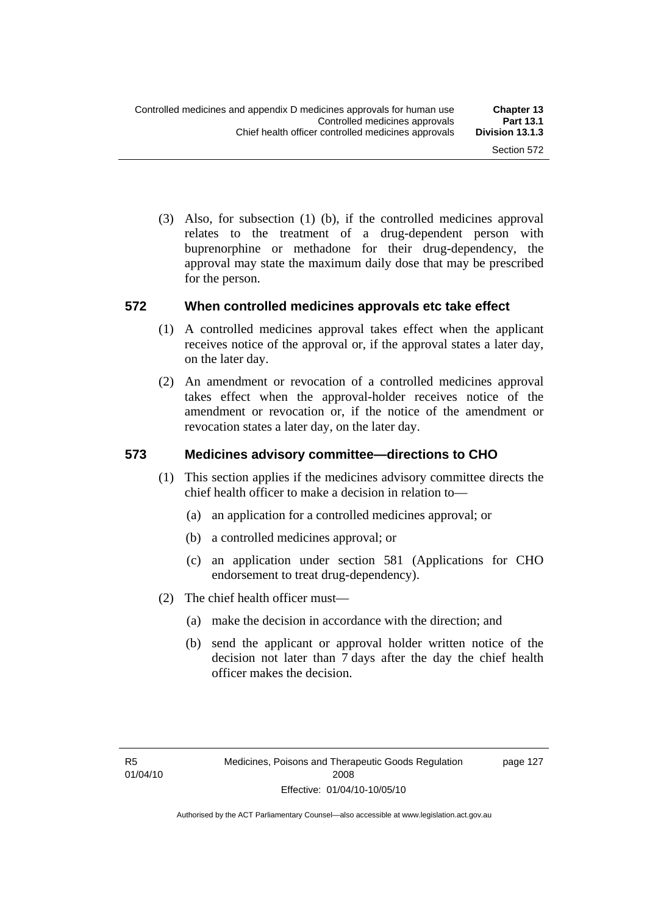(3) Also, for subsection (1) (b), if the controlled medicines approval relates to the treatment of a drug-dependent person with buprenorphine or methadone for their drug-dependency, the approval may state the maximum daily dose that may be prescribed for the person.

## 572 When controlled medicines approvals etc take effect

(1) A controlled medicines approval takes effect when the applicant receives notice of the approval or, if the approval states a later day, on the later day.

(2) An amendment or revocation of a controlled medicines approval takes effect when the approval-holder receives notice of the amendment or revocation or, if the notice of the amendment or revocation states a later day, on the later day.

## 573 Medicines advisory committee—directions to CHO

(1) This section applies if the medicines advisory committee directs the chief health officer to make a decision in relation to—

(a) an application for a controlled medicines approval; or

(b) a controlled medicines approval; or

(c) an application under section 581 (Applications for CHO endorsement to treat drug-dependency).

(2) The chief health officer must—

(a) make the decision in accordance with the direction; and

(b) send the applicant or approval holder written notice of the decision not later than 7 days after the day the chief health officer makes the decision.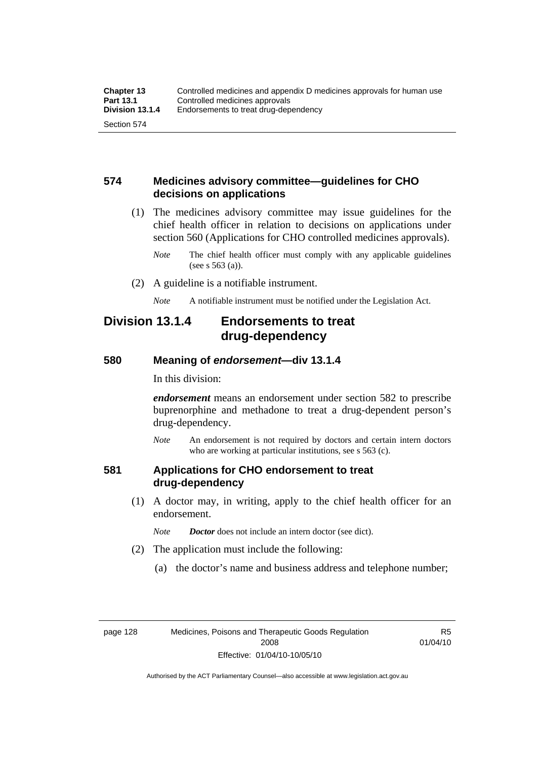## 574 Medicines advisory committee—guidelines for CHO decisions on applications

(1) The medicines advisory committee may issue guidelines for the chief health officer in relation to decisions on applications under section 560 (Applications for CHO controlled medicines approvals).

*Note* The chief health officer must comply with any applicable guidelines (see s 563 (a)).

(2) A guideline is a notifiable instrument.

*Note* A notifiable instrument must be notified under the Legislation Act.

# Division 13.1.4 Endorsements to treat drug-dependency

## 580 Meaning of *endorsement*—div 13.1.4

In this division:

***endorsement*** means an endorsement under section 582 to prescribe buprenorphine and methadone to treat a drug-dependent person's drug-dependency.

*Note* An endorsement is not required by doctors and certain intern doctors who are working at particular institutions, see s 563 (c).

## 581 Applications for CHO endorsement to treat drug-dependency

(1) A doctor may, in writing, apply to the chief health officer for an endorsement.

*Note* ***Doctor*** does not include an intern doctor (see dict).

(2) The application must include the following:

(a) the doctor's name and business address and telephone number;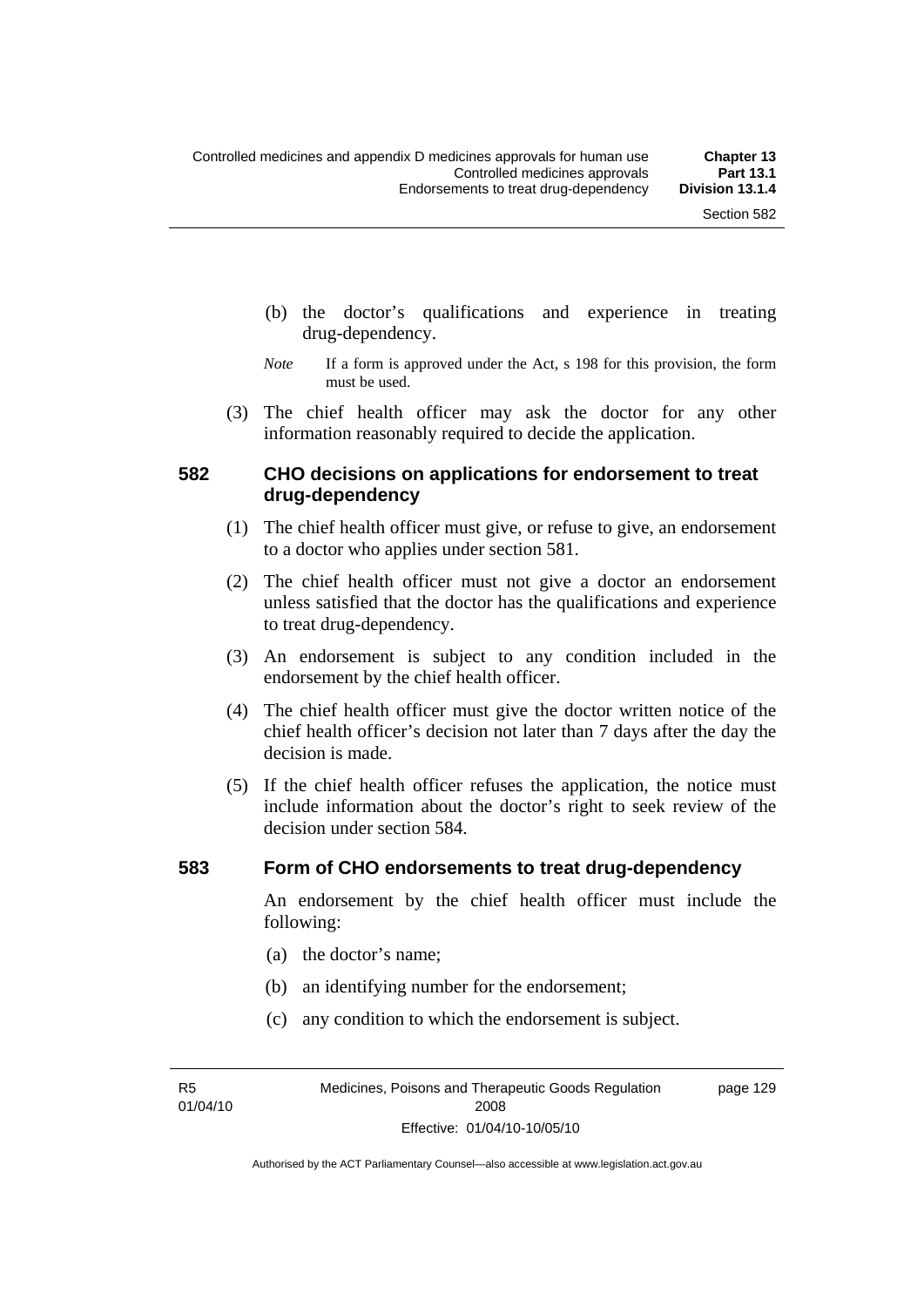(b) the doctor's qualifications and experience in treating drug-dependency.

*Note* If a form is approved under the Act, s 198 for this provision, the form must be used.

(3) The chief health officer may ask the doctor for any other information reasonably required to decide the application.

## 582 CHO decisions on applications for endorsement to treat drug-dependency

(1) The chief health officer must give, or refuse to give, an endorsement to a doctor who applies under section 581.

(2) The chief health officer must not give a doctor an endorsement unless satisfied that the doctor has the qualifications and experience to treat drug-dependency.

(3) An endorsement is subject to any condition included in the endorsement by the chief health officer.

(4) The chief health officer must give the doctor written notice of the chief health officer's decision not later than 7 days after the day the decision is made.

(5) If the chief health officer refuses the application, the notice must include information about the doctor's right to seek review of the decision under section 584.

## 583 Form of CHO endorsements to treat drug-dependency

An endorsement by the chief health officer must include the following:

(a) the doctor's name;

(b) an identifying number for the endorsement;

(c) any condition to which the endorsement is subject.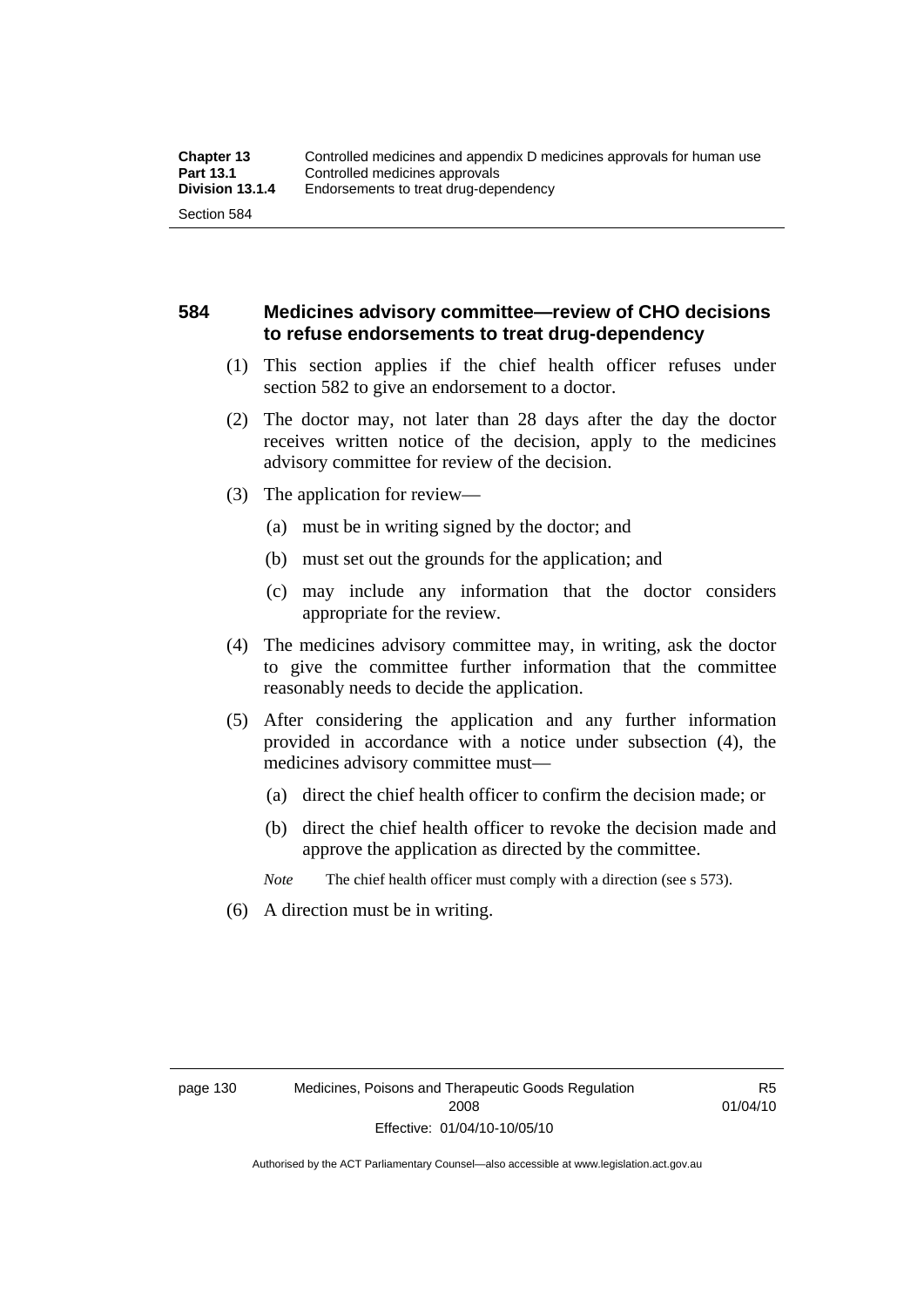### 584 Medicines advisory committee—review of CHO decisions to refuse endorsements to treat drug-dependency

(1) This section applies if the chief health officer refuses under section 582 to give an endorsement to a doctor.

(2) The doctor may, not later than 28 days after the day the doctor receives written notice of the decision, apply to the medicines advisory committee for review of the decision.

(3) The application for review—

(a) must be in writing signed by the doctor; and

(b) must set out the grounds for the application; and

(c) may include any information that the doctor considers appropriate for the review.

(4) The medicines advisory committee may, in writing, ask the doctor to give the committee further information that the committee reasonably needs to decide the application.

(5) After considering the application and any further information provided in accordance with a notice under subsection (4), the medicines advisory committee must—

(a) direct the chief health officer to confirm the decision made; or

(b) direct the chief health officer to revoke the decision made and approve the application as directed by the committee.

*Note* The chief health officer must comply with a direction (see s 573).

(6) A direction must be in writing.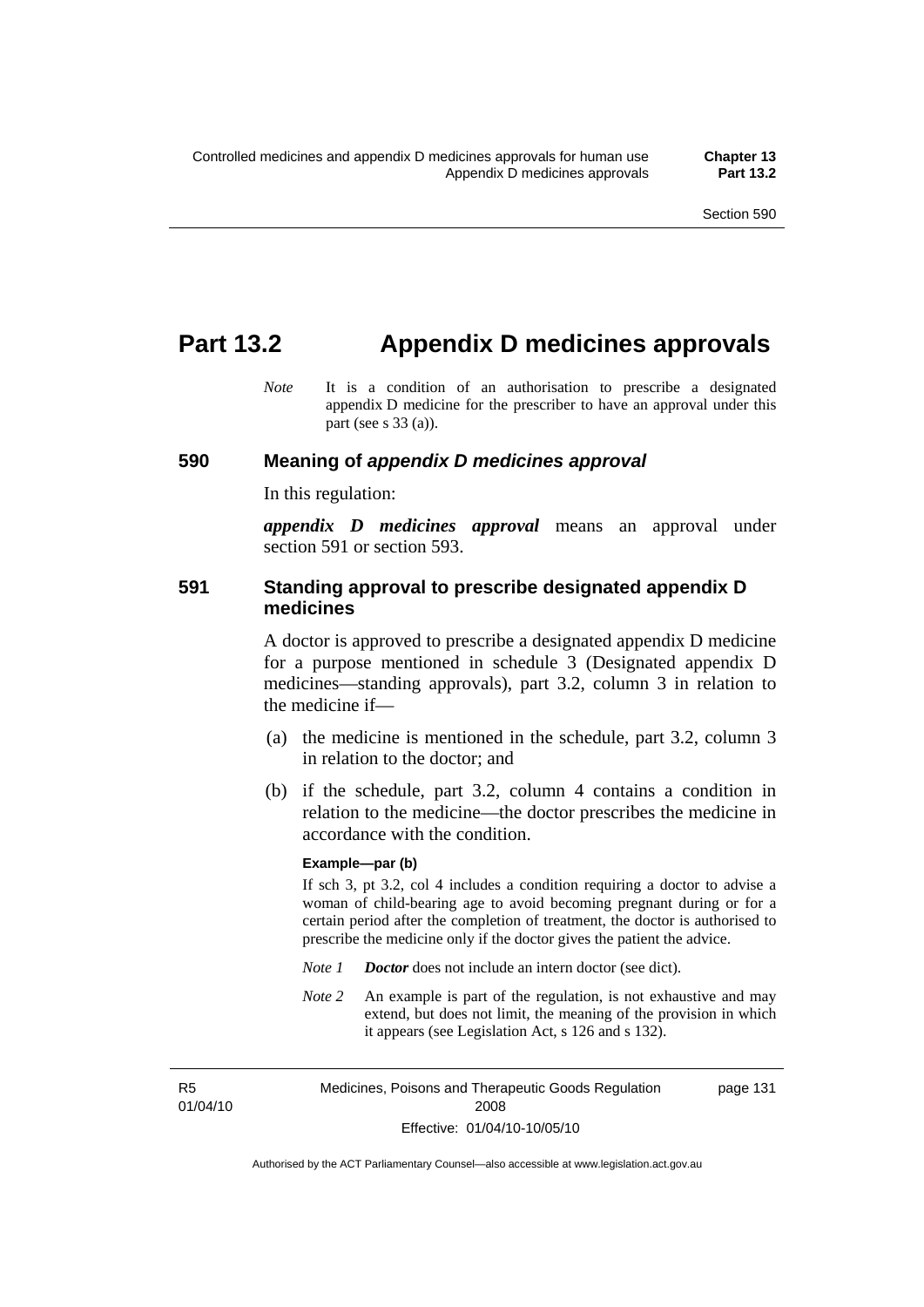# Part 13.2 Appendix D medicines approvals

*Note* It is a condition of an authorisation to prescribe a designated appendix D medicine for the prescriber to have an approval under this part (see s 33 (a)).

## 590 Meaning of *appendix D medicines approval*

In this regulation:

***appendix D medicines approval*** means an approval under section 591 or section 593.

## 591 Standing approval to prescribe designated appendix D medicines

A doctor is approved to prescribe a designated appendix D medicine for a purpose mentioned in schedule 3 (Designated appendix D medicines—standing approvals), part 3.2, column 3 in relation to the medicine if—

(a) the medicine is mentioned in the schedule, part 3.2, column 3 in relation to the doctor; and

(b) if the schedule, part 3.2, column 4 contains a condition in relation to the medicine—the doctor prescribes the medicine in accordance with the condition.

**Example—par (b)**

If sch 3, pt 3.2, col 4 includes a condition requiring a doctor to advise a woman of child-bearing age to avoid becoming pregnant during or for a certain period after the completion of treatment, the doctor is authorised to prescribe the medicine only if the doctor gives the patient the advice.

*Note 1* ***Doctor*** does not include an intern doctor (see dict).

*Note 2* An example is part of the regulation, is not exhaustive and may extend, but does not limit, the meaning of the provision in which it appears (see Legislation Act, s 126 and s 132).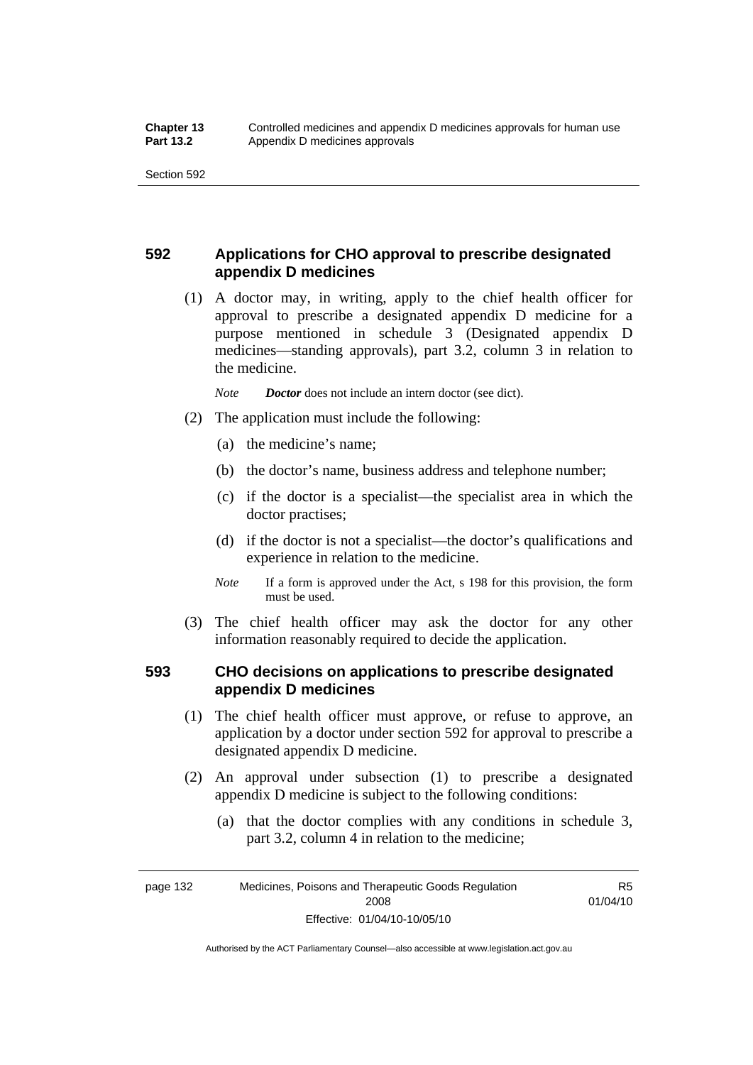## 592 Applications for CHO approval to prescribe designated appendix D medicines

(1) A doctor may, in writing, apply to the chief health officer for approval to prescribe a designated appendix D medicine for a purpose mentioned in schedule 3 (Designated appendix D medicines—standing approvals), part 3.2, column 3 in relation to the medicine.

*Note* ***Doctor*** does not include an intern doctor (see dict).

(2) The application must include the following:

(a) the medicine's name;

(b) the doctor's name, business address and telephone number;

(c) if the doctor is a specialist—the specialist area in which the doctor practises;

(d) if the doctor is not a specialist—the doctor's qualifications and experience in relation to the medicine.

*Note* If a form is approved under the Act, s 198 for this provision, the form must be used.

(3) The chief health officer may ask the doctor for any other information reasonably required to decide the application.

## 593 CHO decisions on applications to prescribe designated appendix D medicines

(1) The chief health officer must approve, or refuse to approve, an application by a doctor under section 592 for approval to prescribe a designated appendix D medicine.

(2) An approval under subsection (1) to prescribe a designated appendix D medicine is subject to the following conditions:

(a) that the doctor complies with any conditions in schedule 3, part 3.2, column 4 in relation to the medicine;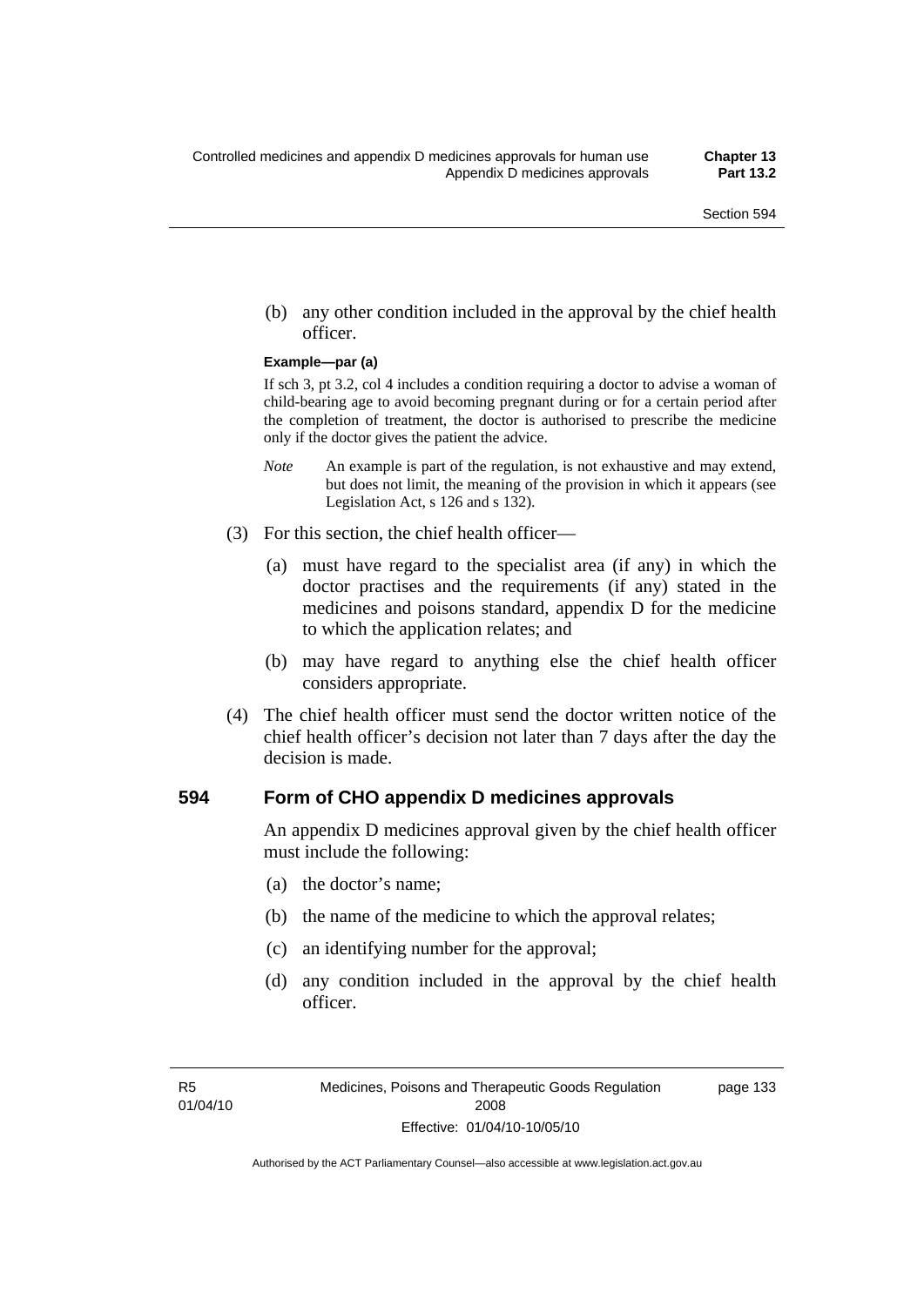(b) any other condition included in the approval by the chief health officer.

**Example—par (a)**

If sch 3, pt 3.2, col 4 includes a condition requiring a doctor to advise a woman of child-bearing age to avoid becoming pregnant during or for a certain period after the completion of treatment, the doctor is authorised to prescribe the medicine only if the doctor gives the patient the advice.

*Note* An example is part of the regulation, is not exhaustive and may extend, but does not limit, the meaning of the provision in which it appears (see Legislation Act, s 126 and s 132).

(3) For this section, the chief health officer—

(a) must have regard to the specialist area (if any) in which the doctor practises and the requirements (if any) stated in the medicines and poisons standard, appendix D for the medicine to which the application relates; and

(b) may have regard to anything else the chief health officer considers appropriate.

(4) The chief health officer must send the doctor written notice of the chief health officer's decision not later than 7 days after the day the decision is made.

## 594 Form of CHO appendix D medicines approvals

An appendix D medicines approval given by the chief health officer must include the following:

(a) the doctor's name;

(b) the name of the medicine to which the approval relates;

(c) an identifying number for the approval;

(d) any condition included in the approval by the chief health officer.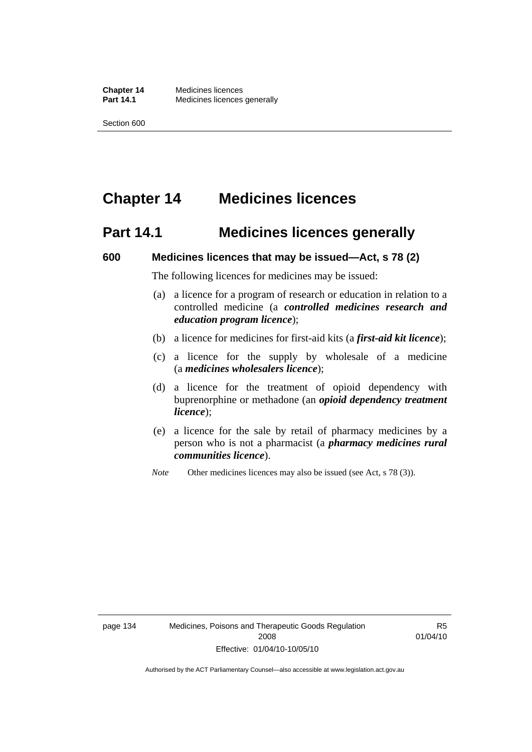# Chapter 14 Medicines licences

## Part 14.1 Medicines licences generally

### 600 Medicines licences that may be issued—Act, s 78 (2)

The following licences for medicines may be issued:

(a) a licence for a program of research or education in relation to a controlled medicine (a ***controlled medicines research and education program licence***);

(b) a licence for medicines for first-aid kits (a ***first-aid kit licence***);

(c) a licence for the supply by wholesale of a medicine (a ***medicines wholesalers licence***);

(d) a licence for the treatment of opioid dependency with buprenorphine or methadone (an ***opioid dependency treatment licence***);

(e) a licence for the sale by retail of pharmacy medicines by a person who is not a pharmacist (a ***pharmacy medicines rural communities licence***).

*Note* Other medicines licences may also be issued (see Act, s 78 (3)).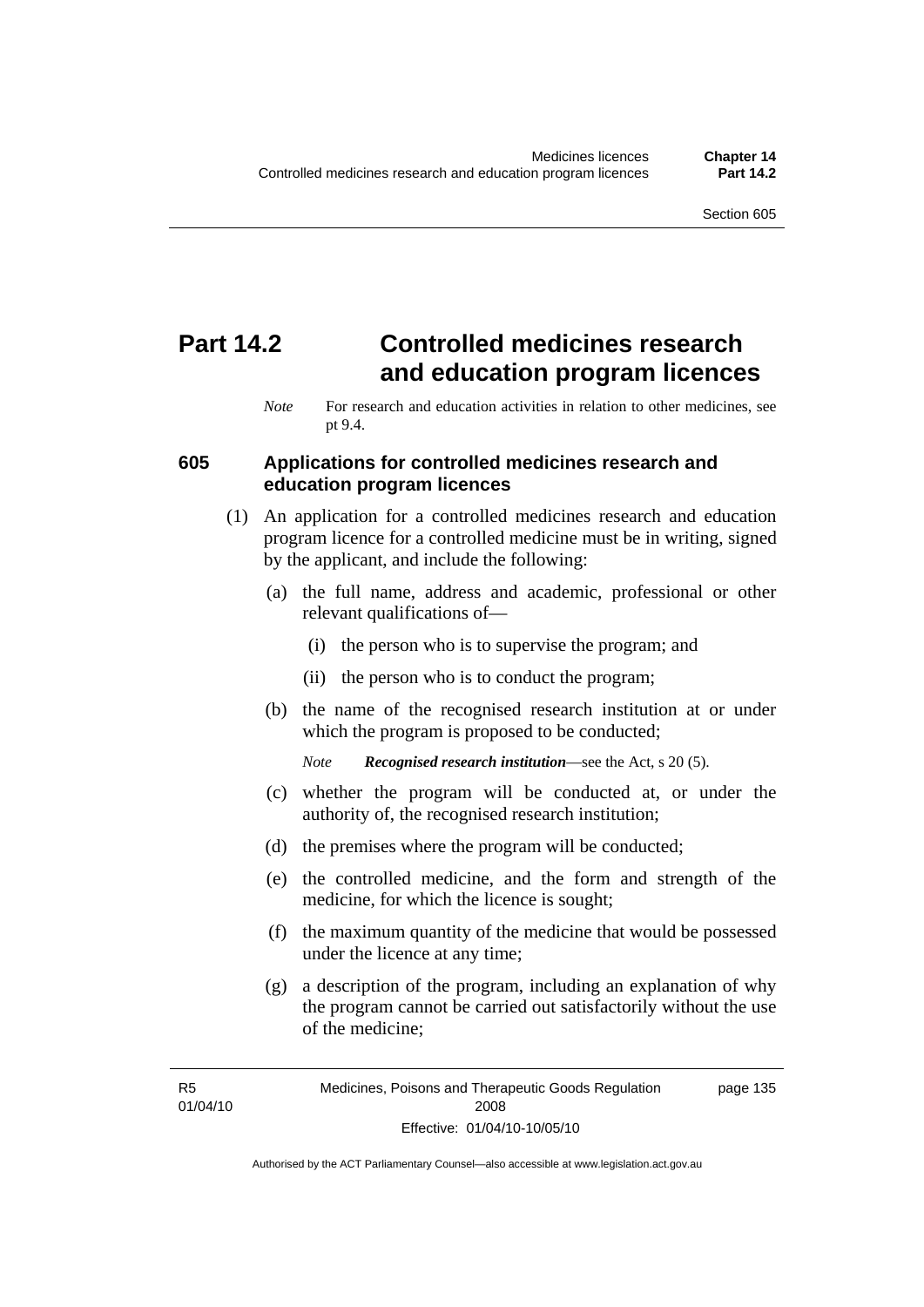# Part 14.2 Controlled medicines research and education program licences

*Note* For research and education activities in relation to other medicines, see pt 9.4.

## 605 Applications for controlled medicines research and education program licences

(1) An application for a controlled medicines research and education program licence for a controlled medicine must be in writing, signed by the applicant, and include the following:

(a) the full name, address and academic, professional or other relevant qualifications of—

(i) the person who is to supervise the program; and

(ii) the person who is to conduct the program;

(b) the name of the recognised research institution at or under which the program is proposed to be conducted;

*Note* ***Recognised research institution***—see the Act, s 20 (5).

(c) whether the program will be conducted at, or under the authority of, the recognised research institution;

(d) the premises where the program will be conducted;

(e) the controlled medicine, and the form and strength of the medicine, for which the licence is sought;

(f) the maximum quantity of the medicine that would be possessed under the licence at any time;

(g) a description of the program, including an explanation of why the program cannot be carried out satisfactorily without the use of the medicine;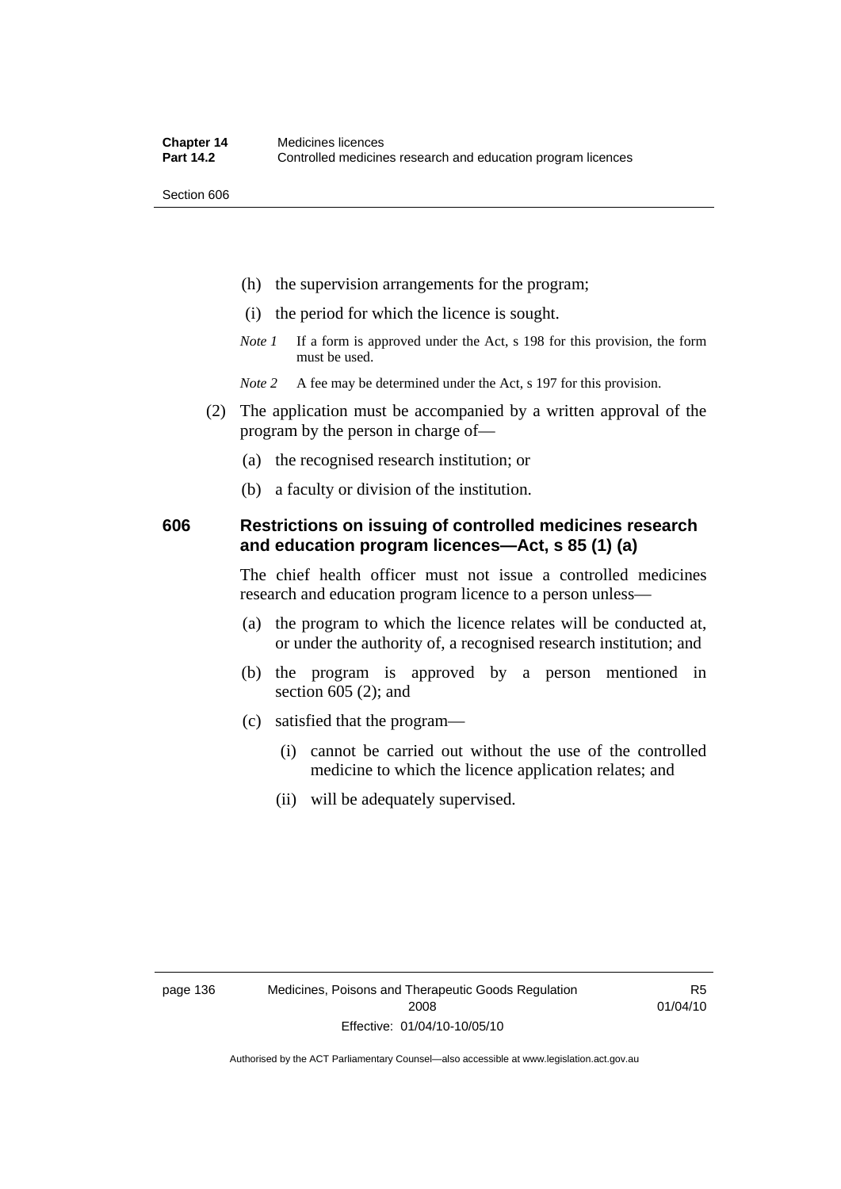(h) the supervision arrangements for the program;

(i) the period for which the licence is sought.

*Note 1* If a form is approved under the Act, s 198 for this provision, the form must be used.

*Note 2* A fee may be determined under the Act, s 197 for this provision.

(2) The application must be accompanied by a written approval of the program by the person in charge of—

(a) the recognised research institution; or

(b) a faculty or division of the institution.

### 606 Restrictions on issuing of controlled medicines research and education program licences—Act, s 85 (1) (a)

The chief health officer must not issue a controlled medicines research and education program licence to a person unless—

(a) the program to which the licence relates will be conducted at, or under the authority of, a recognised research institution; and

(b) the program is approved by a person mentioned in section 605 (2); and

(c) satisfied that the program—

(i) cannot be carried out without the use of the controlled medicine to which the licence application relates; and

(ii) will be adequately supervised.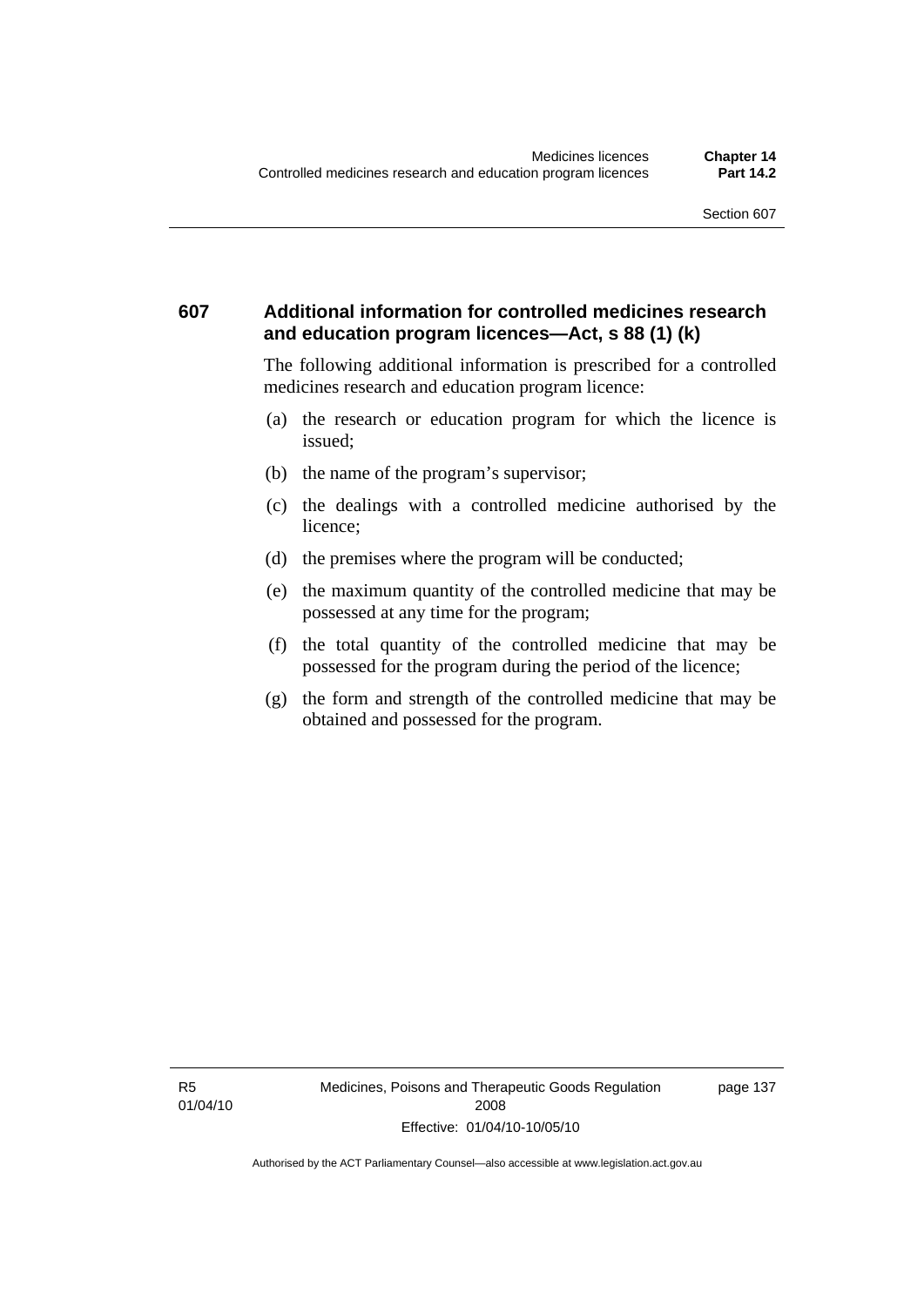### 607 Additional information for controlled medicines research and education program licences—Act, s 88 (1) (k)

The following additional information is prescribed for a controlled medicines research and education program licence:

(a) the research or education program for which the licence is issued;

(b) the name of the program's supervisor;

(c) the dealings with a controlled medicine authorised by the licence;

(d) the premises where the program will be conducted;

(e) the maximum quantity of the controlled medicine that may be possessed at any time for the program;

(f) the total quantity of the controlled medicine that may be possessed for the program during the period of the licence;

(g) the form and strength of the controlled medicine that may be obtained and possessed for the program.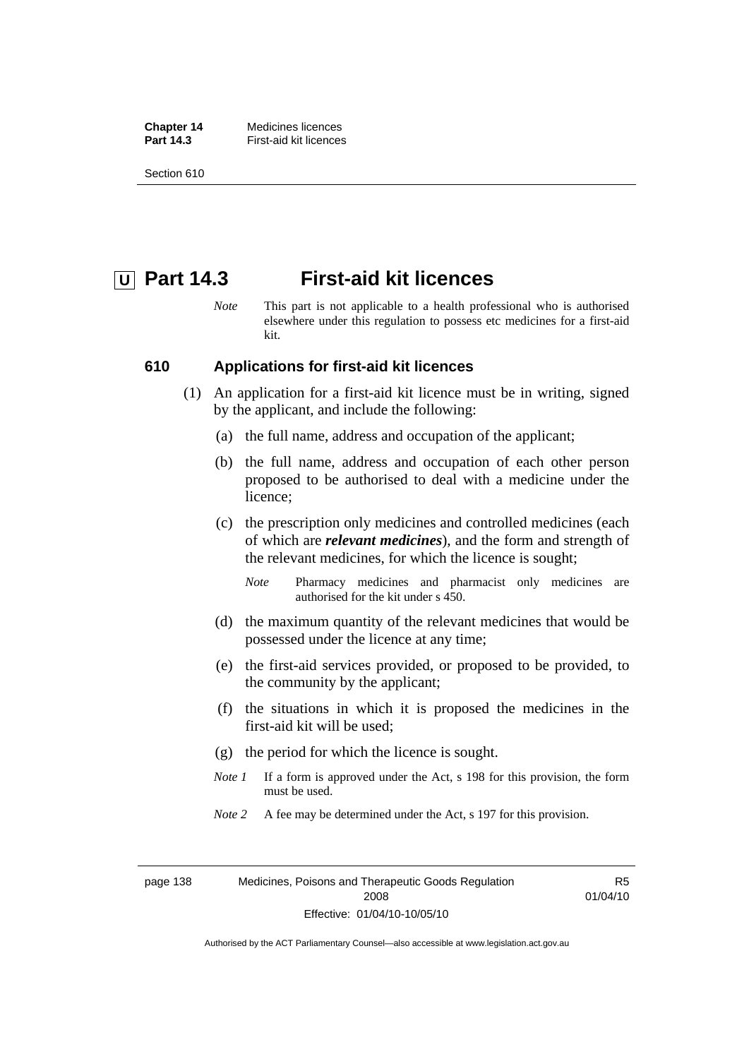# U Part 14.3 First-aid kit licences

*Note* This part is not applicable to a health professional who is authorised elsewhere under this regulation to possess etc medicines for a first-aid kit.

## 610 Applications for first-aid kit licences

(1) An application for a first-aid kit licence must be in writing, signed by the applicant, and include the following:

(a) the full name, address and occupation of the applicant;

(b) the full name, address and occupation of each other person proposed to be authorised to deal with a medicine under the licence;

(c) the prescription only medicines and controlled medicines (each of which are ***relevant medicines***), and the form and strength of the relevant medicines, for which the licence is sought;

*Note* Pharmacy medicines and pharmacist only medicines are authorised for the kit under s 450.

(d) the maximum quantity of the relevant medicines that would be possessed under the licence at any time;

(e) the first-aid services provided, or proposed to be provided, to the community by the applicant;

(f) the situations in which it is proposed the medicines in the first-aid kit will be used;

(g) the period for which the licence is sought.

*Note 1* If a form is approved under the Act, s 198 for this provision, the form must be used.

*Note 2* A fee may be determined under the Act, s 197 for this provision.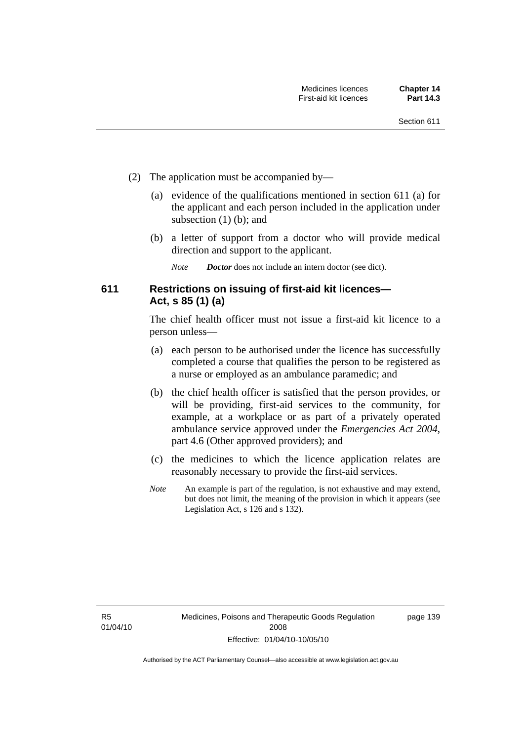(2) The application must be accompanied by—

(a) evidence of the qualifications mentioned in section 611 (a) for the applicant and each person included in the application under subsection (1) (b); and

(b) a letter of support from a doctor who will provide medical direction and support to the applicant.

*Note* ***Doctor*** does not include an intern doctor (see dict).

### 611 Restrictions on issuing of first-aid kit licences—Act, s 85 (1) (a)

The chief health officer must not issue a first-aid kit licence to a person unless—

(a) each person to be authorised under the licence has successfully completed a course that qualifies the person to be registered as a nurse or employed as an ambulance paramedic; and

(b) the chief health officer is satisfied that the person provides, or will be providing, first-aid services to the community, for example, at a workplace or as part of a privately operated ambulance service approved under the *Emergencies Act 2004*, part 4.6 (Other approved providers); and

(c) the medicines to which the licence application relates are reasonably necessary to provide the first-aid services.

*Note* An example is part of the regulation, is not exhaustive and may extend, but does not limit, the meaning of the provision in which it appears (see Legislation Act, s 126 and s 132).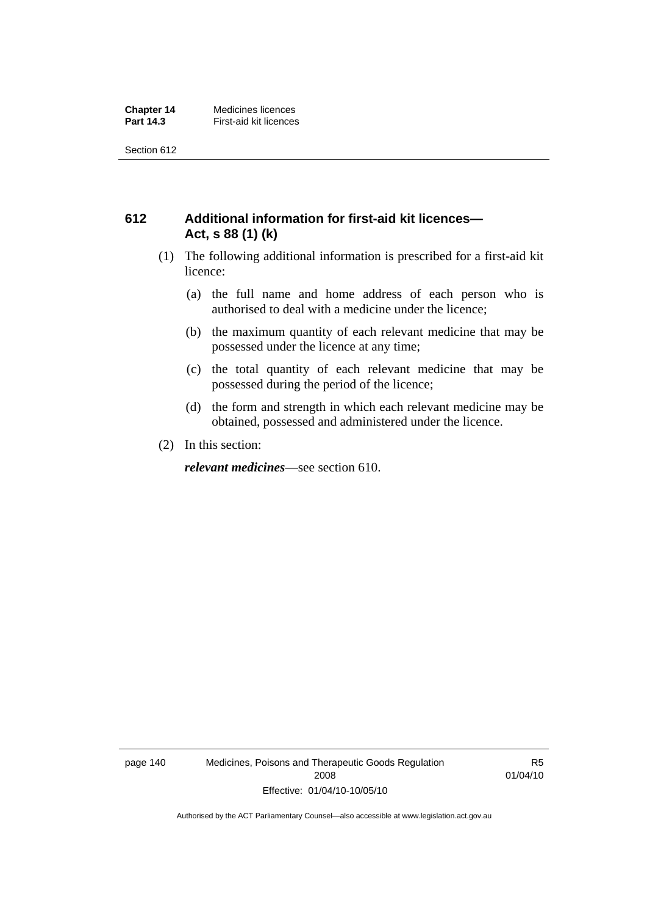## 612 Additional information for first-aid kit licences—Act, s 88 (1) (k)

(1) The following additional information is prescribed for a first-aid kit licence:

(a) the full name and home address of each person who is authorised to deal with a medicine under the licence;

(b) the maximum quantity of each relevant medicine that may be possessed under the licence at any time;

(c) the total quantity of each relevant medicine that may be possessed during the period of the licence;

(d) the form and strength in which each relevant medicine may be obtained, possessed and administered under the licence.

(2) In this section:

***relevant medicines***—see section 610.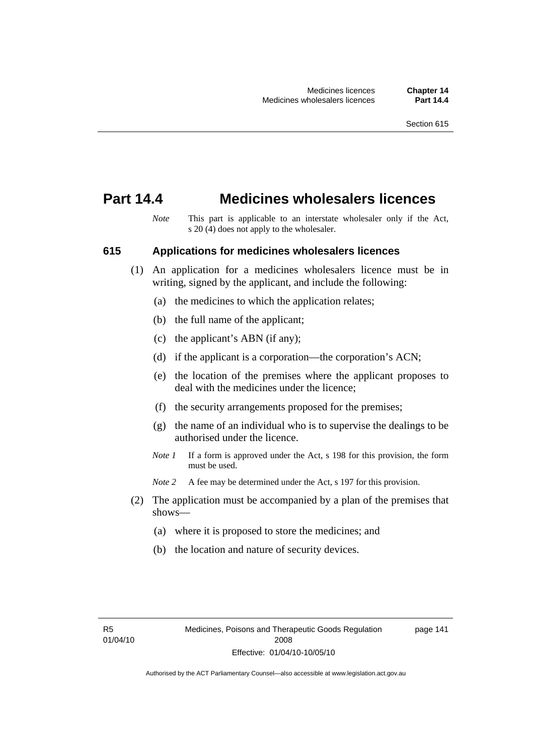# Part 14.4 Medicines wholesalers licences

*Note* This part is applicable to an interstate wholesaler only if the Act, s 20 (4) does not apply to the wholesaler.

## 615 Applications for medicines wholesalers licences

(1) An application for a medicines wholesalers licence must be in writing, signed by the applicant, and include the following:

(a) the medicines to which the application relates;

(b) the full name of the applicant;

(c) the applicant's ABN (if any);

(d) if the applicant is a corporation—the corporation's ACN;

(e) the location of the premises where the applicant proposes to deal with the medicines under the licence;

(f) the security arrangements proposed for the premises;

(g) the name of an individual who is to supervise the dealings to be authorised under the licence.

*Note 1* If a form is approved under the Act, s 198 for this provision, the form must be used.

*Note 2* A fee may be determined under the Act, s 197 for this provision.

(2) The application must be accompanied by a plan of the premises that shows—

(a) where it is proposed to store the medicines; and

(b) the location and nature of security devices.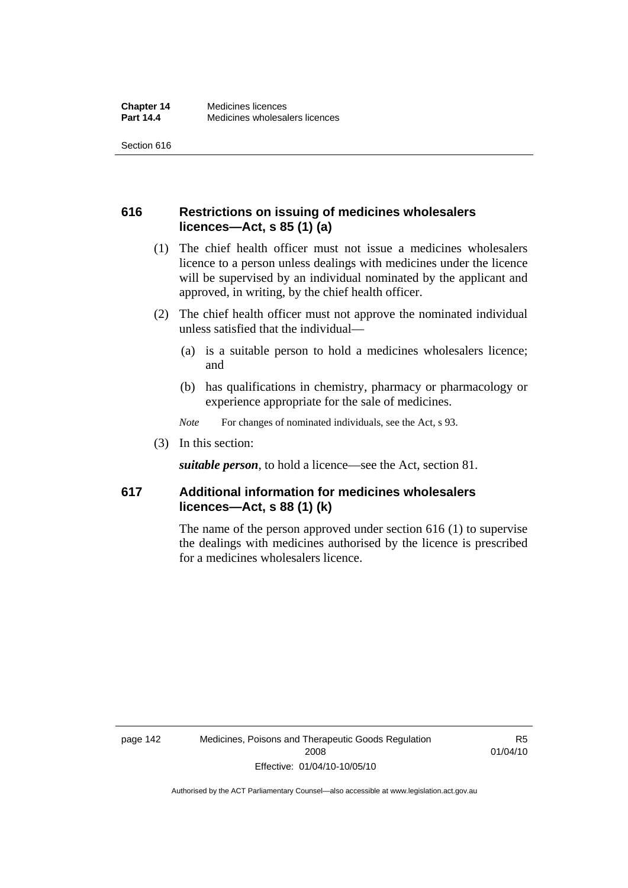## 616 Restrictions on issuing of medicines wholesalers licences—Act, s 85 (1) (a)

(1) The chief health officer must not issue a medicines wholesalers licence to a person unless dealings with medicines under the licence will be supervised by an individual nominated by the applicant and approved, in writing, by the chief health officer.

(2) The chief health officer must not approve the nominated individual unless satisfied that the individual—

(a) is a suitable person to hold a medicines wholesalers licence; and

(b) has qualifications in chemistry, pharmacy or pharmacology or experience appropriate for the sale of medicines.

*Note* For changes of nominated individuals, see the Act, s 93.

(3) In this section:

***suitable person***, to hold a licence—see the Act, section 81.

## 617 Additional information for medicines wholesalers licences—Act, s 88 (1) (k)

The name of the person approved under section 616 (1) to supervise the dealings with medicines authorised by the licence is prescribed for a medicines wholesalers licence.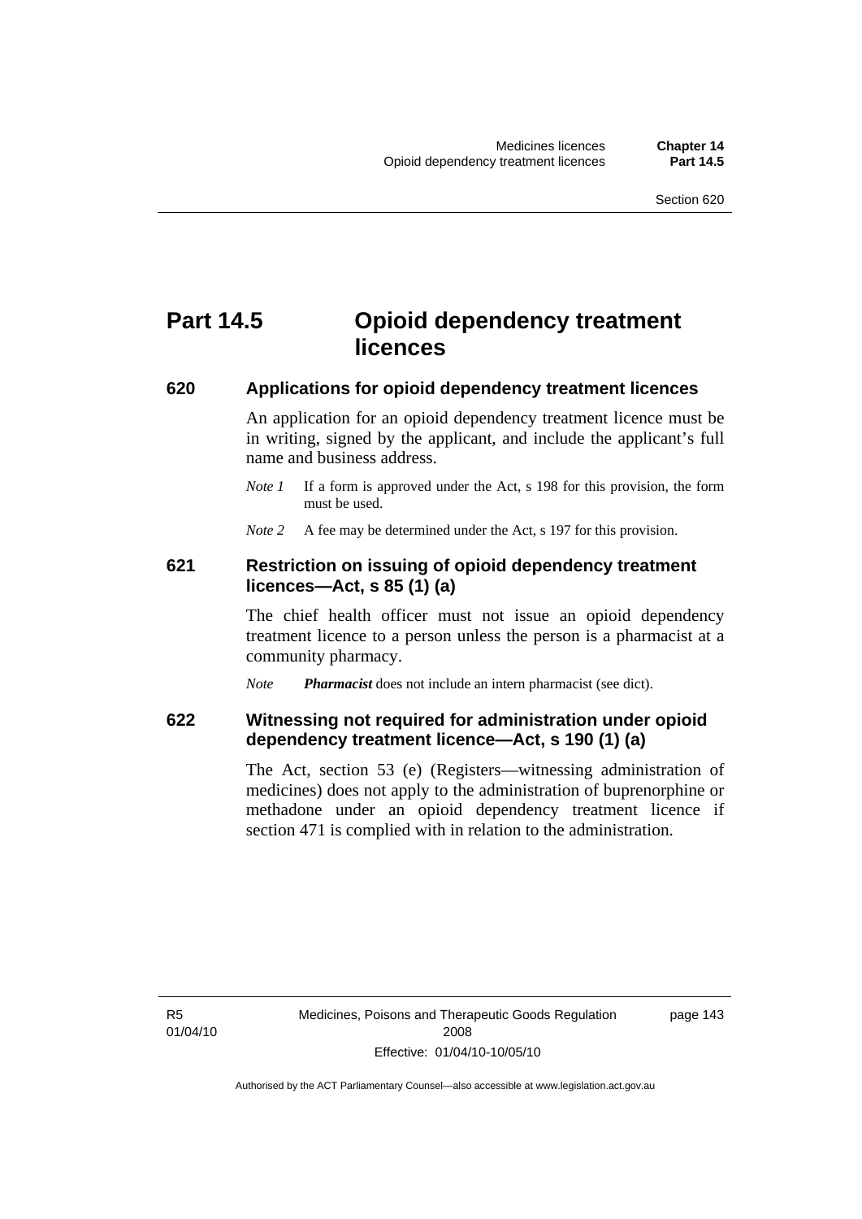# Part 14.5 Opioid dependency treatment licences

## 620 Applications for opioid dependency treatment licences

An application for an opioid dependency treatment licence must be in writing, signed by the applicant, and include the applicant's full name and business address.

*Note 1* If a form is approved under the Act, s 198 for this provision, the form must be used.

*Note 2* A fee may be determined under the Act, s 197 for this provision.

## 621 Restriction on issuing of opioid dependency treatment licences—Act, s 85 (1) (a)

The chief health officer must not issue an opioid dependency treatment licence to a person unless the person is a pharmacist at a community pharmacy.

*Note* ***Pharmacist*** does not include an intern pharmacist (see dict).

## 622 Witnessing not required for administration under opioid dependency treatment licence—Act, s 190 (1) (a)

The Act, section 53 (e) (Registers—witnessing administration of medicines) does not apply to the administration of buprenorphine or methadone under an opioid dependency treatment licence if section 471 is complied with in relation to the administration.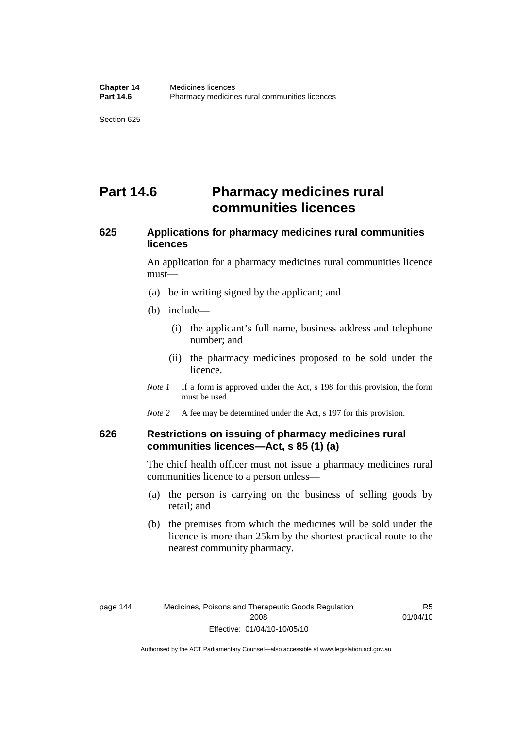# Part 14.6 Pharmacy medicines rural communities licences

## 625 Applications for pharmacy medicines rural communities licences

An application for a pharmacy medicines rural communities licence must—

(a) be in writing signed by the applicant; and

(b) include—

 (i) the applicant's full name, business address and telephone number; and

 (ii) the pharmacy medicines proposed to be sold under the licence.

*Note 1* If a form is approved under the Act, s 198 for this provision, the form must be used.

*Note 2* A fee may be determined under the Act, s 197 for this provision.

## 626 Restrictions on issuing of pharmacy medicines rural communities licences—Act, s 85 (1) (a)

The chief health officer must not issue a pharmacy medicines rural communities licence to a person unless—

(a) the person is carrying on the business of selling goods by retail; and

(b) the premises from which the medicines will be sold under the licence is more than 25km by the shortest practical route to the nearest community pharmacy.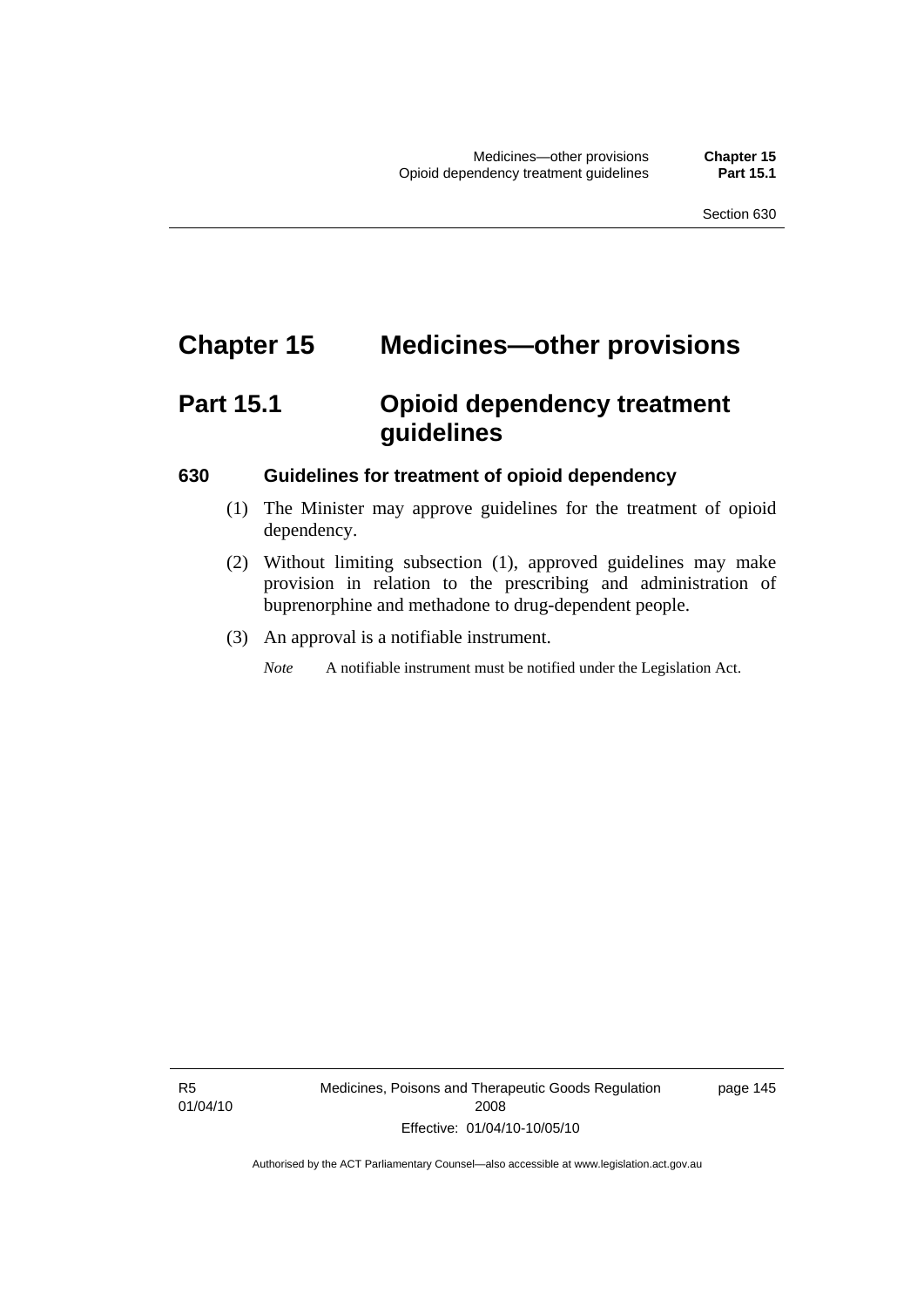# Chapter 15 Medicines—other provisions

## Part 15.1 Opioid dependency treatment guidelines

### 630 Guidelines for treatment of opioid dependency

(1) The Minister may approve guidelines for the treatment of opioid dependency.

(2) Without limiting subsection (1), approved guidelines may make provision in relation to the prescribing and administration of buprenorphine and methadone to drug-dependent people.

(3) An approval is a notifiable instrument.

*Note* A notifiable instrument must be notified under the Legislation Act.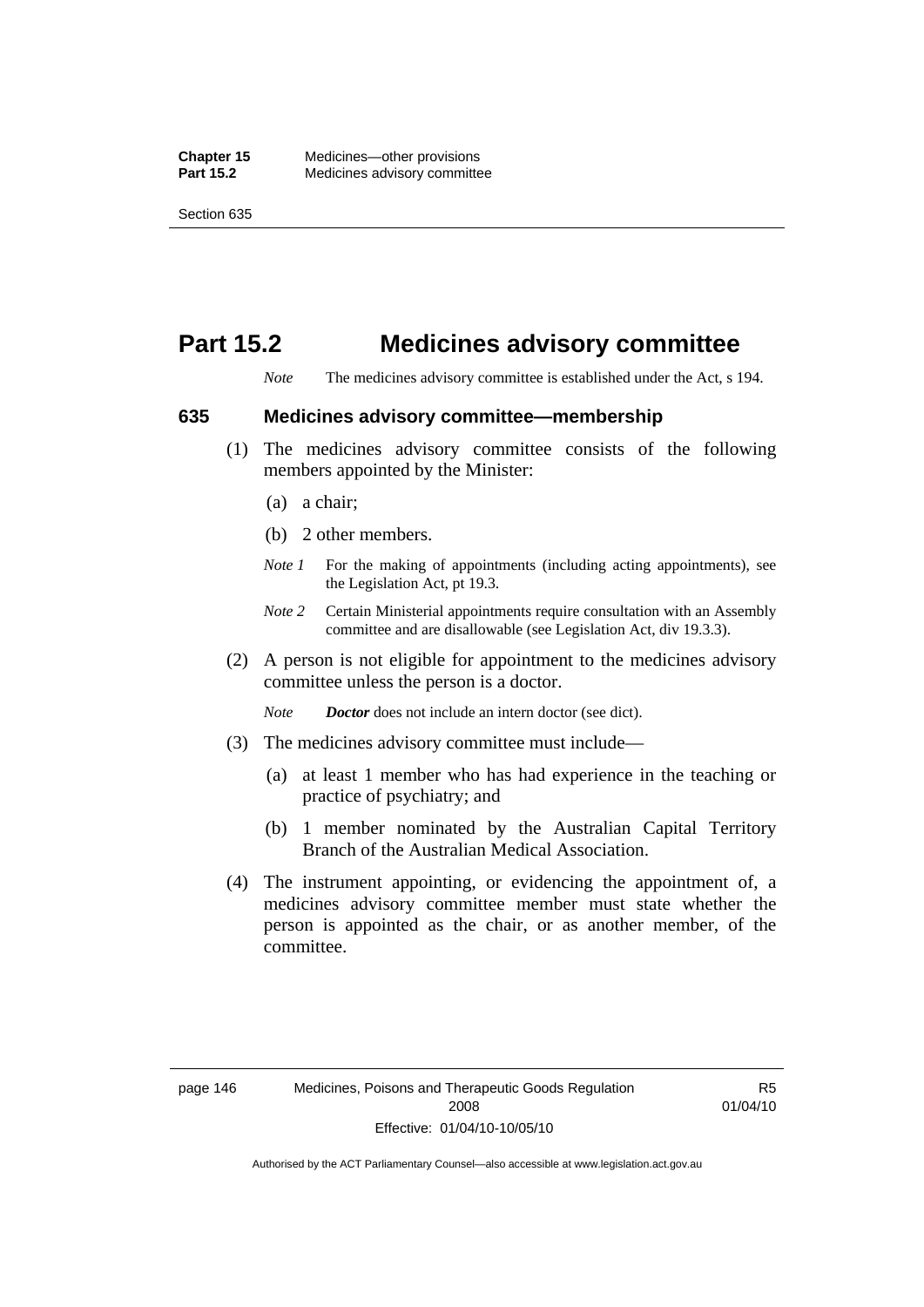# Part 15.2 Medicines advisory committee

*Note* The medicines advisory committee is established under the Act, s 194.

## 635 Medicines advisory committee—membership

(1) The medicines advisory committee consists of the following members appointed by the Minister:

(a) a chair;

(b) 2 other members.

*Note 1* For the making of appointments (including acting appointments), see the Legislation Act, pt 19.3.

*Note 2* Certain Ministerial appointments require consultation with an Assembly committee and are disallowable (see Legislation Act, div 19.3.3).

(2) A person is not eligible for appointment to the medicines advisory committee unless the person is a doctor.

*Note* ***Doctor*** does not include an intern doctor (see dict).

(3) The medicines advisory committee must include—

(a) at least 1 member who has had experience in the teaching or practice of psychiatry; and

(b) 1 member nominated by the Australian Capital Territory Branch of the Australian Medical Association.

(4) The instrument appointing, or evidencing the appointment of, a medicines advisory committee member must state whether the person is appointed as the chair, or as another member, of the committee.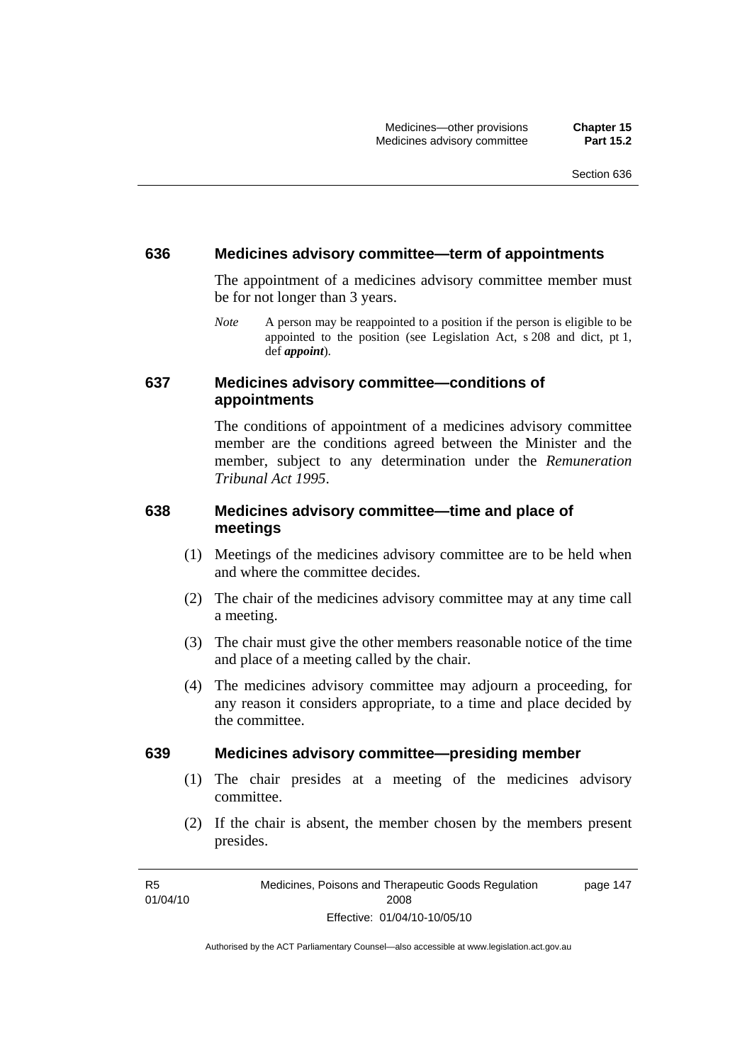### 636 Medicines advisory committee—term of appointments

The appointment of a medicines advisory committee member must be for not longer than 3 years.

*Note* A person may be reappointed to a position if the person is eligible to be appointed to the position (see Legislation Act, s 208 and dict, pt 1, def ***appoint***).

### 637 Medicines advisory committee—conditions of appointments

The conditions of appointment of a medicines advisory committee member are the conditions agreed between the Minister and the member, subject to any determination under the *Remuneration Tribunal Act 1995*.

### 638 Medicines advisory committee—time and place of meetings

(1) Meetings of the medicines advisory committee are to be held when and where the committee decides.

(2) The chair of the medicines advisory committee may at any time call a meeting.

(3) The chair must give the other members reasonable notice of the time and place of a meeting called by the chair.

(4) The medicines advisory committee may adjourn a proceeding, for any reason it considers appropriate, to a time and place decided by the committee.

### 639 Medicines advisory committee—presiding member

(1) The chair presides at a meeting of the medicines advisory committee.

(2) If the chair is absent, the member chosen by the members present presides.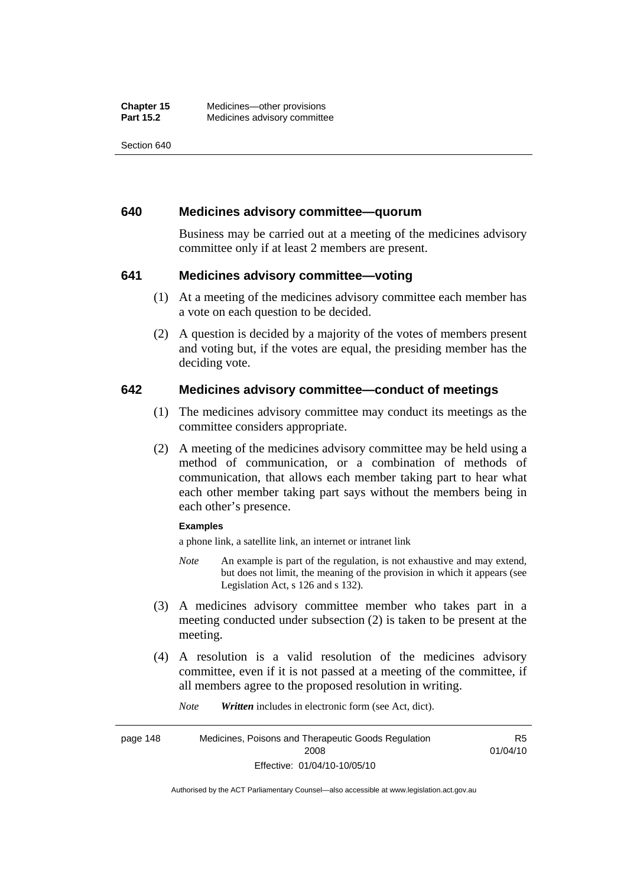## 640 Medicines advisory committee—quorum

Business may be carried out at a meeting of the medicines advisory committee only if at least 2 members are present.

## 641 Medicines advisory committee—voting

(1) At a meeting of the medicines advisory committee each member has a vote on each question to be decided.

(2) A question is decided by a majority of the votes of members present and voting but, if the votes are equal, the presiding member has the deciding vote.

## 642 Medicines advisory committee—conduct of meetings

(1) The medicines advisory committee may conduct its meetings as the committee considers appropriate.

(2) A meeting of the medicines advisory committee may be held using a method of communication, or a combination of methods of communication, that allows each member taking part to hear what each other member taking part says without the members being in each other's presence.

**Examples**

a phone link, a satellite link, an internet or intranet link

*Note* An example is part of the regulation, is not exhaustive and may extend, but does not limit, the meaning of the provision in which it appears (see Legislation Act, s 126 and s 132).

(3) A medicines advisory committee member who takes part in a meeting conducted under subsection (2) is taken to be present at the meeting.

(4) A resolution is a valid resolution of the medicines advisory committee, even if it is not passed at a meeting of the committee, if all members agree to the proposed resolution in writing.

*Note* ***Written*** includes in electronic form (see Act, dict).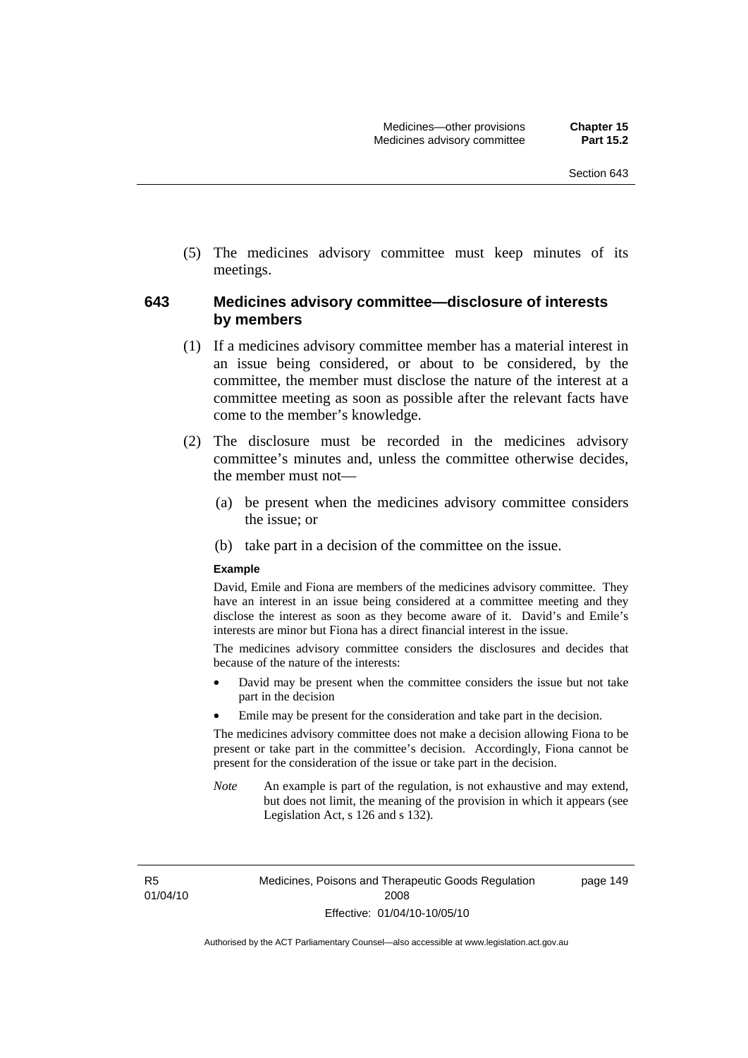(5) The medicines advisory committee must keep minutes of its meetings.

## 643 Medicines advisory committee—disclosure of interests by members

(1) If a medicines advisory committee member has a material interest in an issue being considered, or about to be considered, by the committee, the member must disclose the nature of the interest at a committee meeting as soon as possible after the relevant facts have come to the member's knowledge.

(2) The disclosure must be recorded in the medicines advisory committee's minutes and, unless the committee otherwise decides, the member must not—

(a) be present when the medicines advisory committee considers the issue; or

(b) take part in a decision of the committee on the issue.

**Example**

David, Emile and Fiona are members of the medicines advisory committee. They have an interest in an issue being considered at a committee meeting and they disclose the interest as soon as they become aware of it. David's and Emile's interests are minor but Fiona has a direct financial interest in the issue.

The medicines advisory committee considers the disclosures and decides that because of the nature of the interests:

- David may be present when the committee considers the issue but not take part in the decision
- Emile may be present for the consideration and take part in the decision.

The medicines advisory committee does not make a decision allowing Fiona to be present or take part in the committee's decision. Accordingly, Fiona cannot be present for the consideration of the issue or take part in the decision.

*Note* An example is part of the regulation, is not exhaustive and may extend, but does not limit, the meaning of the provision in which it appears (see Legislation Act, s 126 and s 132).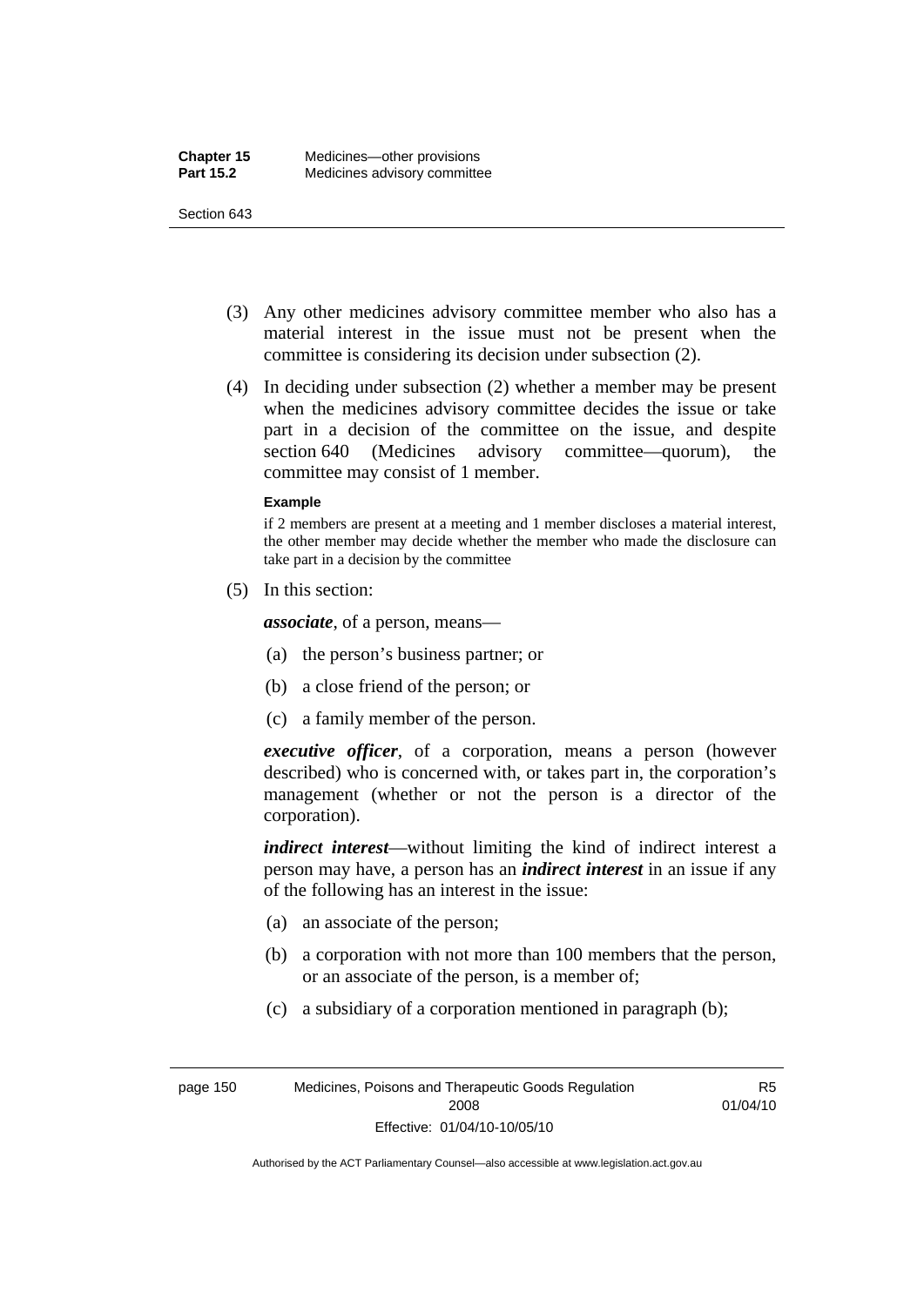(3) Any other medicines advisory committee member who also has a material interest in the issue must not be present when the committee is considering its decision under subsection (2).

(4) In deciding under subsection (2) whether a member may be present when the medicines advisory committee decides the issue or take part in a decision of the committee on the issue, and despite section 640 (Medicines advisory committee—quorum), the committee may consist of 1 member.

**Example**

if 2 members are present at a meeting and 1 member discloses a material interest, the other member may decide whether the member who made the disclosure can take part in a decision by the committee

(5) In this section:

***associate***, of a person, means—

(a) the person's business partner; or

(b) a close friend of the person; or

(c) a family member of the person.

***executive officer***, of a corporation, means a person (however described) who is concerned with, or takes part in, the corporation's management (whether or not the person is a director of the corporation).

***indirect interest***—without limiting the kind of indirect interest a person may have, a person has an ***indirect interest*** in an issue if any of the following has an interest in the issue:

(a) an associate of the person;

(b) a corporation with not more than 100 members that the person, or an associate of the person, is a member of;

(c) a subsidiary of a corporation mentioned in paragraph (b);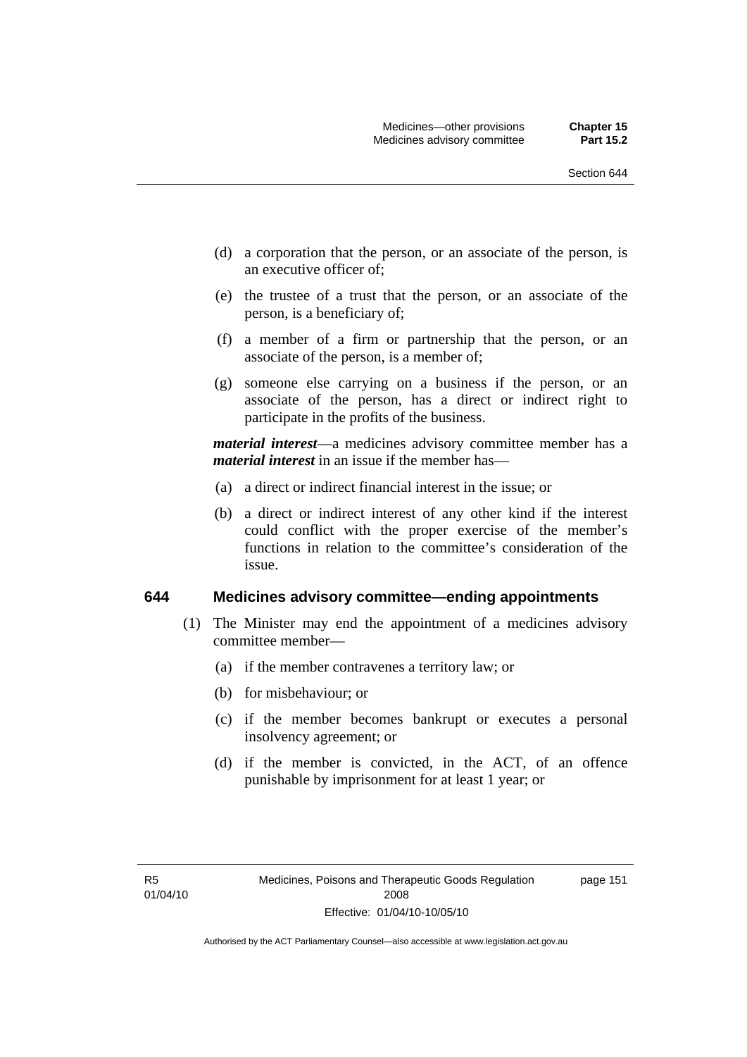(d) a corporation that the person, or an associate of the person, is an executive officer of;

(e) the trustee of a trust that the person, or an associate of the person, is a beneficiary of;

(f) a member of a firm or partnership that the person, or an associate of the person, is a member of;

(g) someone else carrying on a business if the person, or an associate of the person, has a direct or indirect right to participate in the profits of the business.

***material interest***—a medicines advisory committee member has a ***material interest*** in an issue if the member has—

(a) a direct or indirect financial interest in the issue; or

(b) a direct or indirect interest of any other kind if the interest could conflict with the proper exercise of the member's functions in relation to the committee's consideration of the issue.

### 644 Medicines advisory committee—ending appointments

(1) The Minister may end the appointment of a medicines advisory committee member—

(a) if the member contravenes a territory law; or

(b) for misbehaviour; or

(c) if the member becomes bankrupt or executes a personal insolvency agreement; or

(d) if the member is convicted, in the ACT, of an offence punishable by imprisonment for at least 1 year; or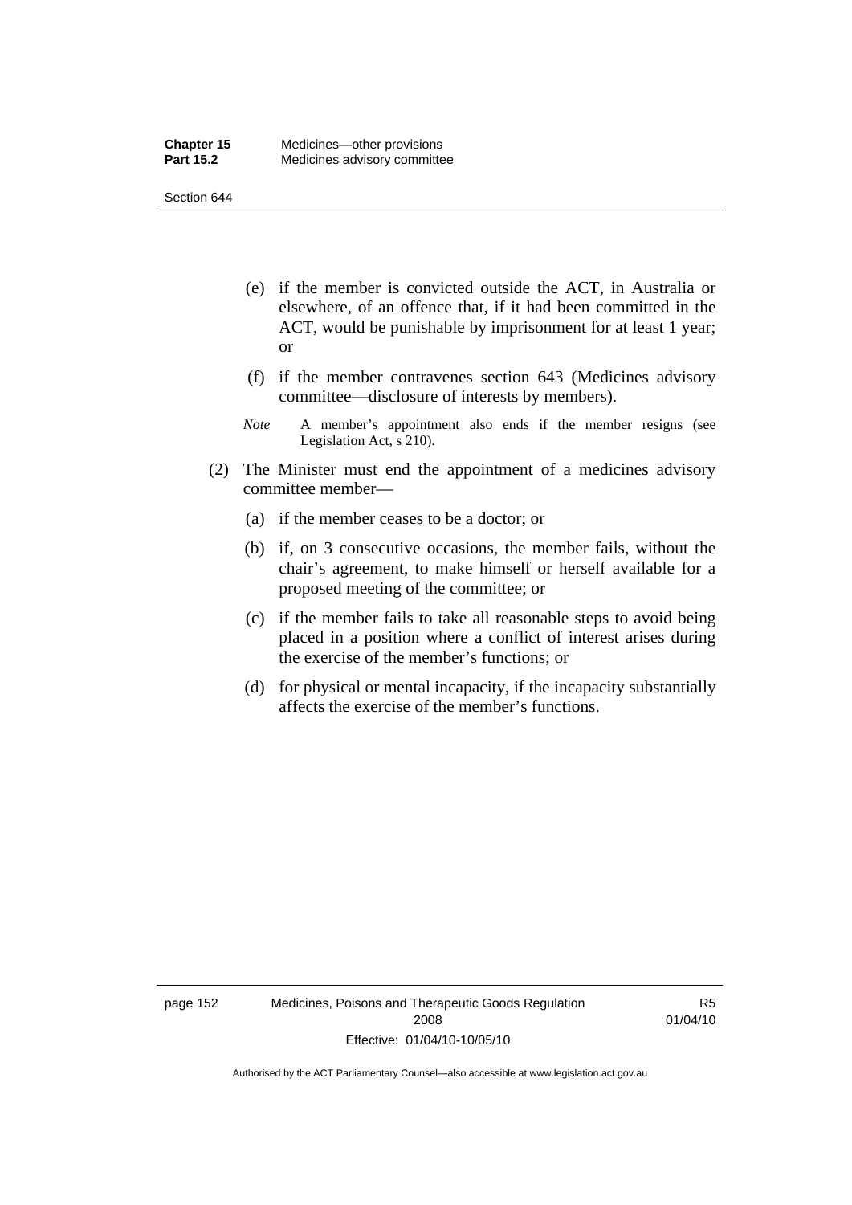(e) if the member is convicted outside the ACT, in Australia or elsewhere, of an offence that, if it had been committed in the ACT, would be punishable by imprisonment for at least 1 year; or

(f) if the member contravenes section 643 (Medicines advisory committee—disclosure of interests by members).

*Note* A member's appointment also ends if the member resigns (see Legislation Act, s 210).

(2) The Minister must end the appointment of a medicines advisory committee member—

(a) if the member ceases to be a doctor; or

(b) if, on 3 consecutive occasions, the member fails, without the chair's agreement, to make himself or herself available for a proposed meeting of the committee; or

(c) if the member fails to take all reasonable steps to avoid being placed in a position where a conflict of interest arises during the exercise of the member's functions; or

(d) for physical or mental incapacity, if the incapacity substantially affects the exercise of the member's functions.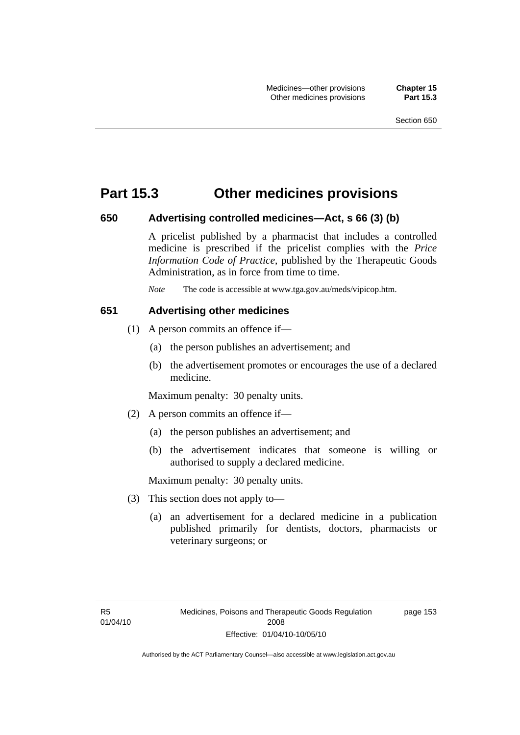# Part 15.3 Other medicines provisions

## 650 Advertising controlled medicines—Act, s 66 (3) (b)

A pricelist published by a pharmacist that includes a controlled medicine is prescribed if the pricelist complies with the *Price Information Code of Practice*, published by the Therapeutic Goods Administration, as in force from time to time.

*Note* The code is accessible at www.tga.gov.au/meds/vipicop.htm.

## 651 Advertising other medicines

(1) A person commits an offence if—

(a) the person publishes an advertisement; and

(b) the advertisement promotes or encourages the use of a declared medicine.

Maximum penalty: 30 penalty units.

(2) A person commits an offence if—

(a) the person publishes an advertisement; and

(b) the advertisement indicates that someone is willing or authorised to supply a declared medicine.

Maximum penalty: 30 penalty units.

(3) This section does not apply to—

(a) an advertisement for a declared medicine in a publication published primarily for dentists, doctors, pharmacists or veterinary surgeons; or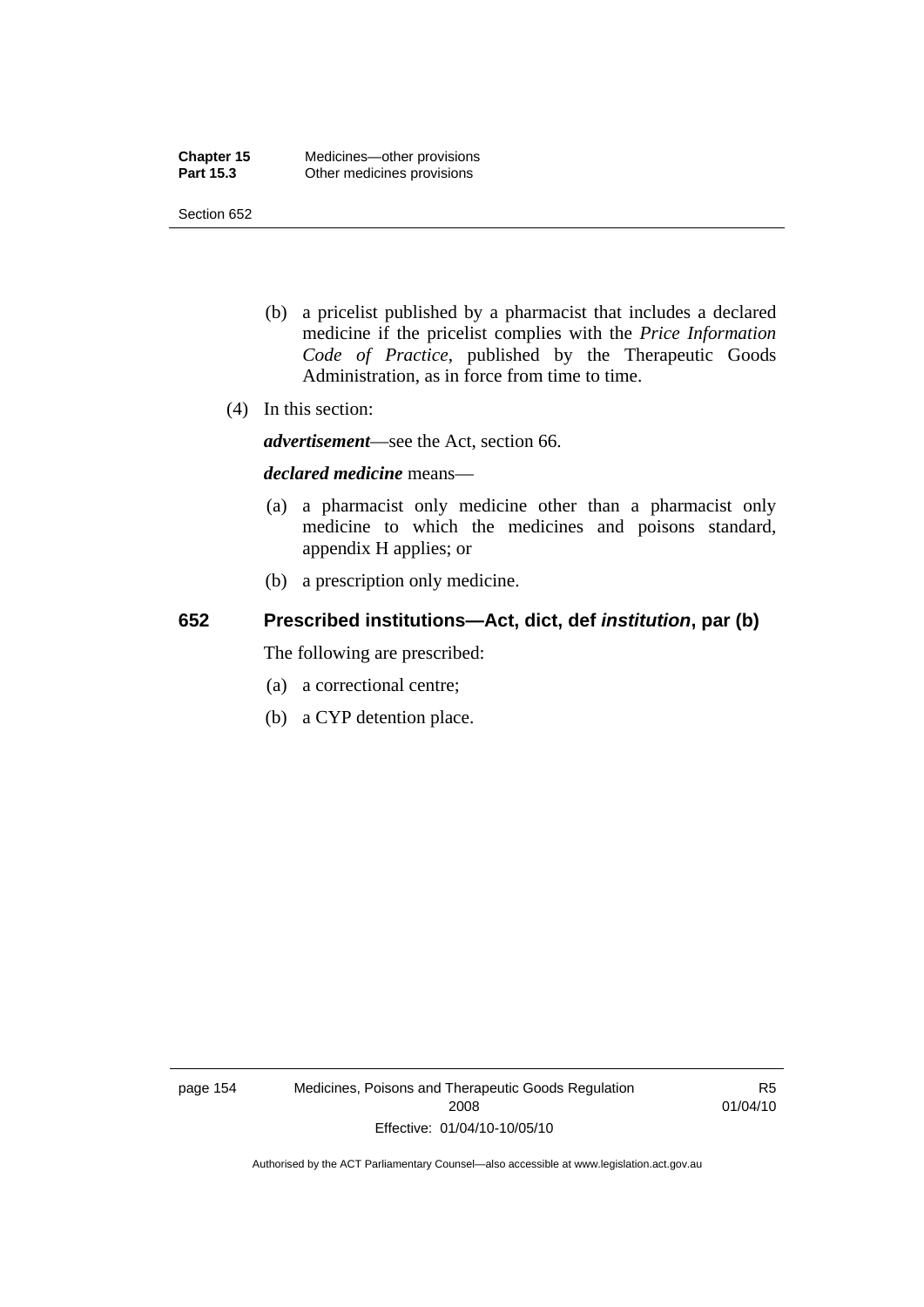(b) a pricelist published by a pharmacist that includes a declared medicine if the pricelist complies with the *Price Information Code of Practice*, published by the Therapeutic Goods Administration, as in force from time to time.

(4) In this section:

***advertisement***—see the Act, section 66.

***declared medicine*** means—

(a) a pharmacist only medicine other than a pharmacist only medicine to which the medicines and poisons standard, appendix H applies; or

(b) a prescription only medicine.

## 652 Prescribed institutions—Act, dict, def *institution*, par (b)

The following are prescribed:

(a) a correctional centre;

(b) a CYP detention place.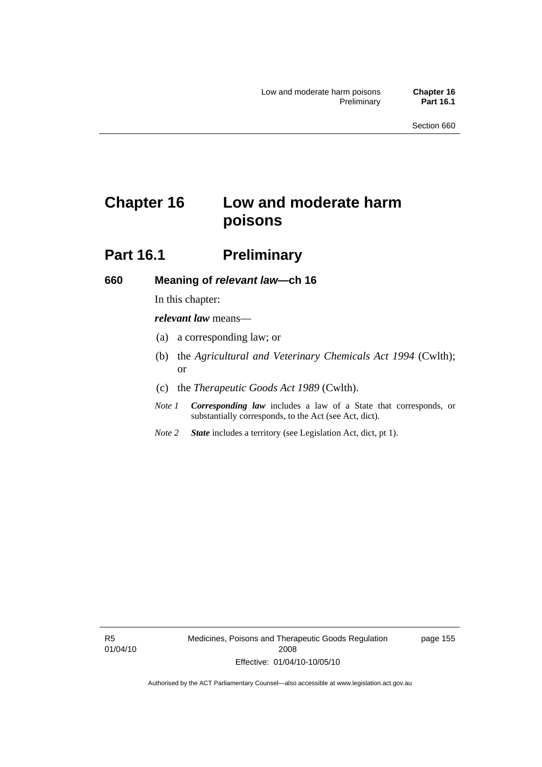# Chapter 16 Low and moderate harm poisons

## Part 16.1 Preliminary

### 660 Meaning of *relevant law*—ch 16

In this chapter:

***relevant law*** means—

(a) a corresponding law; or

(b) the *Agricultural and Veterinary Chemicals Act 1994* (Cwlth); or

(c) the *Therapeutic Goods Act 1989* (Cwlth).

*Note 1* ***Corresponding law*** includes a law of a State that corresponds, or substantially corresponds, to the Act (see Act, dict).

*Note 2* ***State*** includes a territory (see Legislation Act, dict, pt 1).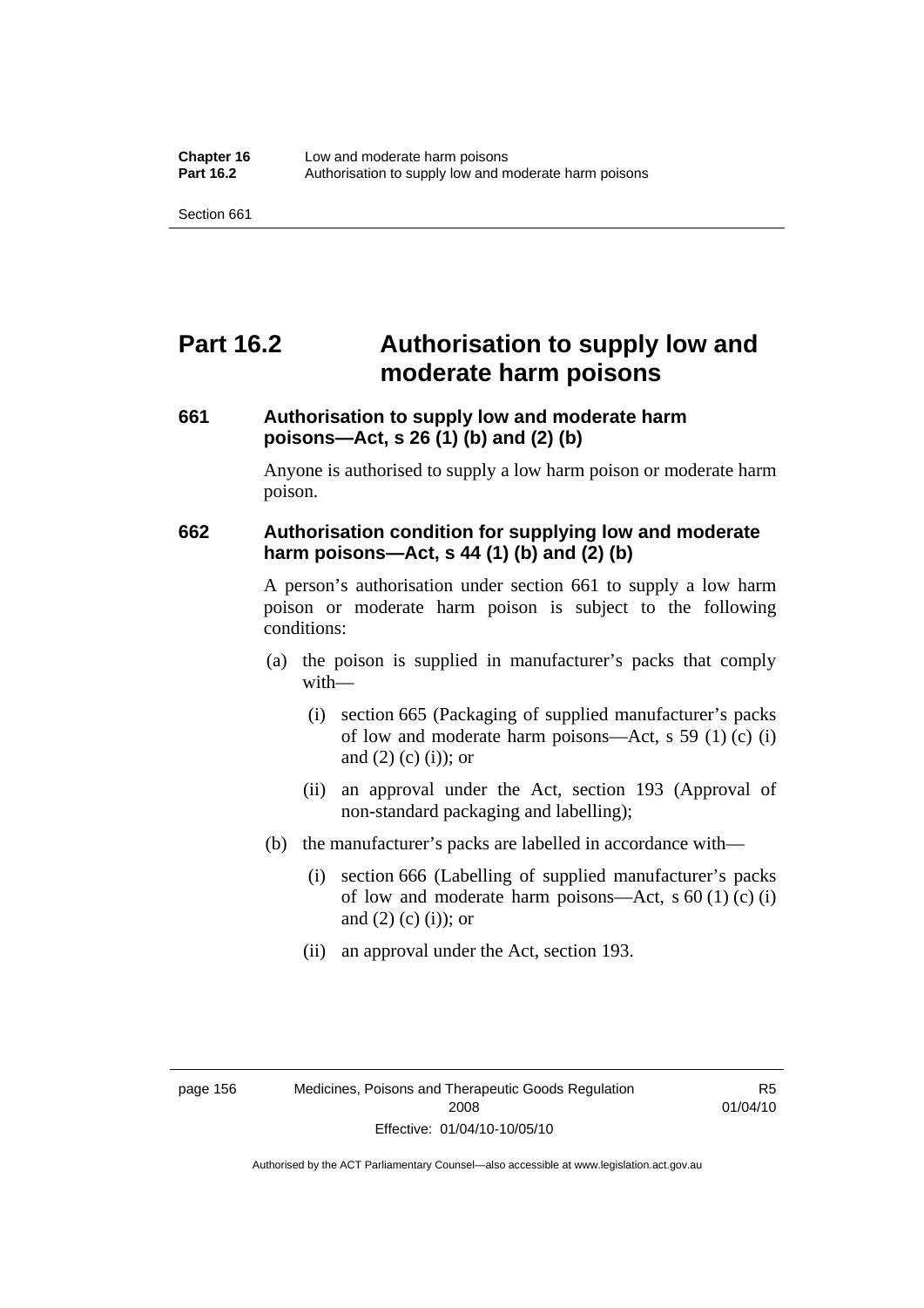# Part 16.2 Authorisation to supply low and moderate harm poisons

### 661 Authorisation to supply low and moderate harm poisons—Act, s 26 (1) (b) and (2) (b)

Anyone is authorised to supply a low harm poison or moderate harm poison.

### 662 Authorisation condition for supplying low and moderate harm poisons—Act, s 44 (1) (b) and (2) (b)

A person's authorisation under section 661 to supply a low harm poison or moderate harm poison is subject to the following conditions:

(a) the poison is supplied in manufacturer's packs that comply with—

  (i) section 665 (Packaging of supplied manufacturer's packs of low and moderate harm poisons—Act, s 59 (1) (c) (i) and (2) (c) (i)); or

  (ii) an approval under the Act, section 193 (Approval of non-standard packaging and labelling);

(b) the manufacturer's packs are labelled in accordance with—

  (i) section 666 (Labelling of supplied manufacturer's packs of low and moderate harm poisons—Act, s 60 (1) (c) (i) and (2) (c) (i)); or

  (ii) an approval under the Act, section 193.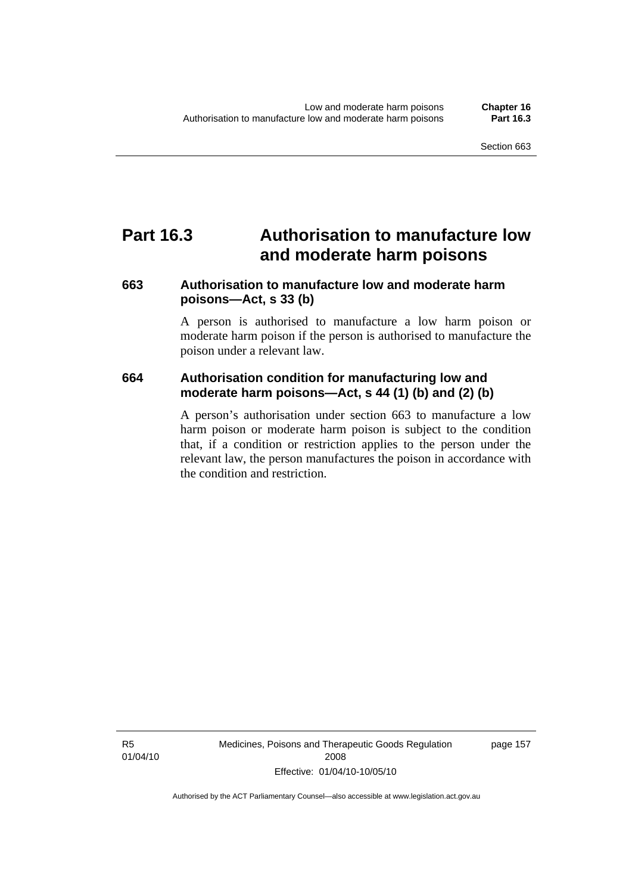# Part 16.3 Authorisation to manufacture low and moderate harm poisons

### 663 Authorisation to manufacture low and moderate harm poisons—Act, s 33 (b)

A person is authorised to manufacture a low harm poison or moderate harm poison if the person is authorised to manufacture the poison under a relevant law.

### 664 Authorisation condition for manufacturing low and moderate harm poisons—Act, s 44 (1) (b) and (2) (b)

A person's authorisation under section 663 to manufacture a low harm poison or moderate harm poison is subject to the condition that, if a condition or restriction applies to the person under the relevant law, the person manufactures the poison in accordance with the condition and restriction.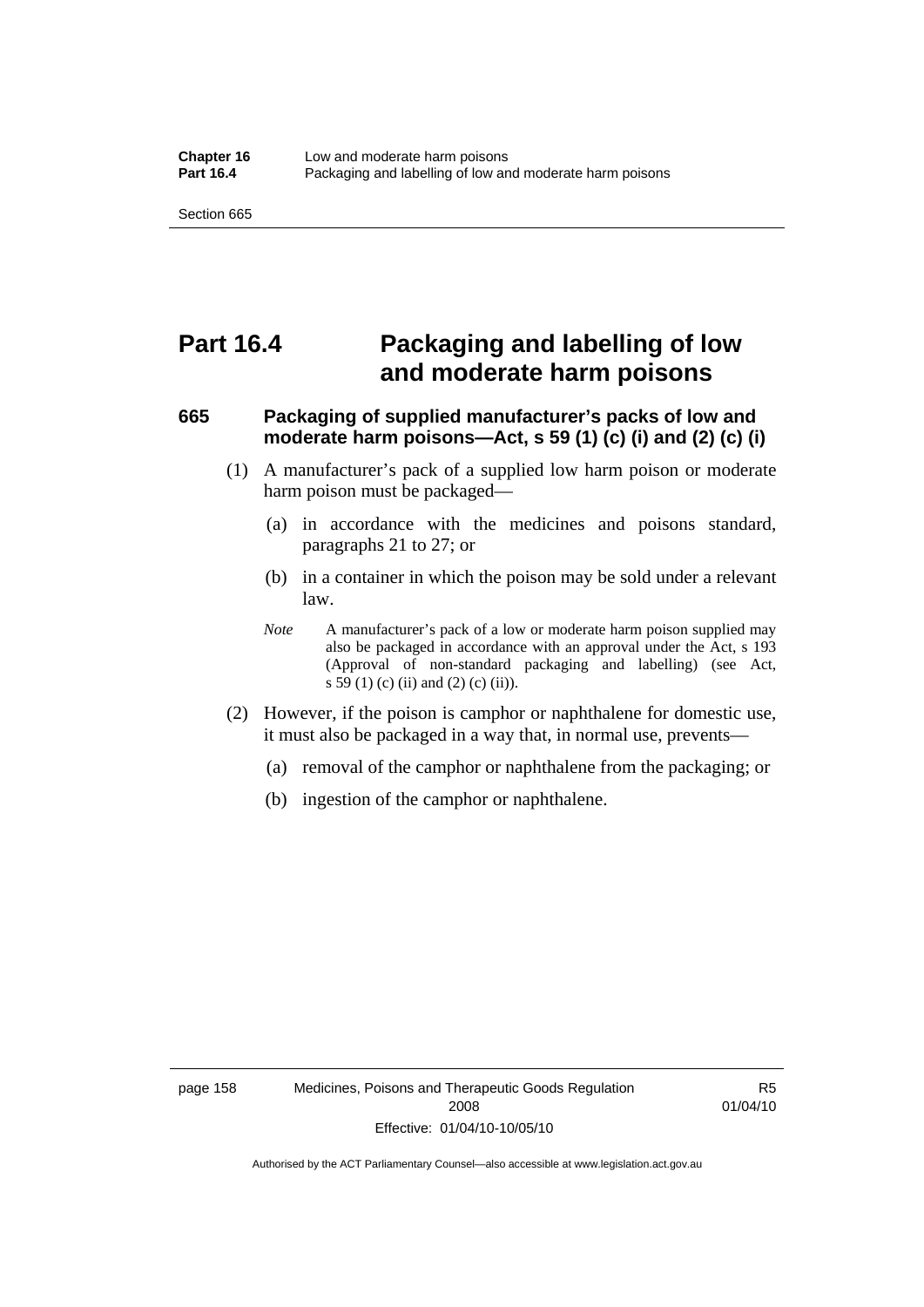# Part 16.4 Packaging and labelling of low and moderate harm poisons

## 665 Packaging of supplied manufacturer's packs of low and moderate harm poisons—Act, s 59 (1) (c) (i) and (2) (c) (i)

(1) A manufacturer's pack of a supplied low harm poison or moderate harm poison must be packaged—

(a) in accordance with the medicines and poisons standard, paragraphs 21 to 27; or

(b) in a container in which the poison may be sold under a relevant law.

*Note* A manufacturer's pack of a low or moderate harm poison supplied may also be packaged in accordance with an approval under the Act, s 193 (Approval of non-standard packaging and labelling) (see Act, s 59 (1) (c) (ii) and (2) (c) (ii)).

(2) However, if the poison is camphor or naphthalene for domestic use, it must also be packaged in a way that, in normal use, prevents—

(a) removal of the camphor or naphthalene from the packaging; or

(b) ingestion of the camphor or naphthalene.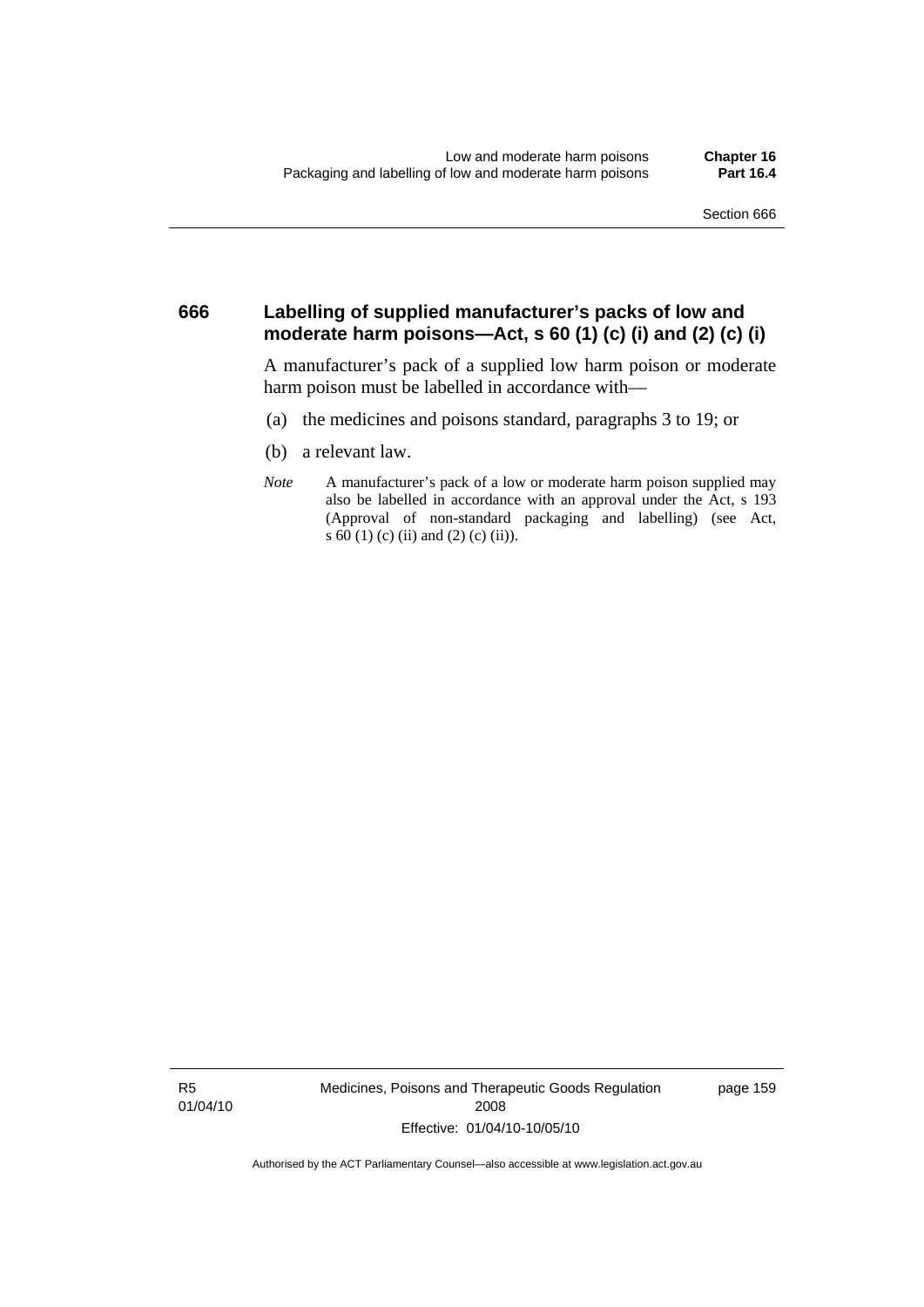## 666 Labelling of supplied manufacturer's packs of low and moderate harm poisons—Act, s 60 (1) (c) (i) and (2) (c) (i)

A manufacturer's pack of a supplied low harm poison or moderate harm poison must be labelled in accordance with—

(a) the medicines and poisons standard, paragraphs 3 to 19; or

(b) a relevant law.

*Note* A manufacturer's pack of a low or moderate harm poison supplied may also be labelled in accordance with an approval under the Act, s 193 (Approval of non-standard packaging and labelling) (see Act, s 60 (1) (c) (ii) and (2) (c) (ii)).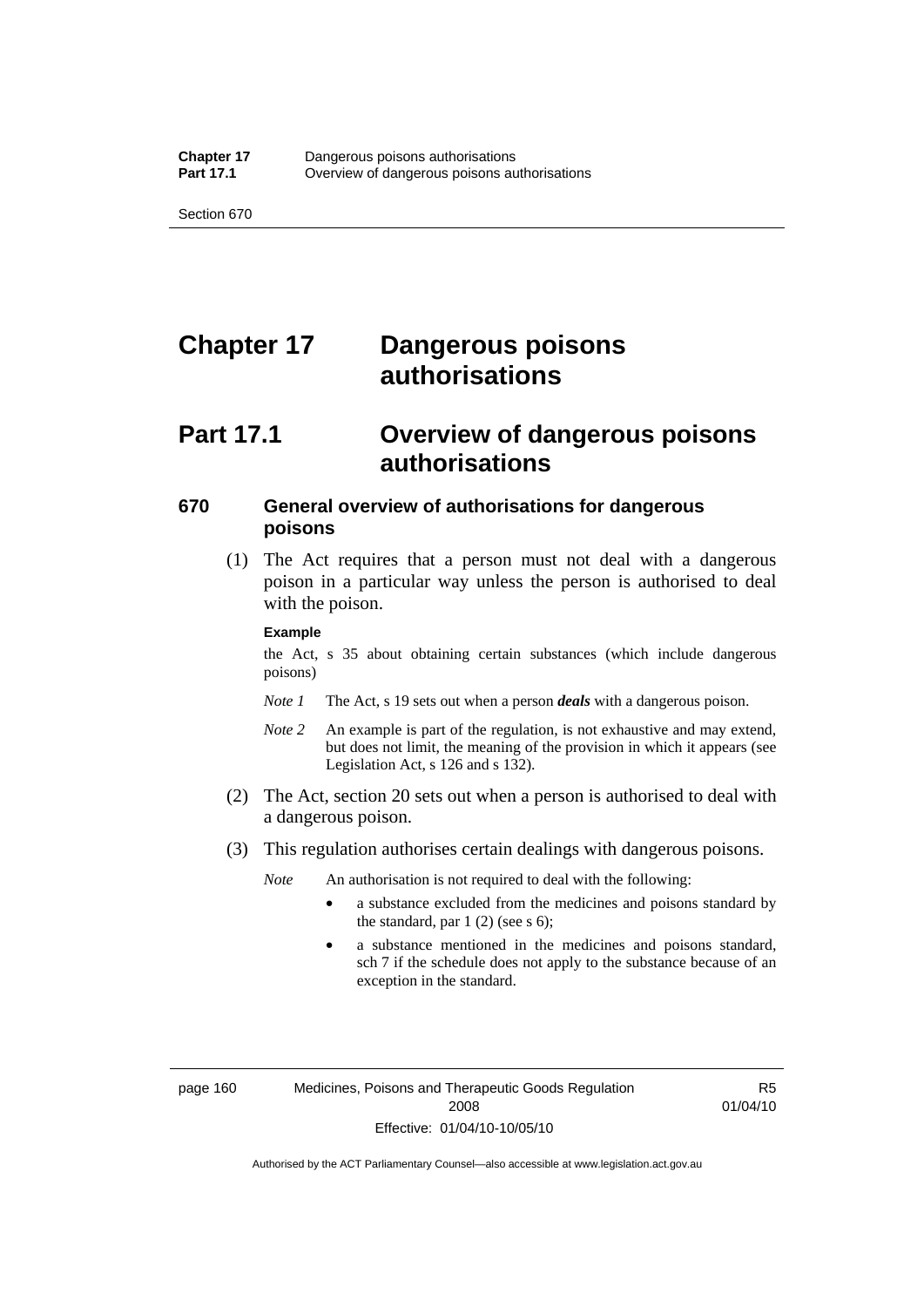# Chapter 17 Dangerous poisons authorisations

## Part 17.1 Overview of dangerous poisons authorisations

### 670 General overview of authorisations for dangerous poisons

(1) The Act requires that a person must not deal with a dangerous poison in a particular way unless the person is authorised to deal with the poison.

**Example**

the Act, s 35 about obtaining certain substances (which include dangerous poisons)

*Note 1* The Act, s 19 sets out when a person ***deals*** with a dangerous poison.

*Note 2* An example is part of the regulation, is not exhaustive and may extend, but does not limit, the meaning of the provision in which it appears (see Legislation Act, s 126 and s 132).

(2) The Act, section 20 sets out when a person is authorised to deal with a dangerous poison.

(3) This regulation authorises certain dealings with dangerous poisons.

*Note* An authorisation is not required to deal with the following:

- a substance excluded from the medicines and poisons standard by the standard, par 1 (2) (see s 6);
- a substance mentioned in the medicines and poisons standard, sch 7 if the schedule does not apply to the substance because of an exception in the standard.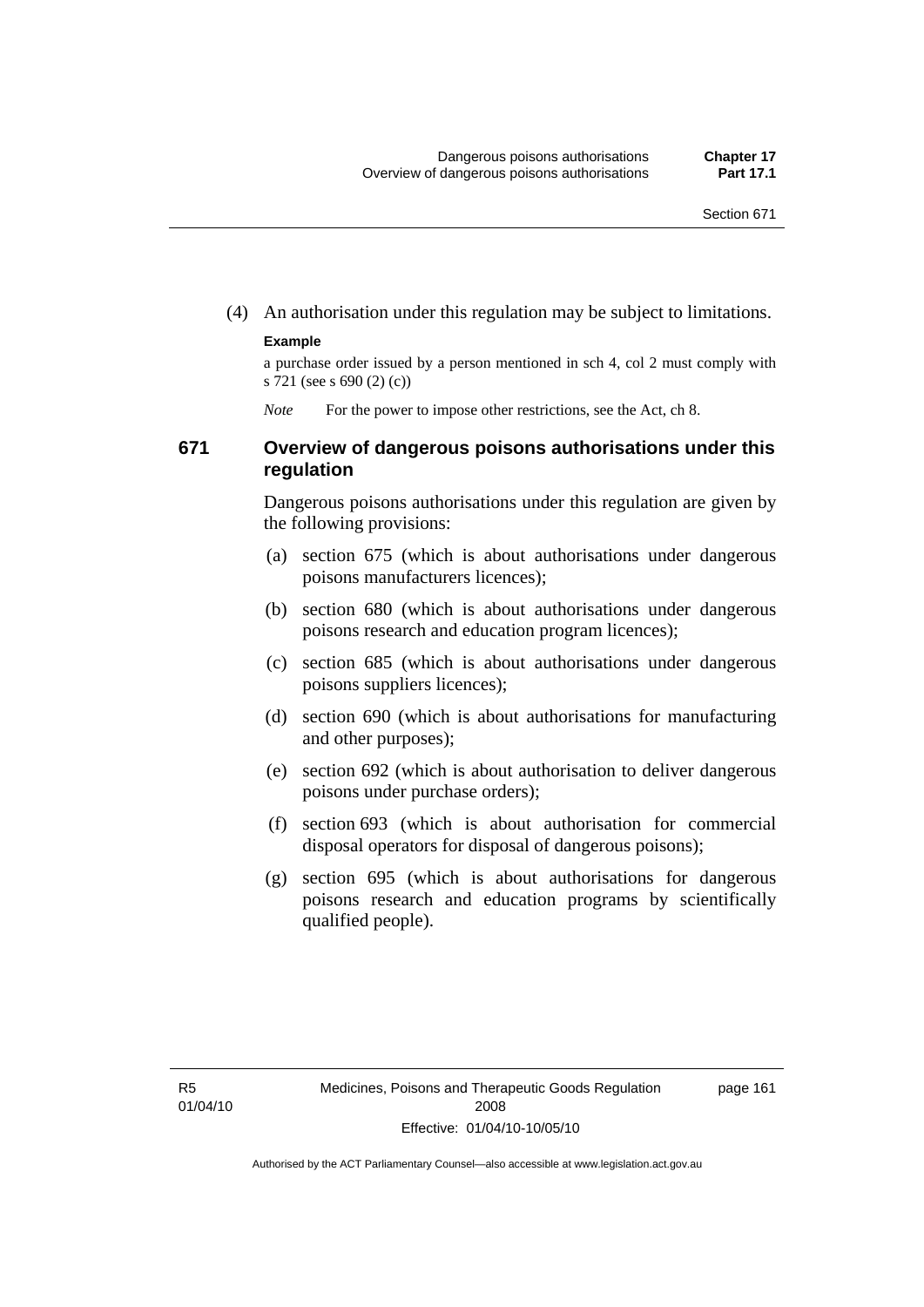(4) An authorisation under this regulation may be subject to limitations.

**Example**

a purchase order issued by a person mentioned in sch 4, col 2 must comply with s 721 (see s 690 (2) (c))

*Note* For the power to impose other restrictions, see the Act, ch 8.

### 671 Overview of dangerous poisons authorisations under this regulation

Dangerous poisons authorisations under this regulation are given by the following provisions:

(a) section 675 (which is about authorisations under dangerous poisons manufacturers licences);

(b) section 680 (which is about authorisations under dangerous poisons research and education program licences);

(c) section 685 (which is about authorisations under dangerous poisons suppliers licences);

(d) section 690 (which is about authorisations for manufacturing and other purposes);

(e) section 692 (which is about authorisation to deliver dangerous poisons under purchase orders);

(f) section 693 (which is about authorisation for commercial disposal operators for disposal of dangerous poisons);

(g) section 695 (which is about authorisations for dangerous poisons research and education programs by scientifically qualified people).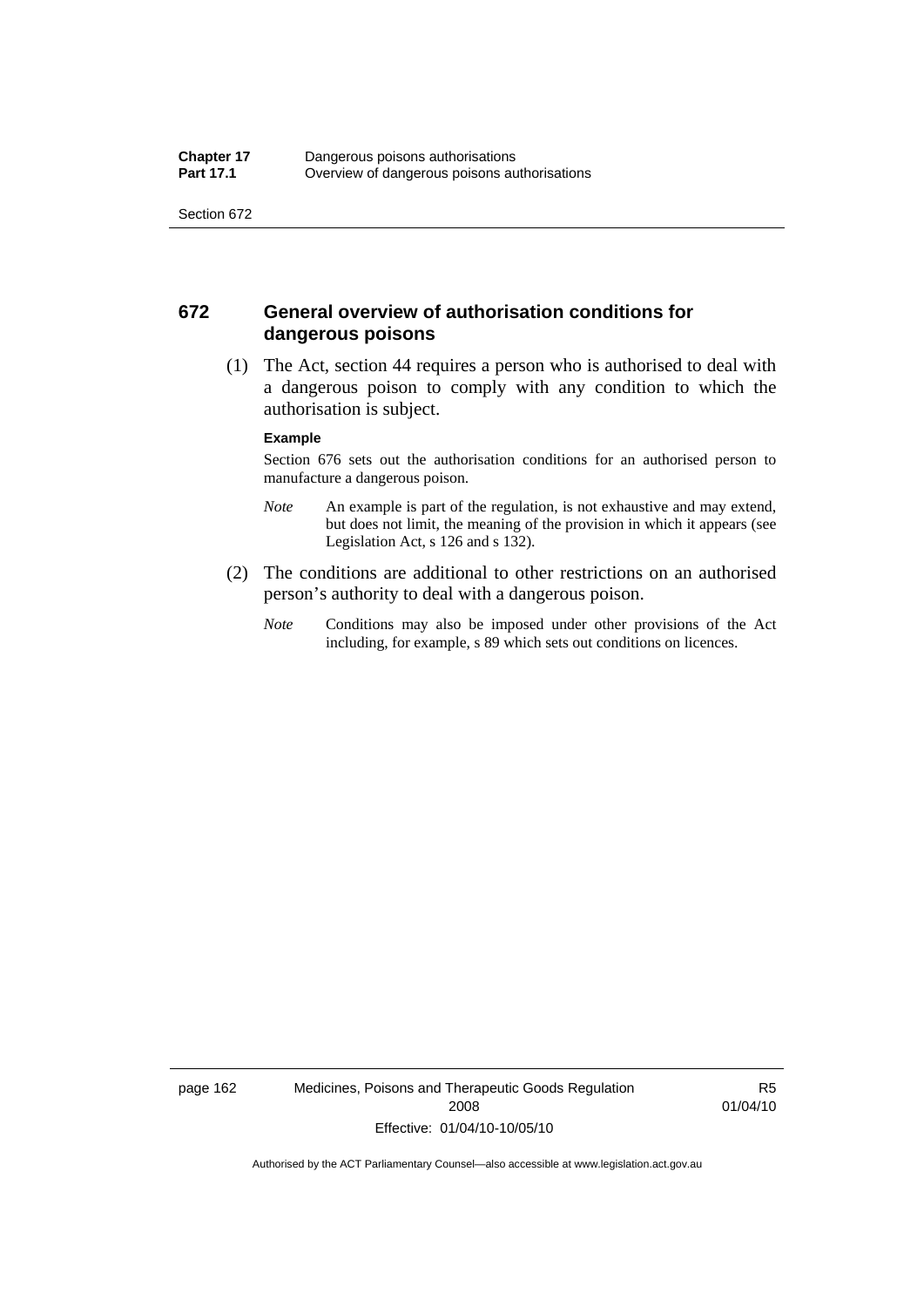## 672 General overview of authorisation conditions for dangerous poisons

(1) The Act, section 44 requires a person who is authorised to deal with a dangerous poison to comply with any condition to which the authorisation is subject.

**Example**

Section 676 sets out the authorisation conditions for an authorised person to manufacture a dangerous poison.

*Note* An example is part of the regulation, is not exhaustive and may extend, but does not limit, the meaning of the provision in which it appears (see Legislation Act, s 126 and s 132).

(2) The conditions are additional to other restrictions on an authorised person's authority to deal with a dangerous poison.

*Note* Conditions may also be imposed under other provisions of the Act including, for example, s 89 which sets out conditions on licences.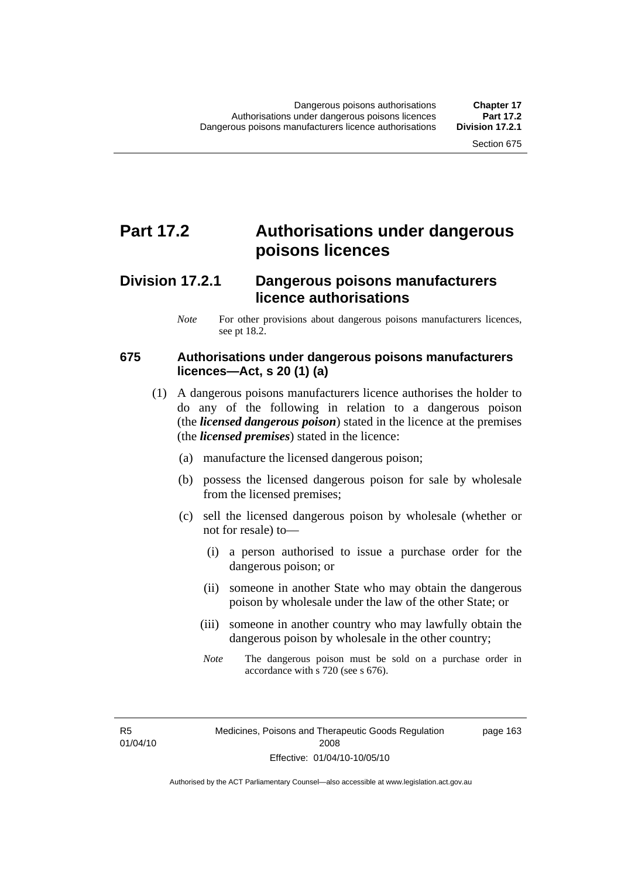# Part 17.2 Authorisations under dangerous poisons licences

## Division 17.2.1 Dangerous poisons manufacturers licence authorisations

*Note* For other provisions about dangerous poisons manufacturers licences, see pt 18.2.

### 675 Authorisations under dangerous poisons manufacturers licences—Act, s 20 (1) (a)

(1) A dangerous poisons manufacturers licence authorises the holder to do any of the following in relation to a dangerous poison (the ***licensed dangerous poison***) stated in the licence at the premises (the ***licensed premises***) stated in the licence:

(a) manufacture the licensed dangerous poison;

(b) possess the licensed dangerous poison for sale by wholesale from the licensed premises;

(c) sell the licensed dangerous poison by wholesale (whether or not for resale) to—

(i) a person authorised to issue a purchase order for the dangerous poison; or

(ii) someone in another State who may obtain the dangerous poison by wholesale under the law of the other State; or

(iii) someone in another country who may lawfully obtain the dangerous poison by wholesale in the other country;

*Note* The dangerous poison must be sold on a purchase order in accordance with s 720 (see s 676).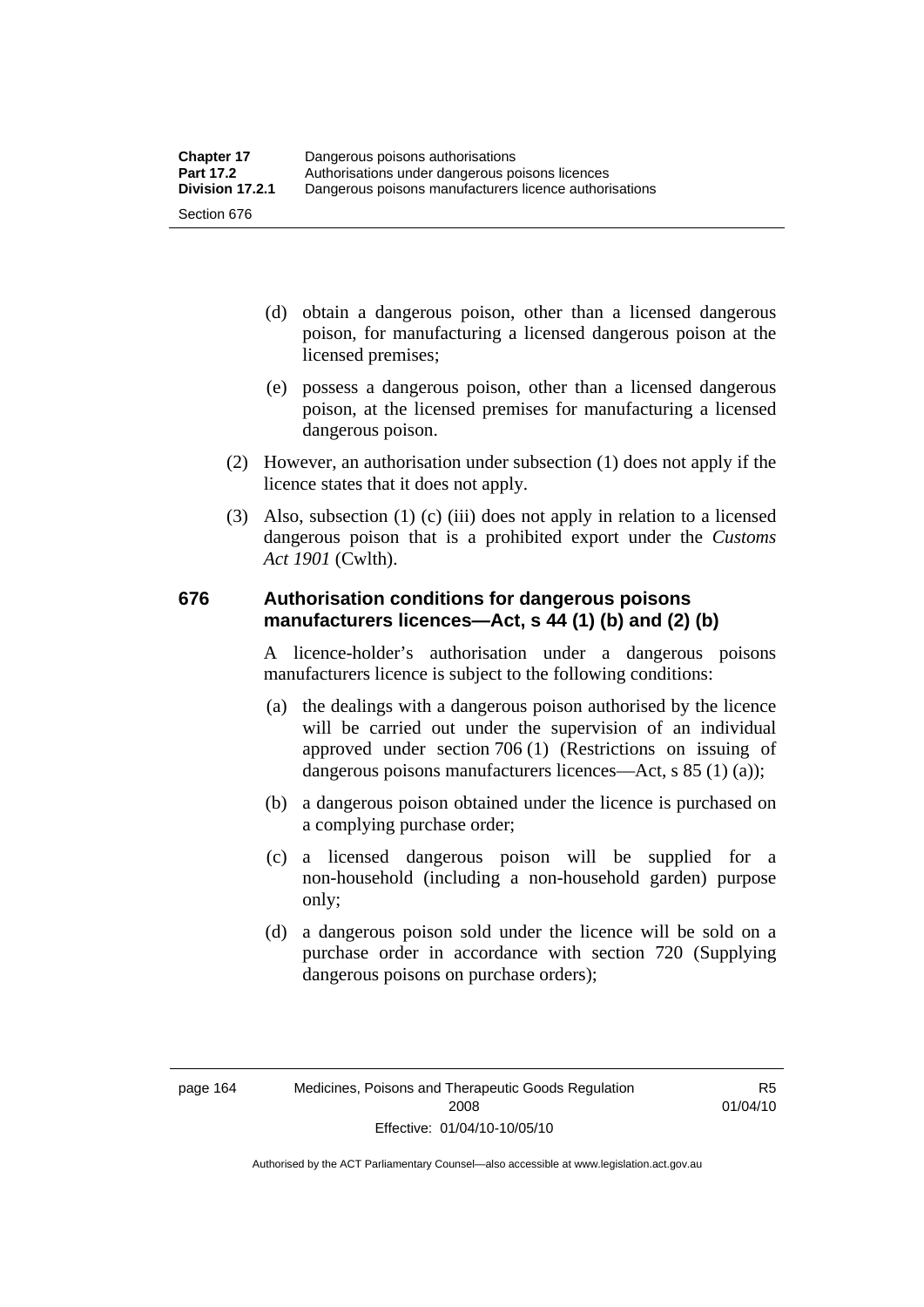(d) obtain a dangerous poison, other than a licensed dangerous poison, for manufacturing a licensed dangerous poison at the licensed premises;

(e) possess a dangerous poison, other than a licensed dangerous poison, at the licensed premises for manufacturing a licensed dangerous poison.

(2) However, an authorisation under subsection (1) does not apply if the licence states that it does not apply.

(3) Also, subsection (1) (c) (iii) does not apply in relation to a licensed dangerous poison that is a prohibited export under the *Customs Act 1901* (Cwlth).

### 676 Authorisation conditions for dangerous poisons manufacturers licences—Act, s 44 (1) (b) and (2) (b)

A licence-holder's authorisation under a dangerous poisons manufacturers licence is subject to the following conditions:

(a) the dealings with a dangerous poison authorised by the licence will be carried out under the supervision of an individual approved under section 706 (1) (Restrictions on issuing of dangerous poisons manufacturers licences—Act, s 85 (1) (a));

(b) a dangerous poison obtained under the licence is purchased on a complying purchase order;

(c) a licensed dangerous poison will be supplied for a non-household (including a non-household garden) purpose only;

(d) a dangerous poison sold under the licence will be sold on a purchase order in accordance with section 720 (Supplying dangerous poisons on purchase orders);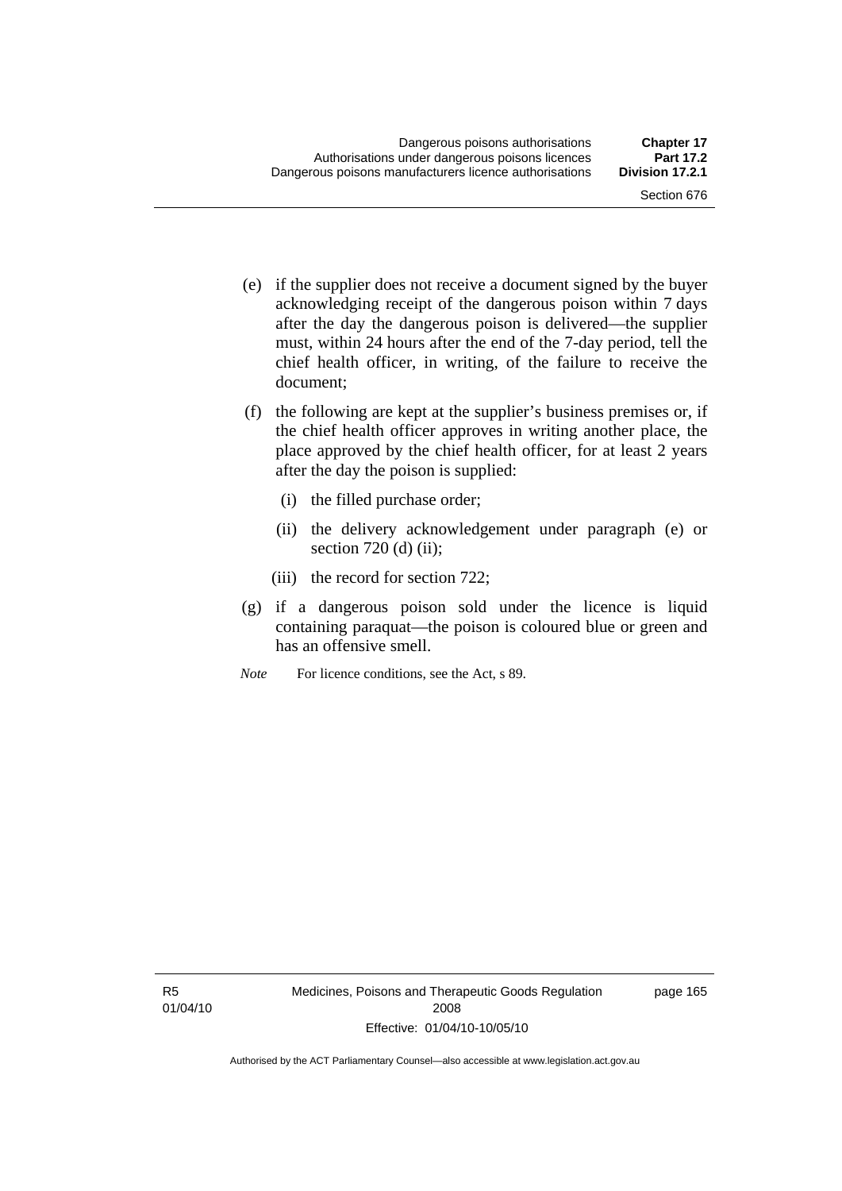(e) if the supplier does not receive a document signed by the buyer acknowledging receipt of the dangerous poison within 7 days after the day the dangerous poison is delivered—the supplier must, within 24 hours after the end of the 7-day period, tell the chief health officer, in writing, of the failure to receive the document;

(f) the following are kept at the supplier's business premises or, if the chief health officer approves in writing another place, the place approved by the chief health officer, for at least 2 years after the day the poison is supplied:

  (i) the filled purchase order;

  (ii) the delivery acknowledgement under paragraph (e) or section 720 (d) (ii);

  (iii) the record for section 722;

(g) if a dangerous poison sold under the licence is liquid containing paraquat—the poison is coloured blue or green and has an offensive smell.

*Note* For licence conditions, see the Act, s 89.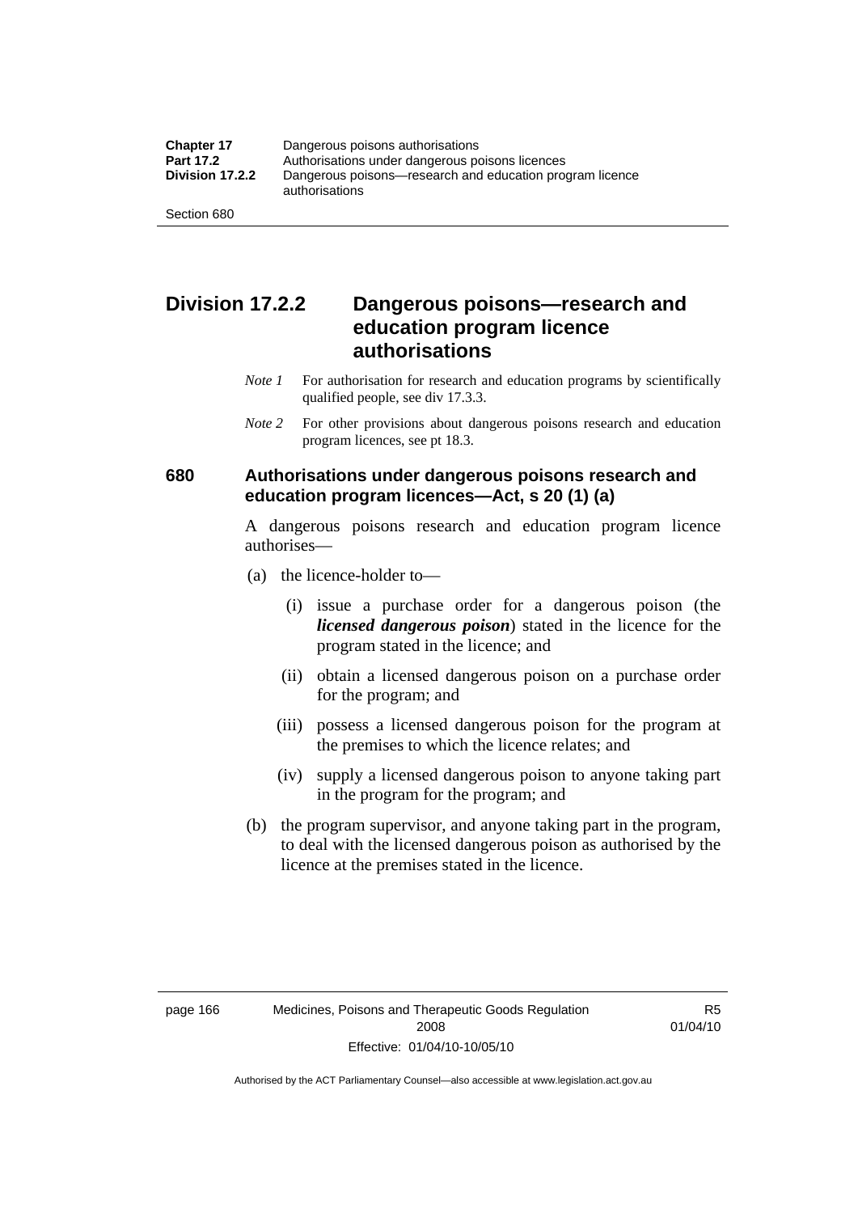## Division 17.2.2 Dangerous poisons—research and education program licence authorisations

*Note 1* For authorisation for research and education programs by scientifically qualified people, see div 17.3.3.

*Note 2* For other provisions about dangerous poisons research and education program licences, see pt 18.3.

### 680 Authorisations under dangerous poisons research and education program licences—Act, s 20 (1) (a)

A dangerous poisons research and education program licence authorises—

(a) the licence-holder to—

(i) issue a purchase order for a dangerous poison (the ***licensed dangerous poison***) stated in the licence for the program stated in the licence; and

(ii) obtain a licensed dangerous poison on a purchase order for the program; and

(iii) possess a licensed dangerous poison for the program at the premises to which the licence relates; and

(iv) supply a licensed dangerous poison to anyone taking part in the program for the program; and

(b) the program supervisor, and anyone taking part in the program, to deal with the licensed dangerous poison as authorised by the licence at the premises stated in the licence.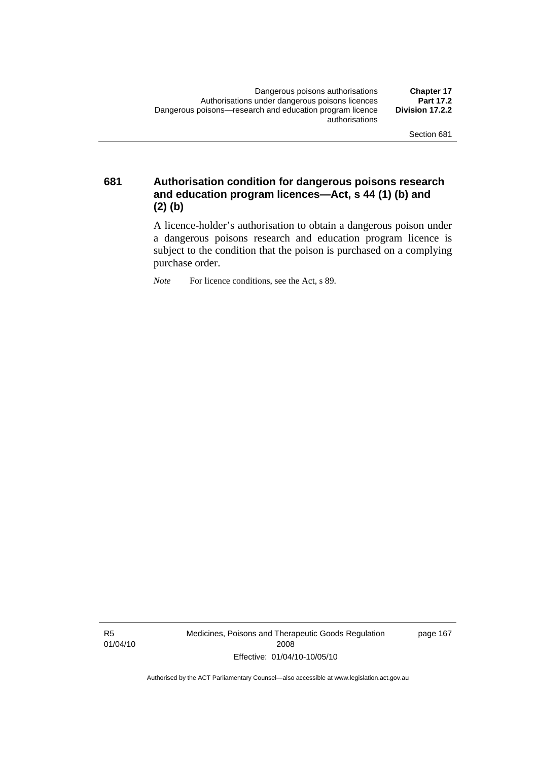### 681 Authorisation condition for dangerous poisons research and education program licences—Act, s 44 (1) (b) and (2) (b)

A licence-holder's authorisation to obtain a dangerous poison under a dangerous poisons research and education program licence is subject to the condition that the poison is purchased on a complying purchase order.

*Note* For licence conditions, see the Act, s 89.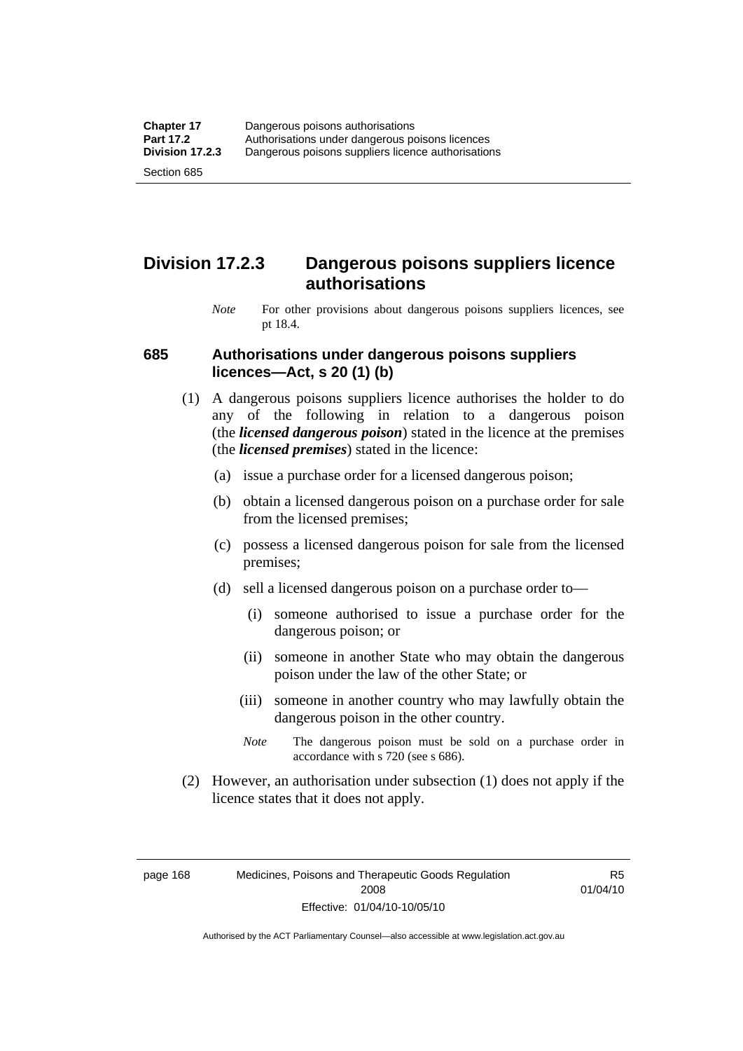## Division 17.2.3 Dangerous poisons suppliers licence authorisations

*Note* For other provisions about dangerous poisons suppliers licences, see pt 18.4.

### 685 Authorisations under dangerous poisons suppliers licences—Act, s 20 (1) (b)

(1) A dangerous poisons suppliers licence authorises the holder to do any of the following in relation to a dangerous poison (the ***licensed dangerous poison***) stated in the licence at the premises (the ***licensed premises***) stated in the licence:

(a) issue a purchase order for a licensed dangerous poison;

(b) obtain a licensed dangerous poison on a purchase order for sale from the licensed premises;

(c) possess a licensed dangerous poison for sale from the licensed premises;

(d) sell a licensed dangerous poison on a purchase order to—

(i) someone authorised to issue a purchase order for the dangerous poison; or

(ii) someone in another State who may obtain the dangerous poison under the law of the other State; or

(iii) someone in another country who may lawfully obtain the dangerous poison in the other country.

*Note* The dangerous poison must be sold on a purchase order in accordance with s 720 (see s 686).

(2) However, an authorisation under subsection (1) does not apply if the licence states that it does not apply.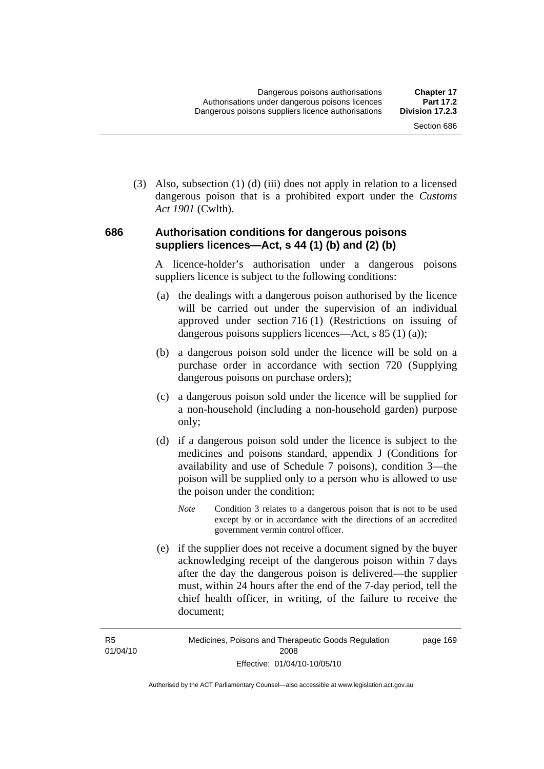(3) Also, subsection (1) (d) (iii) does not apply in relation to a licensed dangerous poison that is a prohibited export under the *Customs Act 1901* (Cwlth).

### 686 Authorisation conditions for dangerous poisons suppliers licences—Act, s 44 (1) (b) and (2) (b)

A licence-holder's authorisation under a dangerous poisons suppliers licence is subject to the following conditions:

(a) the dealings with a dangerous poison authorised by the licence will be carried out under the supervision of an individual approved under section 716 (1) (Restrictions on issuing of dangerous poisons suppliers licences—Act, s 85 (1) (a));

(b) a dangerous poison sold under the licence will be sold on a purchase order in accordance with section 720 (Supplying dangerous poisons on purchase orders);

(c) a dangerous poison sold under the licence will be supplied for a non-household (including a non-household garden) purpose only;

(d) if a dangerous poison sold under the licence is subject to the medicines and poisons standard, appendix J (Conditions for availability and use of Schedule 7 poisons), condition 3—the poison will be supplied only to a person who is allowed to use the poison under the condition;

*Note* Condition 3 relates to a dangerous poison that is not to be used except by or in accordance with the directions of an accredited government vermin control officer.

(e) if the supplier does not receive a document signed by the buyer acknowledging receipt of the dangerous poison within 7 days after the day the dangerous poison is delivered—the supplier must, within 24 hours after the end of the 7-day period, tell the chief health officer, in writing, of the failure to receive the document;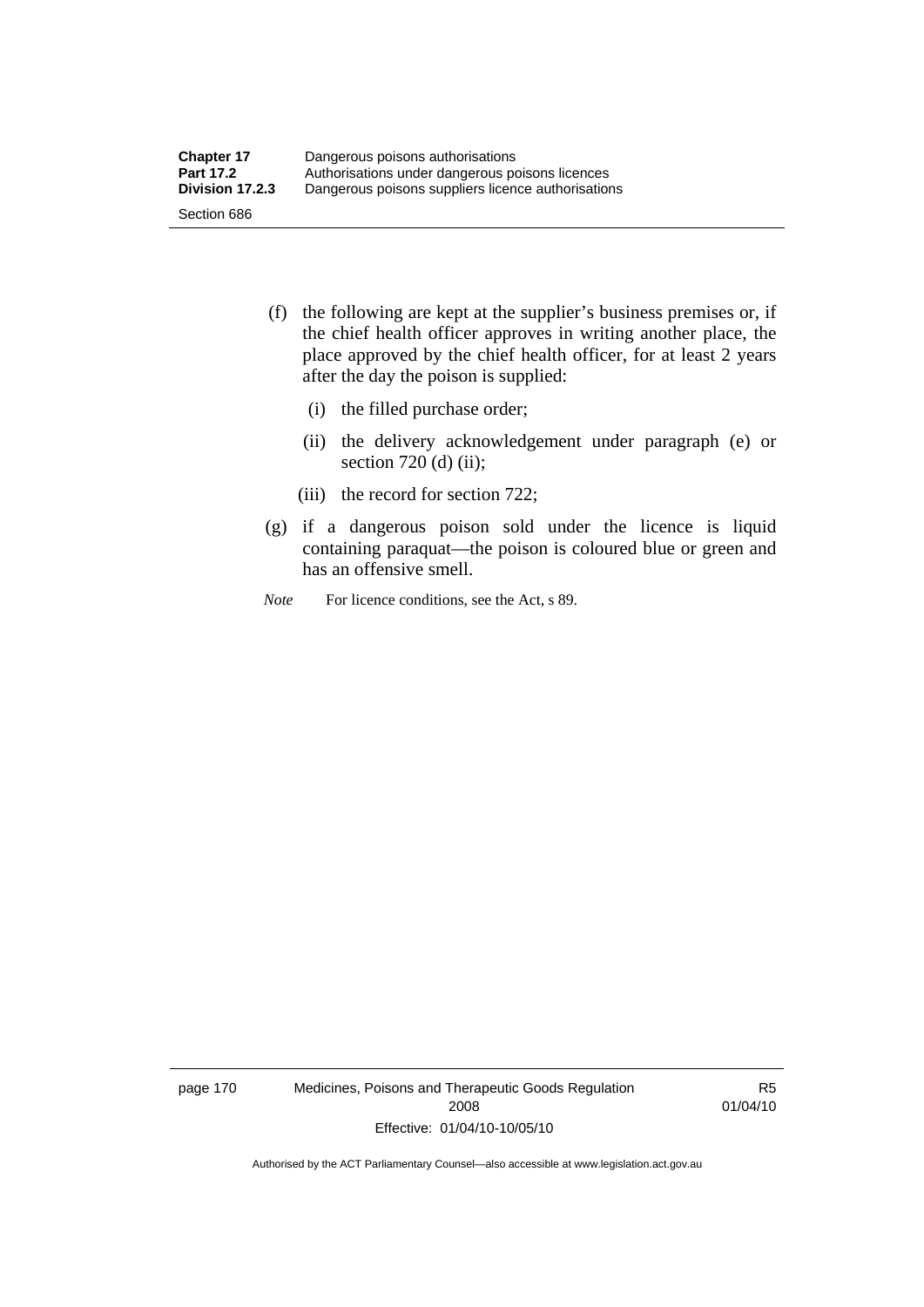(f) the following are kept at the supplier's business premises or, if the chief health officer approves in writing another place, the place approved by the chief health officer, for at least 2 years after the day the poison is supplied:

  (i) the filled purchase order;

  (ii) the delivery acknowledgement under paragraph (e) or section 720 (d) (ii);

  (iii) the record for section 722;

(g) if a dangerous poison sold under the licence is liquid containing paraquat—the poison is coloured blue or green and has an offensive smell.

*Note* For licence conditions, see the Act, s 89.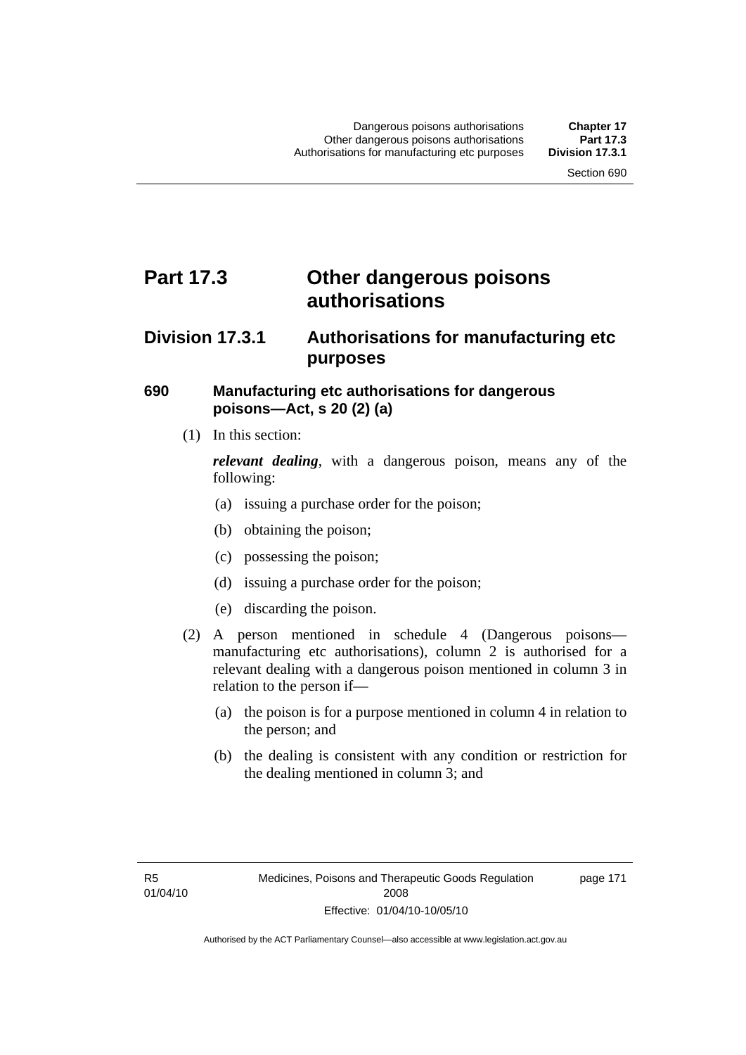# Part 17.3 Other dangerous poisons authorisations

## Division 17.3.1 Authorisations for manufacturing etc purposes

### 690 Manufacturing etc authorisations for dangerous poisons—Act, s 20 (2) (a)

(1) In this section:

***relevant dealing***, with a dangerous poison, means any of the following:

(a) issuing a purchase order for the poison;

(b) obtaining the poison;

(c) possessing the poison;

(d) issuing a purchase order for the poison;

(e) discarding the poison.

(2) A person mentioned in schedule 4 (Dangerous poisons—manufacturing etc authorisations), column 2 is authorised for a relevant dealing with a dangerous poison mentioned in column 3 in relation to the person if—

(a) the poison is for a purpose mentioned in column 4 in relation to the person; and

(b) the dealing is consistent with any condition or restriction for the dealing mentioned in column 3; and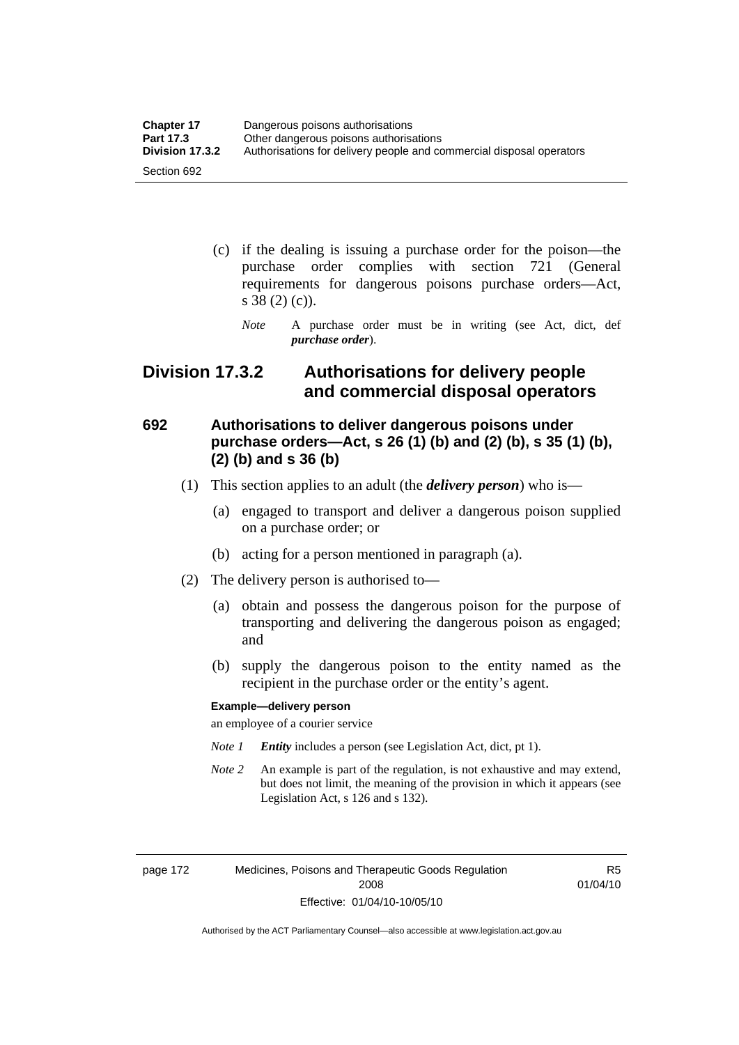(c) if the dealing is issuing a purchase order for the poison—the purchase order complies with section 721 (General requirements for dangerous poisons purchase orders—Act, s 38 (2) (c)).

*Note* A purchase order must be in writing (see Act, dict, def ***purchase order***).

## Division 17.3.2 Authorisations for delivery people and commercial disposal operators

### 692 Authorisations to deliver dangerous poisons under purchase orders—Act, s 26 (1) (b) and (2) (b), s 35 (1) (b), (2) (b) and s 36 (b)

(1) This section applies to an adult (the ***delivery person***) who is—

(a) engaged to transport and deliver a dangerous poison supplied on a purchase order; or

(b) acting for a person mentioned in paragraph (a).

(2) The delivery person is authorised to—

(a) obtain and possess the dangerous poison for the purpose of transporting and delivering the dangerous poison as engaged; and

(b) supply the dangerous poison to the entity named as the recipient in the purchase order or the entity's agent.

**Example—delivery person**

an employee of a courier service

*Note 1* ***Entity*** includes a person (see Legislation Act, dict, pt 1).

*Note 2* An example is part of the regulation, is not exhaustive and may extend, but does not limit, the meaning of the provision in which it appears (see Legislation Act, s 126 and s 132).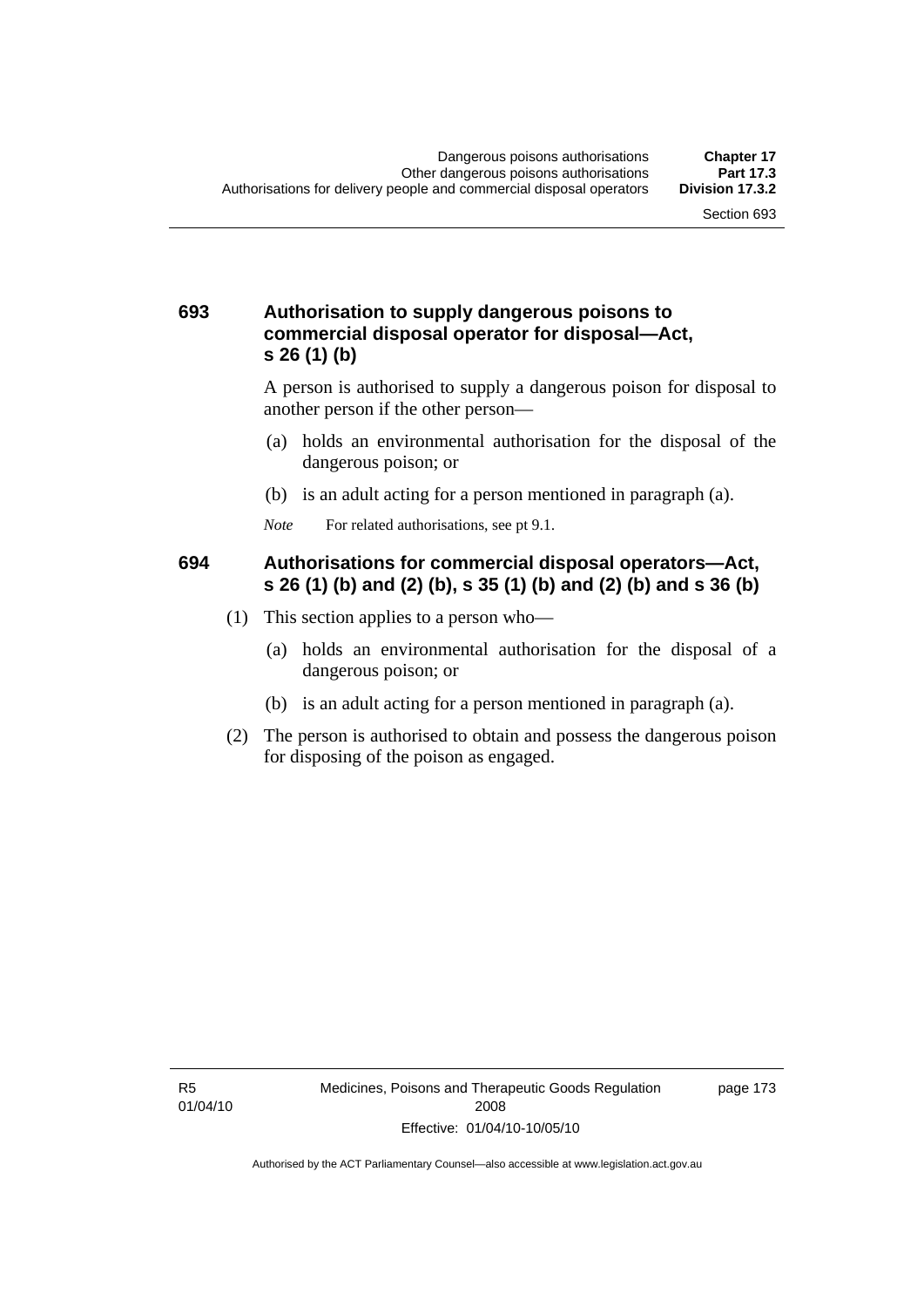### 693 Authorisation to supply dangerous poisons to commercial disposal operator for disposal—Act, s 26 (1) (b)

A person is authorised to supply a dangerous poison for disposal to another person if the other person—

(a) holds an environmental authorisation for the disposal of the dangerous poison; or

(b) is an adult acting for a person mentioned in paragraph (a).

*Note* For related authorisations, see pt 9.1.

### 694 Authorisations for commercial disposal operators—Act, s 26 (1) (b) and (2) (b), s 35 (1) (b) and (2) (b) and s 36 (b)

(1) This section applies to a person who—

(a) holds an environmental authorisation for the disposal of a dangerous poison; or

(b) is an adult acting for a person mentioned in paragraph (a).

(2) The person is authorised to obtain and possess the dangerous poison for disposing of the poison as engaged.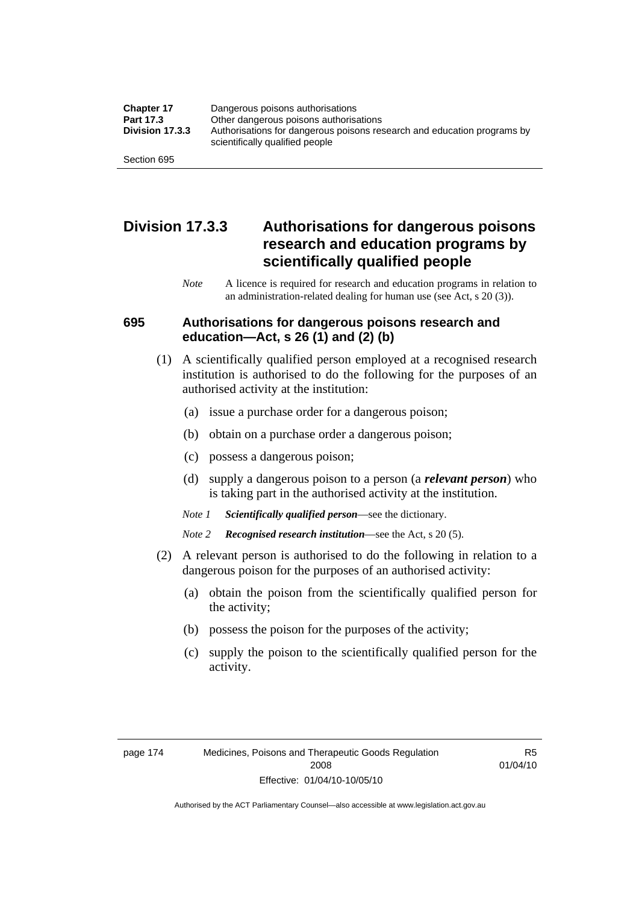## Division 17.3.3 Authorisations for dangerous poisons research and education programs by scientifically qualified people

*Note* A licence is required for research and education programs in relation to an administration-related dealing for human use (see Act, s 20 (3)).

### 695 Authorisations for dangerous poisons research and education—Act, s 26 (1) and (2) (b)

(1) A scientifically qualified person employed at a recognised research institution is authorised to do the following for the purposes of an authorised activity at the institution:

(a) issue a purchase order for a dangerous poison;

(b) obtain on a purchase order a dangerous poison;

(c) possess a dangerous poison;

(d) supply a dangerous poison to a person (a ***relevant person***) who is taking part in the authorised activity at the institution.

*Note 1* ***Scientifically qualified person***—see the dictionary.

*Note 2* ***Recognised research institution***—see the Act, s 20 (5).

(2) A relevant person is authorised to do the following in relation to a dangerous poison for the purposes of an authorised activity:

(a) obtain the poison from the scientifically qualified person for the activity;

(b) possess the poison for the purposes of the activity;

(c) supply the poison to the scientifically qualified person for the activity.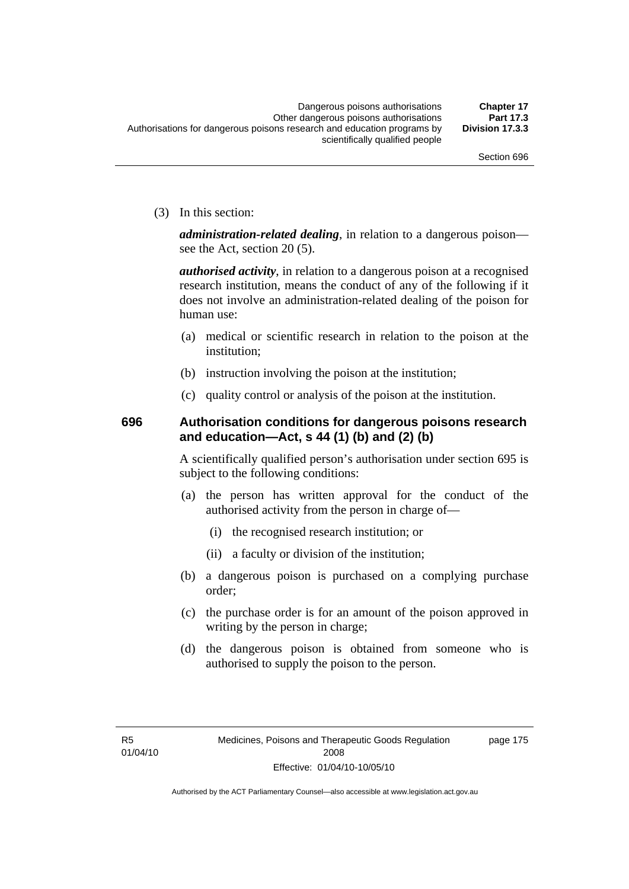(3) In this section:

***administration-related dealing***, in relation to a dangerous poison—see the Act, section 20 (5).

***authorised activity***, in relation to a dangerous poison at a recognised research institution, means the conduct of any of the following if it does not involve an administration-related dealing of the poison for human use:

(a) medical or scientific research in relation to the poison at the institution;

(b) instruction involving the poison at the institution;

(c) quality control or analysis of the poison at the institution.

### 696 Authorisation conditions for dangerous poisons research and education—Act, s 44 (1) (b) and (2) (b)

A scientifically qualified person's authorisation under section 695 is subject to the following conditions:

(a) the person has written approval for the conduct of the authorised activity from the person in charge of—

(i) the recognised research institution; or

(ii) a faculty or division of the institution;

(b) a dangerous poison is purchased on a complying purchase order;

(c) the purchase order is for an amount of the poison approved in writing by the person in charge;

(d) the dangerous poison is obtained from someone who is authorised to supply the poison to the person.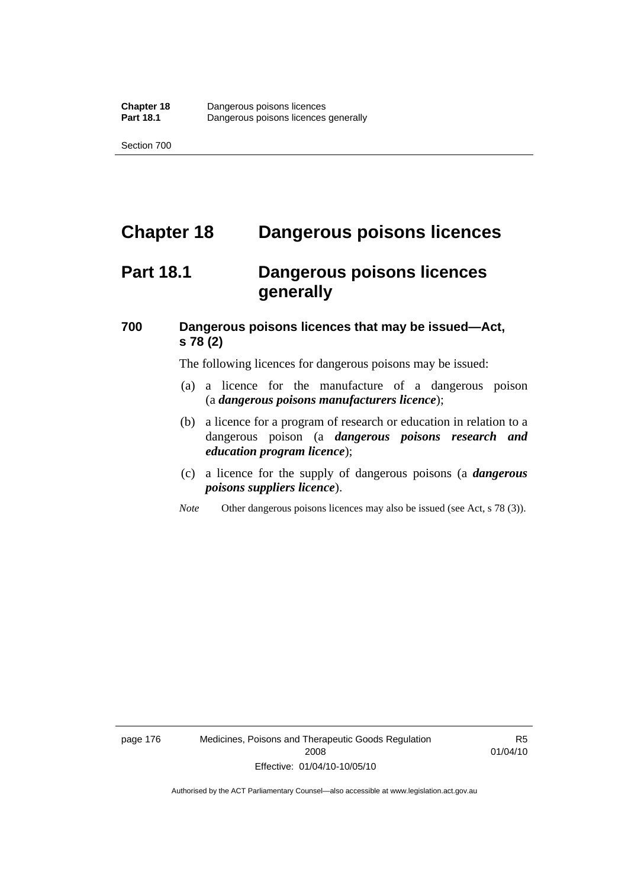# Chapter 18 Dangerous poisons licences

## Part 18.1 Dangerous poisons licences generally

### 700 Dangerous poisons licences that may be issued—Act, s 78 (2)

The following licences for dangerous poisons may be issued:

(a) a licence for the manufacture of a dangerous poison (a ***dangerous poisons manufacturers licence***);

(b) a licence for a program of research or education in relation to a dangerous poison (a ***dangerous poisons research and education program licence***);

(c) a licence for the supply of dangerous poisons (a ***dangerous poisons suppliers licence***).

*Note* Other dangerous poisons licences may also be issued (see Act, s 78 (3)).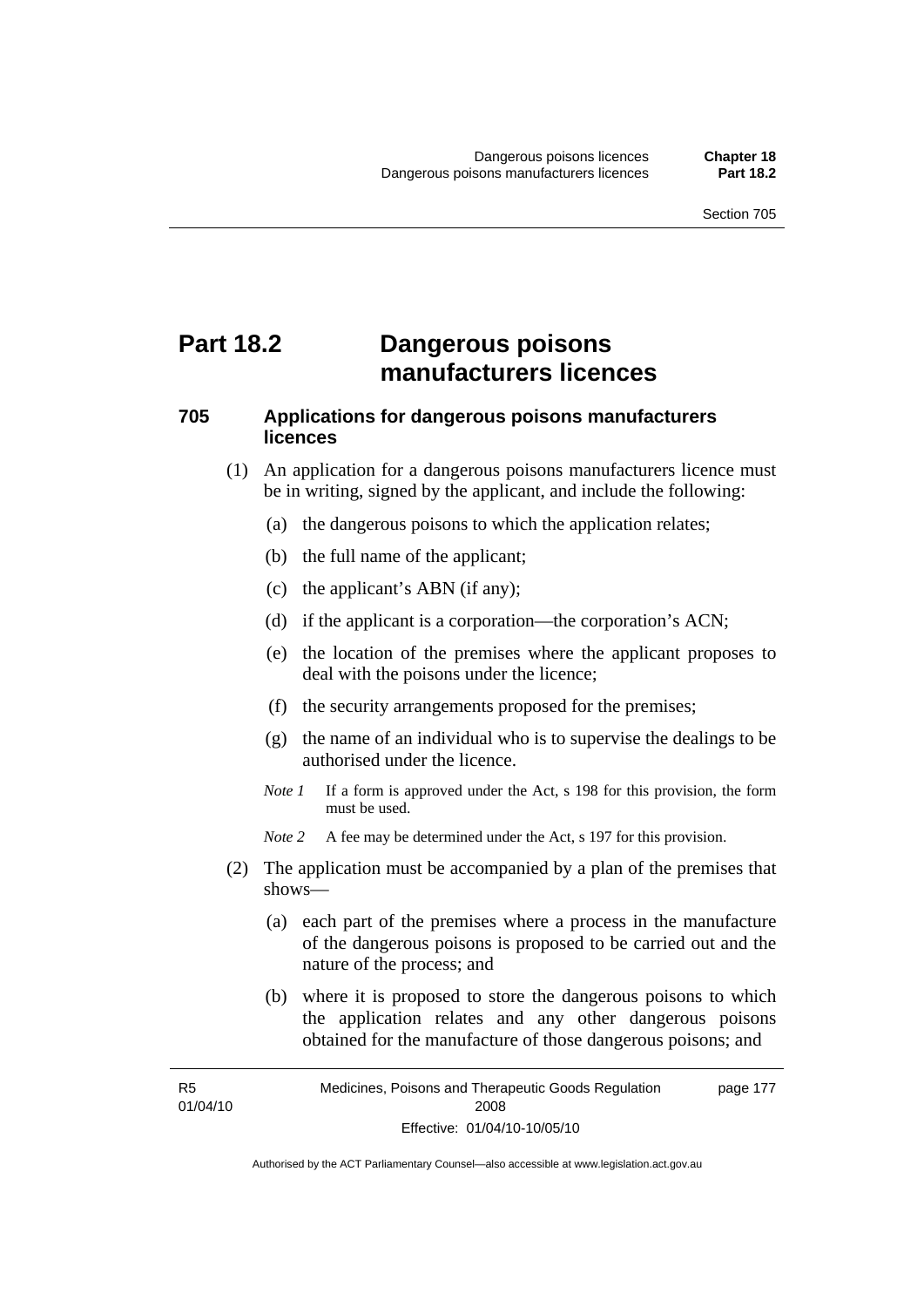# Part 18.2 Dangerous poisons manufacturers licences

### 705 Applications for dangerous poisons manufacturers licences

(1) An application for a dangerous poisons manufacturers licence must be in writing, signed by the applicant, and include the following:

(a) the dangerous poisons to which the application relates;

(b) the full name of the applicant;

(c) the applicant's ABN (if any);

(d) if the applicant is a corporation—the corporation's ACN;

(e) the location of the premises where the applicant proposes to deal with the poisons under the licence;

(f) the security arrangements proposed for the premises;

(g) the name of an individual who is to supervise the dealings to be authorised under the licence.

*Note 1* If a form is approved under the Act, s 198 for this provision, the form must be used.

*Note 2* A fee may be determined under the Act, s 197 for this provision.

(2) The application must be accompanied by a plan of the premises that shows—

(a) each part of the premises where a process in the manufacture of the dangerous poisons is proposed to be carried out and the nature of the process; and

(b) where it is proposed to store the dangerous poisons to which the application relates and any other dangerous poisons obtained for the manufacture of those dangerous poisons; and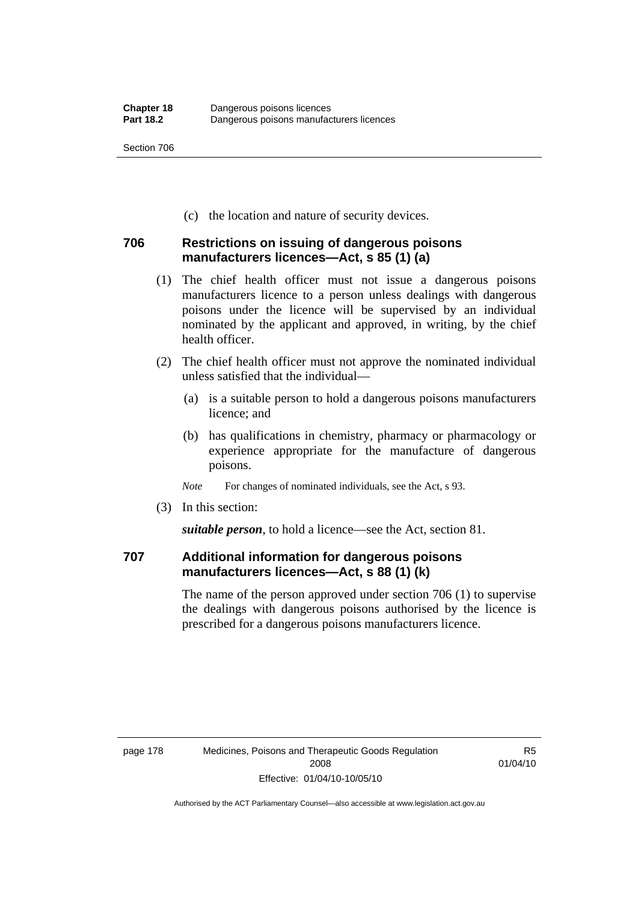(c) the location and nature of security devices.

## 706 Restrictions on issuing of dangerous poisons manufacturers licences—Act, s 85 (1) (a)

(1) The chief health officer must not issue a dangerous poisons manufacturers licence to a person unless dealings with dangerous poisons under the licence will be supervised by an individual nominated by the applicant and approved, in writing, by the chief health officer.

(2) The chief health officer must not approve the nominated individual unless satisfied that the individual—

- (a) is a suitable person to hold a dangerous poisons manufacturers licence; and
- (b) has qualifications in chemistry, pharmacy or pharmacology or experience appropriate for the manufacture of dangerous poisons.

*Note* For changes of nominated individuals, see the Act, s 93.

(3) In this section:

***suitable person***, to hold a licence—see the Act, section 81.

## 707 Additional information for dangerous poisons manufacturers licences—Act, s 88 (1) (k)

The name of the person approved under section 706 (1) to supervise the dealings with dangerous poisons authorised by the licence is prescribed for a dangerous poisons manufacturers licence.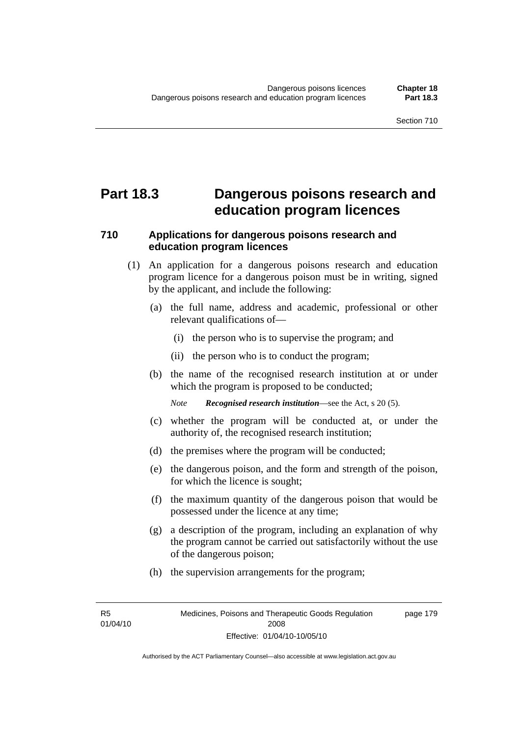# Part 18.3 Dangerous poisons research and education program licences

## 710 Applications for dangerous poisons research and education program licences

(1) An application for a dangerous poisons research and education program licence for a dangerous poison must be in writing, signed by the applicant, and include the following:

(a) the full name, address and academic, professional or other relevant qualifications of—

(i) the person who is to supervise the program; and

(ii) the person who is to conduct the program;

(b) the name of the recognised research institution at or under which the program is proposed to be conducted;

*Note* ***Recognised research institution***—see the Act, s 20 (5).

(c) whether the program will be conducted at, or under the authority of, the recognised research institution;

(d) the premises where the program will be conducted;

(e) the dangerous poison, and the form and strength of the poison, for which the licence is sought;

(f) the maximum quantity of the dangerous poison that would be possessed under the licence at any time;

(g) a description of the program, including an explanation of why the program cannot be carried out satisfactorily without the use of the dangerous poison;

(h) the supervision arrangements for the program;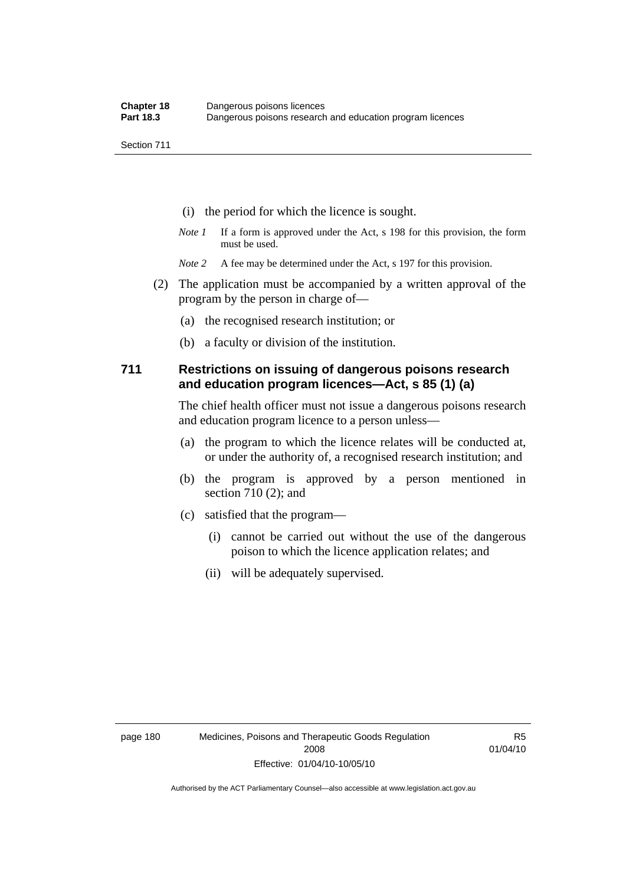(i) the period for which the licence is sought.

*Note 1* If a form is approved under the Act, s 198 for this provision, the form must be used.

*Note 2* A fee may be determined under the Act, s 197 for this provision.

(2) The application must be accompanied by a written approval of the program by the person in charge of—

(a) the recognised research institution; or

(b) a faculty or division of the institution.

### 711 Restrictions on issuing of dangerous poisons research and education program licences—Act, s 85 (1) (a)

The chief health officer must not issue a dangerous poisons research and education program licence to a person unless—

(a) the program to which the licence relates will be conducted at, or under the authority of, a recognised research institution; and

(b) the program is approved by a person mentioned in section 710 (2); and

(c) satisfied that the program—

(i) cannot be carried out without the use of the dangerous poison to which the licence application relates; and

(ii) will be adequately supervised.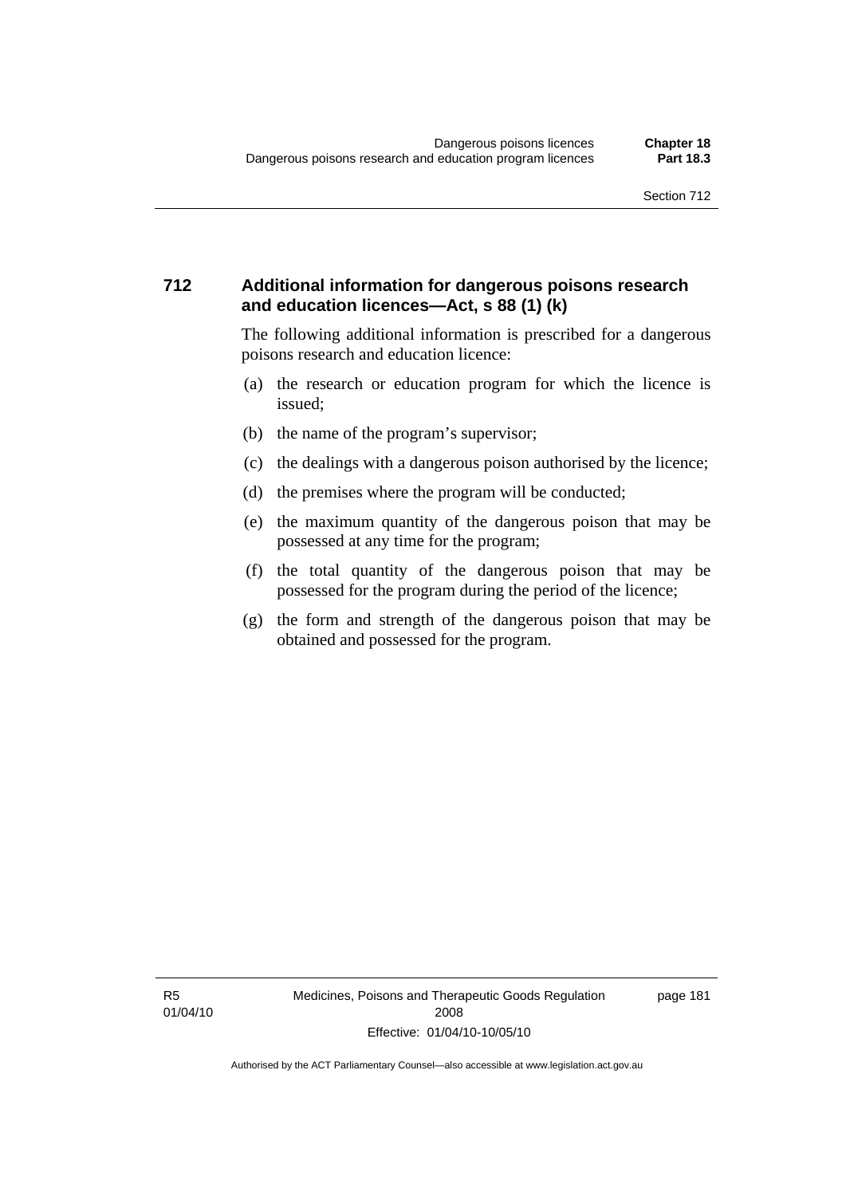## 712 Additional information for dangerous poisons research and education licences—Act, s 88 (1) (k)

The following additional information is prescribed for a dangerous poisons research and education licence:

(a) the research or education program for which the licence is issued;

(b) the name of the program's supervisor;

(c) the dealings with a dangerous poison authorised by the licence;

(d) the premises where the program will be conducted;

(e) the maximum quantity of the dangerous poison that may be possessed at any time for the program;

(f) the total quantity of the dangerous poison that may be possessed for the program during the period of the licence;

(g) the form and strength of the dangerous poison that may be obtained and possessed for the program.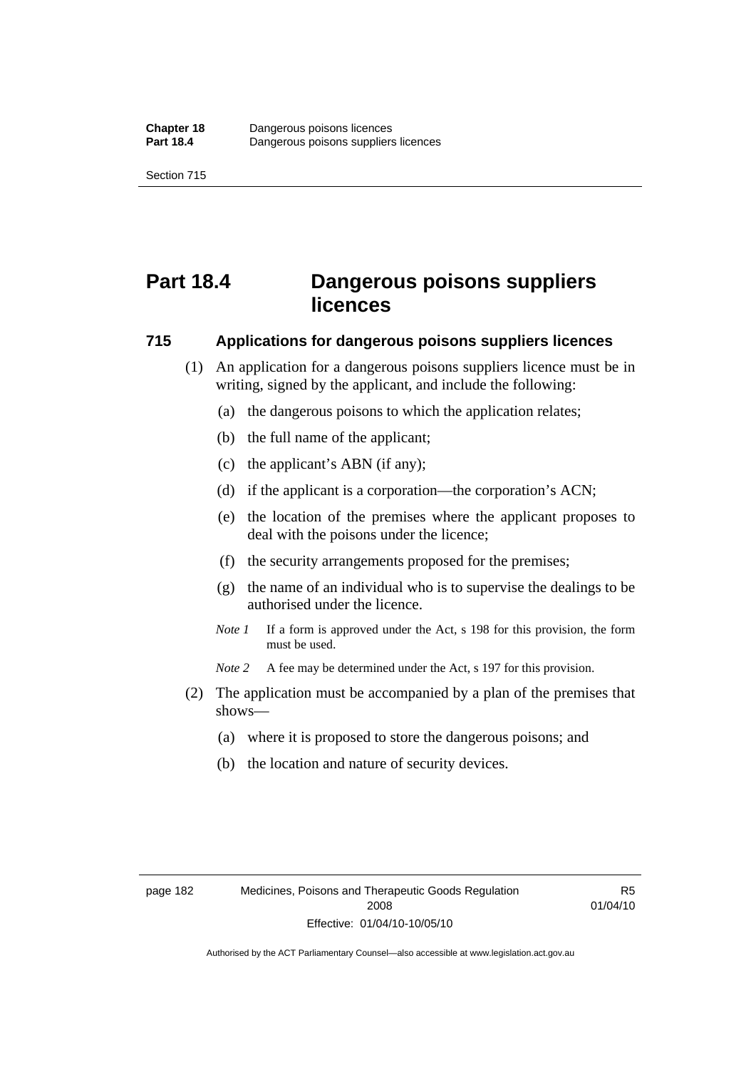# Part 18.4 Dangerous poisons suppliers licences

## 715 Applications for dangerous poisons suppliers licences

(1) An application for a dangerous poisons suppliers licence must be in writing, signed by the applicant, and include the following:

(a) the dangerous poisons to which the application relates;

(b) the full name of the applicant;

(c) the applicant's ABN (if any);

(d) if the applicant is a corporation—the corporation's ACN;

(e) the location of the premises where the applicant proposes to deal with the poisons under the licence;

(f) the security arrangements proposed for the premises;

(g) the name of an individual who is to supervise the dealings to be authorised under the licence.

*Note 1* If a form is approved under the Act, s 198 for this provision, the form must be used.

*Note 2* A fee may be determined under the Act, s 197 for this provision.

(2) The application must be accompanied by a plan of the premises that shows—

(a) where it is proposed to store the dangerous poisons; and

(b) the location and nature of security devices.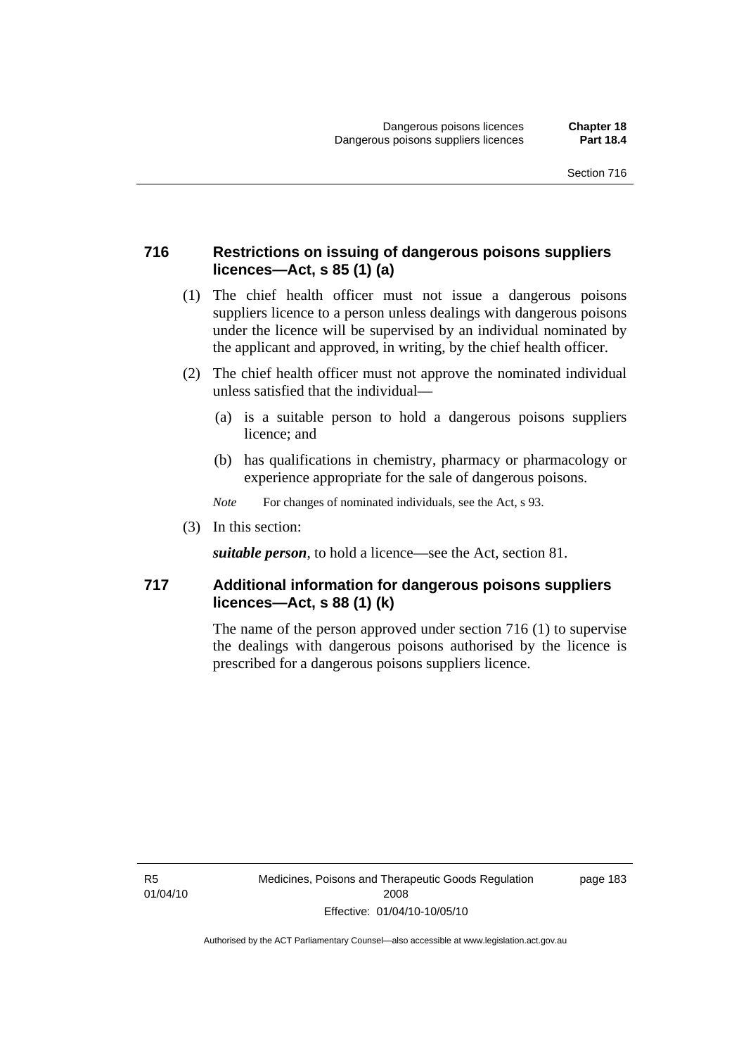## 716 Restrictions on issuing of dangerous poisons suppliers licences—Act, s 85 (1) (a)

(1) The chief health officer must not issue a dangerous poisons suppliers licence to a person unless dealings with dangerous poisons under the licence will be supervised by an individual nominated by the applicant and approved, in writing, by the chief health officer.

(2) The chief health officer must not approve the nominated individual unless satisfied that the individual—

(a) is a suitable person to hold a dangerous poisons suppliers licence; and

(b) has qualifications in chemistry, pharmacy or pharmacology or experience appropriate for the sale of dangerous poisons.

*Note* For changes of nominated individuals, see the Act, s 93.

(3) In this section:

***suitable person***, to hold a licence—see the Act, section 81.

## 717 Additional information for dangerous poisons suppliers licences—Act, s 88 (1) (k)

The name of the person approved under section 716 (1) to supervise the dealings with dangerous poisons authorised by the licence is prescribed for a dangerous poisons suppliers licence.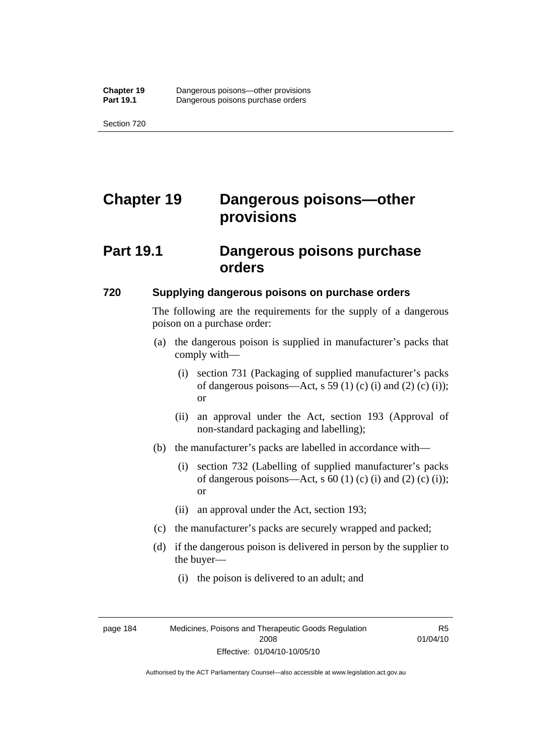# Chapter 19 Dangerous poisons—other provisions

## Part 19.1 Dangerous poisons purchase orders

### 720 Supplying dangerous poisons on purchase orders

The following are the requirements for the supply of a dangerous poison on a purchase order:

(a) the dangerous poison is supplied in manufacturer's packs that comply with—

(i) section 731 (Packaging of supplied manufacturer's packs of dangerous poisons—Act, s 59 (1) (c) (i) and (2) (c) (i)); or

(ii) an approval under the Act, section 193 (Approval of non-standard packaging and labelling);

(b) the manufacturer's packs are labelled in accordance with—

(i) section 732 (Labelling of supplied manufacturer's packs of dangerous poisons—Act, s 60 (1) (c) (i) and (2) (c) (i)); or

(ii) an approval under the Act, section 193;

(c) the manufacturer's packs are securely wrapped and packed;

(d) if the dangerous poison is delivered in person by the supplier to the buyer—

(i) the poison is delivered to an adult; and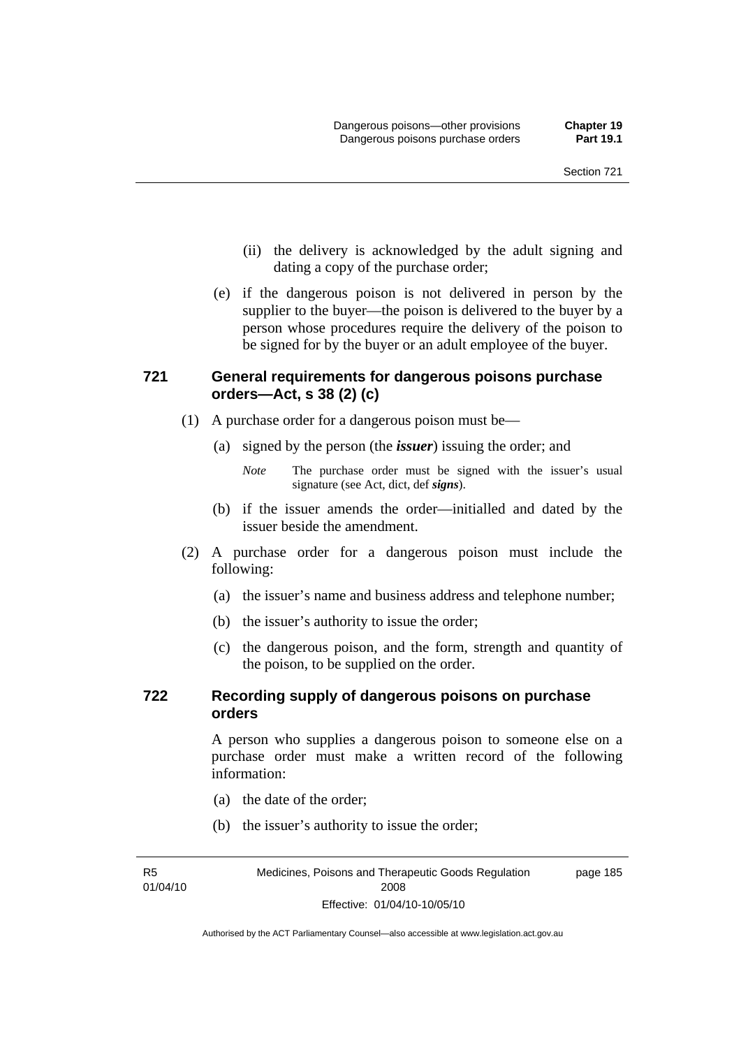(ii) the delivery is acknowledged by the adult signing and dating a copy of the purchase order;

(e) if the dangerous poison is not delivered in person by the supplier to the buyer—the poison is delivered to the buyer by a person whose procedures require the delivery of the poison to be signed for by the buyer or an adult employee of the buyer.

### 721 General requirements for dangerous poisons purchase orders—Act, s 38 (2) (c)

(1) A purchase order for a dangerous poison must be—

(a) signed by the person (the ***issuer***) issuing the order; and

*Note* The purchase order must be signed with the issuer's usual signature (see Act, dict, def ***signs***).

(b) if the issuer amends the order—initialled and dated by the issuer beside the amendment.

(2) A purchase order for a dangerous poison must include the following:

(a) the issuer's name and business address and telephone number;

(b) the issuer's authority to issue the order;

(c) the dangerous poison, and the form, strength and quantity of the poison, to be supplied on the order.

### 722 Recording supply of dangerous poisons on purchase orders

A person who supplies a dangerous poison to someone else on a purchase order must make a written record of the following information:

(a) the date of the order;

(b) the issuer's authority to issue the order;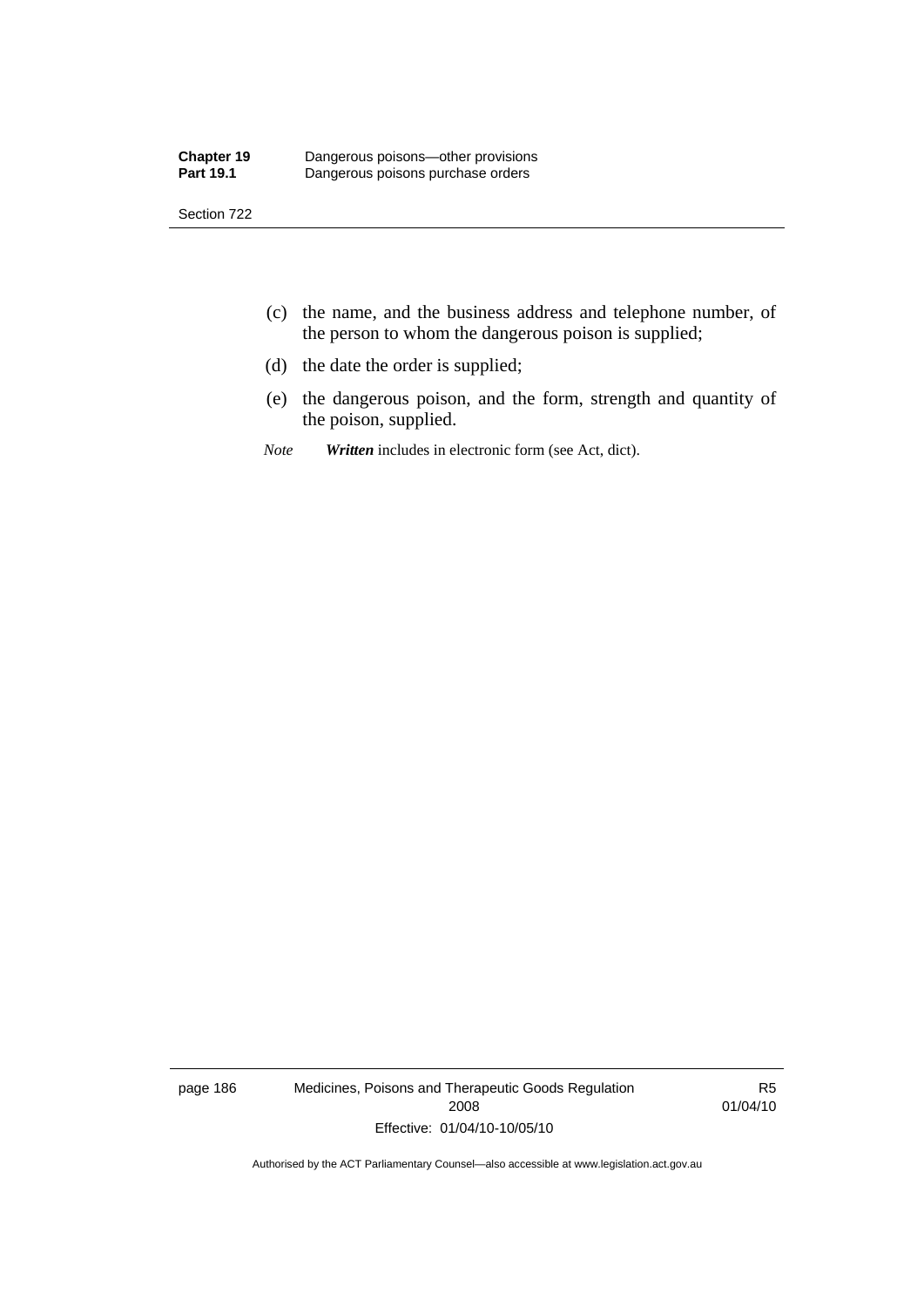(c) the name, and the business address and telephone number, of the person to whom the dangerous poison is supplied;

(d) the date the order is supplied;

(e) the dangerous poison, and the form, strength and quantity of the poison, supplied.

*Note* ***Written*** includes in electronic form (see Act, dict).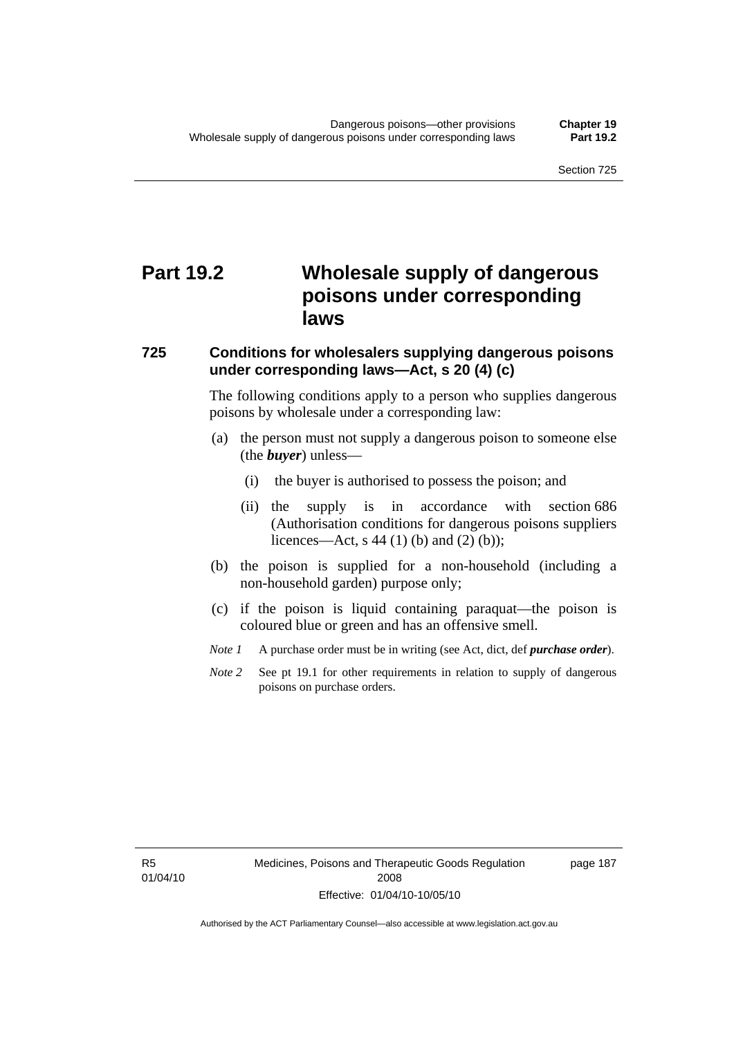# Part 19.2 Wholesale supply of dangerous poisons under corresponding laws

## 725 Conditions for wholesalers supplying dangerous poisons under corresponding laws—Act, s 20 (4) (c)

The following conditions apply to a person who supplies dangerous poisons by wholesale under a corresponding law:

(a) the person must not supply a dangerous poison to someone else (the ***buyer***) unless—

  (i) the buyer is authorised to possess the poison; and

  (ii) the supply is in accordance with section 686 (Authorisation conditions for dangerous poisons suppliers licences—Act, s 44 (1) (b) and (2) (b));

(b) the poison is supplied for a non-household (including a non-household garden) purpose only;

(c) if the poison is liquid containing paraquat—the poison is coloured blue or green and has an offensive smell.

*Note 1* A purchase order must be in writing (see Act, dict, def ***purchase order***).

*Note 2* See pt 19.1 for other requirements in relation to supply of dangerous poisons on purchase orders.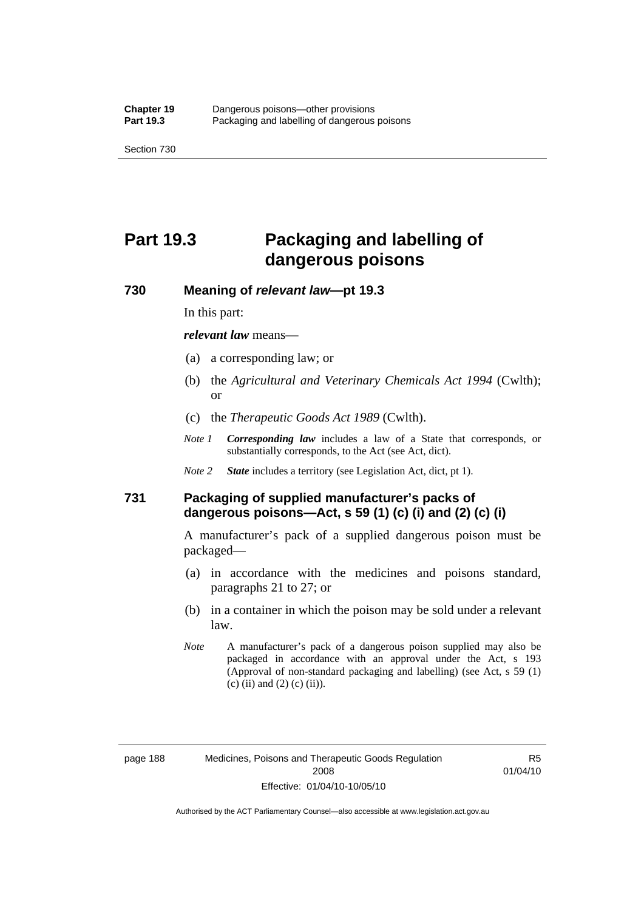# Part 19.3 Packaging and labelling of dangerous poisons

## 730 Meaning of *relevant law*—pt 19.3

In this part:

***relevant law*** means—

(a) a corresponding law; or

(b) the *Agricultural and Veterinary Chemicals Act 1994* (Cwlth); or

(c) the *Therapeutic Goods Act 1989* (Cwlth).

*Note 1* ***Corresponding law*** includes a law of a State that corresponds, or substantially corresponds, to the Act (see Act, dict).

*Note 2* ***State*** includes a territory (see Legislation Act, dict, pt 1).

## 731 Packaging of supplied manufacturer's packs of dangerous poisons—Act, s 59 (1) (c) (i) and (2) (c) (i)

A manufacturer's pack of a supplied dangerous poison must be packaged—

(a) in accordance with the medicines and poisons standard, paragraphs 21 to 27; or

(b) in a container in which the poison may be sold under a relevant law.

*Note* A manufacturer's pack of a dangerous poison supplied may also be packaged in accordance with an approval under the Act, s 193 (Approval of non-standard packaging and labelling) (see Act, s 59 (1) (c) (ii) and (2) (c) (ii)).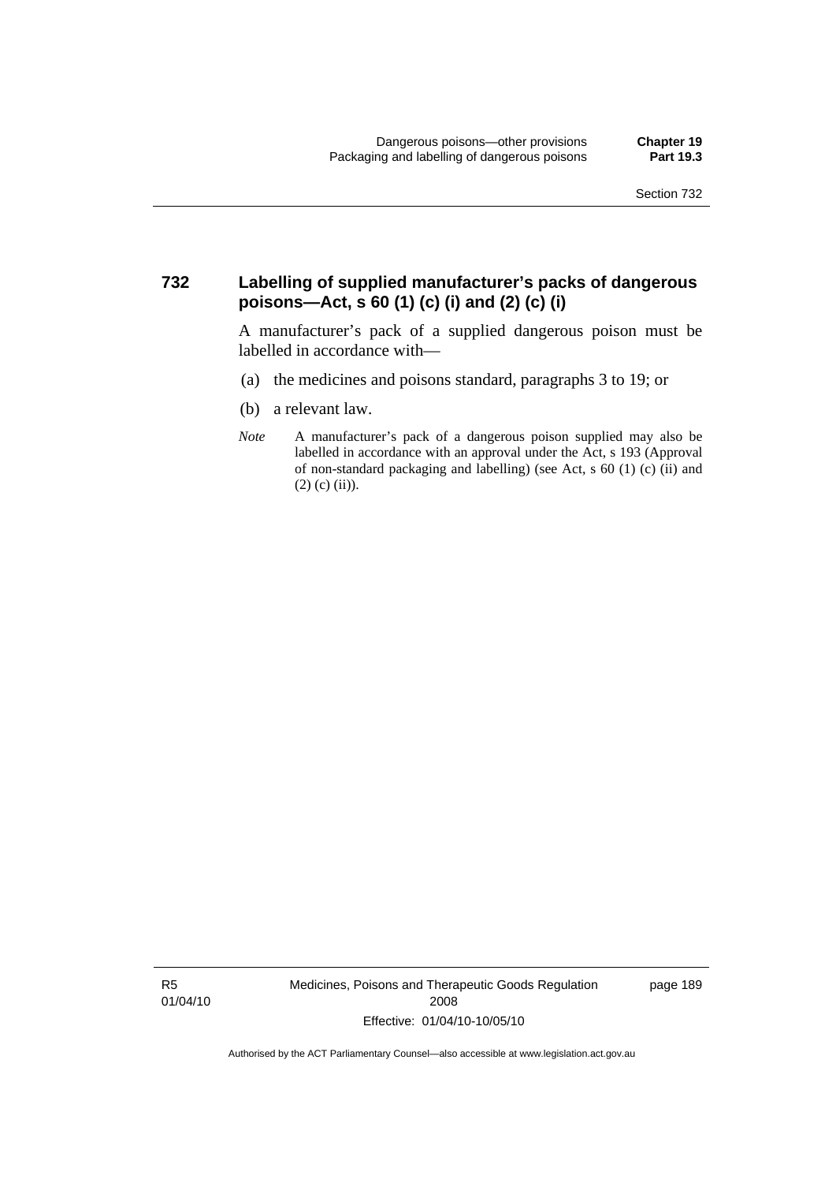## 732 Labelling of supplied manufacturer's packs of dangerous poisons—Act, s 60 (1) (c) (i) and (2) (c) (i)

A manufacturer's pack of a supplied dangerous poison must be labelled in accordance with—

(a) the medicines and poisons standard, paragraphs 3 to 19; or

(b) a relevant law.

*Note* A manufacturer's pack of a dangerous poison supplied may also be labelled in accordance with an approval under the Act, s 193 (Approval of non-standard packaging and labelling) (see Act, s 60 (1) (c) (ii) and (2) (c) (ii)).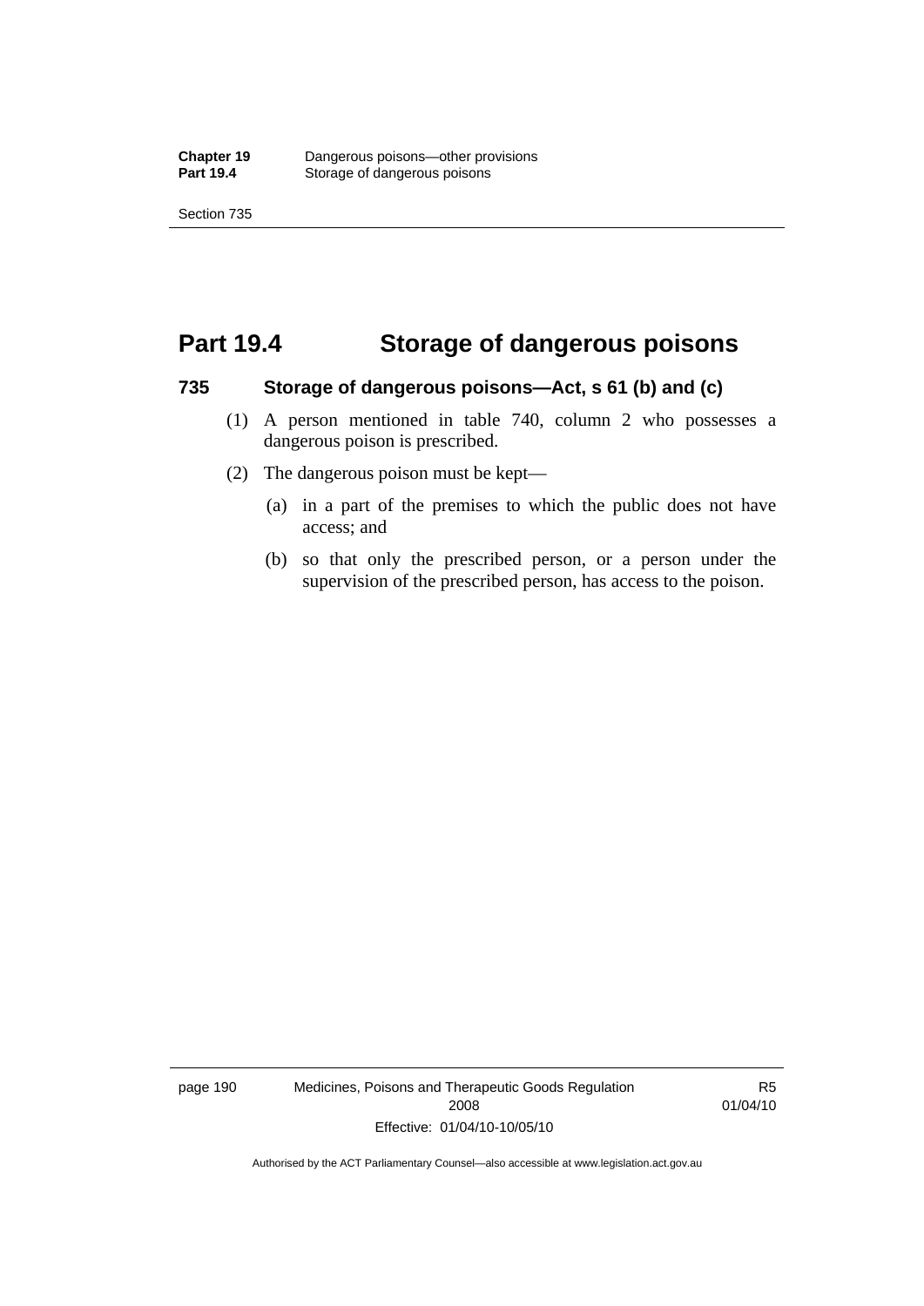# Part 19.4 Storage of dangerous poisons

## 735 Storage of dangerous poisons—Act, s 61 (b) and (c)

(1) A person mentioned in table 740, column 2 who possesses a dangerous poison is prescribed.

(2) The dangerous poison must be kept—

(a) in a part of the premises to which the public does not have access; and

(b) so that only the prescribed person, or a person under the supervision of the prescribed person, has access to the poison.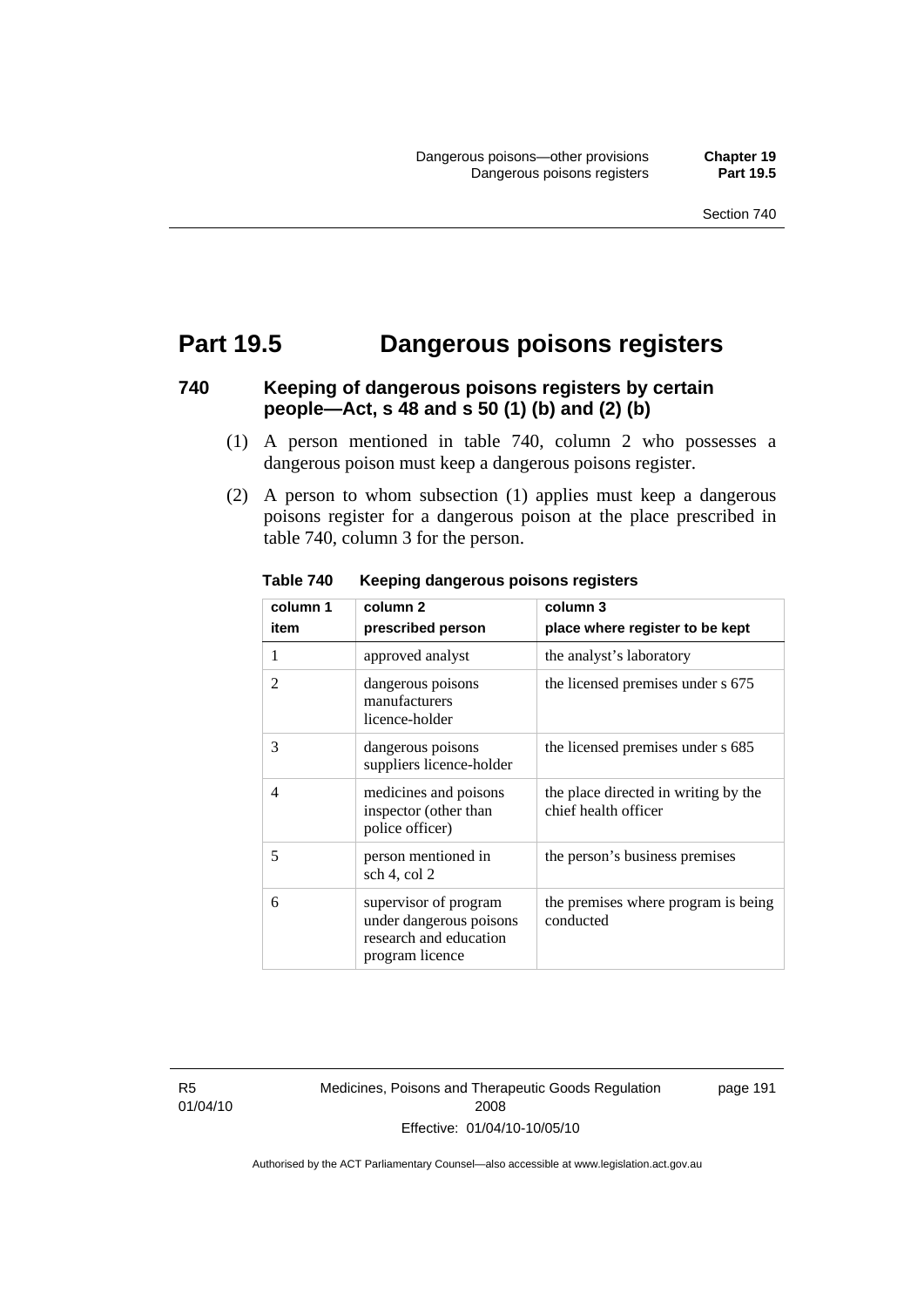# Part 19.5 Dangerous poisons registers

## 740 Keeping of dangerous poisons registers by certain people—Act, s 48 and s 50 (1) (b) and (2) (b)

(1) A person mentioned in table 740, column 2 who possesses a dangerous poison must keep a dangerous poisons register.

(2) A person to whom subsection (1) applies must keep a dangerous poisons register for a dangerous poison at the place prescribed in table 740, column 3 for the person.

**Table 740 Keeping dangerous poisons registers**

| column 1<br>item | column 2<br>prescribed person | column 3<br>place where register to be kept |
|---|---|---|
| 1 | approved analyst | the analyst's laboratory |
| 2 | dangerous poisons manufacturers licence-holder | the licensed premises under s 675 |
| 3 | dangerous poisons suppliers licence-holder | the licensed premises under s 685 |
| 4 | medicines and poisons inspector (other than police officer) | the place directed in writing by the chief health officer |
| 5 | person mentioned in sch 4, col 2 | the person's business premises |
| 6 | supervisor of program under dangerous poisons research and education program licence | the premises where program is being conducted |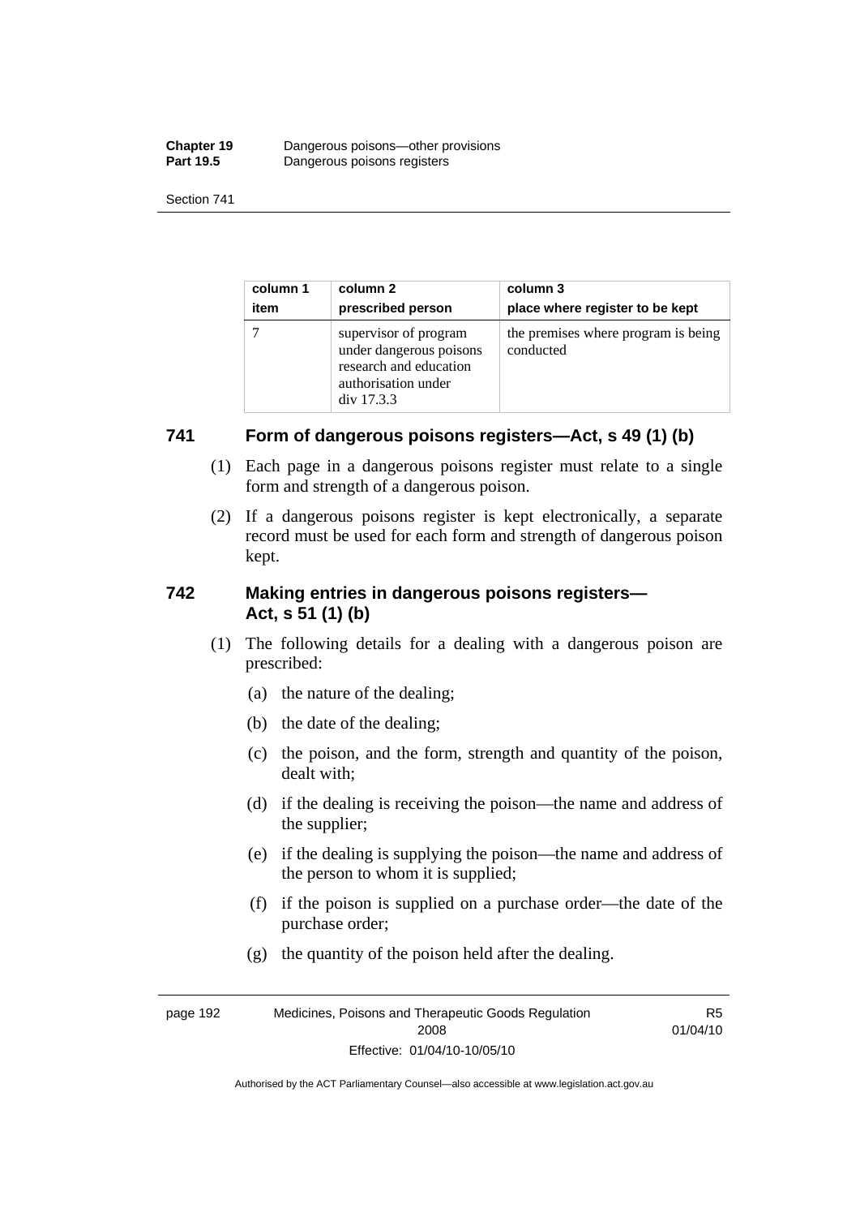| column 1<br>item | column 2<br>prescribed person | column 3<br>place where register to be kept |
|---|---|---|
| 7 | supervisor of program under dangerous poisons research and education authorisation under div 17.3.3 | the premises where program is being conducted |

## 741 Form of dangerous poisons registers—Act, s 49 (1) (b)

(1) Each page in a dangerous poisons register must relate to a single form and strength of a dangerous poison.

(2) If a dangerous poisons register is kept electronically, a separate record must be used for each form and strength of dangerous poison kept.

## 742 Making entries in dangerous poisons registers—Act, s 51 (1) (b)

(1) The following details for a dealing with a dangerous poison are prescribed:

(a) the nature of the dealing;

(b) the date of the dealing;

(c) the poison, and the form, strength and quantity of the poison, dealt with;

(d) if the dealing is receiving the poison—the name and address of the supplier;

(e) if the dealing is supplying the poison—the name and address of the person to whom it is supplied;

(f) if the poison is supplied on a purchase order—the date of the purchase order;

(g) the quantity of the poison held after the dealing.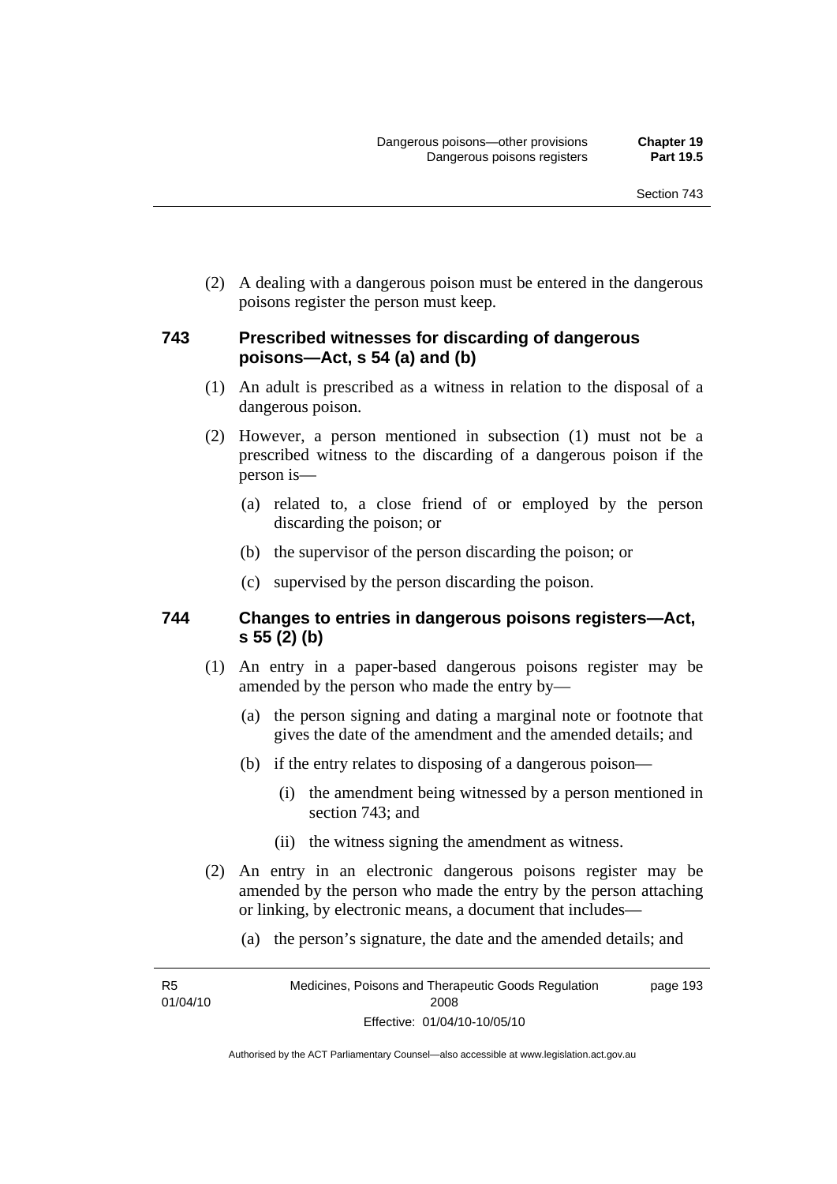(2) A dealing with a dangerous poison must be entered in the dangerous poisons register the person must keep.

### 743 Prescribed witnesses for discarding of dangerous poisons—Act, s 54 (a) and (b)

(1) An adult is prescribed as a witness in relation to the disposal of a dangerous poison.

(2) However, a person mentioned in subsection (1) must not be a prescribed witness to the discarding of a dangerous poison if the person is—

(a) related to, a close friend of or employed by the person discarding the poison; or

(b) the supervisor of the person discarding the poison; or

(c) supervised by the person discarding the poison.

### 744 Changes to entries in dangerous poisons registers—Act, s 55 (2) (b)

(1) An entry in a paper-based dangerous poisons register may be amended by the person who made the entry by—

(a) the person signing and dating a marginal note or footnote that gives the date of the amendment and the amended details; and

(b) if the entry relates to disposing of a dangerous poison—

(i) the amendment being witnessed by a person mentioned in section 743; and

(ii) the witness signing the amendment as witness.

(2) An entry in an electronic dangerous poisons register may be amended by the person who made the entry by the person attaching or linking, by electronic means, a document that includes—

(a) the person's signature, the date and the amended details; and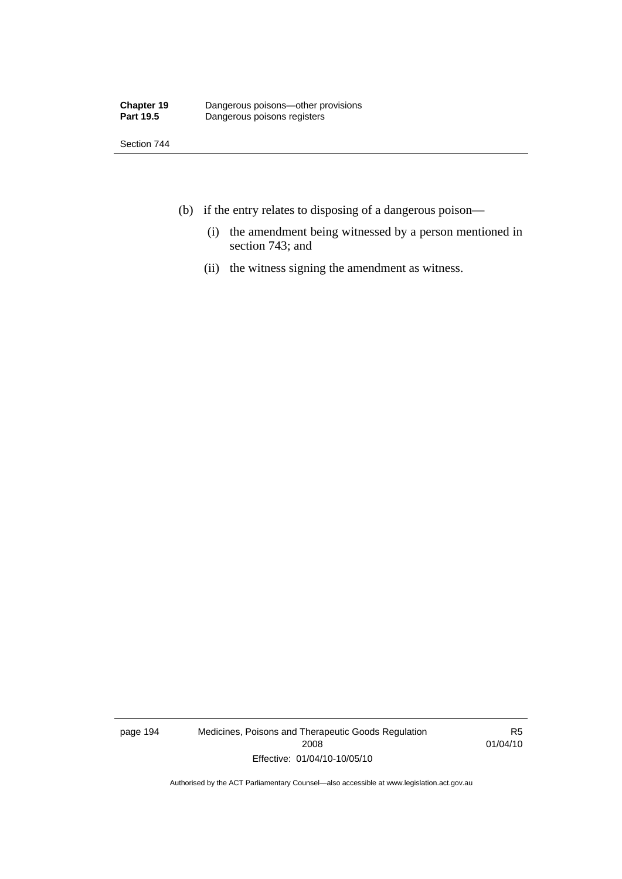(b) if the entry relates to disposing of a dangerous poison—

  (i) the amendment being witnessed by a person mentioned in section 743; and

  (ii) the witness signing the amendment as witness.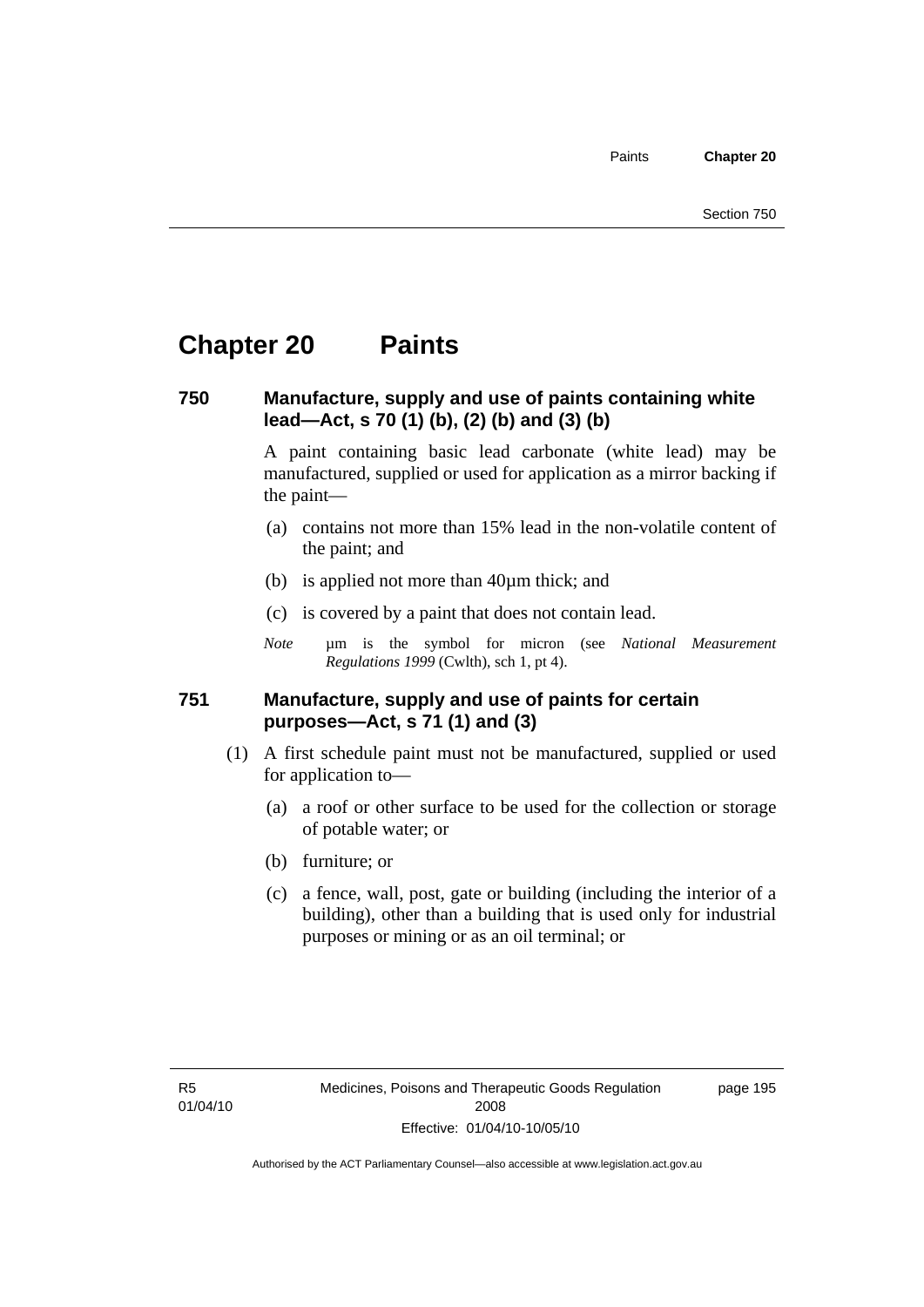# Chapter 20 Paints

## 750 Manufacture, supply and use of paints containing white lead—Act, s 70 (1) (b), (2) (b) and (3) (b)

A paint containing basic lead carbonate (white lead) may be manufactured, supplied or used for application as a mirror backing if the paint—

(a) contains not more than 15% lead in the non-volatile content of the paint; and

(b) is applied not more than 40µm thick; and

(c) is covered by a paint that does not contain lead.

*Note* µm is the symbol for micron (see *National Measurement Regulations 1999* (Cwlth), sch 1, pt 4).

## 751 Manufacture, supply and use of paints for certain purposes—Act, s 71 (1) and (3)

(1) A first schedule paint must not be manufactured, supplied or used for application to—

(a) a roof or other surface to be used for the collection or storage of potable water; or

(b) furniture; or

(c) a fence, wall, post, gate or building (including the interior of a building), other than a building that is used only for industrial purposes or mining or as an oil terminal; or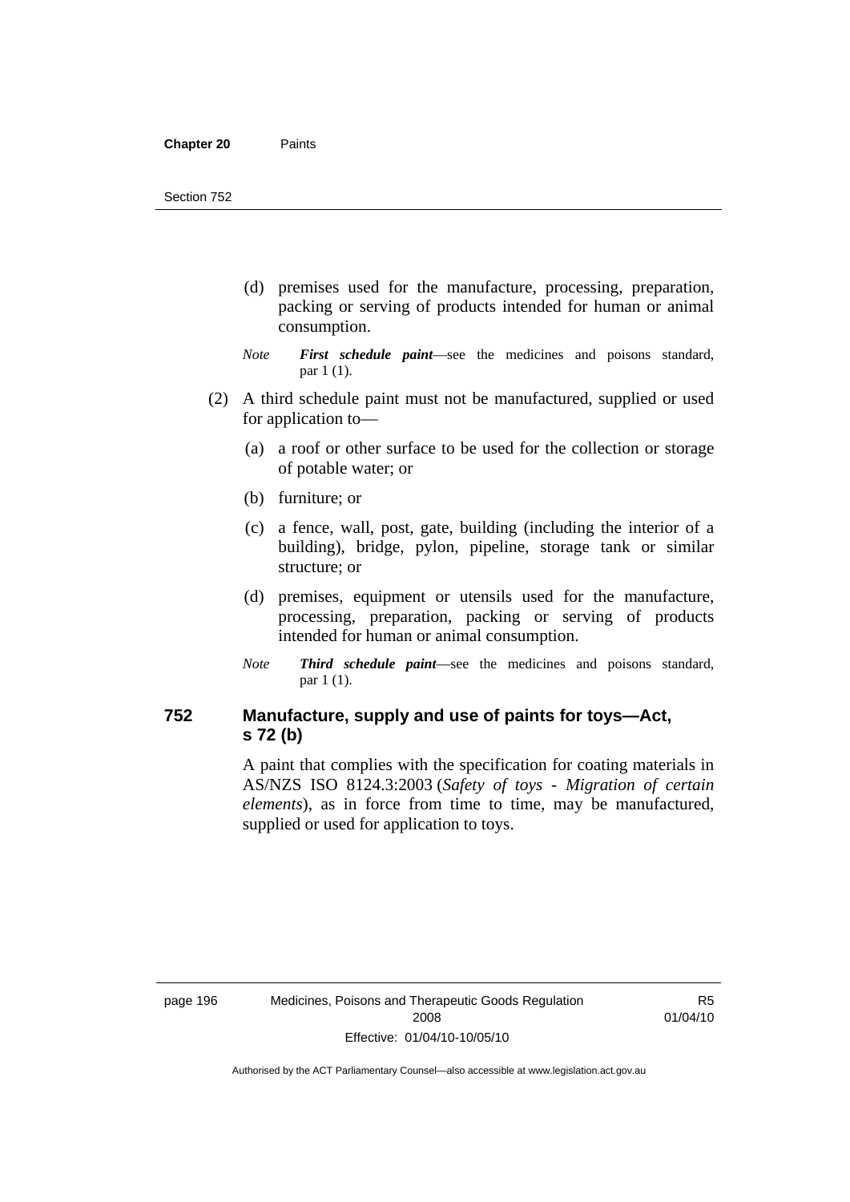(d) premises used for the manufacture, processing, preparation, packing or serving of products intended for human or animal consumption.

*Note* ***First schedule paint***—see the medicines and poisons standard, par 1 (1).

(2) A third schedule paint must not be manufactured, supplied or used for application to—

(a) a roof or other surface to be used for the collection or storage of potable water; or

(b) furniture; or

(c) a fence, wall, post, gate, building (including the interior of a building), bridge, pylon, pipeline, storage tank or similar structure; or

(d) premises, equipment or utensils used for the manufacture, processing, preparation, packing or serving of products intended for human or animal consumption.

*Note* ***Third schedule paint***—see the medicines and poisons standard, par 1 (1).

### 752 Manufacture, supply and use of paints for toys—Act, s 72 (b)

A paint that complies with the specification for coating materials in AS/NZS ISO 8124.3:2003 (*Safety of toys - Migration of certain elements*), as in force from time to time, may be manufactured, supplied or used for application to toys.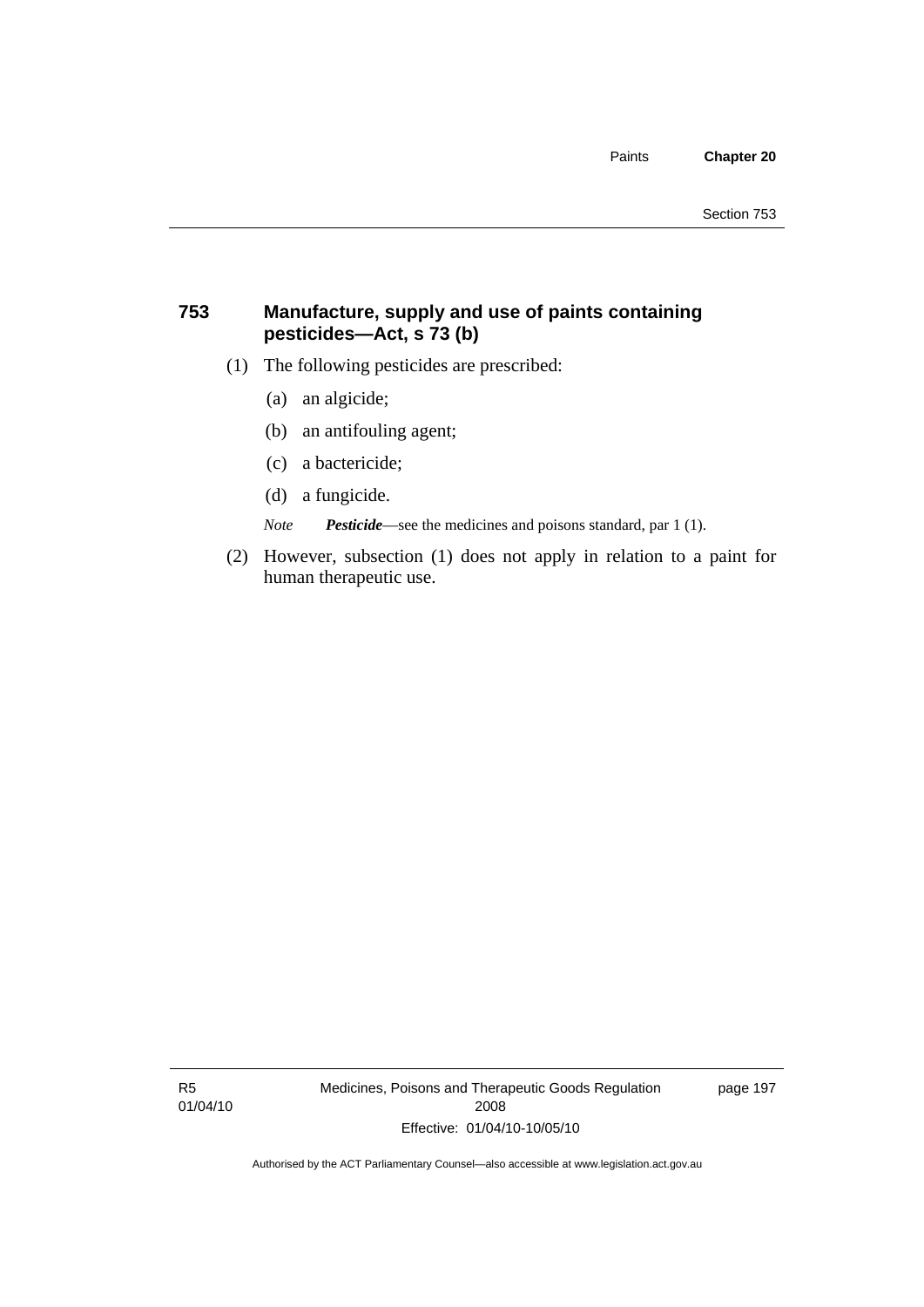### 753 Manufacture, supply and use of paints containing pesticides—Act, s 73 (b)

(1) The following pesticides are prescribed:

(a) an algicide;

(b) an antifouling agent;

(c) a bactericide;

(d) a fungicide.

*Note* ***Pesticide***—see the medicines and poisons standard, par 1 (1).

(2) However, subsection (1) does not apply in relation to a paint for human therapeutic use.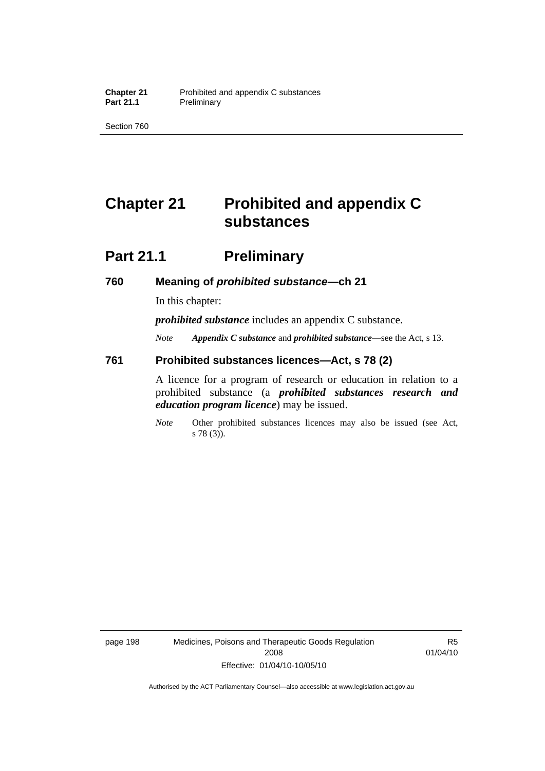# Chapter 21 Prohibited and appendix C substances

## Part 21.1 Preliminary

### 760 Meaning of *prohibited substance*—ch 21

In this chapter:

***prohibited substance*** includes an appendix C substance.

*Note* ***Appendix C substance*** and ***prohibited substance***—see the Act, s 13.

### 761 Prohibited substances licences—Act, s 78 (2)

A licence for a program of research or education in relation to a prohibited substance (a ***prohibited substances research and education program licence***) may be issued.

*Note* Other prohibited substances licences may also be issued (see Act, s 78 (3)).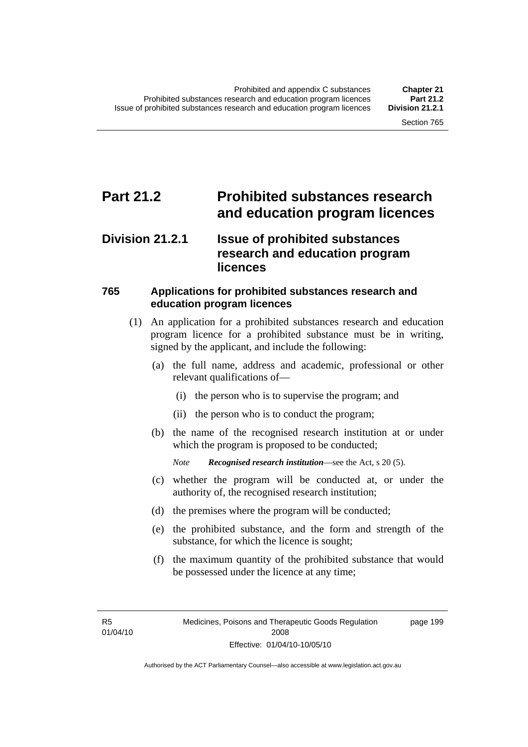# Part 21.2 Prohibited substances research and education program licences

## Division 21.2.1 Issue of prohibited substances research and education program licences

### 765 Applications for prohibited substances research and education program licences

(1) An application for a prohibited substances research and education program licence for a prohibited substance must be in writing, signed by the applicant, and include the following:

(a) the full name, address and academic, professional or other relevant qualifications of—

(i) the person who is to supervise the program; and

(ii) the person who is to conduct the program;

(b) the name of the recognised research institution at or under which the program is proposed to be conducted;

*Note* ***Recognised research institution***—see the Act, s 20 (5).

(c) whether the program will be conducted at, or under the authority of, the recognised research institution;

(d) the premises where the program will be conducted;

(e) the prohibited substance, and the form and strength of the substance, for which the licence is sought;

(f) the maximum quantity of the prohibited substance that would be possessed under the licence at any time;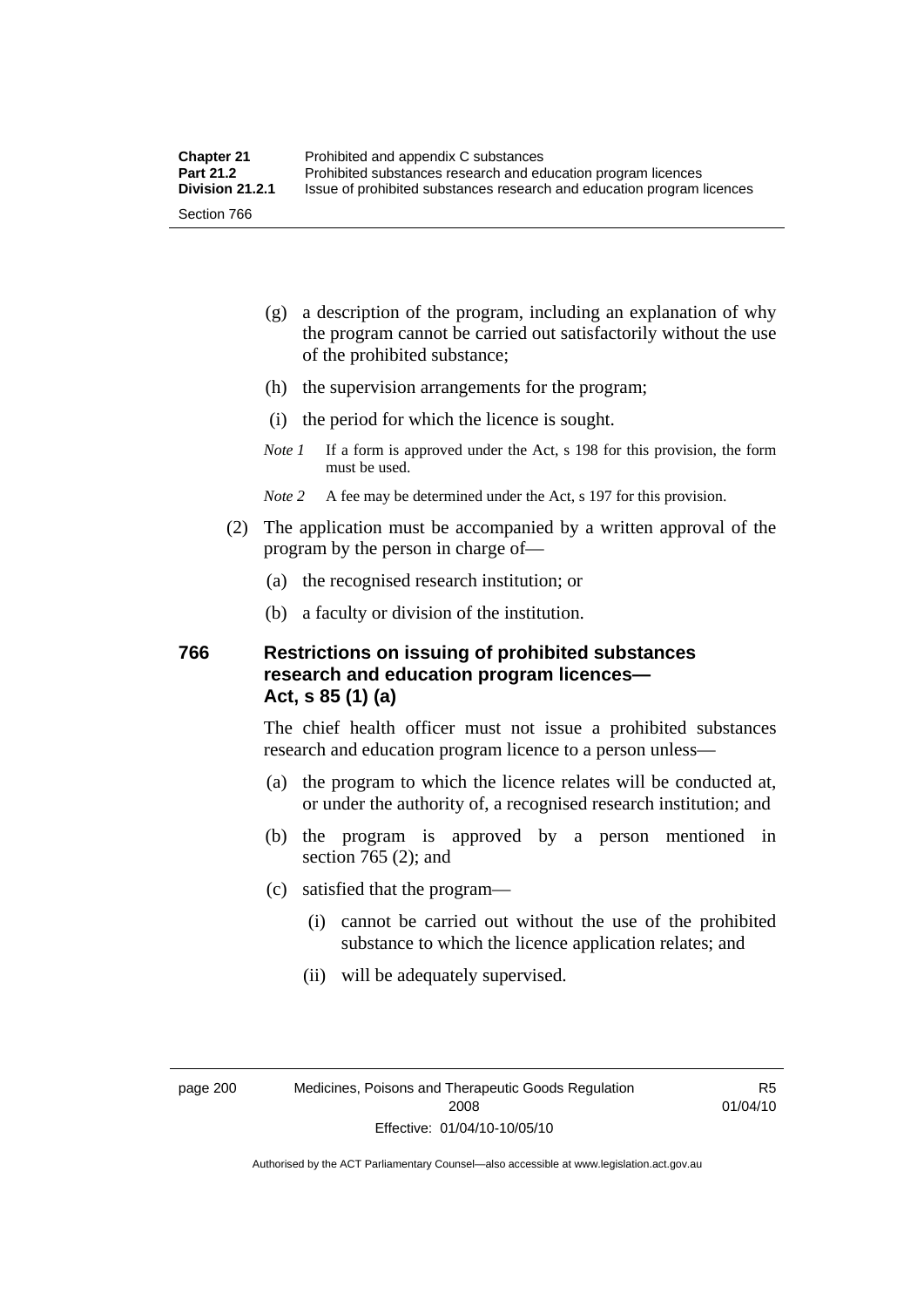(g) a description of the program, including an explanation of why the program cannot be carried out satisfactorily without the use of the prohibited substance;

(h) the supervision arrangements for the program;

(i) the period for which the licence is sought.

*Note 1* If a form is approved under the Act, s 198 for this provision, the form must be used.

*Note 2* A fee may be determined under the Act, s 197 for this provision.

(2) The application must be accompanied by a written approval of the program by the person in charge of—

(a) the recognised research institution; or

(b) a faculty or division of the institution.

### 766 Restrictions on issuing of prohibited substances research and education program licences—Act, s 85 (1) (a)

The chief health officer must not issue a prohibited substances research and education program licence to a person unless—

(a) the program to which the licence relates will be conducted at, or under the authority of, a recognised research institution; and

(b) the program is approved by a person mentioned in section 765 (2); and

(c) satisfied that the program—

(i) cannot be carried out without the use of the prohibited substance to which the licence application relates; and

(ii) will be adequately supervised.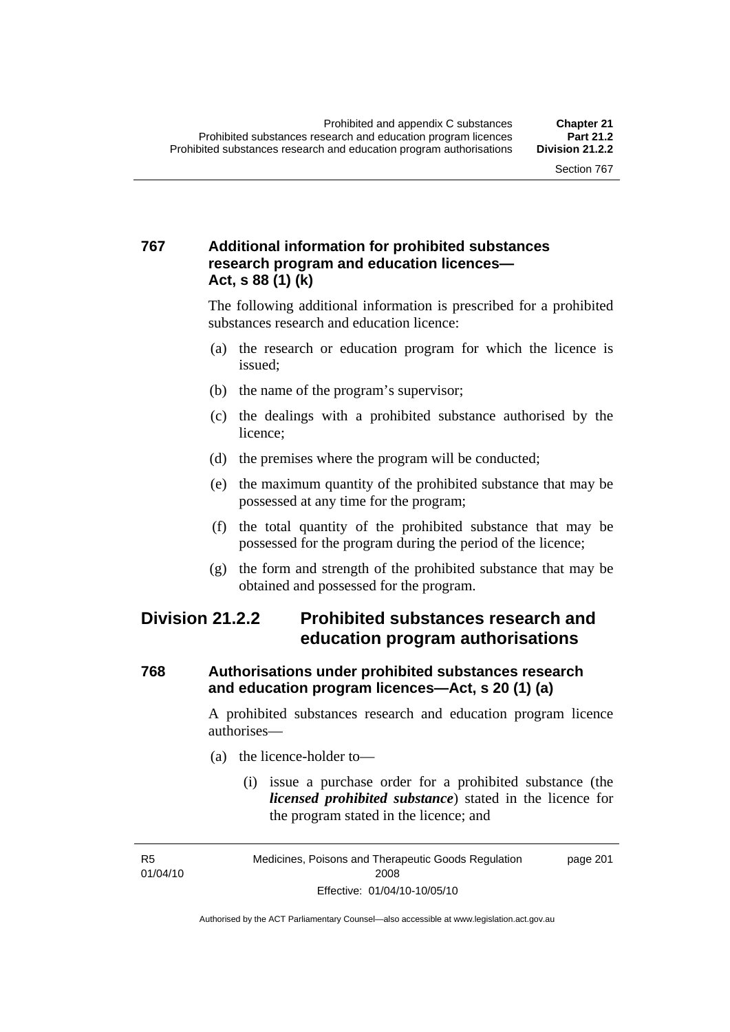### 767 Additional information for prohibited substances research program and education licences—Act, s 88 (1) (k)

The following additional information is prescribed for a prohibited substances research and education licence:

(a) the research or education program for which the licence is issued;

(b) the name of the program's supervisor;

(c) the dealings with a prohibited substance authorised by the licence;

(d) the premises where the program will be conducted;

(e) the maximum quantity of the prohibited substance that may be possessed at any time for the program;

(f) the total quantity of the prohibited substance that may be possessed for the program during the period of the licence;

(g) the form and strength of the prohibited substance that may be obtained and possessed for the program.

## Division 21.2.2 Prohibited substances research and education program authorisations

### 768 Authorisations under prohibited substances research and education program licences—Act, s 20 (1) (a)

A prohibited substances research and education program licence authorises—

(a) the licence-holder to—

(i) issue a purchase order for a prohibited substance (the ***licensed prohibited substance***) stated in the licence for the program stated in the licence; and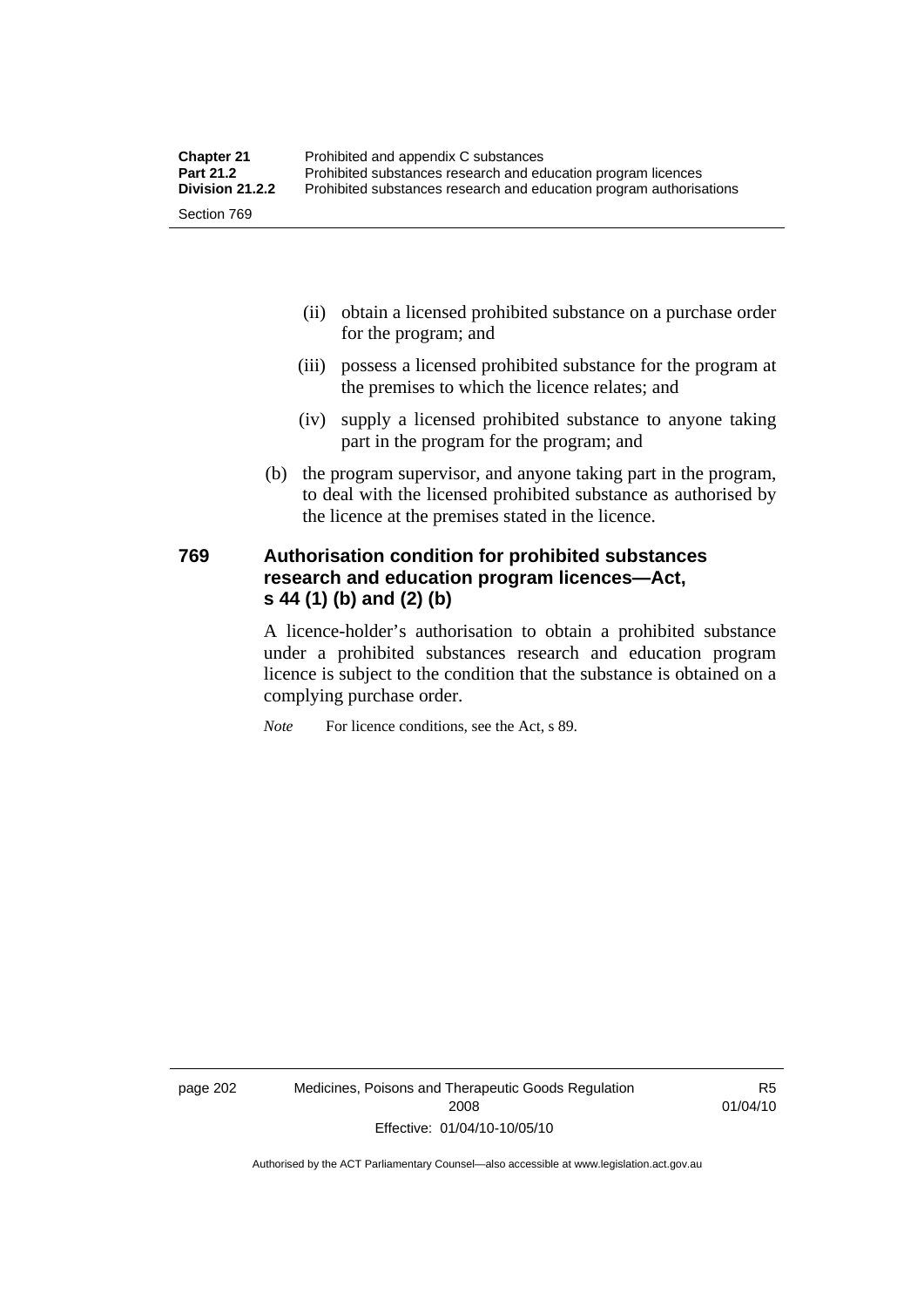(ii) obtain a licensed prohibited substance on a purchase order for the program; and

(iii) possess a licensed prohibited substance for the program at the premises to which the licence relates; and

(iv) supply a licensed prohibited substance to anyone taking part in the program for the program; and

(b) the program supervisor, and anyone taking part in the program, to deal with the licensed prohibited substance as authorised by the licence at the premises stated in the licence.

### 769 Authorisation condition for prohibited substances research and education program licences—Act, s 44 (1) (b) and (2) (b)

A licence-holder's authorisation to obtain a prohibited substance under a prohibited substances research and education program licence is subject to the condition that the substance is obtained on a complying purchase order.

*Note* For licence conditions, see the Act, s 89.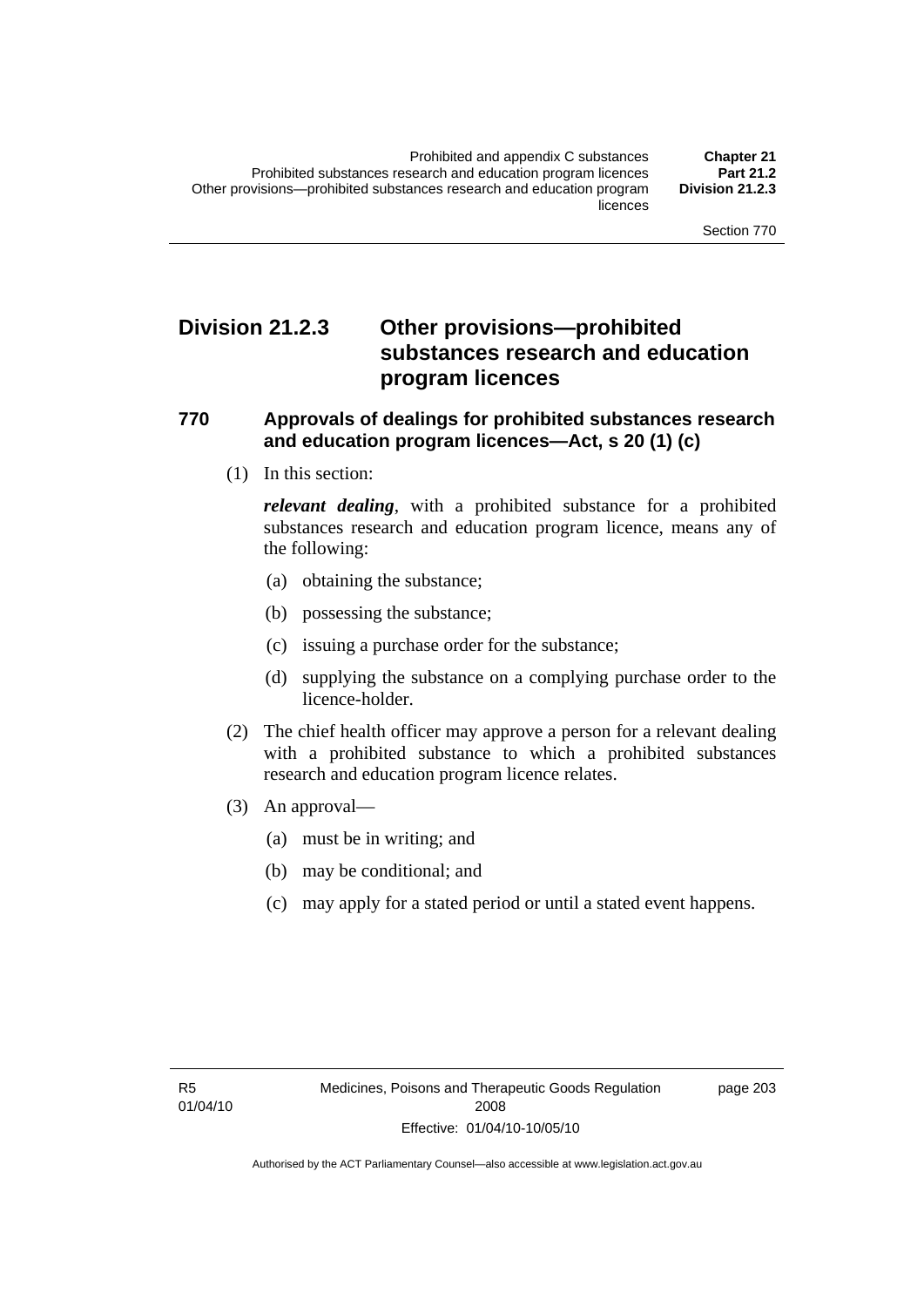## Division 21.2.3 Other provisions—prohibited substances research and education program licences

### 770 Approvals of dealings for prohibited substances research and education program licences—Act, s 20 (1) (c)

(1) In this section:

***relevant dealing***, with a prohibited substance for a prohibited substances research and education program licence, means any of the following:

(a) obtaining the substance;

(b) possessing the substance;

(c) issuing a purchase order for the substance;

(d) supplying the substance on a complying purchase order to the licence-holder.

(2) The chief health officer may approve a person for a relevant dealing with a prohibited substance to which a prohibited substances research and education program licence relates.

(3) An approval—

(a) must be in writing; and

(b) may be conditional; and

(c) may apply for a stated period or until a stated event happens.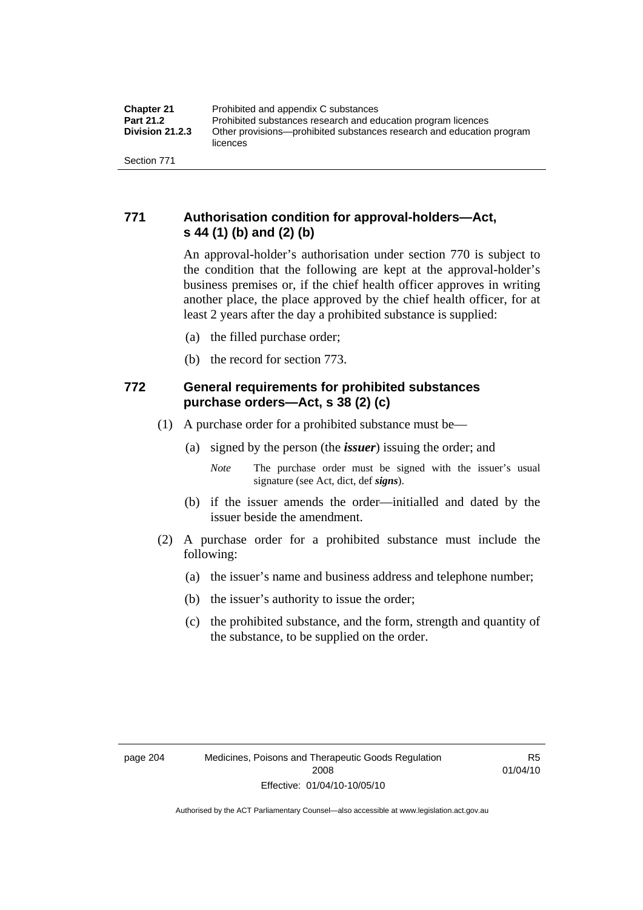## 771 Authorisation condition for approval-holders—Act, s 44 (1) (b) and (2) (b)

An approval-holder's authorisation under section 770 is subject to the condition that the following are kept at the approval-holder's business premises or, if the chief health officer approves in writing another place, the place approved by the chief health officer, for at least 2 years after the day a prohibited substance is supplied:

(a) the filled purchase order;

(b) the record for section 773.

## 772 General requirements for prohibited substances purchase orders—Act, s 38 (2) (c)

(1) A purchase order for a prohibited substance must be—

(a) signed by the person (the ***issuer***) issuing the order; and

*Note* The purchase order must be signed with the issuer's usual signature (see Act, dict, def ***signs***).

(b) if the issuer amends the order—initialled and dated by the issuer beside the amendment.

(2) A purchase order for a prohibited substance must include the following:

(a) the issuer's name and business address and telephone number;

(b) the issuer's authority to issue the order;

(c) the prohibited substance, and the form, strength and quantity of the substance, to be supplied on the order.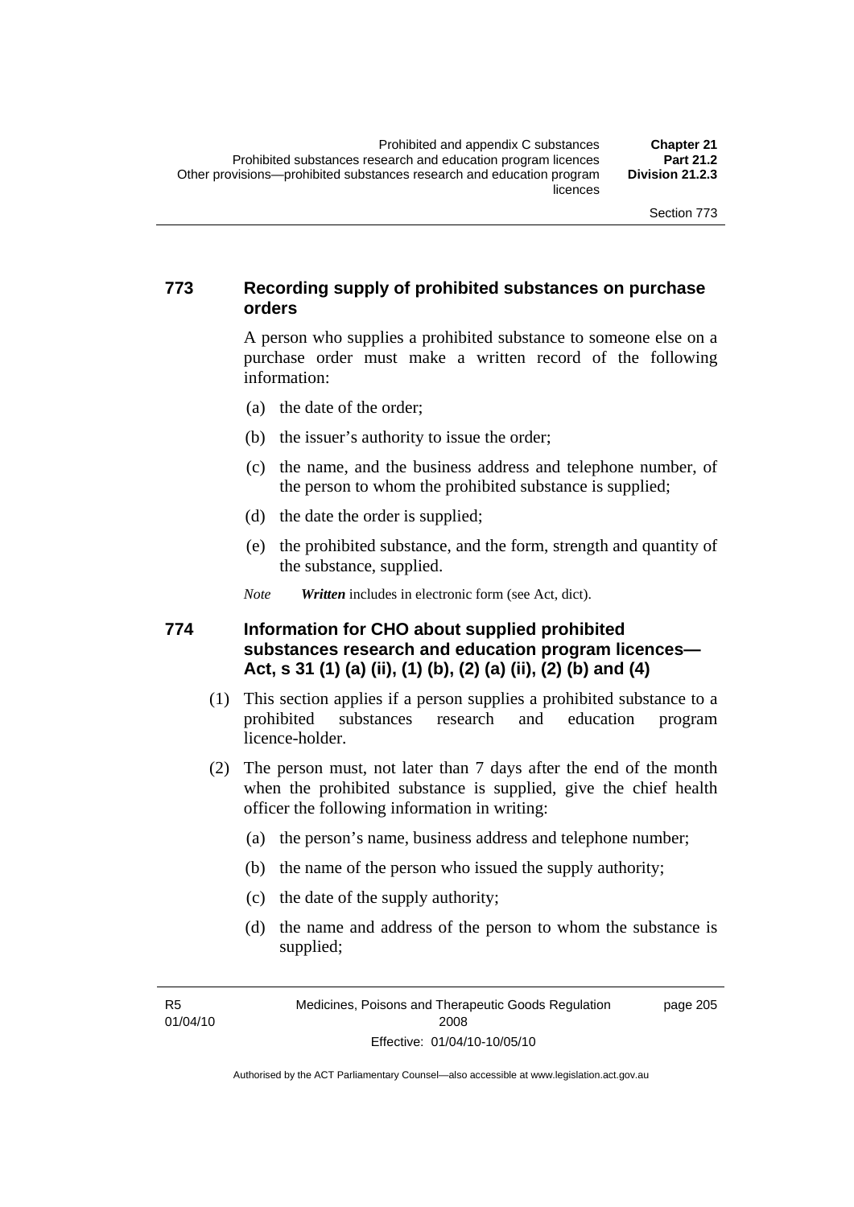### 773 Recording supply of prohibited substances on purchase orders

A person who supplies a prohibited substance to someone else on a purchase order must make a written record of the following information:

(a) the date of the order;

(b) the issuer's authority to issue the order;

(c) the name, and the business address and telephone number, of the person to whom the prohibited substance is supplied;

(d) the date the order is supplied;

(e) the prohibited substance, and the form, strength and quantity of the substance, supplied.

*Note* ***Written*** includes in electronic form (see Act, dict).

### 774 Information for CHO about supplied prohibited substances research and education program licences—Act, s 31 (1) (a) (ii), (1) (b), (2) (a) (ii), (2) (b) and (4)

(1) This section applies if a person supplies a prohibited substance to a prohibited substances research and education program licence-holder.

(2) The person must, not later than 7 days after the end of the month when the prohibited substance is supplied, give the chief health officer the following information in writing:

(a) the person's name, business address and telephone number;

(b) the name of the person who issued the supply authority;

(c) the date of the supply authority;

(d) the name and address of the person to whom the substance is supplied;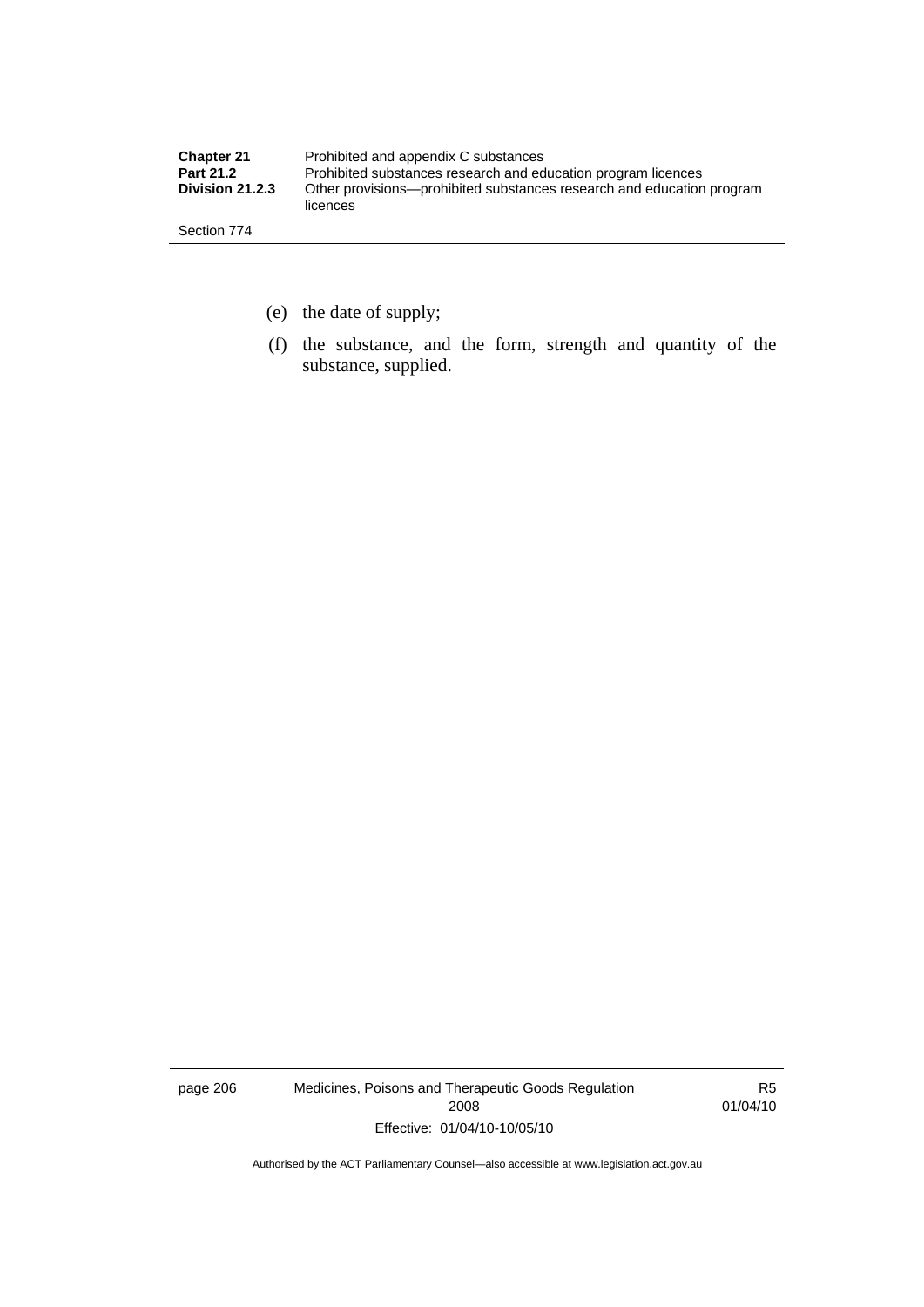(e) the date of supply;

(f) the substance, and the form, strength and quantity of the substance, supplied.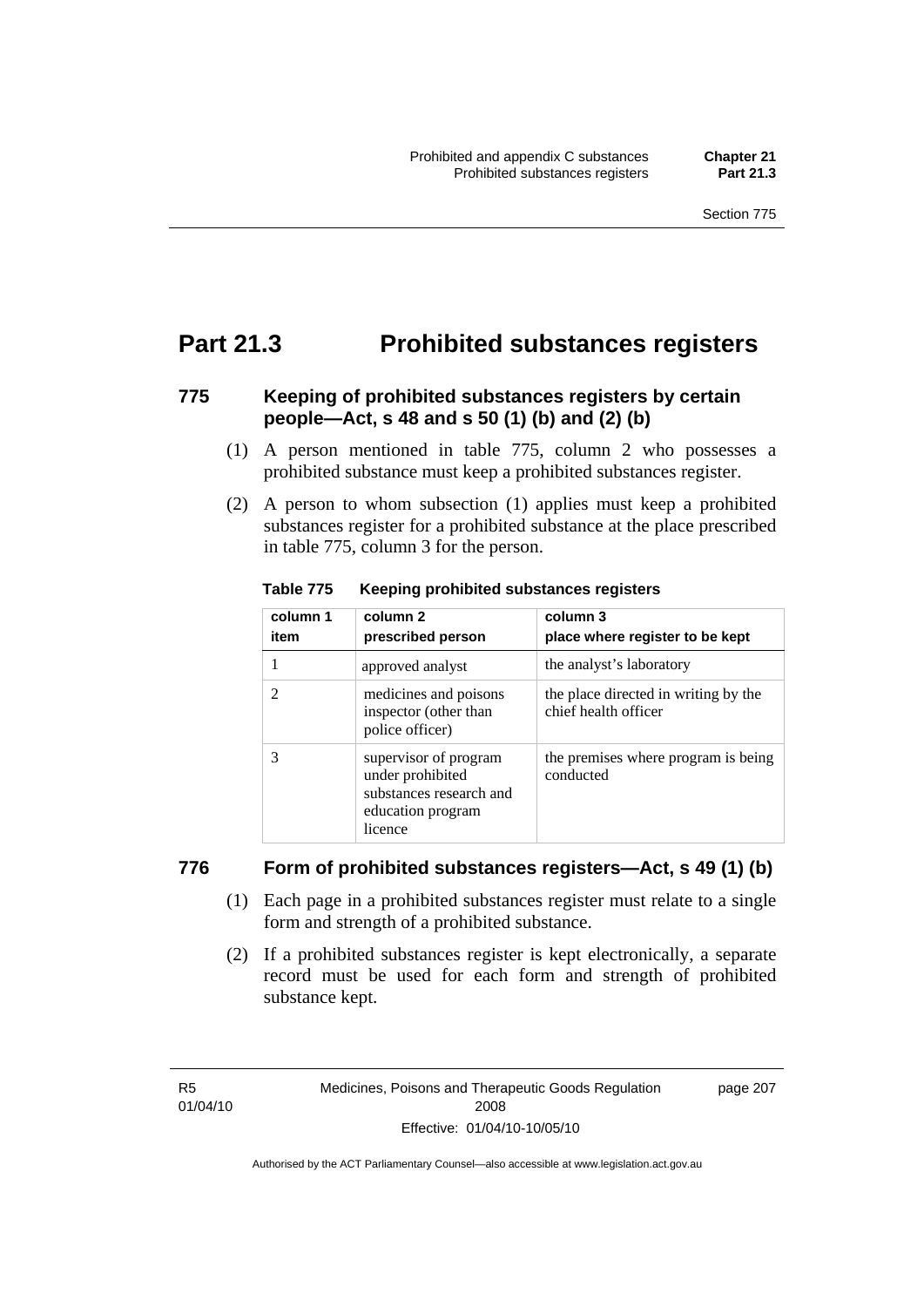# Part 21.3 Prohibited substances registers

## 775 Keeping of prohibited substances registers by certain people—Act, s 48 and s 50 (1) (b) and (2) (b)

(1) A person mentioned in table 775, column 2 who possesses a prohibited substance must keep a prohibited substances register.

(2) A person to whom subsection (1) applies must keep a prohibited substances register for a prohibited substance at the place prescribed in table 775, column 3 for the person.

**Table 775 Keeping prohibited substances registers**

| column 1 item | column 2 prescribed person | column 3 place where register to be kept |
|---|---|---|
| 1 | approved analyst | the analyst's laboratory |
| 2 | medicines and poisons inspector (other than police officer) | the place directed in writing by the chief health officer |
| 3 | supervisor of program under prohibited substances research and education program licence | the premises where program is being conducted |

## 776 Form of prohibited substances registers—Act, s 49 (1) (b)

(1) Each page in a prohibited substances register must relate to a single form and strength of a prohibited substance.

(2) If a prohibited substances register is kept electronically, a separate record must be used for each form and strength of prohibited substance kept.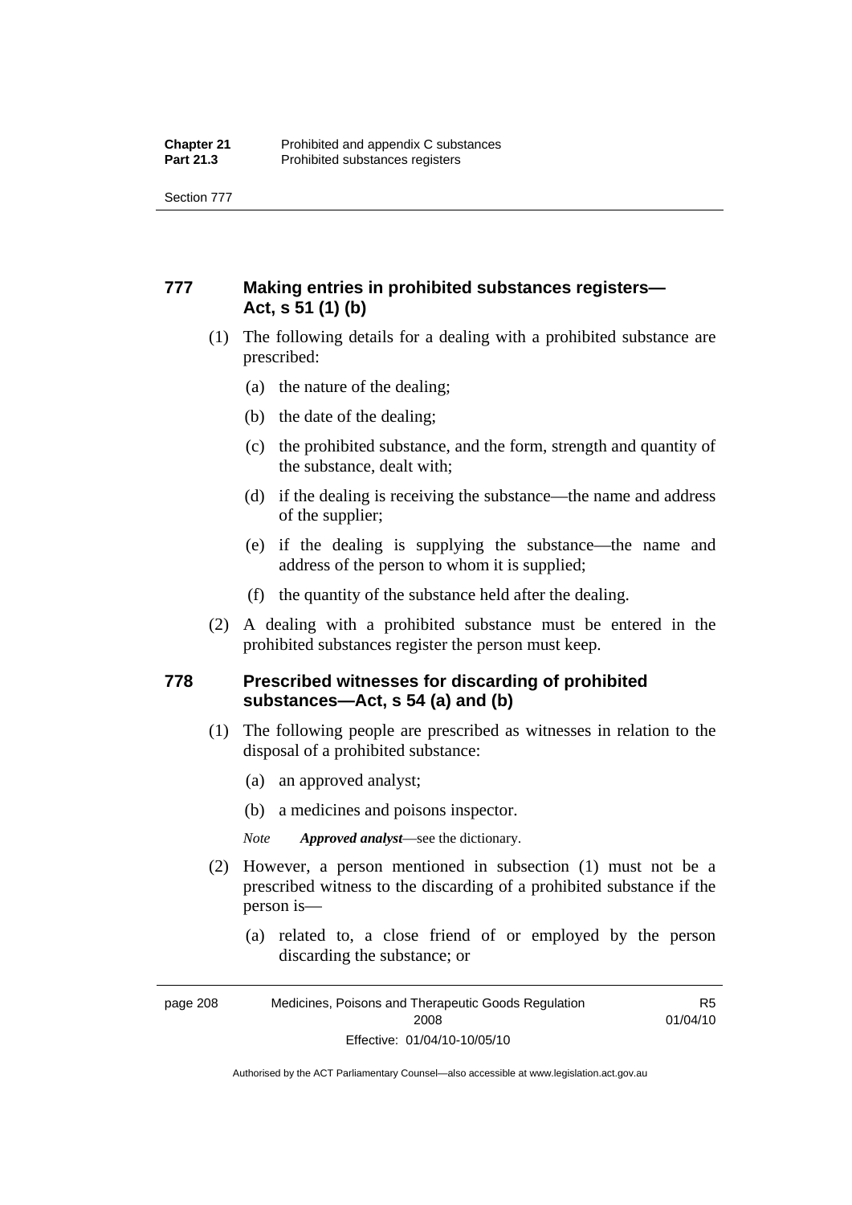## 777 Making entries in prohibited substances registers—Act, s 51 (1) (b)

(1) The following details for a dealing with a prohibited substance are prescribed:

(a) the nature of the dealing;

(b) the date of the dealing;

(c) the prohibited substance, and the form, strength and quantity of the substance, dealt with;

(d) if the dealing is receiving the substance—the name and address of the supplier;

(e) if the dealing is supplying the substance—the name and address of the person to whom it is supplied;

(f) the quantity of the substance held after the dealing.

(2) A dealing with a prohibited substance must be entered in the prohibited substances register the person must keep.

## 778 Prescribed witnesses for discarding of prohibited substances—Act, s 54 (a) and (b)

(1) The following people are prescribed as witnesses in relation to the disposal of a prohibited substance:

(a) an approved analyst;

(b) a medicines and poisons inspector.

*Note* ***Approved analyst***—see the dictionary.

(2) However, a person mentioned in subsection (1) must not be a prescribed witness to the discarding of a prohibited substance if the person is—

(a) related to, a close friend of or employed by the person discarding the substance; or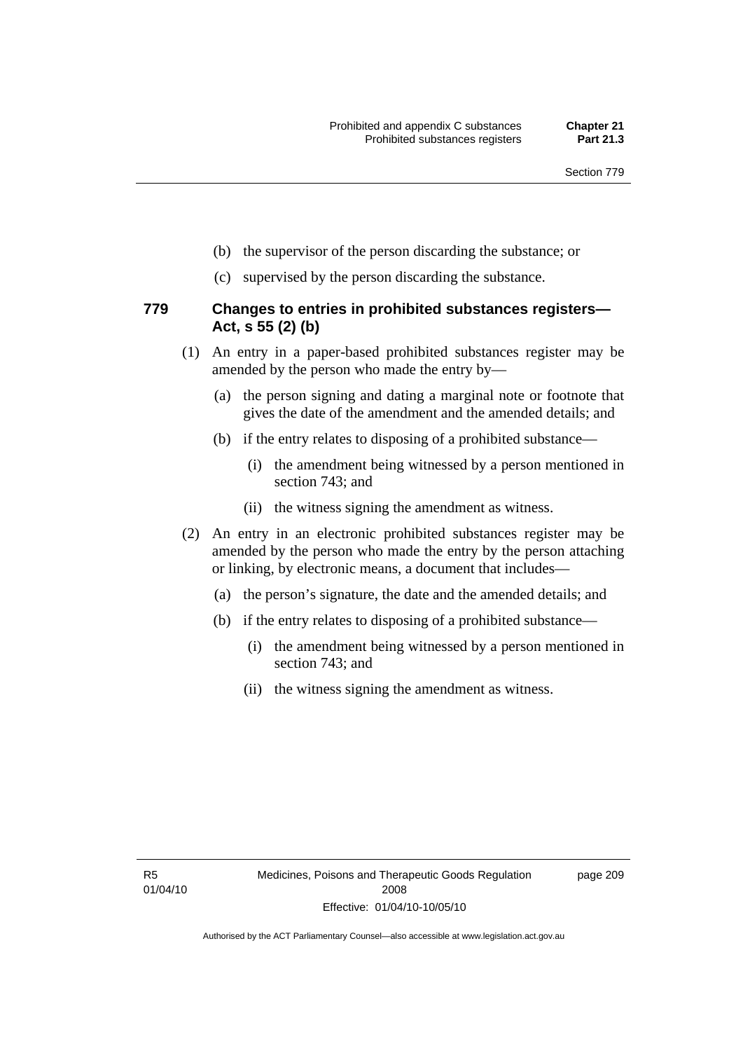(b) the supervisor of the person discarding the substance; or

(c) supervised by the person discarding the substance.

### 779 Changes to entries in prohibited substances registers—Act, s 55 (2) (b)

(1) An entry in a paper-based prohibited substances register may be amended by the person who made the entry by—

(a) the person signing and dating a marginal note or footnote that gives the date of the amendment and the amended details; and

(b) if the entry relates to disposing of a prohibited substance—

(i) the amendment being witnessed by a person mentioned in section 743; and

(ii) the witness signing the amendment as witness.

(2) An entry in an electronic prohibited substances register may be amended by the person who made the entry by the person attaching or linking, by electronic means, a document that includes—

(a) the person's signature, the date and the amended details; and

(b) if the entry relates to disposing of a prohibited substance—

(i) the amendment being witnessed by a person mentioned in section 743; and

(ii) the witness signing the amendment as witness.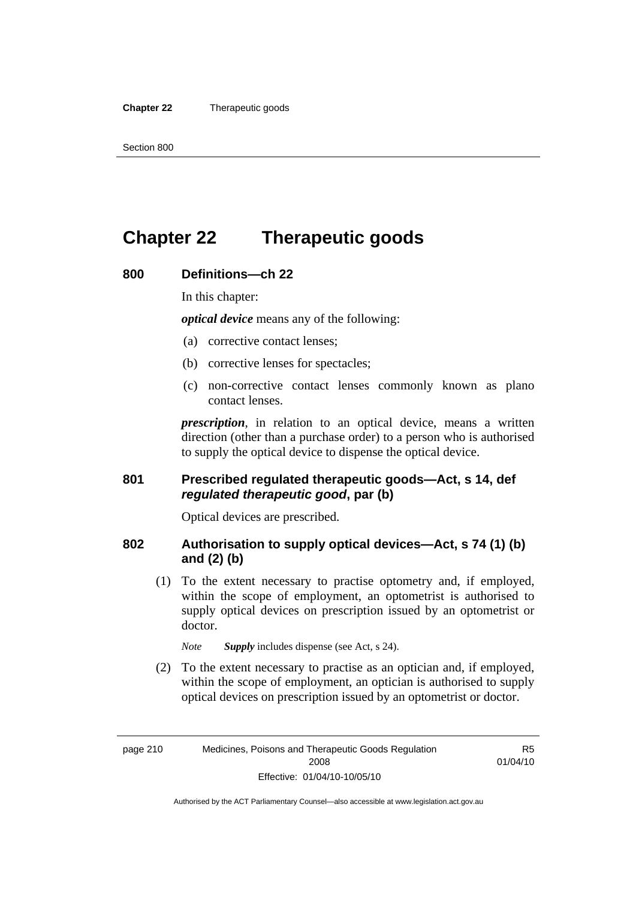# Chapter 22 Therapeutic goods

## 800 Definitions—ch 22

In this chapter:

***optical device*** means any of the following:

(a) corrective contact lenses;

(b) corrective lenses for spectacles;

(c) non-corrective contact lenses commonly known as plano contact lenses.

***prescription***, in relation to an optical device, means a written direction (other than a purchase order) to a person who is authorised to supply the optical device to dispense the optical device.

## 801 Prescribed regulated therapeutic goods—Act, s 14, def *regulated therapeutic good*, par (b)

Optical devices are prescribed.

## 802 Authorisation to supply optical devices—Act, s 74 (1) (b) and (2) (b)

(1) To the extent necessary to practise optometry and, if employed, within the scope of employment, an optometrist is authorised to supply optical devices on prescription issued by an optometrist or doctor.

*Note* ***Supply*** includes dispense (see Act, s 24).

(2) To the extent necessary to practise as an optician and, if employed, within the scope of employment, an optician is authorised to supply optical devices on prescription issued by an optometrist or doctor.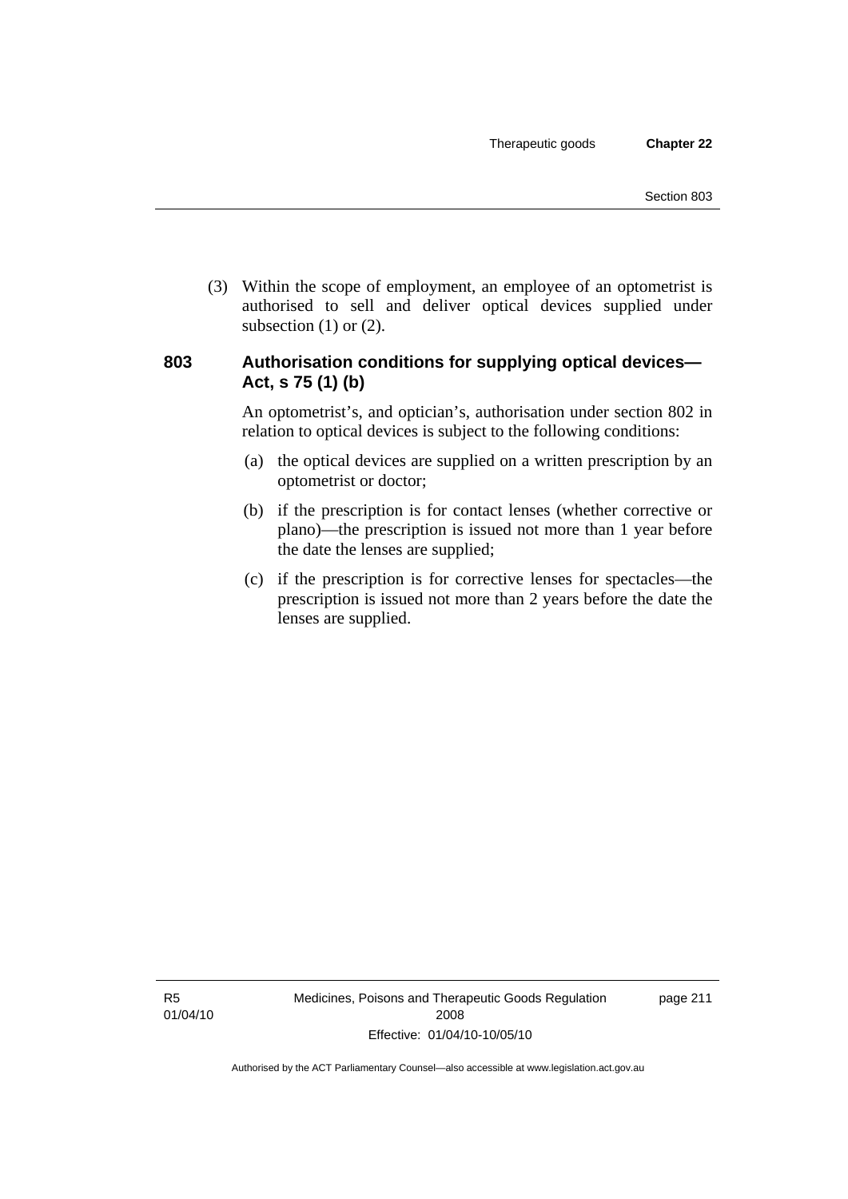(3) Within the scope of employment, an employee of an optometrist is authorised to sell and deliver optical devices supplied under subsection (1) or (2).

### 803 Authorisation conditions for supplying optical devices—Act, s 75 (1) (b)

An optometrist's, and optician's, authorisation under section 802 in relation to optical devices is subject to the following conditions:

(a) the optical devices are supplied on a written prescription by an optometrist or doctor;

(b) if the prescription is for contact lenses (whether corrective or plano)—the prescription is issued not more than 1 year before the date the lenses are supplied;

(c) if the prescription is for corrective lenses for spectacles—the prescription is issued not more than 2 years before the date the lenses are supplied.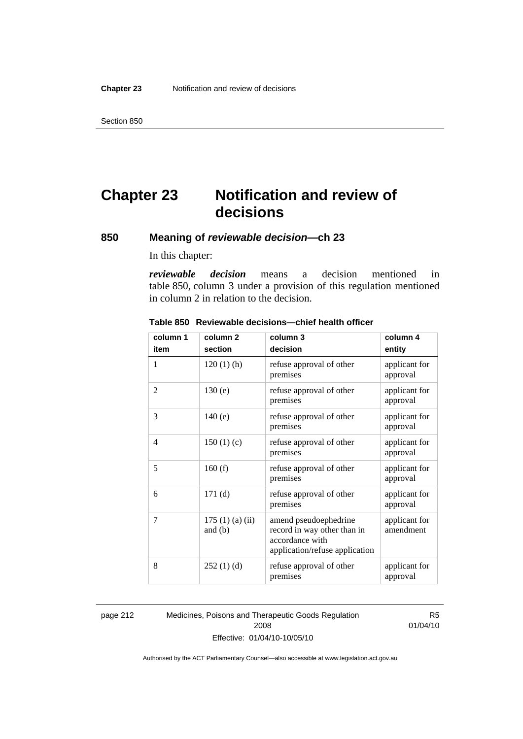# Chapter 23 Notification and review of decisions

## 850 Meaning of *reviewable decision*—ch 23

In this chapter:

***reviewable decision*** means a decision mentioned in table 850, column 3 under a provision of this regulation mentioned in column 2 in relation to the decision.

**Table 850 Reviewable decisions—chief health officer**

| column 1<br>item | column 2<br>section | column 3<br>decision | column 4<br>entity |
|---|---|---|---|
| 1 | 120 (1) (h) | refuse approval of other premises | applicant for approval |
| 2 | 130 (e) | refuse approval of other premises | applicant for approval |
| 3 | 140 (e) | refuse approval of other premises | applicant for approval |
| 4 | 150 (1) (c) | refuse approval of other premises | applicant for approval |
| 5 | 160 (f) | refuse approval of other premises | applicant for approval |
| 6 | 171 (d) | refuse approval of other premises | applicant for approval |
| 7 | 175 (1) (a) (ii) and (b) | amend pseudoephedrine record in way other than in accordance with application/refuse application | applicant for amendment |
| 8 | 252 (1) (d) | refuse approval of other premises | applicant for approval |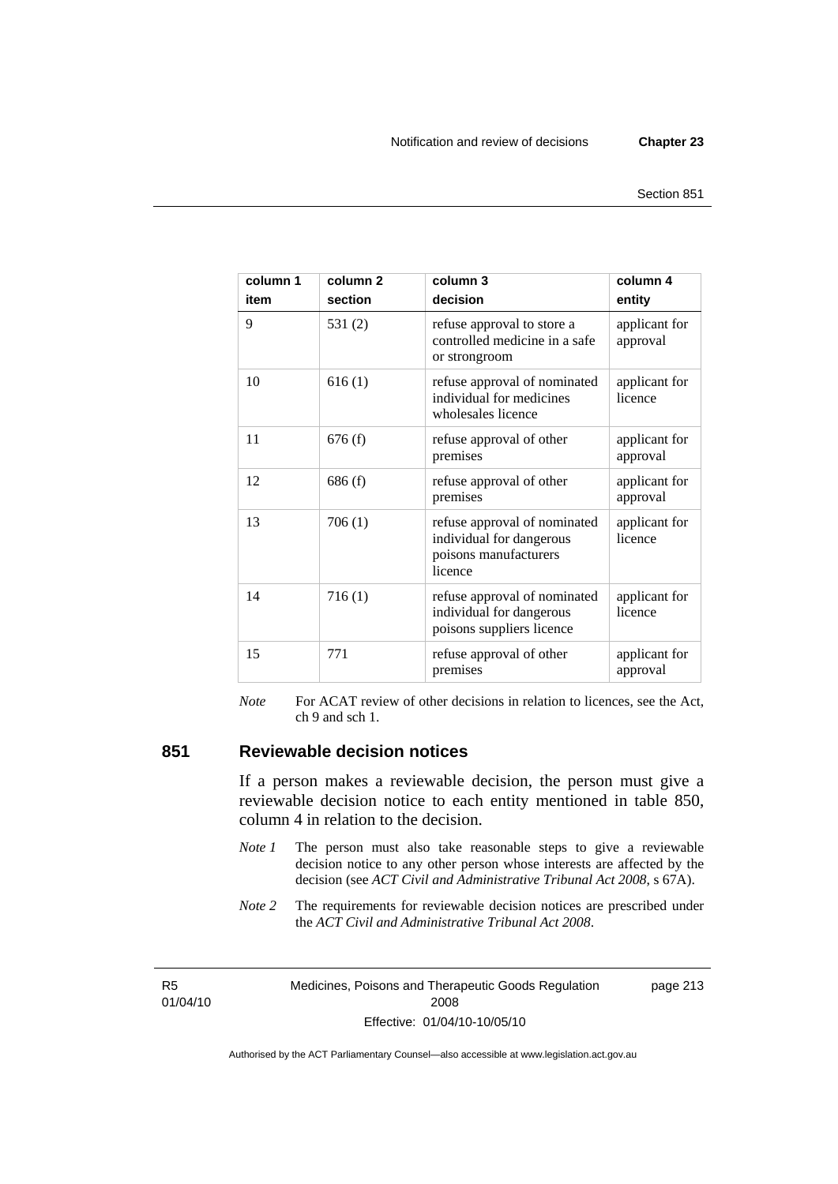| column 1 item | column 2 section | column 3 decision | column 4 entity |
|---|---|---|---|
| 9 | 531 (2) | refuse approval to store a controlled medicine in a safe or strongroom | applicant for approval |
| 10 | 616 (1) | refuse approval of nominated individual for medicines wholesales licence | applicant for licence |
| 11 | 676 (f) | refuse approval of other premises | applicant for approval |
| 12 | 686 (f) | refuse approval of other premises | applicant for approval |
| 13 | 706 (1) | refuse approval of nominated individual for dangerous poisons manufacturers licence | applicant for licence |
| 14 | 716 (1) | refuse approval of nominated individual for dangerous poisons suppliers licence | applicant for licence |
| 15 | 771 | refuse approval of other premises | applicant for approval |

*Note* For ACAT review of other decisions in relation to licences, see the Act, ch 9 and sch 1.

## 851 Reviewable decision notices

If a person makes a reviewable decision, the person must give a reviewable decision notice to each entity mentioned in table 850, column 4 in relation to the decision.

*Note 1* The person must also take reasonable steps to give a reviewable decision notice to any other person whose interests are affected by the decision (see *ACT Civil and Administrative Tribunal Act 2008*, s 67A).

*Note 2* The requirements for reviewable decision notices are prescribed under the *ACT Civil and Administrative Tribunal Act 2008*.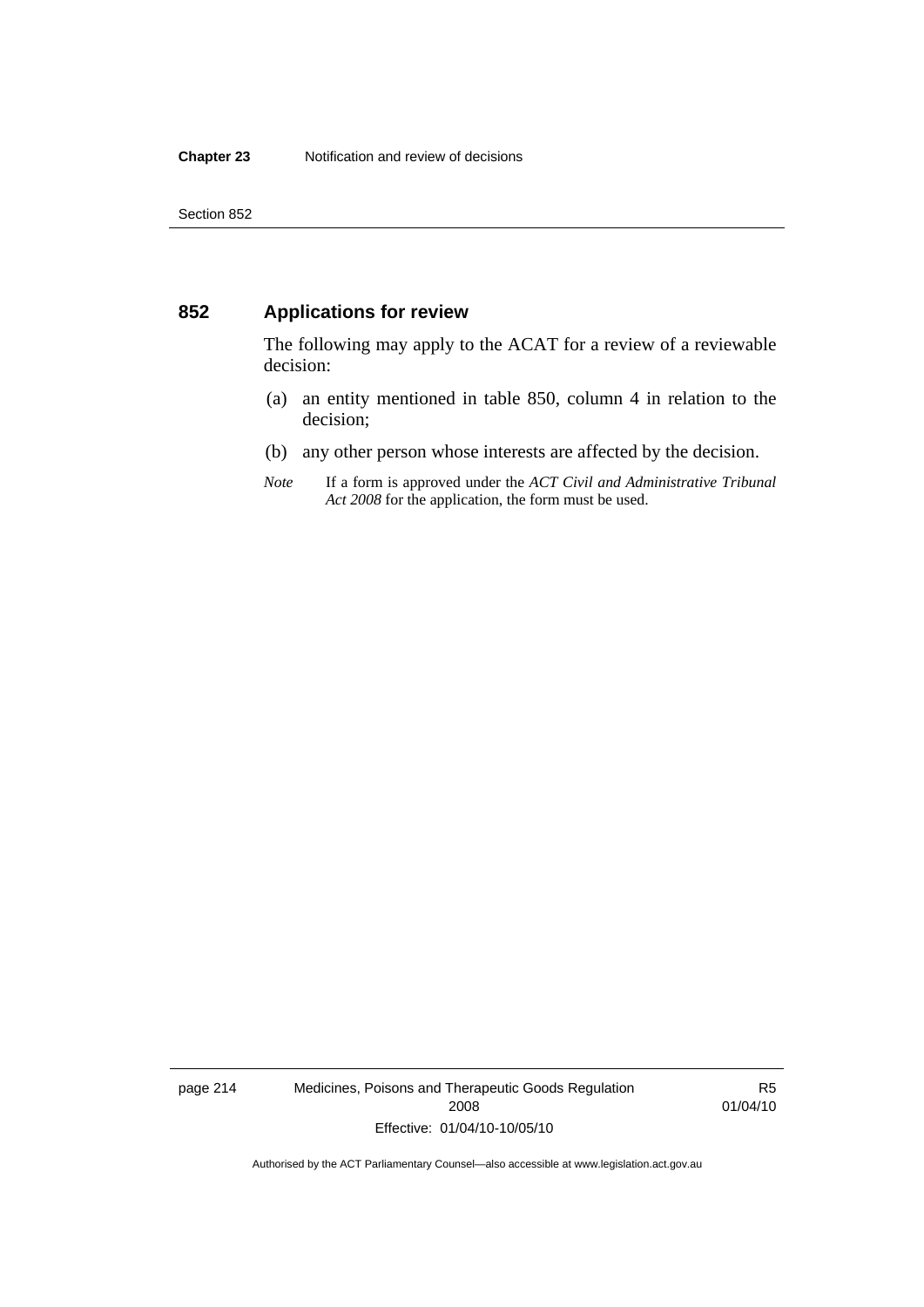## 852 Applications for review

The following may apply to the ACAT for a review of a reviewable decision:

(a) an entity mentioned in table 850, column 4 in relation to the decision;

(b) any other person whose interests are affected by the decision.

*Note* If a form is approved under the *ACT Civil and Administrative Tribunal Act 2008* for the application, the form must be used.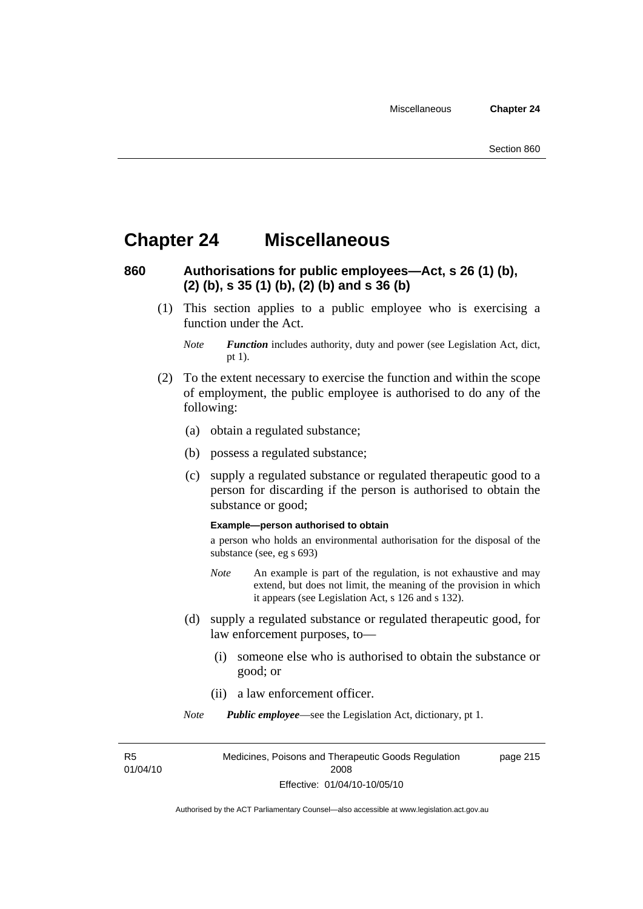# Chapter 24 Miscellaneous

## 860 Authorisations for public employees—Act, s 26 (1) (b), (2) (b), s 35 (1) (b), (2) (b) and s 36 (b)

(1) This section applies to a public employee who is exercising a function under the Act.

*Note* ***Function*** includes authority, duty and power (see Legislation Act, dict, pt 1).

(2) To the extent necessary to exercise the function and within the scope of employment, the public employee is authorised to do any of the following:

(a) obtain a regulated substance;

(b) possess a regulated substance;

(c) supply a regulated substance or regulated therapeutic good to a person for discarding if the person is authorised to obtain the substance or good;

**Example—person authorised to obtain**

a person who holds an environmental authorisation for the disposal of the substance (see, eg s 693)

*Note* An example is part of the regulation, is not exhaustive and may extend, but does not limit, the meaning of the provision in which it appears (see Legislation Act, s 126 and s 132).

(d) supply a regulated substance or regulated therapeutic good, for law enforcement purposes, to—

(i) someone else who is authorised to obtain the substance or good; or

(ii) a law enforcement officer.

*Note* ***Public employee***—see the Legislation Act, dictionary, pt 1.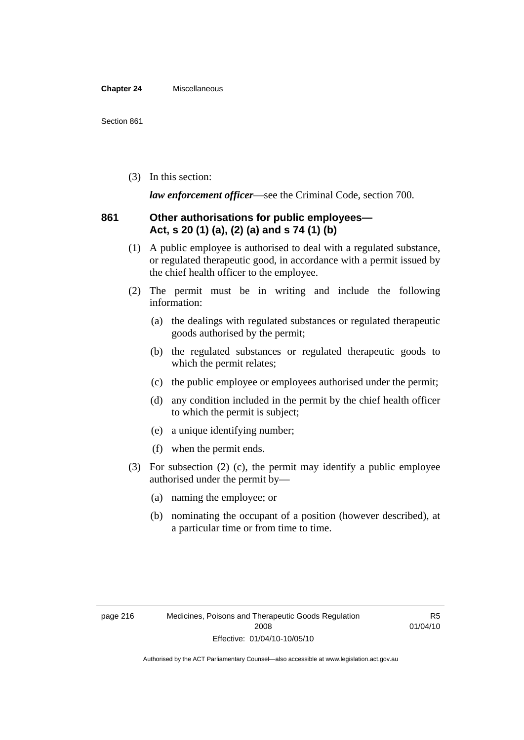(3) In this section:

***law enforcement officer***—see the Criminal Code, section 700.

### 861 Other authorisations for public employees—Act, s 20 (1) (a), (2) (a) and s 74 (1) (b)

(1) A public employee is authorised to deal with a regulated substance, or regulated therapeutic good, in accordance with a permit issued by the chief health officer to the employee.

(2) The permit must be in writing and include the following information:

(a) the dealings with regulated substances or regulated therapeutic goods authorised by the permit;

(b) the regulated substances or regulated therapeutic goods to which the permit relates;

(c) the public employee or employees authorised under the permit;

(d) any condition included in the permit by the chief health officer to which the permit is subject;

(e) a unique identifying number;

(f) when the permit ends.

(3) For subsection (2) (c), the permit may identify a public employee authorised under the permit by—

(a) naming the employee; or

(b) nominating the occupant of a position (however described), at a particular time or from time to time.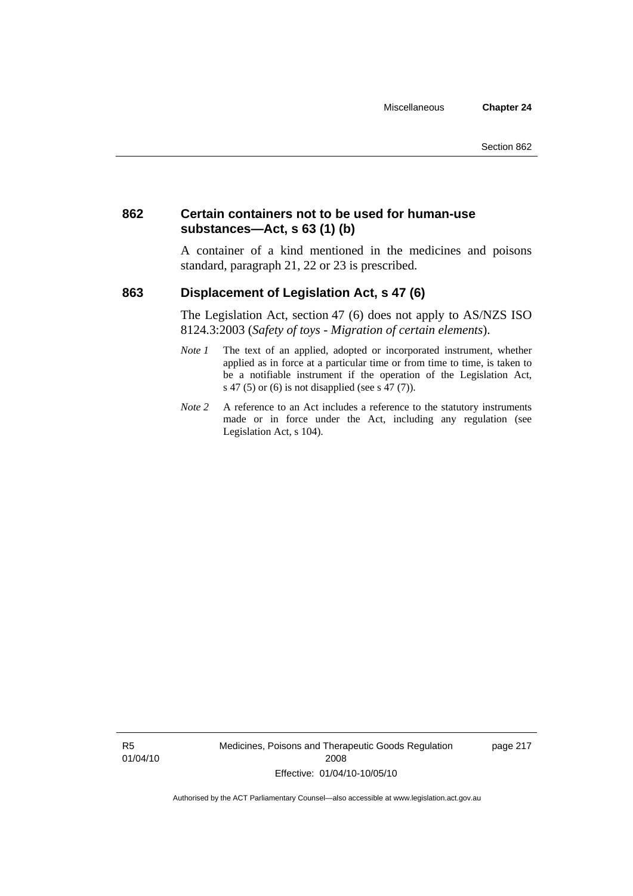### 862 Certain containers not to be used for human-use substances—Act, s 63 (1) (b)

A container of a kind mentioned in the medicines and poisons standard, paragraph 21, 22 or 23 is prescribed.

### 863 Displacement of Legislation Act, s 47 (6)

The Legislation Act, section 47 (6) does not apply to AS/NZS ISO 8124.3:2003 (*Safety of toys - Migration of certain elements*).

*Note 1* The text of an applied, adopted or incorporated instrument, whether applied as in force at a particular time or from time to time, is taken to be a notifiable instrument if the operation of the Legislation Act, s 47 (5) or (6) is not disapplied (see s 47 (7)).

*Note 2* A reference to an Act includes a reference to the statutory instruments made or in force under the Act, including any regulation (see Legislation Act, s 104).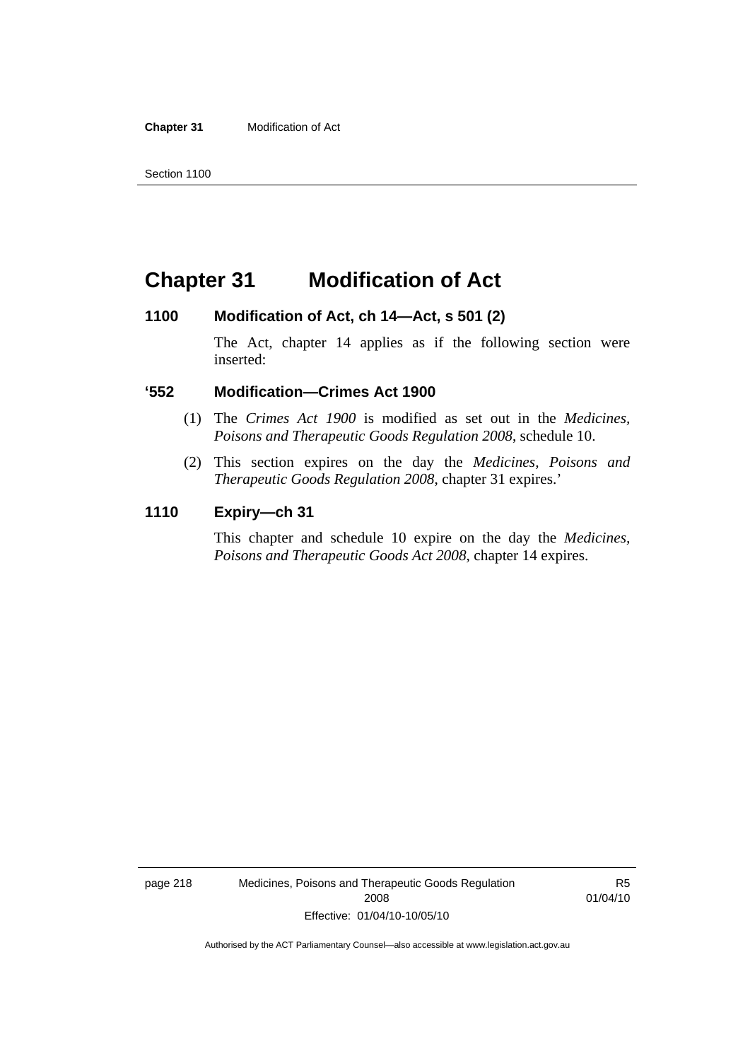# Chapter 31 Modification of Act

### 1100 Modification of Act, ch 14—Act, s 501 (2)

The Act, chapter 14 applies as if the following section were inserted:

### ‘552 Modification—Crimes Act 1900

(1) The *Crimes Act 1900* is modified as set out in the *Medicines, Poisons and Therapeutic Goods Regulation 2008*, schedule 10.

(2) This section expires on the day the *Medicines, Poisons and Therapeutic Goods Regulation 2008*, chapter 31 expires.’

### 1110 Expiry—ch 31

This chapter and schedule 10 expire on the day the *Medicines, Poisons and Therapeutic Goods Act 2008*, chapter 14 expires.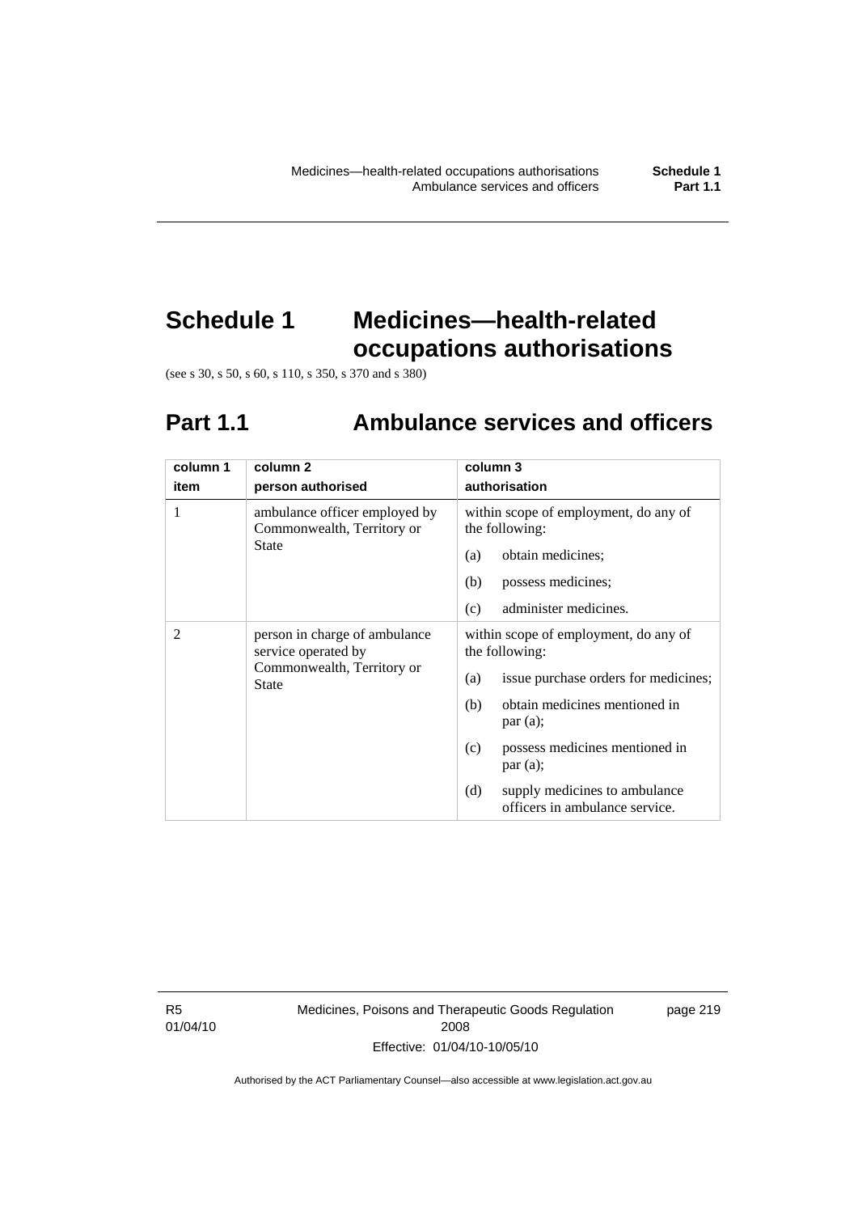# Schedule 1 Medicines—health-related occupations authorisations

(see s 30, s 50, s 60, s 110, s 350, s 370 and s 380)

## Part 1.1 Ambulance services and officers

| column 1<br>item | column 2<br>person authorised | column 3<br>authorisation |
|---|---|---|
| 1 | ambulance officer employed by Commonwealth, Territory or State | within scope of employment, do any of the following:<br>(a) obtain medicines;<br>(b) possess medicines;<br>(c) administer medicines. |
| 2 | person in charge of ambulance service operated by Commonwealth, Territory or State | within scope of employment, do any of the following:<br>(a) issue purchase orders for medicines;<br>(b) obtain medicines mentioned in par (a);<br>(c) possess medicines mentioned in par (a);<br>(d) supply medicines to ambulance officers in ambulance service. |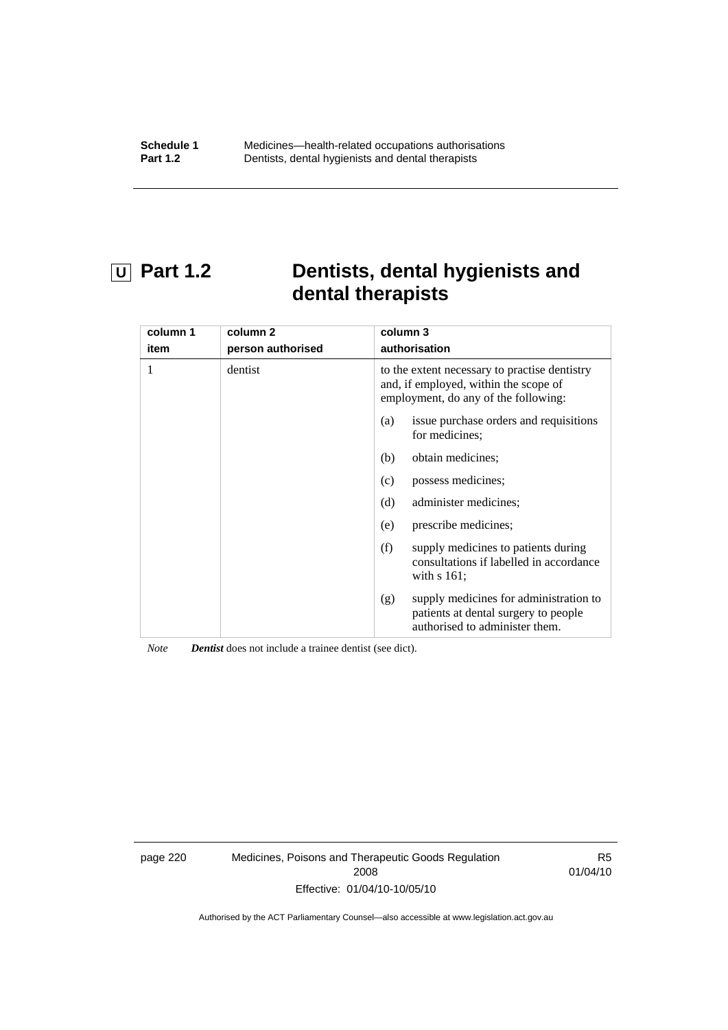# U Part 1.2 Dentists, dental hygienists and dental therapists

| column 1 item | column 2 person authorised | column 3 authorisation |
|---|---|---|
| 1 | dentist | to the extent necessary to practise dentistry and, if employed, within the scope of employment, do any of the following:<br>(a) issue purchase orders and requisitions for medicines;<br>(b) obtain medicines;<br>(c) possess medicines;<br>(d) administer medicines;<br>(e) prescribe medicines;<br>(f) supply medicines to patients during consultations if labelled in accordance with s 161;<br>(g) supply medicines for administration to patients at dental surgery to people authorised to administer them. |

*Note* ***Dentist*** does not include a trainee dentist (see dict).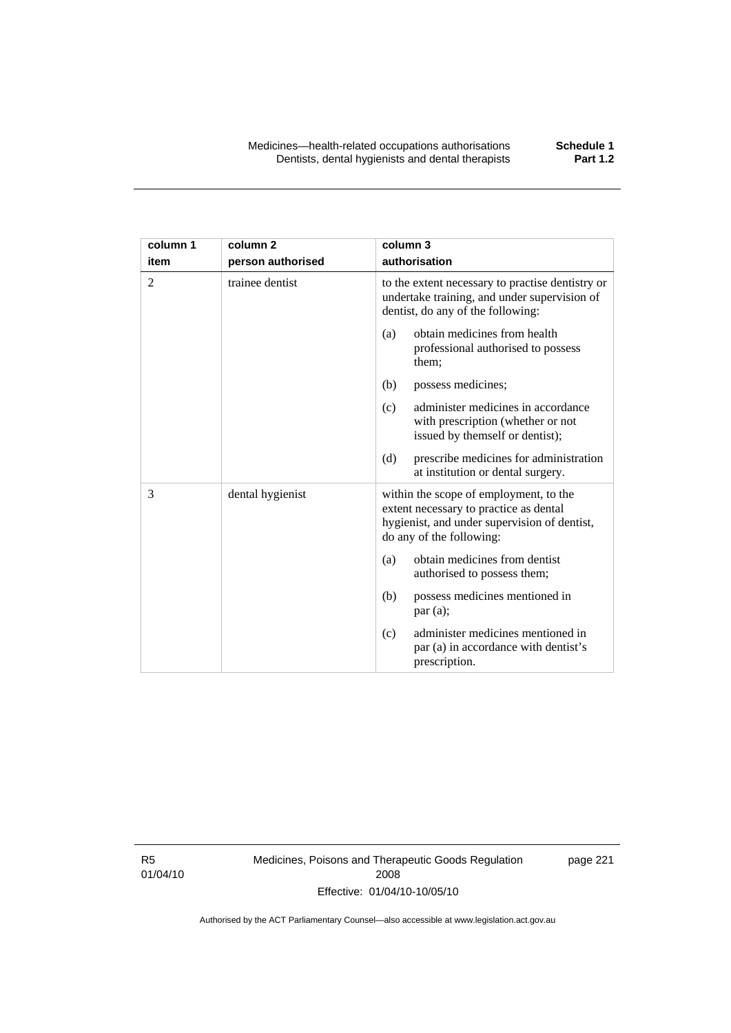| column 1 item | column 2 person authorised | column 3 authorisation |
|---|---|---|
| 2 | trainee dentist | to the extent necessary to practise dentistry or undertake training, and under supervision of dentist, do any of the following:<br>(a) obtain medicines from health professional authorised to possess them;<br>(b) possess medicines;<br>(c) administer medicines in accordance with prescription (whether or not issued by themself or dentist);<br>(d) prescribe medicines for administration at institution or dental surgery. |
| 3 | dental hygienist | within the scope of employment, to the extent necessary to practice as dental hygienist, and under supervision of dentist, do any of the following:<br>(a) obtain medicines from dentist authorised to possess them;<br>(b) possess medicines mentioned in par (a);<br>(c) administer medicines mentioned in par (a) in accordance with dentist's prescription. |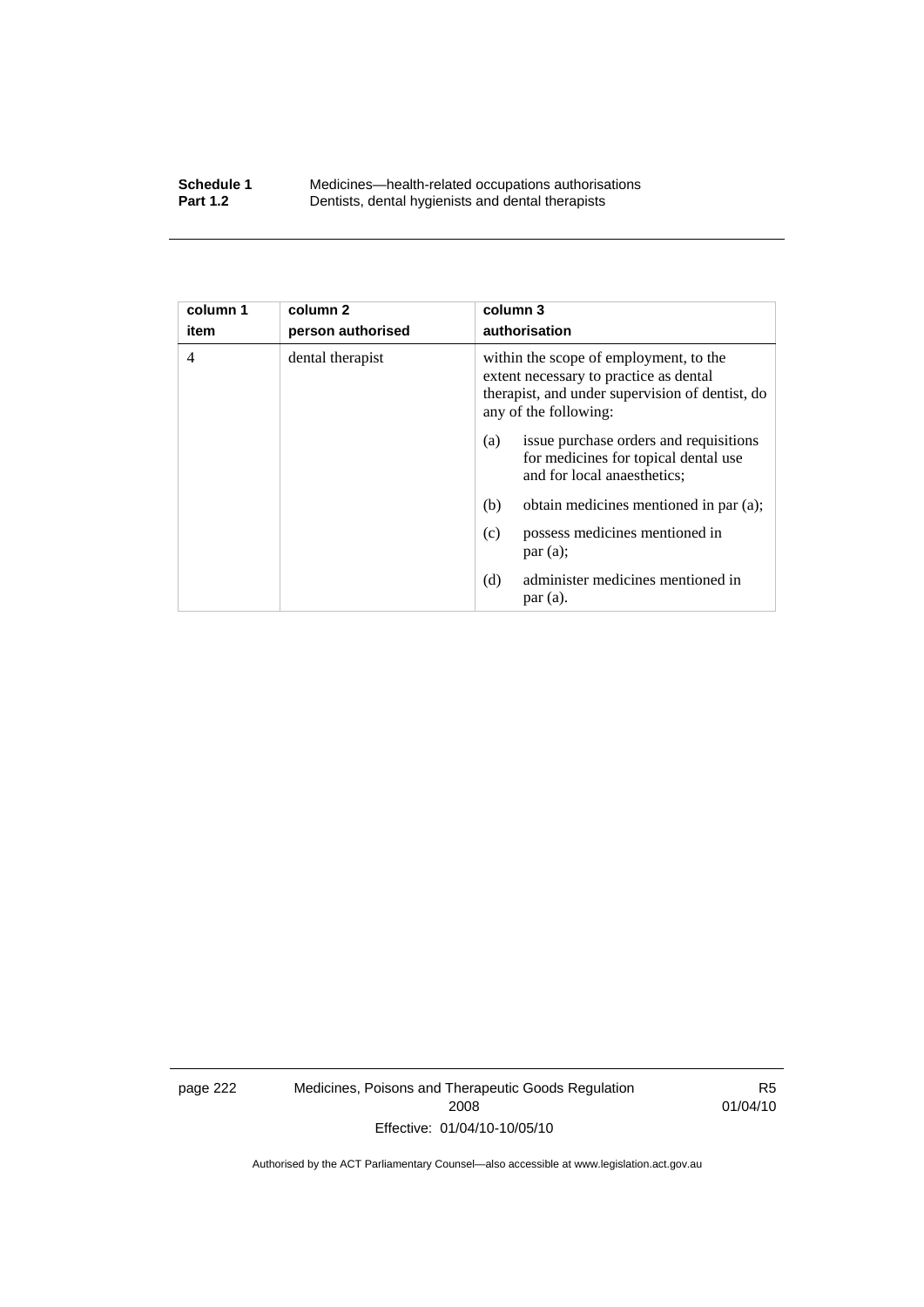| column 1 item | column 2 person authorised | column 3 authorisation |
|---|---|---|
| 4 | dental therapist | within the scope of employment, to the extent necessary to practice as dental therapist, and under supervision of dentist, do any of the following:<br>(a) issue purchase orders and requisitions for medicines for topical dental use and for local anaesthetics;<br>(b) obtain medicines mentioned in par (a);<br>(c) possess medicines mentioned in par (a);<br>(d) administer medicines mentioned in par (a). |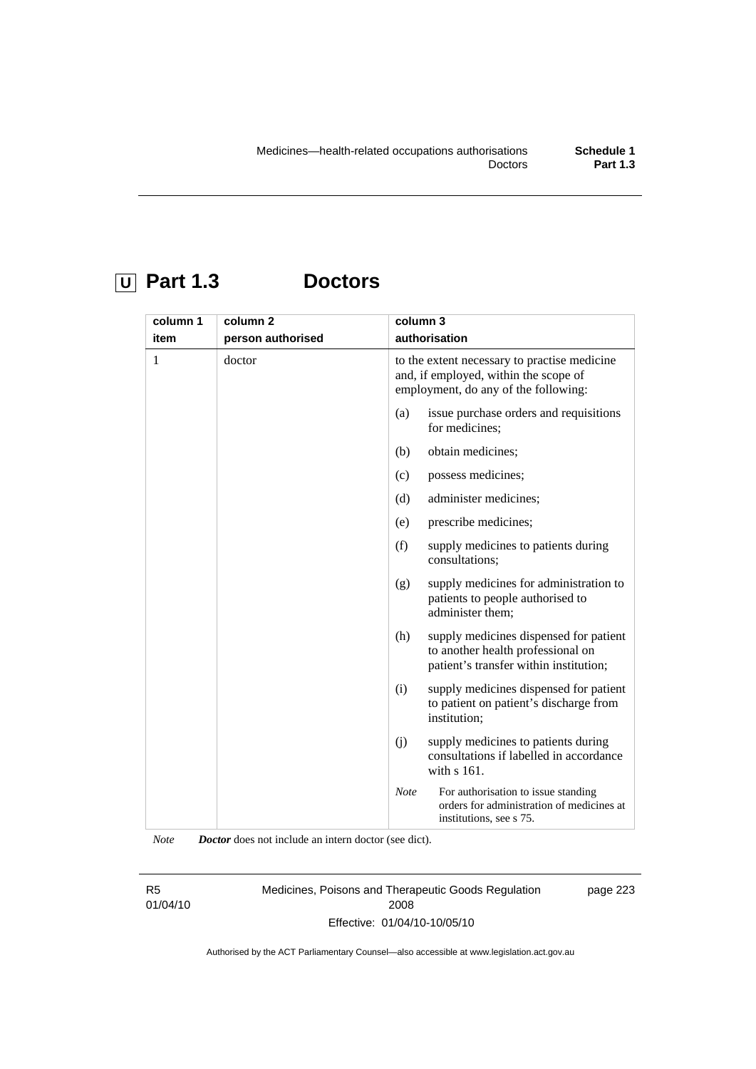## U Part 1.3 Doctors

| column 1<br>item | column 2<br>person authorised | column 3<br>authorisation |
|---|---|---|
| 1 | doctor | to the extent necessary to practise medicine and, if employed, within the scope of employment, do any of the following:<br>(a) issue purchase orders and requisitions for medicines;<br>(b) obtain medicines;<br>(c) possess medicines;<br>(d) administer medicines;<br>(e) prescribe medicines;<br>(f) supply medicines to patients during consultations;<br>(g) supply medicines for administration to patients to people authorised to administer them;<br>(h) supply medicines dispensed for patient to another health professional on patient's transfer within institution;<br>(i) supply medicines dispensed for patient to patient on patient's discharge from institution;<br>(j) supply medicines to patients during consultations if labelled in accordance with s 161.<br>*Note* For authorisation to issue standing orders for administration of medicines at institutions, see s 75. |

*Note* ***Doctor*** does not include an intern doctor (see dict).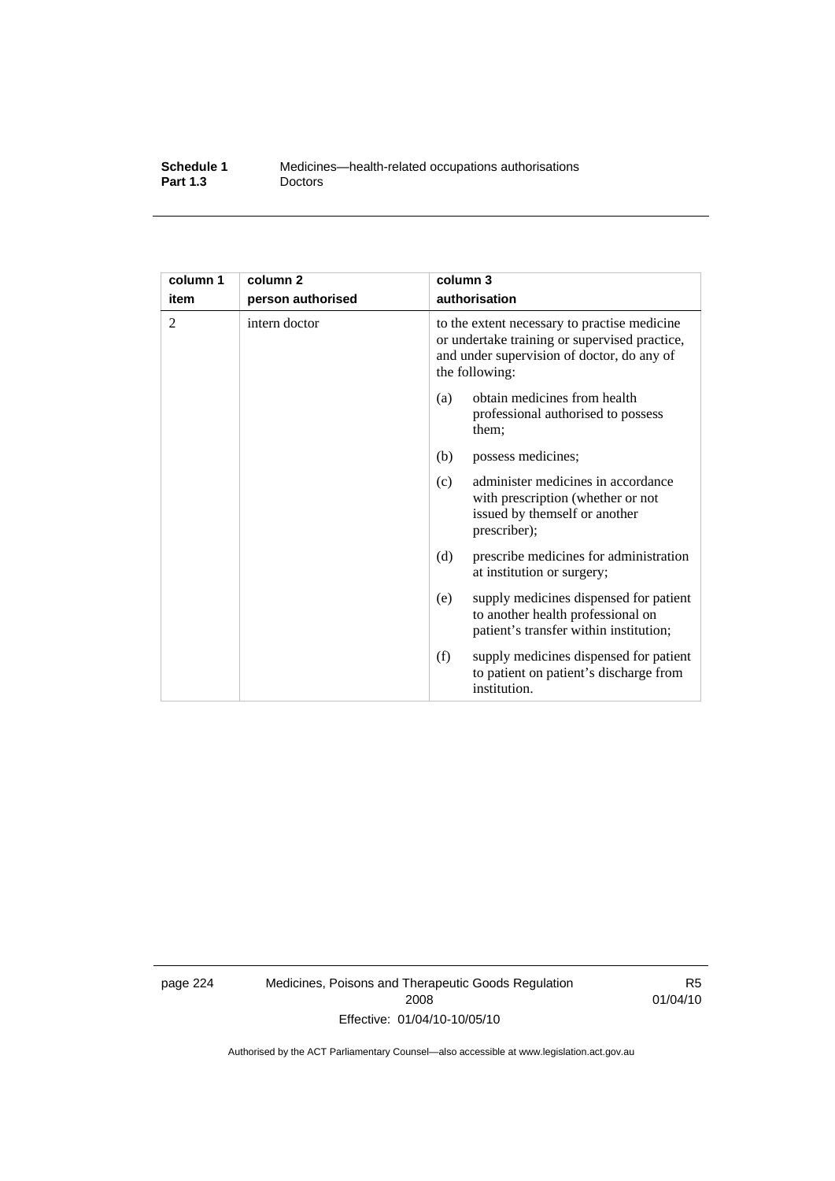| column 1<br>item | column 2<br>person authorised | column 3<br>authorisation |
|---|---|---|
| 2 | intern doctor | to the extent necessary to practise medicine or undertake training or supervised practice, and under supervision of doctor, do any of the following:<br>(a) obtain medicines from health professional authorised to possess them;<br>(b) possess medicines;<br>(c) administer medicines in accordance with prescription (whether or not issued by themself or another prescriber);<br>(d) prescribe medicines for administration at institution or surgery;<br>(e) supply medicines dispensed for patient to another health professional on patient's transfer within institution;<br>(f) supply medicines dispensed for patient to patient on patient's discharge from institution. |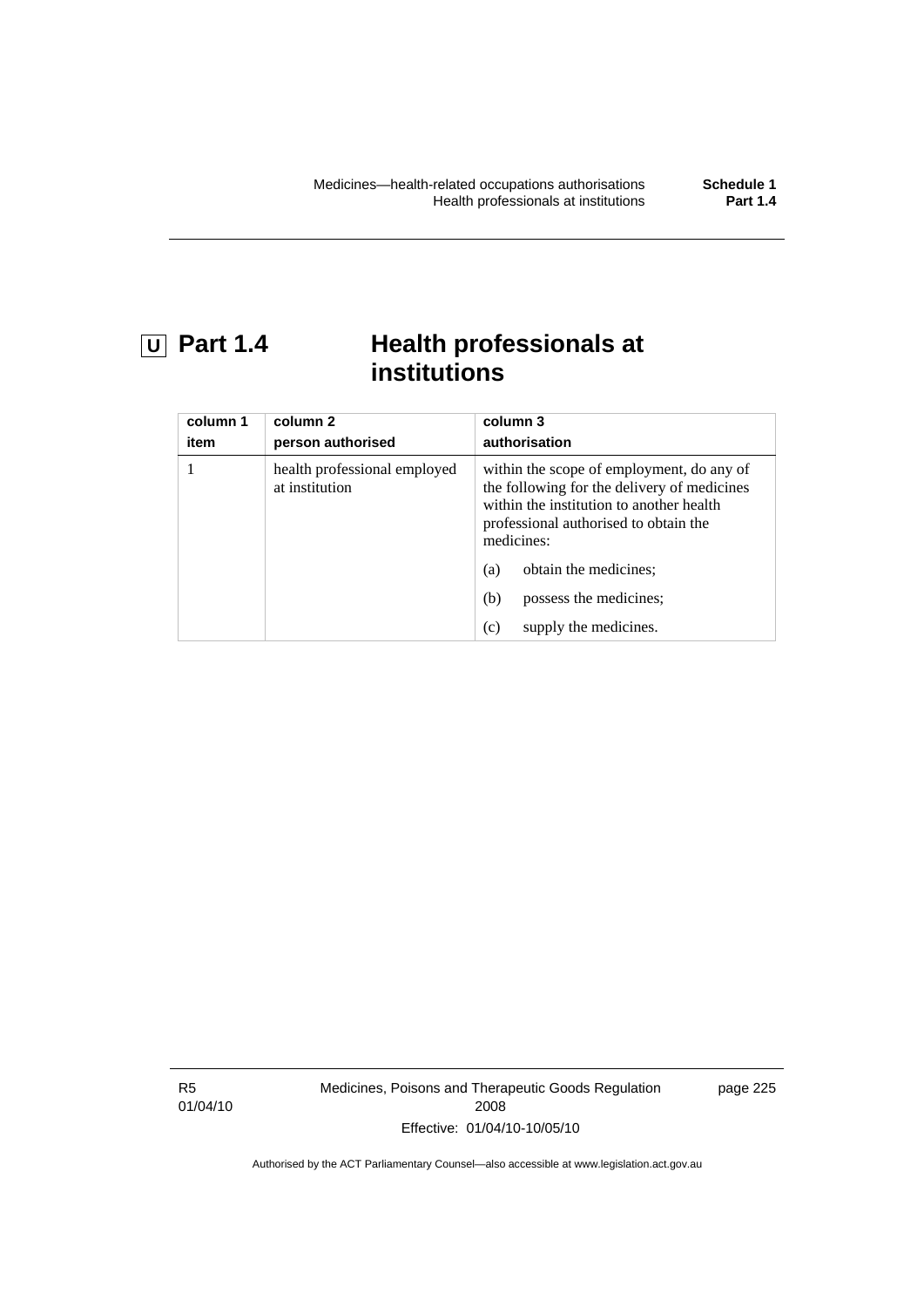# U Part 1.4 Health professionals at institutions

| column 1<br>item | column 2<br>person authorised | column 3<br>authorisation |
|---|---|---|
| 1 | health professional employed at institution | within the scope of employment, do any of the following for the delivery of medicines within the institution to another health professional authorised to obtain the medicines:<br>(a) obtain the medicines;<br>(b) possess the medicines;<br>(c) supply the medicines. |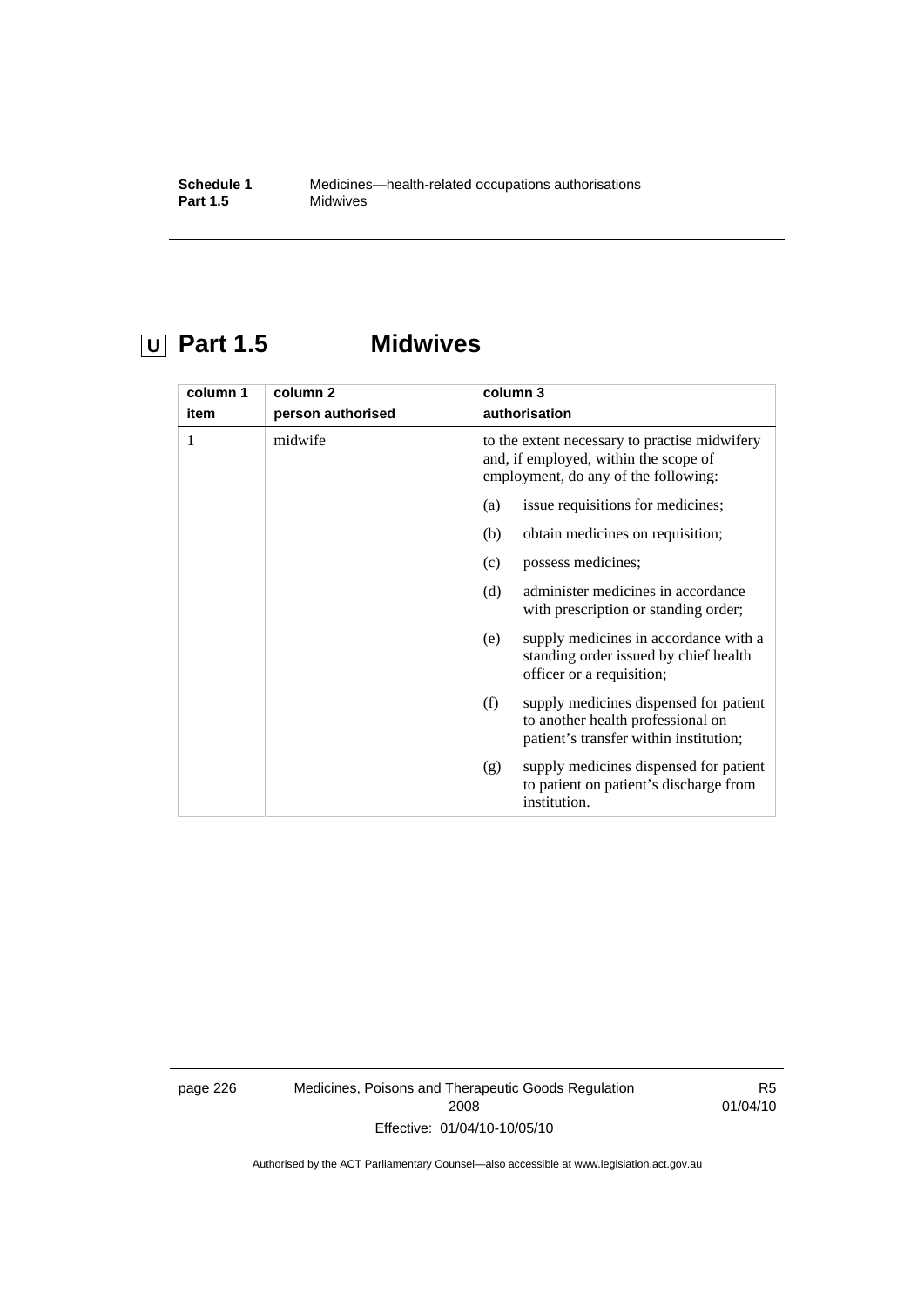## U Part 1.5 Midwives

| column 1<br>item | column 2<br>person authorised | column 3<br>authorisation |
|---|---|---|
| 1 | midwife | to the extent necessary to practise midwifery and, if employed, within the scope of employment, do any of the following:<br>(a) issue requisitions for medicines;<br>(b) obtain medicines on requisition;<br>(c) possess medicines;<br>(d) administer medicines in accordance with prescription or standing order;<br>(e) supply medicines in accordance with a standing order issued by chief health officer or a requisition;<br>(f) supply medicines dispensed for patient to another health professional on patient's transfer within institution;<br>(g) supply medicines dispensed for patient to patient on patient's discharge from institution. |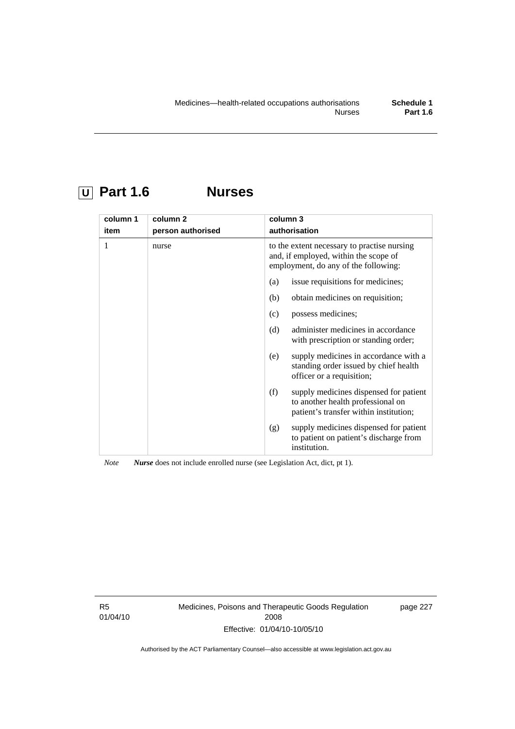## U Part 1.6 Nurses

| column 1<br>item | column 2<br>person authorised | column 3<br>authorisation |
|---|---|---|
| 1 | nurse | to the extent necessary to practise nursing and, if employed, within the scope of employment, do any of the following:<br>(a) issue requisitions for medicines;<br>(b) obtain medicines on requisition;<br>(c) possess medicines;<br>(d) administer medicines in accordance with prescription or standing order;<br>(e) supply medicines in accordance with a standing order issued by chief health officer or a requisition;<br>(f) supply medicines dispensed for patient to another health professional on patient's transfer within institution;<br>(g) supply medicines dispensed for patient to patient on patient's discharge from institution. |

*Note* ***Nurse*** does not include enrolled nurse (see Legislation Act, dict, pt 1).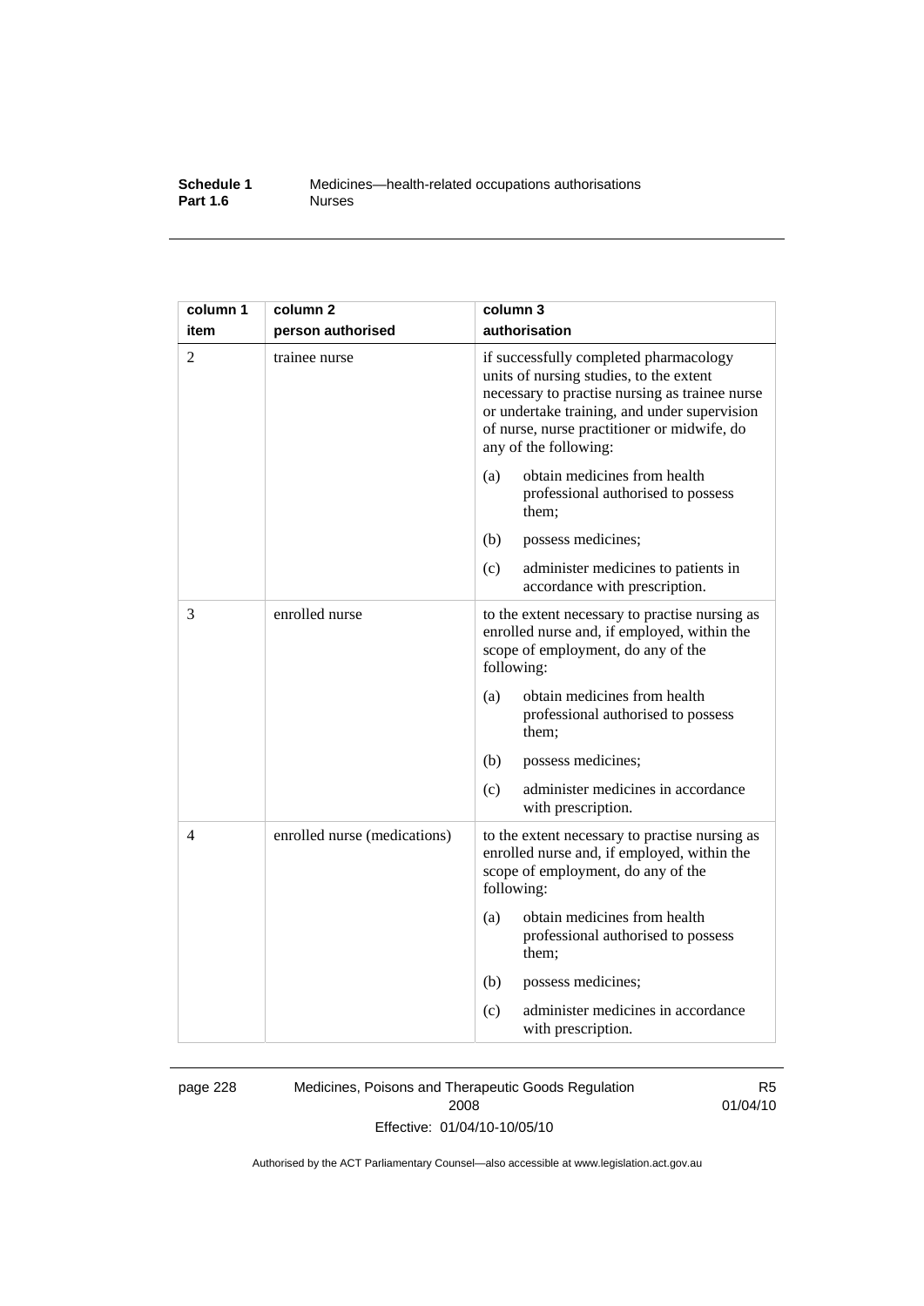| column 1 item | column 2 person authorised | column 3 authorisation |
| --- | --- | --- |
| 2 | trainee nurse | if successfully completed pharmacology units of nursing studies, to the extent necessary to practise nursing as trainee nurse or undertake training, and under supervision of nurse, nurse practitioner or midwife, do any of the following:<br>(a) obtain medicines from health professional authorised to possess them;<br>(b) possess medicines;<br>(c) administer medicines to patients in accordance with prescription. |
| 3 | enrolled nurse | to the extent necessary to practise nursing as enrolled nurse and, if employed, within the scope of employment, do any of the following:<br>(a) obtain medicines from health professional authorised to possess them;<br>(b) possess medicines;<br>(c) administer medicines in accordance with prescription. |
| 4 | enrolled nurse (medications) | to the extent necessary to practise nursing as enrolled nurse and, if employed, within the scope of employment, do any of the following:<br>(a) obtain medicines from health professional authorised to possess them;<br>(b) possess medicines;<br>(c) administer medicines in accordance with prescription. |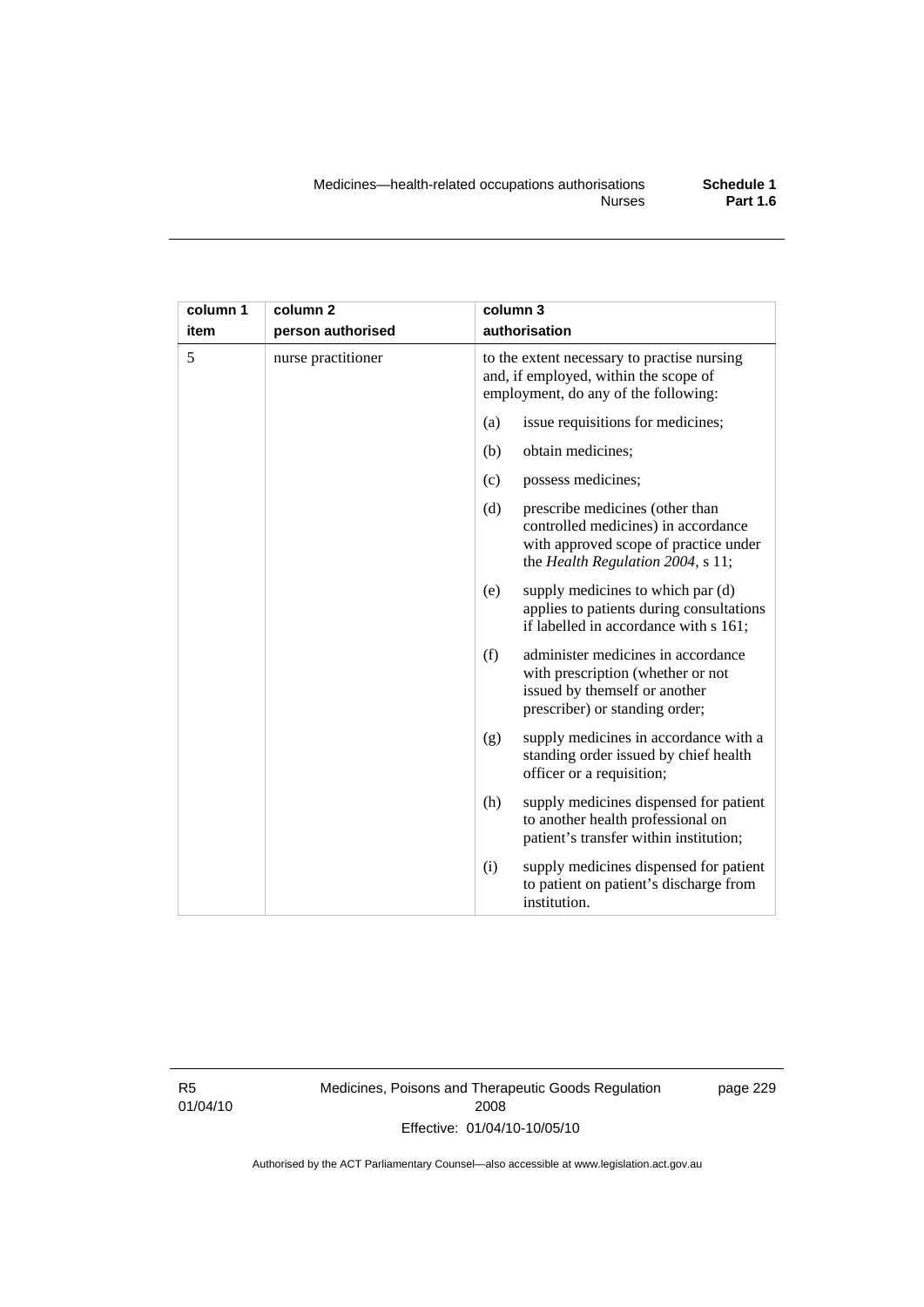| column 1<br>item | column 2<br>person authorised | column 3<br>authorisation |
|---|---|---|
| 5 | nurse practitioner | to the extent necessary to practise nursing and, if employed, within the scope of employment, do any of the following:<br>(a) issue requisitions for medicines;<br>(b) obtain medicines;<br>(c) possess medicines;<br>(d) prescribe medicines (other than controlled medicines) in accordance with approved scope of practice under the *Health Regulation 2004*, s 11;<br>(e) supply medicines to which par (d) applies to patients during consultations if labelled in accordance with s 161;<br>(f) administer medicines in accordance with prescription (whether or not issued by themself or another prescriber) or standing order;<br>(g) supply medicines in accordance with a standing order issued by chief health officer or a requisition;<br>(h) supply medicines dispensed for patient to another health professional on patient's transfer within institution;<br>(i) supply medicines dispensed for patient to patient on patient's discharge from institution. |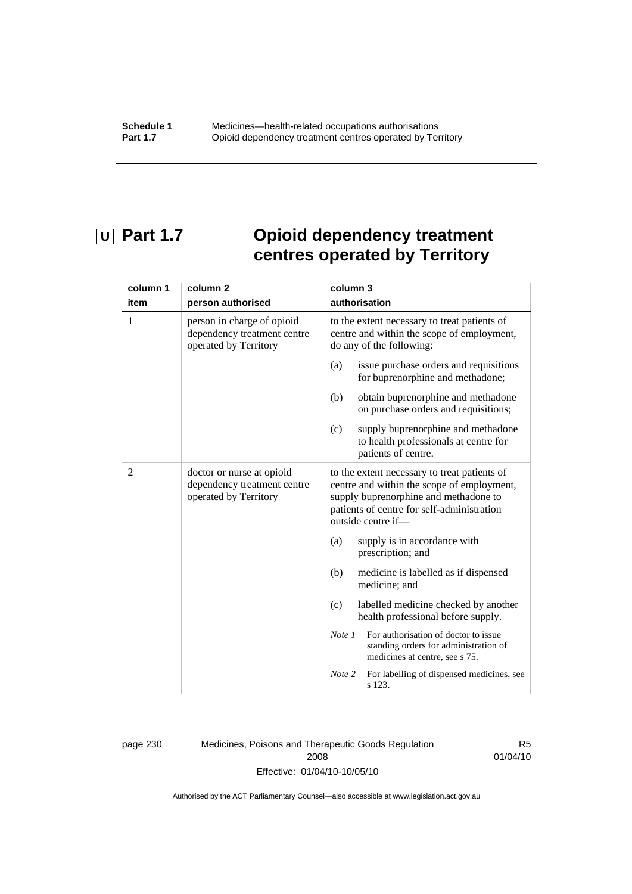## U Part 1.7 Opioid dependency treatment centres operated by Territory

| column 1<br>item | column 2<br>person authorised | column 3<br>authorisation |
|---|---|---|
| 1 | person in charge of opioid dependency treatment centre operated by Territory | to the extent necessary to treat patients of centre and within the scope of employment, do any of the following:<br>(a) issue purchase orders and requisitions for buprenorphine and methadone;<br>(b) obtain buprenorphine and methadone on purchase orders and requisitions;<br>(c) supply buprenorphine and methadone to health professionals at centre for patients of centre. |
| 2 | doctor or nurse at opioid dependency treatment centre operated by Territory | to the extent necessary to treat patients of centre and within the scope of employment, supply buprenorphine and methadone to patients of centre for self-administration outside centre if—<br>(a) supply is in accordance with prescription; and<br>(b) medicine is labelled as if dispensed medicine; and<br>(c) labelled medicine checked by another health professional before supply.<br>*Note 1* For authorisation of doctor to issue standing orders for administration of medicines at centre, see s 75.<br>*Note 2* For labelling of dispensed medicines, see s 123. |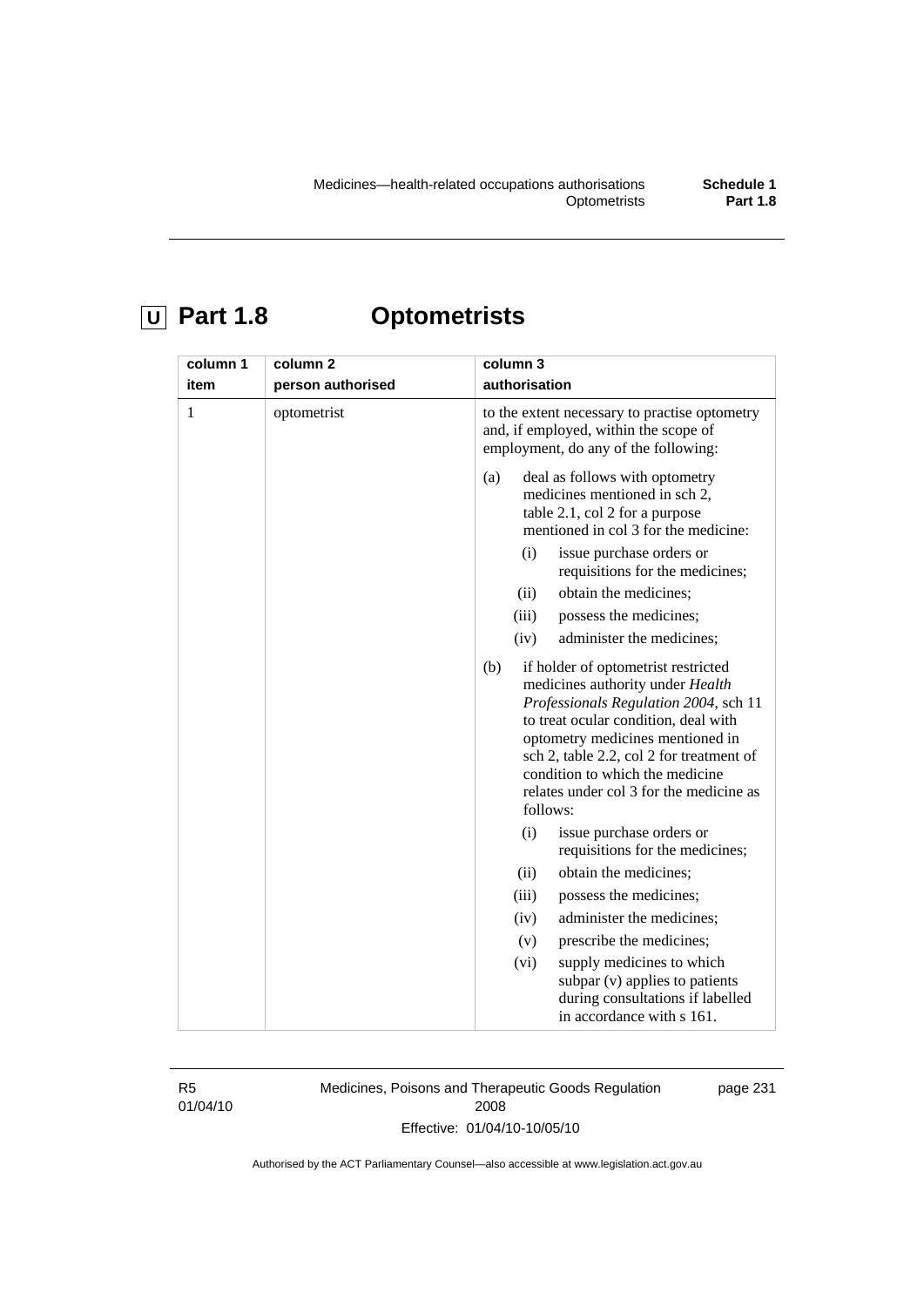# U Part 1.8 Optometrists

| column 1 item | column 2 person authorised | column 3 authorisation |
|---|---|---|
| 1 | optometrist | to the extent necessary to practise optometry and, if employed, within the scope of employment, do any of the following: (a) deal as follows with optometry medicines mentioned in sch 2, table 2.1, col 2 for a purpose mentioned in col 3 for the medicine: (i) issue purchase orders or requisitions for the medicines; (ii) obtain the medicines; (iii) possess the medicines; (iv) administer the medicines; (b) if holder of optometrist restricted medicines authority under *Health Professionals Regulation 2004*, sch 11 to treat ocular condition, deal with optometry medicines mentioned in sch 2, table 2.2, col 2 for treatment of condition to which the medicine relates under col 3 for the medicine as follows: (i) issue purchase orders or requisitions for the medicines; (ii) obtain the medicines; (iii) possess the medicines; (iv) administer the medicines; (v) prescribe the medicines; (vi) supply medicines to which subpar (v) applies to patients during consultations if labelled in accordance with s 161. |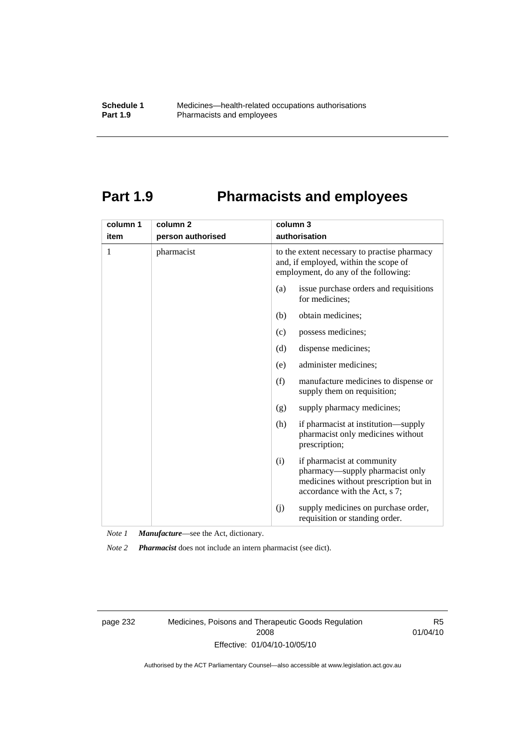# Part 1.9 Pharmacists and employees

| column 1 item | column 2 person authorised | column 3 authorisation |
|---|---|---|
| 1 | pharmacist | to the extent necessary to practise pharmacy and, if employed, within the scope of employment, do any of the following:<br>(a) issue purchase orders and requisitions for medicines;<br>(b) obtain medicines;<br>(c) possess medicines;<br>(d) dispense medicines;<br>(e) administer medicines;<br>(f) manufacture medicines to dispense or supply them on requisition;<br>(g) supply pharmacy medicines;<br>(h) if pharmacist at institution—supply pharmacist only medicines without prescription;<br>(i) if pharmacist at community pharmacy—supply pharmacist only medicines without prescription but in accordance with the Act, s 7;<br>(j) supply medicines on purchase order, requisition or standing order. |

*Note 1* ***Manufacture***—see the Act, dictionary.

*Note 2* ***Pharmacist*** does not include an intern pharmacist (see dict).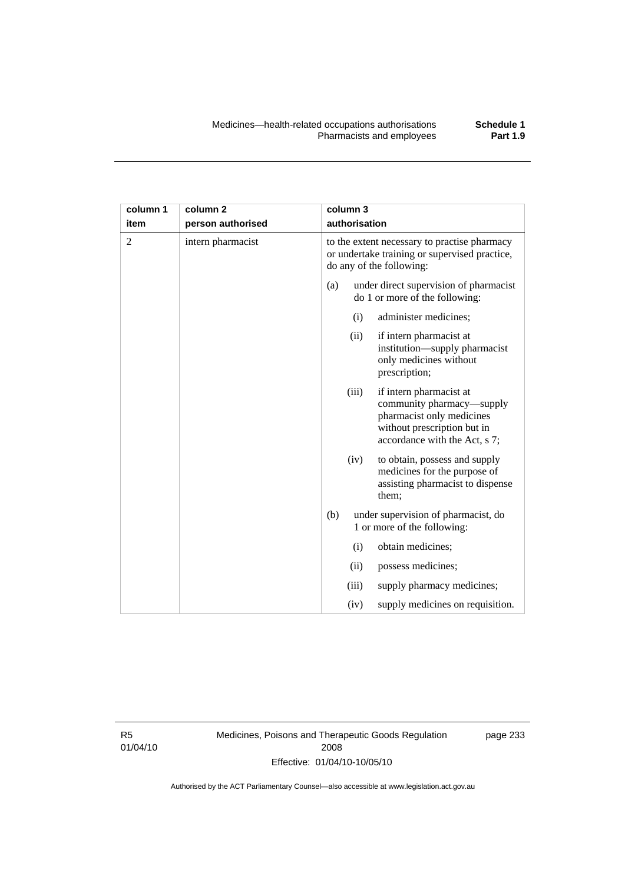| column 1 item | column 2 person authorised | column 3 authorisation |
|---|---|---|
| 2 | intern pharmacist | to the extent necessary to practise pharmacy or undertake training or supervised practice, do any of the following: |
| | | (a) under direct supervision of pharmacist do 1 or more of the following: |
| | | (i) administer medicines; |
| | | (ii) if intern pharmacist at institution—supply pharmacist only medicines without prescription; |
| | | (iii) if intern pharmacist at community pharmacy—supply pharmacist only medicines without prescription but in accordance with the Act, s 7; |
| | | (iv) to obtain, possess and supply medicines for the purpose of assisting pharmacist to dispense them; |
| | | (b) under supervision of pharmacist, do 1 or more of the following: |
| | | (i) obtain medicines; |
| | | (ii) possess medicines; |
| | | (iii) supply pharmacy medicines; |
| | | (iv) supply medicines on requisition. |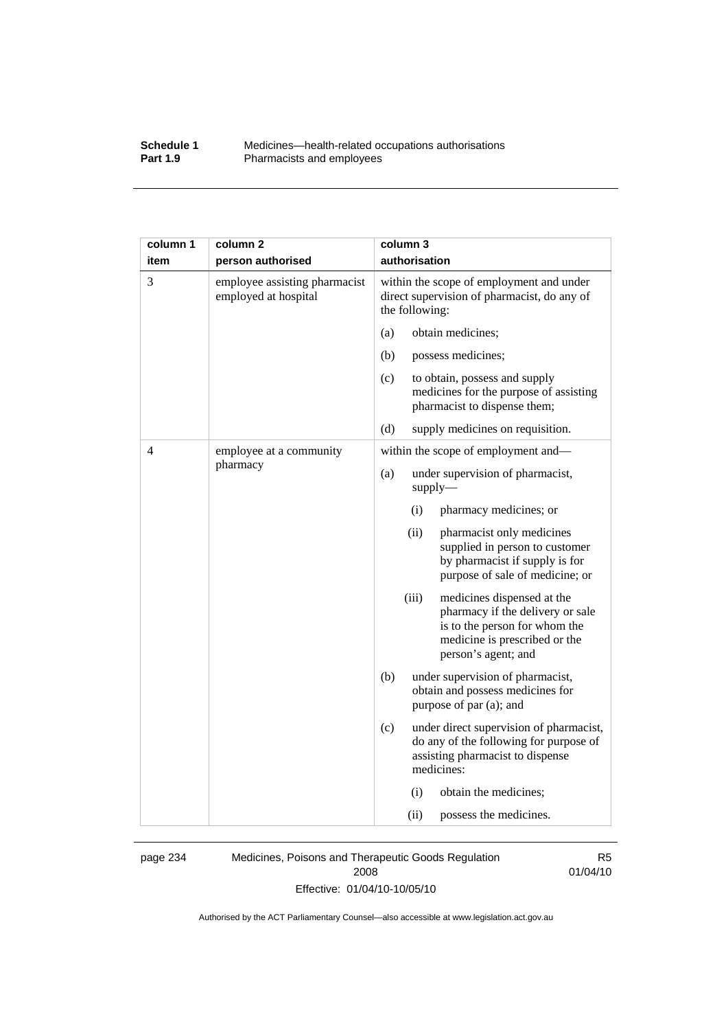| column 1<br>item | column 2<br>person authorised | column 3<br>authorisation |
|---|---|---|
| 3 | employee assisting pharmacist employed at hospital | within the scope of employment and under direct supervision of pharmacist, do any of the following:<br>(a) obtain medicines;<br>(b) possess medicines;<br>(c) to obtain, possess and supply medicines for the purpose of assisting pharmacist to dispense them;<br>(d) supply medicines on requisition. |
| 4 | employee at a community pharmacy | within the scope of employment and—<br>(a) under supervision of pharmacist, supply—<br>(i) pharmacy medicines; or<br>(ii) pharmacist only medicines supplied in person to customer by pharmacist if supply is for purpose of sale of medicine; or<br>(iii) medicines dispensed at the pharmacy if the delivery or sale is to the person for whom the medicine is prescribed or the person's agent; and<br>(b) under supervision of pharmacist, obtain and possess medicines for purpose of par (a); and<br>(c) under direct supervision of pharmacist, do any of the following for purpose of assisting pharmacist to dispense medicines:<br>(i) obtain the medicines;<br>(ii) possess the medicines. |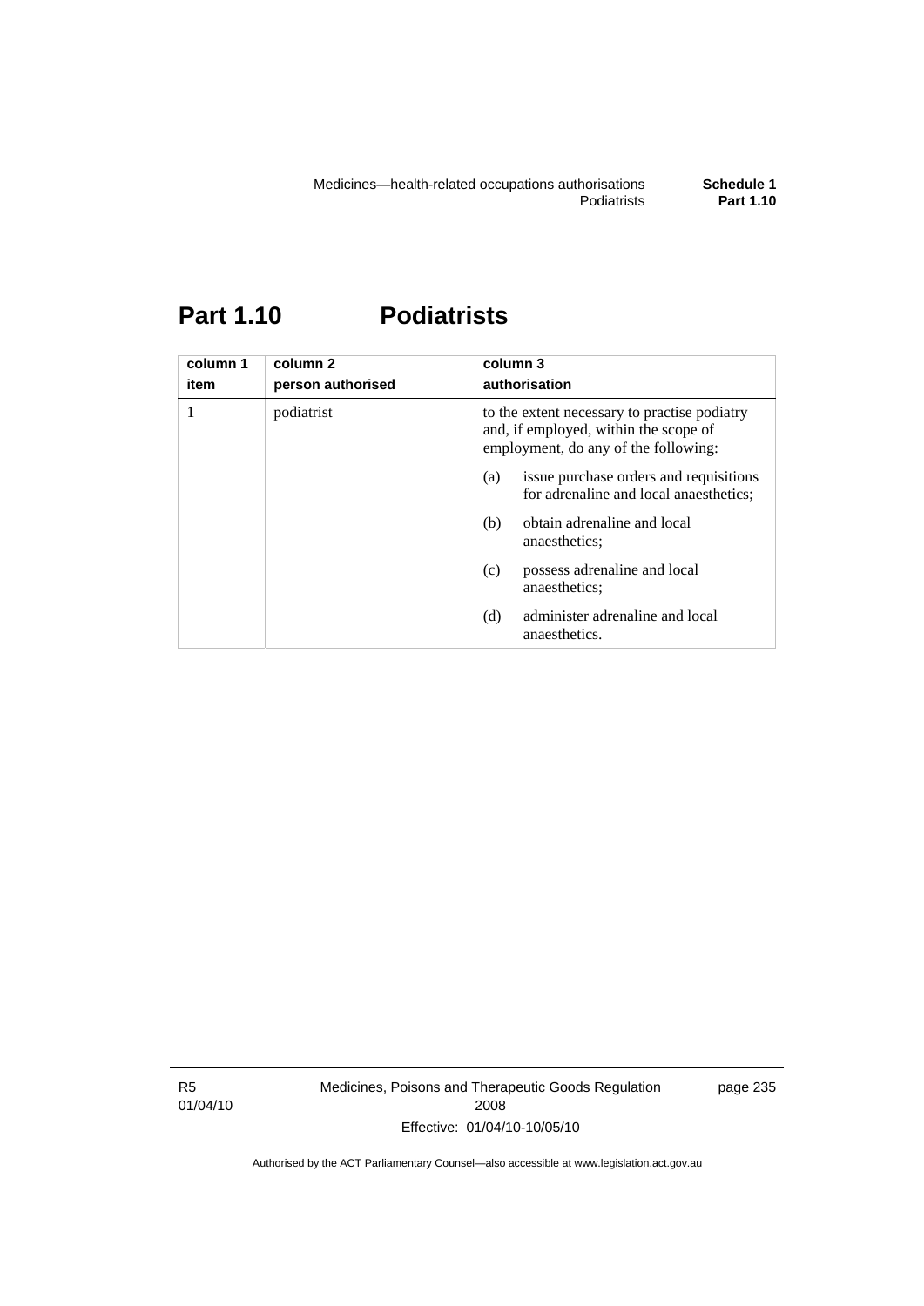# Part 1.10 Podiatrists

| column 1<br>item | column 2<br>person authorised | column 3<br>authorisation |
|---|---|---|
| 1 | podiatrist | to the extent necessary to practise podiatry and, if employed, within the scope of employment, do any of the following:<br>(a) issue purchase orders and requisitions for adrenaline and local anaesthetics;<br>(b) obtain adrenaline and local anaesthetics;<br>(c) possess adrenaline and local anaesthetics;<br>(d) administer adrenaline and local anaesthetics. |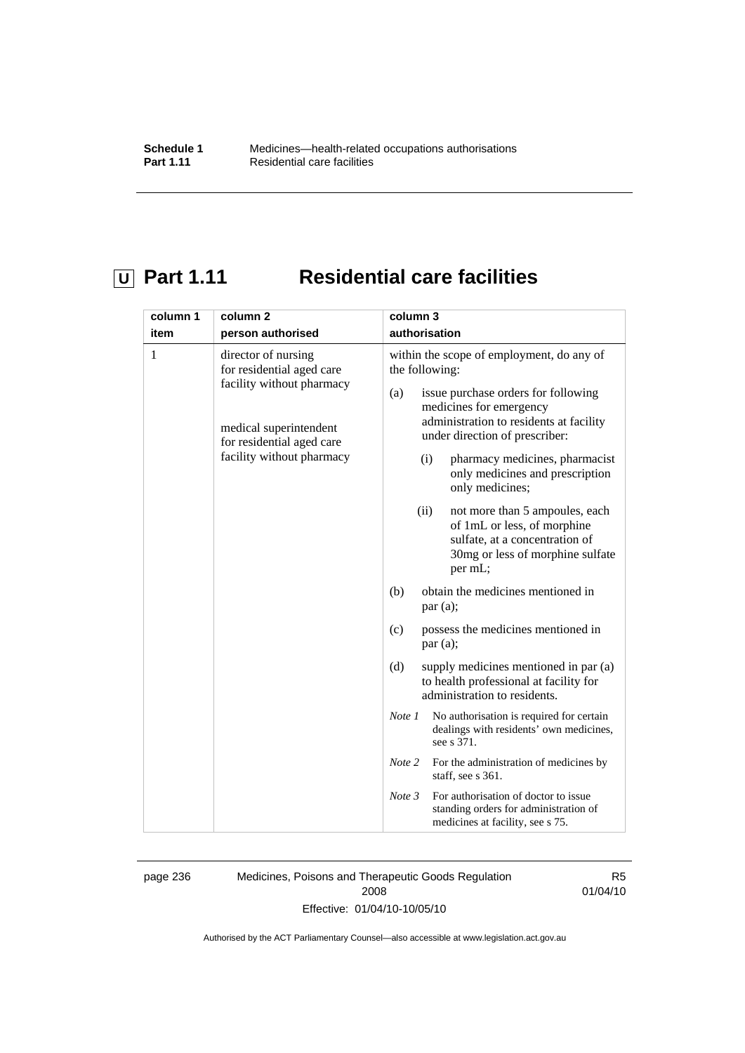# U Part 1.11 Residential care facilities

| column 1<br>item | column 2<br>person authorised | column 3<br>authorisation |
|---|---|---|
| 1 | director of nursing for residential aged care facility without pharmacy<br><br>medical superintendent for residential aged care facility without pharmacy | within the scope of employment, do any of the following:<br>(a) issue purchase orders for following medicines for emergency administration to residents at facility under direction of prescriber:<br>(i) pharmacy medicines, pharmacist only medicines and prescription only medicines;<br>(ii) not more than 5 ampoules, each of 1mL or less, of morphine sulfate, at a concentration of 30mg or less of morphine sulfate per mL;<br>(b) obtain the medicines mentioned in par (a);<br>(c) possess the medicines mentioned in par (a);<br>(d) supply medicines mentioned in par (a) to health professional at facility for administration to residents.<br>*Note 1* No authorisation is required for certain dealings with residents' own medicines, see s 371.<br>*Note 2* For the administration of medicines by staff, see s 361.<br>*Note 3* For authorisation of doctor to issue standing orders for administration of medicines at facility, see s 75. |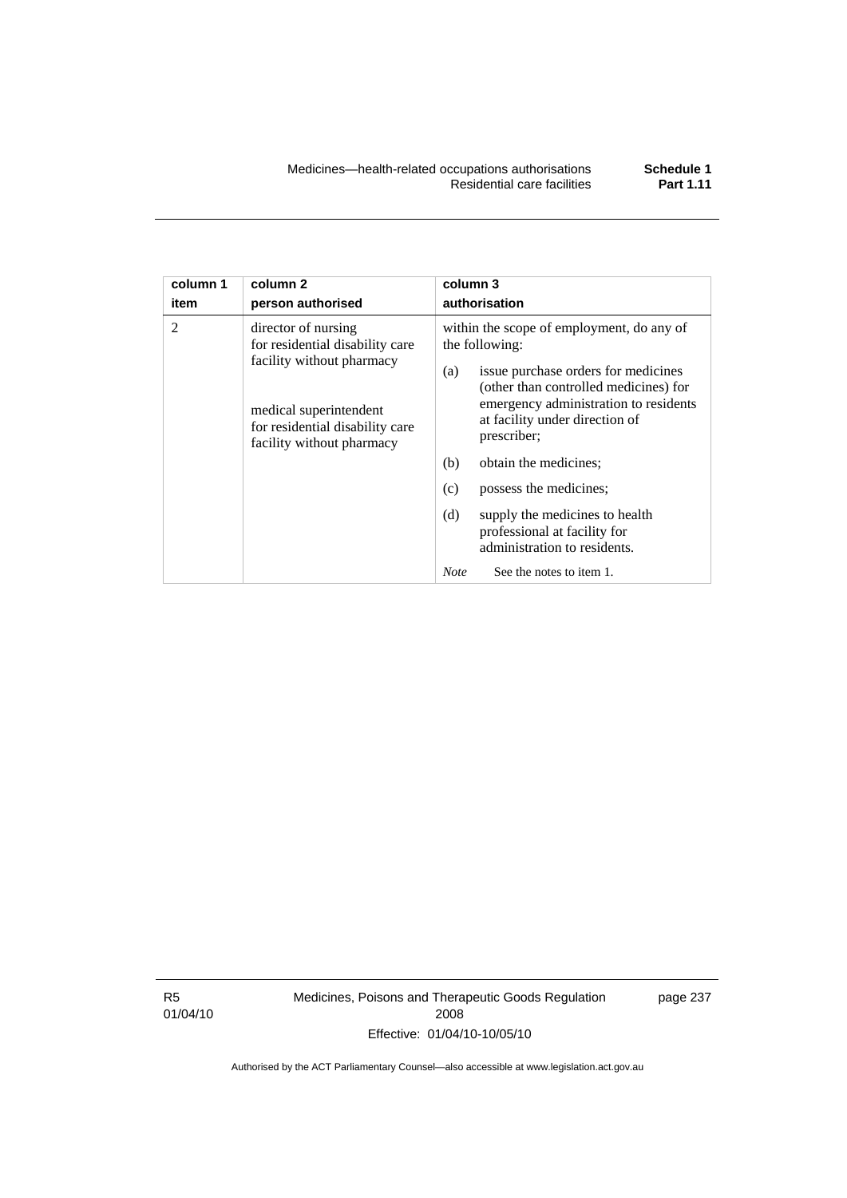| column 1 item | column 2 person authorised | column 3 authorisation |
|---|---|---|
| 2 | director of nursing for residential disability care facility without pharmacy<br><br>medical superintendent for residential disability care facility without pharmacy | within the scope of employment, do any of the following:<br>(a) issue purchase orders for medicines (other than controlled medicines) for emergency administration to residents at facility under direction of prescriber;<br>(b) obtain the medicines;<br>(c) possess the medicines;<br>(d) supply the medicines to health professional at facility for administration to residents.<br>*Note* See the notes to item 1. |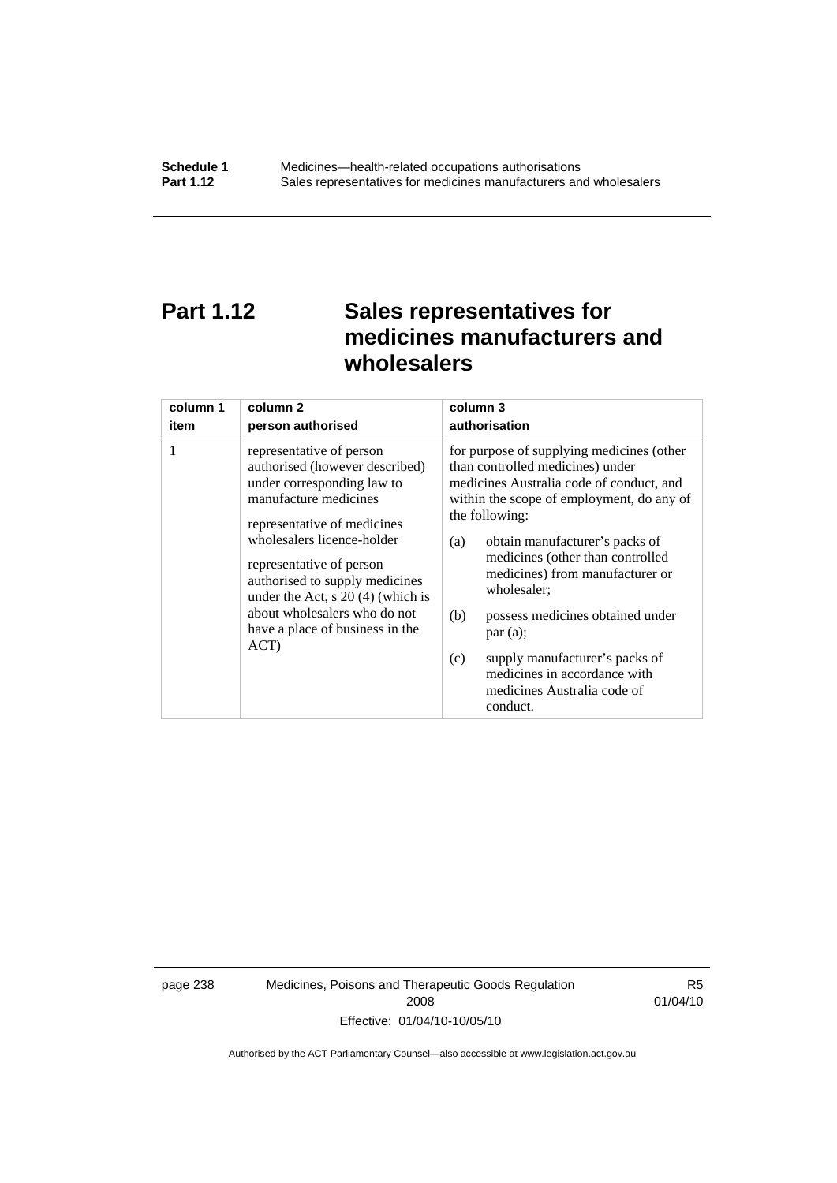# Part 1.12 Sales representatives for medicines manufacturers and wholesalers

| column 1<br>item | column 2<br>person authorised | column 3<br>authorisation |
|---|---|---|
| 1 | representative of person authorised (however described) under corresponding law to manufacture medicines<br><br>representative of medicines wholesalers licence-holder<br><br>representative of person authorised to supply medicines under the Act, s 20 (4) (which is about wholesalers who do not have a place of business in the ACT) | for purpose of supplying medicines (other than controlled medicines) under medicines Australia code of conduct, and within the scope of employment, do any of the following:<br><br>(a) obtain manufacturer's packs of medicines (other than controlled medicines) from manufacturer or wholesaler;<br><br>(b) possess medicines obtained under par (a);<br><br>(c) supply manufacturer's packs of medicines in accordance with medicines Australia code of conduct. |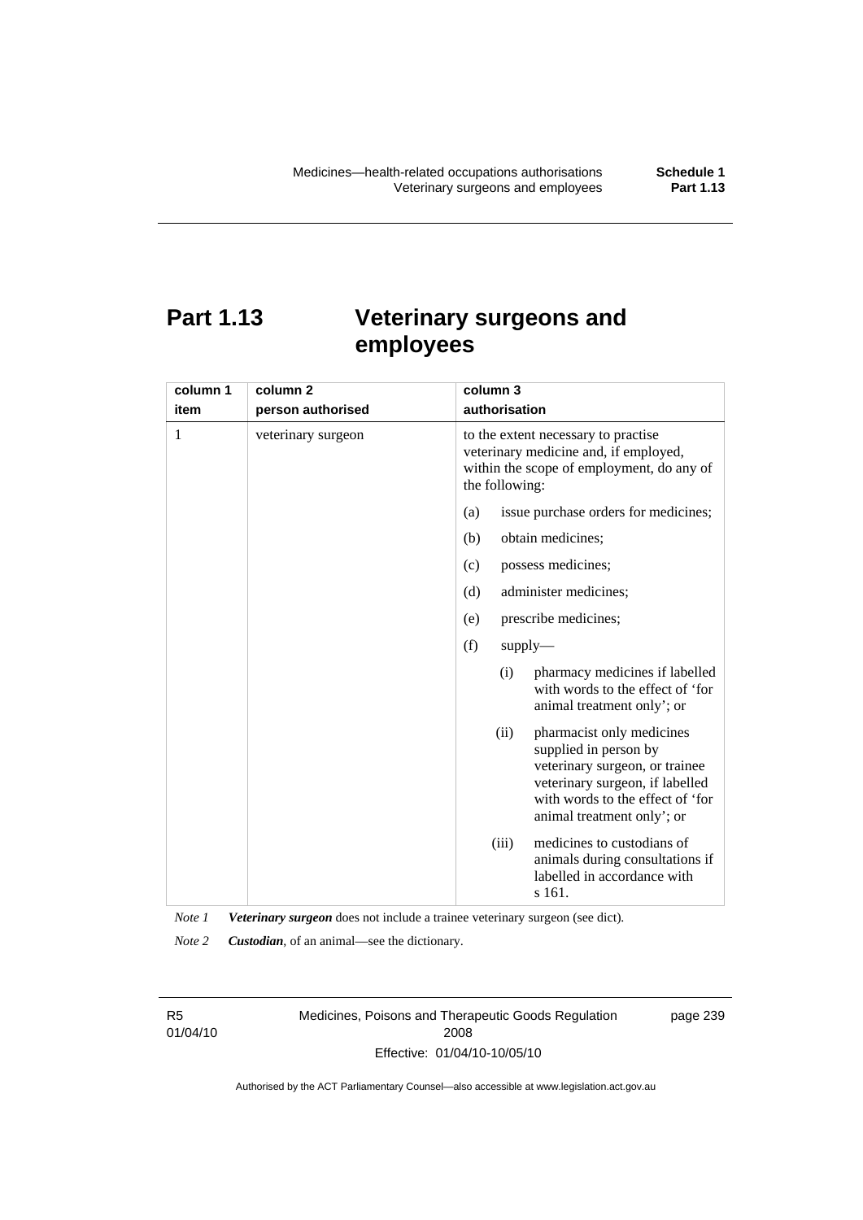# Part 1.13 Veterinary surgeons and employees

| column 1<br>item | column 2<br>person authorised | column 3<br>authorisation |
|---|---|---|
| 1 | veterinary surgeon | to the extent necessary to practise veterinary medicine and, if employed, within the scope of employment, do any of the following:<br>(a) issue purchase orders for medicines;<br>(b) obtain medicines;<br>(c) possess medicines;<br>(d) administer medicines;<br>(e) prescribe medicines;<br>(f) supply—<br>(i) pharmacy medicines if labelled with words to the effect of 'for animal treatment only'; or<br>(ii) pharmacist only medicines supplied in person by veterinary surgeon, or trainee veterinary surgeon, if labelled with words to the effect of 'for animal treatment only'; or<br>(iii) medicines to custodians of animals during consultations if labelled in accordance with s 161. |

*Note 1* ***Veterinary surgeon*** does not include a trainee veterinary surgeon (see dict).

*Note 2* ***Custodian***, of an animal—see the dictionary.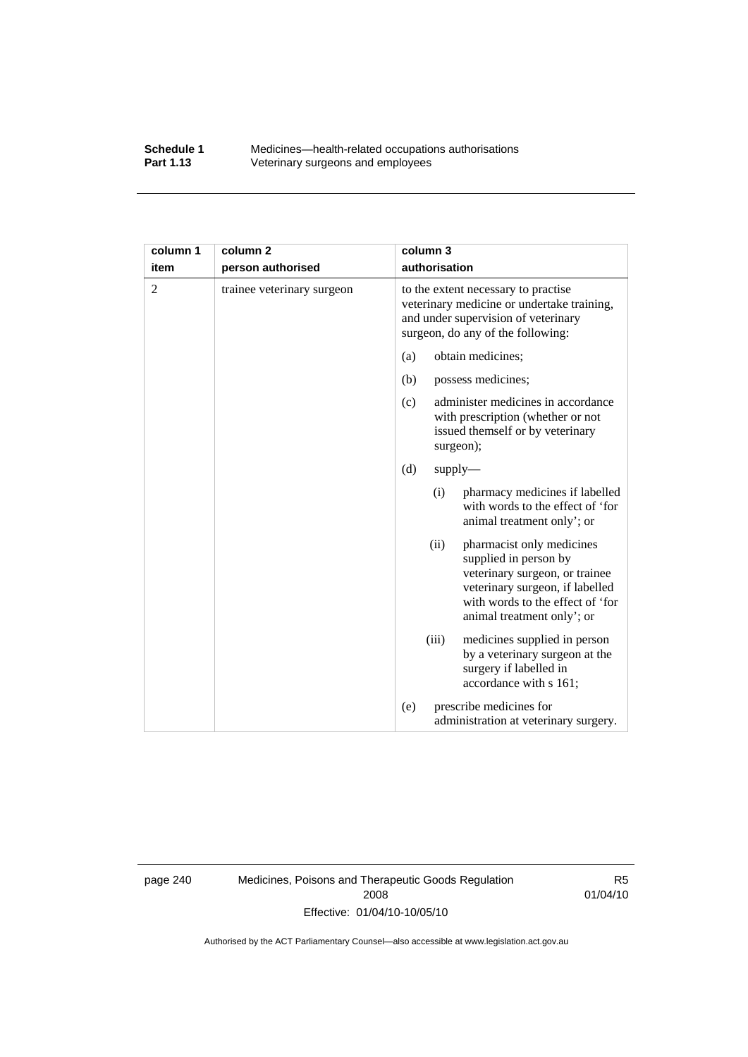| column 1 item | column 2 person authorised | column 3 authorisation |
|---|---|---|
| 2 | trainee veterinary surgeon | to the extent necessary to practise veterinary medicine or undertake training, and under supervision of veterinary surgeon, do any of the following: |
| | | (a) obtain medicines; |
| | | (b) possess medicines; |
| | | (c) administer medicines in accordance with prescription (whether or not issued themself or by veterinary surgeon); |
| | | (d) supply— |
| | | (i) pharmacy medicines if labelled with words to the effect of 'for animal treatment only'; or |
| | | (ii) pharmacist only medicines supplied in person by veterinary surgeon, or trainee veterinary surgeon, if labelled with words to the effect of 'for animal treatment only'; or |
| | | (iii) medicines supplied in person by a veterinary surgeon at the surgery if labelled in accordance with s 161; |
| | | (e) prescribe medicines for administration at veterinary surgery. |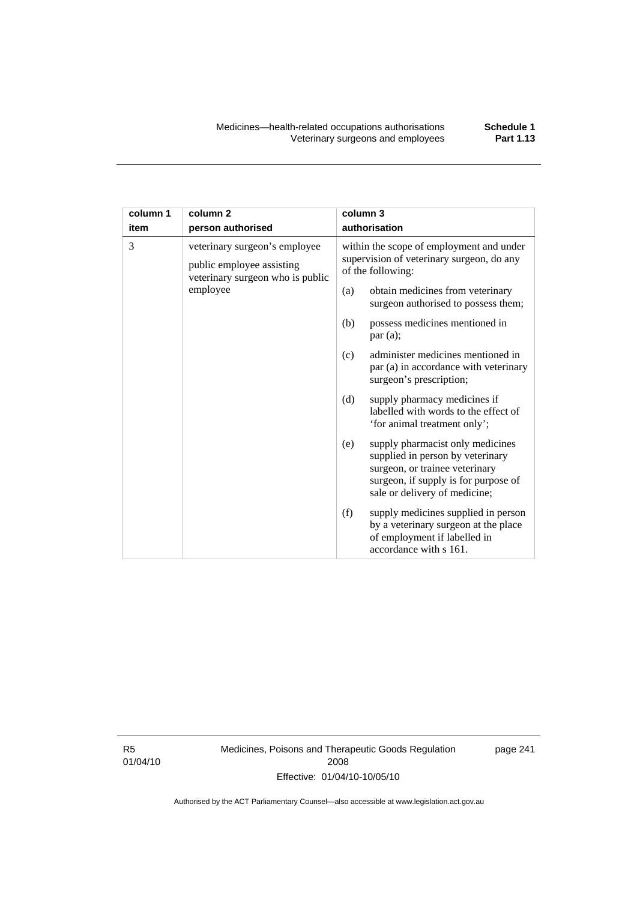| column 1 item | column 2 person authorised | column 3 authorisation |
|---|---|---|
| 3 | veterinary surgeon's employee<br>public employee assisting veterinary surgeon who is public employee | within the scope of employment and under supervision of veterinary surgeon, do any of the following:<br>(a) obtain medicines from veterinary surgeon authorised to possess them;<br>(b) possess medicines mentioned in par (a);<br>(c) administer medicines mentioned in par (a) in accordance with veterinary surgeon's prescription;<br>(d) supply pharmacy medicines if labelled with words to the effect of 'for animal treatment only';<br>(e) supply pharmacist only medicines supplied in person by veterinary surgeon, or trainee veterinary surgeon, if supply is for purpose of sale or delivery of medicine;<br>(f) supply medicines supplied in person by a veterinary surgeon at the place of employment if labelled in accordance with s 161. |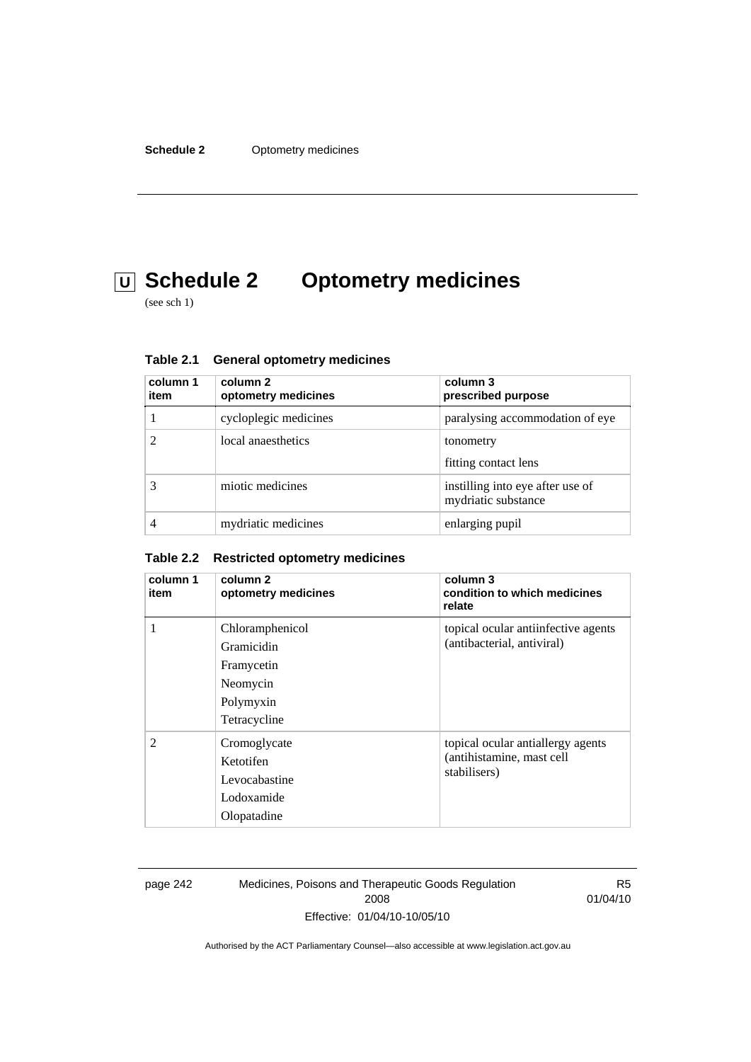# U Schedule 2 Optometry medicines

(see sch 1)

**Table 2.1 General optometry medicines**

| column 1 item | column 2 optometry medicines | column 3 prescribed purpose |
|---|---|---|
| 1 | cycloplegic medicines | paralysing accommodation of eye |
| 2 | local anaesthetics | tonometry<br>fitting contact lens |
| 3 | miotic medicines | instilling into eye after use of mydriatic substance |
| 4 | mydriatic medicines | enlarging pupil |

**Table 2.2 Restricted optometry medicines**

| column 1 item | column 2 optometry medicines | column 3 condition to which medicines relate |
|---|---|---|
| 1 | Chloramphenicol<br>Gramicidin<br>Framycetin<br>Neomycin<br>Polymyxin<br>Tetracycline | topical ocular antiinfective agents (antibacterial, antiviral) |
| 2 | Cromoglycate<br>Ketotifen<br>Levocabastine<br>Lodoxamide<br>Olopatadine | topical ocular antiallergy agents (antihistamine, mast cell stabilisers) |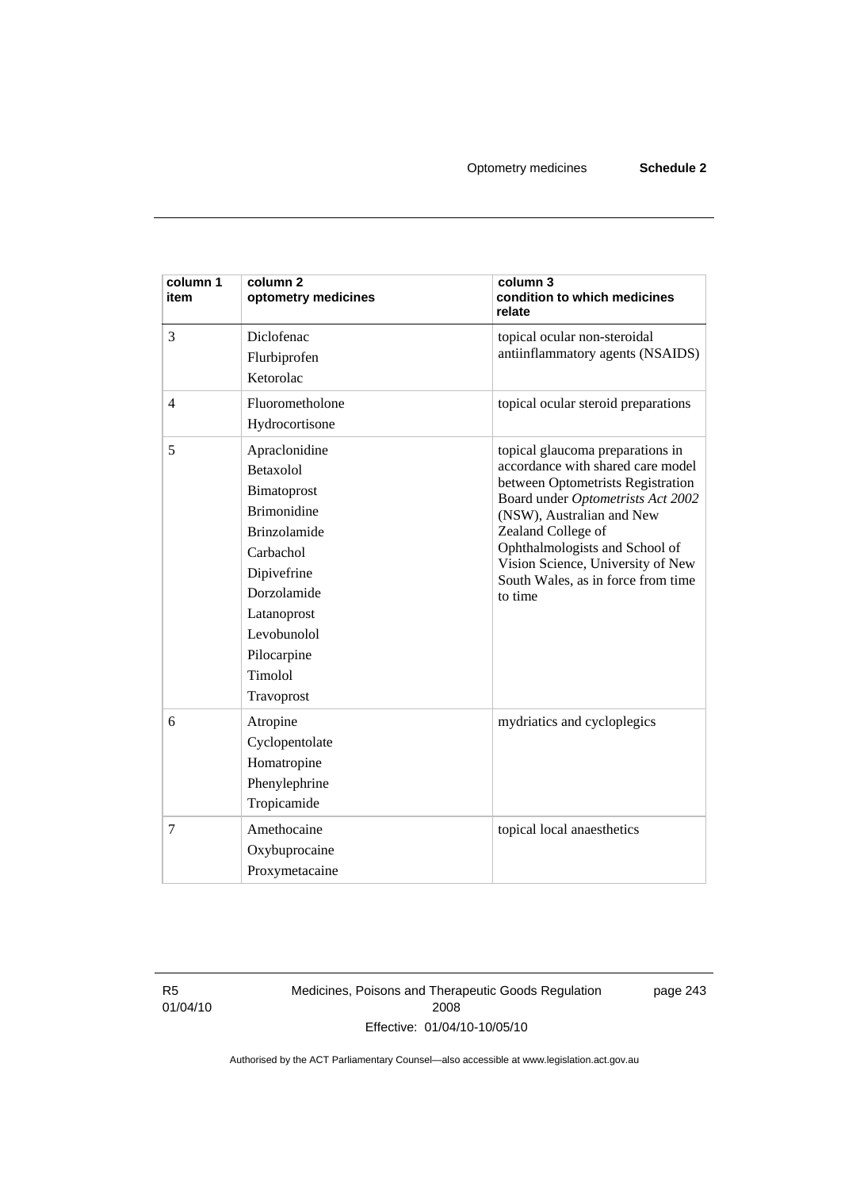| column 1 item | column 2 optometry medicines | column 3 condition to which medicines relate |
|---|---|---|
| 3 | Diclofenac<br>Flurbiprofen<br>Ketorolac | topical ocular non-steroidal antiinflammatory agents (NSAIDS) |
| 4 | Fluorometholone<br>Hydrocortisone | topical ocular steroid preparations |
| 5 | Apraclonidine<br>Betaxolol<br>Bimatoprost<br>Brimonidine<br>Brinzolamide<br>Carbachol<br>Dipivefrine<br>Dorzolamide<br>Latanoprost<br>Levobunolol<br>Pilocarpine<br>Timolol<br>Travoprost | topical glaucoma preparations in accordance with shared care model between Optometrists Registration Board under *Optometrists Act 2002* (NSW), Australian and New Zealand College of Ophthalmologists and School of Vision Science, University of New South Wales, as in force from time to time |
| 6 | Atropine<br>Cyclopentolate<br>Homatropine<br>Phenylephrine<br>Tropicamide | mydriatics and cycloplegics |
| 7 | Amethocaine<br>Oxybuprocaine<br>Proxymetacaine | topical local anaesthetics |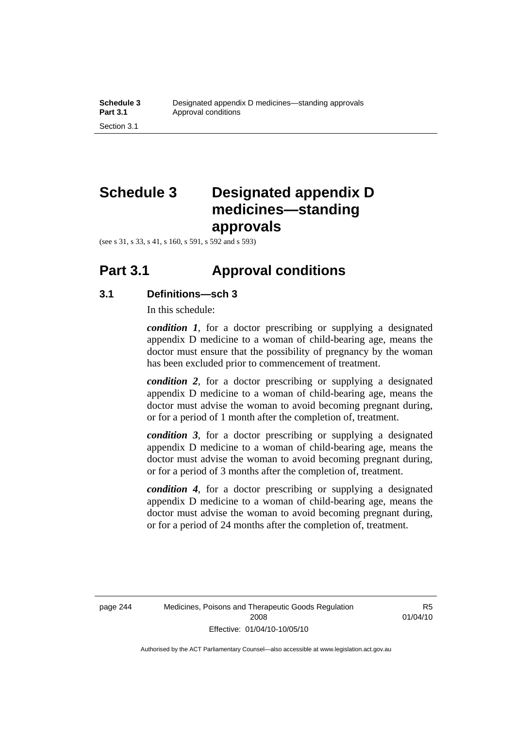# Schedule 3 Designated appendix D medicines—standing approvals

(see s 31, s 33, s 41, s 160, s 591, s 592 and s 593)

## Part 3.1 Approval conditions

### 3.1 Definitions—sch 3

In this schedule:

***condition 1***, for a doctor prescribing or supplying a designated appendix D medicine to a woman of child-bearing age, means the doctor must ensure that the possibility of pregnancy by the woman has been excluded prior to commencement of treatment.

***condition 2***, for a doctor prescribing or supplying a designated appendix D medicine to a woman of child-bearing age, means the doctor must advise the woman to avoid becoming pregnant during, or for a period of 1 month after the completion of, treatment.

***condition 3***, for a doctor prescribing or supplying a designated appendix D medicine to a woman of child-bearing age, means the doctor must advise the woman to avoid becoming pregnant during, or for a period of 3 months after the completion of, treatment.

***condition 4***, for a doctor prescribing or supplying a designated appendix D medicine to a woman of child-bearing age, means the doctor must advise the woman to avoid becoming pregnant during, or for a period of 24 months after the completion of, treatment.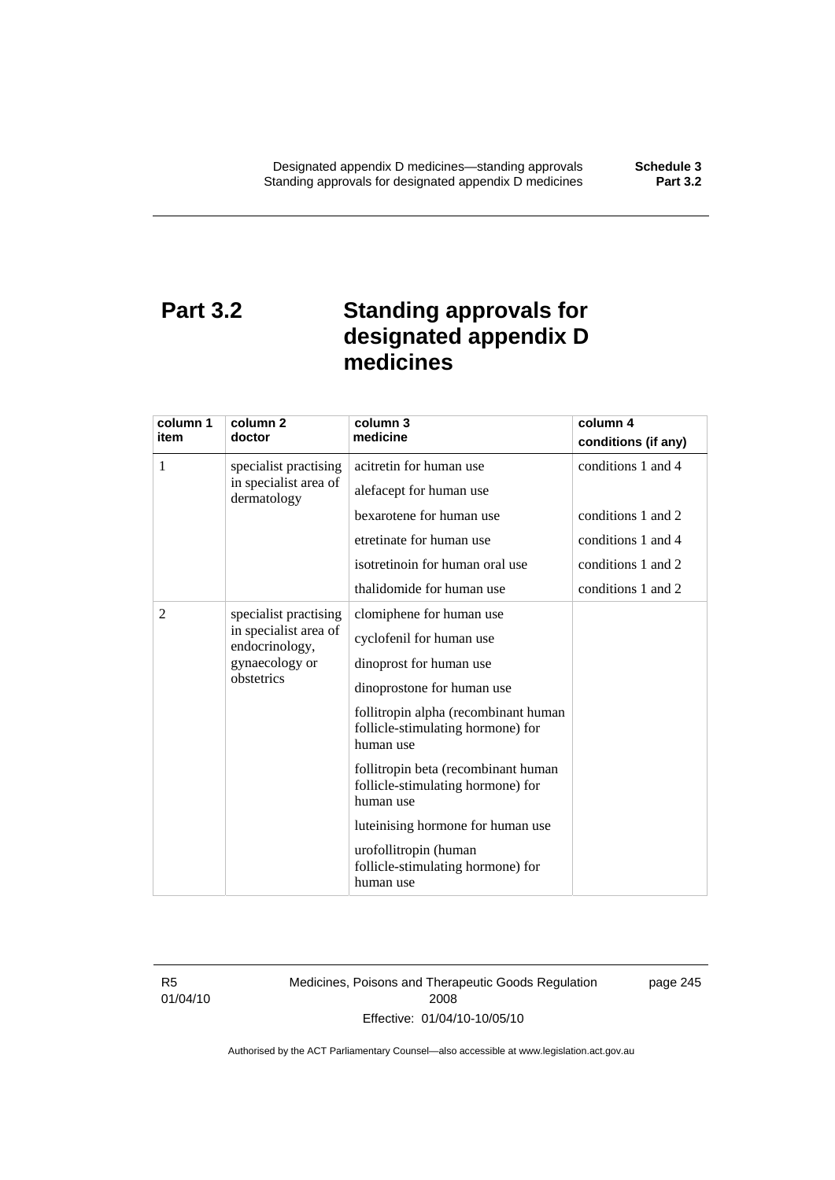# Part 3.2 Standing approvals for designated appendix D medicines

| column 1 item | column 2 doctor | column 3 medicine | column 4 conditions (if any) |
|---|---|---|---|
| 1 | specialist practising in specialist area of dermatology | acitretin for human use | conditions 1 and 4 |
| | | alefacept for human use | |
| | | bexarotene for human use | conditions 1 and 2 |
| | | etretinate for human use | conditions 1 and 4 |
| | | isotretinoin for human oral use | conditions 1 and 2 |
| | | thalidomide for human use | conditions 1 and 2 |
| 2 | specialist practising in specialist area of endocrinology, gynaecology or obstetrics | clomiphene for human use | |
| | | cyclofenil for human use | |
| | | dinoprost for human use | |
| | | dinoprostone for human use | |
| | | follitropin alpha (recombinant human follicle-stimulating hormone) for human use | |
| | | follitropin beta (recombinant human follicle-stimulating hormone) for human use | |
| | | luteinising hormone for human use | |
| | | urofollitropin (human follicle-stimulating hormone) for human use | |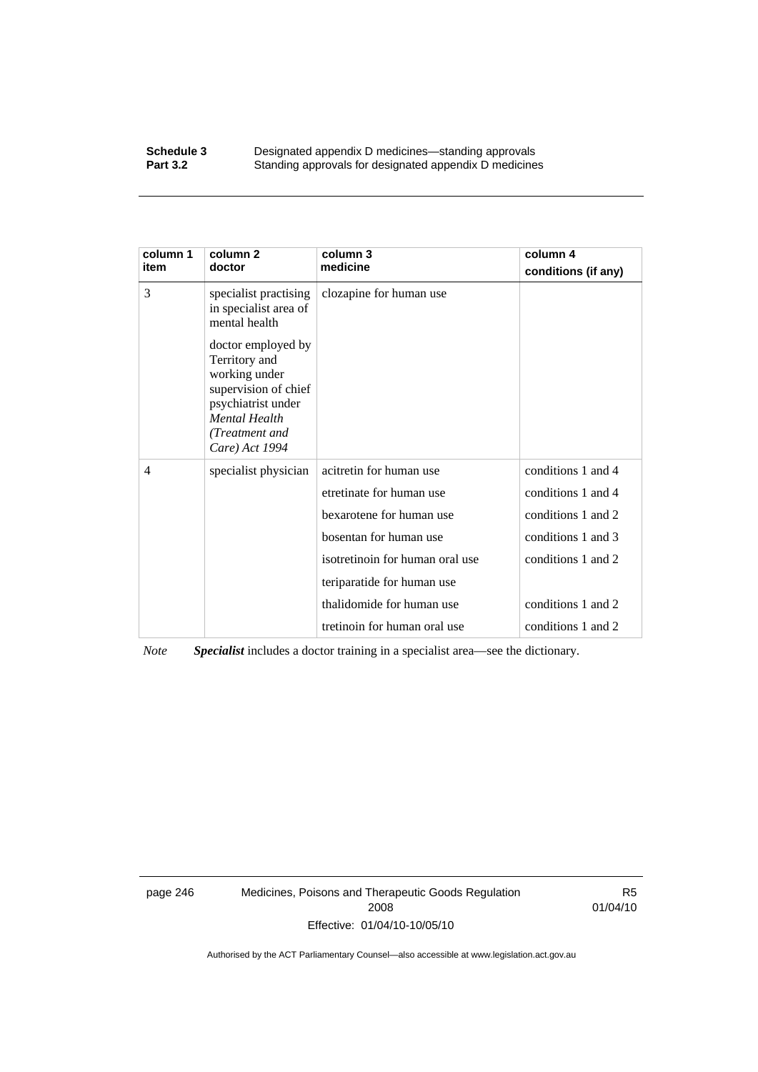| column 1 item | column 2 doctor | column 3 medicine | column 4 conditions (if any) |
|---|---|---|---|
| 3 | specialist practising in specialist area of mental health | clozapine for human use | |
| | doctor employed by Territory and working under supervision of chief psychiatrist under *Mental Health (Treatment and Care) Act 1994* | | |
| 4 | specialist physician | acitretin for human use | conditions 1 and 4 |
| | | etretinate for human use | conditions 1 and 4 |
| | | bexarotene for human use | conditions 1 and 2 |
| | | bosentan for human use | conditions 1 and 3 |
| | | isotretinoin for human oral use | conditions 1 and 2 |
| | | teriparatide for human use | |
| | | thalidomide for human use | conditions 1 and 2 |
| | | tretinoin for human oral use | conditions 1 and 2 |

*Note* ***Specialist*** includes a doctor training in a specialist area—see the dictionary.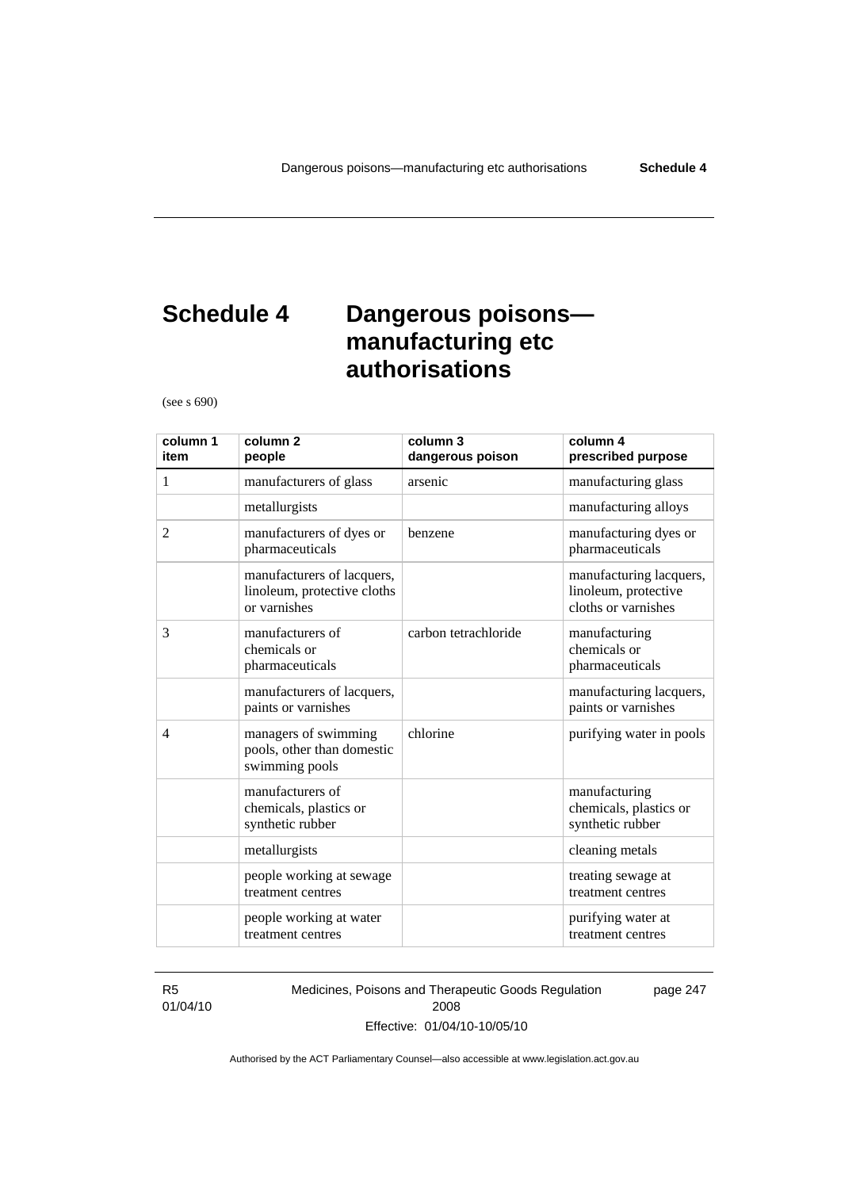# Schedule 4 Dangerous poisons—manufacturing etc authorisations

(see s 690)

| column 1 item | column 2 people | column 3 dangerous poison | column 4 prescribed purpose |
|---|---|---|---|
| 1 | manufacturers of glass | arsenic | manufacturing glass |
| | metallurgists | | manufacturing alloys |
| 2 | manufacturers of dyes or pharmaceuticals | benzene | manufacturing dyes or pharmaceuticals |
| | manufacturers of lacquers, linoleum, protective cloths or varnishes | | manufacturing lacquers, linoleum, protective cloths or varnishes |
| 3 | manufacturers of chemicals or pharmaceuticals | carbon tetrachloride | manufacturing chemicals or pharmaceuticals |
| | manufacturers of lacquers, paints or varnishes | | manufacturing lacquers, paints or varnishes |
| 4 | managers of swimming pools, other than domestic swimming pools | chlorine | purifying water in pools |
| | manufacturers of chemicals, plastics or synthetic rubber | | manufacturing chemicals, plastics or synthetic rubber |
| | metallurgists | | cleaning metals |
| | people working at sewage treatment centres | | treating sewage at treatment centres |
| | people working at water treatment centres | | purifying water at treatment centres |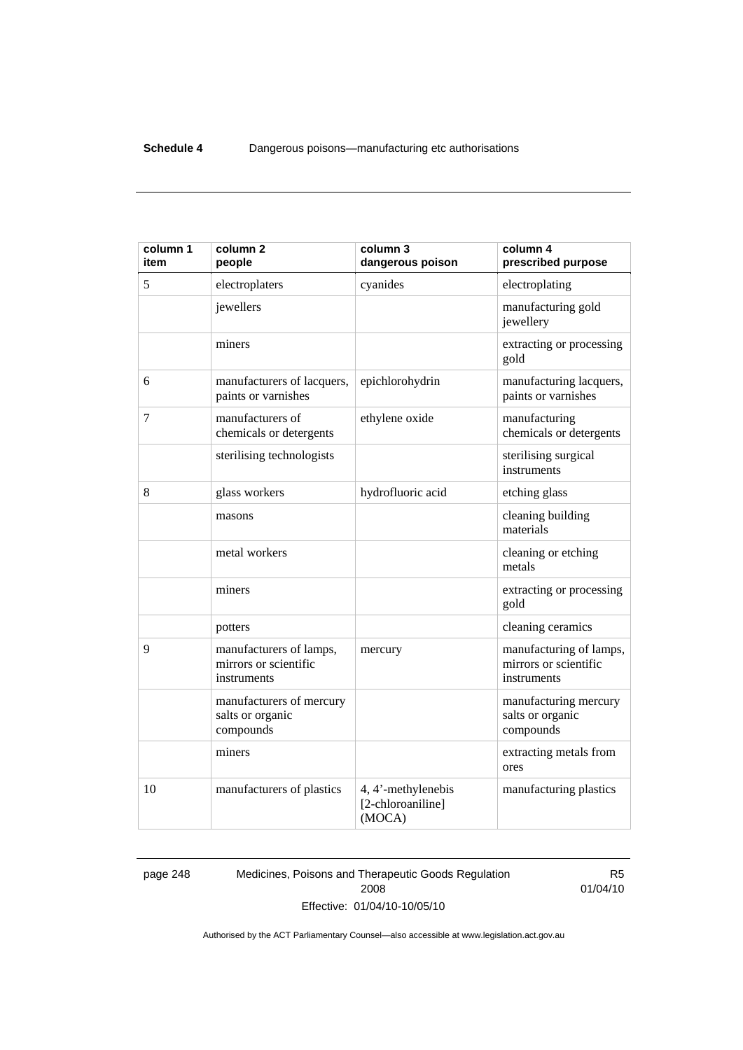| column 1 item | column 2 people | column 3 dangerous poison | column 4 prescribed purpose |
|---|---|---|---|
| 5 | electroplaters | cyanides | electroplating |
| | jewellers | | manufacturing gold jewellery |
| | miners | | extracting or processing gold |
| 6 | manufacturers of lacquers, paints or varnishes | epichlorohydrin | manufacturing lacquers, paints or varnishes |
| 7 | manufacturers of chemicals or detergents | ethylene oxide | manufacturing chemicals or detergents |
| | sterilising technologists | | sterilising surgical instruments |
| 8 | glass workers | hydrofluoric acid | etching glass |
| | masons | | cleaning building materials |
| | metal workers | | cleaning or etching metals |
| | miners | | extracting or processing gold |
| | potters | | cleaning ceramics |
| 9 | manufacturers of lamps, mirrors or scientific instruments | mercury | manufacturing of lamps, mirrors or scientific instruments |
| | manufacturers of mercury salts or organic compounds | | manufacturing mercury salts or organic compounds |
| | miners | | extracting metals from ores |
| 10 | manufacturers of plastics | 4, 4'-methylenebis [2-chloroaniline] (MOCA) | manufacturing plastics |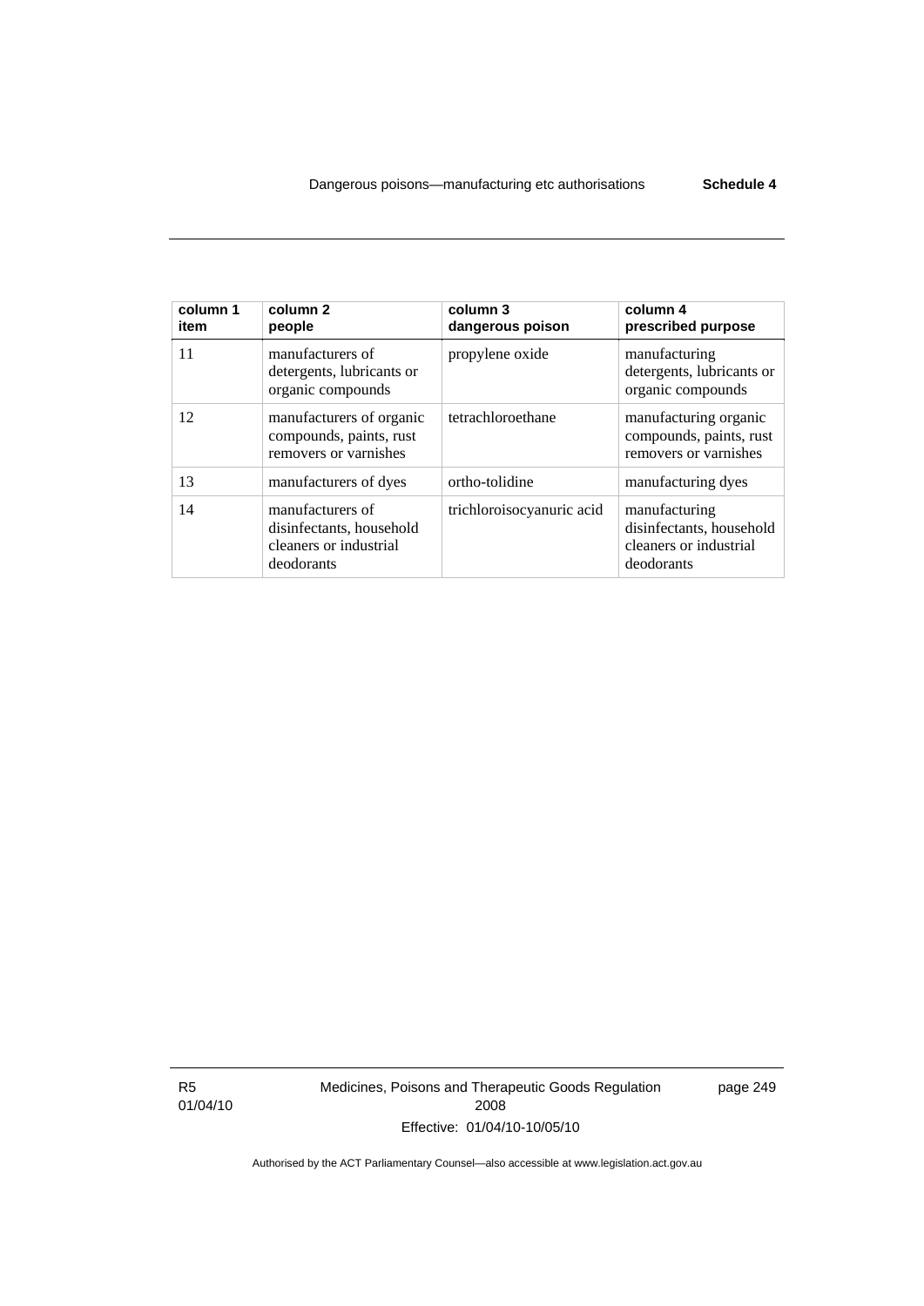| column 1 item | column 2 people | column 3 dangerous poison | column 4 prescribed purpose |
|---|---|---|---|
| 11 | manufacturers of detergents, lubricants or organic compounds | propylene oxide | manufacturing detergents, lubricants or organic compounds |
| 12 | manufacturers of organic compounds, paints, rust removers or varnishes | tetrachloroethane | manufacturing organic compounds, paints, rust removers or varnishes |
| 13 | manufacturers of dyes | ortho-tolidine | manufacturing dyes |
| 14 | manufacturers of disinfectants, household cleaners or industrial deodorants | trichloroisocyanuric acid | manufacturing disinfectants, household cleaners or industrial deodorants |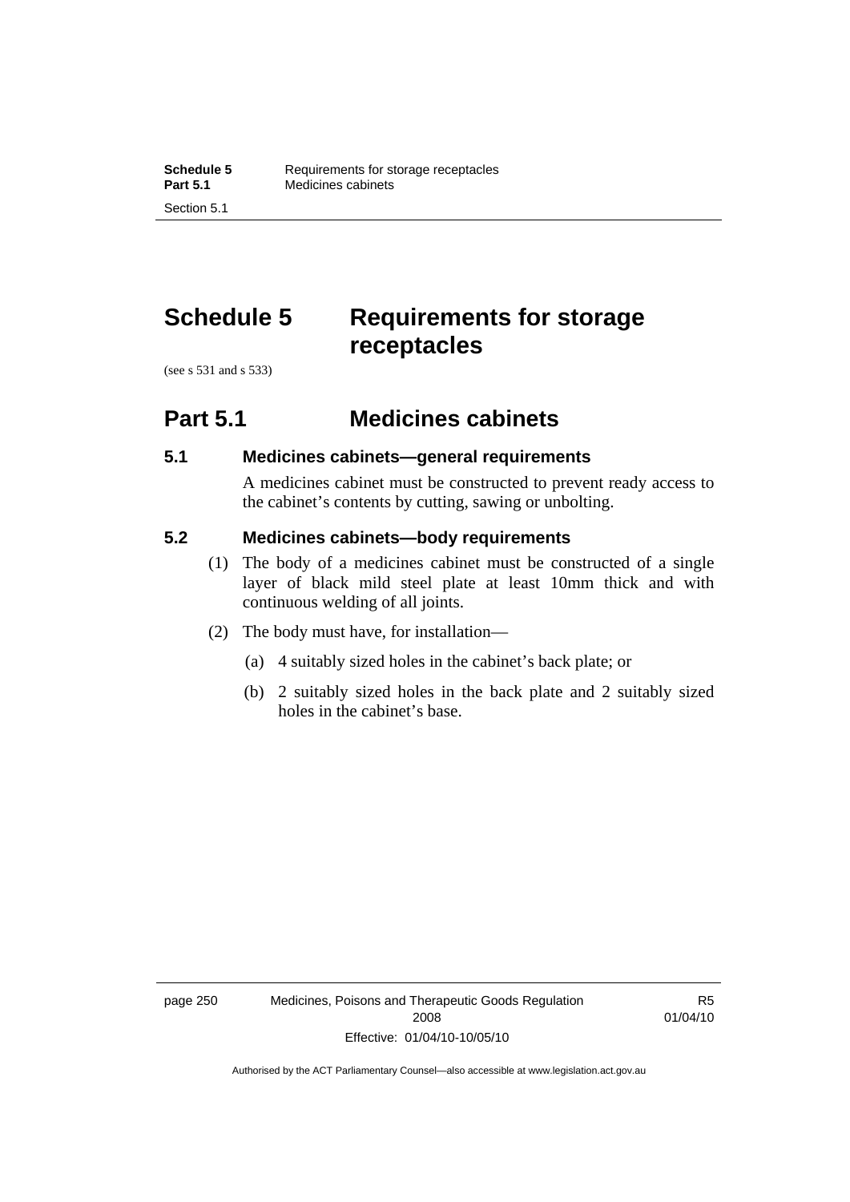# Schedule 5 Requirements for storage receptacles

(see s 531 and s 533)

## Part 5.1 Medicines cabinets

### 5.1 Medicines cabinets—general requirements

A medicines cabinet must be constructed to prevent ready access to the cabinet's contents by cutting, sawing or unbolting.

### 5.2 Medicines cabinets—body requirements

(1) The body of a medicines cabinet must be constructed of a single layer of black mild steel plate at least 10mm thick and with continuous welding of all joints.

(2) The body must have, for installation—

(a) 4 suitably sized holes in the cabinet's back plate; or

(b) 2 suitably sized holes in the back plate and 2 suitably sized holes in the cabinet's base.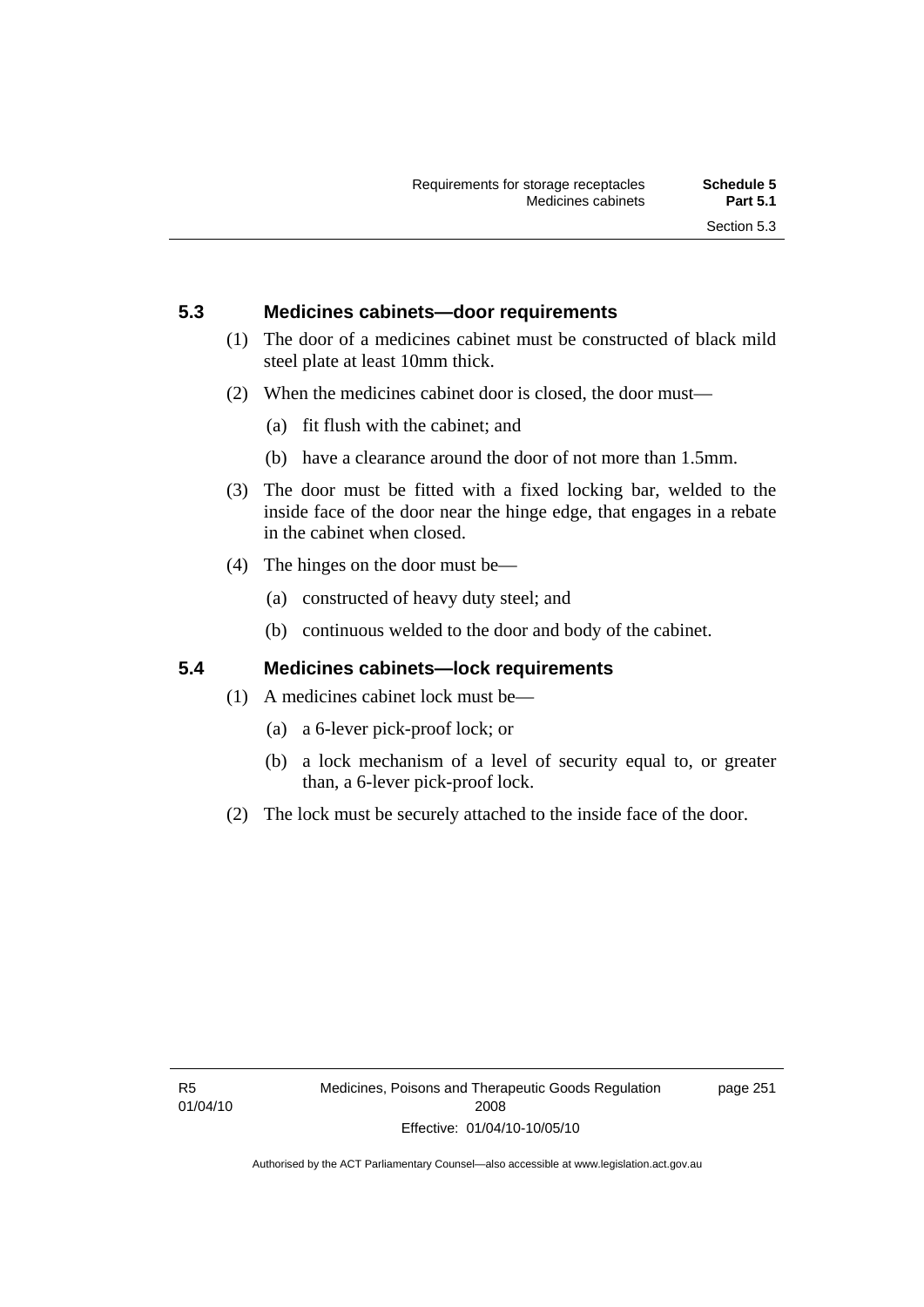## 5.3 Medicines cabinets—door requirements

(1) The door of a medicines cabinet must be constructed of black mild steel plate at least 10mm thick.

(2) When the medicines cabinet door is closed, the door must—

(a) fit flush with the cabinet; and

(b) have a clearance around the door of not more than 1.5mm.

(3) The door must be fitted with a fixed locking bar, welded to the inside face of the door near the hinge edge, that engages in a rebate in the cabinet when closed.

(4) The hinges on the door must be—

(a) constructed of heavy duty steel; and

(b) continuous welded to the door and body of the cabinet.

## 5.4 Medicines cabinets—lock requirements

(1) A medicines cabinet lock must be—

(a) a 6-lever pick-proof lock; or

(b) a lock mechanism of a level of security equal to, or greater than, a 6-lever pick-proof lock.

(2) The lock must be securely attached to the inside face of the door.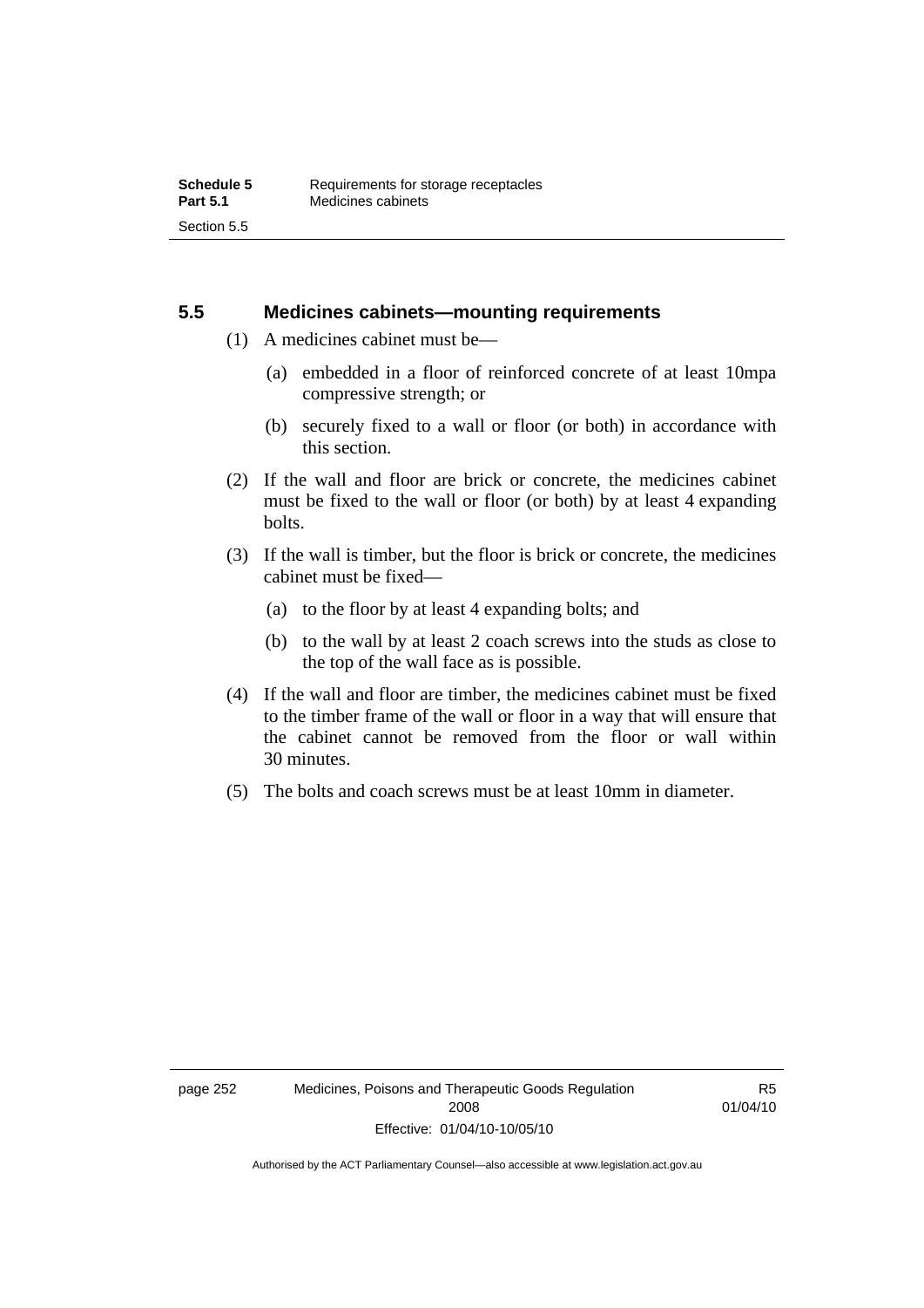## 5.5 Medicines cabinets—mounting requirements

(1) A medicines cabinet must be—

(a) embedded in a floor of reinforced concrete of at least 10mpa compressive strength; or

(b) securely fixed to a wall or floor (or both) in accordance with this section.

(2) If the wall and floor are brick or concrete, the medicines cabinet must be fixed to the wall or floor (or both) by at least 4 expanding bolts.

(3) If the wall is timber, but the floor is brick or concrete, the medicines cabinet must be fixed—

(a) to the floor by at least 4 expanding bolts; and

(b) to the wall by at least 2 coach screws into the studs as close to the top of the wall face as is possible.

(4) If the wall and floor are timber, the medicines cabinet must be fixed to the timber frame of the wall or floor in a way that will ensure that the cabinet cannot be removed from the floor or wall within 30 minutes.

(5) The bolts and coach screws must be at least 10mm in diameter.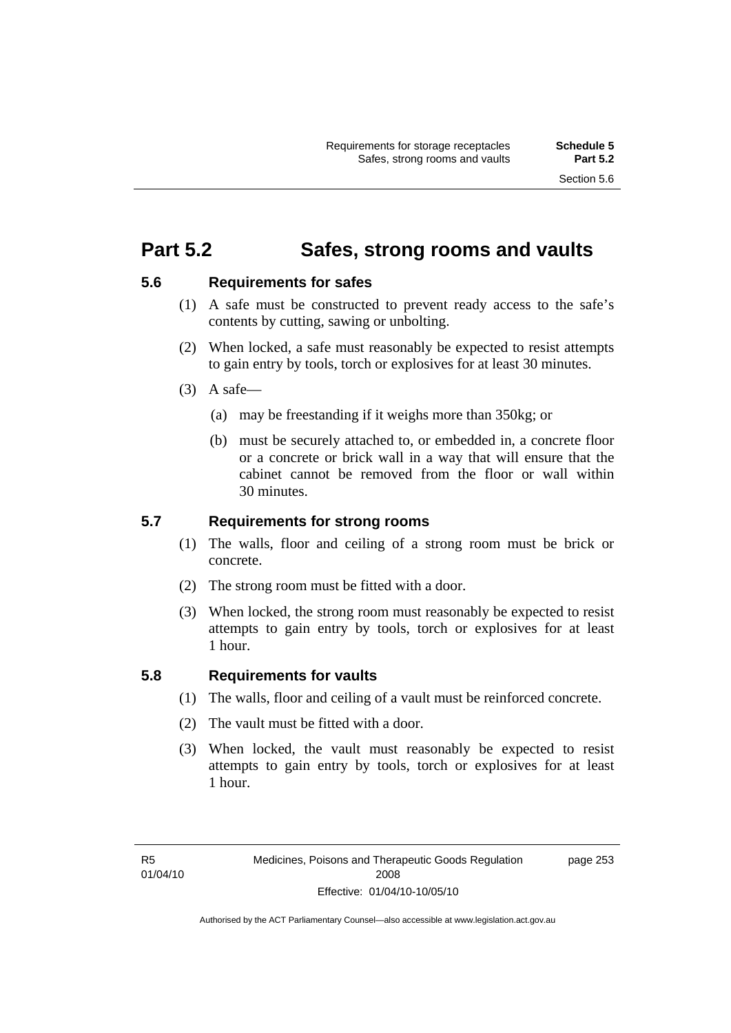# Part 5.2 Safes, strong rooms and vaults

## 5.6 Requirements for safes

(1) A safe must be constructed to prevent ready access to the safe's contents by cutting, sawing or unbolting.

(2) When locked, a safe must reasonably be expected to resist attempts to gain entry by tools, torch or explosives for at least 30 minutes.

(3) A safe—

(a) may be freestanding if it weighs more than 350kg; or

(b) must be securely attached to, or embedded in, a concrete floor or a concrete or brick wall in a way that will ensure that the cabinet cannot be removed from the floor or wall within 30 minutes.

## 5.7 Requirements for strong rooms

(1) The walls, floor and ceiling of a strong room must be brick or concrete.

(2) The strong room must be fitted with a door.

(3) When locked, the strong room must reasonably be expected to resist attempts to gain entry by tools, torch or explosives for at least 1 hour.

## 5.8 Requirements for vaults

(1) The walls, floor and ceiling of a vault must be reinforced concrete.

(2) The vault must be fitted with a door.

(3) When locked, the vault must reasonably be expected to resist attempts to gain entry by tools, torch or explosives for at least 1 hour.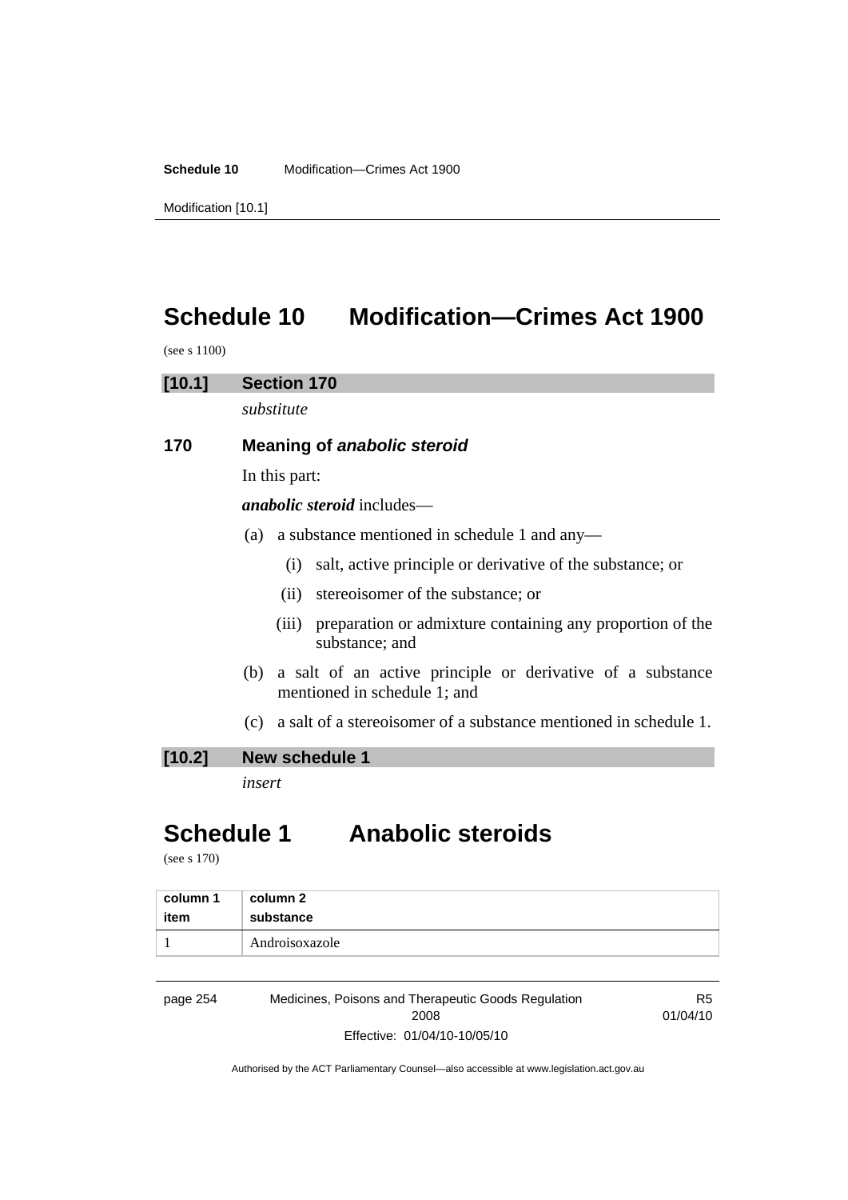# Schedule 10 Modification—Crimes Act 1900

(see s 1100)

## [10.1] Section 170

*substitute*

### 170 Meaning of ***anabolic steroid***

In this part:

***anabolic steroid*** includes—

(a) a substance mentioned in schedule 1 and any—

  (i) salt, active principle or derivative of the substance; or

  (ii) stereoisomer of the substance; or

  (iii) preparation or admixture containing any proportion of the substance; and

(b) a salt of an active principle or derivative of a substance mentioned in schedule 1; and

(c) a salt of a stereoisomer of a substance mentioned in schedule 1.

## [10.2] New schedule 1

*insert*

# Schedule 1 Anabolic steroids

(see s 170)

| column 1 item | column 2 substance |
|---|---|
| 1 | Androisoxazole |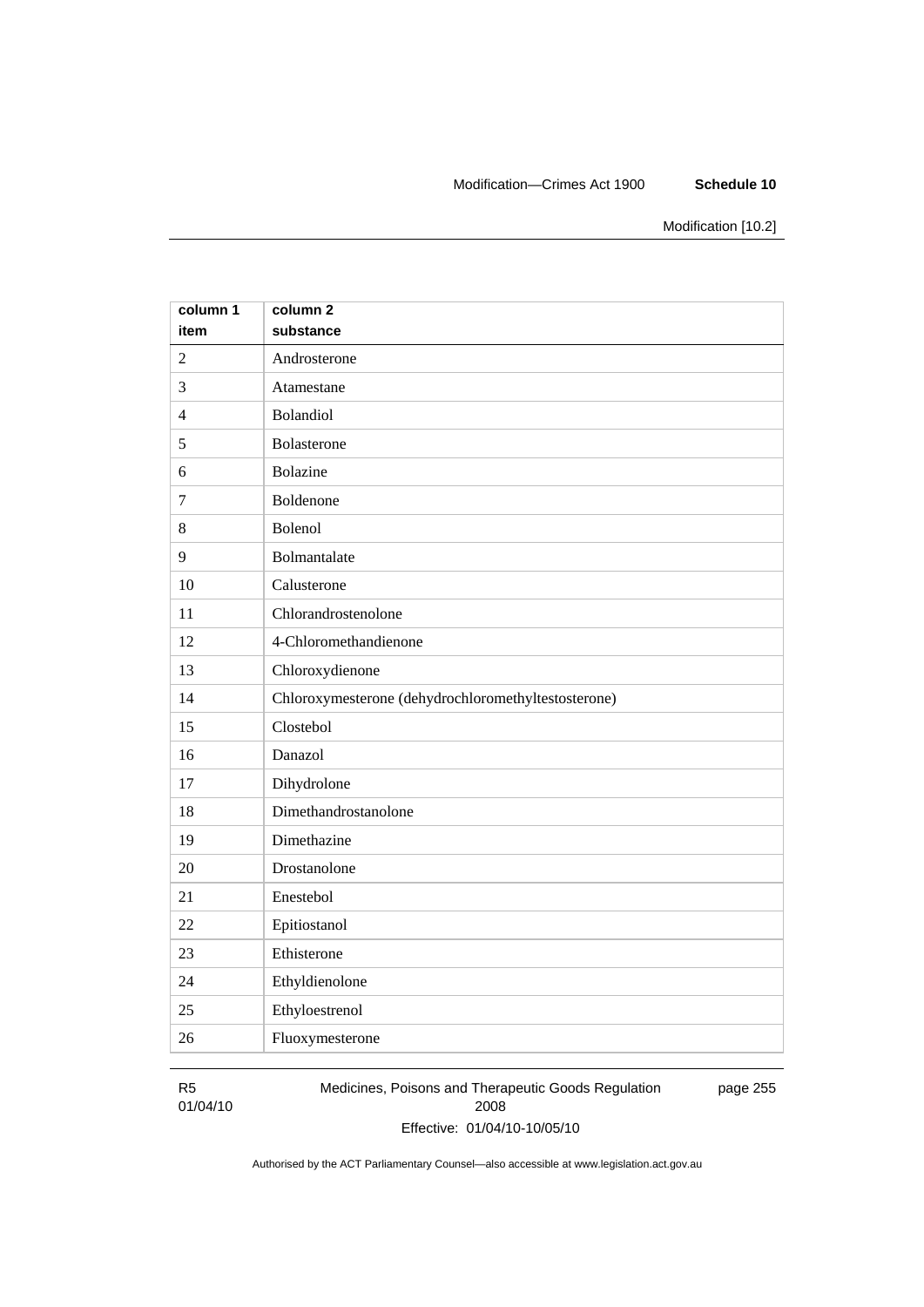| column 1<br>item | column 2<br>substance |
|---|---|
| 2 | Androsterone |
| 3 | Atamestane |
| 4 | Bolandiol |
| 5 | Bolasterone |
| 6 | Bolazine |
| 7 | Boldenone |
| 8 | Bolenol |
| 9 | Bolmantalate |
| 10 | Calusterone |
| 11 | Chlorandrostenolone |
| 12 | 4-Chloromethandienone |
| 13 | Chloroxydienone |
| 14 | Chloroxymesterone (dehydrochloromethyltestosterone) |
| 15 | Clostebol |
| 16 | Danazol |
| 17 | Dihydrolone |
| 18 | Dimethandrostanolone |
| 19 | Dimethazine |
| 20 | Drostanolone |
| 21 | Enestebol |
| 22 | Epitiostanol |
| 23 | Ethisterone |
| 24 | Ethyldienolone |
| 25 | Ethyloestrenol |
| 26 | Fluoxymesterone |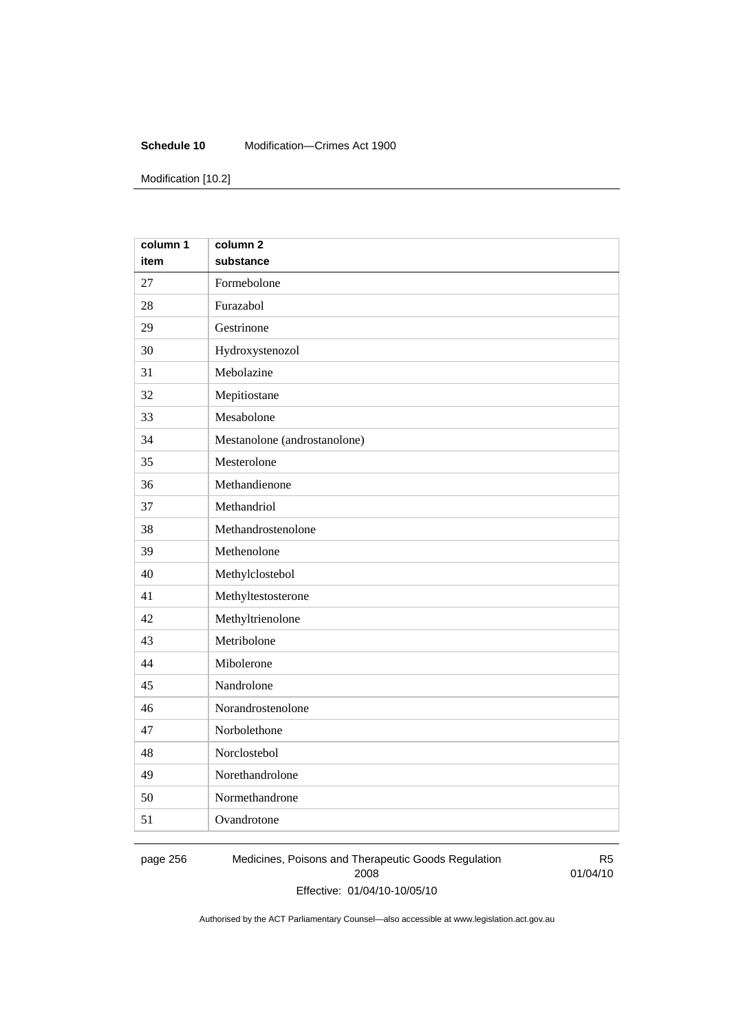| column 1 item | column 2 substance |
|---|---|
| 27 | Formebolone |
| 28 | Furazabol |
| 29 | Gestrinone |
| 30 | Hydroxystenozol |
| 31 | Mebolazine |
| 32 | Mepitiostane |
| 33 | Mesabolone |
| 34 | Mestanolone (androstanolone) |
| 35 | Mesterolone |
| 36 | Methandienone |
| 37 | Methandriol |
| 38 | Methandrostenolone |
| 39 | Methenolone |
| 40 | Methylclostebol |
| 41 | Methyltestosterone |
| 42 | Methyltrienolone |
| 43 | Metribolone |
| 44 | Mibolerone |
| 45 | Nandrolone |
| 46 | Norandrostenolone |
| 47 | Norbolethone |
| 48 | Norclostebol |
| 49 | Norethandrolone |
| 50 | Normethandrone |
| 51 | Ovandrotone |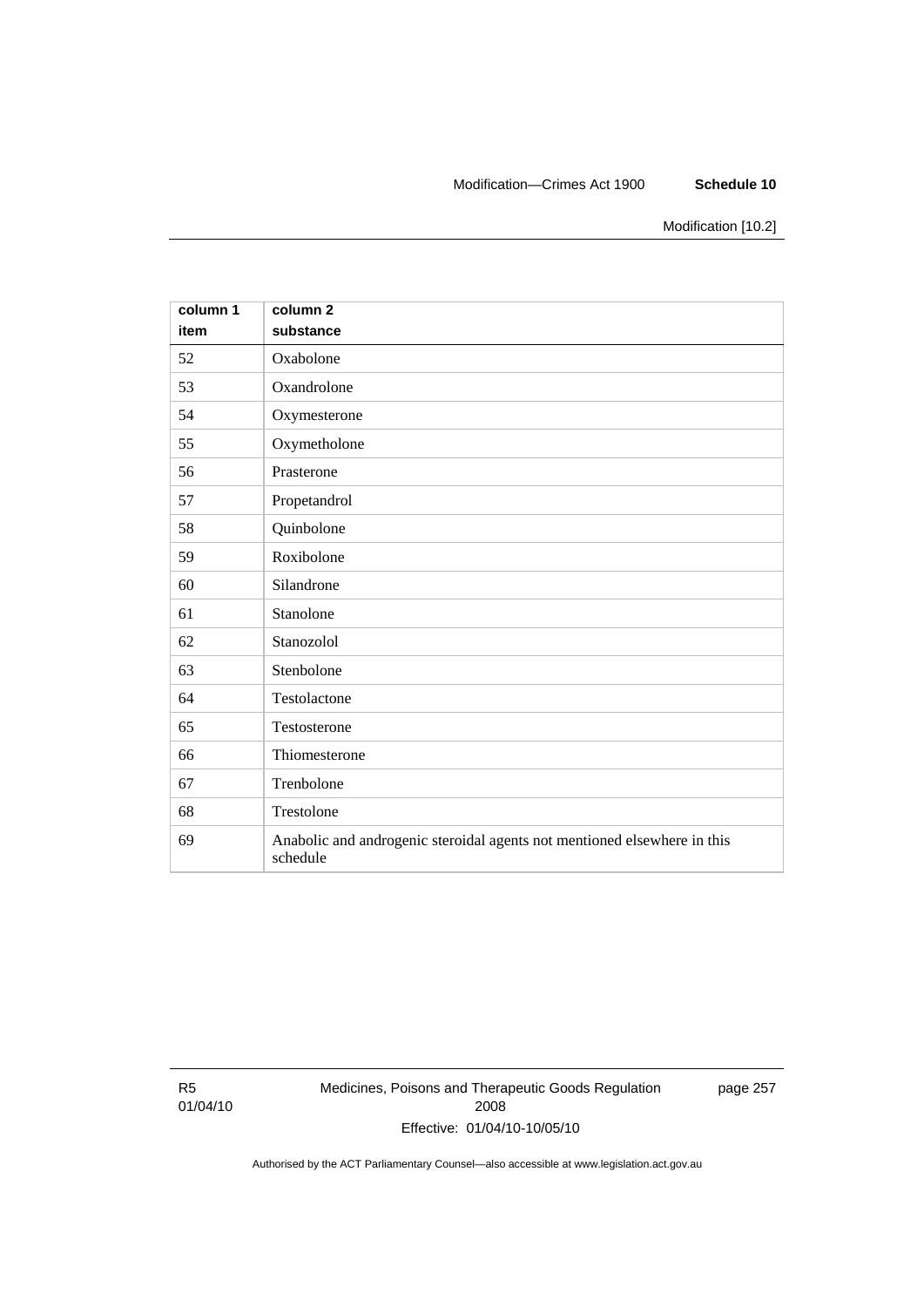| column 1<br>item | column 2<br>substance |
|---|---|
| 52 | Oxabolone |
| 53 | Oxandrolone |
| 54 | Oxymesterone |
| 55 | Oxymetholone |
| 56 | Prasterone |
| 57 | Propetandrol |
| 58 | Quinbolone |
| 59 | Roxibolone |
| 60 | Silandrone |
| 61 | Stanolone |
| 62 | Stanozolol |
| 63 | Stenbolone |
| 64 | Testolactone |
| 65 | Testosterone |
| 66 | Thiomesterone |
| 67 | Trenbolone |
| 68 | Trestolone |
| 69 | Anabolic and androgenic steroidal agents not mentioned elsewhere in this schedule |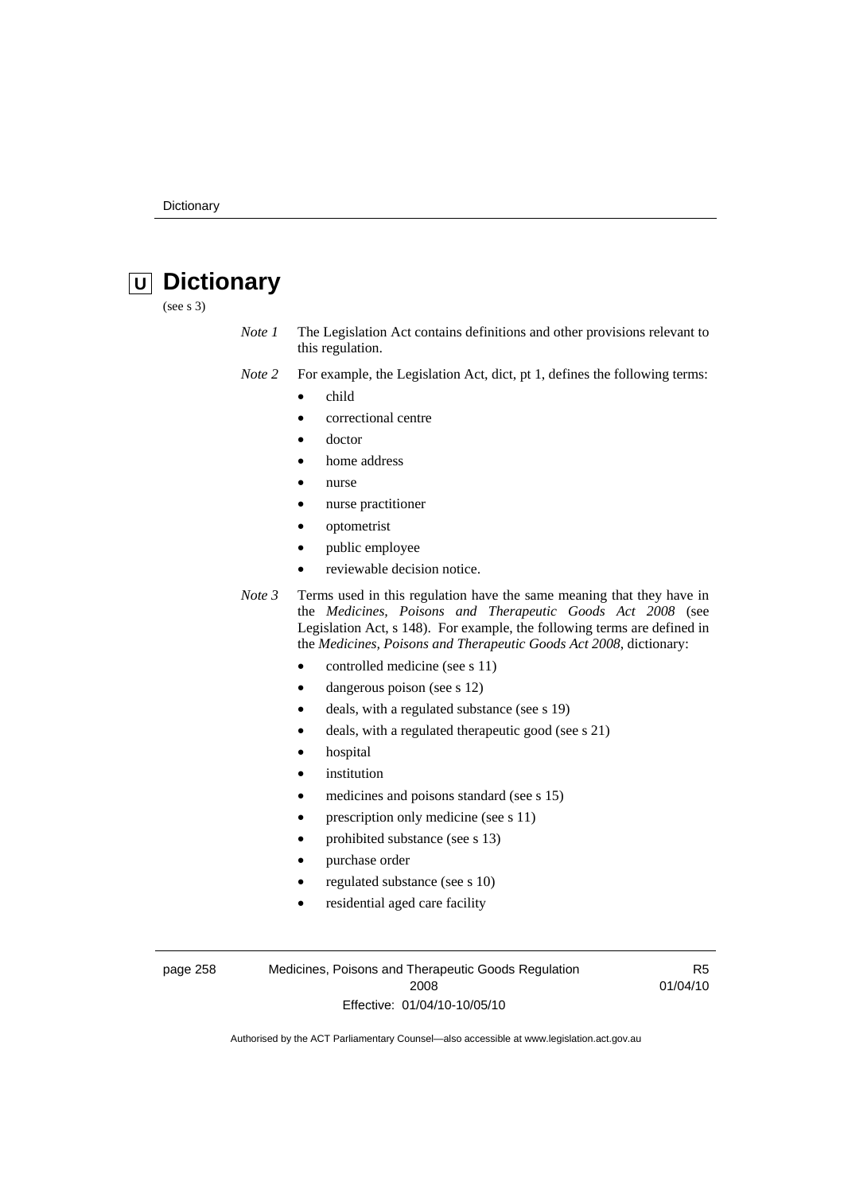# U Dictionary

(see s 3)

*Note 1* The Legislation Act contains definitions and other provisions relevant to this regulation.

*Note 2* For example, the Legislation Act, dict, pt 1, defines the following terms:

- child
- correctional centre
- doctor
- home address
- nurse
- nurse practitioner
- optometrist
- public employee
- reviewable decision notice.

*Note 3* Terms used in this regulation have the same meaning that they have in the *Medicines, Poisons and Therapeutic Goods Act 2008* (see Legislation Act, s 148). For example, the following terms are defined in the *Medicines, Poisons and Therapeutic Goods Act 2008*, dictionary:

- controlled medicine (see s 11)
- dangerous poison (see s 12)
- deals, with a regulated substance (see s 19)
- deals, with a regulated therapeutic good (see s 21)
- hospital
- institution
- medicines and poisons standard (see s 15)
- prescription only medicine (see s 11)
- prohibited substance (see s 13)
- purchase order
- regulated substance (see s 10)
- residential aged care facility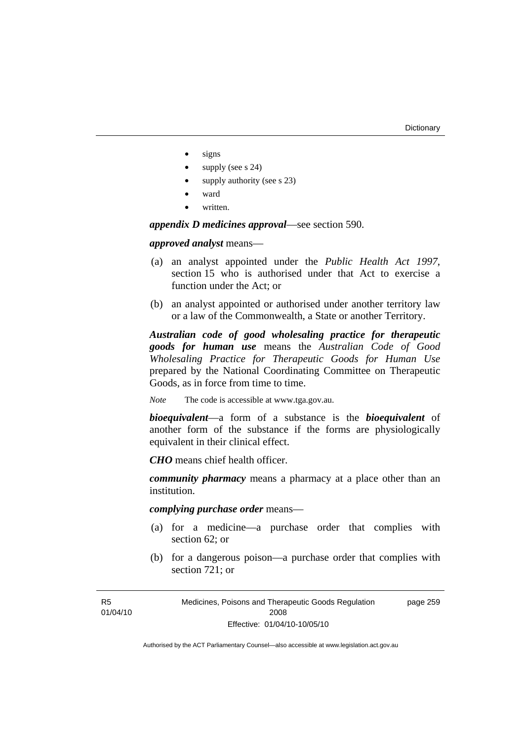- signs
- supply (see s 24)
- supply authority (see s 23)
- ward
- written.

***appendix D medicines approval***—see section 590.

***approved analyst*** means—

(a) an analyst appointed under the *Public Health Act 1997*, section 15 who is authorised under that Act to exercise a function under the Act; or

(b) an analyst appointed or authorised under another territory law or a law of the Commonwealth, a State or another Territory.

***Australian code of good wholesaling practice for therapeutic goods for human use*** means the *Australian Code of Good Wholesaling Practice for Therapeutic Goods for Human Use* prepared by the National Coordinating Committee on Therapeutic Goods, as in force from time to time.

*Note* The code is accessible at www.tga.gov.au.

***bioequivalent***—a form of a substance is the ***bioequivalent*** of another form of the substance if the forms are physiologically equivalent in their clinical effect.

***CHO*** means chief health officer.

***community pharmacy*** means a pharmacy at a place other than an institution.

***complying purchase order*** means—

(a) for a medicine—a purchase order that complies with section 62; or

(b) for a dangerous poison—a purchase order that complies with section 721; or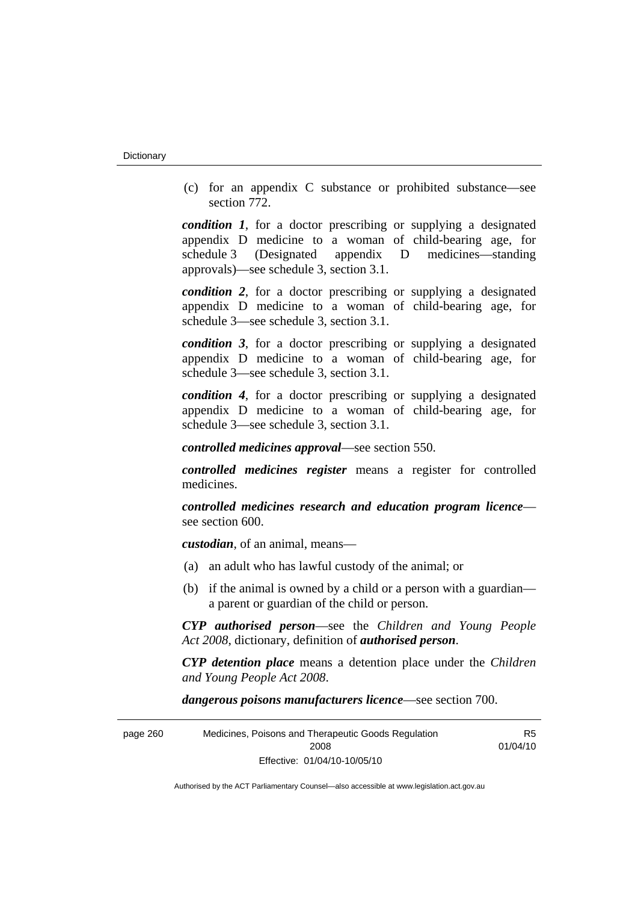(c) for an appendix C substance or prohibited substance—see section 772.

***condition 1***, for a doctor prescribing or supplying a designated appendix D medicine to a woman of child-bearing age, for schedule 3 (Designated appendix D medicines—standing approvals)—see schedule 3, section 3.1.

***condition 2***, for a doctor prescribing or supplying a designated appendix D medicine to a woman of child-bearing age, for schedule 3—see schedule 3, section 3.1.

***condition 3***, for a doctor prescribing or supplying a designated appendix D medicine to a woman of child-bearing age, for schedule 3—see schedule 3, section 3.1.

***condition 4***, for a doctor prescribing or supplying a designated appendix D medicine to a woman of child-bearing age, for schedule 3—see schedule 3, section 3.1.

***controlled medicines approval***—see section 550.

***controlled medicines register*** means a register for controlled medicines.

***controlled medicines research and education program licence***—see section 600.

***custodian***, of an animal, means—

(a) an adult who has lawful custody of the animal; or

(b) if the animal is owned by a child or a person with a guardian—a parent or guardian of the child or person.

***CYP authorised person***—see the *Children and Young People Act 2008*, dictionary, definition of ***authorised person***.

***CYP detention place*** means a detention place under the *Children and Young People Act 2008*.

***dangerous poisons manufacturers licence***—see section 700.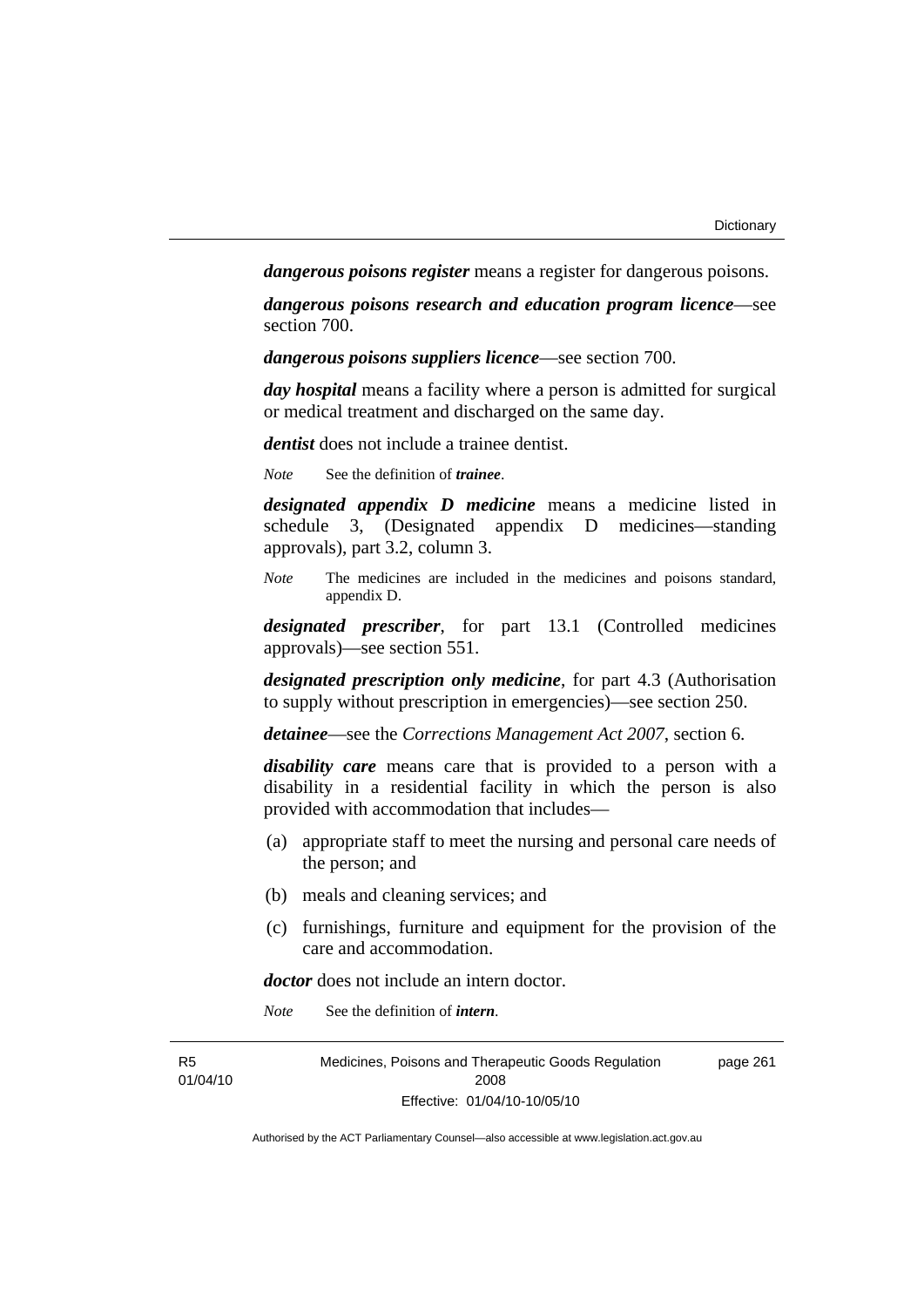***dangerous poisons register*** means a register for dangerous poisons.

***dangerous poisons research and education program licence***—see section 700.

***dangerous poisons suppliers licence***—see section 700.

***day hospital*** means a facility where a person is admitted for surgical or medical treatment and discharged on the same day.

***dentist*** does not include a trainee dentist.

*Note* See the definition of ***trainee***.

***designated appendix D medicine*** means a medicine listed in schedule 3, (Designated appendix D medicines—standing approvals), part 3.2, column 3.

*Note* The medicines are included in the medicines and poisons standard, appendix D.

***designated prescriber***, for part 13.1 (Controlled medicines approvals)—see section 551.

***designated prescription only medicine***, for part 4.3 (Authorisation to supply without prescription in emergencies)—see section 250.

***detainee***—see the *Corrections Management Act 2007*, section 6.

***disability care*** means care that is provided to a person with a disability in a residential facility in which the person is also provided with accommodation that includes—

(a) appropriate staff to meet the nursing and personal care needs of the person; and

(b) meals and cleaning services; and

(c) furnishings, furniture and equipment for the provision of the care and accommodation.

***doctor*** does not include an intern doctor.

*Note* See the definition of ***intern***.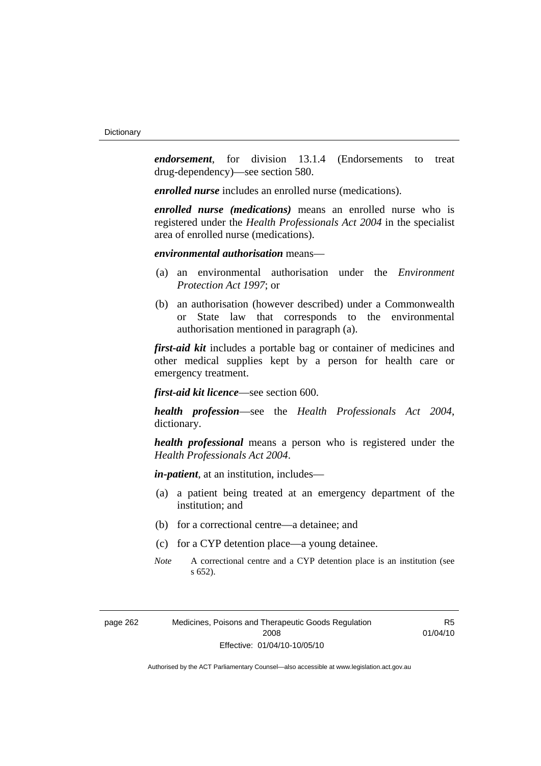***endorsement***, for division 13.1.4 (Endorsements to treat drug-dependency)—see section 580.

***enrolled nurse*** includes an enrolled nurse (medications).

***enrolled nurse (medications)*** means an enrolled nurse who is registered under the *Health Professionals Act 2004* in the specialist area of enrolled nurse (medications).

***environmental authorisation*** means—

(a) an environmental authorisation under the *Environment Protection Act 1997*; or

(b) an authorisation (however described) under a Commonwealth or State law that corresponds to the environmental authorisation mentioned in paragraph (a).

***first-aid kit*** includes a portable bag or container of medicines and other medical supplies kept by a person for health care or emergency treatment.

***first-aid kit licence***—see section 600.

***health profession***—see the *Health Professionals Act 2004*, dictionary.

***health professional*** means a person who is registered under the *Health Professionals Act 2004*.

***in-patient***, at an institution, includes—

(a) a patient being treated at an emergency department of the institution; and

(b) for a correctional centre—a detainee; and

(c) for a CYP detention place—a young detainee.

*Note* A correctional centre and a CYP detention place is an institution (see s 652).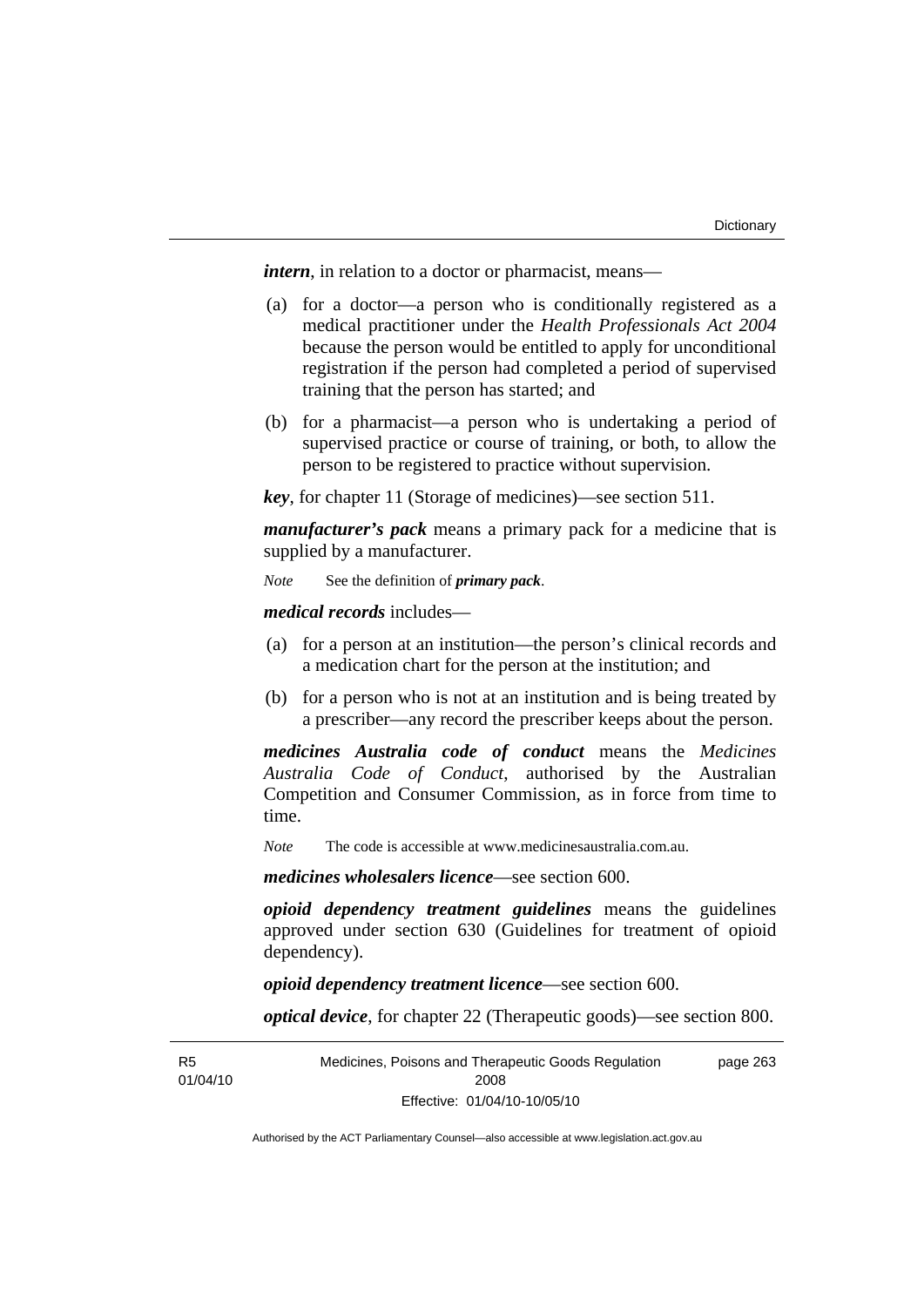***intern***, in relation to a doctor or pharmacist, means—

(a) for a doctor—a person who is conditionally registered as a medical practitioner under the *Health Professionals Act 2004* because the person would be entitled to apply for unconditional registration if the person had completed a period of supervised training that the person has started; and

(b) for a pharmacist—a person who is undertaking a period of supervised practice or course of training, or both, to allow the person to be registered to practice without supervision.

***key***, for chapter 11 (Storage of medicines)—see section 511.

***manufacturer's pack*** means a primary pack for a medicine that is supplied by a manufacturer.

*Note* See the definition of ***primary pack***.

***medical records*** includes—

(a) for a person at an institution—the person's clinical records and a medication chart for the person at the institution; and

(b) for a person who is not at an institution and is being treated by a prescriber—any record the prescriber keeps about the person.

***medicines Australia code of conduct*** means the *Medicines Australia Code of Conduct*, authorised by the Australian Competition and Consumer Commission, as in force from time to time.

*Note* The code is accessible at www.medicinesaustralia.com.au.

***medicines wholesalers licence***—see section 600.

***opioid dependency treatment guidelines*** means the guidelines approved under section 630 (Guidelines for treatment of opioid dependency).

***opioid dependency treatment licence***—see section 600.

***optical device***, for chapter 22 (Therapeutic goods)—see section 800.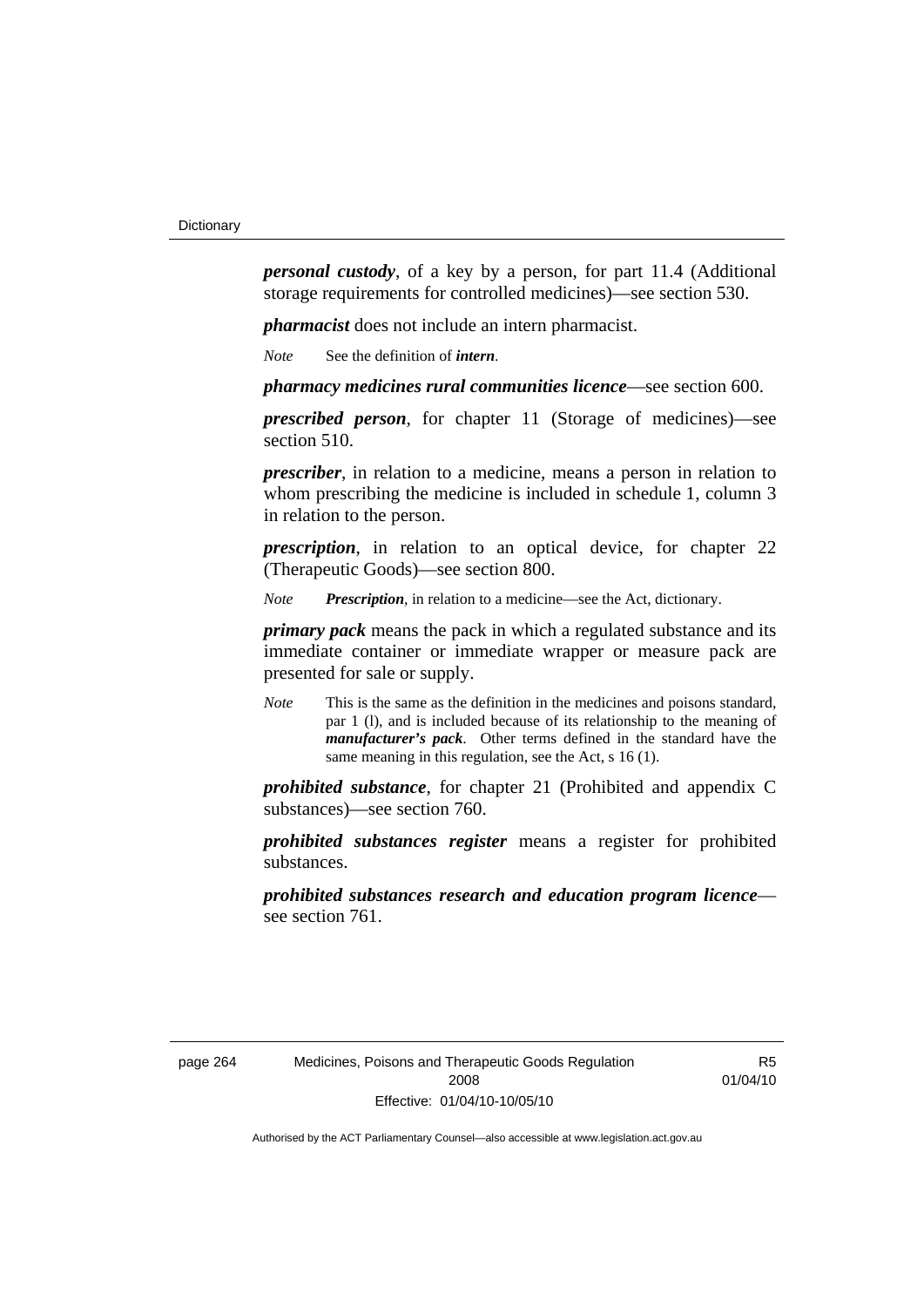***personal custody***, of a key by a person, for part 11.4 (Additional storage requirements for controlled medicines)—see section 530.

***pharmacist*** does not include an intern pharmacist.

*Note* See the definition of ***intern***.

***pharmacy medicines rural communities licence***—see section 600.

***prescribed person***, for chapter 11 (Storage of medicines)—see section 510.

***prescriber***, in relation to a medicine, means a person in relation to whom prescribing the medicine is included in schedule 1, column 3 in relation to the person.

***prescription***, in relation to an optical device, for chapter 22 (Therapeutic Goods)—see section 800.

*Note* ***Prescription***, in relation to a medicine—see the Act, dictionary.

***primary pack*** means the pack in which a regulated substance and its immediate container or immediate wrapper or measure pack are presented for sale or supply.

*Note* This is the same as the definition in the medicines and poisons standard, par 1 (l), and is included because of its relationship to the meaning of ***manufacturer's pack***. Other terms defined in the standard have the same meaning in this regulation, see the Act, s 16 (1).

***prohibited substance***, for chapter 21 (Prohibited and appendix C substances)—see section 760.

***prohibited substances register*** means a register for prohibited substances.

***prohibited substances research and education program licence***—see section 761.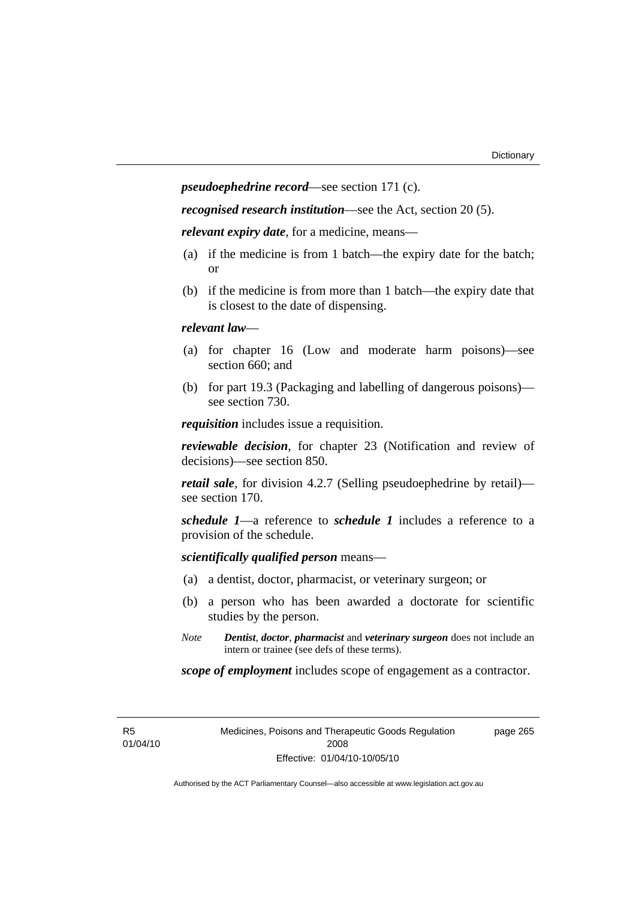***pseudoephedrine record***—see section 171 (c).

***recognised research institution***—see the Act, section 20 (5).

***relevant expiry date***, for a medicine, means—

(a) if the medicine is from 1 batch—the expiry date for the batch; or

(b) if the medicine is from more than 1 batch—the expiry date that is closest to the date of dispensing.

***relevant law***—

(a) for chapter 16 (Low and moderate harm poisons)—see section 660; and

(b) for part 19.3 (Packaging and labelling of dangerous poisons)—see section 730.

***requisition*** includes issue a requisition.

***reviewable decision***, for chapter 23 (Notification and review of decisions)—see section 850.

***retail sale***, for division 4.2.7 (Selling pseudoephedrine by retail)—see section 170.

***schedule 1***—a reference to ***schedule 1*** includes a reference to a provision of the schedule.

***scientifically qualified person*** means—

(a) a dentist, doctor, pharmacist, or veterinary surgeon; or

(b) a person who has been awarded a doctorate for scientific studies by the person.

*Note* ***Dentist***, ***doctor***, ***pharmacist*** and ***veterinary surgeon*** does not include an intern or trainee (see defs of these terms).

***scope of employment*** includes scope of engagement as a contractor.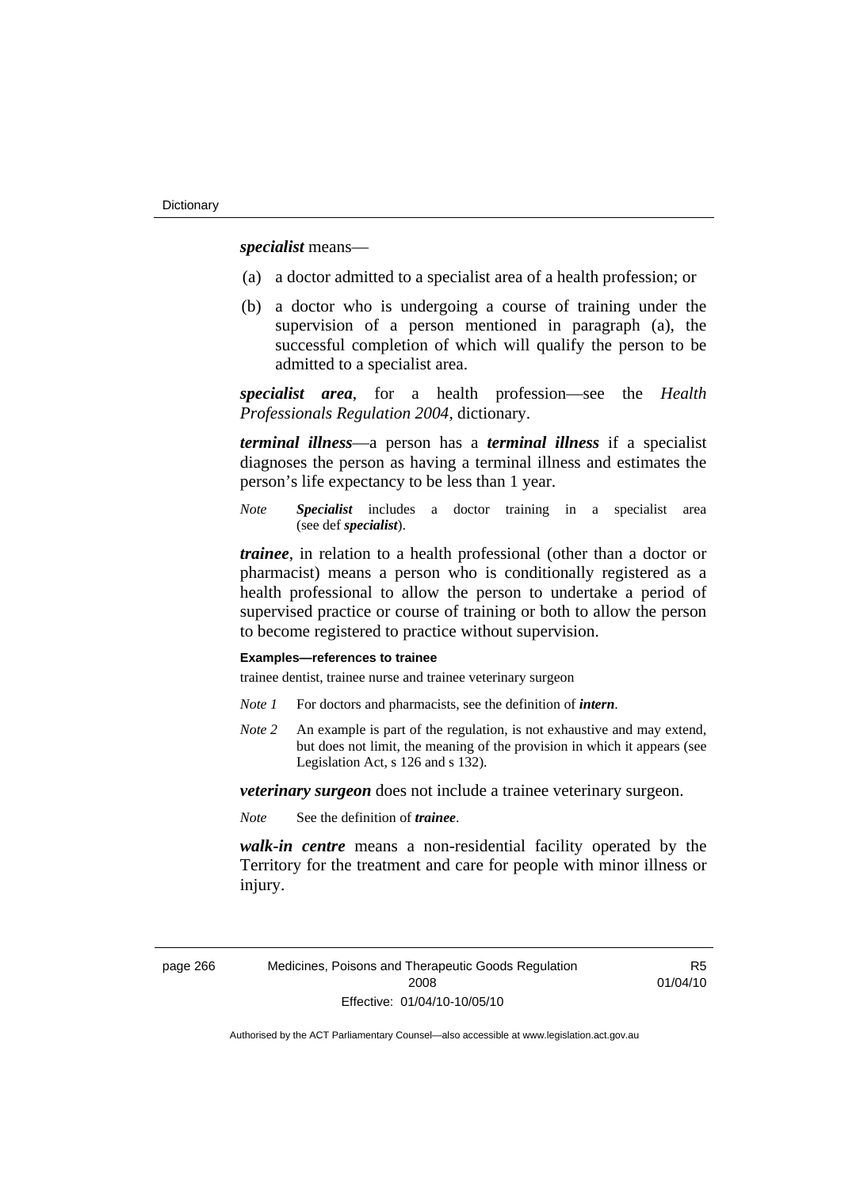***specialist*** means—

(a) a doctor admitted to a specialist area of a health profession; or

(b) a doctor who is undergoing a course of training under the supervision of a person mentioned in paragraph (a), the successful completion of which will qualify the person to be admitted to a specialist area.

***specialist area***, for a health profession—see the *Health Professionals Regulation 2004*, dictionary.

***terminal illness***—a person has a ***terminal illness*** if a specialist diagnoses the person as having a terminal illness and estimates the person's life expectancy to be less than 1 year.

*Note* ***Specialist*** includes a doctor training in a specialist area (see def ***specialist***).

***trainee***, in relation to a health professional (other than a doctor or pharmacist) means a person who is conditionally registered as a health professional to allow the person to undertake a period of supervised practice or course of training or both to allow the person to become registered to practice without supervision.

**Examples—references to trainee**

trainee dentist, trainee nurse and trainee veterinary surgeon

*Note 1* For doctors and pharmacists, see the definition of ***intern***.

*Note 2* An example is part of the regulation, is not exhaustive and may extend, but does not limit, the meaning of the provision in which it appears (see Legislation Act, s 126 and s 132).

***veterinary surgeon*** does not include a trainee veterinary surgeon.

*Note* See the definition of ***trainee***.

***walk-in centre*** means a non-residential facility operated by the Territory for the treatment and care for people with minor illness or injury.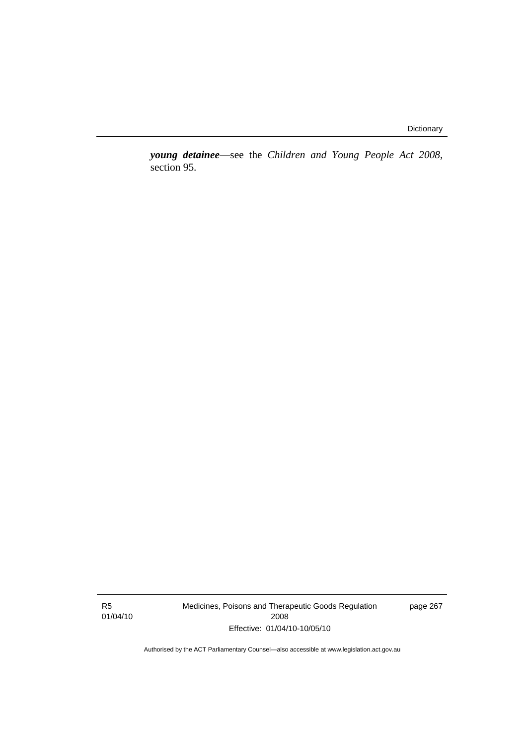***young detainee***—see the *Children and Young People Act 2008*, section 95.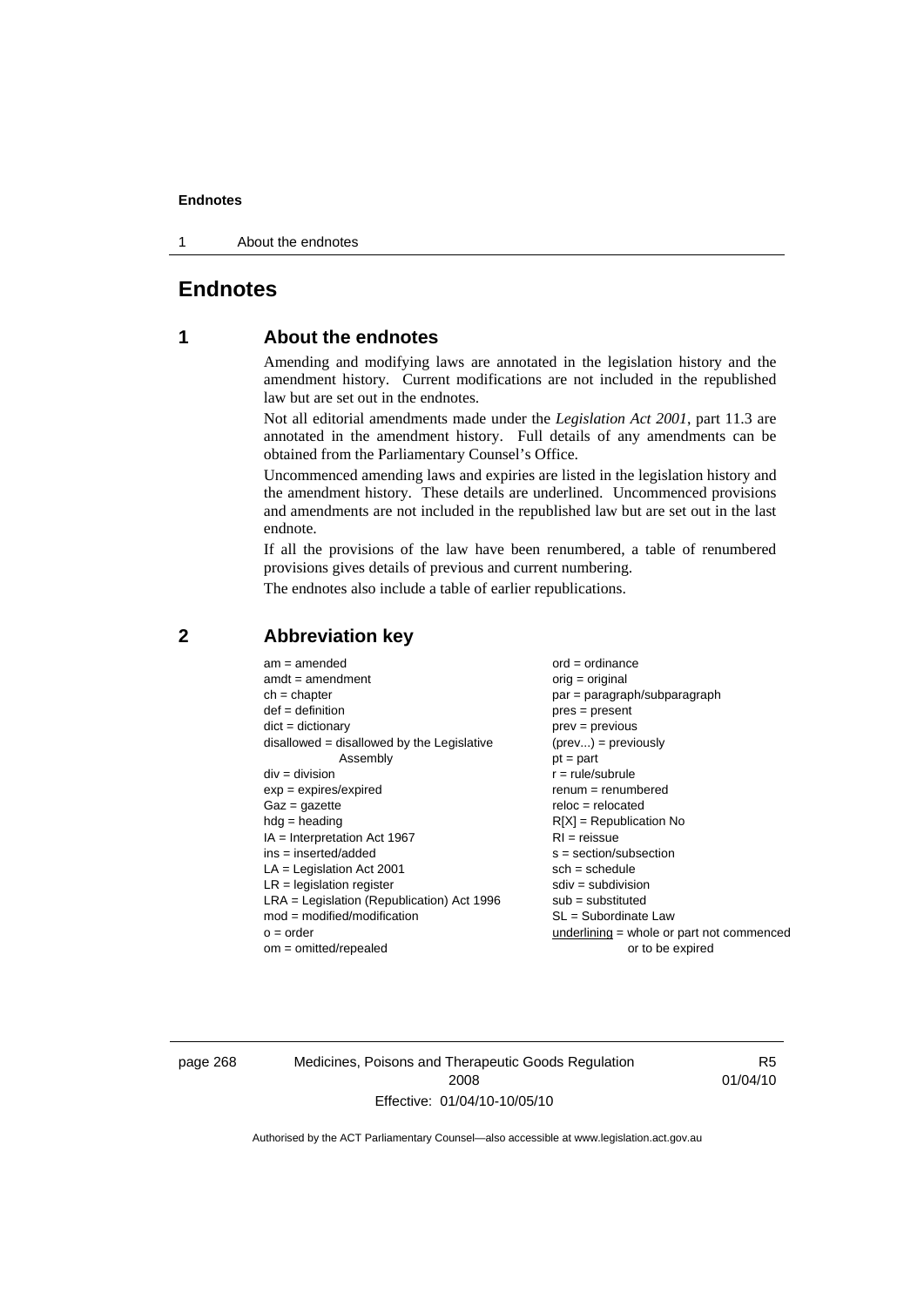# Endnotes

## 1 About the endnotes

Amending and modifying laws are annotated in the legislation history and the amendment history. Current modifications are not included in the republished law but are set out in the endnotes.

Not all editorial amendments made under the *Legislation Act 2001*, part 11.3 are annotated in the amendment history. Full details of any amendments can be obtained from the Parliamentary Counsel's Office.

Uncommenced amending laws and expiries are listed in the legislation history and the amendment history. These details are underlined. Uncommenced provisions and amendments are not included in the republished law but are set out in the last endnote.

If all the provisions of the law have been renumbered, a table of renumbered provisions gives details of previous and current numbering.

The endnotes also include a table of earlier republications.

## 2 Abbreviation key

am = amended
amdt = amendment
ch = chapter
def = definition
dict = dictionary
disallowed = disallowed by the Legislative Assembly
div = division
exp = expires/expired
Gaz = gazette
hdg = heading
IA = Interpretation Act 1967
ins = inserted/added
LA = Legislation Act 2001
LR = legislation register
LRA = Legislation (Republication) Act 1996
mod = modified/modification
o = order
om = omitted/repealed
ord = ordinance
orig = original
par = paragraph/subparagraph
pres = present
prev = previous
(prev...) = previously
pt = part
r = rule/subrule
renum = renumbered
reloc = relocated
R[X] = Republication No
RI = reissue
s = section/subsection
sch = schedule
sdiv = subdivision
sub = substituted
SL = Subordinate Law
<u>underlining</u> = whole or part not commenced or to be expired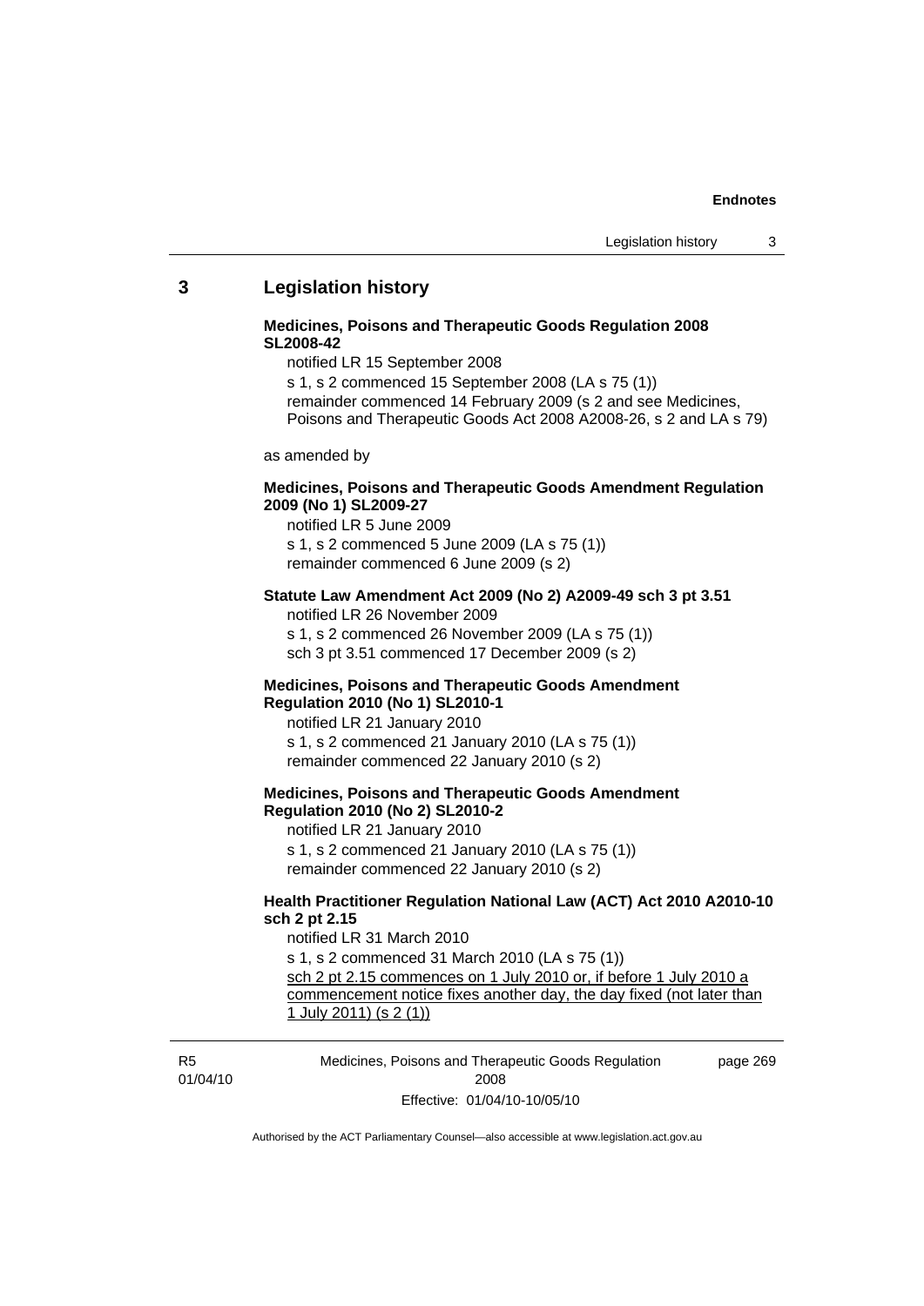## 3 Legislation history

**Medicines, Poisons and Therapeutic Goods Regulation 2008 SL2008-42**

notified LR 15 September 2008

s 1, s 2 commenced 15 September 2008 (LA s 75 (1))

remainder commenced 14 February 2009 (s 2 and see Medicines, Poisons and Therapeutic Goods Act 2008 A2008-26, s 2 and LA s 79)

as amended by

**Medicines, Poisons and Therapeutic Goods Amendment Regulation 2009 (No 1) SL2009-27**

notified LR 5 June 2009

s 1, s 2 commenced 5 June 2009 (LA s 75 (1))

remainder commenced 6 June 2009 (s 2)

**Statute Law Amendment Act 2009 (No 2) A2009-49 sch 3 pt 3.51**

notified LR 26 November 2009

s 1, s 2 commenced 26 November 2009 (LA s 75 (1))

sch 3 pt 3.51 commenced 17 December 2009 (s 2)

**Medicines, Poisons and Therapeutic Goods Amendment Regulation 2010 (No 1) SL2010-1**

notified LR 21 January 2010

s 1, s 2 commenced 21 January 2010 (LA s 75 (1))

remainder commenced 22 January 2010 (s 2)

**Medicines, Poisons and Therapeutic Goods Amendment Regulation 2010 (No 2) SL2010-2**

notified LR 21 January 2010

s 1, s 2 commenced 21 January 2010 (LA s 75 (1))

remainder commenced 22 January 2010 (s 2)

**Health Practitioner Regulation National Law (ACT) Act 2010 A2010-10 sch 2 pt 2.15**

notified LR 31 March 2010

s 1, s 2 commenced 31 March 2010 (LA s 75 (1))

sch 2 pt 2.15 commences on 1 July 2010 or, if before 1 July 2010 a commencement notice fixes another day, the day fixed (not later than 1 July 2011) (s 2 (1))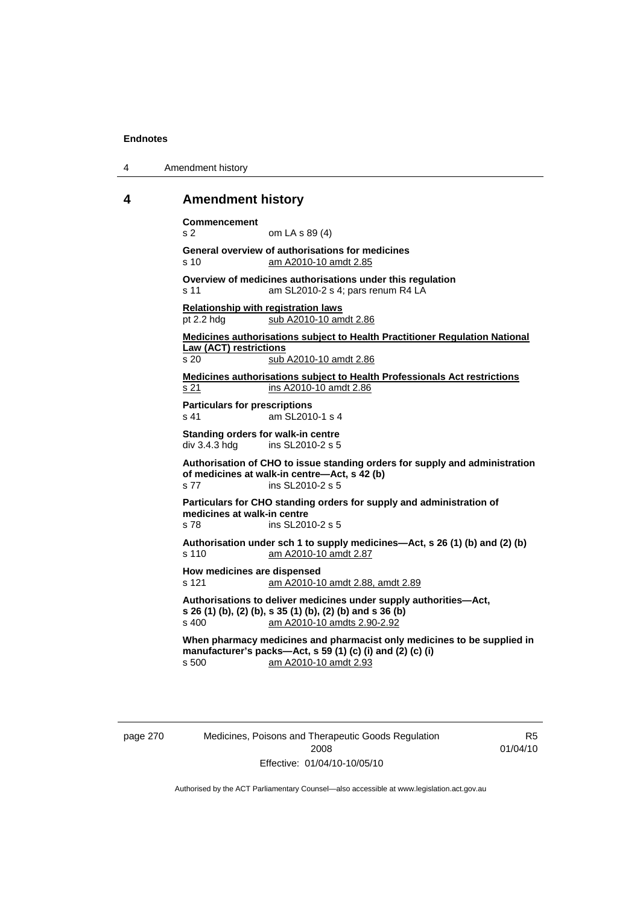# 4 Amendment history

**Commencement**
s 2 om LA s 89 (4)

**General overview of authorisations for medicines**
s 10 am A2010-10 amdt 2.85

**Overview of medicines authorisations under this regulation**
s 11 am SL2010-2 s 4; pars renum R4 LA

**Relationship with registration laws**
pt 2.2 hdg sub A2010-10 amdt 2.86

**Medicines authorisations subject to Health Practitioner Regulation National Law (ACT) restrictions**
s 20 sub A2010-10 amdt 2.86

**Medicines authorisations subject to Health Professionals Act restrictions**
s 21 ins A2010-10 amdt 2.86

**Particulars for prescriptions**
s 41 am SL2010-1 s 4

**Standing orders for walk-in centre**
div 3.4.3 hdg ins SL2010-2 s 5

**Authorisation of CHO to issue standing orders for supply and administration of medicines at walk-in centre—Act, s 42 (b)**
s 77 ins SL2010-2 s 5

**Particulars for CHO standing orders for supply and administration of medicines at walk-in centre**
s 78 ins SL2010-2 s 5

**Authorisation under sch 1 to supply medicines—Act, s 26 (1) (b) and (2) (b)**
s 110 am A2010-10 amdt 2.87

**How medicines are dispensed**
s 121 am A2010-10 amdt 2.88, amdt 2.89

**Authorisations to deliver medicines under supply authorities—Act, s 26 (1) (b), (2) (b), s 35 (1) (b), (2) (b) and s 36 (b)**
s 400 am A2010-10 amdts 2.90-2.92

**When pharmacy medicines and pharmacist only medicines to be supplied in manufacturer's packs—Act, s 59 (1) (c) (i) and (2) (c) (i)**
s 500 am A2010-10 amdt 2.93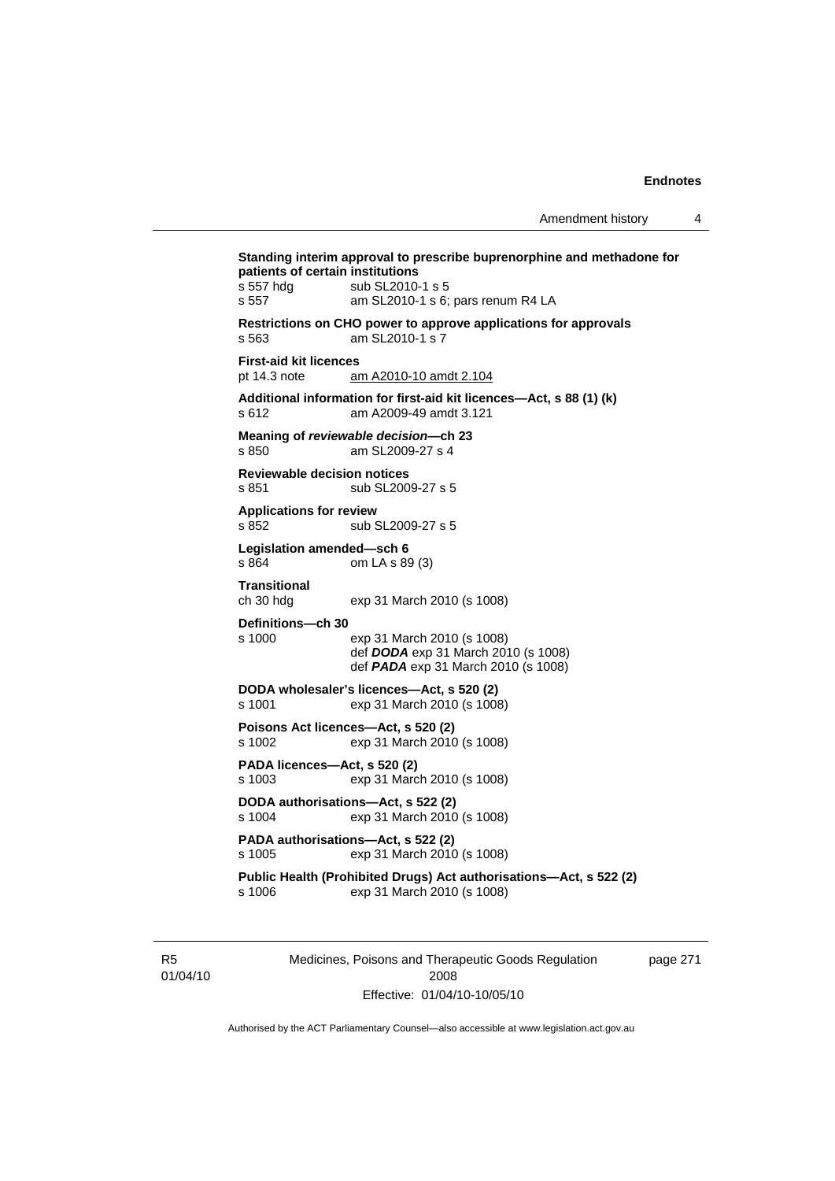**Standing interim approval to prescribe buprenorphine and methadone for patients of certain institutions**
s 557 hdg sub SL2010-1 s 5
s 557 am SL2010-1 s 6; pars renum R4 LA

**Restrictions on CHO power to approve applications for approvals**
s 563 am SL2010-1 s 7

**First-aid kit licences**
pt 14.3 note am A2010-10 amdt 2.104

**Additional information for first-aid kit licences—Act, s 88 (1) (k)**
s 612 am A2009-49 amdt 3.121

**Meaning of *reviewable decision*—ch 23**
s 850 am SL2009-27 s 4

**Reviewable decision notices**
s 851 sub SL2009-27 s 5

**Applications for review**
s 852 sub SL2009-27 s 5

**Legislation amended—sch 6**
s 864 om LA s 89 (3)

**Transitional**
ch 30 hdg exp 31 March 2010 (s 1008)

**Definitions—ch 30**
s 1000 exp 31 March 2010 (s 1008)
def ***DODA*** exp 31 March 2010 (s 1008)
def ***PADA*** exp 31 March 2010 (s 1008)

**DODA wholesaler's licences—Act, s 520 (2)**
s 1001 exp 31 March 2010 (s 1008)

**Poisons Act licences—Act, s 520 (2)**
s 1002 exp 31 March 2010 (s 1008)

**PADA licences—Act, s 520 (2)**
s 1003 exp 31 March 2010 (s 1008)

**DODA authorisations—Act, s 522 (2)**
s 1004 exp 31 March 2010 (s 1008)

**PADA authorisations—Act, s 522 (2)**
s 1005 exp 31 March 2010 (s 1008)

**Public Health (Prohibited Drugs) Act authorisations—Act, s 522 (2)**
s 1006 exp 31 March 2010 (s 1008)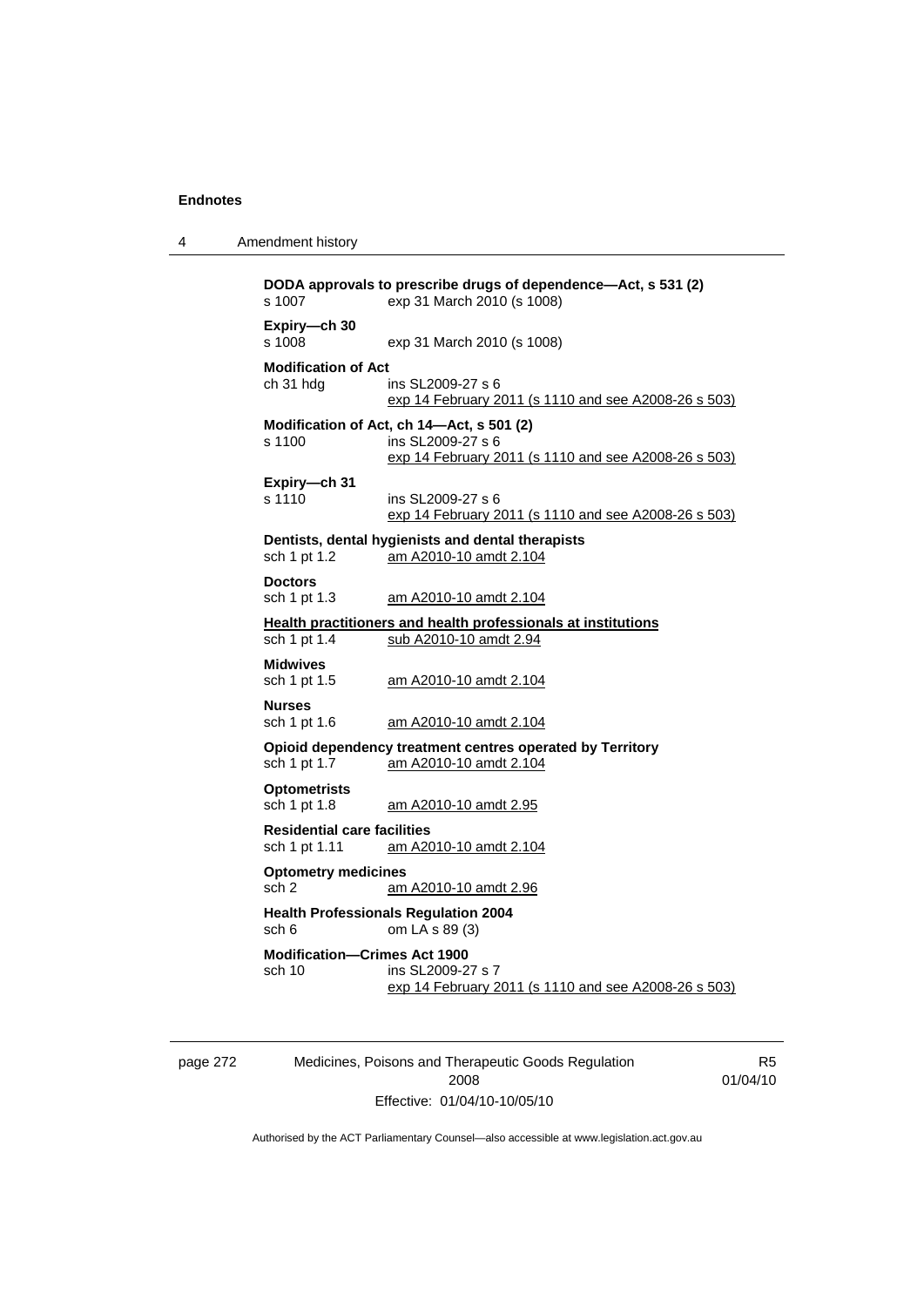**DODA approvals to prescribe drugs of dependence—Act, s 531 (2)**
s 1007 exp 31 March 2010 (s 1008)

**Expiry—ch 30**
s 1008 exp 31 March 2010 (s 1008)

**Modification of Act**
ch 31 hdg ins SL2009-27 s 6
exp 14 February 2011 (s 1110 and see A2008-26 s 503)

**Modification of Act, ch 14—Act, s 501 (2)**
s 1100 ins SL2009-27 s 6
exp 14 February 2011 (s 1110 and see A2008-26 s 503)

**Expiry—ch 31**
s 1110 ins SL2009-27 s 6
exp 14 February 2011 (s 1110 and see A2008-26 s 503)

**Dentists, dental hygienists and dental therapists**
sch 1 pt 1.2 am A2010-10 amdt 2.104

**Doctors**
sch 1 pt 1.3 am A2010-10 amdt 2.104

**Health practitioners and health professionals at institutions**
sch 1 pt 1.4 sub A2010-10 amdt 2.94

**Midwives**
sch 1 pt 1.5 am A2010-10 amdt 2.104

**Nurses**
sch 1 pt 1.6 am A2010-10 amdt 2.104

**Opioid dependency treatment centres operated by Territory**
sch 1 pt 1.7 am A2010-10 amdt 2.104

**Optometrists**
sch 1 pt 1.8 am A2010-10 amdt 2.95

**Residential care facilities**
sch 1 pt 1.11 am A2010-10 amdt 2.104

**Optometry medicines**
sch 2 am A2010-10 amdt 2.96

**Health Professionals Regulation 2004**
sch 6 om LA s 89 (3)

**Modification—Crimes Act 1900**
sch 10 ins SL2009-27 s 7
exp 14 February 2011 (s 1110 and see A2008-26 s 503)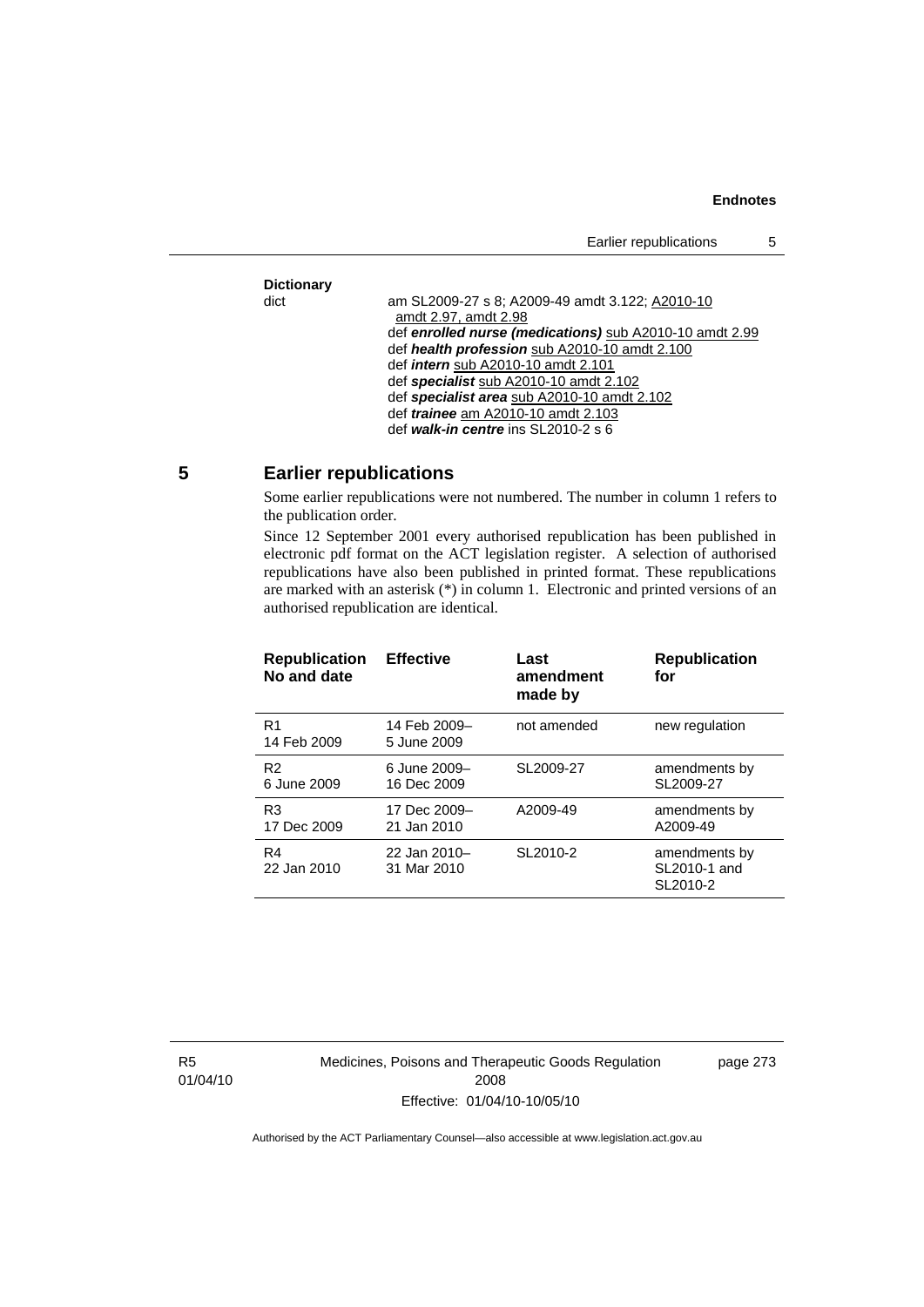**Dictionary**

dict am SL2009-27 s 8; A2009-49 amdt 3.122; A2010-10 amdt 2.97, amdt 2.98

def ***enrolled nurse (medications)*** sub A2010-10 amdt 2.99

def ***health profession*** sub A2010-10 amdt 2.100

def ***intern*** sub A2010-10 amdt 2.101

def ***specialist*** sub A2010-10 amdt 2.102

def ***specialist area*** sub A2010-10 amdt 2.102

def ***trainee*** am A2010-10 amdt 2.103

def ***walk-in centre*** ins SL2010-2 s 6

## 5 Earlier republications

Some earlier republications were not numbered. The number in column 1 refers to the publication order.

Since 12 September 2001 every authorised republication has been published in electronic pdf format on the ACT legislation register. A selection of authorised republications have also been published in printed format. These republications are marked with an asterisk (*) in column 1. Electronic and printed versions of an authorised republication are identical.

| Republication No and date | Effective | Last amendment made by | Republication for |
|---|---|---|---|
| R1 14 Feb 2009 | 14 Feb 2009– 5 June 2009 | not amended | new regulation |
| R2 6 June 2009 | 6 June 2009– 16 Dec 2009 | SL2009-27 | amendments by SL2009-27 |
| R3 17 Dec 2009 | 17 Dec 2009– 21 Jan 2010 | A2009-49 | amendments by A2009-49 |
| R4 22 Jan 2010 | 22 Jan 2010– 31 Mar 2010 | SL2010-2 | amendments by SL2010-1 and SL2010-2 |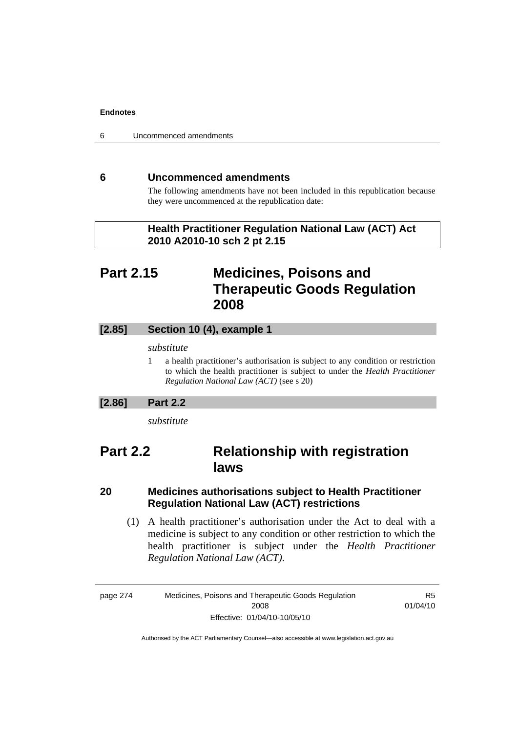## 6 Uncommenced amendments

The following amendments have not been included in this republication because they were uncommenced at the republication date:

**Health Practitioner Regulation National Law (ACT) Act 2010 A2010-10 sch 2 pt 2.15**

# Part 2.15 Medicines, Poisons and Therapeutic Goods Regulation 2008

**[2.85] Section 10 (4), example 1**

*substitute*

1 a health practitioner's authorisation is subject to any condition or restriction to which the health practitioner is subject to under the *Health Practitioner Regulation National Law (ACT)* (see s 20)

**[2.86] Part 2.2**

*substitute*

# Part 2.2 Relationship with registration laws

### 20 Medicines authorisations subject to Health Practitioner Regulation National Law (ACT) restrictions

(1) A health practitioner's authorisation under the Act to deal with a medicine is subject to any condition or other restriction to which the health practitioner is subject under the *Health Practitioner Regulation National Law (ACT).*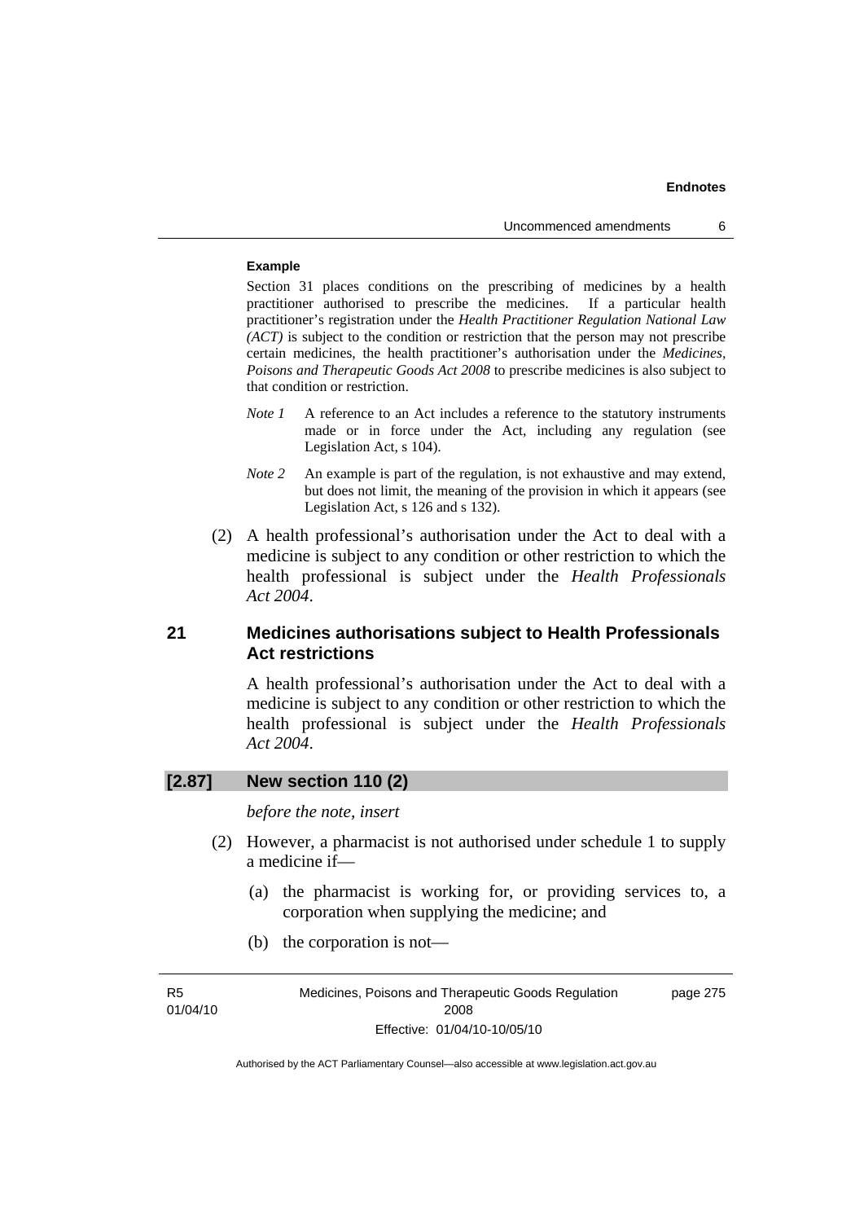**Example**

Section 31 places conditions on the prescribing of medicines by a health practitioner authorised to prescribe the medicines. If a particular health practitioner's registration under the *Health Practitioner Regulation National Law (ACT)* is subject to the condition or restriction that the person may not prescribe certain medicines, the health practitioner's authorisation under the *Medicines, Poisons and Therapeutic Goods Act 2008* to prescribe medicines is also subject to that condition or restriction.

*Note 1* A reference to an Act includes a reference to the statutory instruments made or in force under the Act, including any regulation (see Legislation Act, s 104).

*Note 2* An example is part of the regulation, is not exhaustive and may extend, but does not limit, the meaning of the provision in which it appears (see Legislation Act, s 126 and s 132).

(2) A health professional's authorisation under the Act to deal with a medicine is subject to any condition or other restriction to which the health professional is subject under the *Health Professionals Act 2004*.

**21 Medicines authorisations subject to Health Professionals Act restrictions**

A health professional's authorisation under the Act to deal with a medicine is subject to any condition or other restriction to which the health professional is subject under the *Health Professionals Act 2004*.

**[2.87] New section 110 (2)**

*before the note, insert*

(2) However, a pharmacist is not authorised under schedule 1 to supply a medicine if—

(a) the pharmacist is working for, or providing services to, a corporation when supplying the medicine; and

(b) the corporation is not—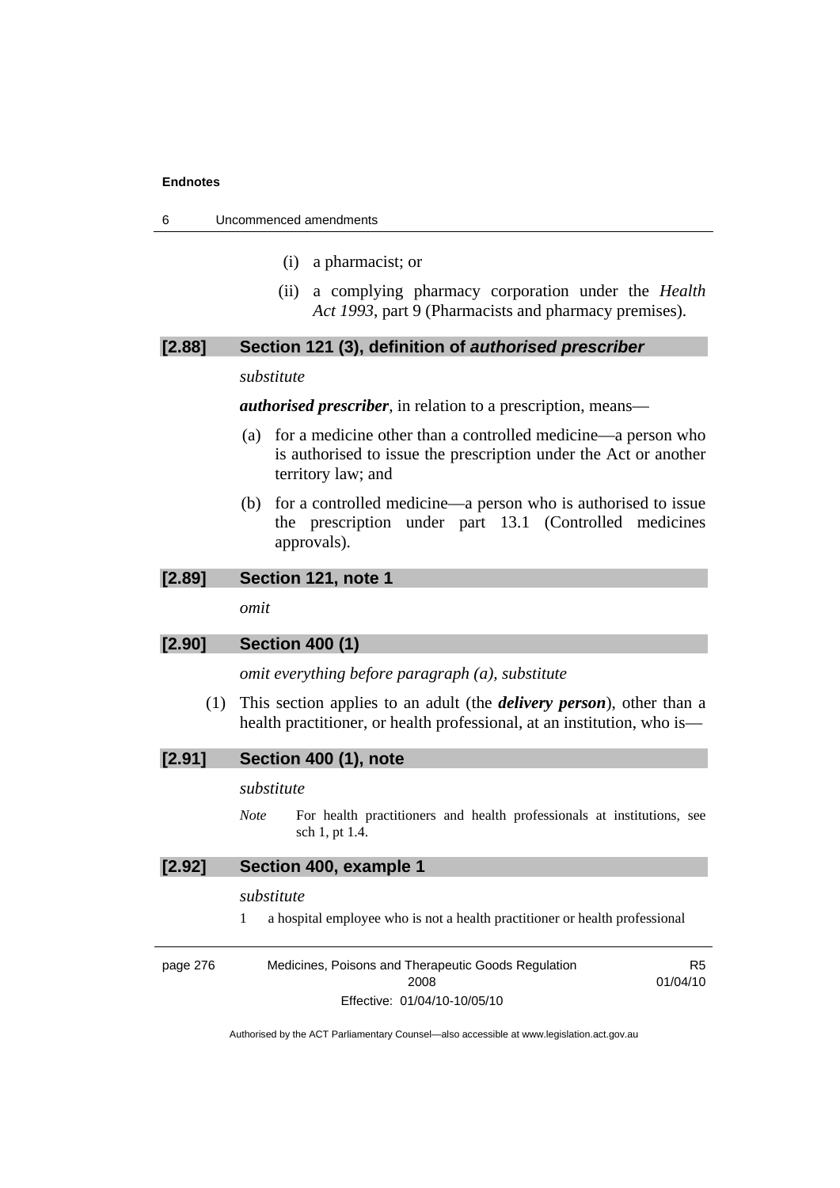(i) a pharmacist; or

(ii) a complying pharmacy corporation under the *Health Act 1993*, part 9 (Pharmacists and pharmacy premises).

### [2.88] Section 121 (3), definition of *authorised prescriber*

*substitute*

***authorised prescriber***, in relation to a prescription, means—

(a) for a medicine other than a controlled medicine—a person who is authorised to issue the prescription under the Act or another territory law; and

(b) for a controlled medicine—a person who is authorised to issue the prescription under part 13.1 (Controlled medicines approvals).

### [2.89] Section 121, note 1

*omit*

### [2.90] Section 400 (1)

*omit everything before paragraph (a), substitute*

(1) This section applies to an adult (the ***delivery person***), other than a health practitioner, or health professional, at an institution, who is—

### [2.91] Section 400 (1), note

*substitute*

*Note* For health practitioners and health professionals at institutions, see sch 1, pt 1.4.

### [2.92] Section 400, example 1

*substitute*

1 a hospital employee who is not a health practitioner or health professional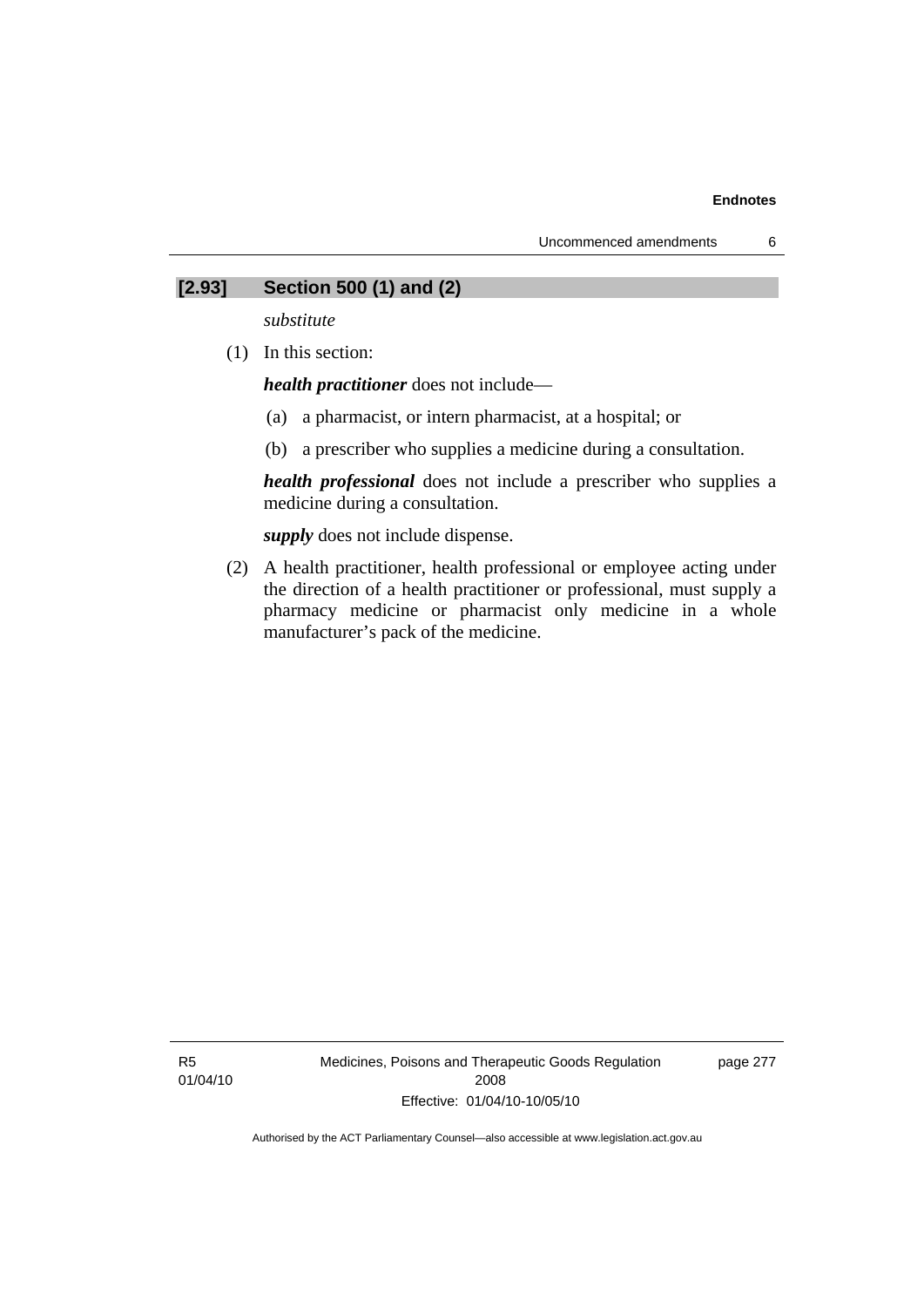### [2.93] Section 500 (1) and (2)

*substitute*

(1) In this section:

***health practitioner*** does not include—

(a) a pharmacist, or intern pharmacist, at a hospital; or

(b) a prescriber who supplies a medicine during a consultation.

***health professional*** does not include a prescriber who supplies a medicine during a consultation.

***supply*** does not include dispense.

(2) A health practitioner, health professional or employee acting under the direction of a health practitioner or professional, must supply a pharmacy medicine or pharmacist only medicine in a whole manufacturer's pack of the medicine.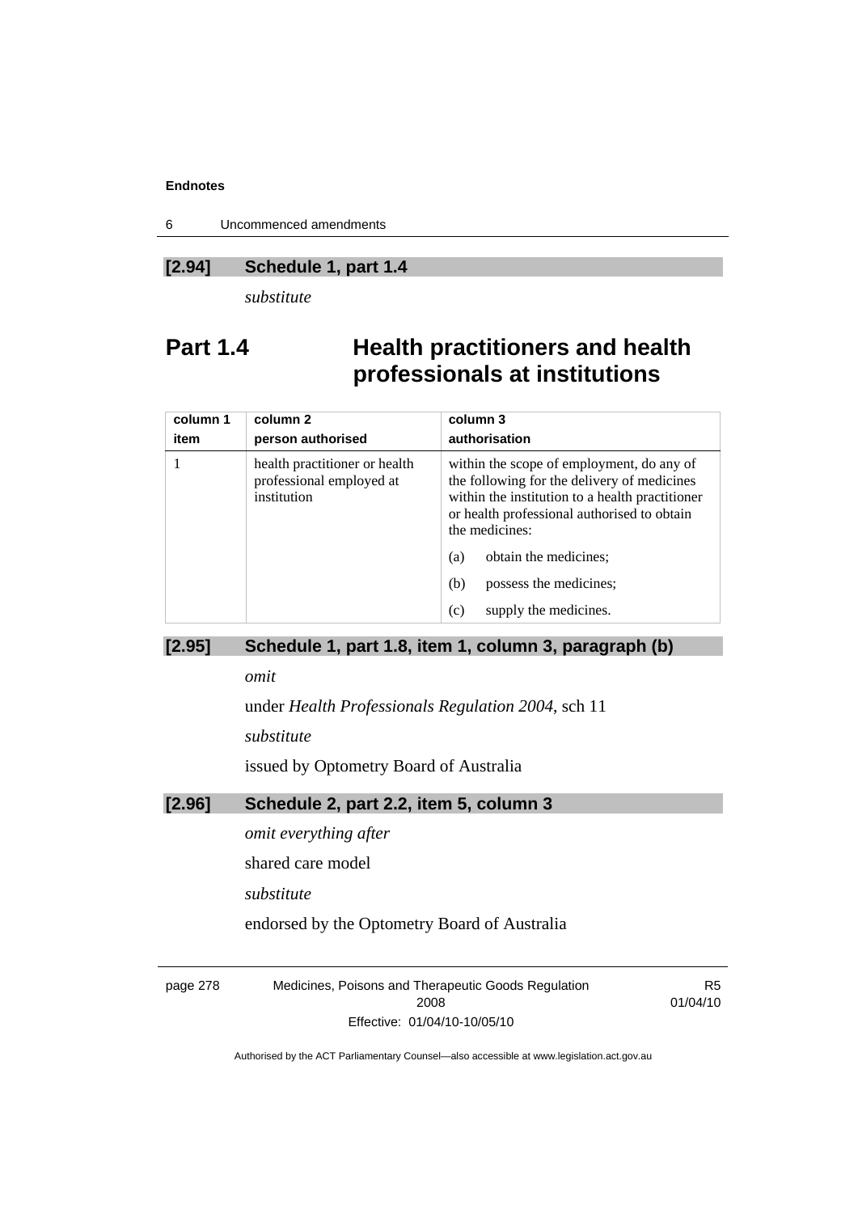### [2.94] Schedule 1, part 1.4

*substitute*

## Part 1.4 Health practitioners and health professionals at institutions

| column 1 item | column 2 person authorised | column 3 authorisation |
|---|---|---|
| 1 | health practitioner or health professional employed at institution | within the scope of employment, do any of the following for the delivery of medicines within the institution to a health practitioner or health professional authorised to obtain the medicines: (a) obtain the medicines; (b) possess the medicines; (c) supply the medicines. |

### [2.95] Schedule 1, part 1.8, item 1, column 3, paragraph (b)

*omit*

under *Health Professionals Regulation 2004*, sch 11

*substitute*

issued by Optometry Board of Australia

### [2.96] Schedule 2, part 2.2, item 5, column 3

*omit everything after*

shared care model

*substitute*

endorsed by the Optometry Board of Australia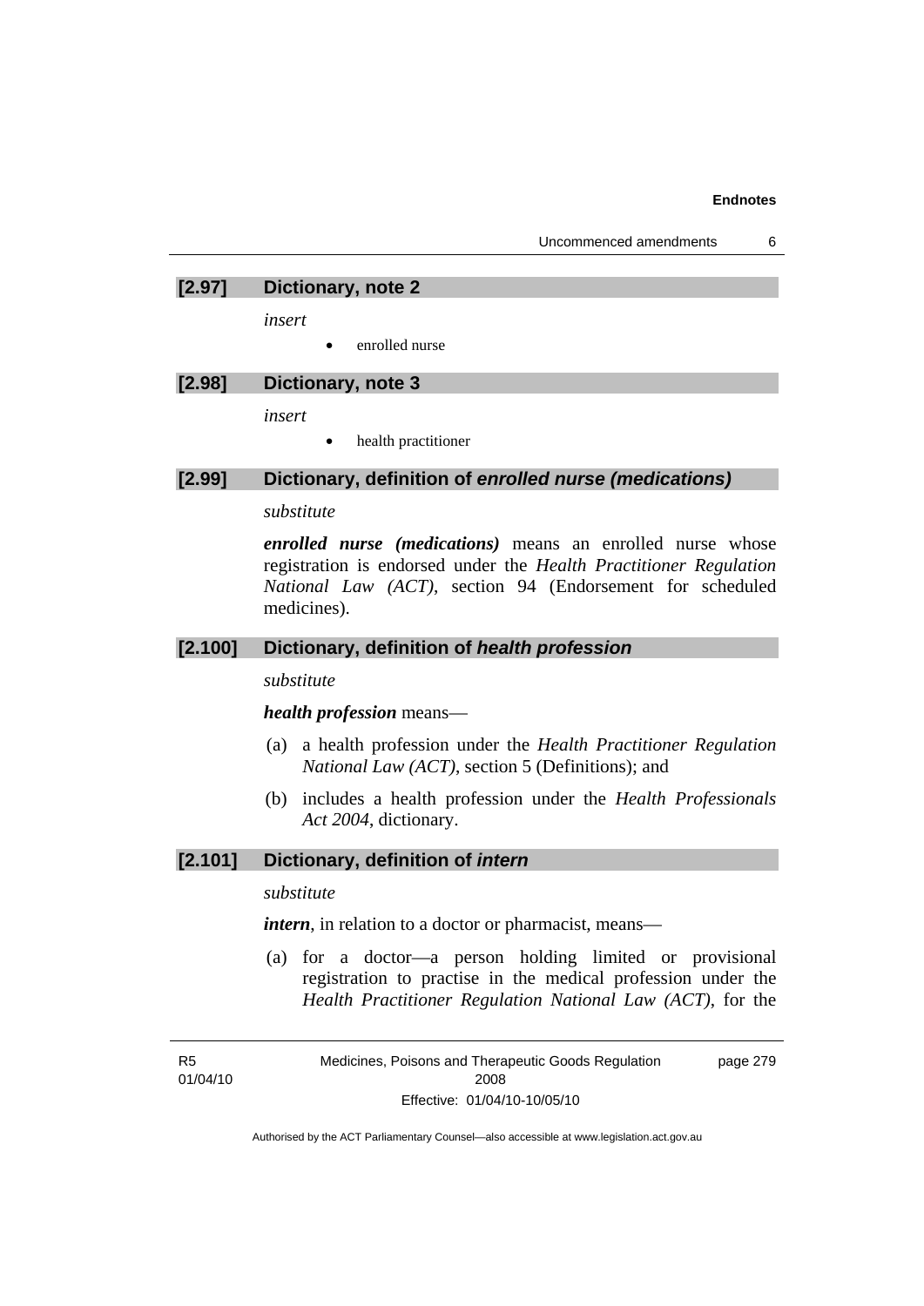### [2.97] Dictionary, note 2

*insert*

- enrolled nurse

### [2.98] Dictionary, note 3

*insert*

- health practitioner

### [2.99] Dictionary, definition of *enrolled nurse (medications)*

*substitute*

***enrolled nurse (medications)*** means an enrolled nurse whose registration is endorsed under the *Health Practitioner Regulation National Law (ACT)*, section 94 (Endorsement for scheduled medicines).

### [2.100] Dictionary, definition of *health profession*

*substitute*

***health profession*** means—

(a) a health profession under the *Health Practitioner Regulation National Law (ACT)*, section 5 (Definitions); and

(b) includes a health profession under the *Health Professionals Act 2004*, dictionary.

### [2.101] Dictionary, definition of *intern*

*substitute*

***intern***, in relation to a doctor or pharmacist, means—

(a) for a doctor—a person holding limited or provisional registration to practise in the medical profession under the *Health Practitioner Regulation National Law (ACT)*, for the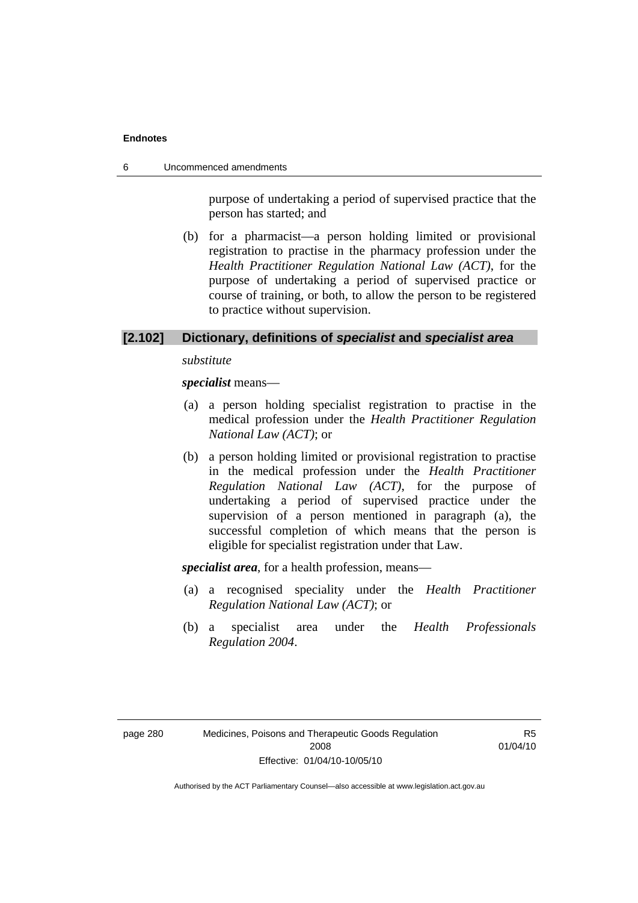purpose of undertaking a period of supervised practice that the person has started; and

(b) for a pharmacist—a person holding limited or provisional registration to practise in the pharmacy profession under the *Health Practitioner Regulation National Law (ACT)*, for the purpose of undertaking a period of supervised practice or course of training, or both, to allow the person to be registered to practice without supervision.

### [2.102] Dictionary, definitions of *specialist* and *specialist area*

*substitute*

***specialist*** means—

(a) a person holding specialist registration to practise in the medical profession under the *Health Practitioner Regulation National Law (ACT)*; or

(b) a person holding limited or provisional registration to practise in the medical profession under the *Health Practitioner Regulation National Law (ACT)*, for the purpose of undertaking a period of supervised practice under the supervision of a person mentioned in paragraph (a), the successful completion of which means that the person is eligible for specialist registration under that Law.

***specialist area***, for a health profession, means—

(a) a recognised speciality under the *Health Practitioner Regulation National Law (ACT)*; or

(b) a specialist area under the *Health Professionals Regulation 2004*.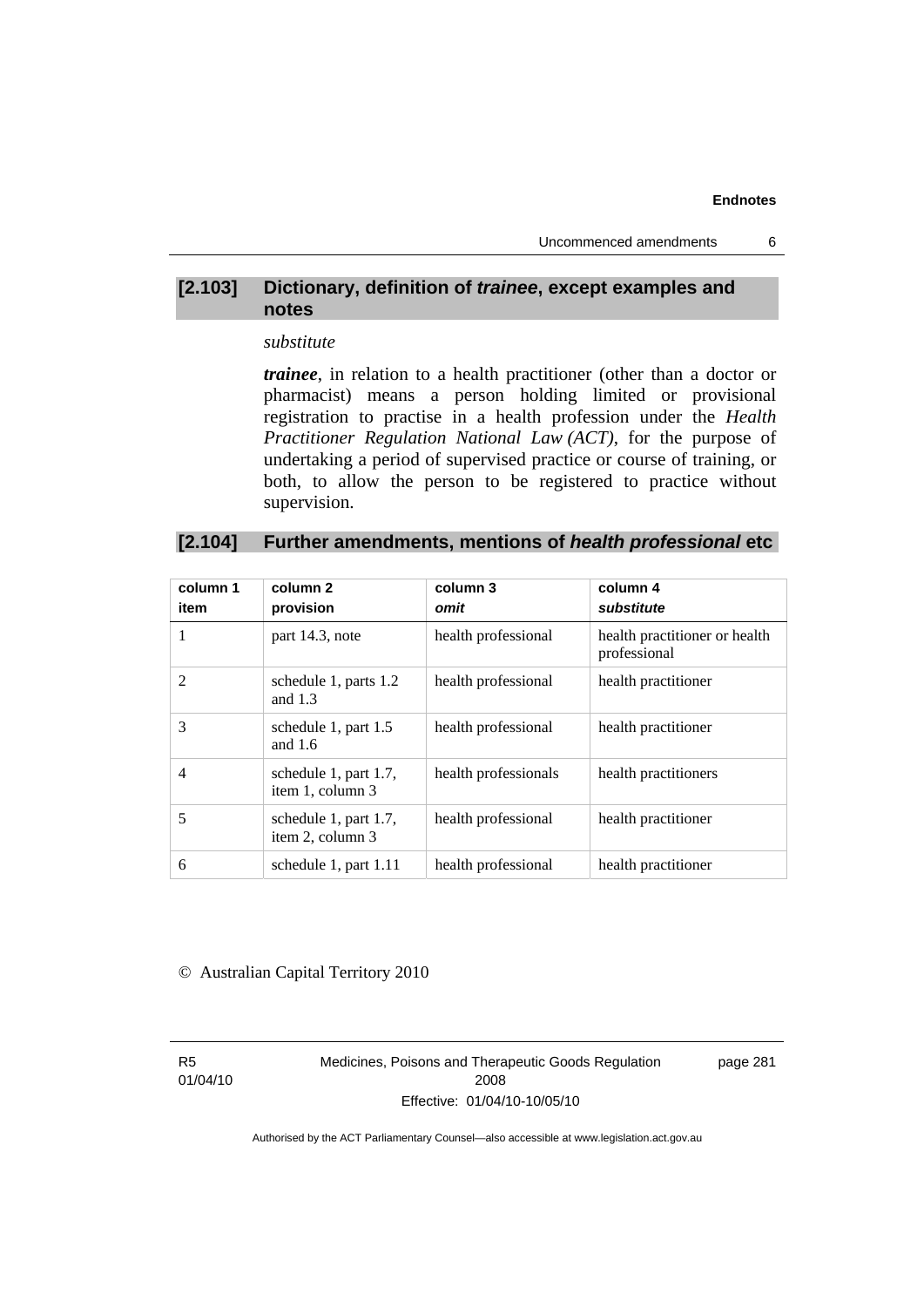## [2.103] Dictionary, definition of *trainee*, except examples and notes

*substitute*

***trainee***, in relation to a health practitioner (other than a doctor or pharmacist) means a person holding limited or provisional registration to practise in a health profession under the *Health Practitioner Regulation National Law (ACT)*, for the purpose of undertaking a period of supervised practice or course of training, or both, to allow the person to be registered to practice without supervision.

## [2.104] Further amendments, mentions of *health professional* etc

| column 1<br>item | column 2<br>provision | column 3<br>*omit* | column 4<br>*substitute* |
|---|---|---|---|
| 1 | part 14.3, note | health professional | health practitioner or health professional |
| 2 | schedule 1, parts 1.2 and 1.3 | health professional | health practitioner |
| 3 | schedule 1, part 1.5 and 1.6 | health professional | health practitioner |
| 4 | schedule 1, part 1.7, item 1, column 3 | health professionals | health practitioners |
| 5 | schedule 1, part 1.7, item 2, column 3 | health professional | health practitioner |
| 6 | schedule 1, part 1.11 | health professional | health practitioner |

© Australian Capital Territory 2010